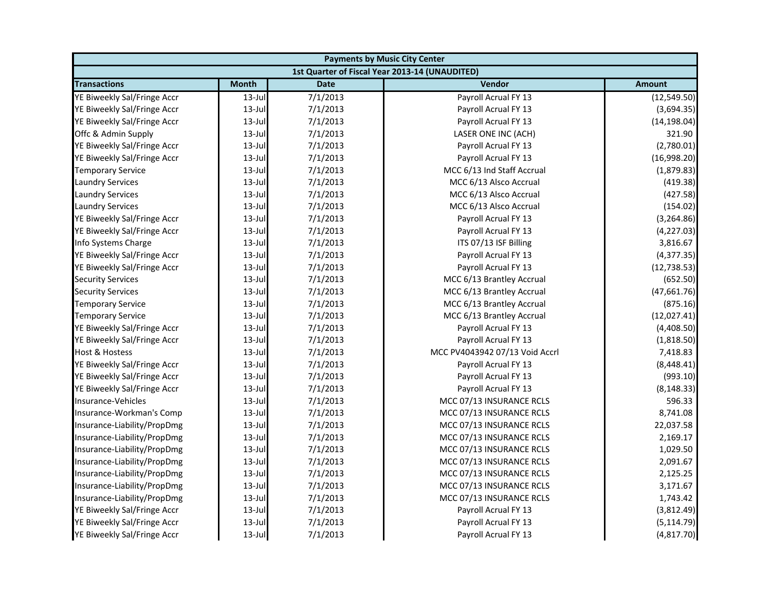| Payments by Music City Center | | | | |
|---|---|---|---|---|
| 1st Quarter of Fiscal Year 2013-14 (UNAUDITED) | | | | |
| **Transactions** | **Month** | **Date** | **Vendor** | **Amount** |
| YE Biweekly Sal/Fringe Accr | 13-Jul | 7/1/2013 | Payroll Acrual FY 13 | (12,549.50) |
| YE Biweekly Sal/Fringe Accr | 13-Jul | 7/1/2013 | Payroll Acrual FY 13 | (3,694.35) |
| YE Biweekly Sal/Fringe Accr | 13-Jul | 7/1/2013 | Payroll Acrual FY 13 | (14,198.04) |
| Offc & Admin Supply | 13-Jul | 7/1/2013 | LASER ONE INC (ACH) | 321.90 |
| YE Biweekly Sal/Fringe Accr | 13-Jul | 7/1/2013 | Payroll Acrual FY 13 | (2,780.01) |
| YE Biweekly Sal/Fringe Accr | 13-Jul | 7/1/2013 | Payroll Acrual FY 13 | (16,998.20) |
| Temporary Service | 13-Jul | 7/1/2013 | MCC 6/13 Ind Staff Accrual | (1,879.83) |
| Laundry Services | 13-Jul | 7/1/2013 | MCC 6/13 Alsco Accrual | (419.38) |
| Laundry Services | 13-Jul | 7/1/2013 | MCC 6/13 Alsco Accrual | (427.58) |
| Laundry Services | 13-Jul | 7/1/2013 | MCC 6/13 Alsco Accrual | (154.02) |
| YE Biweekly Sal/Fringe Accr | 13-Jul | 7/1/2013 | Payroll Acrual FY 13 | (3,264.86) |
| YE Biweekly Sal/Fringe Accr | 13-Jul | 7/1/2013 | Payroll Acrual FY 13 | (4,227.03) |
| Info Systems Charge | 13-Jul | 7/1/2013 | ITS 07/13 ISF Billing | 3,816.67 |
| YE Biweekly Sal/Fringe Accr | 13-Jul | 7/1/2013 | Payroll Acrual FY 13 | (4,377.35) |
| YE Biweekly Sal/Fringe Accr | 13-Jul | 7/1/2013 | Payroll Acrual FY 13 | (12,738.53) |
| Security Services | 13-Jul | 7/1/2013 | MCC 6/13 Brantley Accrual | (652.50) |
| Security Services | 13-Jul | 7/1/2013 | MCC 6/13 Brantley Accrual | (47,661.76) |
| Temporary Service | 13-Jul | 7/1/2013 | MCC 6/13 Brantley Accrual | (875.16) |
| Temporary Service | 13-Jul | 7/1/2013 | MCC 6/13 Brantley Accrual | (12,027.41) |
| YE Biweekly Sal/Fringe Accr | 13-Jul | 7/1/2013 | Payroll Acrual FY 13 | (4,408.50) |
| YE Biweekly Sal/Fringe Accr | 13-Jul | 7/1/2013 | Payroll Acrual FY 13 | (1,818.50) |
| Host & Hostess | 13-Jul | 7/1/2013 | MCC PV4043942 07/13 Void Accrl | 7,418.83 |
| YE Biweekly Sal/Fringe Accr | 13-Jul | 7/1/2013 | Payroll Acrual FY 13 | (8,448.41) |
| YE Biweekly Sal/Fringe Accr | 13-Jul | 7/1/2013 | Payroll Acrual FY 13 | (993.10) |
| YE Biweekly Sal/Fringe Accr | 13-Jul | 7/1/2013 | Payroll Acrual FY 13 | (8,148.33) |
| Insurance-Vehicles | 13-Jul | 7/1/2013 | MCC 07/13 INSURANCE RCLS | 596.33 |
| Insurance-Workman's Comp | 13-Jul | 7/1/2013 | MCC 07/13 INSURANCE RCLS | 8,741.08 |
| Insurance-Liability/PropDmg | 13-Jul | 7/1/2013 | MCC 07/13 INSURANCE RCLS | 22,037.58 |
| Insurance-Liability/PropDmg | 13-Jul | 7/1/2013 | MCC 07/13 INSURANCE RCLS | 2,169.17 |
| Insurance-Liability/PropDmg | 13-Jul | 7/1/2013 | MCC 07/13 INSURANCE RCLS | 1,029.50 |
| Insurance-Liability/PropDmg | 13-Jul | 7/1/2013 | MCC 07/13 INSURANCE RCLS | 2,091.67 |
| Insurance-Liability/PropDmg | 13-Jul | 7/1/2013 | MCC 07/13 INSURANCE RCLS | 2,125.25 |
| Insurance-Liability/PropDmg | 13-Jul | 7/1/2013 | MCC 07/13 INSURANCE RCLS | 3,171.67 |
| Insurance-Liability/PropDmg | 13-Jul | 7/1/2013 | MCC 07/13 INSURANCE RCLS | 1,743.42 |
| YE Biweekly Sal/Fringe Accr | 13-Jul | 7/1/2013 | Payroll Acrual FY 13 | (3,812.49) |
| YE Biweekly Sal/Fringe Accr | 13-Jul | 7/1/2013 | Payroll Acrual FY 13 | (5,114.79) |
| YE Biweekly Sal/Fringe Accr | 13-Jul | 7/1/2013 | Payroll Acrual FY 13 | (4,817.70) |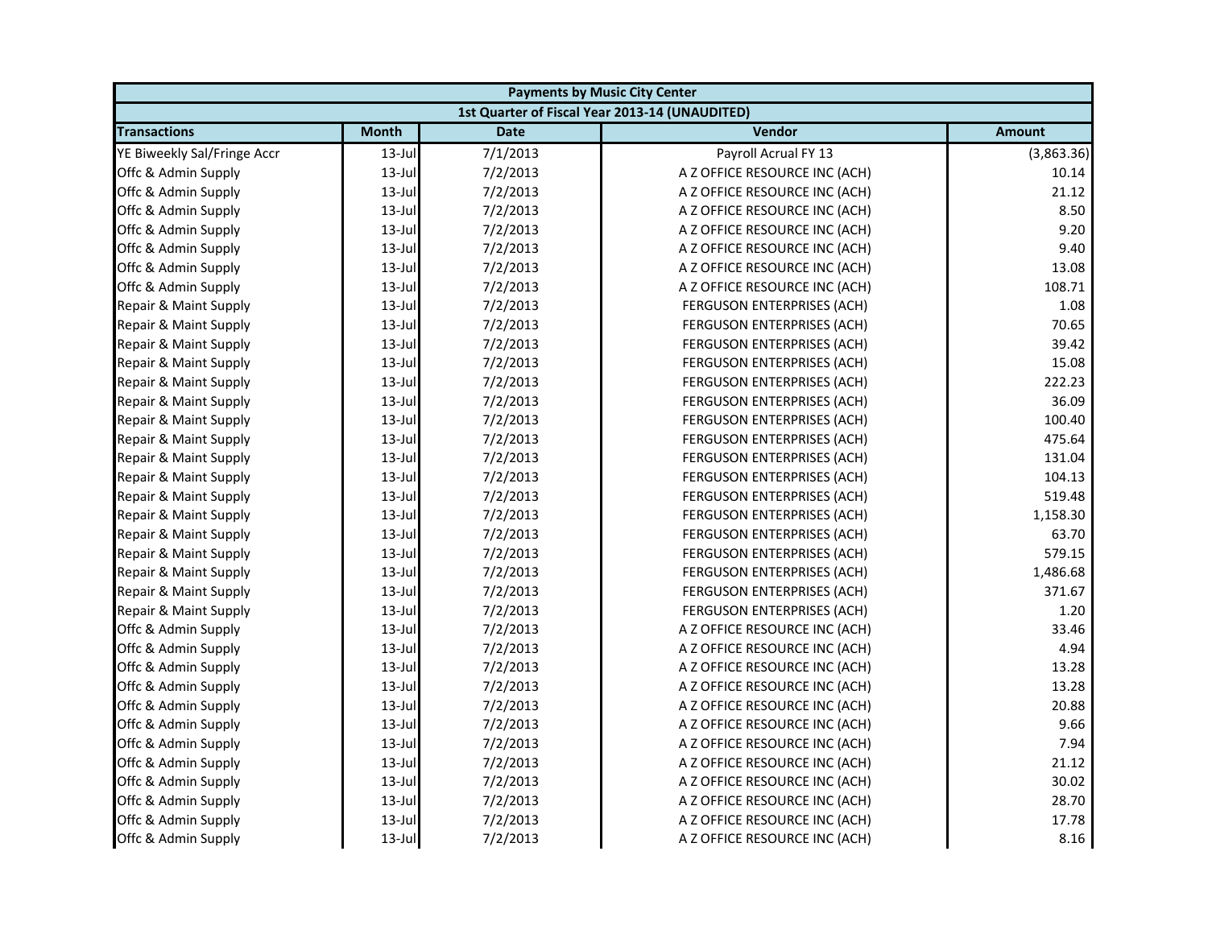| Payments by Music City Center | | | | |
|---|---|---|---|---|
| 1st Quarter of Fiscal Year 2013-14 (UNAUDITED) | | | | |
| **Transactions** | **Month** | **Date** | **Vendor** | **Amount** |
| YE Biweekly Sal/Fringe Accr | 13-Jul | 7/1/2013 | Payroll Acrual FY 13 | (3,863.36) |
| Offc & Admin Supply | 13-Jul | 7/2/2013 | A Z OFFICE RESOURCE INC (ACH) | 10.14 |
| Offc & Admin Supply | 13-Jul | 7/2/2013 | A Z OFFICE RESOURCE INC (ACH) | 21.12 |
| Offc & Admin Supply | 13-Jul | 7/2/2013 | A Z OFFICE RESOURCE INC (ACH) | 8.50 |
| Offc & Admin Supply | 13-Jul | 7/2/2013 | A Z OFFICE RESOURCE INC (ACH) | 9.20 |
| Offc & Admin Supply | 13-Jul | 7/2/2013 | A Z OFFICE RESOURCE INC (ACH) | 9.40 |
| Offc & Admin Supply | 13-Jul | 7/2/2013 | A Z OFFICE RESOURCE INC (ACH) | 13.08 |
| Offc & Admin Supply | 13-Jul | 7/2/2013 | A Z OFFICE RESOURCE INC (ACH) | 108.71 |
| Repair & Maint Supply | 13-Jul | 7/2/2013 | FERGUSON ENTERPRISES (ACH) | 1.08 |
| Repair & Maint Supply | 13-Jul | 7/2/2013 | FERGUSON ENTERPRISES (ACH) | 70.65 |
| Repair & Maint Supply | 13-Jul | 7/2/2013 | FERGUSON ENTERPRISES (ACH) | 39.42 |
| Repair & Maint Supply | 13-Jul | 7/2/2013 | FERGUSON ENTERPRISES (ACH) | 15.08 |
| Repair & Maint Supply | 13-Jul | 7/2/2013 | FERGUSON ENTERPRISES (ACH) | 222.23 |
| Repair & Maint Supply | 13-Jul | 7/2/2013 | FERGUSON ENTERPRISES (ACH) | 36.09 |
| Repair & Maint Supply | 13-Jul | 7/2/2013 | FERGUSON ENTERPRISES (ACH) | 100.40 |
| Repair & Maint Supply | 13-Jul | 7/2/2013 | FERGUSON ENTERPRISES (ACH) | 475.64 |
| Repair & Maint Supply | 13-Jul | 7/2/2013 | FERGUSON ENTERPRISES (ACH) | 131.04 |
| Repair & Maint Supply | 13-Jul | 7/2/2013 | FERGUSON ENTERPRISES (ACH) | 104.13 |
| Repair & Maint Supply | 13-Jul | 7/2/2013 | FERGUSON ENTERPRISES (ACH) | 519.48 |
| Repair & Maint Supply | 13-Jul | 7/2/2013 | FERGUSON ENTERPRISES (ACH) | 1,158.30 |
| Repair & Maint Supply | 13-Jul | 7/2/2013 | FERGUSON ENTERPRISES (ACH) | 63.70 |
| Repair & Maint Supply | 13-Jul | 7/2/2013 | FERGUSON ENTERPRISES (ACH) | 579.15 |
| Repair & Maint Supply | 13-Jul | 7/2/2013 | FERGUSON ENTERPRISES (ACH) | 1,486.68 |
| Repair & Maint Supply | 13-Jul | 7/2/2013 | FERGUSON ENTERPRISES (ACH) | 371.67 |
| Repair & Maint Supply | 13-Jul | 7/2/2013 | FERGUSON ENTERPRISES (ACH) | 1.20 |
| Offc & Admin Supply | 13-Jul | 7/2/2013 | A Z OFFICE RESOURCE INC (ACH) | 33.46 |
| Offc & Admin Supply | 13-Jul | 7/2/2013 | A Z OFFICE RESOURCE INC (ACH) | 4.94 |
| Offc & Admin Supply | 13-Jul | 7/2/2013 | A Z OFFICE RESOURCE INC (ACH) | 13.28 |
| Offc & Admin Supply | 13-Jul | 7/2/2013 | A Z OFFICE RESOURCE INC (ACH) | 13.28 |
| Offc & Admin Supply | 13-Jul | 7/2/2013 | A Z OFFICE RESOURCE INC (ACH) | 20.88 |
| Offc & Admin Supply | 13-Jul | 7/2/2013 | A Z OFFICE RESOURCE INC (ACH) | 9.66 |
| Offc & Admin Supply | 13-Jul | 7/2/2013 | A Z OFFICE RESOURCE INC (ACH) | 7.94 |
| Offc & Admin Supply | 13-Jul | 7/2/2013 | A Z OFFICE RESOURCE INC (ACH) | 21.12 |
| Offc & Admin Supply | 13-Jul | 7/2/2013 | A Z OFFICE RESOURCE INC (ACH) | 30.02 |
| Offc & Admin Supply | 13-Jul | 7/2/2013 | A Z OFFICE RESOURCE INC (ACH) | 28.70 |
| Offc & Admin Supply | 13-Jul | 7/2/2013 | A Z OFFICE RESOURCE INC (ACH) | 17.78 |
| Offc & Admin Supply | 13-Jul | 7/2/2013 | A Z OFFICE RESOURCE INC (ACH) | 8.16 |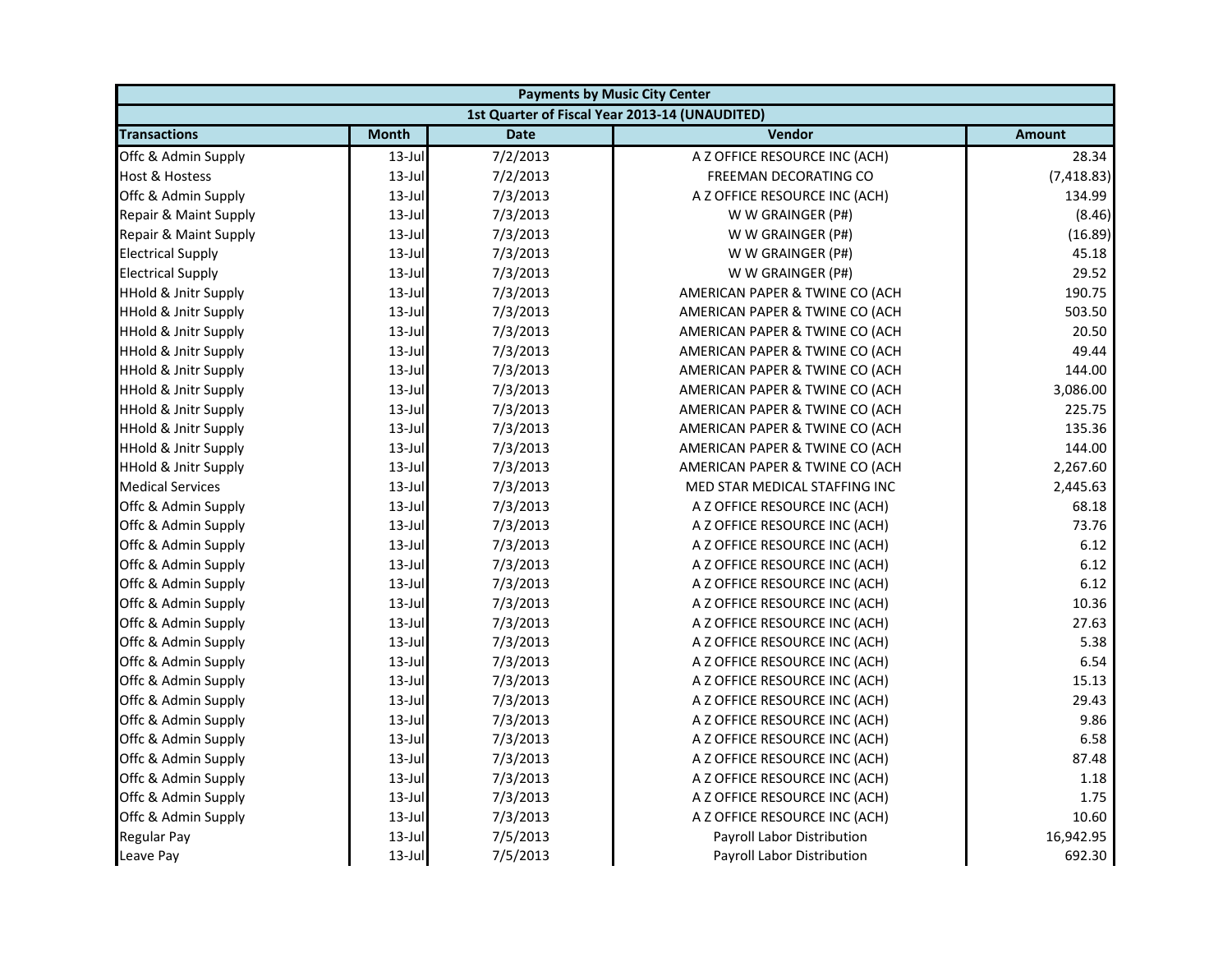| Payments by Music City Center | | | | |
|---|---|---|---|---|
| 1st Quarter of Fiscal Year 2013-14 (UNAUDITED) | | | | |
| **Transactions** | **Month** | **Date** | **Vendor** | **Amount** |
| Offc & Admin Supply | 13-Jul | 7/2/2013 | A Z OFFICE RESOURCE INC (ACH) | 28.34 |
| Host & Hostess | 13-Jul | 7/2/2013 | FREEMAN DECORATING CO | (7,418.83) |
| Offc & Admin Supply | 13-Jul | 7/3/2013 | A Z OFFICE RESOURCE INC (ACH) | 134.99 |
| Repair & Maint Supply | 13-Jul | 7/3/2013 | W W GRAINGER (P#) | (8.46) |
| Repair & Maint Supply | 13-Jul | 7/3/2013 | W W GRAINGER (P#) | (16.89) |
| Electrical Supply | 13-Jul | 7/3/2013 | W W GRAINGER (P#) | 45.18 |
| Electrical Supply | 13-Jul | 7/3/2013 | W W GRAINGER (P#) | 29.52 |
| HHold & Jnitr Supply | 13-Jul | 7/3/2013 | AMERICAN PAPER & TWINE CO (ACH | 190.75 |
| HHold & Jnitr Supply | 13-Jul | 7/3/2013 | AMERICAN PAPER & TWINE CO (ACH | 503.50 |
| HHold & Jnitr Supply | 13-Jul | 7/3/2013 | AMERICAN PAPER & TWINE CO (ACH | 20.50 |
| HHold & Jnitr Supply | 13-Jul | 7/3/2013 | AMERICAN PAPER & TWINE CO (ACH | 49.44 |
| HHold & Jnitr Supply | 13-Jul | 7/3/2013 | AMERICAN PAPER & TWINE CO (ACH | 144.00 |
| HHold & Jnitr Supply | 13-Jul | 7/3/2013 | AMERICAN PAPER & TWINE CO (ACH | 3,086.00 |
| HHold & Jnitr Supply | 13-Jul | 7/3/2013 | AMERICAN PAPER & TWINE CO (ACH | 225.75 |
| HHold & Jnitr Supply | 13-Jul | 7/3/2013 | AMERICAN PAPER & TWINE CO (ACH | 135.36 |
| HHold & Jnitr Supply | 13-Jul | 7/3/2013 | AMERICAN PAPER & TWINE CO (ACH | 144.00 |
| HHold & Jnitr Supply | 13-Jul | 7/3/2013 | AMERICAN PAPER & TWINE CO (ACH | 2,267.60 |
| Medical Services | 13-Jul | 7/3/2013 | MED STAR MEDICAL STAFFING INC | 2,445.63 |
| Offc & Admin Supply | 13-Jul | 7/3/2013 | A Z OFFICE RESOURCE INC (ACH) | 68.18 |
| Offc & Admin Supply | 13-Jul | 7/3/2013 | A Z OFFICE RESOURCE INC (ACH) | 73.76 |
| Offc & Admin Supply | 13-Jul | 7/3/2013 | A Z OFFICE RESOURCE INC (ACH) | 6.12 |
| Offc & Admin Supply | 13-Jul | 7/3/2013 | A Z OFFICE RESOURCE INC (ACH) | 6.12 |
| Offc & Admin Supply | 13-Jul | 7/3/2013 | A Z OFFICE RESOURCE INC (ACH) | 6.12 |
| Offc & Admin Supply | 13-Jul | 7/3/2013 | A Z OFFICE RESOURCE INC (ACH) | 10.36 |
| Offc & Admin Supply | 13-Jul | 7/3/2013 | A Z OFFICE RESOURCE INC (ACH) | 27.63 |
| Offc & Admin Supply | 13-Jul | 7/3/2013 | A Z OFFICE RESOURCE INC (ACH) | 5.38 |
| Offc & Admin Supply | 13-Jul | 7/3/2013 | A Z OFFICE RESOURCE INC (ACH) | 6.54 |
| Offc & Admin Supply | 13-Jul | 7/3/2013 | A Z OFFICE RESOURCE INC (ACH) | 15.13 |
| Offc & Admin Supply | 13-Jul | 7/3/2013 | A Z OFFICE RESOURCE INC (ACH) | 29.43 |
| Offc & Admin Supply | 13-Jul | 7/3/2013 | A Z OFFICE RESOURCE INC (ACH) | 9.86 |
| Offc & Admin Supply | 13-Jul | 7/3/2013 | A Z OFFICE RESOURCE INC (ACH) | 6.58 |
| Offc & Admin Supply | 13-Jul | 7/3/2013 | A Z OFFICE RESOURCE INC (ACH) | 87.48 |
| Offc & Admin Supply | 13-Jul | 7/3/2013 | A Z OFFICE RESOURCE INC (ACH) | 1.18 |
| Offc & Admin Supply | 13-Jul | 7/3/2013 | A Z OFFICE RESOURCE INC (ACH) | 1.75 |
| Offc & Admin Supply | 13-Jul | 7/3/2013 | A Z OFFICE RESOURCE INC (ACH) | 10.60 |
| Regular Pay | 13-Jul | 7/5/2013 | Payroll Labor Distribution | 16,942.95 |
| Leave Pay | 13-Jul | 7/5/2013 | Payroll Labor Distribution | 692.30 |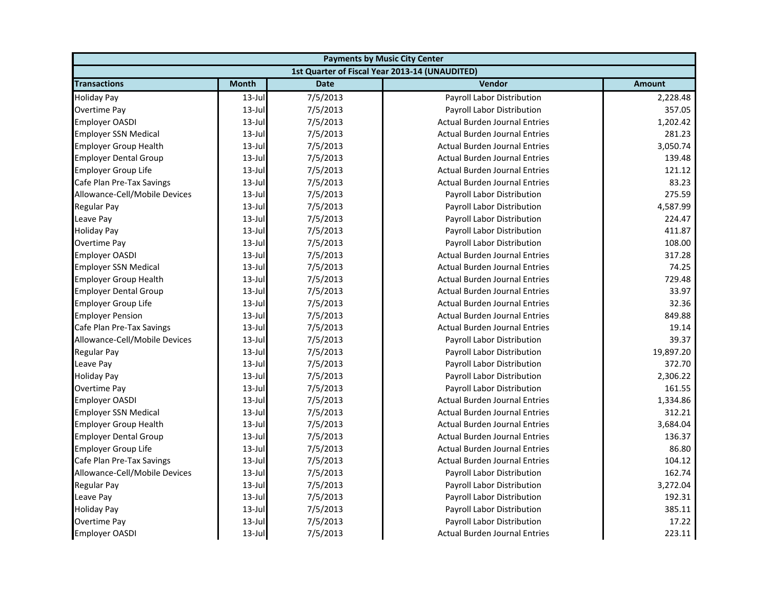| Payments by Music City Center | | | | |
|---|---|---|---|---|
| 1st Quarter of Fiscal Year 2013-14 (UNAUDITED) | | | | |
| **Transactions** | **Month** | **Date** | **Vendor** | **Amount** |
| Holiday Pay | 13-Jul | 7/5/2013 | Payroll Labor Distribution | 2,228.48 |
| Overtime Pay | 13-Jul | 7/5/2013 | Payroll Labor Distribution | 357.05 |
| Employer OASDI | 13-Jul | 7/5/2013 | Actual Burden Journal Entries | 1,202.42 |
| Employer SSN Medical | 13-Jul | 7/5/2013 | Actual Burden Journal Entries | 281.23 |
| Employer Group Health | 13-Jul | 7/5/2013 | Actual Burden Journal Entries | 3,050.74 |
| Employer Dental Group | 13-Jul | 7/5/2013 | Actual Burden Journal Entries | 139.48 |
| Employer Group Life | 13-Jul | 7/5/2013 | Actual Burden Journal Entries | 121.12 |
| Cafe Plan Pre-Tax Savings | 13-Jul | 7/5/2013 | Actual Burden Journal Entries | 83.23 |
| Allowance-Cell/Mobile Devices | 13-Jul | 7/5/2013 | Payroll Labor Distribution | 275.59 |
| Regular Pay | 13-Jul | 7/5/2013 | Payroll Labor Distribution | 4,587.99 |
| Leave Pay | 13-Jul | 7/5/2013 | Payroll Labor Distribution | 224.47 |
| Holiday Pay | 13-Jul | 7/5/2013 | Payroll Labor Distribution | 411.87 |
| Overtime Pay | 13-Jul | 7/5/2013 | Payroll Labor Distribution | 108.00 |
| Employer OASDI | 13-Jul | 7/5/2013 | Actual Burden Journal Entries | 317.28 |
| Employer SSN Medical | 13-Jul | 7/5/2013 | Actual Burden Journal Entries | 74.25 |
| Employer Group Health | 13-Jul | 7/5/2013 | Actual Burden Journal Entries | 729.48 |
| Employer Dental Group | 13-Jul | 7/5/2013 | Actual Burden Journal Entries | 33.97 |
| Employer Group Life | 13-Jul | 7/5/2013 | Actual Burden Journal Entries | 32.36 |
| Employer Pension | 13-Jul | 7/5/2013 | Actual Burden Journal Entries | 849.88 |
| Cafe Plan Pre-Tax Savings | 13-Jul | 7/5/2013 | Actual Burden Journal Entries | 19.14 |
| Allowance-Cell/Mobile Devices | 13-Jul | 7/5/2013 | Payroll Labor Distribution | 39.37 |
| Regular Pay | 13-Jul | 7/5/2013 | Payroll Labor Distribution | 19,897.20 |
| Leave Pay | 13-Jul | 7/5/2013 | Payroll Labor Distribution | 372.70 |
| Holiday Pay | 13-Jul | 7/5/2013 | Payroll Labor Distribution | 2,306.22 |
| Overtime Pay | 13-Jul | 7/5/2013 | Payroll Labor Distribution | 161.55 |
| Employer OASDI | 13-Jul | 7/5/2013 | Actual Burden Journal Entries | 1,334.86 |
| Employer SSN Medical | 13-Jul | 7/5/2013 | Actual Burden Journal Entries | 312.21 |
| Employer Group Health | 13-Jul | 7/5/2013 | Actual Burden Journal Entries | 3,684.04 |
| Employer Dental Group | 13-Jul | 7/5/2013 | Actual Burden Journal Entries | 136.37 |
| Employer Group Life | 13-Jul | 7/5/2013 | Actual Burden Journal Entries | 86.80 |
| Cafe Plan Pre-Tax Savings | 13-Jul | 7/5/2013 | Actual Burden Journal Entries | 104.12 |
| Allowance-Cell/Mobile Devices | 13-Jul | 7/5/2013 | Payroll Labor Distribution | 162.74 |
| Regular Pay | 13-Jul | 7/5/2013 | Payroll Labor Distribution | 3,272.04 |
| Leave Pay | 13-Jul | 7/5/2013 | Payroll Labor Distribution | 192.31 |
| Holiday Pay | 13-Jul | 7/5/2013 | Payroll Labor Distribution | 385.11 |
| Overtime Pay | 13-Jul | 7/5/2013 | Payroll Labor Distribution | 17.22 |
| Employer OASDI | 13-Jul | 7/5/2013 | Actual Burden Journal Entries | 223.11 |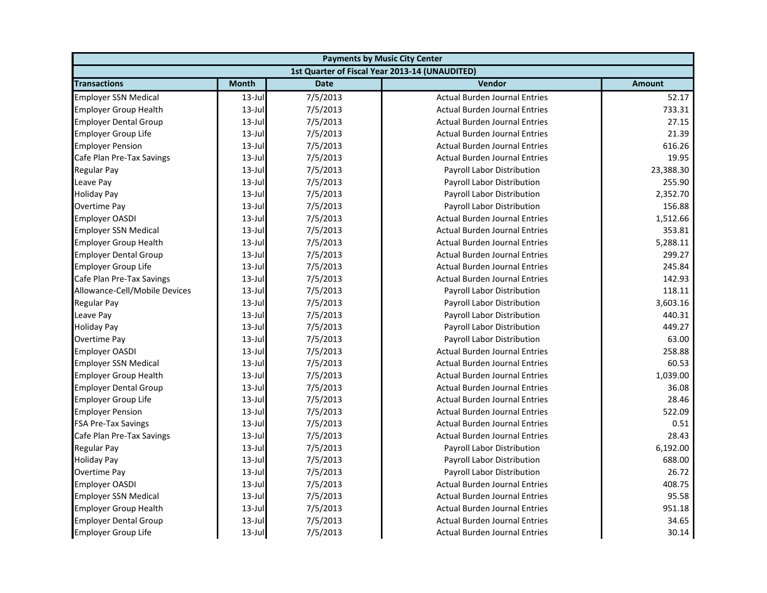| Payments by Music City Center | | | | |
|---|---|---|---|---|
| 1st Quarter of Fiscal Year 2013-14 (UNAUDITED) | | | | |
| **Transactions** | **Month** | **Date** | **Vendor** | **Amount** |
| Employer SSN Medical | 13-Jul | 7/5/2013 | Actual Burden Journal Entries | 52.17 |
| Employer Group Health | 13-Jul | 7/5/2013 | Actual Burden Journal Entries | 733.31 |
| Employer Dental Group | 13-Jul | 7/5/2013 | Actual Burden Journal Entries | 27.15 |
| Employer Group Life | 13-Jul | 7/5/2013 | Actual Burden Journal Entries | 21.39 |
| Employer Pension | 13-Jul | 7/5/2013 | Actual Burden Journal Entries | 616.26 |
| Cafe Plan Pre-Tax Savings | 13-Jul | 7/5/2013 | Actual Burden Journal Entries | 19.95 |
| Regular Pay | 13-Jul | 7/5/2013 | Payroll Labor Distribution | 23,388.30 |
| Leave Pay | 13-Jul | 7/5/2013 | Payroll Labor Distribution | 255.90 |
| Holiday Pay | 13-Jul | 7/5/2013 | Payroll Labor Distribution | 2,352.70 |
| Overtime Pay | 13-Jul | 7/5/2013 | Payroll Labor Distribution | 156.88 |
| Employer OASDI | 13-Jul | 7/5/2013 | Actual Burden Journal Entries | 1,512.66 |
| Employer SSN Medical | 13-Jul | 7/5/2013 | Actual Burden Journal Entries | 353.81 |
| Employer Group Health | 13-Jul | 7/5/2013 | Actual Burden Journal Entries | 5,288.11 |
| Employer Dental Group | 13-Jul | 7/5/2013 | Actual Burden Journal Entries | 299.27 |
| Employer Group Life | 13-Jul | 7/5/2013 | Actual Burden Journal Entries | 245.84 |
| Cafe Plan Pre-Tax Savings | 13-Jul | 7/5/2013 | Actual Burden Journal Entries | 142.93 |
| Allowance-Cell/Mobile Devices | 13-Jul | 7/5/2013 | Payroll Labor Distribution | 118.11 |
| Regular Pay | 13-Jul | 7/5/2013 | Payroll Labor Distribution | 3,603.16 |
| Leave Pay | 13-Jul | 7/5/2013 | Payroll Labor Distribution | 440.31 |
| Holiday Pay | 13-Jul | 7/5/2013 | Payroll Labor Distribution | 449.27 |
| Overtime Pay | 13-Jul | 7/5/2013 | Payroll Labor Distribution | 63.00 |
| Employer OASDI | 13-Jul | 7/5/2013 | Actual Burden Journal Entries | 258.88 |
| Employer SSN Medical | 13-Jul | 7/5/2013 | Actual Burden Journal Entries | 60.53 |
| Employer Group Health | 13-Jul | 7/5/2013 | Actual Burden Journal Entries | 1,039.00 |
| Employer Dental Group | 13-Jul | 7/5/2013 | Actual Burden Journal Entries | 36.08 |
| Employer Group Life | 13-Jul | 7/5/2013 | Actual Burden Journal Entries | 28.46 |
| Employer Pension | 13-Jul | 7/5/2013 | Actual Burden Journal Entries | 522.09 |
| FSA Pre-Tax Savings | 13-Jul | 7/5/2013 | Actual Burden Journal Entries | 0.51 |
| Cafe Plan Pre-Tax Savings | 13-Jul | 7/5/2013 | Actual Burden Journal Entries | 28.43 |
| Regular Pay | 13-Jul | 7/5/2013 | Payroll Labor Distribution | 6,192.00 |
| Holiday Pay | 13-Jul | 7/5/2013 | Payroll Labor Distribution | 688.00 |
| Overtime Pay | 13-Jul | 7/5/2013 | Payroll Labor Distribution | 26.72 |
| Employer OASDI | 13-Jul | 7/5/2013 | Actual Burden Journal Entries | 408.75 |
| Employer SSN Medical | 13-Jul | 7/5/2013 | Actual Burden Journal Entries | 95.58 |
| Employer Group Health | 13-Jul | 7/5/2013 | Actual Burden Journal Entries | 951.18 |
| Employer Dental Group | 13-Jul | 7/5/2013 | Actual Burden Journal Entries | 34.65 |
| Employer Group Life | 13-Jul | 7/5/2013 | Actual Burden Journal Entries | 30.14 |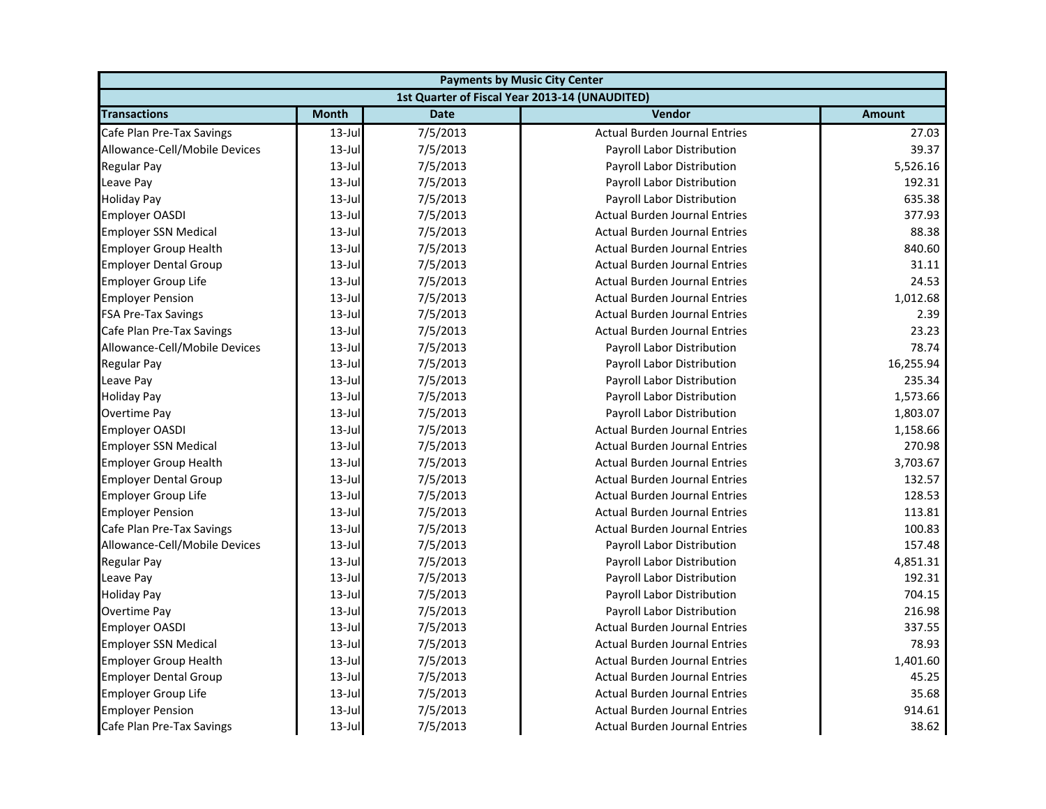| Payments by Music City Center | | | | |
|---|---|---|---|---|
| 1st Quarter of Fiscal Year 2013-14 (UNAUDITED) | | | | |
| **Transactions** | **Month** | **Date** | **Vendor** | **Amount** |
| Cafe Plan Pre-Tax Savings | 13-Jul | 7/5/2013 | Actual Burden Journal Entries | 27.03 |
| Allowance-Cell/Mobile Devices | 13-Jul | 7/5/2013 | Payroll Labor Distribution | 39.37 |
| Regular Pay | 13-Jul | 7/5/2013 | Payroll Labor Distribution | 5,526.16 |
| Leave Pay | 13-Jul | 7/5/2013 | Payroll Labor Distribution | 192.31 |
| Holiday Pay | 13-Jul | 7/5/2013 | Payroll Labor Distribution | 635.38 |
| Employer OASDI | 13-Jul | 7/5/2013 | Actual Burden Journal Entries | 377.93 |
| Employer SSN Medical | 13-Jul | 7/5/2013 | Actual Burden Journal Entries | 88.38 |
| Employer Group Health | 13-Jul | 7/5/2013 | Actual Burden Journal Entries | 840.60 |
| Employer Dental Group | 13-Jul | 7/5/2013 | Actual Burden Journal Entries | 31.11 |
| Employer Group Life | 13-Jul | 7/5/2013 | Actual Burden Journal Entries | 24.53 |
| Employer Pension | 13-Jul | 7/5/2013 | Actual Burden Journal Entries | 1,012.68 |
| FSA Pre-Tax Savings | 13-Jul | 7/5/2013 | Actual Burden Journal Entries | 2.39 |
| Cafe Plan Pre-Tax Savings | 13-Jul | 7/5/2013 | Actual Burden Journal Entries | 23.23 |
| Allowance-Cell/Mobile Devices | 13-Jul | 7/5/2013 | Payroll Labor Distribution | 78.74 |
| Regular Pay | 13-Jul | 7/5/2013 | Payroll Labor Distribution | 16,255.94 |
| Leave Pay | 13-Jul | 7/5/2013 | Payroll Labor Distribution | 235.34 |
| Holiday Pay | 13-Jul | 7/5/2013 | Payroll Labor Distribution | 1,573.66 |
| Overtime Pay | 13-Jul | 7/5/2013 | Payroll Labor Distribution | 1,803.07 |
| Employer OASDI | 13-Jul | 7/5/2013 | Actual Burden Journal Entries | 1,158.66 |
| Employer SSN Medical | 13-Jul | 7/5/2013 | Actual Burden Journal Entries | 270.98 |
| Employer Group Health | 13-Jul | 7/5/2013 | Actual Burden Journal Entries | 3,703.67 |
| Employer Dental Group | 13-Jul | 7/5/2013 | Actual Burden Journal Entries | 132.57 |
| Employer Group Life | 13-Jul | 7/5/2013 | Actual Burden Journal Entries | 128.53 |
| Employer Pension | 13-Jul | 7/5/2013 | Actual Burden Journal Entries | 113.81 |
| Cafe Plan Pre-Tax Savings | 13-Jul | 7/5/2013 | Actual Burden Journal Entries | 100.83 |
| Allowance-Cell/Mobile Devices | 13-Jul | 7/5/2013 | Payroll Labor Distribution | 157.48 |
| Regular Pay | 13-Jul | 7/5/2013 | Payroll Labor Distribution | 4,851.31 |
| Leave Pay | 13-Jul | 7/5/2013 | Payroll Labor Distribution | 192.31 |
| Holiday Pay | 13-Jul | 7/5/2013 | Payroll Labor Distribution | 704.15 |
| Overtime Pay | 13-Jul | 7/5/2013 | Payroll Labor Distribution | 216.98 |
| Employer OASDI | 13-Jul | 7/5/2013 | Actual Burden Journal Entries | 337.55 |
| Employer SSN Medical | 13-Jul | 7/5/2013 | Actual Burden Journal Entries | 78.93 |
| Employer Group Health | 13-Jul | 7/5/2013 | Actual Burden Journal Entries | 1,401.60 |
| Employer Dental Group | 13-Jul | 7/5/2013 | Actual Burden Journal Entries | 45.25 |
| Employer Group Life | 13-Jul | 7/5/2013 | Actual Burden Journal Entries | 35.68 |
| Employer Pension | 13-Jul | 7/5/2013 | Actual Burden Journal Entries | 914.61 |
| Cafe Plan Pre-Tax Savings | 13-Jul | 7/5/2013 | Actual Burden Journal Entries | 38.62 |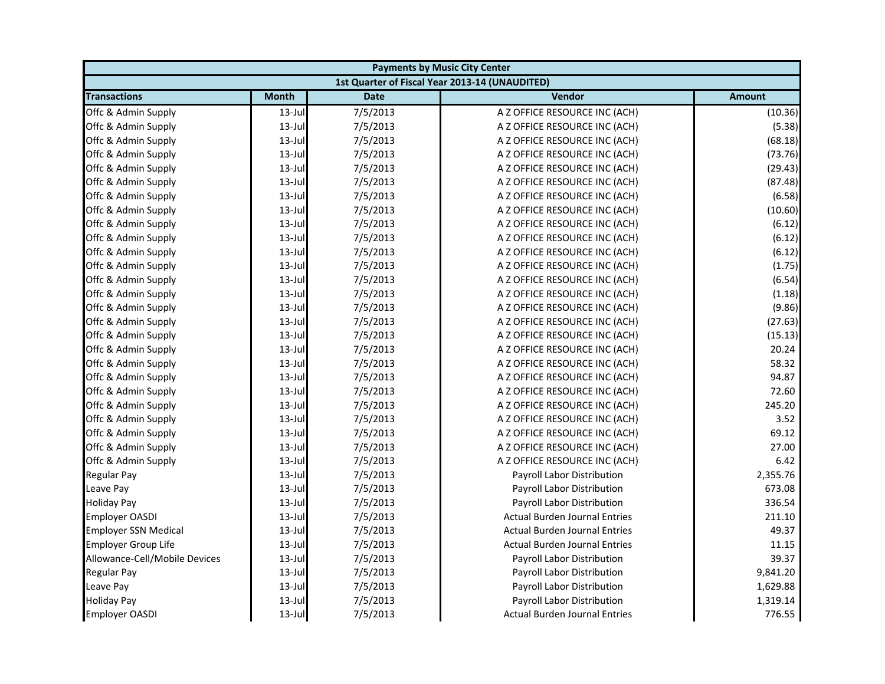| Payments by Music City Center | | | | |
|---|---|---|---|---|
| 1st Quarter of Fiscal Year 2013-14 (UNAUDITED) | | | | |
| **Transactions** | **Month** | **Date** | **Vendor** | **Amount** |
| Offc & Admin Supply | 13-Jul | 7/5/2013 | A Z OFFICE RESOURCE INC (ACH) | (10.36) |
| Offc & Admin Supply | 13-Jul | 7/5/2013 | A Z OFFICE RESOURCE INC (ACH) | (5.38) |
| Offc & Admin Supply | 13-Jul | 7/5/2013 | A Z OFFICE RESOURCE INC (ACH) | (68.18) |
| Offc & Admin Supply | 13-Jul | 7/5/2013 | A Z OFFICE RESOURCE INC (ACH) | (73.76) |
| Offc & Admin Supply | 13-Jul | 7/5/2013 | A Z OFFICE RESOURCE INC (ACH) | (29.43) |
| Offc & Admin Supply | 13-Jul | 7/5/2013 | A Z OFFICE RESOURCE INC (ACH) | (87.48) |
| Offc & Admin Supply | 13-Jul | 7/5/2013 | A Z OFFICE RESOURCE INC (ACH) | (6.58) |
| Offc & Admin Supply | 13-Jul | 7/5/2013 | A Z OFFICE RESOURCE INC (ACH) | (10.60) |
| Offc & Admin Supply | 13-Jul | 7/5/2013 | A Z OFFICE RESOURCE INC (ACH) | (6.12) |
| Offc & Admin Supply | 13-Jul | 7/5/2013 | A Z OFFICE RESOURCE INC (ACH) | (6.12) |
| Offc & Admin Supply | 13-Jul | 7/5/2013 | A Z OFFICE RESOURCE INC (ACH) | (6.12) |
| Offc & Admin Supply | 13-Jul | 7/5/2013 | A Z OFFICE RESOURCE INC (ACH) | (1.75) |
| Offc & Admin Supply | 13-Jul | 7/5/2013 | A Z OFFICE RESOURCE INC (ACH) | (6.54) |
| Offc & Admin Supply | 13-Jul | 7/5/2013 | A Z OFFICE RESOURCE INC (ACH) | (1.18) |
| Offc & Admin Supply | 13-Jul | 7/5/2013 | A Z OFFICE RESOURCE INC (ACH) | (9.86) |
| Offc & Admin Supply | 13-Jul | 7/5/2013 | A Z OFFICE RESOURCE INC (ACH) | (27.63) |
| Offc & Admin Supply | 13-Jul | 7/5/2013 | A Z OFFICE RESOURCE INC (ACH) | (15.13) |
| Offc & Admin Supply | 13-Jul | 7/5/2013 | A Z OFFICE RESOURCE INC (ACH) | 20.24 |
| Offc & Admin Supply | 13-Jul | 7/5/2013 | A Z OFFICE RESOURCE INC (ACH) | 58.32 |
| Offc & Admin Supply | 13-Jul | 7/5/2013 | A Z OFFICE RESOURCE INC (ACH) | 94.87 |
| Offc & Admin Supply | 13-Jul | 7/5/2013 | A Z OFFICE RESOURCE INC (ACH) | 72.60 |
| Offc & Admin Supply | 13-Jul | 7/5/2013 | A Z OFFICE RESOURCE INC (ACH) | 245.20 |
| Offc & Admin Supply | 13-Jul | 7/5/2013 | A Z OFFICE RESOURCE INC (ACH) | 3.52 |
| Offc & Admin Supply | 13-Jul | 7/5/2013 | A Z OFFICE RESOURCE INC (ACH) | 69.12 |
| Offc & Admin Supply | 13-Jul | 7/5/2013 | A Z OFFICE RESOURCE INC (ACH) | 27.00 |
| Offc & Admin Supply | 13-Jul | 7/5/2013 | A Z OFFICE RESOURCE INC (ACH) | 6.42 |
| Regular Pay | 13-Jul | 7/5/2013 | Payroll Labor Distribution | 2,355.76 |
| Leave Pay | 13-Jul | 7/5/2013 | Payroll Labor Distribution | 673.08 |
| Holiday Pay | 13-Jul | 7/5/2013 | Payroll Labor Distribution | 336.54 |
| Employer OASDI | 13-Jul | 7/5/2013 | Actual Burden Journal Entries | 211.10 |
| Employer SSN Medical | 13-Jul | 7/5/2013 | Actual Burden Journal Entries | 49.37 |
| Employer Group Life | 13-Jul | 7/5/2013 | Actual Burden Journal Entries | 11.15 |
| Allowance-Cell/Mobile Devices | 13-Jul | 7/5/2013 | Payroll Labor Distribution | 39.37 |
| Regular Pay | 13-Jul | 7/5/2013 | Payroll Labor Distribution | 9,841.20 |
| Leave Pay | 13-Jul | 7/5/2013 | Payroll Labor Distribution | 1,629.88 |
| Holiday Pay | 13-Jul | 7/5/2013 | Payroll Labor Distribution | 1,319.14 |
| Employer OASDI | 13-Jul | 7/5/2013 | Actual Burden Journal Entries | 776.55 |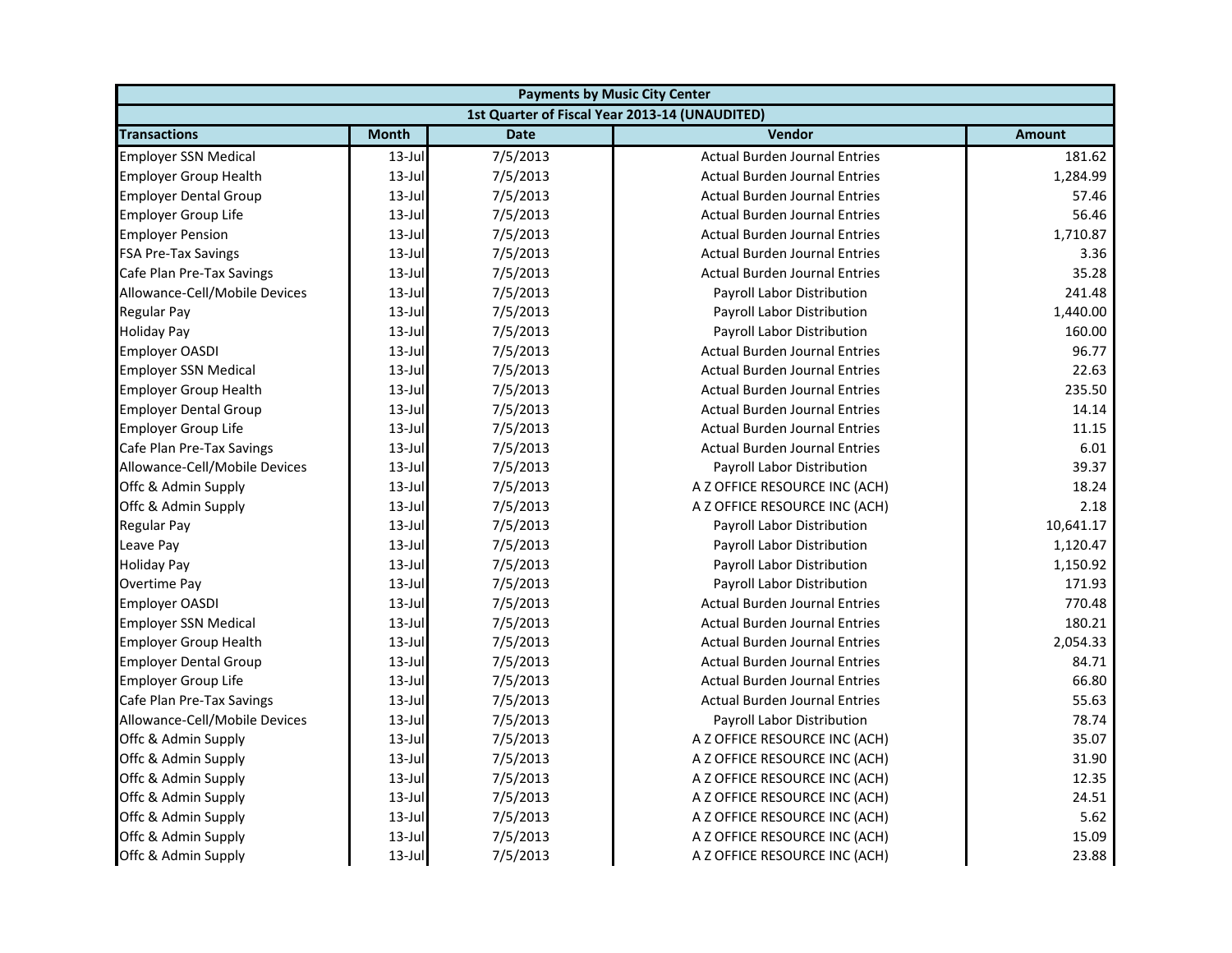| Payments by Music City Center | | | | |
|---|---|---|---|---|
| 1st Quarter of Fiscal Year 2013-14 (UNAUDITED) | | | | |
| **Transactions** | **Month** | **Date** | **Vendor** | **Amount** |
| Employer SSN Medical | 13-Jul | 7/5/2013 | Actual Burden Journal Entries | 181.62 |
| Employer Group Health | 13-Jul | 7/5/2013 | Actual Burden Journal Entries | 1,284.99 |
| Employer Dental Group | 13-Jul | 7/5/2013 | Actual Burden Journal Entries | 57.46 |
| Employer Group Life | 13-Jul | 7/5/2013 | Actual Burden Journal Entries | 56.46 |
| Employer Pension | 13-Jul | 7/5/2013 | Actual Burden Journal Entries | 1,710.87 |
| FSA Pre-Tax Savings | 13-Jul | 7/5/2013 | Actual Burden Journal Entries | 3.36 |
| Cafe Plan Pre-Tax Savings | 13-Jul | 7/5/2013 | Actual Burden Journal Entries | 35.28 |
| Allowance-Cell/Mobile Devices | 13-Jul | 7/5/2013 | Payroll Labor Distribution | 241.48 |
| Regular Pay | 13-Jul | 7/5/2013 | Payroll Labor Distribution | 1,440.00 |
| Holiday Pay | 13-Jul | 7/5/2013 | Payroll Labor Distribution | 160.00 |
| Employer OASDI | 13-Jul | 7/5/2013 | Actual Burden Journal Entries | 96.77 |
| Employer SSN Medical | 13-Jul | 7/5/2013 | Actual Burden Journal Entries | 22.63 |
| Employer Group Health | 13-Jul | 7/5/2013 | Actual Burden Journal Entries | 235.50 |
| Employer Dental Group | 13-Jul | 7/5/2013 | Actual Burden Journal Entries | 14.14 |
| Employer Group Life | 13-Jul | 7/5/2013 | Actual Burden Journal Entries | 11.15 |
| Cafe Plan Pre-Tax Savings | 13-Jul | 7/5/2013 | Actual Burden Journal Entries | 6.01 |
| Allowance-Cell/Mobile Devices | 13-Jul | 7/5/2013 | Payroll Labor Distribution | 39.37 |
| Offc & Admin Supply | 13-Jul | 7/5/2013 | A Z OFFICE RESOURCE INC (ACH) | 18.24 |
| Offc & Admin Supply | 13-Jul | 7/5/2013 | A Z OFFICE RESOURCE INC (ACH) | 2.18 |
| Regular Pay | 13-Jul | 7/5/2013 | Payroll Labor Distribution | 10,641.17 |
| Leave Pay | 13-Jul | 7/5/2013 | Payroll Labor Distribution | 1,120.47 |
| Holiday Pay | 13-Jul | 7/5/2013 | Payroll Labor Distribution | 1,150.92 |
| Overtime Pay | 13-Jul | 7/5/2013 | Payroll Labor Distribution | 171.93 |
| Employer OASDI | 13-Jul | 7/5/2013 | Actual Burden Journal Entries | 770.48 |
| Employer SSN Medical | 13-Jul | 7/5/2013 | Actual Burden Journal Entries | 180.21 |
| Employer Group Health | 13-Jul | 7/5/2013 | Actual Burden Journal Entries | 2,054.33 |
| Employer Dental Group | 13-Jul | 7/5/2013 | Actual Burden Journal Entries | 84.71 |
| Employer Group Life | 13-Jul | 7/5/2013 | Actual Burden Journal Entries | 66.80 |
| Cafe Plan Pre-Tax Savings | 13-Jul | 7/5/2013 | Actual Burden Journal Entries | 55.63 |
| Allowance-Cell/Mobile Devices | 13-Jul | 7/5/2013 | Payroll Labor Distribution | 78.74 |
| Offc & Admin Supply | 13-Jul | 7/5/2013 | A Z OFFICE RESOURCE INC (ACH) | 35.07 |
| Offc & Admin Supply | 13-Jul | 7/5/2013 | A Z OFFICE RESOURCE INC (ACH) | 31.90 |
| Offc & Admin Supply | 13-Jul | 7/5/2013 | A Z OFFICE RESOURCE INC (ACH) | 12.35 |
| Offc & Admin Supply | 13-Jul | 7/5/2013 | A Z OFFICE RESOURCE INC (ACH) | 24.51 |
| Offc & Admin Supply | 13-Jul | 7/5/2013 | A Z OFFICE RESOURCE INC (ACH) | 5.62 |
| Offc & Admin Supply | 13-Jul | 7/5/2013 | A Z OFFICE RESOURCE INC (ACH) | 15.09 |
| Offc & Admin Supply | 13-Jul | 7/5/2013 | A Z OFFICE RESOURCE INC (ACH) | 23.88 |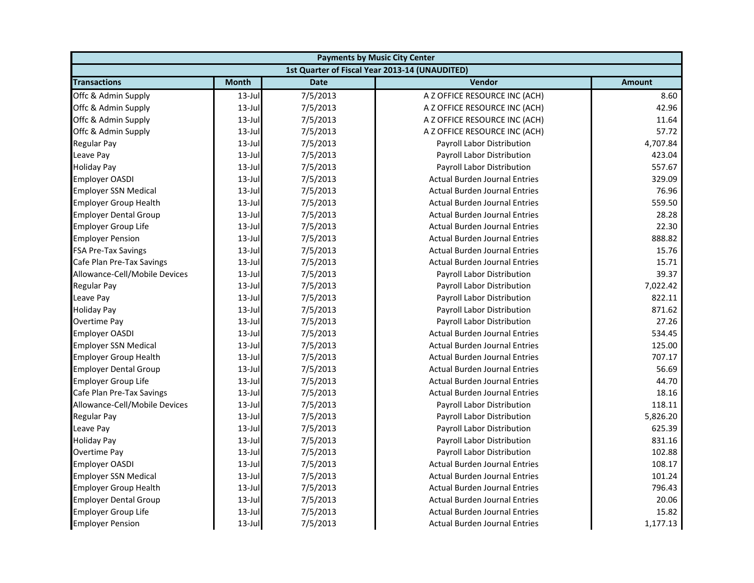| Payments by Music City Center | | | | |
|---|---|---|---|---|
| 1st Quarter of Fiscal Year 2013-14 (UNAUDITED) | | | | |
| **Transactions** | **Month** | **Date** | **Vendor** | **Amount** |
| Offc & Admin Supply | 13-Jul | 7/5/2013 | A Z OFFICE RESOURCE INC (ACH) | 8.60 |
| Offc & Admin Supply | 13-Jul | 7/5/2013 | A Z OFFICE RESOURCE INC (ACH) | 42.96 |
| Offc & Admin Supply | 13-Jul | 7/5/2013 | A Z OFFICE RESOURCE INC (ACH) | 11.64 |
| Offc & Admin Supply | 13-Jul | 7/5/2013 | A Z OFFICE RESOURCE INC (ACH) | 57.72 |
| Regular Pay | 13-Jul | 7/5/2013 | Payroll Labor Distribution | 4,707.84 |
| Leave Pay | 13-Jul | 7/5/2013 | Payroll Labor Distribution | 423.04 |
| Holiday Pay | 13-Jul | 7/5/2013 | Payroll Labor Distribution | 557.67 |
| Employer OASDI | 13-Jul | 7/5/2013 | Actual Burden Journal Entries | 329.09 |
| Employer SSN Medical | 13-Jul | 7/5/2013 | Actual Burden Journal Entries | 76.96 |
| Employer Group Health | 13-Jul | 7/5/2013 | Actual Burden Journal Entries | 559.50 |
| Employer Dental Group | 13-Jul | 7/5/2013 | Actual Burden Journal Entries | 28.28 |
| Employer Group Life | 13-Jul | 7/5/2013 | Actual Burden Journal Entries | 22.30 |
| Employer Pension | 13-Jul | 7/5/2013 | Actual Burden Journal Entries | 888.82 |
| FSA Pre-Tax Savings | 13-Jul | 7/5/2013 | Actual Burden Journal Entries | 15.76 |
| Cafe Plan Pre-Tax Savings | 13-Jul | 7/5/2013 | Actual Burden Journal Entries | 15.71 |
| Allowance-Cell/Mobile Devices | 13-Jul | 7/5/2013 | Payroll Labor Distribution | 39.37 |
| Regular Pay | 13-Jul | 7/5/2013 | Payroll Labor Distribution | 7,022.42 |
| Leave Pay | 13-Jul | 7/5/2013 | Payroll Labor Distribution | 822.11 |
| Holiday Pay | 13-Jul | 7/5/2013 | Payroll Labor Distribution | 871.62 |
| Overtime Pay | 13-Jul | 7/5/2013 | Payroll Labor Distribution | 27.26 |
| Employer OASDI | 13-Jul | 7/5/2013 | Actual Burden Journal Entries | 534.45 |
| Employer SSN Medical | 13-Jul | 7/5/2013 | Actual Burden Journal Entries | 125.00 |
| Employer Group Health | 13-Jul | 7/5/2013 | Actual Burden Journal Entries | 707.17 |
| Employer Dental Group | 13-Jul | 7/5/2013 | Actual Burden Journal Entries | 56.69 |
| Employer Group Life | 13-Jul | 7/5/2013 | Actual Burden Journal Entries | 44.70 |
| Cafe Plan Pre-Tax Savings | 13-Jul | 7/5/2013 | Actual Burden Journal Entries | 18.16 |
| Allowance-Cell/Mobile Devices | 13-Jul | 7/5/2013 | Payroll Labor Distribution | 118.11 |
| Regular Pay | 13-Jul | 7/5/2013 | Payroll Labor Distribution | 5,826.20 |
| Leave Pay | 13-Jul | 7/5/2013 | Payroll Labor Distribution | 625.39 |
| Holiday Pay | 13-Jul | 7/5/2013 | Payroll Labor Distribution | 831.16 |
| Overtime Pay | 13-Jul | 7/5/2013 | Payroll Labor Distribution | 102.88 |
| Employer OASDI | 13-Jul | 7/5/2013 | Actual Burden Journal Entries | 108.17 |
| Employer SSN Medical | 13-Jul | 7/5/2013 | Actual Burden Journal Entries | 101.24 |
| Employer Group Health | 13-Jul | 7/5/2013 | Actual Burden Journal Entries | 796.43 |
| Employer Dental Group | 13-Jul | 7/5/2013 | Actual Burden Journal Entries | 20.06 |
| Employer Group Life | 13-Jul | 7/5/2013 | Actual Burden Journal Entries | 15.82 |
| Employer Pension | 13-Jul | 7/5/2013 | Actual Burden Journal Entries | 1,177.13 |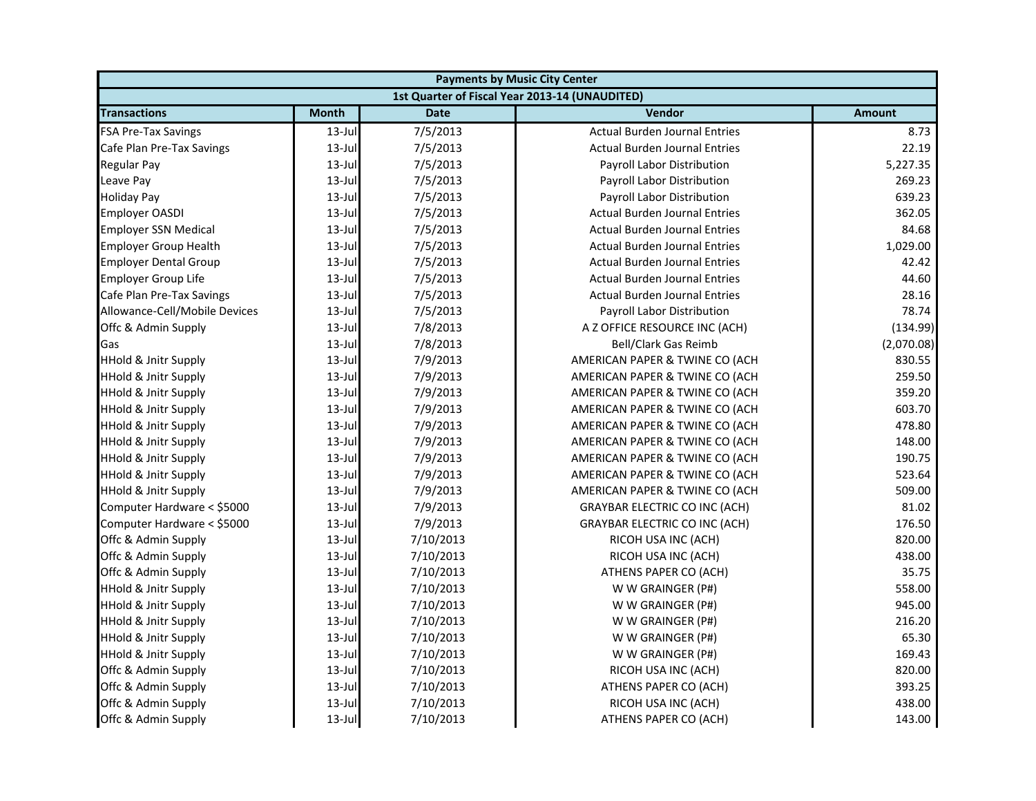| Payments by Music City Center | | | | |
|---|---|---|---|---|
| 1st Quarter of Fiscal Year 2013-14 (UNAUDITED) | | | | |
| **Transactions** | **Month** | **Date** | **Vendor** | **Amount** |
| FSA Pre-Tax Savings | 13-Jul | 7/5/2013 | Actual Burden Journal Entries | 8.73 |
| Cafe Plan Pre-Tax Savings | 13-Jul | 7/5/2013 | Actual Burden Journal Entries | 22.19 |
| Regular Pay | 13-Jul | 7/5/2013 | Payroll Labor Distribution | 5,227.35 |
| Leave Pay | 13-Jul | 7/5/2013 | Payroll Labor Distribution | 269.23 |
| Holiday Pay | 13-Jul | 7/5/2013 | Payroll Labor Distribution | 639.23 |
| Employer OASDI | 13-Jul | 7/5/2013 | Actual Burden Journal Entries | 362.05 |
| Employer SSN Medical | 13-Jul | 7/5/2013 | Actual Burden Journal Entries | 84.68 |
| Employer Group Health | 13-Jul | 7/5/2013 | Actual Burden Journal Entries | 1,029.00 |
| Employer Dental Group | 13-Jul | 7/5/2013 | Actual Burden Journal Entries | 42.42 |
| Employer Group Life | 13-Jul | 7/5/2013 | Actual Burden Journal Entries | 44.60 |
| Cafe Plan Pre-Tax Savings | 13-Jul | 7/5/2013 | Actual Burden Journal Entries | 28.16 |
| Allowance-Cell/Mobile Devices | 13-Jul | 7/5/2013 | Payroll Labor Distribution | 78.74 |
| Offc & Admin Supply | 13-Jul | 7/8/2013 | A Z OFFICE RESOURCE INC (ACH) | (134.99) |
| Gas | 13-Jul | 7/8/2013 | Bell/Clark Gas Reimb | (2,070.08) |
| HHold & Jnitr Supply | 13-Jul | 7/9/2013 | AMERICAN PAPER & TWINE CO (ACH | 830.55 |
| HHold & Jnitr Supply | 13-Jul | 7/9/2013 | AMERICAN PAPER & TWINE CO (ACH | 259.50 |
| HHold & Jnitr Supply | 13-Jul | 7/9/2013 | AMERICAN PAPER & TWINE CO (ACH | 359.20 |
| HHold & Jnitr Supply | 13-Jul | 7/9/2013 | AMERICAN PAPER & TWINE CO (ACH | 603.70 |
| HHold & Jnitr Supply | 13-Jul | 7/9/2013 | AMERICAN PAPER & TWINE CO (ACH | 478.80 |
| HHold & Jnitr Supply | 13-Jul | 7/9/2013 | AMERICAN PAPER & TWINE CO (ACH | 148.00 |
| HHold & Jnitr Supply | 13-Jul | 7/9/2013 | AMERICAN PAPER & TWINE CO (ACH | 190.75 |
| HHold & Jnitr Supply | 13-Jul | 7/9/2013 | AMERICAN PAPER & TWINE CO (ACH | 523.64 |
| HHold & Jnitr Supply | 13-Jul | 7/9/2013 | AMERICAN PAPER & TWINE CO (ACH | 509.00 |
| Computer Hardware < $5000 | 13-Jul | 7/9/2013 | GRAYBAR ELECTRIC CO INC (ACH) | 81.02 |
| Computer Hardware < $5000 | 13-Jul | 7/9/2013 | GRAYBAR ELECTRIC CO INC (ACH) | 176.50 |
| Offc & Admin Supply | 13-Jul | 7/10/2013 | RICOH USA INC (ACH) | 820.00 |
| Offc & Admin Supply | 13-Jul | 7/10/2013 | RICOH USA INC (ACH) | 438.00 |
| Offc & Admin Supply | 13-Jul | 7/10/2013 | ATHENS PAPER CO (ACH) | 35.75 |
| HHold & Jnitr Supply | 13-Jul | 7/10/2013 | W W GRAINGER (P#) | 558.00 |
| HHold & Jnitr Supply | 13-Jul | 7/10/2013 | W W GRAINGER (P#) | 945.00 |
| HHold & Jnitr Supply | 13-Jul | 7/10/2013 | W W GRAINGER (P#) | 216.20 |
| HHold & Jnitr Supply | 13-Jul | 7/10/2013 | W W GRAINGER (P#) | 65.30 |
| HHold & Jnitr Supply | 13-Jul | 7/10/2013 | W W GRAINGER (P#) | 169.43 |
| Offc & Admin Supply | 13-Jul | 7/10/2013 | RICOH USA INC (ACH) | 820.00 |
| Offc & Admin Supply | 13-Jul | 7/10/2013 | ATHENS PAPER CO (ACH) | 393.25 |
| Offc & Admin Supply | 13-Jul | 7/10/2013 | RICOH USA INC (ACH) | 438.00 |
| Offc & Admin Supply | 13-Jul | 7/10/2013 | ATHENS PAPER CO (ACH) | 143.00 |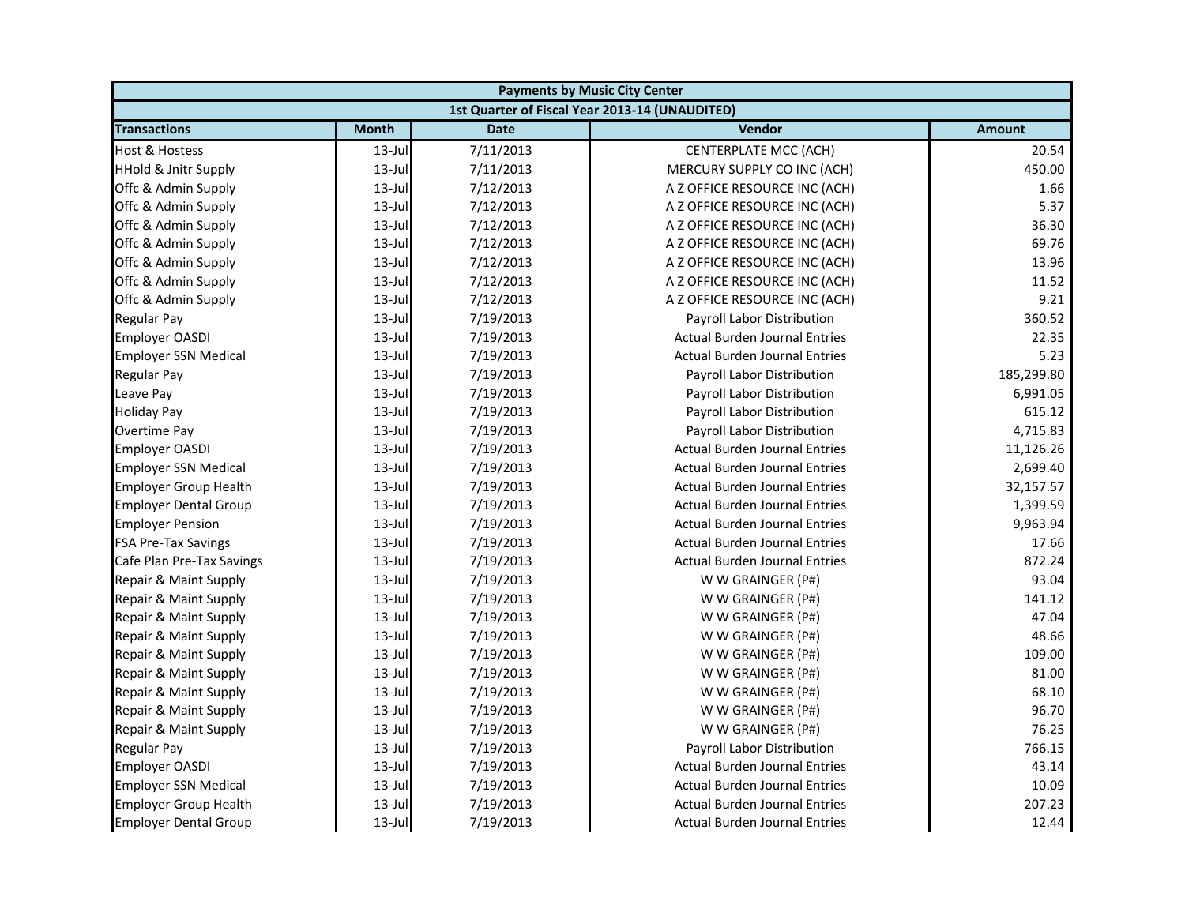| Payments by Music City Center | | | | |
|---|---|---|---|---|
| 1st Quarter of Fiscal Year 2013-14 (UNAUDITED) | | | | |
| **Transactions** | **Month** | **Date** | **Vendor** | **Amount** |
| Host & Hostess | 13-Jul | 7/11/2013 | CENTERPLATE MCC (ACH) | 20.54 |
| HHold & Jnitr Supply | 13-Jul | 7/11/2013 | MERCURY SUPPLY CO INC (ACH) | 450.00 |
| Offc & Admin Supply | 13-Jul | 7/12/2013 | A Z OFFICE RESOURCE INC (ACH) | 1.66 |
| Offc & Admin Supply | 13-Jul | 7/12/2013 | A Z OFFICE RESOURCE INC (ACH) | 5.37 |
| Offc & Admin Supply | 13-Jul | 7/12/2013 | A Z OFFICE RESOURCE INC (ACH) | 36.30 |
| Offc & Admin Supply | 13-Jul | 7/12/2013 | A Z OFFICE RESOURCE INC (ACH) | 69.76 |
| Offc & Admin Supply | 13-Jul | 7/12/2013 | A Z OFFICE RESOURCE INC (ACH) | 13.96 |
| Offc & Admin Supply | 13-Jul | 7/12/2013 | A Z OFFICE RESOURCE INC (ACH) | 11.52 |
| Offc & Admin Supply | 13-Jul | 7/12/2013 | A Z OFFICE RESOURCE INC (ACH) | 9.21 |
| Regular Pay | 13-Jul | 7/19/2013 | Payroll Labor Distribution | 360.52 |
| Employer OASDI | 13-Jul | 7/19/2013 | Actual Burden Journal Entries | 22.35 |
| Employer SSN Medical | 13-Jul | 7/19/2013 | Actual Burden Journal Entries | 5.23 |
| Regular Pay | 13-Jul | 7/19/2013 | Payroll Labor Distribution | 185,299.80 |
| Leave Pay | 13-Jul | 7/19/2013 | Payroll Labor Distribution | 6,991.05 |
| Holiday Pay | 13-Jul | 7/19/2013 | Payroll Labor Distribution | 615.12 |
| Overtime Pay | 13-Jul | 7/19/2013 | Payroll Labor Distribution | 4,715.83 |
| Employer OASDI | 13-Jul | 7/19/2013 | Actual Burden Journal Entries | 11,126.26 |
| Employer SSN Medical | 13-Jul | 7/19/2013 | Actual Burden Journal Entries | 2,699.40 |
| Employer Group Health | 13-Jul | 7/19/2013 | Actual Burden Journal Entries | 32,157.57 |
| Employer Dental Group | 13-Jul | 7/19/2013 | Actual Burden Journal Entries | 1,399.59 |
| Employer Pension | 13-Jul | 7/19/2013 | Actual Burden Journal Entries | 9,963.94 |
| FSA Pre-Tax Savings | 13-Jul | 7/19/2013 | Actual Burden Journal Entries | 17.66 |
| Cafe Plan Pre-Tax Savings | 13-Jul | 7/19/2013 | Actual Burden Journal Entries | 872.24 |
| Repair & Maint Supply | 13-Jul | 7/19/2013 | W W GRAINGER (P#) | 93.04 |
| Repair & Maint Supply | 13-Jul | 7/19/2013 | W W GRAINGER (P#) | 141.12 |
| Repair & Maint Supply | 13-Jul | 7/19/2013 | W W GRAINGER (P#) | 47.04 |
| Repair & Maint Supply | 13-Jul | 7/19/2013 | W W GRAINGER (P#) | 48.66 |
| Repair & Maint Supply | 13-Jul | 7/19/2013 | W W GRAINGER (P#) | 109.00 |
| Repair & Maint Supply | 13-Jul | 7/19/2013 | W W GRAINGER (P#) | 81.00 |
| Repair & Maint Supply | 13-Jul | 7/19/2013 | W W GRAINGER (P#) | 68.10 |
| Repair & Maint Supply | 13-Jul | 7/19/2013 | W W GRAINGER (P#) | 96.70 |
| Repair & Maint Supply | 13-Jul | 7/19/2013 | W W GRAINGER (P#) | 76.25 |
| Regular Pay | 13-Jul | 7/19/2013 | Payroll Labor Distribution | 766.15 |
| Employer OASDI | 13-Jul | 7/19/2013 | Actual Burden Journal Entries | 43.14 |
| Employer SSN Medical | 13-Jul | 7/19/2013 | Actual Burden Journal Entries | 10.09 |
| Employer Group Health | 13-Jul | 7/19/2013 | Actual Burden Journal Entries | 207.23 |
| Employer Dental Group | 13-Jul | 7/19/2013 | Actual Burden Journal Entries | 12.44 |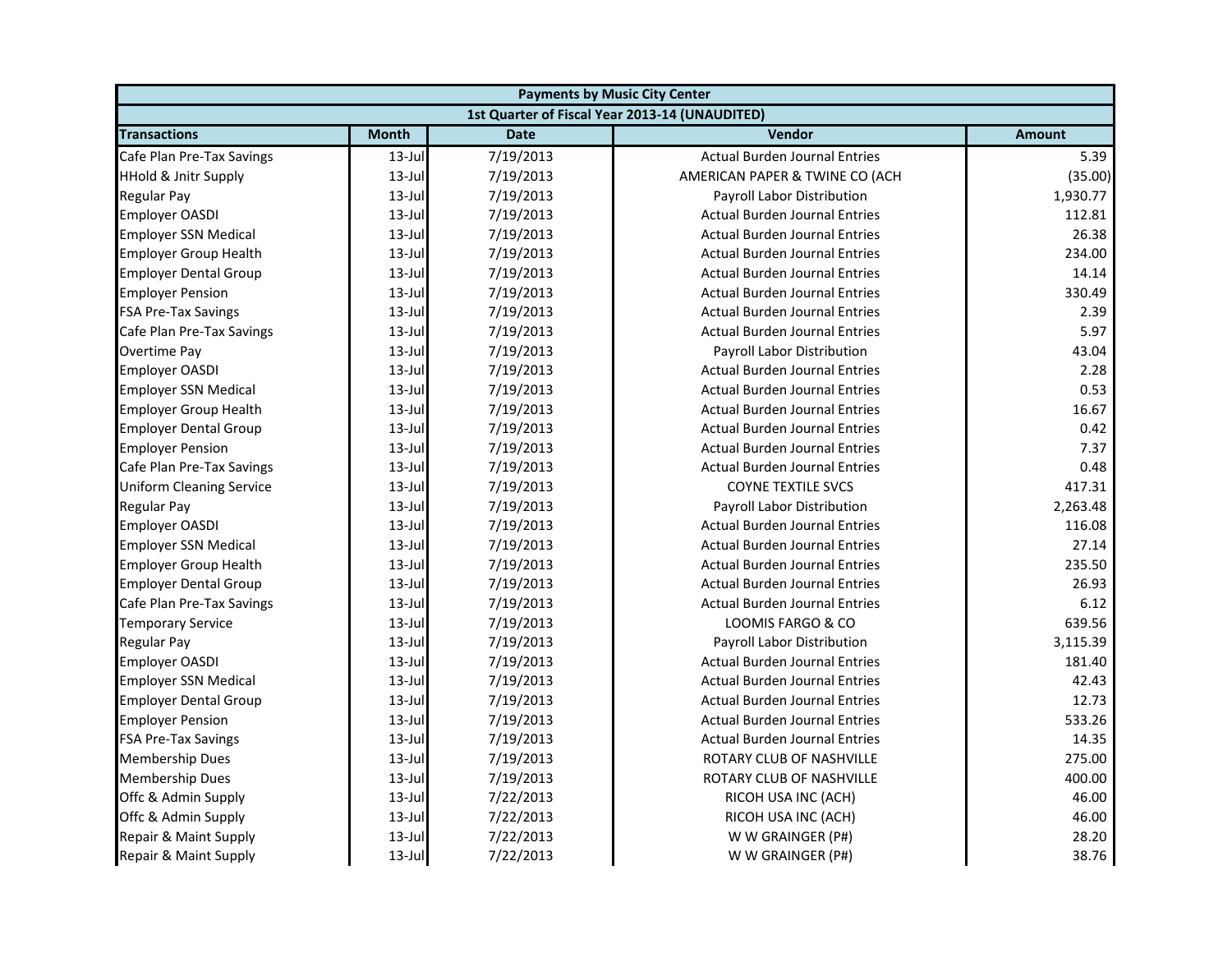| Payments by Music City Center | | | | |
|---|---|---|---|---|
| 1st Quarter of Fiscal Year 2013-14 (UNAUDITED) | | | | |
| **Transactions** | **Month** | **Date** | **Vendor** | **Amount** |
| Cafe Plan Pre-Tax Savings | 13-Jul | 7/19/2013 | Actual Burden Journal Entries | 5.39 |
| HHold & Jnitr Supply | 13-Jul | 7/19/2013 | AMERICAN PAPER & TWINE CO (ACH | (35.00) |
| Regular Pay | 13-Jul | 7/19/2013 | Payroll Labor Distribution | 1,930.77 |
| Employer OASDI | 13-Jul | 7/19/2013 | Actual Burden Journal Entries | 112.81 |
| Employer SSN Medical | 13-Jul | 7/19/2013 | Actual Burden Journal Entries | 26.38 |
| Employer Group Health | 13-Jul | 7/19/2013 | Actual Burden Journal Entries | 234.00 |
| Employer Dental Group | 13-Jul | 7/19/2013 | Actual Burden Journal Entries | 14.14 |
| Employer Pension | 13-Jul | 7/19/2013 | Actual Burden Journal Entries | 330.49 |
| FSA Pre-Tax Savings | 13-Jul | 7/19/2013 | Actual Burden Journal Entries | 2.39 |
| Cafe Plan Pre-Tax Savings | 13-Jul | 7/19/2013 | Actual Burden Journal Entries | 5.97 |
| Overtime Pay | 13-Jul | 7/19/2013 | Payroll Labor Distribution | 43.04 |
| Employer OASDI | 13-Jul | 7/19/2013 | Actual Burden Journal Entries | 2.28 |
| Employer SSN Medical | 13-Jul | 7/19/2013 | Actual Burden Journal Entries | 0.53 |
| Employer Group Health | 13-Jul | 7/19/2013 | Actual Burden Journal Entries | 16.67 |
| Employer Dental Group | 13-Jul | 7/19/2013 | Actual Burden Journal Entries | 0.42 |
| Employer Pension | 13-Jul | 7/19/2013 | Actual Burden Journal Entries | 7.37 |
| Cafe Plan Pre-Tax Savings | 13-Jul | 7/19/2013 | Actual Burden Journal Entries | 0.48 |
| Uniform Cleaning Service | 13-Jul | 7/19/2013 | COYNE TEXTILE SVCS | 417.31 |
| Regular Pay | 13-Jul | 7/19/2013 | Payroll Labor Distribution | 2,263.48 |
| Employer OASDI | 13-Jul | 7/19/2013 | Actual Burden Journal Entries | 116.08 |
| Employer SSN Medical | 13-Jul | 7/19/2013 | Actual Burden Journal Entries | 27.14 |
| Employer Group Health | 13-Jul | 7/19/2013 | Actual Burden Journal Entries | 235.50 |
| Employer Dental Group | 13-Jul | 7/19/2013 | Actual Burden Journal Entries | 26.93 |
| Cafe Plan Pre-Tax Savings | 13-Jul | 7/19/2013 | Actual Burden Journal Entries | 6.12 |
| Temporary Service | 13-Jul | 7/19/2013 | LOOMIS FARGO & CO | 639.56 |
| Regular Pay | 13-Jul | 7/19/2013 | Payroll Labor Distribution | 3,115.39 |
| Employer OASDI | 13-Jul | 7/19/2013 | Actual Burden Journal Entries | 181.40 |
| Employer SSN Medical | 13-Jul | 7/19/2013 | Actual Burden Journal Entries | 42.43 |
| Employer Dental Group | 13-Jul | 7/19/2013 | Actual Burden Journal Entries | 12.73 |
| Employer Pension | 13-Jul | 7/19/2013 | Actual Burden Journal Entries | 533.26 |
| FSA Pre-Tax Savings | 13-Jul | 7/19/2013 | Actual Burden Journal Entries | 14.35 |
| Membership Dues | 13-Jul | 7/19/2013 | ROTARY CLUB OF NASHVILLE | 275.00 |
| Membership Dues | 13-Jul | 7/19/2013 | ROTARY CLUB OF NASHVILLE | 400.00 |
| Offc & Admin Supply | 13-Jul | 7/22/2013 | RICOH USA INC (ACH) | 46.00 |
| Offc & Admin Supply | 13-Jul | 7/22/2013 | RICOH USA INC (ACH) | 46.00 |
| Repair & Maint Supply | 13-Jul | 7/22/2013 | W W GRAINGER (P#) | 28.20 |
| Repair & Maint Supply | 13-Jul | 7/22/2013 | W W GRAINGER (P#) | 38.76 |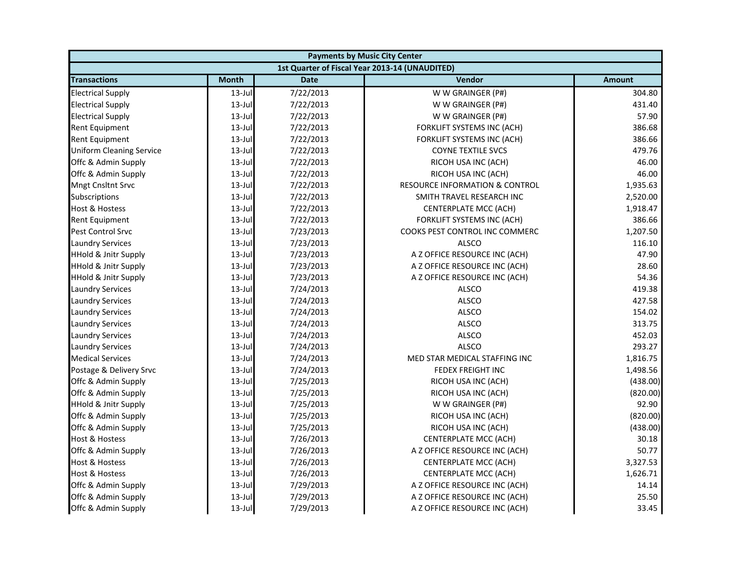| Payments by Music City Center | | | | |
|---|---|---|---|---|
| 1st Quarter of Fiscal Year 2013-14 (UNAUDITED) | | | | |
| **Transactions** | **Month** | **Date** | **Vendor** | **Amount** |
| Electrical Supply | 13-Jul | 7/22/2013 | W W GRAINGER (P#) | 304.80 |
| Electrical Supply | 13-Jul | 7/22/2013 | W W GRAINGER (P#) | 431.40 |
| Electrical Supply | 13-Jul | 7/22/2013 | W W GRAINGER (P#) | 57.90 |
| Rent Equipment | 13-Jul | 7/22/2013 | FORKLIFT SYSTEMS INC (ACH) | 386.68 |
| Rent Equipment | 13-Jul | 7/22/2013 | FORKLIFT SYSTEMS INC (ACH) | 386.66 |
| Uniform Cleaning Service | 13-Jul | 7/22/2013 | COYNE TEXTILE SVCS | 479.76 |
| Offc & Admin Supply | 13-Jul | 7/22/2013 | RICOH USA INC (ACH) | 46.00 |
| Offc & Admin Supply | 13-Jul | 7/22/2013 | RICOH USA INC (ACH) | 46.00 |
| Mngt Cnsltnt Srvc | 13-Jul | 7/22/2013 | RESOURCE INFORMATION & CONTROL | 1,935.63 |
| Subscriptions | 13-Jul | 7/22/2013 | SMITH TRAVEL RESEARCH INC | 2,520.00 |
| Host & Hostess | 13-Jul | 7/22/2013 | CENTERPLATE MCC (ACH) | 1,918.47 |
| Rent Equipment | 13-Jul | 7/22/2013 | FORKLIFT SYSTEMS INC (ACH) | 386.66 |
| Pest Control Srvc | 13-Jul | 7/23/2013 | COOKS PEST CONTROL INC COMMERC | 1,207.50 |
| Laundry Services | 13-Jul | 7/23/2013 | ALSCO | 116.10 |
| HHold & Jnitr Supply | 13-Jul | 7/23/2013 | A Z OFFICE RESOURCE INC (ACH) | 47.90 |
| HHold & Jnitr Supply | 13-Jul | 7/23/2013 | A Z OFFICE RESOURCE INC (ACH) | 28.60 |
| HHold & Jnitr Supply | 13-Jul | 7/23/2013 | A Z OFFICE RESOURCE INC (ACH) | 54.36 |
| Laundry Services | 13-Jul | 7/24/2013 | ALSCO | 419.38 |
| Laundry Services | 13-Jul | 7/24/2013 | ALSCO | 427.58 |
| Laundry Services | 13-Jul | 7/24/2013 | ALSCO | 154.02 |
| Laundry Services | 13-Jul | 7/24/2013 | ALSCO | 313.75 |
| Laundry Services | 13-Jul | 7/24/2013 | ALSCO | 452.03 |
| Laundry Services | 13-Jul | 7/24/2013 | ALSCO | 293.27 |
| Medical Services | 13-Jul | 7/24/2013 | MED STAR MEDICAL STAFFING INC | 1,816.75 |
| Postage & Delivery Srvc | 13-Jul | 7/24/2013 | FEDEX FREIGHT INC | 1,498.56 |
| Offc & Admin Supply | 13-Jul | 7/25/2013 | RICOH USA INC (ACH) | (438.00) |
| Offc & Admin Supply | 13-Jul | 7/25/2013 | RICOH USA INC (ACH) | (820.00) |
| HHold & Jnitr Supply | 13-Jul | 7/25/2013 | W W GRAINGER (P#) | 92.90 |
| Offc & Admin Supply | 13-Jul | 7/25/2013 | RICOH USA INC (ACH) | (820.00) |
| Offc & Admin Supply | 13-Jul | 7/25/2013 | RICOH USA INC (ACH) | (438.00) |
| Host & Hostess | 13-Jul | 7/26/2013 | CENTERPLATE MCC (ACH) | 30.18 |
| Offc & Admin Supply | 13-Jul | 7/26/2013 | A Z OFFICE RESOURCE INC (ACH) | 50.77 |
| Host & Hostess | 13-Jul | 7/26/2013 | CENTERPLATE MCC (ACH) | 3,327.53 |
| Host & Hostess | 13-Jul | 7/26/2013 | CENTERPLATE MCC (ACH) | 1,626.71 |
| Offc & Admin Supply | 13-Jul | 7/29/2013 | A Z OFFICE RESOURCE INC (ACH) | 14.14 |
| Offc & Admin Supply | 13-Jul | 7/29/2013 | A Z OFFICE RESOURCE INC (ACH) | 25.50 |
| Offc & Admin Supply | 13-Jul | 7/29/2013 | A Z OFFICE RESOURCE INC (ACH) | 33.45 |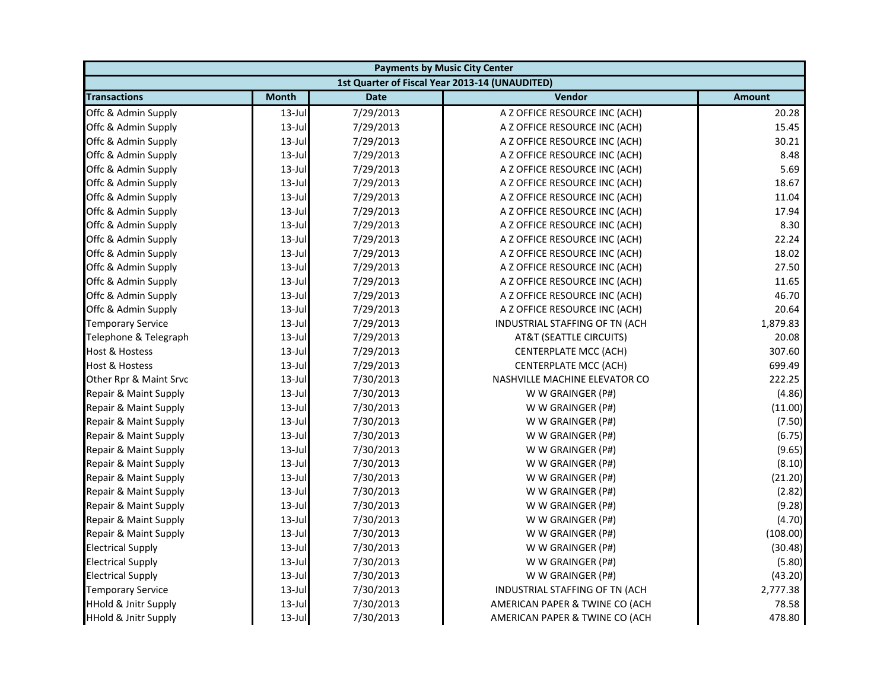| Payments by Music City Center | | | | |
|---|---|---|---|---|
| 1st Quarter of Fiscal Year 2013-14 (UNAUDITED) | | | | |
| **Transactions** | **Month** | **Date** | **Vendor** | **Amount** |
| Offc & Admin Supply | 13-Jul | 7/29/2013 | A Z OFFICE RESOURCE INC (ACH) | 20.28 |
| Offc & Admin Supply | 13-Jul | 7/29/2013 | A Z OFFICE RESOURCE INC (ACH) | 15.45 |
| Offc & Admin Supply | 13-Jul | 7/29/2013 | A Z OFFICE RESOURCE INC (ACH) | 30.21 |
| Offc & Admin Supply | 13-Jul | 7/29/2013 | A Z OFFICE RESOURCE INC (ACH) | 8.48 |
| Offc & Admin Supply | 13-Jul | 7/29/2013 | A Z OFFICE RESOURCE INC (ACH) | 5.69 |
| Offc & Admin Supply | 13-Jul | 7/29/2013 | A Z OFFICE RESOURCE INC (ACH) | 18.67 |
| Offc & Admin Supply | 13-Jul | 7/29/2013 | A Z OFFICE RESOURCE INC (ACH) | 11.04 |
| Offc & Admin Supply | 13-Jul | 7/29/2013 | A Z OFFICE RESOURCE INC (ACH) | 17.94 |
| Offc & Admin Supply | 13-Jul | 7/29/2013 | A Z OFFICE RESOURCE INC (ACH) | 8.30 |
| Offc & Admin Supply | 13-Jul | 7/29/2013 | A Z OFFICE RESOURCE INC (ACH) | 22.24 |
| Offc & Admin Supply | 13-Jul | 7/29/2013 | A Z OFFICE RESOURCE INC (ACH) | 18.02 |
| Offc & Admin Supply | 13-Jul | 7/29/2013 | A Z OFFICE RESOURCE INC (ACH) | 27.50 |
| Offc & Admin Supply | 13-Jul | 7/29/2013 | A Z OFFICE RESOURCE INC (ACH) | 11.65 |
| Offc & Admin Supply | 13-Jul | 7/29/2013 | A Z OFFICE RESOURCE INC (ACH) | 46.70 |
| Offc & Admin Supply | 13-Jul | 7/29/2013 | A Z OFFICE RESOURCE INC (ACH) | 20.64 |
| Temporary Service | 13-Jul | 7/29/2013 | INDUSTRIAL STAFFING OF TN (ACH | 1,879.83 |
| Telephone & Telegraph | 13-Jul | 7/29/2013 | AT&T (SEATTLE CIRCUITS) | 20.08 |
| Host & Hostess | 13-Jul | 7/29/2013 | CENTERPLATE MCC (ACH) | 307.60 |
| Host & Hostess | 13-Jul | 7/29/2013 | CENTERPLATE MCC (ACH) | 699.49 |
| Other Rpr & Maint Srvc | 13-Jul | 7/30/2013 | NASHVILLE MACHINE ELEVATOR CO | 222.25 |
| Repair & Maint Supply | 13-Jul | 7/30/2013 | W W GRAINGER (P#) | (4.86) |
| Repair & Maint Supply | 13-Jul | 7/30/2013 | W W GRAINGER (P#) | (11.00) |
| Repair & Maint Supply | 13-Jul | 7/30/2013 | W W GRAINGER (P#) | (7.50) |
| Repair & Maint Supply | 13-Jul | 7/30/2013 | W W GRAINGER (P#) | (6.75) |
| Repair & Maint Supply | 13-Jul | 7/30/2013 | W W GRAINGER (P#) | (9.65) |
| Repair & Maint Supply | 13-Jul | 7/30/2013 | W W GRAINGER (P#) | (8.10) |
| Repair & Maint Supply | 13-Jul | 7/30/2013 | W W GRAINGER (P#) | (21.20) |
| Repair & Maint Supply | 13-Jul | 7/30/2013 | W W GRAINGER (P#) | (2.82) |
| Repair & Maint Supply | 13-Jul | 7/30/2013 | W W GRAINGER (P#) | (9.28) |
| Repair & Maint Supply | 13-Jul | 7/30/2013 | W W GRAINGER (P#) | (4.70) |
| Repair & Maint Supply | 13-Jul | 7/30/2013 | W W GRAINGER (P#) | (108.00) |
| Electrical Supply | 13-Jul | 7/30/2013 | W W GRAINGER (P#) | (30.48) |
| Electrical Supply | 13-Jul | 7/30/2013 | W W GRAINGER (P#) | (5.80) |
| Electrical Supply | 13-Jul | 7/30/2013 | W W GRAINGER (P#) | (43.20) |
| Temporary Service | 13-Jul | 7/30/2013 | INDUSTRIAL STAFFING OF TN (ACH | 2,777.38 |
| HHold & Jnitr Supply | 13-Jul | 7/30/2013 | AMERICAN PAPER & TWINE CO (ACH | 78.58 |
| HHold & Jnitr Supply | 13-Jul | 7/30/2013 | AMERICAN PAPER & TWINE CO (ACH | 478.80 |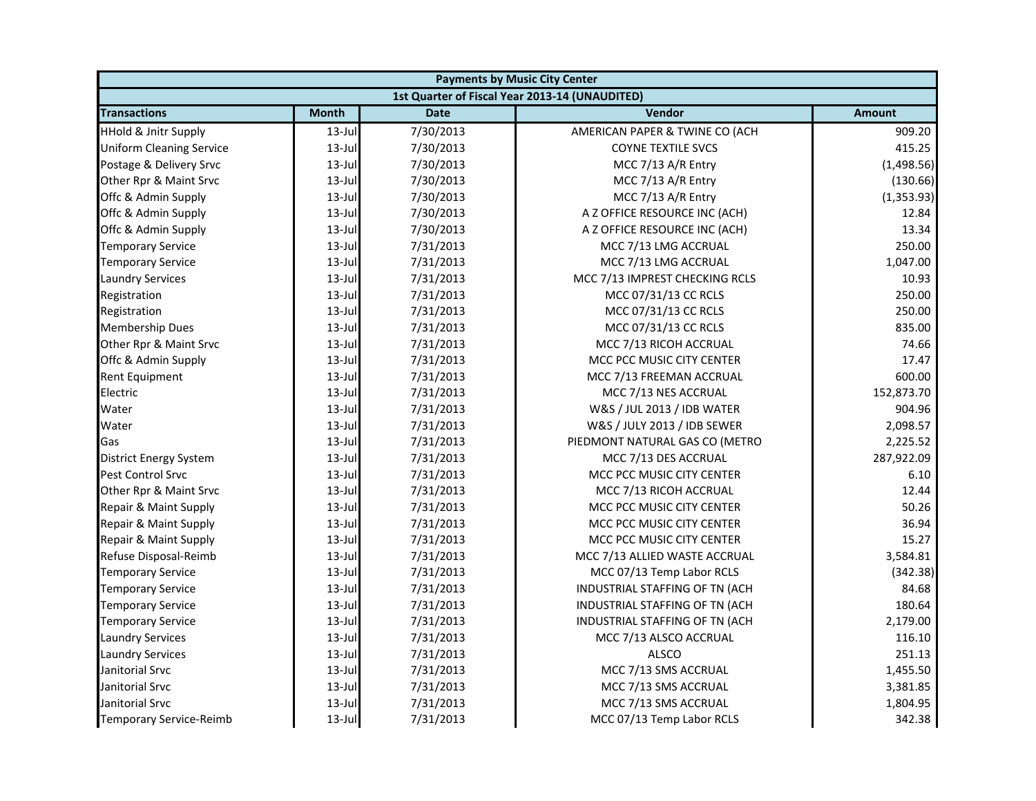| Payments by Music City Center | | | | |
|---|---|---|---|---|
| 1st Quarter of Fiscal Year 2013-14 (UNAUDITED) | | | | |
| **Transactions** | **Month** | **Date** | **Vendor** | **Amount** |
| HHold & Jnitr Supply | 13-Jul | 7/30/2013 | AMERICAN PAPER & TWINE CO (ACH | 909.20 |
| Uniform Cleaning Service | 13-Jul | 7/30/2013 | COYNE TEXTILE SVCS | 415.25 |
| Postage & Delivery Srvc | 13-Jul | 7/30/2013 | MCC 7/13 A/R Entry | (1,498.56) |
| Other Rpr & Maint Srvc | 13-Jul | 7/30/2013 | MCC 7/13 A/R Entry | (130.66) |
| Offc & Admin Supply | 13-Jul | 7/30/2013 | MCC 7/13 A/R Entry | (1,353.93) |
| Offc & Admin Supply | 13-Jul | 7/30/2013 | A Z OFFICE RESOURCE INC (ACH) | 12.84 |
| Offc & Admin Supply | 13-Jul | 7/30/2013 | A Z OFFICE RESOURCE INC (ACH) | 13.34 |
| Temporary Service | 13-Jul | 7/31/2013 | MCC 7/13 LMG ACCRUAL | 250.00 |
| Temporary Service | 13-Jul | 7/31/2013 | MCC 7/13 LMG ACCRUAL | 1,047.00 |
| Laundry Services | 13-Jul | 7/31/2013 | MCC 7/13 IMPREST CHECKING RCLS | 10.93 |
| Registration | 13-Jul | 7/31/2013 | MCC 07/31/13 CC RCLS | 250.00 |
| Registration | 13-Jul | 7/31/2013 | MCC 07/31/13 CC RCLS | 250.00 |
| Membership Dues | 13-Jul | 7/31/2013 | MCC 07/31/13 CC RCLS | 835.00 |
| Other Rpr & Maint Srvc | 13-Jul | 7/31/2013 | MCC 7/13 RICOH ACCRUAL | 74.66 |
| Offc & Admin Supply | 13-Jul | 7/31/2013 | MCC PCC MUSIC CITY CENTER | 17.47 |
| Rent Equipment | 13-Jul | 7/31/2013 | MCC 7/13 FREEMAN ACCRUAL | 600.00 |
| Electric | 13-Jul | 7/31/2013 | MCC 7/13 NES ACCRUAL | 152,873.70 |
| Water | 13-Jul | 7/31/2013 | W&S / JUL 2013 / IDB WATER | 904.96 |
| Water | 13-Jul | 7/31/2013 | W&S / JULY 2013 / IDB SEWER | 2,098.57 |
| Gas | 13-Jul | 7/31/2013 | PIEDMONT NATURAL GAS CO (METRO | 2,225.52 |
| District Energy System | 13-Jul | 7/31/2013 | MCC 7/13 DES ACCRUAL | 287,922.09 |
| Pest Control Srvc | 13-Jul | 7/31/2013 | MCC PCC MUSIC CITY CENTER | 6.10 |
| Other Rpr & Maint Srvc | 13-Jul | 7/31/2013 | MCC 7/13 RICOH ACCRUAL | 12.44 |
| Repair & Maint Supply | 13-Jul | 7/31/2013 | MCC PCC MUSIC CITY CENTER | 50.26 |
| Repair & Maint Supply | 13-Jul | 7/31/2013 | MCC PCC MUSIC CITY CENTER | 36.94 |
| Repair & Maint Supply | 13-Jul | 7/31/2013 | MCC PCC MUSIC CITY CENTER | 15.27 |
| Refuse Disposal-Reimb | 13-Jul | 7/31/2013 | MCC 7/13 ALLIED WASTE ACCRUAL | 3,584.81 |
| Temporary Service | 13-Jul | 7/31/2013 | MCC 07/13 Temp Labor RCLS | (342.38) |
| Temporary Service | 13-Jul | 7/31/2013 | INDUSTRIAL STAFFING OF TN (ACH | 84.68 |
| Temporary Service | 13-Jul | 7/31/2013 | INDUSTRIAL STAFFING OF TN (ACH | 180.64 |
| Temporary Service | 13-Jul | 7/31/2013 | INDUSTRIAL STAFFING OF TN (ACH | 2,179.00 |
| Laundry Services | 13-Jul | 7/31/2013 | MCC 7/13 ALSCO ACCRUAL | 116.10 |
| Laundry Services | 13-Jul | 7/31/2013 | ALSCO | 251.13 |
| Janitorial Srvc | 13-Jul | 7/31/2013 | MCC 7/13 SMS ACCRUAL | 1,455.50 |
| Janitorial Srvc | 13-Jul | 7/31/2013 | MCC 7/13 SMS ACCRUAL | 3,381.85 |
| Janitorial Srvc | 13-Jul | 7/31/2013 | MCC 7/13 SMS ACCRUAL | 1,804.95 |
| Temporary Service-Reimb | 13-Jul | 7/31/2013 | MCC 07/13 Temp Labor RCLS | 342.38 |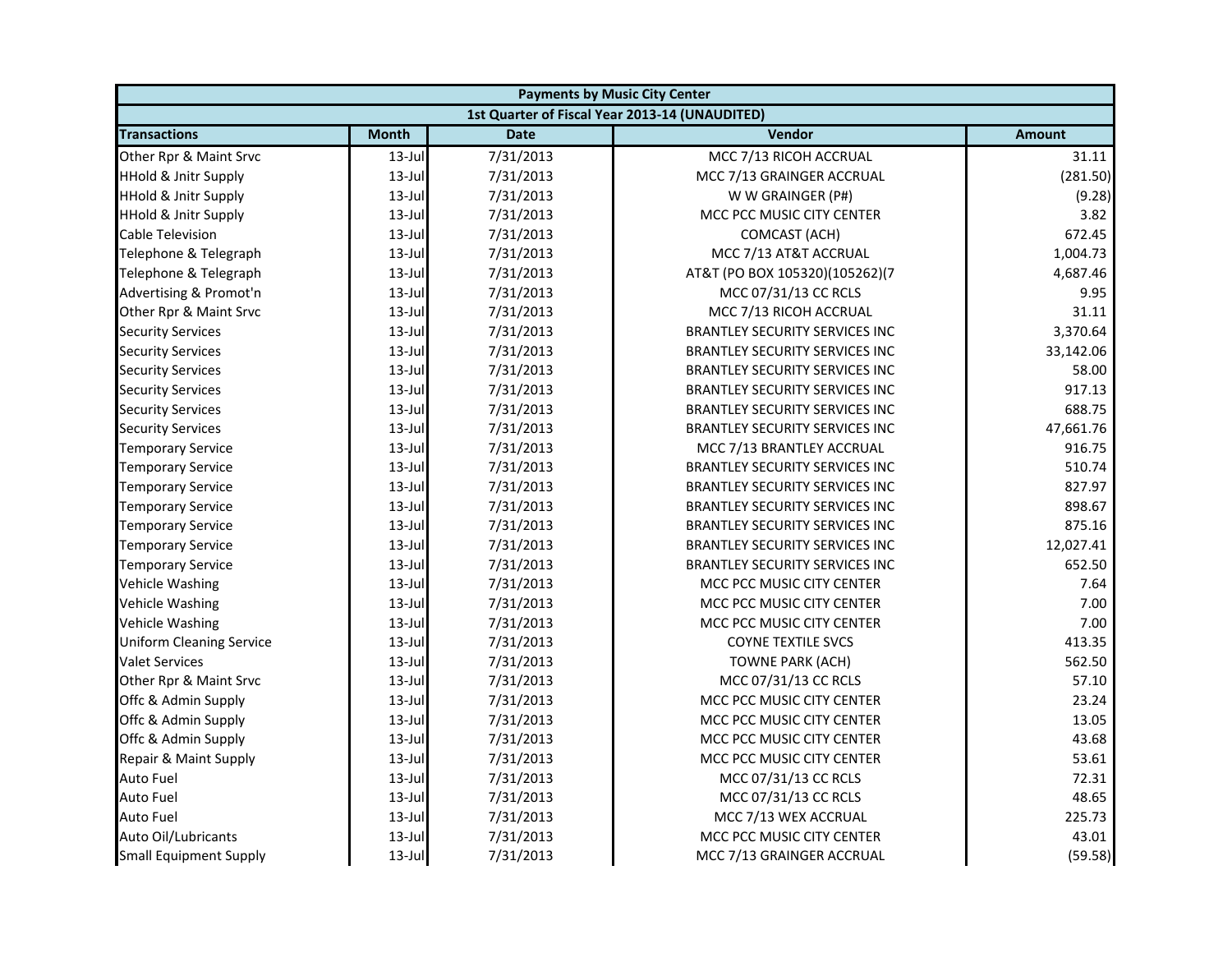| Payments by Music City Center | | | | |
|---|---|---|---|---|
| 1st Quarter of Fiscal Year 2013-14 (UNAUDITED) | | | | |
| **Transactions** | **Month** | **Date** | **Vendor** | **Amount** |
| Other Rpr & Maint Srvc | 13-Jul | 7/31/2013 | MCC 7/13 RICOH ACCRUAL | 31.11 |
| HHold & Jnitr Supply | 13-Jul | 7/31/2013 | MCC 7/13 GRAINGER ACCRUAL | (281.50) |
| HHold & Jnitr Supply | 13-Jul | 7/31/2013 | W W GRAINGER (P#) | (9.28) |
| HHold & Jnitr Supply | 13-Jul | 7/31/2013 | MCC PCC MUSIC CITY CENTER | 3.82 |
| Cable Television | 13-Jul | 7/31/2013 | COMCAST (ACH) | 672.45 |
| Telephone & Telegraph | 13-Jul | 7/31/2013 | MCC 7/13 AT&T ACCRUAL | 1,004.73 |
| Telephone & Telegraph | 13-Jul | 7/31/2013 | AT&T (PO BOX 105320)(105262)(7 | 4,687.46 |
| Advertising & Promot'n | 13-Jul | 7/31/2013 | MCC 07/31/13 CC RCLS | 9.95 |
| Other Rpr & Maint Srvc | 13-Jul | 7/31/2013 | MCC 7/13 RICOH ACCRUAL | 31.11 |
| Security Services | 13-Jul | 7/31/2013 | BRANTLEY SECURITY SERVICES INC | 3,370.64 |
| Security Services | 13-Jul | 7/31/2013 | BRANTLEY SECURITY SERVICES INC | 33,142.06 |
| Security Services | 13-Jul | 7/31/2013 | BRANTLEY SECURITY SERVICES INC | 58.00 |
| Security Services | 13-Jul | 7/31/2013 | BRANTLEY SECURITY SERVICES INC | 917.13 |
| Security Services | 13-Jul | 7/31/2013 | BRANTLEY SECURITY SERVICES INC | 688.75 |
| Security Services | 13-Jul | 7/31/2013 | BRANTLEY SECURITY SERVICES INC | 47,661.76 |
| Temporary Service | 13-Jul | 7/31/2013 | MCC 7/13 BRANTLEY ACCRUAL | 916.75 |
| Temporary Service | 13-Jul | 7/31/2013 | BRANTLEY SECURITY SERVICES INC | 510.74 |
| Temporary Service | 13-Jul | 7/31/2013 | BRANTLEY SECURITY SERVICES INC | 827.97 |
| Temporary Service | 13-Jul | 7/31/2013 | BRANTLEY SECURITY SERVICES INC | 898.67 |
| Temporary Service | 13-Jul | 7/31/2013 | BRANTLEY SECURITY SERVICES INC | 875.16 |
| Temporary Service | 13-Jul | 7/31/2013 | BRANTLEY SECURITY SERVICES INC | 12,027.41 |
| Temporary Service | 13-Jul | 7/31/2013 | BRANTLEY SECURITY SERVICES INC | 652.50 |
| Vehicle Washing | 13-Jul | 7/31/2013 | MCC PCC MUSIC CITY CENTER | 7.64 |
| Vehicle Washing | 13-Jul | 7/31/2013 | MCC PCC MUSIC CITY CENTER | 7.00 |
| Vehicle Washing | 13-Jul | 7/31/2013 | MCC PCC MUSIC CITY CENTER | 7.00 |
| Uniform Cleaning Service | 13-Jul | 7/31/2013 | COYNE TEXTILE SVCS | 413.35 |
| Valet Services | 13-Jul | 7/31/2013 | TOWNE PARK (ACH) | 562.50 |
| Other Rpr & Maint Srvc | 13-Jul | 7/31/2013 | MCC 07/31/13 CC RCLS | 57.10 |
| Offc & Admin Supply | 13-Jul | 7/31/2013 | MCC PCC MUSIC CITY CENTER | 23.24 |
| Offc & Admin Supply | 13-Jul | 7/31/2013 | MCC PCC MUSIC CITY CENTER | 13.05 |
| Offc & Admin Supply | 13-Jul | 7/31/2013 | MCC PCC MUSIC CITY CENTER | 43.68 |
| Repair & Maint Supply | 13-Jul | 7/31/2013 | MCC PCC MUSIC CITY CENTER | 53.61 |
| Auto Fuel | 13-Jul | 7/31/2013 | MCC 07/31/13 CC RCLS | 72.31 |
| Auto Fuel | 13-Jul | 7/31/2013 | MCC 07/31/13 CC RCLS | 48.65 |
| Auto Fuel | 13-Jul | 7/31/2013 | MCC 7/13 WEX ACCRUAL | 225.73 |
| Auto Oil/Lubricants | 13-Jul | 7/31/2013 | MCC PCC MUSIC CITY CENTER | 43.01 |
| Small Equipment Supply | 13-Jul | 7/31/2013 | MCC 7/13 GRAINGER ACCRUAL | (59.58) |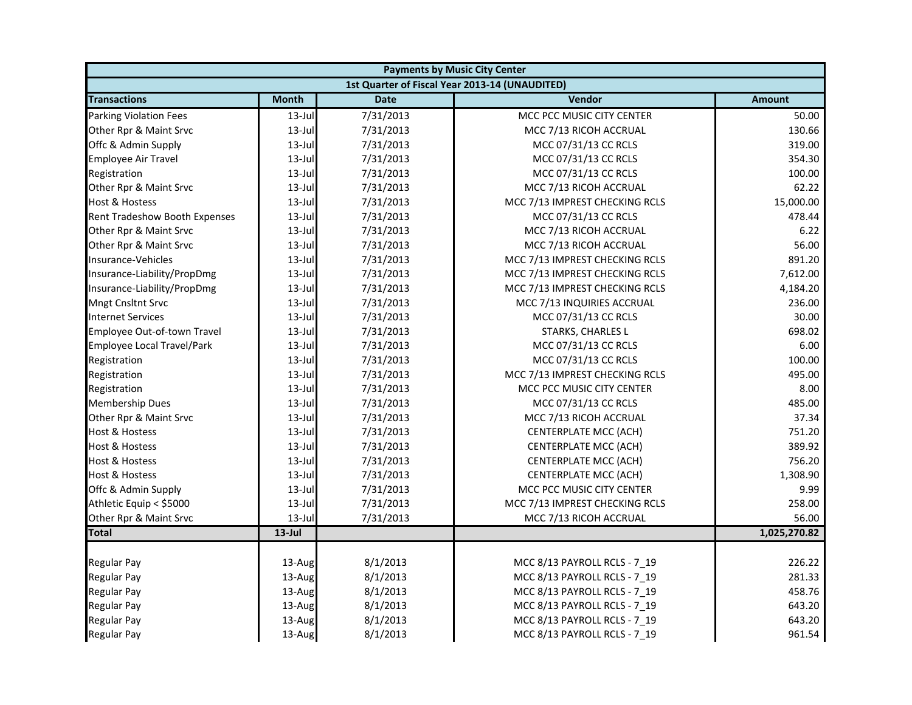| Payments by Music City Center | | | | |
|---|---|---|---|---|
| 1st Quarter of Fiscal Year 2013-14 (UNAUDITED) | | | | |
| **Transactions** | **Month** | **Date** | **Vendor** | **Amount** |
| Parking Violation Fees | 13-Jul | 7/31/2013 | MCC PCC MUSIC CITY CENTER | 50.00 |
| Other Rpr & Maint Srvc | 13-Jul | 7/31/2013 | MCC 7/13 RICOH ACCRUAL | 130.66 |
| Offc & Admin Supply | 13-Jul | 7/31/2013 | MCC 07/31/13 CC RCLS | 319.00 |
| Employee Air Travel | 13-Jul | 7/31/2013 | MCC 07/31/13 CC RCLS | 354.30 |
| Registration | 13-Jul | 7/31/2013 | MCC 07/31/13 CC RCLS | 100.00 |
| Other Rpr & Maint Srvc | 13-Jul | 7/31/2013 | MCC 7/13 RICOH ACCRUAL | 62.22 |
| Host & Hostess | 13-Jul | 7/31/2013 | MCC 7/13 IMPREST CHECKING RCLS | 15,000.00 |
| Rent Tradeshow Booth Expenses | 13-Jul | 7/31/2013 | MCC 07/31/13 CC RCLS | 478.44 |
| Other Rpr & Maint Srvc | 13-Jul | 7/31/2013 | MCC 7/13 RICOH ACCRUAL | 6.22 |
| Other Rpr & Maint Srvc | 13-Jul | 7/31/2013 | MCC 7/13 RICOH ACCRUAL | 56.00 |
| Insurance-Vehicles | 13-Jul | 7/31/2013 | MCC 7/13 IMPREST CHECKING RCLS | 891.20 |
| Insurance-Liability/PropDmg | 13-Jul | 7/31/2013 | MCC 7/13 IMPREST CHECKING RCLS | 7,612.00 |
| Insurance-Liability/PropDmg | 13-Jul | 7/31/2013 | MCC 7/13 IMPREST CHECKING RCLS | 4,184.20 |
| Mngt Cnsltnt Srvc | 13-Jul | 7/31/2013 | MCC 7/13 INQUIRIES ACCRUAL | 236.00 |
| Internet Services | 13-Jul | 7/31/2013 | MCC 07/31/13 CC RCLS | 30.00 |
| Employee Out-of-town Travel | 13-Jul | 7/31/2013 | STARKS, CHARLES L | 698.02 |
| Employee Local Travel/Park | 13-Jul | 7/31/2013 | MCC 07/31/13 CC RCLS | 6.00 |
| Registration | 13-Jul | 7/31/2013 | MCC 07/31/13 CC RCLS | 100.00 |
| Registration | 13-Jul | 7/31/2013 | MCC 7/13 IMPREST CHECKING RCLS | 495.00 |
| Registration | 13-Jul | 7/31/2013 | MCC PCC MUSIC CITY CENTER | 8.00 |
| Membership Dues | 13-Jul | 7/31/2013 | MCC 07/31/13 CC RCLS | 485.00 |
| Other Rpr & Maint Srvc | 13-Jul | 7/31/2013 | MCC 7/13 RICOH ACCRUAL | 37.34 |
| Host & Hostess | 13-Jul | 7/31/2013 | CENTERPLATE MCC (ACH) | 751.20 |
| Host & Hostess | 13-Jul | 7/31/2013 | CENTERPLATE MCC (ACH) | 389.92 |
| Host & Hostess | 13-Jul | 7/31/2013 | CENTERPLATE MCC (ACH) | 756.20 |
| Host & Hostess | 13-Jul | 7/31/2013 | CENTERPLATE MCC (ACH) | 1,308.90 |
| Offc & Admin Supply | 13-Jul | 7/31/2013 | MCC PCC MUSIC CITY CENTER | 9.99 |
| Athletic Equip < $5000 | 13-Jul | 7/31/2013 | MCC 7/13 IMPREST CHECKING RCLS | 258.00 |
| Other Rpr & Maint Srvc | 13-Jul | 7/31/2013 | MCC 7/13 RICOH ACCRUAL | 56.00 |
| **Total** | **13-Jul** | | | **1,025,270.82** |
| | | | | |
| Regular Pay | 13-Aug | 8/1/2013 | MCC 8/13 PAYROLL RCLS - 7_19 | 226.22 |
| Regular Pay | 13-Aug | 8/1/2013 | MCC 8/13 PAYROLL RCLS - 7_19 | 281.33 |
| Regular Pay | 13-Aug | 8/1/2013 | MCC 8/13 PAYROLL RCLS - 7_19 | 458.76 |
| Regular Pay | 13-Aug | 8/1/2013 | MCC 8/13 PAYROLL RCLS - 7_19 | 643.20 |
| Regular Pay | 13-Aug | 8/1/2013 | MCC 8/13 PAYROLL RCLS - 7_19 | 643.20 |
| Regular Pay | 13-Aug | 8/1/2013 | MCC 8/13 PAYROLL RCLS - 7_19 | 961.54 |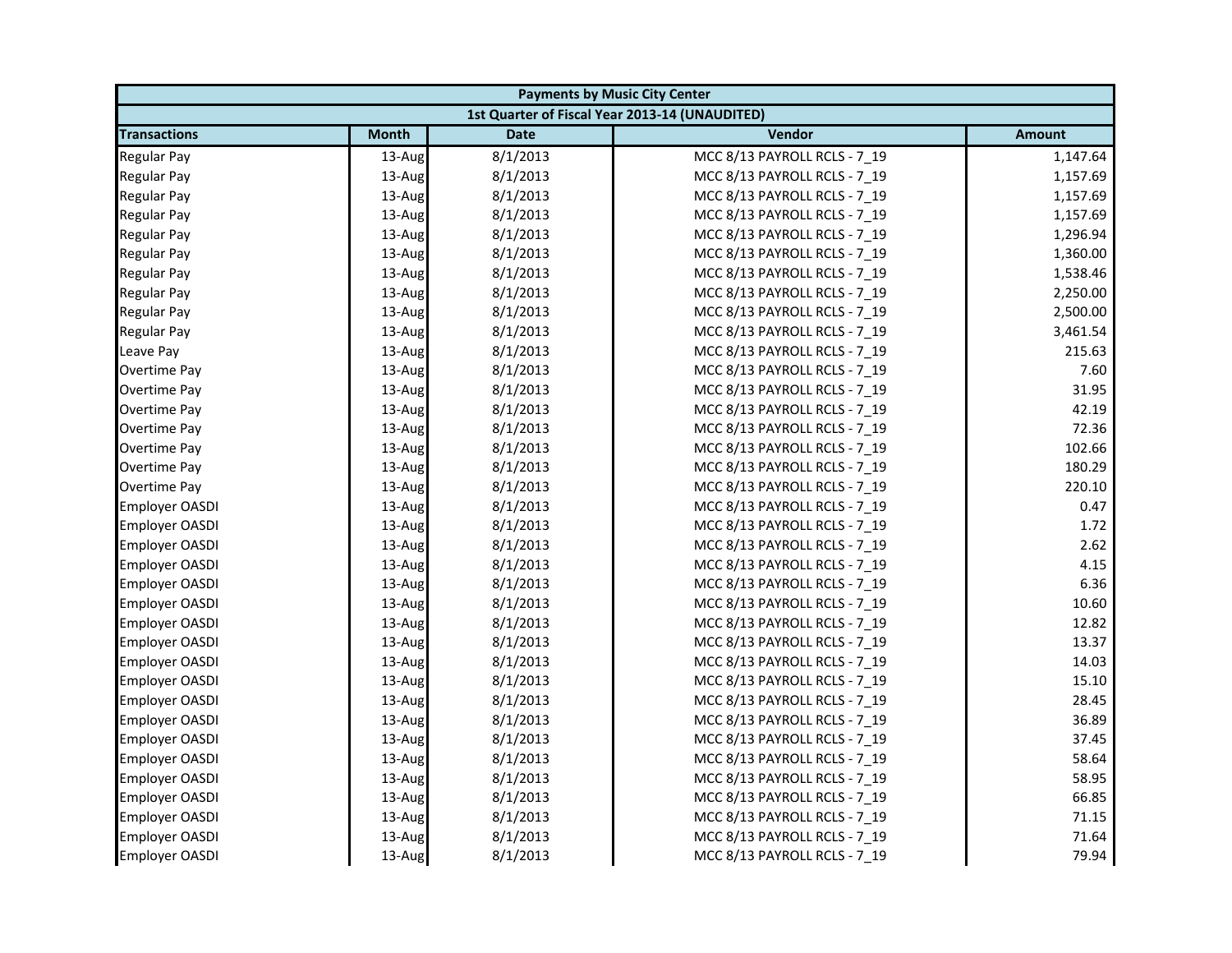| Payments by Music City Center | | | | |
|---|---|---|---|---|
| 1st Quarter of Fiscal Year 2013-14 (UNAUDITED) | | | | |
| **Transactions** | **Month** | **Date** | **Vendor** | **Amount** |
| Regular Pay | 13-Aug | 8/1/2013 | MCC 8/13 PAYROLL RCLS - 7_19 | 1,147.64 |
| Regular Pay | 13-Aug | 8/1/2013 | MCC 8/13 PAYROLL RCLS - 7_19 | 1,157.69 |
| Regular Pay | 13-Aug | 8/1/2013 | MCC 8/13 PAYROLL RCLS - 7_19 | 1,157.69 |
| Regular Pay | 13-Aug | 8/1/2013 | MCC 8/13 PAYROLL RCLS - 7_19 | 1,157.69 |
| Regular Pay | 13-Aug | 8/1/2013 | MCC 8/13 PAYROLL RCLS - 7_19 | 1,296.94 |
| Regular Pay | 13-Aug | 8/1/2013 | MCC 8/13 PAYROLL RCLS - 7_19 | 1,360.00 |
| Regular Pay | 13-Aug | 8/1/2013 | MCC 8/13 PAYROLL RCLS - 7_19 | 1,538.46 |
| Regular Pay | 13-Aug | 8/1/2013 | MCC 8/13 PAYROLL RCLS - 7_19 | 2,250.00 |
| Regular Pay | 13-Aug | 8/1/2013 | MCC 8/13 PAYROLL RCLS - 7_19 | 2,500.00 |
| Regular Pay | 13-Aug | 8/1/2013 | MCC 8/13 PAYROLL RCLS - 7_19 | 3,461.54 |
| Leave Pay | 13-Aug | 8/1/2013 | MCC 8/13 PAYROLL RCLS - 7_19 | 215.63 |
| Overtime Pay | 13-Aug | 8/1/2013 | MCC 8/13 PAYROLL RCLS - 7_19 | 7.60 |
| Overtime Pay | 13-Aug | 8/1/2013 | MCC 8/13 PAYROLL RCLS - 7_19 | 31.95 |
| Overtime Pay | 13-Aug | 8/1/2013 | MCC 8/13 PAYROLL RCLS - 7_19 | 42.19 |
| Overtime Pay | 13-Aug | 8/1/2013 | MCC 8/13 PAYROLL RCLS - 7_19 | 72.36 |
| Overtime Pay | 13-Aug | 8/1/2013 | MCC 8/13 PAYROLL RCLS - 7_19 | 102.66 |
| Overtime Pay | 13-Aug | 8/1/2013 | MCC 8/13 PAYROLL RCLS - 7_19 | 180.29 |
| Overtime Pay | 13-Aug | 8/1/2013 | MCC 8/13 PAYROLL RCLS - 7_19 | 220.10 |
| Employer OASDI | 13-Aug | 8/1/2013 | MCC 8/13 PAYROLL RCLS - 7_19 | 0.47 |
| Employer OASDI | 13-Aug | 8/1/2013 | MCC 8/13 PAYROLL RCLS - 7_19 | 1.72 |
| Employer OASDI | 13-Aug | 8/1/2013 | MCC 8/13 PAYROLL RCLS - 7_19 | 2.62 |
| Employer OASDI | 13-Aug | 8/1/2013 | MCC 8/13 PAYROLL RCLS - 7_19 | 4.15 |
| Employer OASDI | 13-Aug | 8/1/2013 | MCC 8/13 PAYROLL RCLS - 7_19 | 6.36 |
| Employer OASDI | 13-Aug | 8/1/2013 | MCC 8/13 PAYROLL RCLS - 7_19 | 10.60 |
| Employer OASDI | 13-Aug | 8/1/2013 | MCC 8/13 PAYROLL RCLS - 7_19 | 12.82 |
| Employer OASDI | 13-Aug | 8/1/2013 | MCC 8/13 PAYROLL RCLS - 7_19 | 13.37 |
| Employer OASDI | 13-Aug | 8/1/2013 | MCC 8/13 PAYROLL RCLS - 7_19 | 14.03 |
| Employer OASDI | 13-Aug | 8/1/2013 | MCC 8/13 PAYROLL RCLS - 7_19 | 15.10 |
| Employer OASDI | 13-Aug | 8/1/2013 | MCC 8/13 PAYROLL RCLS - 7_19 | 28.45 |
| Employer OASDI | 13-Aug | 8/1/2013 | MCC 8/13 PAYROLL RCLS - 7_19 | 36.89 |
| Employer OASDI | 13-Aug | 8/1/2013 | MCC 8/13 PAYROLL RCLS - 7_19 | 37.45 |
| Employer OASDI | 13-Aug | 8/1/2013 | MCC 8/13 PAYROLL RCLS - 7_19 | 58.64 |
| Employer OASDI | 13-Aug | 8/1/2013 | MCC 8/13 PAYROLL RCLS - 7_19 | 58.95 |
| Employer OASDI | 13-Aug | 8/1/2013 | MCC 8/13 PAYROLL RCLS - 7_19 | 66.85 |
| Employer OASDI | 13-Aug | 8/1/2013 | MCC 8/13 PAYROLL RCLS - 7_19 | 71.15 |
| Employer OASDI | 13-Aug | 8/1/2013 | MCC 8/13 PAYROLL RCLS - 7_19 | 71.64 |
| Employer OASDI | 13-Aug | 8/1/2013 | MCC 8/13 PAYROLL RCLS - 7_19 | 79.94 |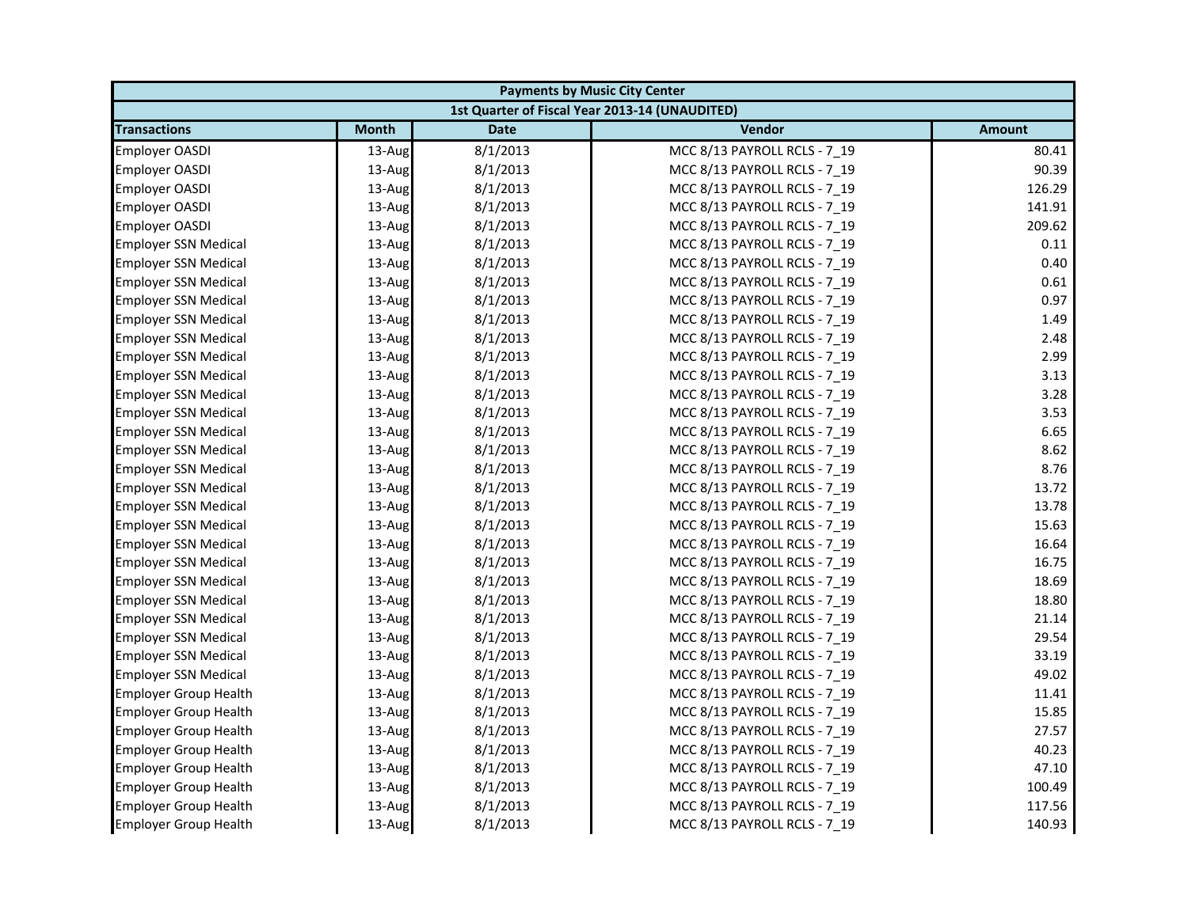| Payments by Music City Center | | | | |
|---|---|---|---|---|
| 1st Quarter of Fiscal Year 2013-14 (UNAUDITED) | | | | |
| **Transactions** | **Month** | **Date** | **Vendor** | **Amount** |
| Employer OASDI | 13-Aug | 8/1/2013 | MCC 8/13 PAYROLL RCLS - 7_19 | 80.41 |
| Employer OASDI | 13-Aug | 8/1/2013 | MCC 8/13 PAYROLL RCLS - 7_19 | 90.39 |
| Employer OASDI | 13-Aug | 8/1/2013 | MCC 8/13 PAYROLL RCLS - 7_19 | 126.29 |
| Employer OASDI | 13-Aug | 8/1/2013 | MCC 8/13 PAYROLL RCLS - 7_19 | 141.91 |
| Employer OASDI | 13-Aug | 8/1/2013 | MCC 8/13 PAYROLL RCLS - 7_19 | 209.62 |
| Employer SSN Medical | 13-Aug | 8/1/2013 | MCC 8/13 PAYROLL RCLS - 7_19 | 0.11 |
| Employer SSN Medical | 13-Aug | 8/1/2013 | MCC 8/13 PAYROLL RCLS - 7_19 | 0.40 |
| Employer SSN Medical | 13-Aug | 8/1/2013 | MCC 8/13 PAYROLL RCLS - 7_19 | 0.61 |
| Employer SSN Medical | 13-Aug | 8/1/2013 | MCC 8/13 PAYROLL RCLS - 7_19 | 0.97 |
| Employer SSN Medical | 13-Aug | 8/1/2013 | MCC 8/13 PAYROLL RCLS - 7_19 | 1.49 |
| Employer SSN Medical | 13-Aug | 8/1/2013 | MCC 8/13 PAYROLL RCLS - 7_19 | 2.48 |
| Employer SSN Medical | 13-Aug | 8/1/2013 | MCC 8/13 PAYROLL RCLS - 7_19 | 2.99 |
| Employer SSN Medical | 13-Aug | 8/1/2013 | MCC 8/13 PAYROLL RCLS - 7_19 | 3.13 |
| Employer SSN Medical | 13-Aug | 8/1/2013 | MCC 8/13 PAYROLL RCLS - 7_19 | 3.28 |
| Employer SSN Medical | 13-Aug | 8/1/2013 | MCC 8/13 PAYROLL RCLS - 7_19 | 3.53 |
| Employer SSN Medical | 13-Aug | 8/1/2013 | MCC 8/13 PAYROLL RCLS - 7_19 | 6.65 |
| Employer SSN Medical | 13-Aug | 8/1/2013 | MCC 8/13 PAYROLL RCLS - 7_19 | 8.62 |
| Employer SSN Medical | 13-Aug | 8/1/2013 | MCC 8/13 PAYROLL RCLS - 7_19 | 8.76 |
| Employer SSN Medical | 13-Aug | 8/1/2013 | MCC 8/13 PAYROLL RCLS - 7_19 | 13.72 |
| Employer SSN Medical | 13-Aug | 8/1/2013 | MCC 8/13 PAYROLL RCLS - 7_19 | 13.78 |
| Employer SSN Medical | 13-Aug | 8/1/2013 | MCC 8/13 PAYROLL RCLS - 7_19 | 15.63 |
| Employer SSN Medical | 13-Aug | 8/1/2013 | MCC 8/13 PAYROLL RCLS - 7_19 | 16.64 |
| Employer SSN Medical | 13-Aug | 8/1/2013 | MCC 8/13 PAYROLL RCLS - 7_19 | 16.75 |
| Employer SSN Medical | 13-Aug | 8/1/2013 | MCC 8/13 PAYROLL RCLS - 7_19 | 18.69 |
| Employer SSN Medical | 13-Aug | 8/1/2013 | MCC 8/13 PAYROLL RCLS - 7_19 | 18.80 |
| Employer SSN Medical | 13-Aug | 8/1/2013 | MCC 8/13 PAYROLL RCLS - 7_19 | 21.14 |
| Employer SSN Medical | 13-Aug | 8/1/2013 | MCC 8/13 PAYROLL RCLS - 7_19 | 29.54 |
| Employer SSN Medical | 13-Aug | 8/1/2013 | MCC 8/13 PAYROLL RCLS - 7_19 | 33.19 |
| Employer SSN Medical | 13-Aug | 8/1/2013 | MCC 8/13 PAYROLL RCLS - 7_19 | 49.02 |
| Employer Group Health | 13-Aug | 8/1/2013 | MCC 8/13 PAYROLL RCLS - 7_19 | 11.41 |
| Employer Group Health | 13-Aug | 8/1/2013 | MCC 8/13 PAYROLL RCLS - 7_19 | 15.85 |
| Employer Group Health | 13-Aug | 8/1/2013 | MCC 8/13 PAYROLL RCLS - 7_19 | 27.57 |
| Employer Group Health | 13-Aug | 8/1/2013 | MCC 8/13 PAYROLL RCLS - 7_19 | 40.23 |
| Employer Group Health | 13-Aug | 8/1/2013 | MCC 8/13 PAYROLL RCLS - 7_19 | 47.10 |
| Employer Group Health | 13-Aug | 8/1/2013 | MCC 8/13 PAYROLL RCLS - 7_19 | 100.49 |
| Employer Group Health | 13-Aug | 8/1/2013 | MCC 8/13 PAYROLL RCLS - 7_19 | 117.56 |
| Employer Group Health | 13-Aug | 8/1/2013 | MCC 8/13 PAYROLL RCLS - 7_19 | 140.93 |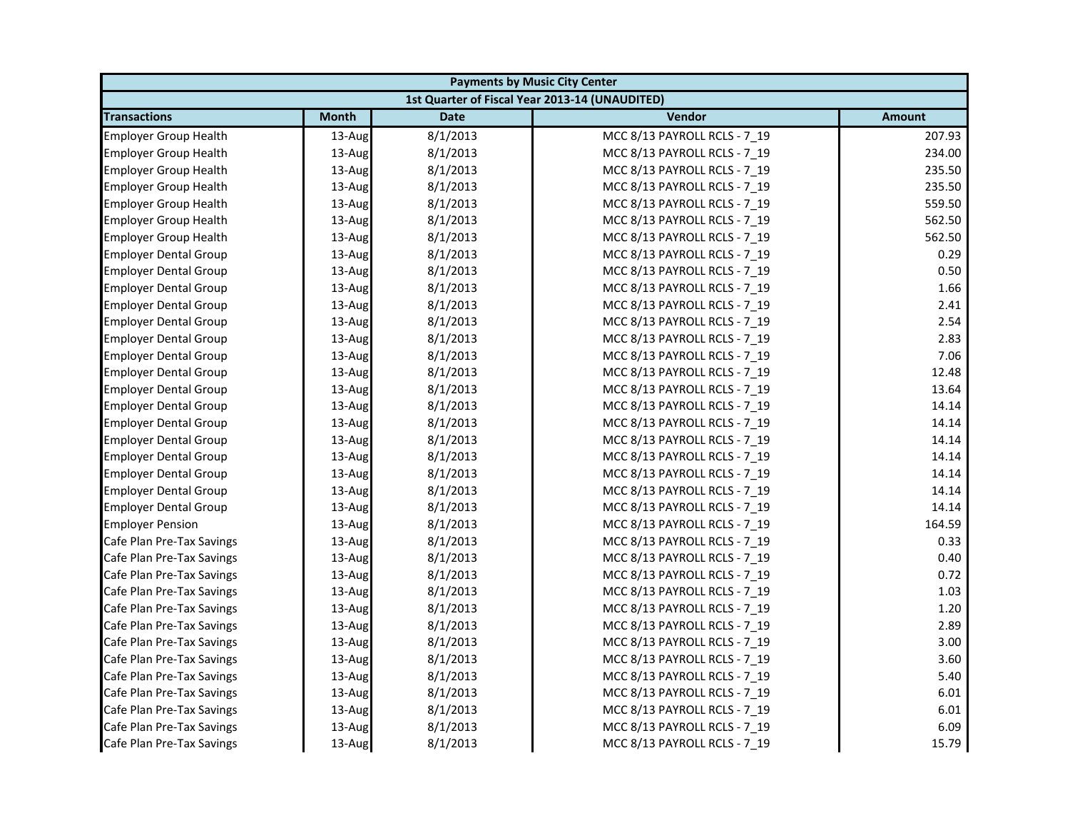| Payments by Music City Center | | | | |
|---|---|---|---|---|
| 1st Quarter of Fiscal Year 2013-14 (UNAUDITED) | | | | |
| **Transactions** | **Month** | **Date** | **Vendor** | **Amount** |
| Employer Group Health | 13-Aug | 8/1/2013 | MCC 8/13 PAYROLL RCLS - 7_19 | 207.93 |
| Employer Group Health | 13-Aug | 8/1/2013 | MCC 8/13 PAYROLL RCLS - 7_19 | 234.00 |
| Employer Group Health | 13-Aug | 8/1/2013 | MCC 8/13 PAYROLL RCLS - 7_19 | 235.50 |
| Employer Group Health | 13-Aug | 8/1/2013 | MCC 8/13 PAYROLL RCLS - 7_19 | 235.50 |
| Employer Group Health | 13-Aug | 8/1/2013 | MCC 8/13 PAYROLL RCLS - 7_19 | 559.50 |
| Employer Group Health | 13-Aug | 8/1/2013 | MCC 8/13 PAYROLL RCLS - 7_19 | 562.50 |
| Employer Group Health | 13-Aug | 8/1/2013 | MCC 8/13 PAYROLL RCLS - 7_19 | 562.50 |
| Employer Dental Group | 13-Aug | 8/1/2013 | MCC 8/13 PAYROLL RCLS - 7_19 | 0.29 |
| Employer Dental Group | 13-Aug | 8/1/2013 | MCC 8/13 PAYROLL RCLS - 7_19 | 0.50 |
| Employer Dental Group | 13-Aug | 8/1/2013 | MCC 8/13 PAYROLL RCLS - 7_19 | 1.66 |
| Employer Dental Group | 13-Aug | 8/1/2013 | MCC 8/13 PAYROLL RCLS - 7_19 | 2.41 |
| Employer Dental Group | 13-Aug | 8/1/2013 | MCC 8/13 PAYROLL RCLS - 7_19 | 2.54 |
| Employer Dental Group | 13-Aug | 8/1/2013 | MCC 8/13 PAYROLL RCLS - 7_19 | 2.83 |
| Employer Dental Group | 13-Aug | 8/1/2013 | MCC 8/13 PAYROLL RCLS - 7_19 | 7.06 |
| Employer Dental Group | 13-Aug | 8/1/2013 | MCC 8/13 PAYROLL RCLS - 7_19 | 12.48 |
| Employer Dental Group | 13-Aug | 8/1/2013 | MCC 8/13 PAYROLL RCLS - 7_19 | 13.64 |
| Employer Dental Group | 13-Aug | 8/1/2013 | MCC 8/13 PAYROLL RCLS - 7_19 | 14.14 |
| Employer Dental Group | 13-Aug | 8/1/2013 | MCC 8/13 PAYROLL RCLS - 7_19 | 14.14 |
| Employer Dental Group | 13-Aug | 8/1/2013 | MCC 8/13 PAYROLL RCLS - 7_19 | 14.14 |
| Employer Dental Group | 13-Aug | 8/1/2013 | MCC 8/13 PAYROLL RCLS - 7_19 | 14.14 |
| Employer Dental Group | 13-Aug | 8/1/2013 | MCC 8/13 PAYROLL RCLS - 7_19 | 14.14 |
| Employer Dental Group | 13-Aug | 8/1/2013 | MCC 8/13 PAYROLL RCLS - 7_19 | 14.14 |
| Employer Dental Group | 13-Aug | 8/1/2013 | MCC 8/13 PAYROLL RCLS - 7_19 | 14.14 |
| Employer Pension | 13-Aug | 8/1/2013 | MCC 8/13 PAYROLL RCLS - 7_19 | 164.59 |
| Cafe Plan Pre-Tax Savings | 13-Aug | 8/1/2013 | MCC 8/13 PAYROLL RCLS - 7_19 | 0.33 |
| Cafe Plan Pre-Tax Savings | 13-Aug | 8/1/2013 | MCC 8/13 PAYROLL RCLS - 7_19 | 0.40 |
| Cafe Plan Pre-Tax Savings | 13-Aug | 8/1/2013 | MCC 8/13 PAYROLL RCLS - 7_19 | 0.72 |
| Cafe Plan Pre-Tax Savings | 13-Aug | 8/1/2013 | MCC 8/13 PAYROLL RCLS - 7_19 | 1.03 |
| Cafe Plan Pre-Tax Savings | 13-Aug | 8/1/2013 | MCC 8/13 PAYROLL RCLS - 7_19 | 1.20 |
| Cafe Plan Pre-Tax Savings | 13-Aug | 8/1/2013 | MCC 8/13 PAYROLL RCLS - 7_19 | 2.89 |
| Cafe Plan Pre-Tax Savings | 13-Aug | 8/1/2013 | MCC 8/13 PAYROLL RCLS - 7_19 | 3.00 |
| Cafe Plan Pre-Tax Savings | 13-Aug | 8/1/2013 | MCC 8/13 PAYROLL RCLS - 7_19 | 3.60 |
| Cafe Plan Pre-Tax Savings | 13-Aug | 8/1/2013 | MCC 8/13 PAYROLL RCLS - 7_19 | 5.40 |
| Cafe Plan Pre-Tax Savings | 13-Aug | 8/1/2013 | MCC 8/13 PAYROLL RCLS - 7_19 | 6.01 |
| Cafe Plan Pre-Tax Savings | 13-Aug | 8/1/2013 | MCC 8/13 PAYROLL RCLS - 7_19 | 6.01 |
| Cafe Plan Pre-Tax Savings | 13-Aug | 8/1/2013 | MCC 8/13 PAYROLL RCLS - 7_19 | 6.09 |
| Cafe Plan Pre-Tax Savings | 13-Aug | 8/1/2013 | MCC 8/13 PAYROLL RCLS - 7_19 | 15.79 |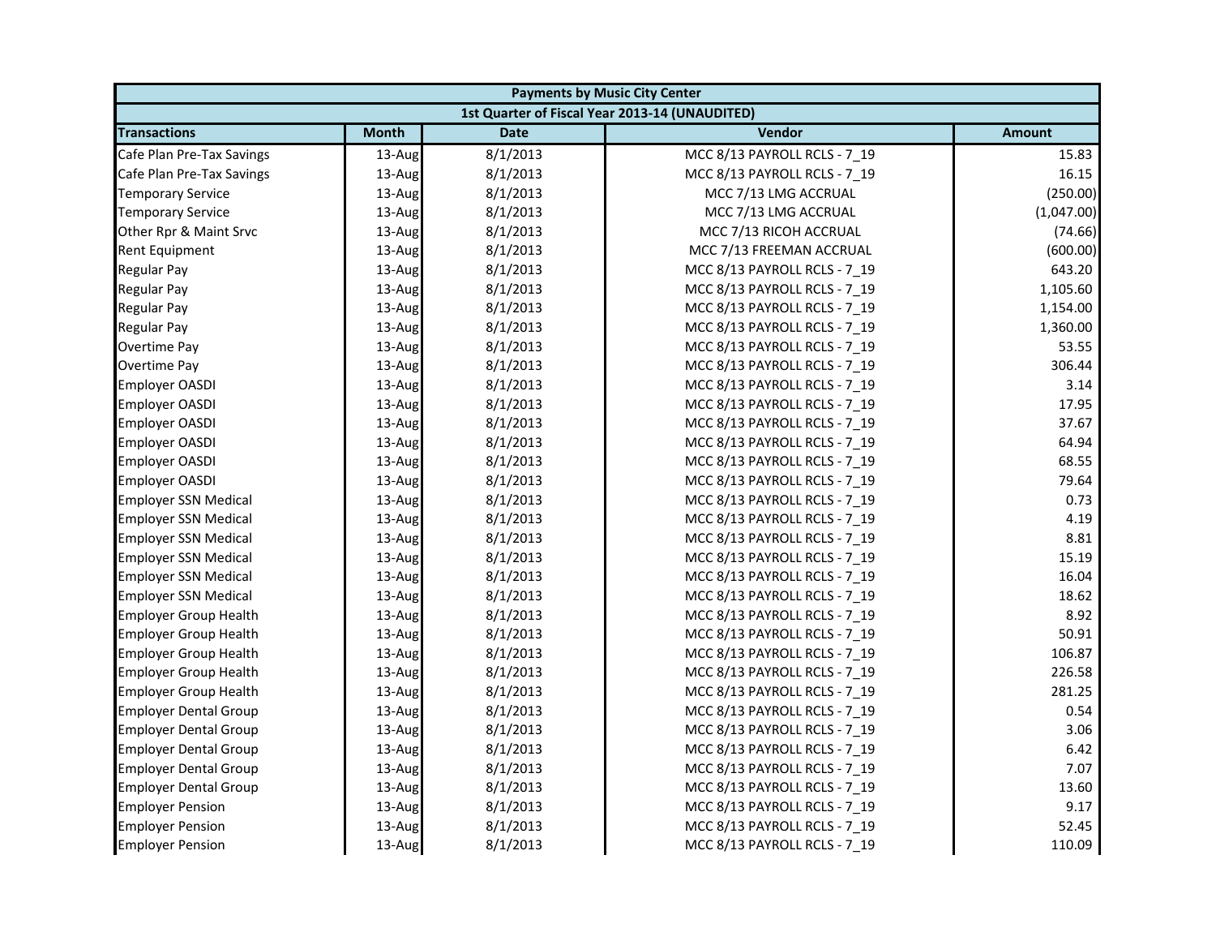| Payments by Music City Center | | | | |
|---|---|---|---|---|
| 1st Quarter of Fiscal Year 2013-14 (UNAUDITED) | | | | |
| **Transactions** | **Month** | **Date** | **Vendor** | **Amount** |
| Cafe Plan Pre-Tax Savings | 13-Aug | 8/1/2013 | MCC 8/13 PAYROLL RCLS - 7_19 | 15.83 |
| Cafe Plan Pre-Tax Savings | 13-Aug | 8/1/2013 | MCC 8/13 PAYROLL RCLS - 7_19 | 16.15 |
| Temporary Service | 13-Aug | 8/1/2013 | MCC 7/13 LMG ACCRUAL | (250.00) |
| Temporary Service | 13-Aug | 8/1/2013 | MCC 7/13 LMG ACCRUAL | (1,047.00) |
| Other Rpr & Maint Srvc | 13-Aug | 8/1/2013 | MCC 7/13 RICOH ACCRUAL | (74.66) |
| Rent Equipment | 13-Aug | 8/1/2013 | MCC 7/13 FREEMAN ACCRUAL | (600.00) |
| Regular Pay | 13-Aug | 8/1/2013 | MCC 8/13 PAYROLL RCLS - 7_19 | 643.20 |
| Regular Pay | 13-Aug | 8/1/2013 | MCC 8/13 PAYROLL RCLS - 7_19 | 1,105.60 |
| Regular Pay | 13-Aug | 8/1/2013 | MCC 8/13 PAYROLL RCLS - 7_19 | 1,154.00 |
| Regular Pay | 13-Aug | 8/1/2013 | MCC 8/13 PAYROLL RCLS - 7_19 | 1,360.00 |
| Overtime Pay | 13-Aug | 8/1/2013 | MCC 8/13 PAYROLL RCLS - 7_19 | 53.55 |
| Overtime Pay | 13-Aug | 8/1/2013 | MCC 8/13 PAYROLL RCLS - 7_19 | 306.44 |
| Employer OASDI | 13-Aug | 8/1/2013 | MCC 8/13 PAYROLL RCLS - 7_19 | 3.14 |
| Employer OASDI | 13-Aug | 8/1/2013 | MCC 8/13 PAYROLL RCLS - 7_19 | 17.95 |
| Employer OASDI | 13-Aug | 8/1/2013 | MCC 8/13 PAYROLL RCLS - 7_19 | 37.67 |
| Employer OASDI | 13-Aug | 8/1/2013 | MCC 8/13 PAYROLL RCLS - 7_19 | 64.94 |
| Employer OASDI | 13-Aug | 8/1/2013 | MCC 8/13 PAYROLL RCLS - 7_19 | 68.55 |
| Employer OASDI | 13-Aug | 8/1/2013 | MCC 8/13 PAYROLL RCLS - 7_19 | 79.64 |
| Employer SSN Medical | 13-Aug | 8/1/2013 | MCC 8/13 PAYROLL RCLS - 7_19 | 0.73 |
| Employer SSN Medical | 13-Aug | 8/1/2013 | MCC 8/13 PAYROLL RCLS - 7_19 | 4.19 |
| Employer SSN Medical | 13-Aug | 8/1/2013 | MCC 8/13 PAYROLL RCLS - 7_19 | 8.81 |
| Employer SSN Medical | 13-Aug | 8/1/2013 | MCC 8/13 PAYROLL RCLS - 7_19 | 15.19 |
| Employer SSN Medical | 13-Aug | 8/1/2013 | MCC 8/13 PAYROLL RCLS - 7_19 | 16.04 |
| Employer SSN Medical | 13-Aug | 8/1/2013 | MCC 8/13 PAYROLL RCLS - 7_19 | 18.62 |
| Employer Group Health | 13-Aug | 8/1/2013 | MCC 8/13 PAYROLL RCLS - 7_19 | 8.92 |
| Employer Group Health | 13-Aug | 8/1/2013 | MCC 8/13 PAYROLL RCLS - 7_19 | 50.91 |
| Employer Group Health | 13-Aug | 8/1/2013 | MCC 8/13 PAYROLL RCLS - 7_19 | 106.87 |
| Employer Group Health | 13-Aug | 8/1/2013 | MCC 8/13 PAYROLL RCLS - 7_19 | 226.58 |
| Employer Group Health | 13-Aug | 8/1/2013 | MCC 8/13 PAYROLL RCLS - 7_19 | 281.25 |
| Employer Dental Group | 13-Aug | 8/1/2013 | MCC 8/13 PAYROLL RCLS - 7_19 | 0.54 |
| Employer Dental Group | 13-Aug | 8/1/2013 | MCC 8/13 PAYROLL RCLS - 7_19 | 3.06 |
| Employer Dental Group | 13-Aug | 8/1/2013 | MCC 8/13 PAYROLL RCLS - 7_19 | 6.42 |
| Employer Dental Group | 13-Aug | 8/1/2013 | MCC 8/13 PAYROLL RCLS - 7_19 | 7.07 |
| Employer Dental Group | 13-Aug | 8/1/2013 | MCC 8/13 PAYROLL RCLS - 7_19 | 13.60 |
| Employer Pension | 13-Aug | 8/1/2013 | MCC 8/13 PAYROLL RCLS - 7_19 | 9.17 |
| Employer Pension | 13-Aug | 8/1/2013 | MCC 8/13 PAYROLL RCLS - 7_19 | 52.45 |
| Employer Pension | 13-Aug | 8/1/2013 | MCC 8/13 PAYROLL RCLS - 7_19 | 110.09 |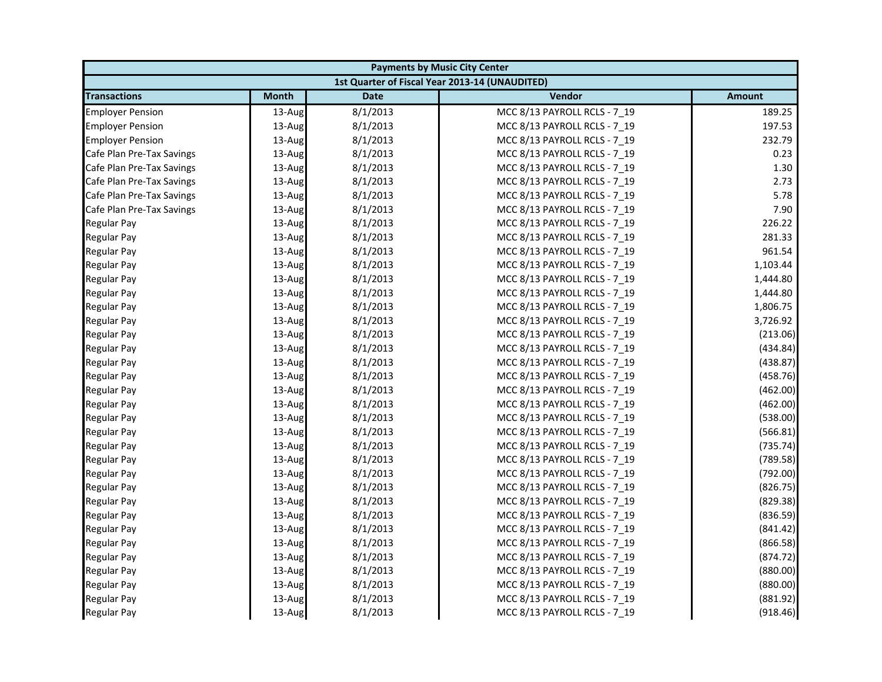| Payments by Music City Center | | | | |
|---|---|---|---|---|
| 1st Quarter of Fiscal Year 2013-14 (UNAUDITED) | | | | |
| **Transactions** | **Month** | **Date** | **Vendor** | **Amount** |
| Employer Pension | 13-Aug | 8/1/2013 | MCC 8/13 PAYROLL RCLS - 7_19 | 189.25 |
| Employer Pension | 13-Aug | 8/1/2013 | MCC 8/13 PAYROLL RCLS - 7_19 | 197.53 |
| Employer Pension | 13-Aug | 8/1/2013 | MCC 8/13 PAYROLL RCLS - 7_19 | 232.79 |
| Cafe Plan Pre-Tax Savings | 13-Aug | 8/1/2013 | MCC 8/13 PAYROLL RCLS - 7_19 | 0.23 |
| Cafe Plan Pre-Tax Savings | 13-Aug | 8/1/2013 | MCC 8/13 PAYROLL RCLS - 7_19 | 1.30 |
| Cafe Plan Pre-Tax Savings | 13-Aug | 8/1/2013 | MCC 8/13 PAYROLL RCLS - 7_19 | 2.73 |
| Cafe Plan Pre-Tax Savings | 13-Aug | 8/1/2013 | MCC 8/13 PAYROLL RCLS - 7_19 | 5.78 |
| Cafe Plan Pre-Tax Savings | 13-Aug | 8/1/2013 | MCC 8/13 PAYROLL RCLS - 7_19 | 7.90 |
| Regular Pay | 13-Aug | 8/1/2013 | MCC 8/13 PAYROLL RCLS - 7_19 | 226.22 |
| Regular Pay | 13-Aug | 8/1/2013 | MCC 8/13 PAYROLL RCLS - 7_19 | 281.33 |
| Regular Pay | 13-Aug | 8/1/2013 | MCC 8/13 PAYROLL RCLS - 7_19 | 961.54 |
| Regular Pay | 13-Aug | 8/1/2013 | MCC 8/13 PAYROLL RCLS - 7_19 | 1,103.44 |
| Regular Pay | 13-Aug | 8/1/2013 | MCC 8/13 PAYROLL RCLS - 7_19 | 1,444.80 |
| Regular Pay | 13-Aug | 8/1/2013 | MCC 8/13 PAYROLL RCLS - 7_19 | 1,444.80 |
| Regular Pay | 13-Aug | 8/1/2013 | MCC 8/13 PAYROLL RCLS - 7_19 | 1,806.75 |
| Regular Pay | 13-Aug | 8/1/2013 | MCC 8/13 PAYROLL RCLS - 7_19 | 3,726.92 |
| Regular Pay | 13-Aug | 8/1/2013 | MCC 8/13 PAYROLL RCLS - 7_19 | (213.06) |
| Regular Pay | 13-Aug | 8/1/2013 | MCC 8/13 PAYROLL RCLS - 7_19 | (434.84) |
| Regular Pay | 13-Aug | 8/1/2013 | MCC 8/13 PAYROLL RCLS - 7_19 | (438.87) |
| Regular Pay | 13-Aug | 8/1/2013 | MCC 8/13 PAYROLL RCLS - 7_19 | (458.76) |
| Regular Pay | 13-Aug | 8/1/2013 | MCC 8/13 PAYROLL RCLS - 7_19 | (462.00) |
| Regular Pay | 13-Aug | 8/1/2013 | MCC 8/13 PAYROLL RCLS - 7_19 | (462.00) |
| Regular Pay | 13-Aug | 8/1/2013 | MCC 8/13 PAYROLL RCLS - 7_19 | (538.00) |
| Regular Pay | 13-Aug | 8/1/2013 | MCC 8/13 PAYROLL RCLS - 7_19 | (566.81) |
| Regular Pay | 13-Aug | 8/1/2013 | MCC 8/13 PAYROLL RCLS - 7_19 | (735.74) |
| Regular Pay | 13-Aug | 8/1/2013 | MCC 8/13 PAYROLL RCLS - 7_19 | (789.58) |
| Regular Pay | 13-Aug | 8/1/2013 | MCC 8/13 PAYROLL RCLS - 7_19 | (792.00) |
| Regular Pay | 13-Aug | 8/1/2013 | MCC 8/13 PAYROLL RCLS - 7_19 | (826.75) |
| Regular Pay | 13-Aug | 8/1/2013 | MCC 8/13 PAYROLL RCLS - 7_19 | (829.38) |
| Regular Pay | 13-Aug | 8/1/2013 | MCC 8/13 PAYROLL RCLS - 7_19 | (836.59) |
| Regular Pay | 13-Aug | 8/1/2013 | MCC 8/13 PAYROLL RCLS - 7_19 | (841.42) |
| Regular Pay | 13-Aug | 8/1/2013 | MCC 8/13 PAYROLL RCLS - 7_19 | (866.58) |
| Regular Pay | 13-Aug | 8/1/2013 | MCC 8/13 PAYROLL RCLS - 7_19 | (874.72) |
| Regular Pay | 13-Aug | 8/1/2013 | MCC 8/13 PAYROLL RCLS - 7_19 | (880.00) |
| Regular Pay | 13-Aug | 8/1/2013 | MCC 8/13 PAYROLL RCLS - 7_19 | (880.00) |
| Regular Pay | 13-Aug | 8/1/2013 | MCC 8/13 PAYROLL RCLS - 7_19 | (881.92) |
| Regular Pay | 13-Aug | 8/1/2013 | MCC 8/13 PAYROLL RCLS - 7_19 | (918.46) |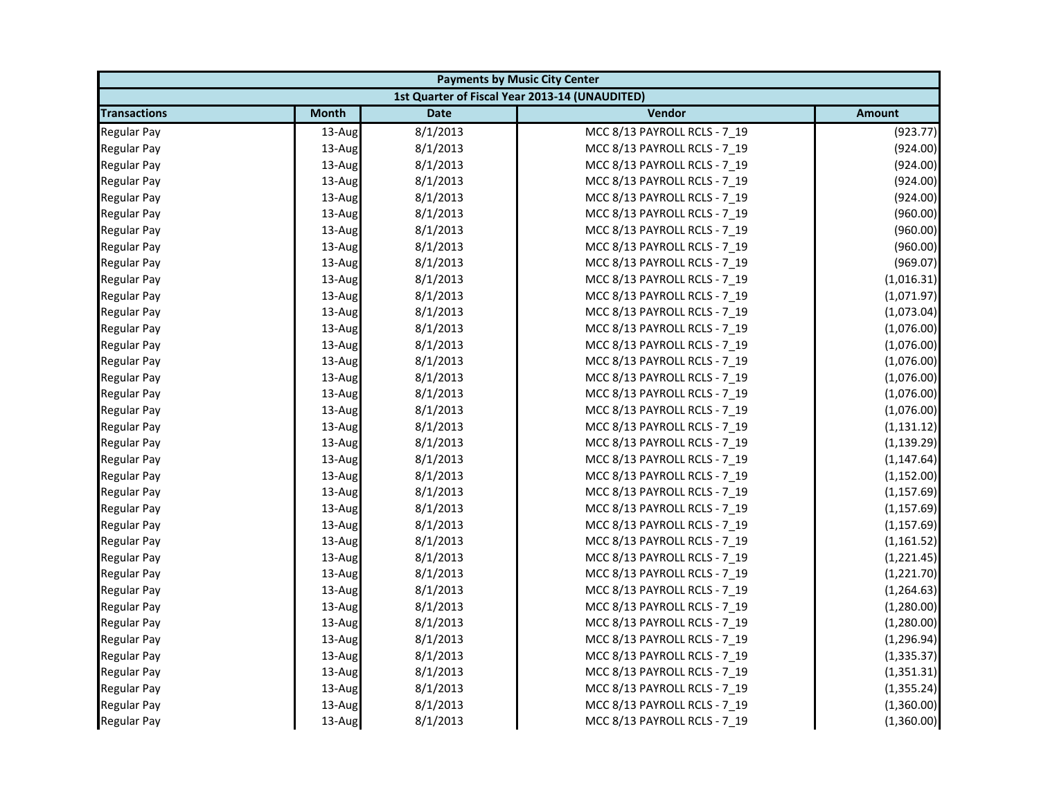| Payments by Music City Center | | | | |
|---|---|---|---|---|
| 1st Quarter of Fiscal Year 2013-14 (UNAUDITED) | | | | |
| Transactions | Month | Date | Vendor | Amount |
| Regular Pay | 13-Aug | 8/1/2013 | MCC 8/13 PAYROLL RCLS - 7_19 | (923.77) |
| Regular Pay | 13-Aug | 8/1/2013 | MCC 8/13 PAYROLL RCLS - 7_19 | (924.00) |
| Regular Pay | 13-Aug | 8/1/2013 | MCC 8/13 PAYROLL RCLS - 7_19 | (924.00) |
| Regular Pay | 13-Aug | 8/1/2013 | MCC 8/13 PAYROLL RCLS - 7_19 | (924.00) |
| Regular Pay | 13-Aug | 8/1/2013 | MCC 8/13 PAYROLL RCLS - 7_19 | (924.00) |
| Regular Pay | 13-Aug | 8/1/2013 | MCC 8/13 PAYROLL RCLS - 7_19 | (960.00) |
| Regular Pay | 13-Aug | 8/1/2013 | MCC 8/13 PAYROLL RCLS - 7_19 | (960.00) |
| Regular Pay | 13-Aug | 8/1/2013 | MCC 8/13 PAYROLL RCLS - 7_19 | (960.00) |
| Regular Pay | 13-Aug | 8/1/2013 | MCC 8/13 PAYROLL RCLS - 7_19 | (969.07) |
| Regular Pay | 13-Aug | 8/1/2013 | MCC 8/13 PAYROLL RCLS - 7_19 | (1,016.31) |
| Regular Pay | 13-Aug | 8/1/2013 | MCC 8/13 PAYROLL RCLS - 7_19 | (1,071.97) |
| Regular Pay | 13-Aug | 8/1/2013 | MCC 8/13 PAYROLL RCLS - 7_19 | (1,073.04) |
| Regular Pay | 13-Aug | 8/1/2013 | MCC 8/13 PAYROLL RCLS - 7_19 | (1,076.00) |
| Regular Pay | 13-Aug | 8/1/2013 | MCC 8/13 PAYROLL RCLS - 7_19 | (1,076.00) |
| Regular Pay | 13-Aug | 8/1/2013 | MCC 8/13 PAYROLL RCLS - 7_19 | (1,076.00) |
| Regular Pay | 13-Aug | 8/1/2013 | MCC 8/13 PAYROLL RCLS - 7_19 | (1,076.00) |
| Regular Pay | 13-Aug | 8/1/2013 | MCC 8/13 PAYROLL RCLS - 7_19 | (1,076.00) |
| Regular Pay | 13-Aug | 8/1/2013 | MCC 8/13 PAYROLL RCLS - 7_19 | (1,076.00) |
| Regular Pay | 13-Aug | 8/1/2013 | MCC 8/13 PAYROLL RCLS - 7_19 | (1,131.12) |
| Regular Pay | 13-Aug | 8/1/2013 | MCC 8/13 PAYROLL RCLS - 7_19 | (1,139.29) |
| Regular Pay | 13-Aug | 8/1/2013 | MCC 8/13 PAYROLL RCLS - 7_19 | (1,147.64) |
| Regular Pay | 13-Aug | 8/1/2013 | MCC 8/13 PAYROLL RCLS - 7_19 | (1,152.00) |
| Regular Pay | 13-Aug | 8/1/2013 | MCC 8/13 PAYROLL RCLS - 7_19 | (1,157.69) |
| Regular Pay | 13-Aug | 8/1/2013 | MCC 8/13 PAYROLL RCLS - 7_19 | (1,157.69) |
| Regular Pay | 13-Aug | 8/1/2013 | MCC 8/13 PAYROLL RCLS - 7_19 | (1,157.69) |
| Regular Pay | 13-Aug | 8/1/2013 | MCC 8/13 PAYROLL RCLS - 7_19 | (1,161.52) |
| Regular Pay | 13-Aug | 8/1/2013 | MCC 8/13 PAYROLL RCLS - 7_19 | (1,221.45) |
| Regular Pay | 13-Aug | 8/1/2013 | MCC 8/13 PAYROLL RCLS - 7_19 | (1,221.70) |
| Regular Pay | 13-Aug | 8/1/2013 | MCC 8/13 PAYROLL RCLS - 7_19 | (1,264.63) |
| Regular Pay | 13-Aug | 8/1/2013 | MCC 8/13 PAYROLL RCLS - 7_19 | (1,280.00) |
| Regular Pay | 13-Aug | 8/1/2013 | MCC 8/13 PAYROLL RCLS - 7_19 | (1,280.00) |
| Regular Pay | 13-Aug | 8/1/2013 | MCC 8/13 PAYROLL RCLS - 7_19 | (1,296.94) |
| Regular Pay | 13-Aug | 8/1/2013 | MCC 8/13 PAYROLL RCLS - 7_19 | (1,335.37) |
| Regular Pay | 13-Aug | 8/1/2013 | MCC 8/13 PAYROLL RCLS - 7_19 | (1,351.31) |
| Regular Pay | 13-Aug | 8/1/2013 | MCC 8/13 PAYROLL RCLS - 7_19 | (1,355.24) |
| Regular Pay | 13-Aug | 8/1/2013 | MCC 8/13 PAYROLL RCLS - 7_19 | (1,360.00) |
| Regular Pay | 13-Aug | 8/1/2013 | MCC 8/13 PAYROLL RCLS - 7_19 | (1,360.00) |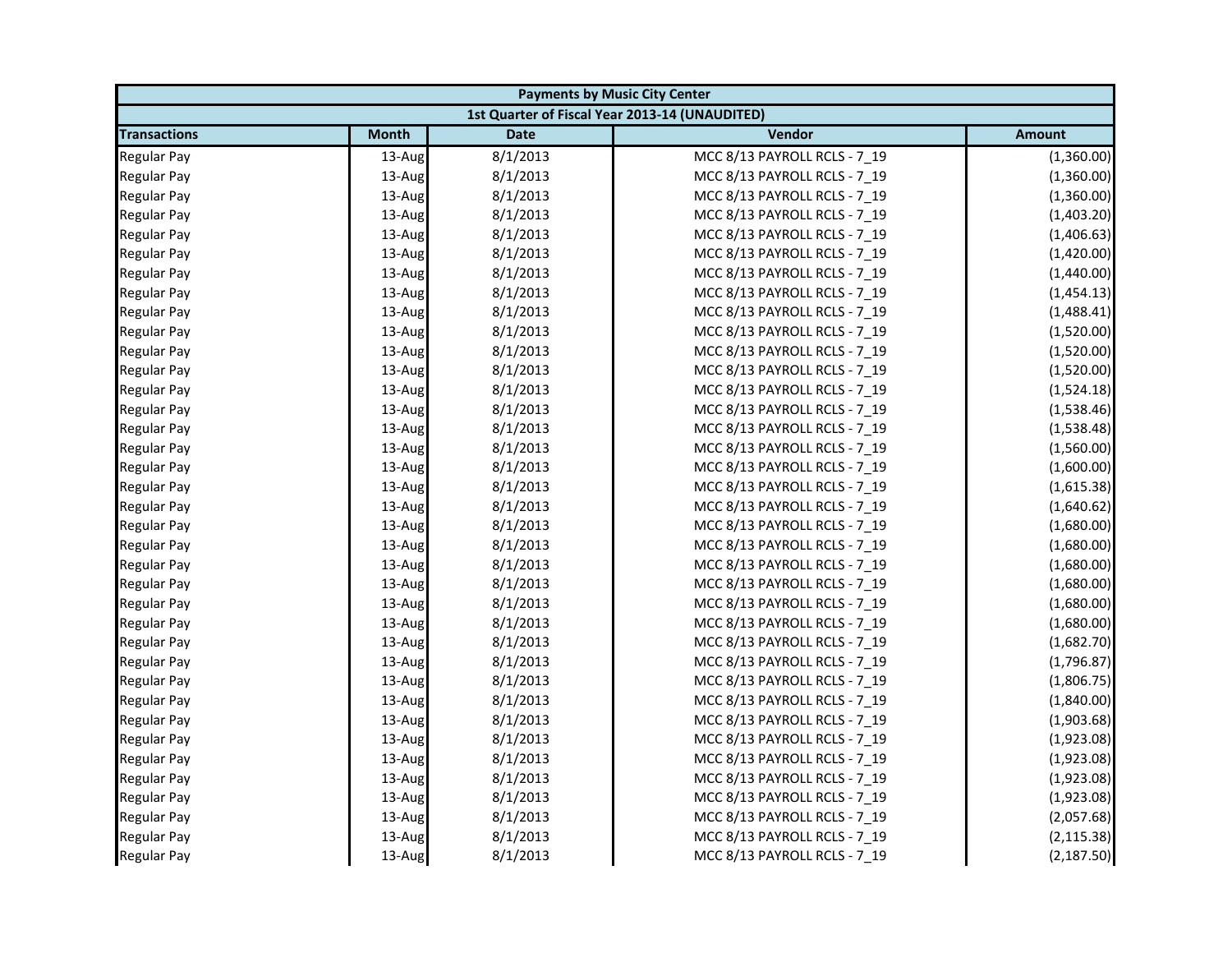| Payments by Music City Center | | | | |
|---|---|---|---|---|
| 1st Quarter of Fiscal Year 2013-14 (UNAUDITED) | | | | |
| Transactions | Month | Date | Vendor | Amount |
| Regular Pay | 13-Aug | 8/1/2013 | MCC 8/13 PAYROLL RCLS - 7_19 | (1,360.00) |
| Regular Pay | 13-Aug | 8/1/2013 | MCC 8/13 PAYROLL RCLS - 7_19 | (1,360.00) |
| Regular Pay | 13-Aug | 8/1/2013 | MCC 8/13 PAYROLL RCLS - 7_19 | (1,360.00) |
| Regular Pay | 13-Aug | 8/1/2013 | MCC 8/13 PAYROLL RCLS - 7_19 | (1,403.20) |
| Regular Pay | 13-Aug | 8/1/2013 | MCC 8/13 PAYROLL RCLS - 7_19 | (1,406.63) |
| Regular Pay | 13-Aug | 8/1/2013 | MCC 8/13 PAYROLL RCLS - 7_19 | (1,420.00) |
| Regular Pay | 13-Aug | 8/1/2013 | MCC 8/13 PAYROLL RCLS - 7_19 | (1,440.00) |
| Regular Pay | 13-Aug | 8/1/2013 | MCC 8/13 PAYROLL RCLS - 7_19 | (1,454.13) |
| Regular Pay | 13-Aug | 8/1/2013 | MCC 8/13 PAYROLL RCLS - 7_19 | (1,488.41) |
| Regular Pay | 13-Aug | 8/1/2013 | MCC 8/13 PAYROLL RCLS - 7_19 | (1,520.00) |
| Regular Pay | 13-Aug | 8/1/2013 | MCC 8/13 PAYROLL RCLS - 7_19 | (1,520.00) |
| Regular Pay | 13-Aug | 8/1/2013 | MCC 8/13 PAYROLL RCLS - 7_19 | (1,520.00) |
| Regular Pay | 13-Aug | 8/1/2013 | MCC 8/13 PAYROLL RCLS - 7_19 | (1,524.18) |
| Regular Pay | 13-Aug | 8/1/2013 | MCC 8/13 PAYROLL RCLS - 7_19 | (1,538.46) |
| Regular Pay | 13-Aug | 8/1/2013 | MCC 8/13 PAYROLL RCLS - 7_19 | (1,538.48) |
| Regular Pay | 13-Aug | 8/1/2013 | MCC 8/13 PAYROLL RCLS - 7_19 | (1,560.00) |
| Regular Pay | 13-Aug | 8/1/2013 | MCC 8/13 PAYROLL RCLS - 7_19 | (1,600.00) |
| Regular Pay | 13-Aug | 8/1/2013 | MCC 8/13 PAYROLL RCLS - 7_19 | (1,615.38) |
| Regular Pay | 13-Aug | 8/1/2013 | MCC 8/13 PAYROLL RCLS - 7_19 | (1,640.62) |
| Regular Pay | 13-Aug | 8/1/2013 | MCC 8/13 PAYROLL RCLS - 7_19 | (1,680.00) |
| Regular Pay | 13-Aug | 8/1/2013 | MCC 8/13 PAYROLL RCLS - 7_19 | (1,680.00) |
| Regular Pay | 13-Aug | 8/1/2013 | MCC 8/13 PAYROLL RCLS - 7_19 | (1,680.00) |
| Regular Pay | 13-Aug | 8/1/2013 | MCC 8/13 PAYROLL RCLS - 7_19 | (1,680.00) |
| Regular Pay | 13-Aug | 8/1/2013 | MCC 8/13 PAYROLL RCLS - 7_19 | (1,680.00) |
| Regular Pay | 13-Aug | 8/1/2013 | MCC 8/13 PAYROLL RCLS - 7_19 | (1,680.00) |
| Regular Pay | 13-Aug | 8/1/2013 | MCC 8/13 PAYROLL RCLS - 7_19 | (1,682.70) |
| Regular Pay | 13-Aug | 8/1/2013 | MCC 8/13 PAYROLL RCLS - 7_19 | (1,796.87) |
| Regular Pay | 13-Aug | 8/1/2013 | MCC 8/13 PAYROLL RCLS - 7_19 | (1,806.75) |
| Regular Pay | 13-Aug | 8/1/2013 | MCC 8/13 PAYROLL RCLS - 7_19 | (1,840.00) |
| Regular Pay | 13-Aug | 8/1/2013 | MCC 8/13 PAYROLL RCLS - 7_19 | (1,903.68) |
| Regular Pay | 13-Aug | 8/1/2013 | MCC 8/13 PAYROLL RCLS - 7_19 | (1,923.08) |
| Regular Pay | 13-Aug | 8/1/2013 | MCC 8/13 PAYROLL RCLS - 7_19 | (1,923.08) |
| Regular Pay | 13-Aug | 8/1/2013 | MCC 8/13 PAYROLL RCLS - 7_19 | (1,923.08) |
| Regular Pay | 13-Aug | 8/1/2013 | MCC 8/13 PAYROLL RCLS - 7_19 | (1,923.08) |
| Regular Pay | 13-Aug | 8/1/2013 | MCC 8/13 PAYROLL RCLS - 7_19 | (2,057.68) |
| Regular Pay | 13-Aug | 8/1/2013 | MCC 8/13 PAYROLL RCLS - 7_19 | (2,115.38) |
| Regular Pay | 13-Aug | 8/1/2013 | MCC 8/13 PAYROLL RCLS - 7_19 | (2,187.50) |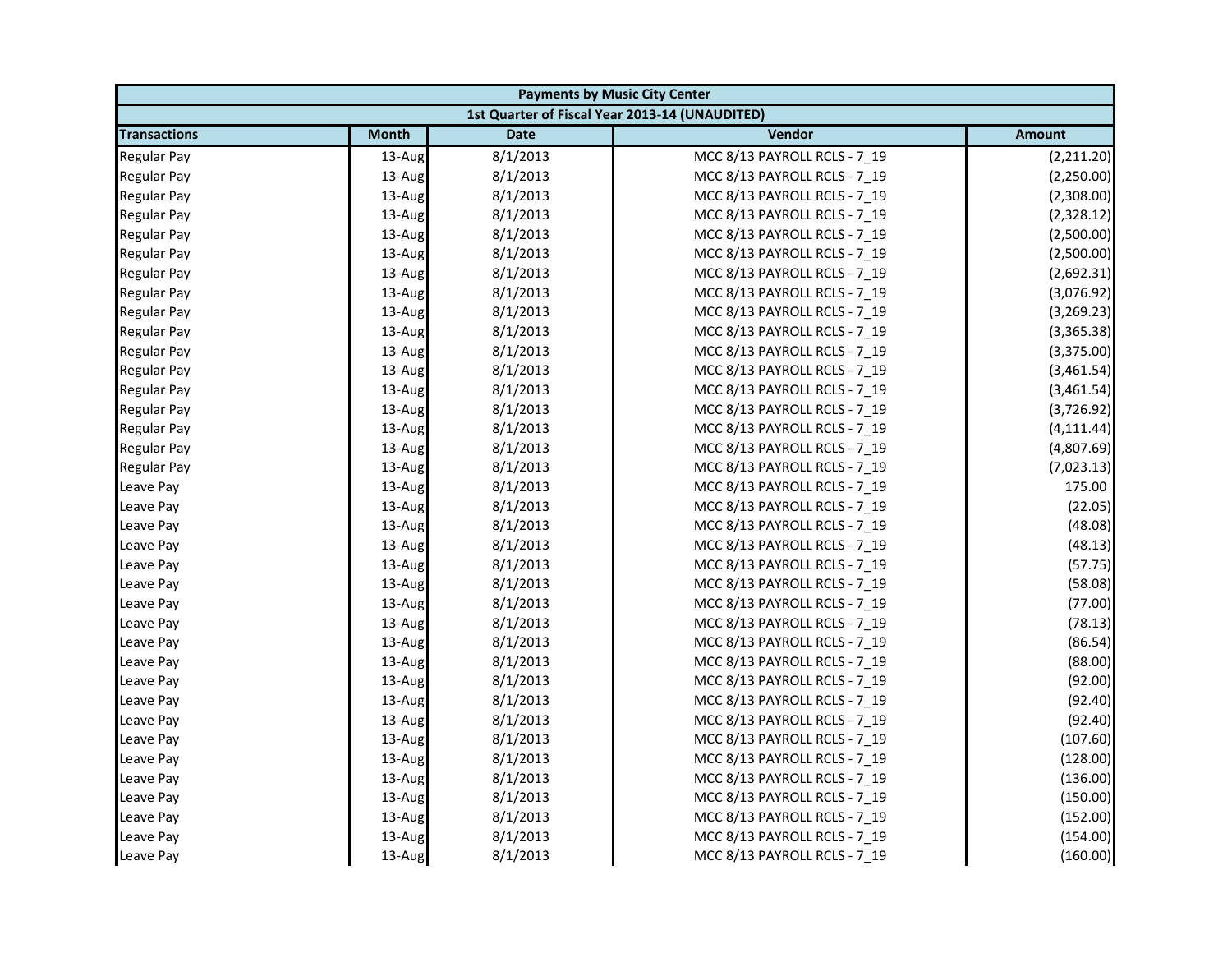| Payments by Music City Center | | | | |
|---|---|---|---|---|
| 1st Quarter of Fiscal Year 2013-14 (UNAUDITED) | | | | |
| **Transactions** | **Month** | **Date** | **Vendor** | **Amount** |
| Regular Pay | 13-Aug | 8/1/2013 | MCC 8/13 PAYROLL RCLS - 7_19 | (2,211.20) |
| Regular Pay | 13-Aug | 8/1/2013 | MCC 8/13 PAYROLL RCLS - 7_19 | (2,250.00) |
| Regular Pay | 13-Aug | 8/1/2013 | MCC 8/13 PAYROLL RCLS - 7_19 | (2,308.00) |
| Regular Pay | 13-Aug | 8/1/2013 | MCC 8/13 PAYROLL RCLS - 7_19 | (2,328.12) |
| Regular Pay | 13-Aug | 8/1/2013 | MCC 8/13 PAYROLL RCLS - 7_19 | (2,500.00) |
| Regular Pay | 13-Aug | 8/1/2013 | MCC 8/13 PAYROLL RCLS - 7_19 | (2,500.00) |
| Regular Pay | 13-Aug | 8/1/2013 | MCC 8/13 PAYROLL RCLS - 7_19 | (2,692.31) |
| Regular Pay | 13-Aug | 8/1/2013 | MCC 8/13 PAYROLL RCLS - 7_19 | (3,076.92) |
| Regular Pay | 13-Aug | 8/1/2013 | MCC 8/13 PAYROLL RCLS - 7_19 | (3,269.23) |
| Regular Pay | 13-Aug | 8/1/2013 | MCC 8/13 PAYROLL RCLS - 7_19 | (3,365.38) |
| Regular Pay | 13-Aug | 8/1/2013 | MCC 8/13 PAYROLL RCLS - 7_19 | (3,375.00) |
| Regular Pay | 13-Aug | 8/1/2013 | MCC 8/13 PAYROLL RCLS - 7_19 | (3,461.54) |
| Regular Pay | 13-Aug | 8/1/2013 | MCC 8/13 PAYROLL RCLS - 7_19 | (3,461.54) |
| Regular Pay | 13-Aug | 8/1/2013 | MCC 8/13 PAYROLL RCLS - 7_19 | (3,726.92) |
| Regular Pay | 13-Aug | 8/1/2013 | MCC 8/13 PAYROLL RCLS - 7_19 | (4,111.44) |
| Regular Pay | 13-Aug | 8/1/2013 | MCC 8/13 PAYROLL RCLS - 7_19 | (4,807.69) |
| Regular Pay | 13-Aug | 8/1/2013 | MCC 8/13 PAYROLL RCLS - 7_19 | (7,023.13) |
| Leave Pay | 13-Aug | 8/1/2013 | MCC 8/13 PAYROLL RCLS - 7_19 | 175.00 |
| Leave Pay | 13-Aug | 8/1/2013 | MCC 8/13 PAYROLL RCLS - 7_19 | (22.05) |
| Leave Pay | 13-Aug | 8/1/2013 | MCC 8/13 PAYROLL RCLS - 7_19 | (48.08) |
| Leave Pay | 13-Aug | 8/1/2013 | MCC 8/13 PAYROLL RCLS - 7_19 | (48.13) |
| Leave Pay | 13-Aug | 8/1/2013 | MCC 8/13 PAYROLL RCLS - 7_19 | (57.75) |
| Leave Pay | 13-Aug | 8/1/2013 | MCC 8/13 PAYROLL RCLS - 7_19 | (58.08) |
| Leave Pay | 13-Aug | 8/1/2013 | MCC 8/13 PAYROLL RCLS - 7_19 | (77.00) |
| Leave Pay | 13-Aug | 8/1/2013 | MCC 8/13 PAYROLL RCLS - 7_19 | (78.13) |
| Leave Pay | 13-Aug | 8/1/2013 | MCC 8/13 PAYROLL RCLS - 7_19 | (86.54) |
| Leave Pay | 13-Aug | 8/1/2013 | MCC 8/13 PAYROLL RCLS - 7_19 | (88.00) |
| Leave Pay | 13-Aug | 8/1/2013 | MCC 8/13 PAYROLL RCLS - 7_19 | (92.00) |
| Leave Pay | 13-Aug | 8/1/2013 | MCC 8/13 PAYROLL RCLS - 7_19 | (92.40) |
| Leave Pay | 13-Aug | 8/1/2013 | MCC 8/13 PAYROLL RCLS - 7_19 | (92.40) |
| Leave Pay | 13-Aug | 8/1/2013 | MCC 8/13 PAYROLL RCLS - 7_19 | (107.60) |
| Leave Pay | 13-Aug | 8/1/2013 | MCC 8/13 PAYROLL RCLS - 7_19 | (128.00) |
| Leave Pay | 13-Aug | 8/1/2013 | MCC 8/13 PAYROLL RCLS - 7_19 | (136.00) |
| Leave Pay | 13-Aug | 8/1/2013 | MCC 8/13 PAYROLL RCLS - 7_19 | (150.00) |
| Leave Pay | 13-Aug | 8/1/2013 | MCC 8/13 PAYROLL RCLS - 7_19 | (152.00) |
| Leave Pay | 13-Aug | 8/1/2013 | MCC 8/13 PAYROLL RCLS - 7_19 | (154.00) |
| Leave Pay | 13-Aug | 8/1/2013 | MCC 8/13 PAYROLL RCLS - 7_19 | (160.00) |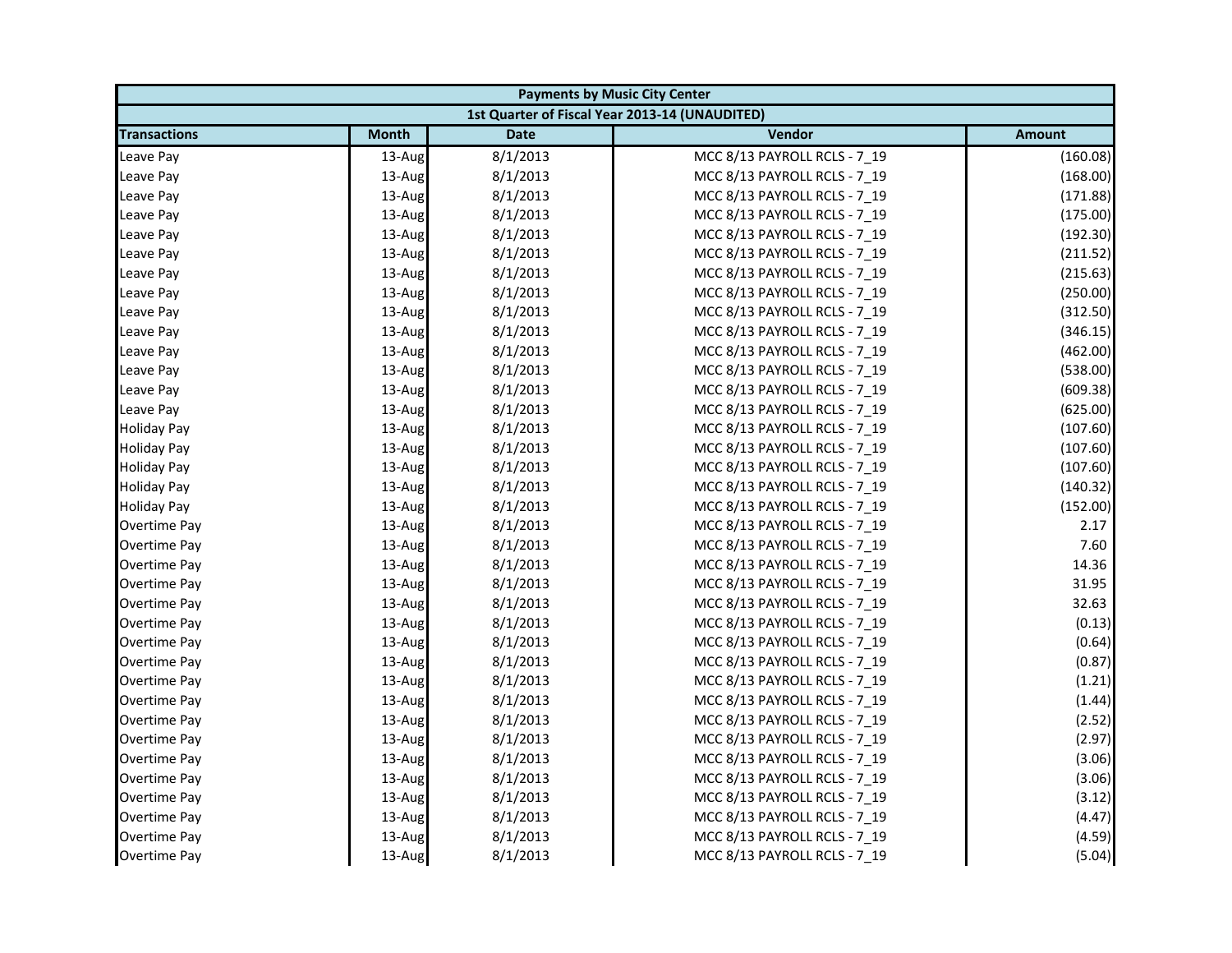| Payments by Music City Center | | | | |
|---|---|---|---|---|
| 1st Quarter of Fiscal Year 2013-14 (UNAUDITED) | | | | |
| **Transactions** | **Month** | **Date** | **Vendor** | **Amount** |
| Leave Pay | 13-Aug | 8/1/2013 | MCC 8/13 PAYROLL RCLS - 7_19 | (160.08) |
| Leave Pay | 13-Aug | 8/1/2013 | MCC 8/13 PAYROLL RCLS - 7_19 | (168.00) |
| Leave Pay | 13-Aug | 8/1/2013 | MCC 8/13 PAYROLL RCLS - 7_19 | (171.88) |
| Leave Pay | 13-Aug | 8/1/2013 | MCC 8/13 PAYROLL RCLS - 7_19 | (175.00) |
| Leave Pay | 13-Aug | 8/1/2013 | MCC 8/13 PAYROLL RCLS - 7_19 | (192.30) |
| Leave Pay | 13-Aug | 8/1/2013 | MCC 8/13 PAYROLL RCLS - 7_19 | (211.52) |
| Leave Pay | 13-Aug | 8/1/2013 | MCC 8/13 PAYROLL RCLS - 7_19 | (215.63) |
| Leave Pay | 13-Aug | 8/1/2013 | MCC 8/13 PAYROLL RCLS - 7_19 | (250.00) |
| Leave Pay | 13-Aug | 8/1/2013 | MCC 8/13 PAYROLL RCLS - 7_19 | (312.50) |
| Leave Pay | 13-Aug | 8/1/2013 | MCC 8/13 PAYROLL RCLS - 7_19 | (346.15) |
| Leave Pay | 13-Aug | 8/1/2013 | MCC 8/13 PAYROLL RCLS - 7_19 | (462.00) |
| Leave Pay | 13-Aug | 8/1/2013 | MCC 8/13 PAYROLL RCLS - 7_19 | (538.00) |
| Leave Pay | 13-Aug | 8/1/2013 | MCC 8/13 PAYROLL RCLS - 7_19 | (609.38) |
| Leave Pay | 13-Aug | 8/1/2013 | MCC 8/13 PAYROLL RCLS - 7_19 | (625.00) |
| Holiday Pay | 13-Aug | 8/1/2013 | MCC 8/13 PAYROLL RCLS - 7_19 | (107.60) |
| Holiday Pay | 13-Aug | 8/1/2013 | MCC 8/13 PAYROLL RCLS - 7_19 | (107.60) |
| Holiday Pay | 13-Aug | 8/1/2013 | MCC 8/13 PAYROLL RCLS - 7_19 | (107.60) |
| Holiday Pay | 13-Aug | 8/1/2013 | MCC 8/13 PAYROLL RCLS - 7_19 | (140.32) |
| Holiday Pay | 13-Aug | 8/1/2013 | MCC 8/13 PAYROLL RCLS - 7_19 | (152.00) |
| Overtime Pay | 13-Aug | 8/1/2013 | MCC 8/13 PAYROLL RCLS - 7_19 | 2.17 |
| Overtime Pay | 13-Aug | 8/1/2013 | MCC 8/13 PAYROLL RCLS - 7_19 | 7.60 |
| Overtime Pay | 13-Aug | 8/1/2013 | MCC 8/13 PAYROLL RCLS - 7_19 | 14.36 |
| Overtime Pay | 13-Aug | 8/1/2013 | MCC 8/13 PAYROLL RCLS - 7_19 | 31.95 |
| Overtime Pay | 13-Aug | 8/1/2013 | MCC 8/13 PAYROLL RCLS - 7_19 | 32.63 |
| Overtime Pay | 13-Aug | 8/1/2013 | MCC 8/13 PAYROLL RCLS - 7_19 | (0.13) |
| Overtime Pay | 13-Aug | 8/1/2013 | MCC 8/13 PAYROLL RCLS - 7_19 | (0.64) |
| Overtime Pay | 13-Aug | 8/1/2013 | MCC 8/13 PAYROLL RCLS - 7_19 | (0.87) |
| Overtime Pay | 13-Aug | 8/1/2013 | MCC 8/13 PAYROLL RCLS - 7_19 | (1.21) |
| Overtime Pay | 13-Aug | 8/1/2013 | MCC 8/13 PAYROLL RCLS - 7_19 | (1.44) |
| Overtime Pay | 13-Aug | 8/1/2013 | MCC 8/13 PAYROLL RCLS - 7_19 | (2.52) |
| Overtime Pay | 13-Aug | 8/1/2013 | MCC 8/13 PAYROLL RCLS - 7_19 | (2.97) |
| Overtime Pay | 13-Aug | 8/1/2013 | MCC 8/13 PAYROLL RCLS - 7_19 | (3.06) |
| Overtime Pay | 13-Aug | 8/1/2013 | MCC 8/13 PAYROLL RCLS - 7_19 | (3.06) |
| Overtime Pay | 13-Aug | 8/1/2013 | MCC 8/13 PAYROLL RCLS - 7_19 | (3.12) |
| Overtime Pay | 13-Aug | 8/1/2013 | MCC 8/13 PAYROLL RCLS - 7_19 | (4.47) |
| Overtime Pay | 13-Aug | 8/1/2013 | MCC 8/13 PAYROLL RCLS - 7_19 | (4.59) |
| Overtime Pay | 13-Aug | 8/1/2013 | MCC 8/13 PAYROLL RCLS - 7_19 | (5.04) |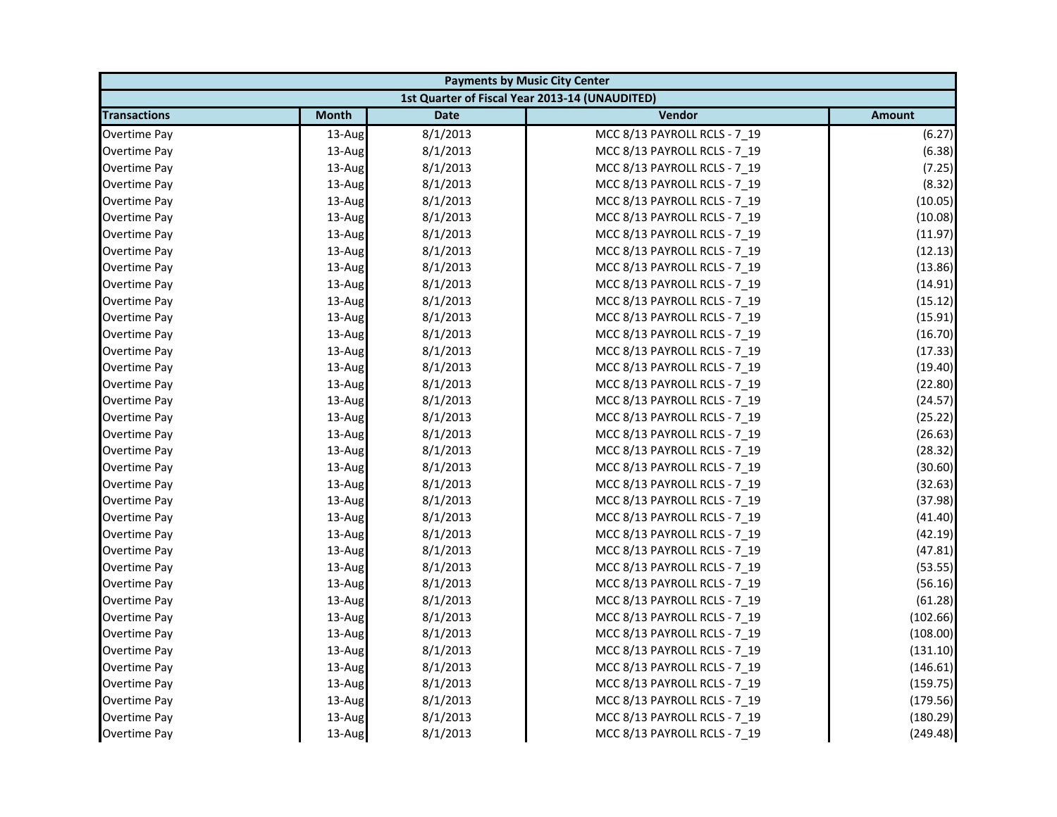| Payments by Music City Center | | | | |
|---|---|---|---|---|
| 1st Quarter of Fiscal Year 2013-14 (UNAUDITED) | | | | |
| **Transactions** | **Month** | **Date** | **Vendor** | **Amount** |
| Overtime Pay | 13-Aug | 8/1/2013 | MCC 8/13 PAYROLL RCLS - 7_19 | (6.27) |
| Overtime Pay | 13-Aug | 8/1/2013 | MCC 8/13 PAYROLL RCLS - 7_19 | (6.38) |
| Overtime Pay | 13-Aug | 8/1/2013 | MCC 8/13 PAYROLL RCLS - 7_19 | (7.25) |
| Overtime Pay | 13-Aug | 8/1/2013 | MCC 8/13 PAYROLL RCLS - 7_19 | (8.32) |
| Overtime Pay | 13-Aug | 8/1/2013 | MCC 8/13 PAYROLL RCLS - 7_19 | (10.05) |
| Overtime Pay | 13-Aug | 8/1/2013 | MCC 8/13 PAYROLL RCLS - 7_19 | (10.08) |
| Overtime Pay | 13-Aug | 8/1/2013 | MCC 8/13 PAYROLL RCLS - 7_19 | (11.97) |
| Overtime Pay | 13-Aug | 8/1/2013 | MCC 8/13 PAYROLL RCLS - 7_19 | (12.13) |
| Overtime Pay | 13-Aug | 8/1/2013 | MCC 8/13 PAYROLL RCLS - 7_19 | (13.86) |
| Overtime Pay | 13-Aug | 8/1/2013 | MCC 8/13 PAYROLL RCLS - 7_19 | (14.91) |
| Overtime Pay | 13-Aug | 8/1/2013 | MCC 8/13 PAYROLL RCLS - 7_19 | (15.12) |
| Overtime Pay | 13-Aug | 8/1/2013 | MCC 8/13 PAYROLL RCLS - 7_19 | (15.91) |
| Overtime Pay | 13-Aug | 8/1/2013 | MCC 8/13 PAYROLL RCLS - 7_19 | (16.70) |
| Overtime Pay | 13-Aug | 8/1/2013 | MCC 8/13 PAYROLL RCLS - 7_19 | (17.33) |
| Overtime Pay | 13-Aug | 8/1/2013 | MCC 8/13 PAYROLL RCLS - 7_19 | (19.40) |
| Overtime Pay | 13-Aug | 8/1/2013 | MCC 8/13 PAYROLL RCLS - 7_19 | (22.80) |
| Overtime Pay | 13-Aug | 8/1/2013 | MCC 8/13 PAYROLL RCLS - 7_19 | (24.57) |
| Overtime Pay | 13-Aug | 8/1/2013 | MCC 8/13 PAYROLL RCLS - 7_19 | (25.22) |
| Overtime Pay | 13-Aug | 8/1/2013 | MCC 8/13 PAYROLL RCLS - 7_19 | (26.63) |
| Overtime Pay | 13-Aug | 8/1/2013 | MCC 8/13 PAYROLL RCLS - 7_19 | (28.32) |
| Overtime Pay | 13-Aug | 8/1/2013 | MCC 8/13 PAYROLL RCLS - 7_19 | (30.60) |
| Overtime Pay | 13-Aug | 8/1/2013 | MCC 8/13 PAYROLL RCLS - 7_19 | (32.63) |
| Overtime Pay | 13-Aug | 8/1/2013 | MCC 8/13 PAYROLL RCLS - 7_19 | (37.98) |
| Overtime Pay | 13-Aug | 8/1/2013 | MCC 8/13 PAYROLL RCLS - 7_19 | (41.40) |
| Overtime Pay | 13-Aug | 8/1/2013 | MCC 8/13 PAYROLL RCLS - 7_19 | (42.19) |
| Overtime Pay | 13-Aug | 8/1/2013 | MCC 8/13 PAYROLL RCLS - 7_19 | (47.81) |
| Overtime Pay | 13-Aug | 8/1/2013 | MCC 8/13 PAYROLL RCLS - 7_19 | (53.55) |
| Overtime Pay | 13-Aug | 8/1/2013 | MCC 8/13 PAYROLL RCLS - 7_19 | (56.16) |
| Overtime Pay | 13-Aug | 8/1/2013 | MCC 8/13 PAYROLL RCLS - 7_19 | (61.28) |
| Overtime Pay | 13-Aug | 8/1/2013 | MCC 8/13 PAYROLL RCLS - 7_19 | (102.66) |
| Overtime Pay | 13-Aug | 8/1/2013 | MCC 8/13 PAYROLL RCLS - 7_19 | (108.00) |
| Overtime Pay | 13-Aug | 8/1/2013 | MCC 8/13 PAYROLL RCLS - 7_19 | (131.10) |
| Overtime Pay | 13-Aug | 8/1/2013 | MCC 8/13 PAYROLL RCLS - 7_19 | (146.61) |
| Overtime Pay | 13-Aug | 8/1/2013 | MCC 8/13 PAYROLL RCLS - 7_19 | (159.75) |
| Overtime Pay | 13-Aug | 8/1/2013 | MCC 8/13 PAYROLL RCLS - 7_19 | (179.56) |
| Overtime Pay | 13-Aug | 8/1/2013 | MCC 8/13 PAYROLL RCLS - 7_19 | (180.29) |
| Overtime Pay | 13-Aug | 8/1/2013 | MCC 8/13 PAYROLL RCLS - 7_19 | (249.48) |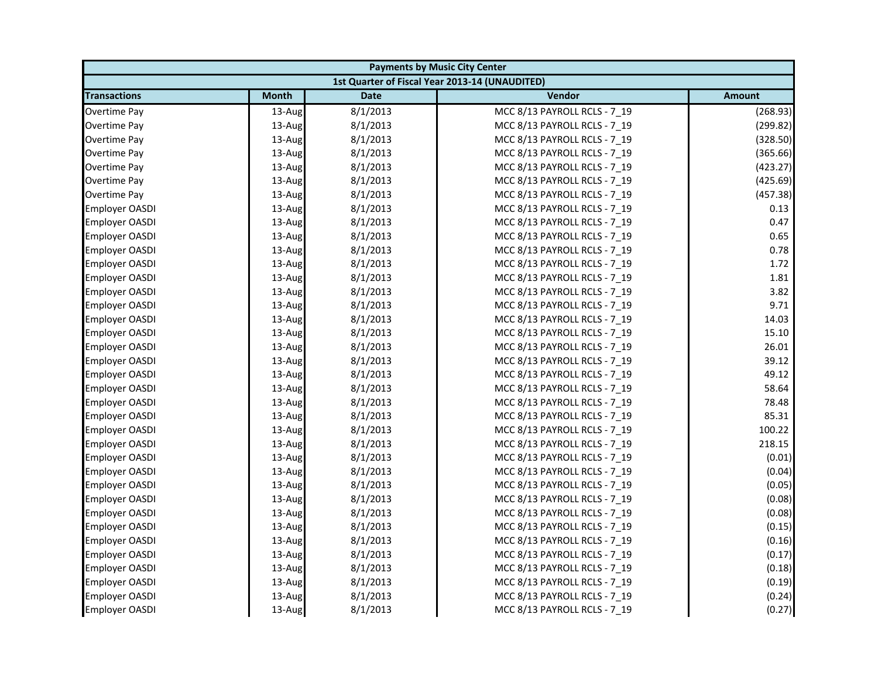| Payments by Music City Center | | | | |
|---|---|---|---|---|
| 1st Quarter of Fiscal Year 2013-14 (UNAUDITED) | | | | |
| Transactions | Month | Date | Vendor | Amount |
| Overtime Pay | 13-Aug | 8/1/2013 | MCC 8/13 PAYROLL RCLS - 7_19 | (268.93) |
| Overtime Pay | 13-Aug | 8/1/2013 | MCC 8/13 PAYROLL RCLS - 7_19 | (299.82) |
| Overtime Pay | 13-Aug | 8/1/2013 | MCC 8/13 PAYROLL RCLS - 7_19 | (328.50) |
| Overtime Pay | 13-Aug | 8/1/2013 | MCC 8/13 PAYROLL RCLS - 7_19 | (365.66) |
| Overtime Pay | 13-Aug | 8/1/2013 | MCC 8/13 PAYROLL RCLS - 7_19 | (423.27) |
| Overtime Pay | 13-Aug | 8/1/2013 | MCC 8/13 PAYROLL RCLS - 7_19 | (425.69) |
| Overtime Pay | 13-Aug | 8/1/2013 | MCC 8/13 PAYROLL RCLS - 7_19 | (457.38) |
| Employer OASDI | 13-Aug | 8/1/2013 | MCC 8/13 PAYROLL RCLS - 7_19 | 0.13 |
| Employer OASDI | 13-Aug | 8/1/2013 | MCC 8/13 PAYROLL RCLS - 7_19 | 0.47 |
| Employer OASDI | 13-Aug | 8/1/2013 | MCC 8/13 PAYROLL RCLS - 7_19 | 0.65 |
| Employer OASDI | 13-Aug | 8/1/2013 | MCC 8/13 PAYROLL RCLS - 7_19 | 0.78 |
| Employer OASDI | 13-Aug | 8/1/2013 | MCC 8/13 PAYROLL RCLS - 7_19 | 1.72 |
| Employer OASDI | 13-Aug | 8/1/2013 | MCC 8/13 PAYROLL RCLS - 7_19 | 1.81 |
| Employer OASDI | 13-Aug | 8/1/2013 | MCC 8/13 PAYROLL RCLS - 7_19 | 3.82 |
| Employer OASDI | 13-Aug | 8/1/2013 | MCC 8/13 PAYROLL RCLS - 7_19 | 9.71 |
| Employer OASDI | 13-Aug | 8/1/2013 | MCC 8/13 PAYROLL RCLS - 7_19 | 14.03 |
| Employer OASDI | 13-Aug | 8/1/2013 | MCC 8/13 PAYROLL RCLS - 7_19 | 15.10 |
| Employer OASDI | 13-Aug | 8/1/2013 | MCC 8/13 PAYROLL RCLS - 7_19 | 26.01 |
| Employer OASDI | 13-Aug | 8/1/2013 | MCC 8/13 PAYROLL RCLS - 7_19 | 39.12 |
| Employer OASDI | 13-Aug | 8/1/2013 | MCC 8/13 PAYROLL RCLS - 7_19 | 49.12 |
| Employer OASDI | 13-Aug | 8/1/2013 | MCC 8/13 PAYROLL RCLS - 7_19 | 58.64 |
| Employer OASDI | 13-Aug | 8/1/2013 | MCC 8/13 PAYROLL RCLS - 7_19 | 78.48 |
| Employer OASDI | 13-Aug | 8/1/2013 | MCC 8/13 PAYROLL RCLS - 7_19 | 85.31 |
| Employer OASDI | 13-Aug | 8/1/2013 | MCC 8/13 PAYROLL RCLS - 7_19 | 100.22 |
| Employer OASDI | 13-Aug | 8/1/2013 | MCC 8/13 PAYROLL RCLS - 7_19 | 218.15 |
| Employer OASDI | 13-Aug | 8/1/2013 | MCC 8/13 PAYROLL RCLS - 7_19 | (0.01) |
| Employer OASDI | 13-Aug | 8/1/2013 | MCC 8/13 PAYROLL RCLS - 7_19 | (0.04) |
| Employer OASDI | 13-Aug | 8/1/2013 | MCC 8/13 PAYROLL RCLS - 7_19 | (0.05) |
| Employer OASDI | 13-Aug | 8/1/2013 | MCC 8/13 PAYROLL RCLS - 7_19 | (0.08) |
| Employer OASDI | 13-Aug | 8/1/2013 | MCC 8/13 PAYROLL RCLS - 7_19 | (0.08) |
| Employer OASDI | 13-Aug | 8/1/2013 | MCC 8/13 PAYROLL RCLS - 7_19 | (0.15) |
| Employer OASDI | 13-Aug | 8/1/2013 | MCC 8/13 PAYROLL RCLS - 7_19 | (0.16) |
| Employer OASDI | 13-Aug | 8/1/2013 | MCC 8/13 PAYROLL RCLS - 7_19 | (0.17) |
| Employer OASDI | 13-Aug | 8/1/2013 | MCC 8/13 PAYROLL RCLS - 7_19 | (0.18) |
| Employer OASDI | 13-Aug | 8/1/2013 | MCC 8/13 PAYROLL RCLS - 7_19 | (0.19) |
| Employer OASDI | 13-Aug | 8/1/2013 | MCC 8/13 PAYROLL RCLS - 7_19 | (0.24) |
| Employer OASDI | 13-Aug | 8/1/2013 | MCC 8/13 PAYROLL RCLS - 7_19 | (0.27) |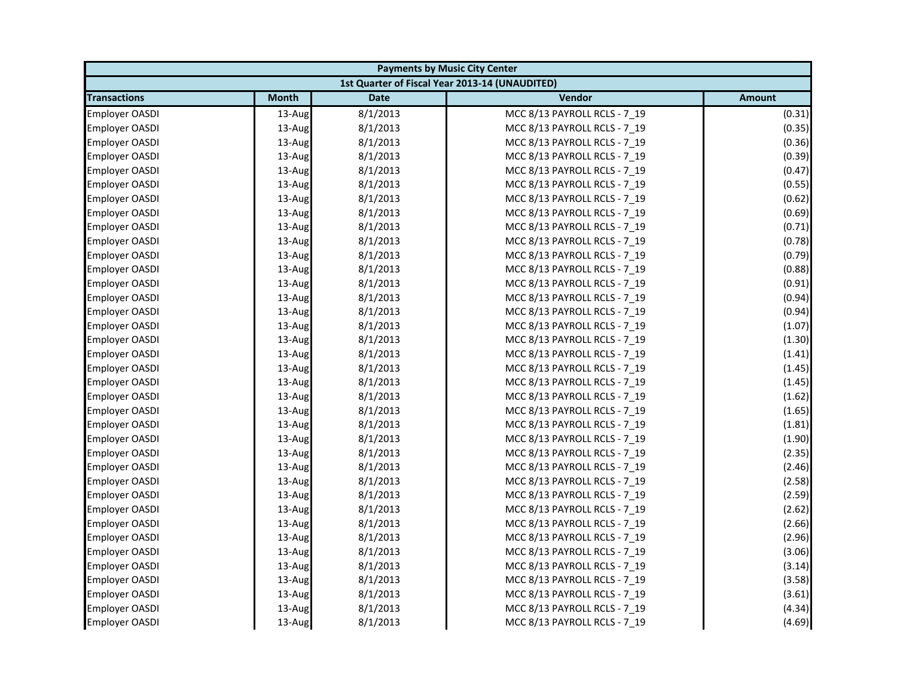| Payments by Music City Center | | | | |
|---|---|---|---|---|
| 1st Quarter of Fiscal Year 2013-14 (UNAUDITED) | | | | |
| Transactions | Month | Date | Vendor | Amount |
| Employer OASDI | 13-Aug | 8/1/2013 | MCC 8/13 PAYROLL RCLS - 7_19 | (0.31) |
| Employer OASDI | 13-Aug | 8/1/2013 | MCC 8/13 PAYROLL RCLS - 7_19 | (0.35) |
| Employer OASDI | 13-Aug | 8/1/2013 | MCC 8/13 PAYROLL RCLS - 7_19 | (0.36) |
| Employer OASDI | 13-Aug | 8/1/2013 | MCC 8/13 PAYROLL RCLS - 7_19 | (0.39) |
| Employer OASDI | 13-Aug | 8/1/2013 | MCC 8/13 PAYROLL RCLS - 7_19 | (0.47) |
| Employer OASDI | 13-Aug | 8/1/2013 | MCC 8/13 PAYROLL RCLS - 7_19 | (0.55) |
| Employer OASDI | 13-Aug | 8/1/2013 | MCC 8/13 PAYROLL RCLS - 7_19 | (0.62) |
| Employer OASDI | 13-Aug | 8/1/2013 | MCC 8/13 PAYROLL RCLS - 7_19 | (0.69) |
| Employer OASDI | 13-Aug | 8/1/2013 | MCC 8/13 PAYROLL RCLS - 7_19 | (0.71) |
| Employer OASDI | 13-Aug | 8/1/2013 | MCC 8/13 PAYROLL RCLS - 7_19 | (0.78) |
| Employer OASDI | 13-Aug | 8/1/2013 | MCC 8/13 PAYROLL RCLS - 7_19 | (0.79) |
| Employer OASDI | 13-Aug | 8/1/2013 | MCC 8/13 PAYROLL RCLS - 7_19 | (0.88) |
| Employer OASDI | 13-Aug | 8/1/2013 | MCC 8/13 PAYROLL RCLS - 7_19 | (0.91) |
| Employer OASDI | 13-Aug | 8/1/2013 | MCC 8/13 PAYROLL RCLS - 7_19 | (0.94) |
| Employer OASDI | 13-Aug | 8/1/2013 | MCC 8/13 PAYROLL RCLS - 7_19 | (0.94) |
| Employer OASDI | 13-Aug | 8/1/2013 | MCC 8/13 PAYROLL RCLS - 7_19 | (1.07) |
| Employer OASDI | 13-Aug | 8/1/2013 | MCC 8/13 PAYROLL RCLS - 7_19 | (1.30) |
| Employer OASDI | 13-Aug | 8/1/2013 | MCC 8/13 PAYROLL RCLS - 7_19 | (1.41) |
| Employer OASDI | 13-Aug | 8/1/2013 | MCC 8/13 PAYROLL RCLS - 7_19 | (1.45) |
| Employer OASDI | 13-Aug | 8/1/2013 | MCC 8/13 PAYROLL RCLS - 7_19 | (1.45) |
| Employer OASDI | 13-Aug | 8/1/2013 | MCC 8/13 PAYROLL RCLS - 7_19 | (1.62) |
| Employer OASDI | 13-Aug | 8/1/2013 | MCC 8/13 PAYROLL RCLS - 7_19 | (1.65) |
| Employer OASDI | 13-Aug | 8/1/2013 | MCC 8/13 PAYROLL RCLS - 7_19 | (1.81) |
| Employer OASDI | 13-Aug | 8/1/2013 | MCC 8/13 PAYROLL RCLS - 7_19 | (1.90) |
| Employer OASDI | 13-Aug | 8/1/2013 | MCC 8/13 PAYROLL RCLS - 7_19 | (2.35) |
| Employer OASDI | 13-Aug | 8/1/2013 | MCC 8/13 PAYROLL RCLS - 7_19 | (2.46) |
| Employer OASDI | 13-Aug | 8/1/2013 | MCC 8/13 PAYROLL RCLS - 7_19 | (2.58) |
| Employer OASDI | 13-Aug | 8/1/2013 | MCC 8/13 PAYROLL RCLS - 7_19 | (2.59) |
| Employer OASDI | 13-Aug | 8/1/2013 | MCC 8/13 PAYROLL RCLS - 7_19 | (2.62) |
| Employer OASDI | 13-Aug | 8/1/2013 | MCC 8/13 PAYROLL RCLS - 7_19 | (2.66) |
| Employer OASDI | 13-Aug | 8/1/2013 | MCC 8/13 PAYROLL RCLS - 7_19 | (2.96) |
| Employer OASDI | 13-Aug | 8/1/2013 | MCC 8/13 PAYROLL RCLS - 7_19 | (3.06) |
| Employer OASDI | 13-Aug | 8/1/2013 | MCC 8/13 PAYROLL RCLS - 7_19 | (3.14) |
| Employer OASDI | 13-Aug | 8/1/2013 | MCC 8/13 PAYROLL RCLS - 7_19 | (3.58) |
| Employer OASDI | 13-Aug | 8/1/2013 | MCC 8/13 PAYROLL RCLS - 7_19 | (3.61) |
| Employer OASDI | 13-Aug | 8/1/2013 | MCC 8/13 PAYROLL RCLS - 7_19 | (4.34) |
| Employer OASDI | 13-Aug | 8/1/2013 | MCC 8/13 PAYROLL RCLS - 7_19 | (4.69) |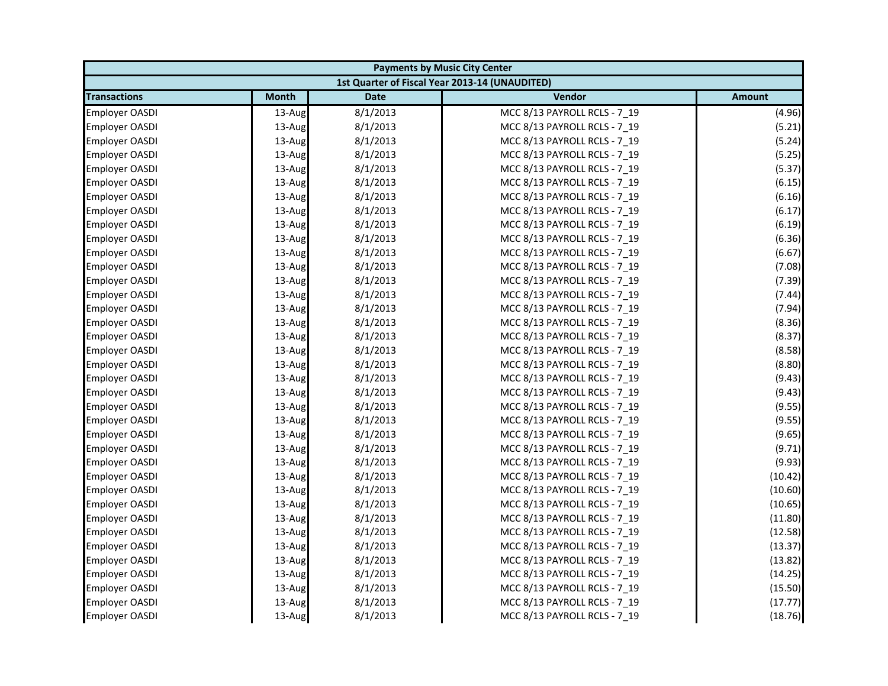| Payments by Music City Center | | | | |
|---|---|---|---|---|
| 1st Quarter of Fiscal Year 2013-14 (UNAUDITED) | | | | |
| **Transactions** | **Month** | **Date** | **Vendor** | **Amount** |
| Employer OASDI | 13-Aug | 8/1/2013 | MCC 8/13 PAYROLL RCLS - 7_19 | (4.96) |
| Employer OASDI | 13-Aug | 8/1/2013 | MCC 8/13 PAYROLL RCLS - 7_19 | (5.21) |
| Employer OASDI | 13-Aug | 8/1/2013 | MCC 8/13 PAYROLL RCLS - 7_19 | (5.24) |
| Employer OASDI | 13-Aug | 8/1/2013 | MCC 8/13 PAYROLL RCLS - 7_19 | (5.25) |
| Employer OASDI | 13-Aug | 8/1/2013 | MCC 8/13 PAYROLL RCLS - 7_19 | (5.37) |
| Employer OASDI | 13-Aug | 8/1/2013 | MCC 8/13 PAYROLL RCLS - 7_19 | (6.15) |
| Employer OASDI | 13-Aug | 8/1/2013 | MCC 8/13 PAYROLL RCLS - 7_19 | (6.16) |
| Employer OASDI | 13-Aug | 8/1/2013 | MCC 8/13 PAYROLL RCLS - 7_19 | (6.17) |
| Employer OASDI | 13-Aug | 8/1/2013 | MCC 8/13 PAYROLL RCLS - 7_19 | (6.19) |
| Employer OASDI | 13-Aug | 8/1/2013 | MCC 8/13 PAYROLL RCLS - 7_19 | (6.36) |
| Employer OASDI | 13-Aug | 8/1/2013 | MCC 8/13 PAYROLL RCLS - 7_19 | (6.67) |
| Employer OASDI | 13-Aug | 8/1/2013 | MCC 8/13 PAYROLL RCLS - 7_19 | (7.08) |
| Employer OASDI | 13-Aug | 8/1/2013 | MCC 8/13 PAYROLL RCLS - 7_19 | (7.39) |
| Employer OASDI | 13-Aug | 8/1/2013 | MCC 8/13 PAYROLL RCLS - 7_19 | (7.44) |
| Employer OASDI | 13-Aug | 8/1/2013 | MCC 8/13 PAYROLL RCLS - 7_19 | (7.94) |
| Employer OASDI | 13-Aug | 8/1/2013 | MCC 8/13 PAYROLL RCLS - 7_19 | (8.36) |
| Employer OASDI | 13-Aug | 8/1/2013 | MCC 8/13 PAYROLL RCLS - 7_19 | (8.37) |
| Employer OASDI | 13-Aug | 8/1/2013 | MCC 8/13 PAYROLL RCLS - 7_19 | (8.58) |
| Employer OASDI | 13-Aug | 8/1/2013 | MCC 8/13 PAYROLL RCLS - 7_19 | (8.80) |
| Employer OASDI | 13-Aug | 8/1/2013 | MCC 8/13 PAYROLL RCLS - 7_19 | (9.43) |
| Employer OASDI | 13-Aug | 8/1/2013 | MCC 8/13 PAYROLL RCLS - 7_19 | (9.43) |
| Employer OASDI | 13-Aug | 8/1/2013 | MCC 8/13 PAYROLL RCLS - 7_19 | (9.55) |
| Employer OASDI | 13-Aug | 8/1/2013 | MCC 8/13 PAYROLL RCLS - 7_19 | (9.55) |
| Employer OASDI | 13-Aug | 8/1/2013 | MCC 8/13 PAYROLL RCLS - 7_19 | (9.65) |
| Employer OASDI | 13-Aug | 8/1/2013 | MCC 8/13 PAYROLL RCLS - 7_19 | (9.71) |
| Employer OASDI | 13-Aug | 8/1/2013 | MCC 8/13 PAYROLL RCLS - 7_19 | (9.93) |
| Employer OASDI | 13-Aug | 8/1/2013 | MCC 8/13 PAYROLL RCLS - 7_19 | (10.42) |
| Employer OASDI | 13-Aug | 8/1/2013 | MCC 8/13 PAYROLL RCLS - 7_19 | (10.60) |
| Employer OASDI | 13-Aug | 8/1/2013 | MCC 8/13 PAYROLL RCLS - 7_19 | (10.65) |
| Employer OASDI | 13-Aug | 8/1/2013 | MCC 8/13 PAYROLL RCLS - 7_19 | (11.80) |
| Employer OASDI | 13-Aug | 8/1/2013 | MCC 8/13 PAYROLL RCLS - 7_19 | (12.58) |
| Employer OASDI | 13-Aug | 8/1/2013 | MCC 8/13 PAYROLL RCLS - 7_19 | (13.37) |
| Employer OASDI | 13-Aug | 8/1/2013 | MCC 8/13 PAYROLL RCLS - 7_19 | (13.82) |
| Employer OASDI | 13-Aug | 8/1/2013 | MCC 8/13 PAYROLL RCLS - 7_19 | (14.25) |
| Employer OASDI | 13-Aug | 8/1/2013 | MCC 8/13 PAYROLL RCLS - 7_19 | (15.50) |
| Employer OASDI | 13-Aug | 8/1/2013 | MCC 8/13 PAYROLL RCLS - 7_19 | (17.77) |
| Employer OASDI | 13-Aug | 8/1/2013 | MCC 8/13 PAYROLL RCLS - 7_19 | (18.76) |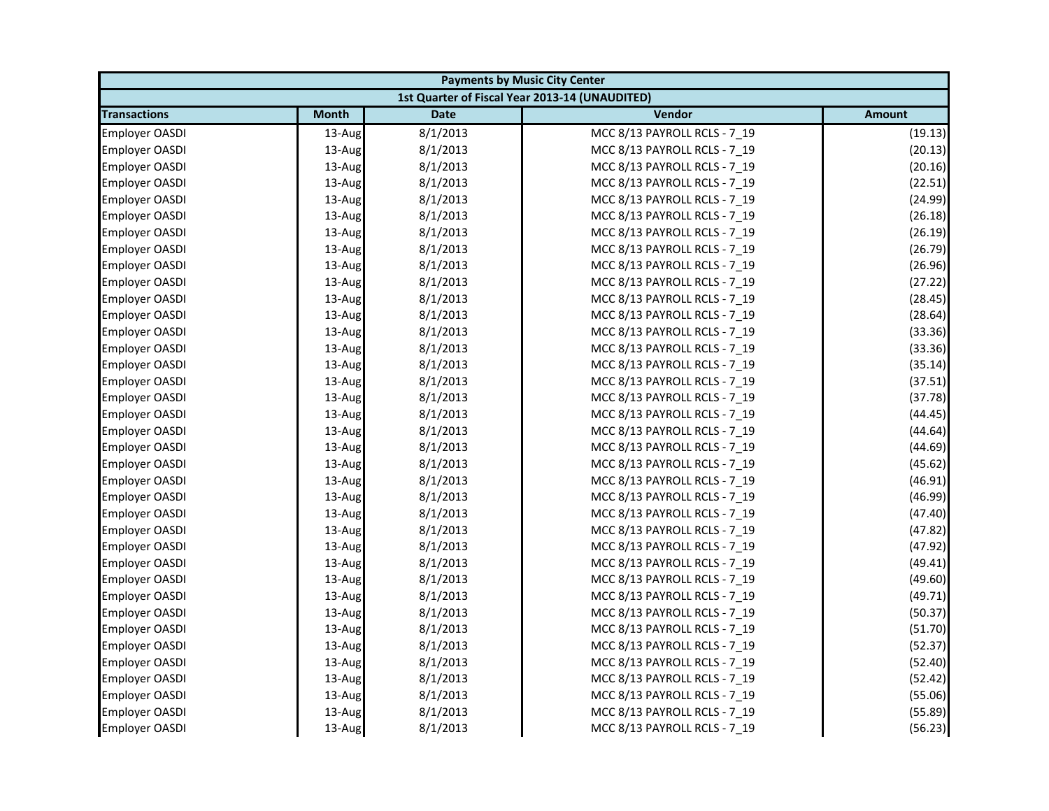| Payments by Music City Center | | | | |
|---|---|---|---|---|
| 1st Quarter of Fiscal Year 2013-14 (UNAUDITED) | | | | |
| **Transactions** | **Month** | **Date** | **Vendor** | **Amount** |
| Employer OASDI | 13-Aug | 8/1/2013 | MCC 8/13 PAYROLL RCLS - 7_19 | (19.13) |
| Employer OASDI | 13-Aug | 8/1/2013 | MCC 8/13 PAYROLL RCLS - 7_19 | (20.13) |
| Employer OASDI | 13-Aug | 8/1/2013 | MCC 8/13 PAYROLL RCLS - 7_19 | (20.16) |
| Employer OASDI | 13-Aug | 8/1/2013 | MCC 8/13 PAYROLL RCLS - 7_19 | (22.51) |
| Employer OASDI | 13-Aug | 8/1/2013 | MCC 8/13 PAYROLL RCLS - 7_19 | (24.99) |
| Employer OASDI | 13-Aug | 8/1/2013 | MCC 8/13 PAYROLL RCLS - 7_19 | (26.18) |
| Employer OASDI | 13-Aug | 8/1/2013 | MCC 8/13 PAYROLL RCLS - 7_19 | (26.19) |
| Employer OASDI | 13-Aug | 8/1/2013 | MCC 8/13 PAYROLL RCLS - 7_19 | (26.79) |
| Employer OASDI | 13-Aug | 8/1/2013 | MCC 8/13 PAYROLL RCLS - 7_19 | (26.96) |
| Employer OASDI | 13-Aug | 8/1/2013 | MCC 8/13 PAYROLL RCLS - 7_19 | (27.22) |
| Employer OASDI | 13-Aug | 8/1/2013 | MCC 8/13 PAYROLL RCLS - 7_19 | (28.45) |
| Employer OASDI | 13-Aug | 8/1/2013 | MCC 8/13 PAYROLL RCLS - 7_19 | (28.64) |
| Employer OASDI | 13-Aug | 8/1/2013 | MCC 8/13 PAYROLL RCLS - 7_19 | (33.36) |
| Employer OASDI | 13-Aug | 8/1/2013 | MCC 8/13 PAYROLL RCLS - 7_19 | (33.36) |
| Employer OASDI | 13-Aug | 8/1/2013 | MCC 8/13 PAYROLL RCLS - 7_19 | (35.14) |
| Employer OASDI | 13-Aug | 8/1/2013 | MCC 8/13 PAYROLL RCLS - 7_19 | (37.51) |
| Employer OASDI | 13-Aug | 8/1/2013 | MCC 8/13 PAYROLL RCLS - 7_19 | (37.78) |
| Employer OASDI | 13-Aug | 8/1/2013 | MCC 8/13 PAYROLL RCLS - 7_19 | (44.45) |
| Employer OASDI | 13-Aug | 8/1/2013 | MCC 8/13 PAYROLL RCLS - 7_19 | (44.64) |
| Employer OASDI | 13-Aug | 8/1/2013 | MCC 8/13 PAYROLL RCLS - 7_19 | (44.69) |
| Employer OASDI | 13-Aug | 8/1/2013 | MCC 8/13 PAYROLL RCLS - 7_19 | (45.62) |
| Employer OASDI | 13-Aug | 8/1/2013 | MCC 8/13 PAYROLL RCLS - 7_19 | (46.91) |
| Employer OASDI | 13-Aug | 8/1/2013 | MCC 8/13 PAYROLL RCLS - 7_19 | (46.99) |
| Employer OASDI | 13-Aug | 8/1/2013 | MCC 8/13 PAYROLL RCLS - 7_19 | (47.40) |
| Employer OASDI | 13-Aug | 8/1/2013 | MCC 8/13 PAYROLL RCLS - 7_19 | (47.82) |
| Employer OASDI | 13-Aug | 8/1/2013 | MCC 8/13 PAYROLL RCLS - 7_19 | (47.92) |
| Employer OASDI | 13-Aug | 8/1/2013 | MCC 8/13 PAYROLL RCLS - 7_19 | (49.41) |
| Employer OASDI | 13-Aug | 8/1/2013 | MCC 8/13 PAYROLL RCLS - 7_19 | (49.60) |
| Employer OASDI | 13-Aug | 8/1/2013 | MCC 8/13 PAYROLL RCLS - 7_19 | (49.71) |
| Employer OASDI | 13-Aug | 8/1/2013 | MCC 8/13 PAYROLL RCLS - 7_19 | (50.37) |
| Employer OASDI | 13-Aug | 8/1/2013 | MCC 8/13 PAYROLL RCLS - 7_19 | (51.70) |
| Employer OASDI | 13-Aug | 8/1/2013 | MCC 8/13 PAYROLL RCLS - 7_19 | (52.37) |
| Employer OASDI | 13-Aug | 8/1/2013 | MCC 8/13 PAYROLL RCLS - 7_19 | (52.40) |
| Employer OASDI | 13-Aug | 8/1/2013 | MCC 8/13 PAYROLL RCLS - 7_19 | (52.42) |
| Employer OASDI | 13-Aug | 8/1/2013 | MCC 8/13 PAYROLL RCLS - 7_19 | (55.06) |
| Employer OASDI | 13-Aug | 8/1/2013 | MCC 8/13 PAYROLL RCLS - 7_19 | (55.89) |
| Employer OASDI | 13-Aug | 8/1/2013 | MCC 8/13 PAYROLL RCLS - 7_19 | (56.23) |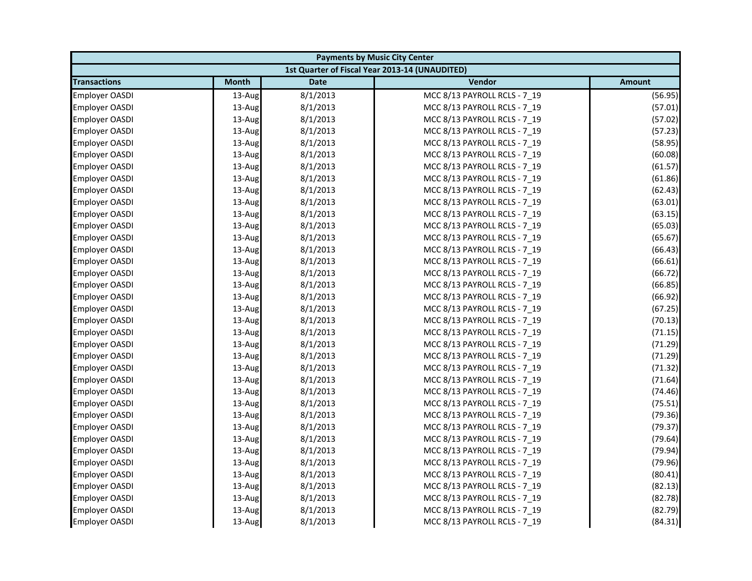| Payments by Music City Center | | | | |
|---|---|---|---|---|
| 1st Quarter of Fiscal Year 2013-14 (UNAUDITED) | | | | |
| Transactions | Month | Date | Vendor | Amount |
| Employer OASDI | 13-Aug | 8/1/2013 | MCC 8/13 PAYROLL RCLS - 7_19 | (56.95) |
| Employer OASDI | 13-Aug | 8/1/2013 | MCC 8/13 PAYROLL RCLS - 7_19 | (57.01) |
| Employer OASDI | 13-Aug | 8/1/2013 | MCC 8/13 PAYROLL RCLS - 7_19 | (57.02) |
| Employer OASDI | 13-Aug | 8/1/2013 | MCC 8/13 PAYROLL RCLS - 7_19 | (57.23) |
| Employer OASDI | 13-Aug | 8/1/2013 | MCC 8/13 PAYROLL RCLS - 7_19 | (58.95) |
| Employer OASDI | 13-Aug | 8/1/2013 | MCC 8/13 PAYROLL RCLS - 7_19 | (60.08) |
| Employer OASDI | 13-Aug | 8/1/2013 | MCC 8/13 PAYROLL RCLS - 7_19 | (61.57) |
| Employer OASDI | 13-Aug | 8/1/2013 | MCC 8/13 PAYROLL RCLS - 7_19 | (61.86) |
| Employer OASDI | 13-Aug | 8/1/2013 | MCC 8/13 PAYROLL RCLS - 7_19 | (62.43) |
| Employer OASDI | 13-Aug | 8/1/2013 | MCC 8/13 PAYROLL RCLS - 7_19 | (63.01) |
| Employer OASDI | 13-Aug | 8/1/2013 | MCC 8/13 PAYROLL RCLS - 7_19 | (63.15) |
| Employer OASDI | 13-Aug | 8/1/2013 | MCC 8/13 PAYROLL RCLS - 7_19 | (65.03) |
| Employer OASDI | 13-Aug | 8/1/2013 | MCC 8/13 PAYROLL RCLS - 7_19 | (65.67) |
| Employer OASDI | 13-Aug | 8/1/2013 | MCC 8/13 PAYROLL RCLS - 7_19 | (66.43) |
| Employer OASDI | 13-Aug | 8/1/2013 | MCC 8/13 PAYROLL RCLS - 7_19 | (66.61) |
| Employer OASDI | 13-Aug | 8/1/2013 | MCC 8/13 PAYROLL RCLS - 7_19 | (66.72) |
| Employer OASDI | 13-Aug | 8/1/2013 | MCC 8/13 PAYROLL RCLS - 7_19 | (66.85) |
| Employer OASDI | 13-Aug | 8/1/2013 | MCC 8/13 PAYROLL RCLS - 7_19 | (66.92) |
| Employer OASDI | 13-Aug | 8/1/2013 | MCC 8/13 PAYROLL RCLS - 7_19 | (67.25) |
| Employer OASDI | 13-Aug | 8/1/2013 | MCC 8/13 PAYROLL RCLS - 7_19 | (70.13) |
| Employer OASDI | 13-Aug | 8/1/2013 | MCC 8/13 PAYROLL RCLS - 7_19 | (71.15) |
| Employer OASDI | 13-Aug | 8/1/2013 | MCC 8/13 PAYROLL RCLS - 7_19 | (71.29) |
| Employer OASDI | 13-Aug | 8/1/2013 | MCC 8/13 PAYROLL RCLS - 7_19 | (71.29) |
| Employer OASDI | 13-Aug | 8/1/2013 | MCC 8/13 PAYROLL RCLS - 7_19 | (71.32) |
| Employer OASDI | 13-Aug | 8/1/2013 | MCC 8/13 PAYROLL RCLS - 7_19 | (71.64) |
| Employer OASDI | 13-Aug | 8/1/2013 | MCC 8/13 PAYROLL RCLS - 7_19 | (74.46) |
| Employer OASDI | 13-Aug | 8/1/2013 | MCC 8/13 PAYROLL RCLS - 7_19 | (75.51) |
| Employer OASDI | 13-Aug | 8/1/2013 | MCC 8/13 PAYROLL RCLS - 7_19 | (79.36) |
| Employer OASDI | 13-Aug | 8/1/2013 | MCC 8/13 PAYROLL RCLS - 7_19 | (79.37) |
| Employer OASDI | 13-Aug | 8/1/2013 | MCC 8/13 PAYROLL RCLS - 7_19 | (79.64) |
| Employer OASDI | 13-Aug | 8/1/2013 | MCC 8/13 PAYROLL RCLS - 7_19 | (79.94) |
| Employer OASDI | 13-Aug | 8/1/2013 | MCC 8/13 PAYROLL RCLS - 7_19 | (79.96) |
| Employer OASDI | 13-Aug | 8/1/2013 | MCC 8/13 PAYROLL RCLS - 7_19 | (80.41) |
| Employer OASDI | 13-Aug | 8/1/2013 | MCC 8/13 PAYROLL RCLS - 7_19 | (82.13) |
| Employer OASDI | 13-Aug | 8/1/2013 | MCC 8/13 PAYROLL RCLS - 7_19 | (82.78) |
| Employer OASDI | 13-Aug | 8/1/2013 | MCC 8/13 PAYROLL RCLS - 7_19 | (82.79) |
| Employer OASDI | 13-Aug | 8/1/2013 | MCC 8/13 PAYROLL RCLS - 7_19 | (84.31) |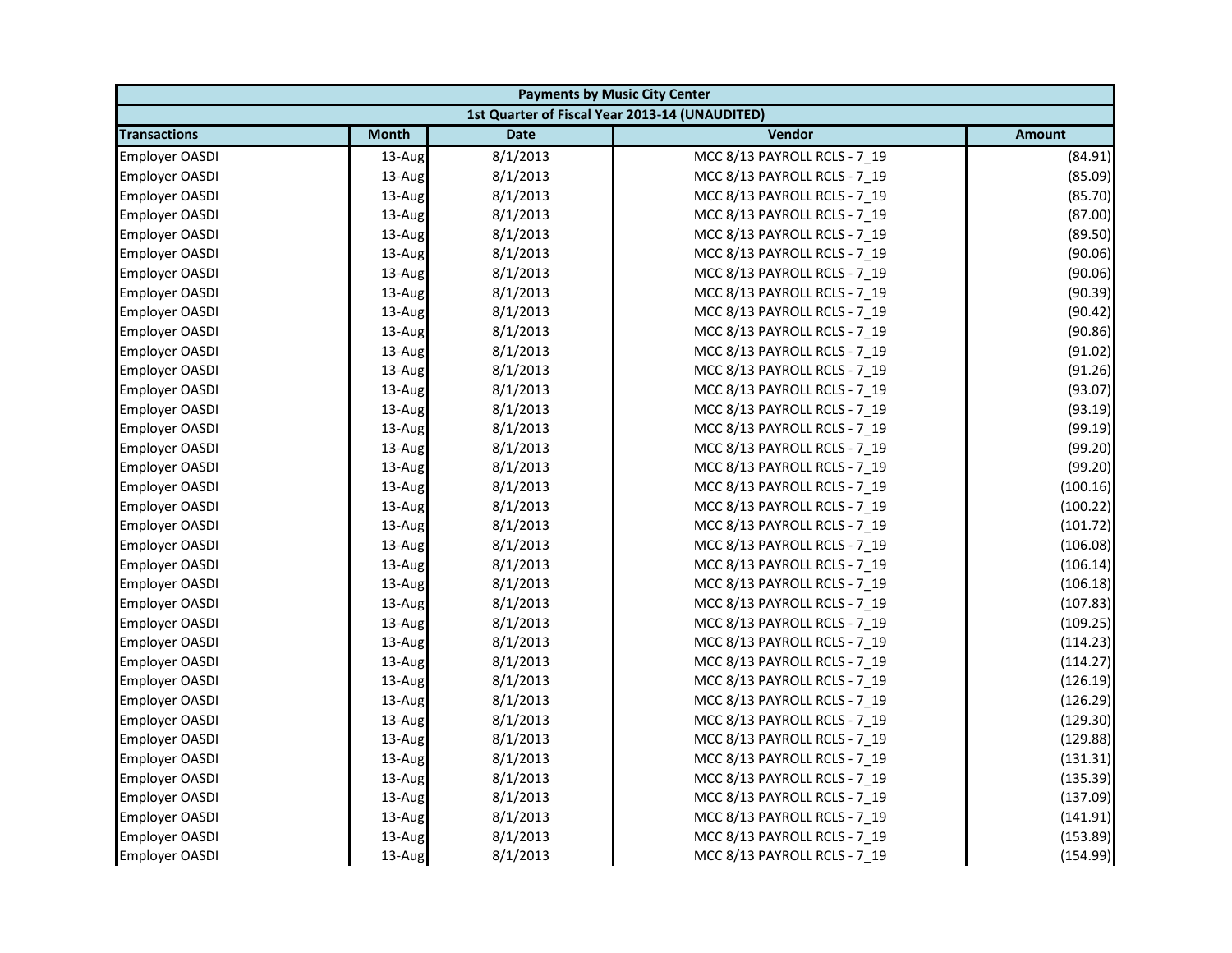| Payments by Music City Center | | | | |
|---|---|---|---|---|
| 1st Quarter of Fiscal Year 2013-14 (UNAUDITED) | | | | |
| **Transactions** | **Month** | **Date** | **Vendor** | **Amount** |
| Employer OASDI | 13-Aug | 8/1/2013 | MCC 8/13 PAYROLL RCLS - 7_19 | (84.91) |
| Employer OASDI | 13-Aug | 8/1/2013 | MCC 8/13 PAYROLL RCLS - 7_19 | (85.09) |
| Employer OASDI | 13-Aug | 8/1/2013 | MCC 8/13 PAYROLL RCLS - 7_19 | (85.70) |
| Employer OASDI | 13-Aug | 8/1/2013 | MCC 8/13 PAYROLL RCLS - 7_19 | (87.00) |
| Employer OASDI | 13-Aug | 8/1/2013 | MCC 8/13 PAYROLL RCLS - 7_19 | (89.50) |
| Employer OASDI | 13-Aug | 8/1/2013 | MCC 8/13 PAYROLL RCLS - 7_19 | (90.06) |
| Employer OASDI | 13-Aug | 8/1/2013 | MCC 8/13 PAYROLL RCLS - 7_19 | (90.06) |
| Employer OASDI | 13-Aug | 8/1/2013 | MCC 8/13 PAYROLL RCLS - 7_19 | (90.39) |
| Employer OASDI | 13-Aug | 8/1/2013 | MCC 8/13 PAYROLL RCLS - 7_19 | (90.42) |
| Employer OASDI | 13-Aug | 8/1/2013 | MCC 8/13 PAYROLL RCLS - 7_19 | (90.86) |
| Employer OASDI | 13-Aug | 8/1/2013 | MCC 8/13 PAYROLL RCLS - 7_19 | (91.02) |
| Employer OASDI | 13-Aug | 8/1/2013 | MCC 8/13 PAYROLL RCLS - 7_19 | (91.26) |
| Employer OASDI | 13-Aug | 8/1/2013 | MCC 8/13 PAYROLL RCLS - 7_19 | (93.07) |
| Employer OASDI | 13-Aug | 8/1/2013 | MCC 8/13 PAYROLL RCLS - 7_19 | (93.19) |
| Employer OASDI | 13-Aug | 8/1/2013 | MCC 8/13 PAYROLL RCLS - 7_19 | (99.19) |
| Employer OASDI | 13-Aug | 8/1/2013 | MCC 8/13 PAYROLL RCLS - 7_19 | (99.20) |
| Employer OASDI | 13-Aug | 8/1/2013 | MCC 8/13 PAYROLL RCLS - 7_19 | (99.20) |
| Employer OASDI | 13-Aug | 8/1/2013 | MCC 8/13 PAYROLL RCLS - 7_19 | (100.16) |
| Employer OASDI | 13-Aug | 8/1/2013 | MCC 8/13 PAYROLL RCLS - 7_19 | (100.22) |
| Employer OASDI | 13-Aug | 8/1/2013 | MCC 8/13 PAYROLL RCLS - 7_19 | (101.72) |
| Employer OASDI | 13-Aug | 8/1/2013 | MCC 8/13 PAYROLL RCLS - 7_19 | (106.08) |
| Employer OASDI | 13-Aug | 8/1/2013 | MCC 8/13 PAYROLL RCLS - 7_19 | (106.14) |
| Employer OASDI | 13-Aug | 8/1/2013 | MCC 8/13 PAYROLL RCLS - 7_19 | (106.18) |
| Employer OASDI | 13-Aug | 8/1/2013 | MCC 8/13 PAYROLL RCLS - 7_19 | (107.83) |
| Employer OASDI | 13-Aug | 8/1/2013 | MCC 8/13 PAYROLL RCLS - 7_19 | (109.25) |
| Employer OASDI | 13-Aug | 8/1/2013 | MCC 8/13 PAYROLL RCLS - 7_19 | (114.23) |
| Employer OASDI | 13-Aug | 8/1/2013 | MCC 8/13 PAYROLL RCLS - 7_19 | (114.27) |
| Employer OASDI | 13-Aug | 8/1/2013 | MCC 8/13 PAYROLL RCLS - 7_19 | (126.19) |
| Employer OASDI | 13-Aug | 8/1/2013 | MCC 8/13 PAYROLL RCLS - 7_19 | (126.29) |
| Employer OASDI | 13-Aug | 8/1/2013 | MCC 8/13 PAYROLL RCLS - 7_19 | (129.30) |
| Employer OASDI | 13-Aug | 8/1/2013 | MCC 8/13 PAYROLL RCLS - 7_19 | (129.88) |
| Employer OASDI | 13-Aug | 8/1/2013 | MCC 8/13 PAYROLL RCLS - 7_19 | (131.31) |
| Employer OASDI | 13-Aug | 8/1/2013 | MCC 8/13 PAYROLL RCLS - 7_19 | (135.39) |
| Employer OASDI | 13-Aug | 8/1/2013 | MCC 8/13 PAYROLL RCLS - 7_19 | (137.09) |
| Employer OASDI | 13-Aug | 8/1/2013 | MCC 8/13 PAYROLL RCLS - 7_19 | (141.91) |
| Employer OASDI | 13-Aug | 8/1/2013 | MCC 8/13 PAYROLL RCLS - 7_19 | (153.89) |
| Employer OASDI | 13-Aug | 8/1/2013 | MCC 8/13 PAYROLL RCLS - 7_19 | (154.99) |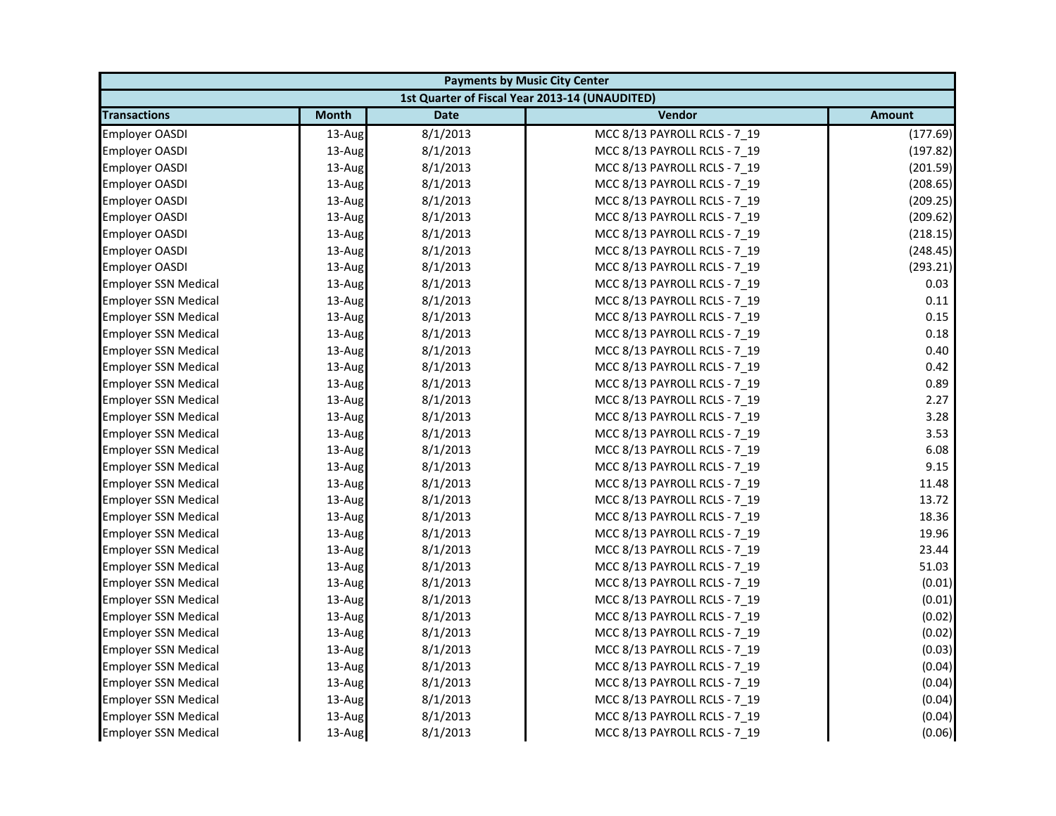| Payments by Music City Center | | | | |
|---|---|---|---|---|
| 1st Quarter of Fiscal Year 2013-14 (UNAUDITED) | | | | |
| **Transactions** | **Month** | **Date** | **Vendor** | **Amount** |
| Employer OASDI | 13-Aug | 8/1/2013 | MCC 8/13 PAYROLL RCLS - 7_19 | (177.69) |
| Employer OASDI | 13-Aug | 8/1/2013 | MCC 8/13 PAYROLL RCLS - 7_19 | (197.82) |
| Employer OASDI | 13-Aug | 8/1/2013 | MCC 8/13 PAYROLL RCLS - 7_19 | (201.59) |
| Employer OASDI | 13-Aug | 8/1/2013 | MCC 8/13 PAYROLL RCLS - 7_19 | (208.65) |
| Employer OASDI | 13-Aug | 8/1/2013 | MCC 8/13 PAYROLL RCLS - 7_19 | (209.25) |
| Employer OASDI | 13-Aug | 8/1/2013 | MCC 8/13 PAYROLL RCLS - 7_19 | (209.62) |
| Employer OASDI | 13-Aug | 8/1/2013 | MCC 8/13 PAYROLL RCLS - 7_19 | (218.15) |
| Employer OASDI | 13-Aug | 8/1/2013 | MCC 8/13 PAYROLL RCLS - 7_19 | (248.45) |
| Employer OASDI | 13-Aug | 8/1/2013 | MCC 8/13 PAYROLL RCLS - 7_19 | (293.21) |
| Employer SSN Medical | 13-Aug | 8/1/2013 | MCC 8/13 PAYROLL RCLS - 7_19 | 0.03 |
| Employer SSN Medical | 13-Aug | 8/1/2013 | MCC 8/13 PAYROLL RCLS - 7_19 | 0.11 |
| Employer SSN Medical | 13-Aug | 8/1/2013 | MCC 8/13 PAYROLL RCLS - 7_19 | 0.15 |
| Employer SSN Medical | 13-Aug | 8/1/2013 | MCC 8/13 PAYROLL RCLS - 7_19 | 0.18 |
| Employer SSN Medical | 13-Aug | 8/1/2013 | MCC 8/13 PAYROLL RCLS - 7_19 | 0.40 |
| Employer SSN Medical | 13-Aug | 8/1/2013 | MCC 8/13 PAYROLL RCLS - 7_19 | 0.42 |
| Employer SSN Medical | 13-Aug | 8/1/2013 | MCC 8/13 PAYROLL RCLS - 7_19 | 0.89 |
| Employer SSN Medical | 13-Aug | 8/1/2013 | MCC 8/13 PAYROLL RCLS - 7_19 | 2.27 |
| Employer SSN Medical | 13-Aug | 8/1/2013 | MCC 8/13 PAYROLL RCLS - 7_19 | 3.28 |
| Employer SSN Medical | 13-Aug | 8/1/2013 | MCC 8/13 PAYROLL RCLS - 7_19 | 3.53 |
| Employer SSN Medical | 13-Aug | 8/1/2013 | MCC 8/13 PAYROLL RCLS - 7_19 | 6.08 |
| Employer SSN Medical | 13-Aug | 8/1/2013 | MCC 8/13 PAYROLL RCLS - 7_19 | 9.15 |
| Employer SSN Medical | 13-Aug | 8/1/2013 | MCC 8/13 PAYROLL RCLS - 7_19 | 11.48 |
| Employer SSN Medical | 13-Aug | 8/1/2013 | MCC 8/13 PAYROLL RCLS - 7_19 | 13.72 |
| Employer SSN Medical | 13-Aug | 8/1/2013 | MCC 8/13 PAYROLL RCLS - 7_19 | 18.36 |
| Employer SSN Medical | 13-Aug | 8/1/2013 | MCC 8/13 PAYROLL RCLS - 7_19 | 19.96 |
| Employer SSN Medical | 13-Aug | 8/1/2013 | MCC 8/13 PAYROLL RCLS - 7_19 | 23.44 |
| Employer SSN Medical | 13-Aug | 8/1/2013 | MCC 8/13 PAYROLL RCLS - 7_19 | 51.03 |
| Employer SSN Medical | 13-Aug | 8/1/2013 | MCC 8/13 PAYROLL RCLS - 7_19 | (0.01) |
| Employer SSN Medical | 13-Aug | 8/1/2013 | MCC 8/13 PAYROLL RCLS - 7_19 | (0.01) |
| Employer SSN Medical | 13-Aug | 8/1/2013 | MCC 8/13 PAYROLL RCLS - 7_19 | (0.02) |
| Employer SSN Medical | 13-Aug | 8/1/2013 | MCC 8/13 PAYROLL RCLS - 7_19 | (0.02) |
| Employer SSN Medical | 13-Aug | 8/1/2013 | MCC 8/13 PAYROLL RCLS - 7_19 | (0.03) |
| Employer SSN Medical | 13-Aug | 8/1/2013 | MCC 8/13 PAYROLL RCLS - 7_19 | (0.04) |
| Employer SSN Medical | 13-Aug | 8/1/2013 | MCC 8/13 PAYROLL RCLS - 7_19 | (0.04) |
| Employer SSN Medical | 13-Aug | 8/1/2013 | MCC 8/13 PAYROLL RCLS - 7_19 | (0.04) |
| Employer SSN Medical | 13-Aug | 8/1/2013 | MCC 8/13 PAYROLL RCLS - 7_19 | (0.04) |
| Employer SSN Medical | 13-Aug | 8/1/2013 | MCC 8/13 PAYROLL RCLS - 7_19 | (0.06) |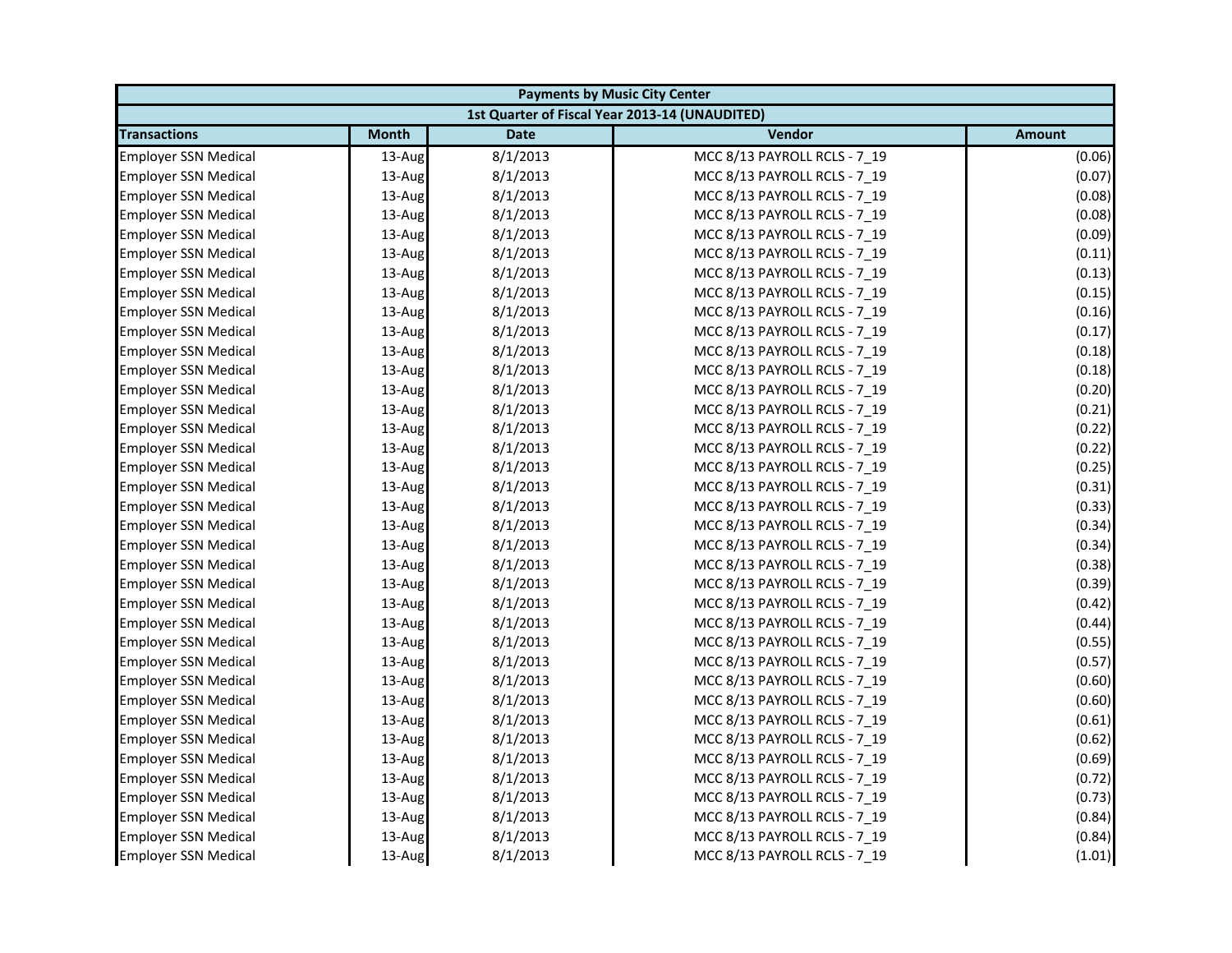| Payments by Music City Center | | | | |
|---|---|---|---|---|
| 1st Quarter of Fiscal Year 2013-14 (UNAUDITED) | | | | |
| Transactions | Month | Date | Vendor | Amount |
| Employer SSN Medical | 13-Aug | 8/1/2013 | MCC 8/13 PAYROLL RCLS - 7_19 | (0.06) |
| Employer SSN Medical | 13-Aug | 8/1/2013 | MCC 8/13 PAYROLL RCLS - 7_19 | (0.07) |
| Employer SSN Medical | 13-Aug | 8/1/2013 | MCC 8/13 PAYROLL RCLS - 7_19 | (0.08) |
| Employer SSN Medical | 13-Aug | 8/1/2013 | MCC 8/13 PAYROLL RCLS - 7_19 | (0.08) |
| Employer SSN Medical | 13-Aug | 8/1/2013 | MCC 8/13 PAYROLL RCLS - 7_19 | (0.09) |
| Employer SSN Medical | 13-Aug | 8/1/2013 | MCC 8/13 PAYROLL RCLS - 7_19 | (0.11) |
| Employer SSN Medical | 13-Aug | 8/1/2013 | MCC 8/13 PAYROLL RCLS - 7_19 | (0.13) |
| Employer SSN Medical | 13-Aug | 8/1/2013 | MCC 8/13 PAYROLL RCLS - 7_19 | (0.15) |
| Employer SSN Medical | 13-Aug | 8/1/2013 | MCC 8/13 PAYROLL RCLS - 7_19 | (0.16) |
| Employer SSN Medical | 13-Aug | 8/1/2013 | MCC 8/13 PAYROLL RCLS - 7_19 | (0.17) |
| Employer SSN Medical | 13-Aug | 8/1/2013 | MCC 8/13 PAYROLL RCLS - 7_19 | (0.18) |
| Employer SSN Medical | 13-Aug | 8/1/2013 | MCC 8/13 PAYROLL RCLS - 7_19 | (0.18) |
| Employer SSN Medical | 13-Aug | 8/1/2013 | MCC 8/13 PAYROLL RCLS - 7_19 | (0.20) |
| Employer SSN Medical | 13-Aug | 8/1/2013 | MCC 8/13 PAYROLL RCLS - 7_19 | (0.21) |
| Employer SSN Medical | 13-Aug | 8/1/2013 | MCC 8/13 PAYROLL RCLS - 7_19 | (0.22) |
| Employer SSN Medical | 13-Aug | 8/1/2013 | MCC 8/13 PAYROLL RCLS - 7_19 | (0.22) |
| Employer SSN Medical | 13-Aug | 8/1/2013 | MCC 8/13 PAYROLL RCLS - 7_19 | (0.25) |
| Employer SSN Medical | 13-Aug | 8/1/2013 | MCC 8/13 PAYROLL RCLS - 7_19 | (0.31) |
| Employer SSN Medical | 13-Aug | 8/1/2013 | MCC 8/13 PAYROLL RCLS - 7_19 | (0.33) |
| Employer SSN Medical | 13-Aug | 8/1/2013 | MCC 8/13 PAYROLL RCLS - 7_19 | (0.34) |
| Employer SSN Medical | 13-Aug | 8/1/2013 | MCC 8/13 PAYROLL RCLS - 7_19 | (0.34) |
| Employer SSN Medical | 13-Aug | 8/1/2013 | MCC 8/13 PAYROLL RCLS - 7_19 | (0.38) |
| Employer SSN Medical | 13-Aug | 8/1/2013 | MCC 8/13 PAYROLL RCLS - 7_19 | (0.39) |
| Employer SSN Medical | 13-Aug | 8/1/2013 | MCC 8/13 PAYROLL RCLS - 7_19 | (0.42) |
| Employer SSN Medical | 13-Aug | 8/1/2013 | MCC 8/13 PAYROLL RCLS - 7_19 | (0.44) |
| Employer SSN Medical | 13-Aug | 8/1/2013 | MCC 8/13 PAYROLL RCLS - 7_19 | (0.55) |
| Employer SSN Medical | 13-Aug | 8/1/2013 | MCC 8/13 PAYROLL RCLS - 7_19 | (0.57) |
| Employer SSN Medical | 13-Aug | 8/1/2013 | MCC 8/13 PAYROLL RCLS - 7_19 | (0.60) |
| Employer SSN Medical | 13-Aug | 8/1/2013 | MCC 8/13 PAYROLL RCLS - 7_19 | (0.60) |
| Employer SSN Medical | 13-Aug | 8/1/2013 | MCC 8/13 PAYROLL RCLS - 7_19 | (0.61) |
| Employer SSN Medical | 13-Aug | 8/1/2013 | MCC 8/13 PAYROLL RCLS - 7_19 | (0.62) |
| Employer SSN Medical | 13-Aug | 8/1/2013 | MCC 8/13 PAYROLL RCLS - 7_19 | (0.69) |
| Employer SSN Medical | 13-Aug | 8/1/2013 | MCC 8/13 PAYROLL RCLS - 7_19 | (0.72) |
| Employer SSN Medical | 13-Aug | 8/1/2013 | MCC 8/13 PAYROLL RCLS - 7_19 | (0.73) |
| Employer SSN Medical | 13-Aug | 8/1/2013 | MCC 8/13 PAYROLL RCLS - 7_19 | (0.84) |
| Employer SSN Medical | 13-Aug | 8/1/2013 | MCC 8/13 PAYROLL RCLS - 7_19 | (0.84) |
| Employer SSN Medical | 13-Aug | 8/1/2013 | MCC 8/13 PAYROLL RCLS - 7_19 | (1.01) |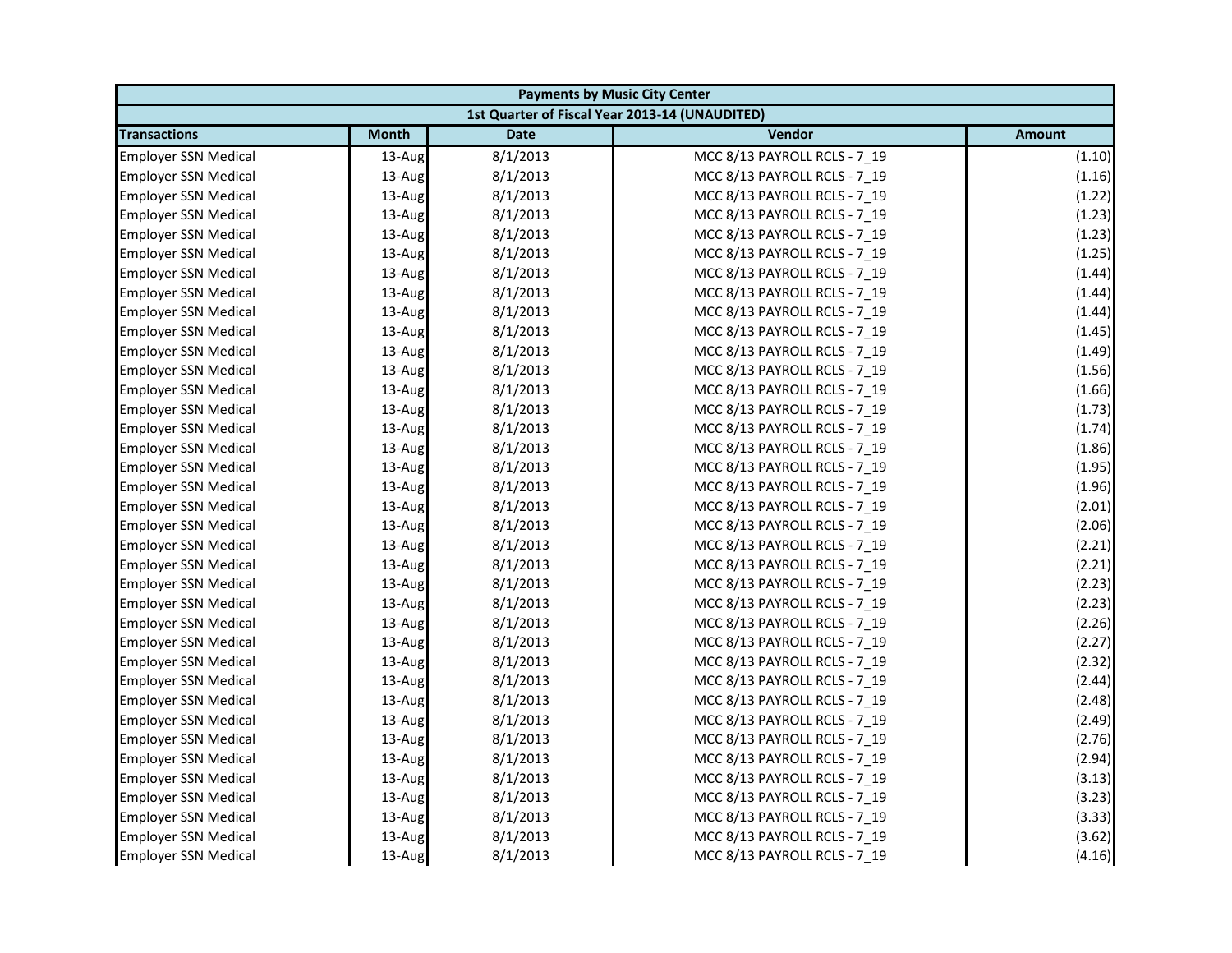| Payments by Music City Center | | | | |
|---|---|---|---|---|
| 1st Quarter of Fiscal Year 2013-14 (UNAUDITED) | | | | |
| **Transactions** | **Month** | **Date** | **Vendor** | **Amount** |
| Employer SSN Medical | 13-Aug | 8/1/2013 | MCC 8/13 PAYROLL RCLS - 7_19 | (1.10) |
| Employer SSN Medical | 13-Aug | 8/1/2013 | MCC 8/13 PAYROLL RCLS - 7_19 | (1.16) |
| Employer SSN Medical | 13-Aug | 8/1/2013 | MCC 8/13 PAYROLL RCLS - 7_19 | (1.22) |
| Employer SSN Medical | 13-Aug | 8/1/2013 | MCC 8/13 PAYROLL RCLS - 7_19 | (1.23) |
| Employer SSN Medical | 13-Aug | 8/1/2013 | MCC 8/13 PAYROLL RCLS - 7_19 | (1.23) |
| Employer SSN Medical | 13-Aug | 8/1/2013 | MCC 8/13 PAYROLL RCLS - 7_19 | (1.25) |
| Employer SSN Medical | 13-Aug | 8/1/2013 | MCC 8/13 PAYROLL RCLS - 7_19 | (1.44) |
| Employer SSN Medical | 13-Aug | 8/1/2013 | MCC 8/13 PAYROLL RCLS - 7_19 | (1.44) |
| Employer SSN Medical | 13-Aug | 8/1/2013 | MCC 8/13 PAYROLL RCLS - 7_19 | (1.44) |
| Employer SSN Medical | 13-Aug | 8/1/2013 | MCC 8/13 PAYROLL RCLS - 7_19 | (1.45) |
| Employer SSN Medical | 13-Aug | 8/1/2013 | MCC 8/13 PAYROLL RCLS - 7_19 | (1.49) |
| Employer SSN Medical | 13-Aug | 8/1/2013 | MCC 8/13 PAYROLL RCLS - 7_19 | (1.56) |
| Employer SSN Medical | 13-Aug | 8/1/2013 | MCC 8/13 PAYROLL RCLS - 7_19 | (1.66) |
| Employer SSN Medical | 13-Aug | 8/1/2013 | MCC 8/13 PAYROLL RCLS - 7_19 | (1.73) |
| Employer SSN Medical | 13-Aug | 8/1/2013 | MCC 8/13 PAYROLL RCLS - 7_19 | (1.74) |
| Employer SSN Medical | 13-Aug | 8/1/2013 | MCC 8/13 PAYROLL RCLS - 7_19 | (1.86) |
| Employer SSN Medical | 13-Aug | 8/1/2013 | MCC 8/13 PAYROLL RCLS - 7_19 | (1.95) |
| Employer SSN Medical | 13-Aug | 8/1/2013 | MCC 8/13 PAYROLL RCLS - 7_19 | (1.96) |
| Employer SSN Medical | 13-Aug | 8/1/2013 | MCC 8/13 PAYROLL RCLS - 7_19 | (2.01) |
| Employer SSN Medical | 13-Aug | 8/1/2013 | MCC 8/13 PAYROLL RCLS - 7_19 | (2.06) |
| Employer SSN Medical | 13-Aug | 8/1/2013 | MCC 8/13 PAYROLL RCLS - 7_19 | (2.21) |
| Employer SSN Medical | 13-Aug | 8/1/2013 | MCC 8/13 PAYROLL RCLS - 7_19 | (2.21) |
| Employer SSN Medical | 13-Aug | 8/1/2013 | MCC 8/13 PAYROLL RCLS - 7_19 | (2.23) |
| Employer SSN Medical | 13-Aug | 8/1/2013 | MCC 8/13 PAYROLL RCLS - 7_19 | (2.23) |
| Employer SSN Medical | 13-Aug | 8/1/2013 | MCC 8/13 PAYROLL RCLS - 7_19 | (2.26) |
| Employer SSN Medical | 13-Aug | 8/1/2013 | MCC 8/13 PAYROLL RCLS - 7_19 | (2.27) |
| Employer SSN Medical | 13-Aug | 8/1/2013 | MCC 8/13 PAYROLL RCLS - 7_19 | (2.32) |
| Employer SSN Medical | 13-Aug | 8/1/2013 | MCC 8/13 PAYROLL RCLS - 7_19 | (2.44) |
| Employer SSN Medical | 13-Aug | 8/1/2013 | MCC 8/13 PAYROLL RCLS - 7_19 | (2.48) |
| Employer SSN Medical | 13-Aug | 8/1/2013 | MCC 8/13 PAYROLL RCLS - 7_19 | (2.49) |
| Employer SSN Medical | 13-Aug | 8/1/2013 | MCC 8/13 PAYROLL RCLS - 7_19 | (2.76) |
| Employer SSN Medical | 13-Aug | 8/1/2013 | MCC 8/13 PAYROLL RCLS - 7_19 | (2.94) |
| Employer SSN Medical | 13-Aug | 8/1/2013 | MCC 8/13 PAYROLL RCLS - 7_19 | (3.13) |
| Employer SSN Medical | 13-Aug | 8/1/2013 | MCC 8/13 PAYROLL RCLS - 7_19 | (3.23) |
| Employer SSN Medical | 13-Aug | 8/1/2013 | MCC 8/13 PAYROLL RCLS - 7_19 | (3.33) |
| Employer SSN Medical | 13-Aug | 8/1/2013 | MCC 8/13 PAYROLL RCLS - 7_19 | (3.62) |
| Employer SSN Medical | 13-Aug | 8/1/2013 | MCC 8/13 PAYROLL RCLS - 7_19 | (4.16) |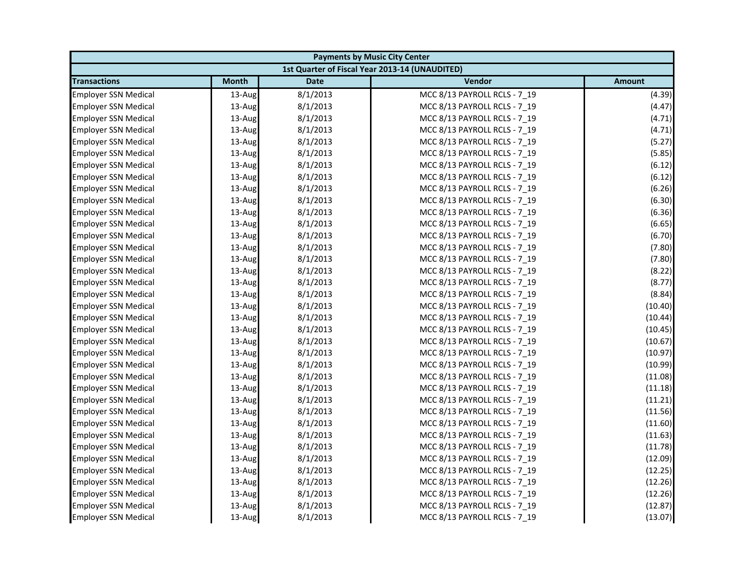| Payments by Music City Center | | | | |
|---|---|---|---|---|
| 1st Quarter of Fiscal Year 2013-14 (UNAUDITED) | | | | |
| Transactions | Month | Date | Vendor | Amount |
| Employer SSN Medical | 13-Aug | 8/1/2013 | MCC 8/13 PAYROLL RCLS - 7_19 | (4.39) |
| Employer SSN Medical | 13-Aug | 8/1/2013 | MCC 8/13 PAYROLL RCLS - 7_19 | (4.47) |
| Employer SSN Medical | 13-Aug | 8/1/2013 | MCC 8/13 PAYROLL RCLS - 7_19 | (4.71) |
| Employer SSN Medical | 13-Aug | 8/1/2013 | MCC 8/13 PAYROLL RCLS - 7_19 | (4.71) |
| Employer SSN Medical | 13-Aug | 8/1/2013 | MCC 8/13 PAYROLL RCLS - 7_19 | (5.27) |
| Employer SSN Medical | 13-Aug | 8/1/2013 | MCC 8/13 PAYROLL RCLS - 7_19 | (5.85) |
| Employer SSN Medical | 13-Aug | 8/1/2013 | MCC 8/13 PAYROLL RCLS - 7_19 | (6.12) |
| Employer SSN Medical | 13-Aug | 8/1/2013 | MCC 8/13 PAYROLL RCLS - 7_19 | (6.12) |
| Employer SSN Medical | 13-Aug | 8/1/2013 | MCC 8/13 PAYROLL RCLS - 7_19 | (6.26) |
| Employer SSN Medical | 13-Aug | 8/1/2013 | MCC 8/13 PAYROLL RCLS - 7_19 | (6.30) |
| Employer SSN Medical | 13-Aug | 8/1/2013 | MCC 8/13 PAYROLL RCLS - 7_19 | (6.36) |
| Employer SSN Medical | 13-Aug | 8/1/2013 | MCC 8/13 PAYROLL RCLS - 7_19 | (6.65) |
| Employer SSN Medical | 13-Aug | 8/1/2013 | MCC 8/13 PAYROLL RCLS - 7_19 | (6.70) |
| Employer SSN Medical | 13-Aug | 8/1/2013 | MCC 8/13 PAYROLL RCLS - 7_19 | (7.80) |
| Employer SSN Medical | 13-Aug | 8/1/2013 | MCC 8/13 PAYROLL RCLS - 7_19 | (7.80) |
| Employer SSN Medical | 13-Aug | 8/1/2013 | MCC 8/13 PAYROLL RCLS - 7_19 | (8.22) |
| Employer SSN Medical | 13-Aug | 8/1/2013 | MCC 8/13 PAYROLL RCLS - 7_19 | (8.77) |
| Employer SSN Medical | 13-Aug | 8/1/2013 | MCC 8/13 PAYROLL RCLS - 7_19 | (8.84) |
| Employer SSN Medical | 13-Aug | 8/1/2013 | MCC 8/13 PAYROLL RCLS - 7_19 | (10.40) |
| Employer SSN Medical | 13-Aug | 8/1/2013 | MCC 8/13 PAYROLL RCLS - 7_19 | (10.44) |
| Employer SSN Medical | 13-Aug | 8/1/2013 | MCC 8/13 PAYROLL RCLS - 7_19 | (10.45) |
| Employer SSN Medical | 13-Aug | 8/1/2013 | MCC 8/13 PAYROLL RCLS - 7_19 | (10.67) |
| Employer SSN Medical | 13-Aug | 8/1/2013 | MCC 8/13 PAYROLL RCLS - 7_19 | (10.97) |
| Employer SSN Medical | 13-Aug | 8/1/2013 | MCC 8/13 PAYROLL RCLS - 7_19 | (10.99) |
| Employer SSN Medical | 13-Aug | 8/1/2013 | MCC 8/13 PAYROLL RCLS - 7_19 | (11.08) |
| Employer SSN Medical | 13-Aug | 8/1/2013 | MCC 8/13 PAYROLL RCLS - 7_19 | (11.18) |
| Employer SSN Medical | 13-Aug | 8/1/2013 | MCC 8/13 PAYROLL RCLS - 7_19 | (11.21) |
| Employer SSN Medical | 13-Aug | 8/1/2013 | MCC 8/13 PAYROLL RCLS - 7_19 | (11.56) |
| Employer SSN Medical | 13-Aug | 8/1/2013 | MCC 8/13 PAYROLL RCLS - 7_19 | (11.60) |
| Employer SSN Medical | 13-Aug | 8/1/2013 | MCC 8/13 PAYROLL RCLS - 7_19 | (11.63) |
| Employer SSN Medical | 13-Aug | 8/1/2013 | MCC 8/13 PAYROLL RCLS - 7_19 | (11.78) |
| Employer SSN Medical | 13-Aug | 8/1/2013 | MCC 8/13 PAYROLL RCLS - 7_19 | (12.09) |
| Employer SSN Medical | 13-Aug | 8/1/2013 | MCC 8/13 PAYROLL RCLS - 7_19 | (12.25) |
| Employer SSN Medical | 13-Aug | 8/1/2013 | MCC 8/13 PAYROLL RCLS - 7_19 | (12.26) |
| Employer SSN Medical | 13-Aug | 8/1/2013 | MCC 8/13 PAYROLL RCLS - 7_19 | (12.26) |
| Employer SSN Medical | 13-Aug | 8/1/2013 | MCC 8/13 PAYROLL RCLS - 7_19 | (12.87) |
| Employer SSN Medical | 13-Aug | 8/1/2013 | MCC 8/13 PAYROLL RCLS - 7_19 | (13.07) |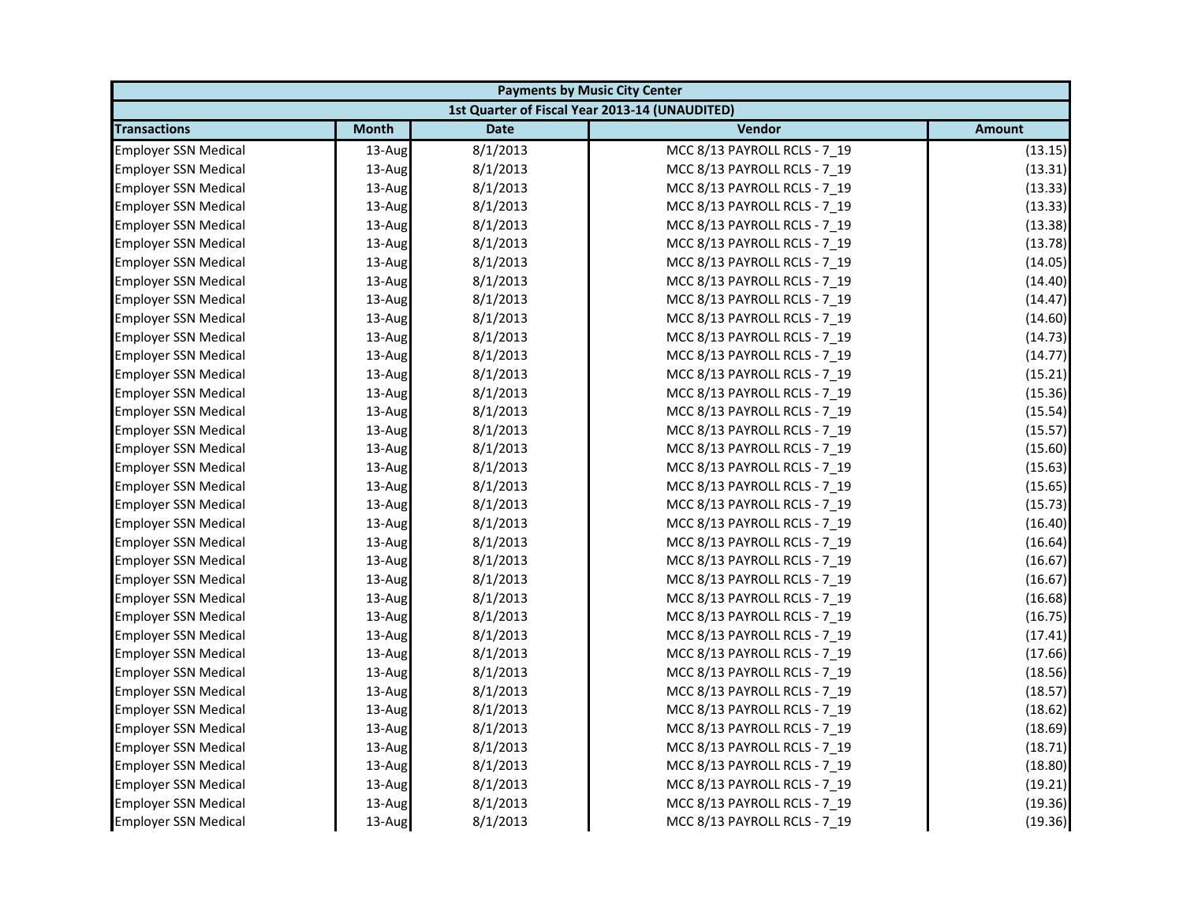| Payments by Music City Center | | | | |
|---|---|---|---|---|
| 1st Quarter of Fiscal Year 2013-14 (UNAUDITED) | | | | |
| **Transactions** | **Month** | **Date** | **Vendor** | **Amount** |
| Employer SSN Medical | 13-Aug | 8/1/2013 | MCC 8/13 PAYROLL RCLS - 7_19 | (13.15) |
| Employer SSN Medical | 13-Aug | 8/1/2013 | MCC 8/13 PAYROLL RCLS - 7_19 | (13.31) |
| Employer SSN Medical | 13-Aug | 8/1/2013 | MCC 8/13 PAYROLL RCLS - 7_19 | (13.33) |
| Employer SSN Medical | 13-Aug | 8/1/2013 | MCC 8/13 PAYROLL RCLS - 7_19 | (13.33) |
| Employer SSN Medical | 13-Aug | 8/1/2013 | MCC 8/13 PAYROLL RCLS - 7_19 | (13.38) |
| Employer SSN Medical | 13-Aug | 8/1/2013 | MCC 8/13 PAYROLL RCLS - 7_19 | (13.78) |
| Employer SSN Medical | 13-Aug | 8/1/2013 | MCC 8/13 PAYROLL RCLS - 7_19 | (14.05) |
| Employer SSN Medical | 13-Aug | 8/1/2013 | MCC 8/13 PAYROLL RCLS - 7_19 | (14.40) |
| Employer SSN Medical | 13-Aug | 8/1/2013 | MCC 8/13 PAYROLL RCLS - 7_19 | (14.47) |
| Employer SSN Medical | 13-Aug | 8/1/2013 | MCC 8/13 PAYROLL RCLS - 7_19 | (14.60) |
| Employer SSN Medical | 13-Aug | 8/1/2013 | MCC 8/13 PAYROLL RCLS - 7_19 | (14.73) |
| Employer SSN Medical | 13-Aug | 8/1/2013 | MCC 8/13 PAYROLL RCLS - 7_19 | (14.77) |
| Employer SSN Medical | 13-Aug | 8/1/2013 | MCC 8/13 PAYROLL RCLS - 7_19 | (15.21) |
| Employer SSN Medical | 13-Aug | 8/1/2013 | MCC 8/13 PAYROLL RCLS - 7_19 | (15.36) |
| Employer SSN Medical | 13-Aug | 8/1/2013 | MCC 8/13 PAYROLL RCLS - 7_19 | (15.54) |
| Employer SSN Medical | 13-Aug | 8/1/2013 | MCC 8/13 PAYROLL RCLS - 7_19 | (15.57) |
| Employer SSN Medical | 13-Aug | 8/1/2013 | MCC 8/13 PAYROLL RCLS - 7_19 | (15.60) |
| Employer SSN Medical | 13-Aug | 8/1/2013 | MCC 8/13 PAYROLL RCLS - 7_19 | (15.63) |
| Employer SSN Medical | 13-Aug | 8/1/2013 | MCC 8/13 PAYROLL RCLS - 7_19 | (15.65) |
| Employer SSN Medical | 13-Aug | 8/1/2013 | MCC 8/13 PAYROLL RCLS - 7_19 | (15.73) |
| Employer SSN Medical | 13-Aug | 8/1/2013 | MCC 8/13 PAYROLL RCLS - 7_19 | (16.40) |
| Employer SSN Medical | 13-Aug | 8/1/2013 | MCC 8/13 PAYROLL RCLS - 7_19 | (16.64) |
| Employer SSN Medical | 13-Aug | 8/1/2013 | MCC 8/13 PAYROLL RCLS - 7_19 | (16.67) |
| Employer SSN Medical | 13-Aug | 8/1/2013 | MCC 8/13 PAYROLL RCLS - 7_19 | (16.67) |
| Employer SSN Medical | 13-Aug | 8/1/2013 | MCC 8/13 PAYROLL RCLS - 7_19 | (16.68) |
| Employer SSN Medical | 13-Aug | 8/1/2013 | MCC 8/13 PAYROLL RCLS - 7_19 | (16.75) |
| Employer SSN Medical | 13-Aug | 8/1/2013 | MCC 8/13 PAYROLL RCLS - 7_19 | (17.41) |
| Employer SSN Medical | 13-Aug | 8/1/2013 | MCC 8/13 PAYROLL RCLS - 7_19 | (17.66) |
| Employer SSN Medical | 13-Aug | 8/1/2013 | MCC 8/13 PAYROLL RCLS - 7_19 | (18.56) |
| Employer SSN Medical | 13-Aug | 8/1/2013 | MCC 8/13 PAYROLL RCLS - 7_19 | (18.57) |
| Employer SSN Medical | 13-Aug | 8/1/2013 | MCC 8/13 PAYROLL RCLS - 7_19 | (18.62) |
| Employer SSN Medical | 13-Aug | 8/1/2013 | MCC 8/13 PAYROLL RCLS - 7_19 | (18.69) |
| Employer SSN Medical | 13-Aug | 8/1/2013 | MCC 8/13 PAYROLL RCLS - 7_19 | (18.71) |
| Employer SSN Medical | 13-Aug | 8/1/2013 | MCC 8/13 PAYROLL RCLS - 7_19 | (18.80) |
| Employer SSN Medical | 13-Aug | 8/1/2013 | MCC 8/13 PAYROLL RCLS - 7_19 | (19.21) |
| Employer SSN Medical | 13-Aug | 8/1/2013 | MCC 8/13 PAYROLL RCLS - 7_19 | (19.36) |
| Employer SSN Medical | 13-Aug | 8/1/2013 | MCC 8/13 PAYROLL RCLS - 7_19 | (19.36) |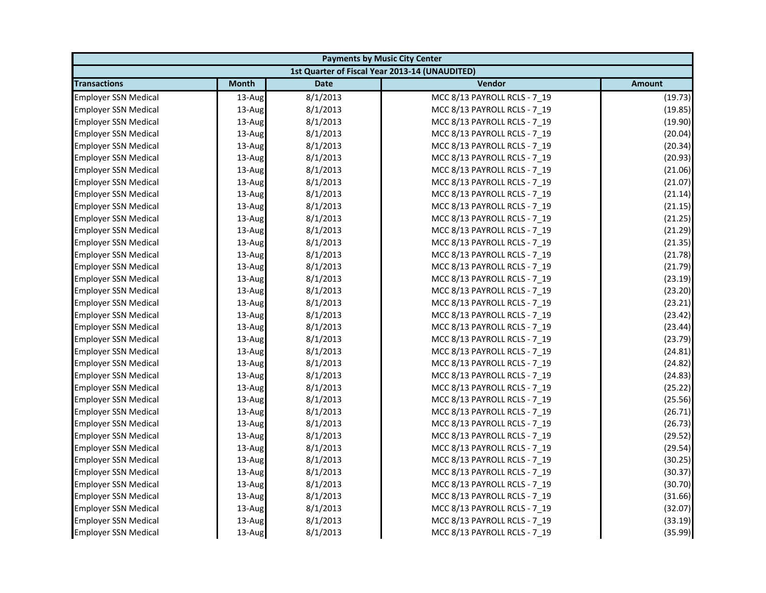| Payments by Music City Center | | | | |
|---|---|---|---|---|
| 1st Quarter of Fiscal Year 2013-14 (UNAUDITED) | | | | |
| **Transactions** | **Month** | **Date** | **Vendor** | **Amount** |
| Employer SSN Medical | 13-Aug | 8/1/2013 | MCC 8/13 PAYROLL RCLS - 7_19 | (19.73) |
| Employer SSN Medical | 13-Aug | 8/1/2013 | MCC 8/13 PAYROLL RCLS - 7_19 | (19.85) |
| Employer SSN Medical | 13-Aug | 8/1/2013 | MCC 8/13 PAYROLL RCLS - 7_19 | (19.90) |
| Employer SSN Medical | 13-Aug | 8/1/2013 | MCC 8/13 PAYROLL RCLS - 7_19 | (20.04) |
| Employer SSN Medical | 13-Aug | 8/1/2013 | MCC 8/13 PAYROLL RCLS - 7_19 | (20.34) |
| Employer SSN Medical | 13-Aug | 8/1/2013 | MCC 8/13 PAYROLL RCLS - 7_19 | (20.93) |
| Employer SSN Medical | 13-Aug | 8/1/2013 | MCC 8/13 PAYROLL RCLS - 7_19 | (21.06) |
| Employer SSN Medical | 13-Aug | 8/1/2013 | MCC 8/13 PAYROLL RCLS - 7_19 | (21.07) |
| Employer SSN Medical | 13-Aug | 8/1/2013 | MCC 8/13 PAYROLL RCLS - 7_19 | (21.14) |
| Employer SSN Medical | 13-Aug | 8/1/2013 | MCC 8/13 PAYROLL RCLS - 7_19 | (21.15) |
| Employer SSN Medical | 13-Aug | 8/1/2013 | MCC 8/13 PAYROLL RCLS - 7_19 | (21.25) |
| Employer SSN Medical | 13-Aug | 8/1/2013 | MCC 8/13 PAYROLL RCLS - 7_19 | (21.29) |
| Employer SSN Medical | 13-Aug | 8/1/2013 | MCC 8/13 PAYROLL RCLS - 7_19 | (21.35) |
| Employer SSN Medical | 13-Aug | 8/1/2013 | MCC 8/13 PAYROLL RCLS - 7_19 | (21.78) |
| Employer SSN Medical | 13-Aug | 8/1/2013 | MCC 8/13 PAYROLL RCLS - 7_19 | (21.79) |
| Employer SSN Medical | 13-Aug | 8/1/2013 | MCC 8/13 PAYROLL RCLS - 7_19 | (23.19) |
| Employer SSN Medical | 13-Aug | 8/1/2013 | MCC 8/13 PAYROLL RCLS - 7_19 | (23.20) |
| Employer SSN Medical | 13-Aug | 8/1/2013 | MCC 8/13 PAYROLL RCLS - 7_19 | (23.21) |
| Employer SSN Medical | 13-Aug | 8/1/2013 | MCC 8/13 PAYROLL RCLS - 7_19 | (23.42) |
| Employer SSN Medical | 13-Aug | 8/1/2013 | MCC 8/13 PAYROLL RCLS - 7_19 | (23.44) |
| Employer SSN Medical | 13-Aug | 8/1/2013 | MCC 8/13 PAYROLL RCLS - 7_19 | (23.79) |
| Employer SSN Medical | 13-Aug | 8/1/2013 | MCC 8/13 PAYROLL RCLS - 7_19 | (24.81) |
| Employer SSN Medical | 13-Aug | 8/1/2013 | MCC 8/13 PAYROLL RCLS - 7_19 | (24.82) |
| Employer SSN Medical | 13-Aug | 8/1/2013 | MCC 8/13 PAYROLL RCLS - 7_19 | (24.83) |
| Employer SSN Medical | 13-Aug | 8/1/2013 | MCC 8/13 PAYROLL RCLS - 7_19 | (25.22) |
| Employer SSN Medical | 13-Aug | 8/1/2013 | MCC 8/13 PAYROLL RCLS - 7_19 | (25.56) |
| Employer SSN Medical | 13-Aug | 8/1/2013 | MCC 8/13 PAYROLL RCLS - 7_19 | (26.71) |
| Employer SSN Medical | 13-Aug | 8/1/2013 | MCC 8/13 PAYROLL RCLS - 7_19 | (26.73) |
| Employer SSN Medical | 13-Aug | 8/1/2013 | MCC 8/13 PAYROLL RCLS - 7_19 | (29.52) |
| Employer SSN Medical | 13-Aug | 8/1/2013 | MCC 8/13 PAYROLL RCLS - 7_19 | (29.54) |
| Employer SSN Medical | 13-Aug | 8/1/2013 | MCC 8/13 PAYROLL RCLS - 7_19 | (30.25) |
| Employer SSN Medical | 13-Aug | 8/1/2013 | MCC 8/13 PAYROLL RCLS - 7_19 | (30.37) |
| Employer SSN Medical | 13-Aug | 8/1/2013 | MCC 8/13 PAYROLL RCLS - 7_19 | (30.70) |
| Employer SSN Medical | 13-Aug | 8/1/2013 | MCC 8/13 PAYROLL RCLS - 7_19 | (31.66) |
| Employer SSN Medical | 13-Aug | 8/1/2013 | MCC 8/13 PAYROLL RCLS - 7_19 | (32.07) |
| Employer SSN Medical | 13-Aug | 8/1/2013 | MCC 8/13 PAYROLL RCLS - 7_19 | (33.19) |
| Employer SSN Medical | 13-Aug | 8/1/2013 | MCC 8/13 PAYROLL RCLS - 7_19 | (35.99) |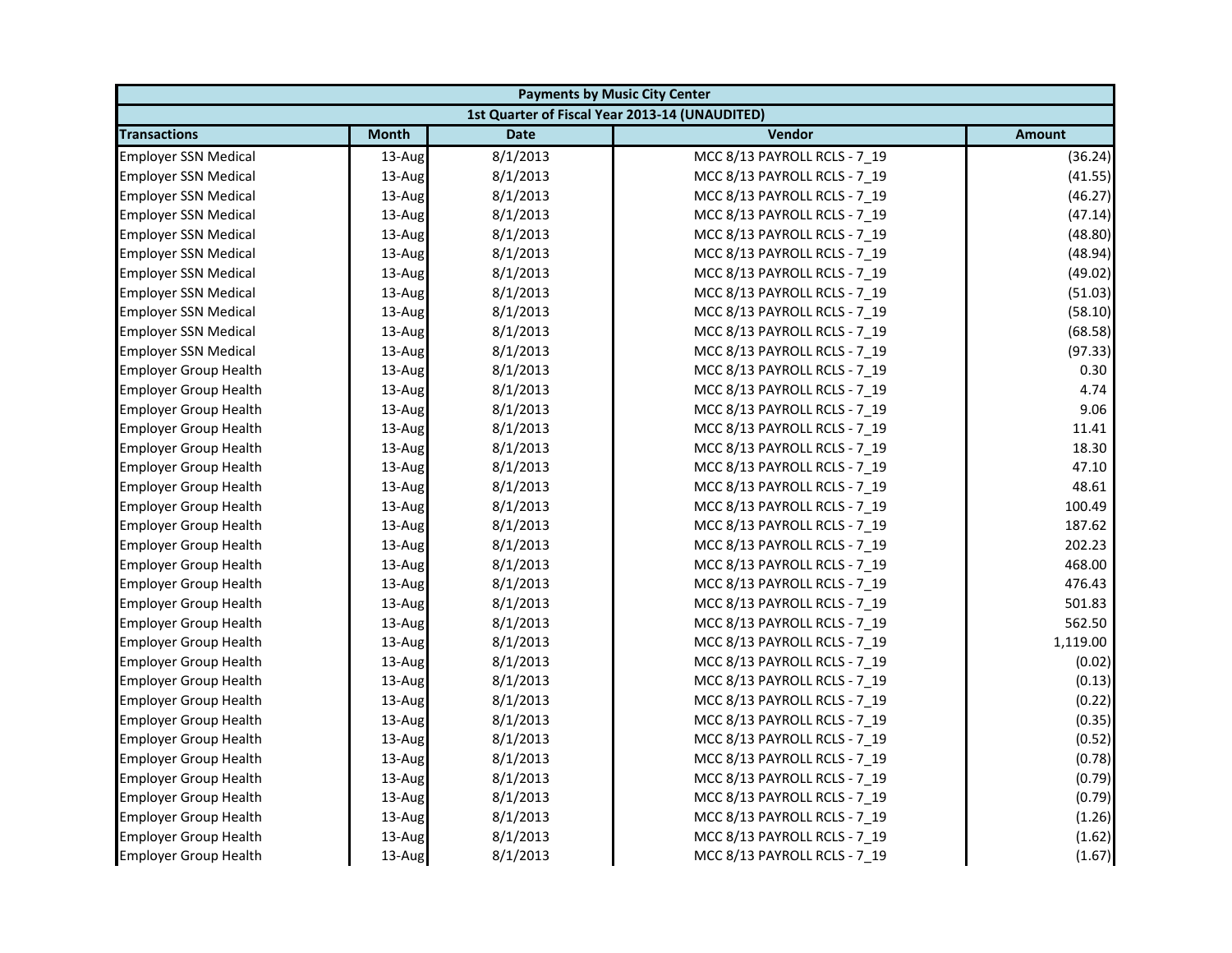| Payments by Music City Center | | | | |
|---|---|---|---|---|
| 1st Quarter of Fiscal Year 2013-14 (UNAUDITED) | | | | |
| **Transactions** | **Month** | **Date** | **Vendor** | **Amount** |
| Employer SSN Medical | 13-Aug | 8/1/2013 | MCC 8/13 PAYROLL RCLS - 7_19 | (36.24) |
| Employer SSN Medical | 13-Aug | 8/1/2013 | MCC 8/13 PAYROLL RCLS - 7_19 | (41.55) |
| Employer SSN Medical | 13-Aug | 8/1/2013 | MCC 8/13 PAYROLL RCLS - 7_19 | (46.27) |
| Employer SSN Medical | 13-Aug | 8/1/2013 | MCC 8/13 PAYROLL RCLS - 7_19 | (47.14) |
| Employer SSN Medical | 13-Aug | 8/1/2013 | MCC 8/13 PAYROLL RCLS - 7_19 | (48.80) |
| Employer SSN Medical | 13-Aug | 8/1/2013 | MCC 8/13 PAYROLL RCLS - 7_19 | (48.94) |
| Employer SSN Medical | 13-Aug | 8/1/2013 | MCC 8/13 PAYROLL RCLS - 7_19 | (49.02) |
| Employer SSN Medical | 13-Aug | 8/1/2013 | MCC 8/13 PAYROLL RCLS - 7_19 | (51.03) |
| Employer SSN Medical | 13-Aug | 8/1/2013 | MCC 8/13 PAYROLL RCLS - 7_19 | (58.10) |
| Employer SSN Medical | 13-Aug | 8/1/2013 | MCC 8/13 PAYROLL RCLS - 7_19 | (68.58) |
| Employer SSN Medical | 13-Aug | 8/1/2013 | MCC 8/13 PAYROLL RCLS - 7_19 | (97.33) |
| Employer Group Health | 13-Aug | 8/1/2013 | MCC 8/13 PAYROLL RCLS - 7_19 | 0.30 |
| Employer Group Health | 13-Aug | 8/1/2013 | MCC 8/13 PAYROLL RCLS - 7_19 | 4.74 |
| Employer Group Health | 13-Aug | 8/1/2013 | MCC 8/13 PAYROLL RCLS - 7_19 | 9.06 |
| Employer Group Health | 13-Aug | 8/1/2013 | MCC 8/13 PAYROLL RCLS - 7_19 | 11.41 |
| Employer Group Health | 13-Aug | 8/1/2013 | MCC 8/13 PAYROLL RCLS - 7_19 | 18.30 |
| Employer Group Health | 13-Aug | 8/1/2013 | MCC 8/13 PAYROLL RCLS - 7_19 | 47.10 |
| Employer Group Health | 13-Aug | 8/1/2013 | MCC 8/13 PAYROLL RCLS - 7_19 | 48.61 |
| Employer Group Health | 13-Aug | 8/1/2013 | MCC 8/13 PAYROLL RCLS - 7_19 | 100.49 |
| Employer Group Health | 13-Aug | 8/1/2013 | MCC 8/13 PAYROLL RCLS - 7_19 | 187.62 |
| Employer Group Health | 13-Aug | 8/1/2013 | MCC 8/13 PAYROLL RCLS - 7_19 | 202.23 |
| Employer Group Health | 13-Aug | 8/1/2013 | MCC 8/13 PAYROLL RCLS - 7_19 | 468.00 |
| Employer Group Health | 13-Aug | 8/1/2013 | MCC 8/13 PAYROLL RCLS - 7_19 | 476.43 |
| Employer Group Health | 13-Aug | 8/1/2013 | MCC 8/13 PAYROLL RCLS - 7_19 | 501.83 |
| Employer Group Health | 13-Aug | 8/1/2013 | MCC 8/13 PAYROLL RCLS - 7_19 | 562.50 |
| Employer Group Health | 13-Aug | 8/1/2013 | MCC 8/13 PAYROLL RCLS - 7_19 | 1,119.00 |
| Employer Group Health | 13-Aug | 8/1/2013 | MCC 8/13 PAYROLL RCLS - 7_19 | (0.02) |
| Employer Group Health | 13-Aug | 8/1/2013 | MCC 8/13 PAYROLL RCLS - 7_19 | (0.13) |
| Employer Group Health | 13-Aug | 8/1/2013 | MCC 8/13 PAYROLL RCLS - 7_19 | (0.22) |
| Employer Group Health | 13-Aug | 8/1/2013 | MCC 8/13 PAYROLL RCLS - 7_19 | (0.35) |
| Employer Group Health | 13-Aug | 8/1/2013 | MCC 8/13 PAYROLL RCLS - 7_19 | (0.52) |
| Employer Group Health | 13-Aug | 8/1/2013 | MCC 8/13 PAYROLL RCLS - 7_19 | (0.78) |
| Employer Group Health | 13-Aug | 8/1/2013 | MCC 8/13 PAYROLL RCLS - 7_19 | (0.79) |
| Employer Group Health | 13-Aug | 8/1/2013 | MCC 8/13 PAYROLL RCLS - 7_19 | (0.79) |
| Employer Group Health | 13-Aug | 8/1/2013 | MCC 8/13 PAYROLL RCLS - 7_19 | (1.26) |
| Employer Group Health | 13-Aug | 8/1/2013 | MCC 8/13 PAYROLL RCLS - 7_19 | (1.62) |
| Employer Group Health | 13-Aug | 8/1/2013 | MCC 8/13 PAYROLL RCLS - 7_19 | (1.67) |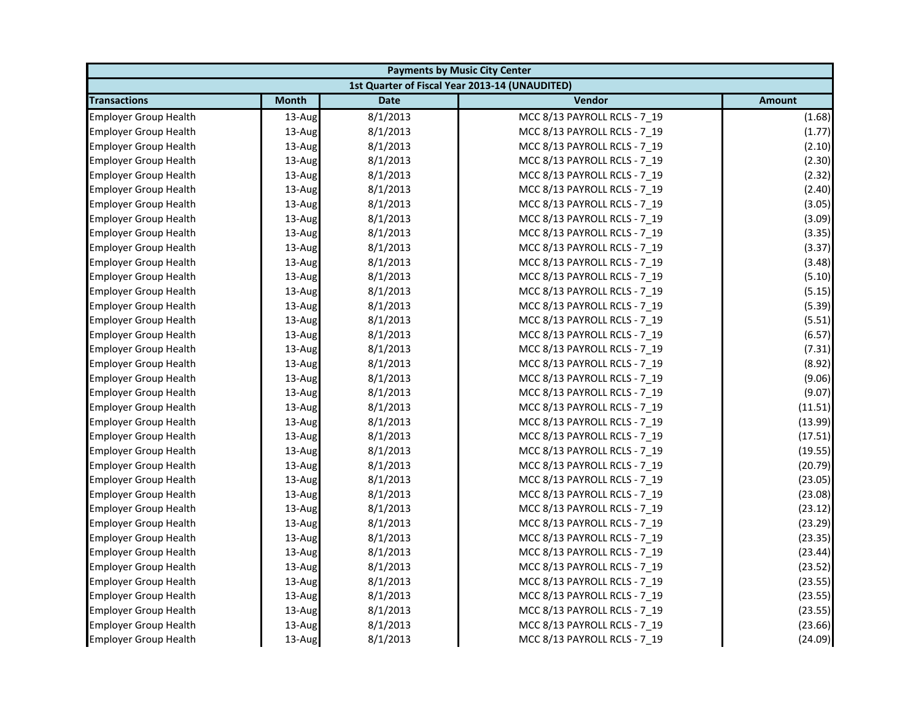| Payments by Music City Center | | | | |
|---|---|---|---|---|
| 1st Quarter of Fiscal Year 2013-14 (UNAUDITED) | | | | |
| **Transactions** | **Month** | **Date** | **Vendor** | **Amount** |
| Employer Group Health | 13-Aug | 8/1/2013 | MCC 8/13 PAYROLL RCLS - 7_19 | (1.68) |
| Employer Group Health | 13-Aug | 8/1/2013 | MCC 8/13 PAYROLL RCLS - 7_19 | (1.77) |
| Employer Group Health | 13-Aug | 8/1/2013 | MCC 8/13 PAYROLL RCLS - 7_19 | (2.10) |
| Employer Group Health | 13-Aug | 8/1/2013 | MCC 8/13 PAYROLL RCLS - 7_19 | (2.30) |
| Employer Group Health | 13-Aug | 8/1/2013 | MCC 8/13 PAYROLL RCLS - 7_19 | (2.32) |
| Employer Group Health | 13-Aug | 8/1/2013 | MCC 8/13 PAYROLL RCLS - 7_19 | (2.40) |
| Employer Group Health | 13-Aug | 8/1/2013 | MCC 8/13 PAYROLL RCLS - 7_19 | (3.05) |
| Employer Group Health | 13-Aug | 8/1/2013 | MCC 8/13 PAYROLL RCLS - 7_19 | (3.09) |
| Employer Group Health | 13-Aug | 8/1/2013 | MCC 8/13 PAYROLL RCLS - 7_19 | (3.35) |
| Employer Group Health | 13-Aug | 8/1/2013 | MCC 8/13 PAYROLL RCLS - 7_19 | (3.37) |
| Employer Group Health | 13-Aug | 8/1/2013 | MCC 8/13 PAYROLL RCLS - 7_19 | (3.48) |
| Employer Group Health | 13-Aug | 8/1/2013 | MCC 8/13 PAYROLL RCLS - 7_19 | (5.10) |
| Employer Group Health | 13-Aug | 8/1/2013 | MCC 8/13 PAYROLL RCLS - 7_19 | (5.15) |
| Employer Group Health | 13-Aug | 8/1/2013 | MCC 8/13 PAYROLL RCLS - 7_19 | (5.39) |
| Employer Group Health | 13-Aug | 8/1/2013 | MCC 8/13 PAYROLL RCLS - 7_19 | (5.51) |
| Employer Group Health | 13-Aug | 8/1/2013 | MCC 8/13 PAYROLL RCLS - 7_19 | (6.57) |
| Employer Group Health | 13-Aug | 8/1/2013 | MCC 8/13 PAYROLL RCLS - 7_19 | (7.31) |
| Employer Group Health | 13-Aug | 8/1/2013 | MCC 8/13 PAYROLL RCLS - 7_19 | (8.92) |
| Employer Group Health | 13-Aug | 8/1/2013 | MCC 8/13 PAYROLL RCLS - 7_19 | (9.06) |
| Employer Group Health | 13-Aug | 8/1/2013 | MCC 8/13 PAYROLL RCLS - 7_19 | (9.07) |
| Employer Group Health | 13-Aug | 8/1/2013 | MCC 8/13 PAYROLL RCLS - 7_19 | (11.51) |
| Employer Group Health | 13-Aug | 8/1/2013 | MCC 8/13 PAYROLL RCLS - 7_19 | (13.99) |
| Employer Group Health | 13-Aug | 8/1/2013 | MCC 8/13 PAYROLL RCLS - 7_19 | (17.51) |
| Employer Group Health | 13-Aug | 8/1/2013 | MCC 8/13 PAYROLL RCLS - 7_19 | (19.55) |
| Employer Group Health | 13-Aug | 8/1/2013 | MCC 8/13 PAYROLL RCLS - 7_19 | (20.79) |
| Employer Group Health | 13-Aug | 8/1/2013 | MCC 8/13 PAYROLL RCLS - 7_19 | (23.05) |
| Employer Group Health | 13-Aug | 8/1/2013 | MCC 8/13 PAYROLL RCLS - 7_19 | (23.08) |
| Employer Group Health | 13-Aug | 8/1/2013 | MCC 8/13 PAYROLL RCLS - 7_19 | (23.12) |
| Employer Group Health | 13-Aug | 8/1/2013 | MCC 8/13 PAYROLL RCLS - 7_19 | (23.29) |
| Employer Group Health | 13-Aug | 8/1/2013 | MCC 8/13 PAYROLL RCLS - 7_19 | (23.35) |
| Employer Group Health | 13-Aug | 8/1/2013 | MCC 8/13 PAYROLL RCLS - 7_19 | (23.44) |
| Employer Group Health | 13-Aug | 8/1/2013 | MCC 8/13 PAYROLL RCLS - 7_19 | (23.52) |
| Employer Group Health | 13-Aug | 8/1/2013 | MCC 8/13 PAYROLL RCLS - 7_19 | (23.55) |
| Employer Group Health | 13-Aug | 8/1/2013 | MCC 8/13 PAYROLL RCLS - 7_19 | (23.55) |
| Employer Group Health | 13-Aug | 8/1/2013 | MCC 8/13 PAYROLL RCLS - 7_19 | (23.55) |
| Employer Group Health | 13-Aug | 8/1/2013 | MCC 8/13 PAYROLL RCLS - 7_19 | (23.66) |
| Employer Group Health | 13-Aug | 8/1/2013 | MCC 8/13 PAYROLL RCLS - 7_19 | (24.09) |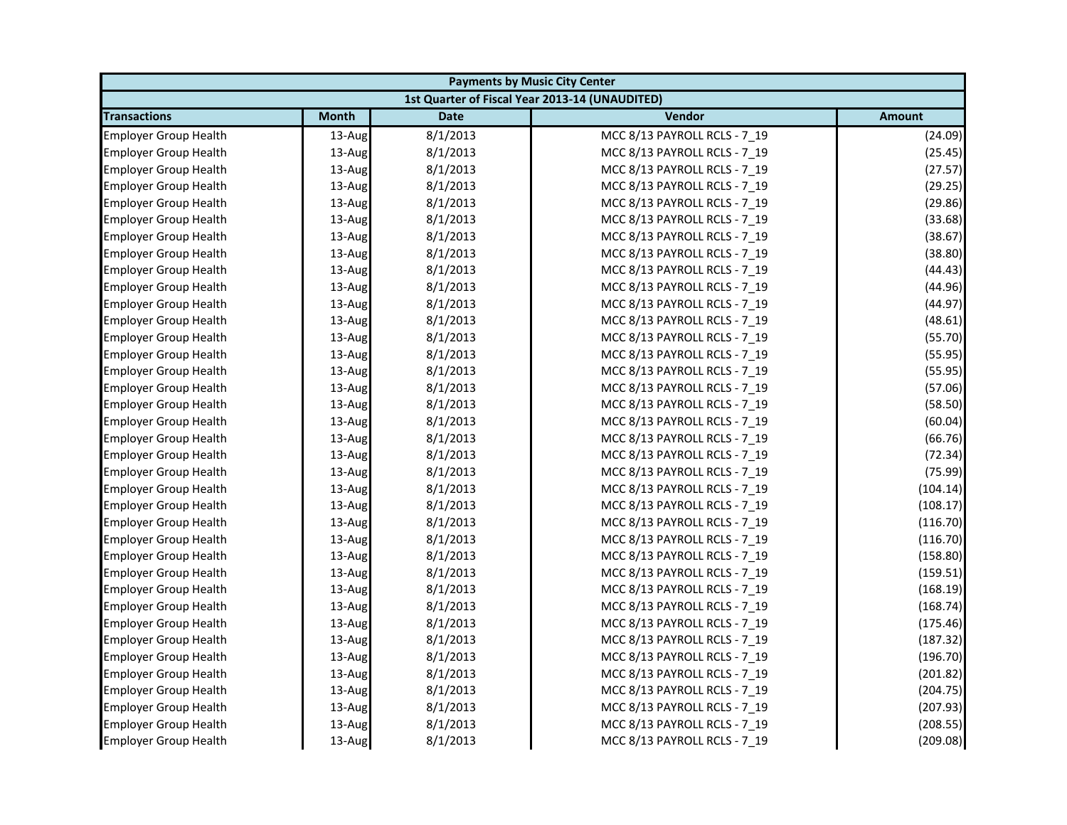| Payments by Music City Center | | | | |
|---|---|---|---|---|
| 1st Quarter of Fiscal Year 2013-14 (UNAUDITED) | | | | |
| Transactions | Month | Date | Vendor | Amount |
| Employer Group Health | 13-Aug | 8/1/2013 | MCC 8/13 PAYROLL RCLS - 7_19 | (24.09) |
| Employer Group Health | 13-Aug | 8/1/2013 | MCC 8/13 PAYROLL RCLS - 7_19 | (25.45) |
| Employer Group Health | 13-Aug | 8/1/2013 | MCC 8/13 PAYROLL RCLS - 7_19 | (27.57) |
| Employer Group Health | 13-Aug | 8/1/2013 | MCC 8/13 PAYROLL RCLS - 7_19 | (29.25) |
| Employer Group Health | 13-Aug | 8/1/2013 | MCC 8/13 PAYROLL RCLS - 7_19 | (29.86) |
| Employer Group Health | 13-Aug | 8/1/2013 | MCC 8/13 PAYROLL RCLS - 7_19 | (33.68) |
| Employer Group Health | 13-Aug | 8/1/2013 | MCC 8/13 PAYROLL RCLS - 7_19 | (38.67) |
| Employer Group Health | 13-Aug | 8/1/2013 | MCC 8/13 PAYROLL RCLS - 7_19 | (38.80) |
| Employer Group Health | 13-Aug | 8/1/2013 | MCC 8/13 PAYROLL RCLS - 7_19 | (44.43) |
| Employer Group Health | 13-Aug | 8/1/2013 | MCC 8/13 PAYROLL RCLS - 7_19 | (44.96) |
| Employer Group Health | 13-Aug | 8/1/2013 | MCC 8/13 PAYROLL RCLS - 7_19 | (44.97) |
| Employer Group Health | 13-Aug | 8/1/2013 | MCC 8/13 PAYROLL RCLS - 7_19 | (48.61) |
| Employer Group Health | 13-Aug | 8/1/2013 | MCC 8/13 PAYROLL RCLS - 7_19 | (55.70) |
| Employer Group Health | 13-Aug | 8/1/2013 | MCC 8/13 PAYROLL RCLS - 7_19 | (55.95) |
| Employer Group Health | 13-Aug | 8/1/2013 | MCC 8/13 PAYROLL RCLS - 7_19 | (55.95) |
| Employer Group Health | 13-Aug | 8/1/2013 | MCC 8/13 PAYROLL RCLS - 7_19 | (57.06) |
| Employer Group Health | 13-Aug | 8/1/2013 | MCC 8/13 PAYROLL RCLS - 7_19 | (58.50) |
| Employer Group Health | 13-Aug | 8/1/2013 | MCC 8/13 PAYROLL RCLS - 7_19 | (60.04) |
| Employer Group Health | 13-Aug | 8/1/2013 | MCC 8/13 PAYROLL RCLS - 7_19 | (66.76) |
| Employer Group Health | 13-Aug | 8/1/2013 | MCC 8/13 PAYROLL RCLS - 7_19 | (72.34) |
| Employer Group Health | 13-Aug | 8/1/2013 | MCC 8/13 PAYROLL RCLS - 7_19 | (75.99) |
| Employer Group Health | 13-Aug | 8/1/2013 | MCC 8/13 PAYROLL RCLS - 7_19 | (104.14) |
| Employer Group Health | 13-Aug | 8/1/2013 | MCC 8/13 PAYROLL RCLS - 7_19 | (108.17) |
| Employer Group Health | 13-Aug | 8/1/2013 | MCC 8/13 PAYROLL RCLS - 7_19 | (116.70) |
| Employer Group Health | 13-Aug | 8/1/2013 | MCC 8/13 PAYROLL RCLS - 7_19 | (116.70) |
| Employer Group Health | 13-Aug | 8/1/2013 | MCC 8/13 PAYROLL RCLS - 7_19 | (158.80) |
| Employer Group Health | 13-Aug | 8/1/2013 | MCC 8/13 PAYROLL RCLS - 7_19 | (159.51) |
| Employer Group Health | 13-Aug | 8/1/2013 | MCC 8/13 PAYROLL RCLS - 7_19 | (168.19) |
| Employer Group Health | 13-Aug | 8/1/2013 | MCC 8/13 PAYROLL RCLS - 7_19 | (168.74) |
| Employer Group Health | 13-Aug | 8/1/2013 | MCC 8/13 PAYROLL RCLS - 7_19 | (175.46) |
| Employer Group Health | 13-Aug | 8/1/2013 | MCC 8/13 PAYROLL RCLS - 7_19 | (187.32) |
| Employer Group Health | 13-Aug | 8/1/2013 | MCC 8/13 PAYROLL RCLS - 7_19 | (196.70) |
| Employer Group Health | 13-Aug | 8/1/2013 | MCC 8/13 PAYROLL RCLS - 7_19 | (201.82) |
| Employer Group Health | 13-Aug | 8/1/2013 | MCC 8/13 PAYROLL RCLS - 7_19 | (204.75) |
| Employer Group Health | 13-Aug | 8/1/2013 | MCC 8/13 PAYROLL RCLS - 7_19 | (207.93) |
| Employer Group Health | 13-Aug | 8/1/2013 | MCC 8/13 PAYROLL RCLS - 7_19 | (208.55) |
| Employer Group Health | 13-Aug | 8/1/2013 | MCC 8/13 PAYROLL RCLS - 7_19 | (209.08) |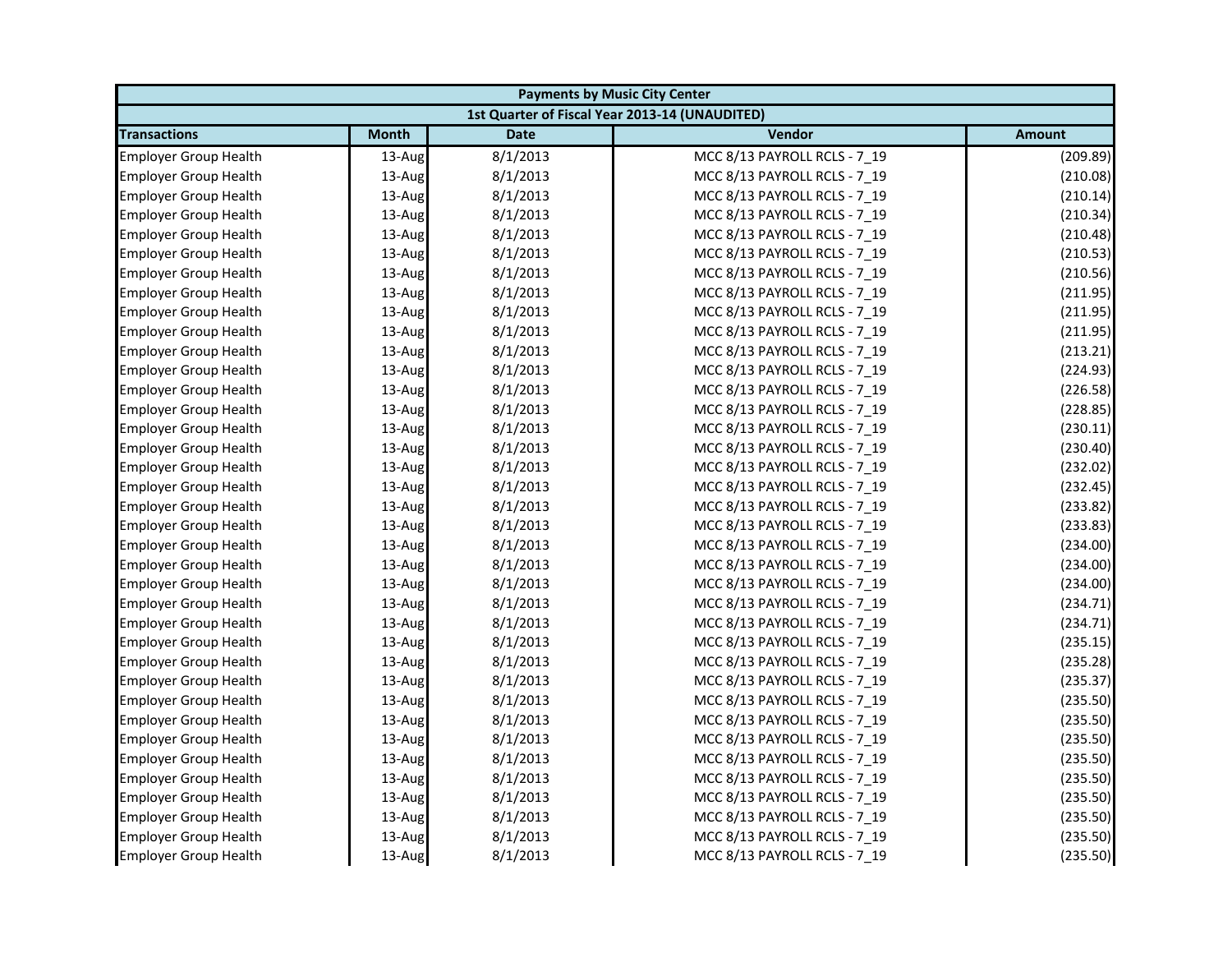| Payments by Music City Center | | | | |
|---|---|---|---|---|
| 1st Quarter of Fiscal Year 2013-14 (UNAUDITED) | | | | |
| **Transactions** | **Month** | **Date** | **Vendor** | **Amount** |
| Employer Group Health | 13-Aug | 8/1/2013 | MCC 8/13 PAYROLL RCLS - 7_19 | (209.89) |
| Employer Group Health | 13-Aug | 8/1/2013 | MCC 8/13 PAYROLL RCLS - 7_19 | (210.08) |
| Employer Group Health | 13-Aug | 8/1/2013 | MCC 8/13 PAYROLL RCLS - 7_19 | (210.14) |
| Employer Group Health | 13-Aug | 8/1/2013 | MCC 8/13 PAYROLL RCLS - 7_19 | (210.34) |
| Employer Group Health | 13-Aug | 8/1/2013 | MCC 8/13 PAYROLL RCLS - 7_19 | (210.48) |
| Employer Group Health | 13-Aug | 8/1/2013 | MCC 8/13 PAYROLL RCLS - 7_19 | (210.53) |
| Employer Group Health | 13-Aug | 8/1/2013 | MCC 8/13 PAYROLL RCLS - 7_19 | (210.56) |
| Employer Group Health | 13-Aug | 8/1/2013 | MCC 8/13 PAYROLL RCLS - 7_19 | (211.95) |
| Employer Group Health | 13-Aug | 8/1/2013 | MCC 8/13 PAYROLL RCLS - 7_19 | (211.95) |
| Employer Group Health | 13-Aug | 8/1/2013 | MCC 8/13 PAYROLL RCLS - 7_19 | (211.95) |
| Employer Group Health | 13-Aug | 8/1/2013 | MCC 8/13 PAYROLL RCLS - 7_19 | (213.21) |
| Employer Group Health | 13-Aug | 8/1/2013 | MCC 8/13 PAYROLL RCLS - 7_19 | (224.93) |
| Employer Group Health | 13-Aug | 8/1/2013 | MCC 8/13 PAYROLL RCLS - 7_19 | (226.58) |
| Employer Group Health | 13-Aug | 8/1/2013 | MCC 8/13 PAYROLL RCLS - 7_19 | (228.85) |
| Employer Group Health | 13-Aug | 8/1/2013 | MCC 8/13 PAYROLL RCLS - 7_19 | (230.11) |
| Employer Group Health | 13-Aug | 8/1/2013 | MCC 8/13 PAYROLL RCLS - 7_19 | (230.40) |
| Employer Group Health | 13-Aug | 8/1/2013 | MCC 8/13 PAYROLL RCLS - 7_19 | (232.02) |
| Employer Group Health | 13-Aug | 8/1/2013 | MCC 8/13 PAYROLL RCLS - 7_19 | (232.45) |
| Employer Group Health | 13-Aug | 8/1/2013 | MCC 8/13 PAYROLL RCLS - 7_19 | (233.82) |
| Employer Group Health | 13-Aug | 8/1/2013 | MCC 8/13 PAYROLL RCLS - 7_19 | (233.83) |
| Employer Group Health | 13-Aug | 8/1/2013 | MCC 8/13 PAYROLL RCLS - 7_19 | (234.00) |
| Employer Group Health | 13-Aug | 8/1/2013 | MCC 8/13 PAYROLL RCLS - 7_19 | (234.00) |
| Employer Group Health | 13-Aug | 8/1/2013 | MCC 8/13 PAYROLL RCLS - 7_19 | (234.00) |
| Employer Group Health | 13-Aug | 8/1/2013 | MCC 8/13 PAYROLL RCLS - 7_19 | (234.71) |
| Employer Group Health | 13-Aug | 8/1/2013 | MCC 8/13 PAYROLL RCLS - 7_19 | (234.71) |
| Employer Group Health | 13-Aug | 8/1/2013 | MCC 8/13 PAYROLL RCLS - 7_19 | (235.15) |
| Employer Group Health | 13-Aug | 8/1/2013 | MCC 8/13 PAYROLL RCLS - 7_19 | (235.28) |
| Employer Group Health | 13-Aug | 8/1/2013 | MCC 8/13 PAYROLL RCLS - 7_19 | (235.37) |
| Employer Group Health | 13-Aug | 8/1/2013 | MCC 8/13 PAYROLL RCLS - 7_19 | (235.50) |
| Employer Group Health | 13-Aug | 8/1/2013 | MCC 8/13 PAYROLL RCLS - 7_19 | (235.50) |
| Employer Group Health | 13-Aug | 8/1/2013 | MCC 8/13 PAYROLL RCLS - 7_19 | (235.50) |
| Employer Group Health | 13-Aug | 8/1/2013 | MCC 8/13 PAYROLL RCLS - 7_19 | (235.50) |
| Employer Group Health | 13-Aug | 8/1/2013 | MCC 8/13 PAYROLL RCLS - 7_19 | (235.50) |
| Employer Group Health | 13-Aug | 8/1/2013 | MCC 8/13 PAYROLL RCLS - 7_19 | (235.50) |
| Employer Group Health | 13-Aug | 8/1/2013 | MCC 8/13 PAYROLL RCLS - 7_19 | (235.50) |
| Employer Group Health | 13-Aug | 8/1/2013 | MCC 8/13 PAYROLL RCLS - 7_19 | (235.50) |
| Employer Group Health | 13-Aug | 8/1/2013 | MCC 8/13 PAYROLL RCLS - 7_19 | (235.50) |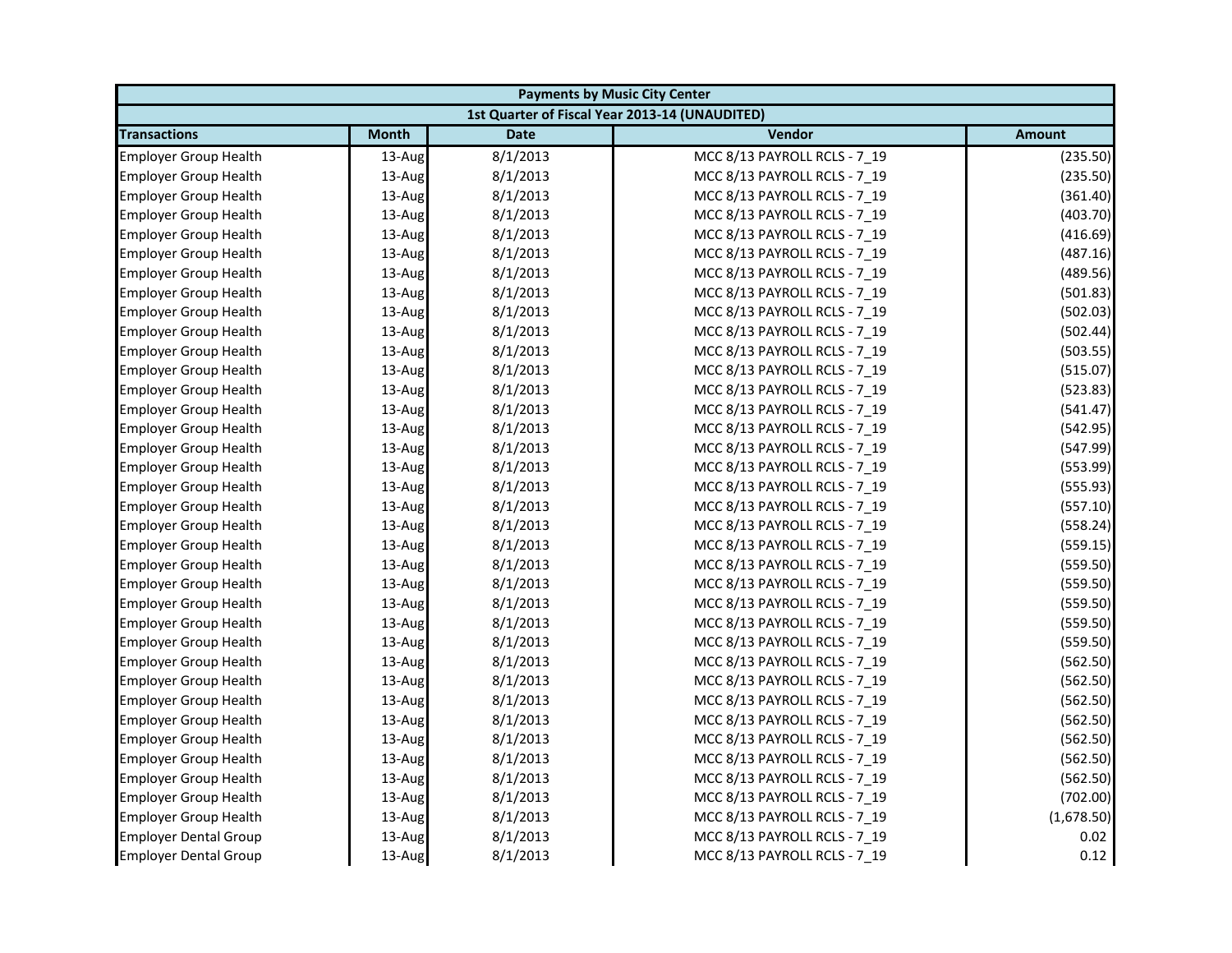| Payments by Music City Center | | | | |
|---|---|---|---|---|
| 1st Quarter of Fiscal Year 2013-14 (UNAUDITED) | | | | |
| **Transactions** | **Month** | **Date** | **Vendor** | **Amount** |
| Employer Group Health | 13-Aug | 8/1/2013 | MCC 8/13 PAYROLL RCLS - 7_19 | (235.50) |
| Employer Group Health | 13-Aug | 8/1/2013 | MCC 8/13 PAYROLL RCLS - 7_19 | (235.50) |
| Employer Group Health | 13-Aug | 8/1/2013 | MCC 8/13 PAYROLL RCLS - 7_19 | (361.40) |
| Employer Group Health | 13-Aug | 8/1/2013 | MCC 8/13 PAYROLL RCLS - 7_19 | (403.70) |
| Employer Group Health | 13-Aug | 8/1/2013 | MCC 8/13 PAYROLL RCLS - 7_19 | (416.69) |
| Employer Group Health | 13-Aug | 8/1/2013 | MCC 8/13 PAYROLL RCLS - 7_19 | (487.16) |
| Employer Group Health | 13-Aug | 8/1/2013 | MCC 8/13 PAYROLL RCLS - 7_19 | (489.56) |
| Employer Group Health | 13-Aug | 8/1/2013 | MCC 8/13 PAYROLL RCLS - 7_19 | (501.83) |
| Employer Group Health | 13-Aug | 8/1/2013 | MCC 8/13 PAYROLL RCLS - 7_19 | (502.03) |
| Employer Group Health | 13-Aug | 8/1/2013 | MCC 8/13 PAYROLL RCLS - 7_19 | (502.44) |
| Employer Group Health | 13-Aug | 8/1/2013 | MCC 8/13 PAYROLL RCLS - 7_19 | (503.55) |
| Employer Group Health | 13-Aug | 8/1/2013 | MCC 8/13 PAYROLL RCLS - 7_19 | (515.07) |
| Employer Group Health | 13-Aug | 8/1/2013 | MCC 8/13 PAYROLL RCLS - 7_19 | (523.83) |
| Employer Group Health | 13-Aug | 8/1/2013 | MCC 8/13 PAYROLL RCLS - 7_19 | (541.47) |
| Employer Group Health | 13-Aug | 8/1/2013 | MCC 8/13 PAYROLL RCLS - 7_19 | (542.95) |
| Employer Group Health | 13-Aug | 8/1/2013 | MCC 8/13 PAYROLL RCLS - 7_19 | (547.99) |
| Employer Group Health | 13-Aug | 8/1/2013 | MCC 8/13 PAYROLL RCLS - 7_19 | (553.99) |
| Employer Group Health | 13-Aug | 8/1/2013 | MCC 8/13 PAYROLL RCLS - 7_19 | (555.93) |
| Employer Group Health | 13-Aug | 8/1/2013 | MCC 8/13 PAYROLL RCLS - 7_19 | (557.10) |
| Employer Group Health | 13-Aug | 8/1/2013 | MCC 8/13 PAYROLL RCLS - 7_19 | (558.24) |
| Employer Group Health | 13-Aug | 8/1/2013 | MCC 8/13 PAYROLL RCLS - 7_19 | (559.15) |
| Employer Group Health | 13-Aug | 8/1/2013 | MCC 8/13 PAYROLL RCLS - 7_19 | (559.50) |
| Employer Group Health | 13-Aug | 8/1/2013 | MCC 8/13 PAYROLL RCLS - 7_19 | (559.50) |
| Employer Group Health | 13-Aug | 8/1/2013 | MCC 8/13 PAYROLL RCLS - 7_19 | (559.50) |
| Employer Group Health | 13-Aug | 8/1/2013 | MCC 8/13 PAYROLL RCLS - 7_19 | (559.50) |
| Employer Group Health | 13-Aug | 8/1/2013 | MCC 8/13 PAYROLL RCLS - 7_19 | (559.50) |
| Employer Group Health | 13-Aug | 8/1/2013 | MCC 8/13 PAYROLL RCLS - 7_19 | (562.50) |
| Employer Group Health | 13-Aug | 8/1/2013 | MCC 8/13 PAYROLL RCLS - 7_19 | (562.50) |
| Employer Group Health | 13-Aug | 8/1/2013 | MCC 8/13 PAYROLL RCLS - 7_19 | (562.50) |
| Employer Group Health | 13-Aug | 8/1/2013 | MCC 8/13 PAYROLL RCLS - 7_19 | (562.50) |
| Employer Group Health | 13-Aug | 8/1/2013 | MCC 8/13 PAYROLL RCLS - 7_19 | (562.50) |
| Employer Group Health | 13-Aug | 8/1/2013 | MCC 8/13 PAYROLL RCLS - 7_19 | (562.50) |
| Employer Group Health | 13-Aug | 8/1/2013 | MCC 8/13 PAYROLL RCLS - 7_19 | (562.50) |
| Employer Group Health | 13-Aug | 8/1/2013 | MCC 8/13 PAYROLL RCLS - 7_19 | (702.00) |
| Employer Group Health | 13-Aug | 8/1/2013 | MCC 8/13 PAYROLL RCLS - 7_19 | (1,678.50) |
| Employer Dental Group | 13-Aug | 8/1/2013 | MCC 8/13 PAYROLL RCLS - 7_19 | 0.02 |
| Employer Dental Group | 13-Aug | 8/1/2013 | MCC 8/13 PAYROLL RCLS - 7_19 | 0.12 |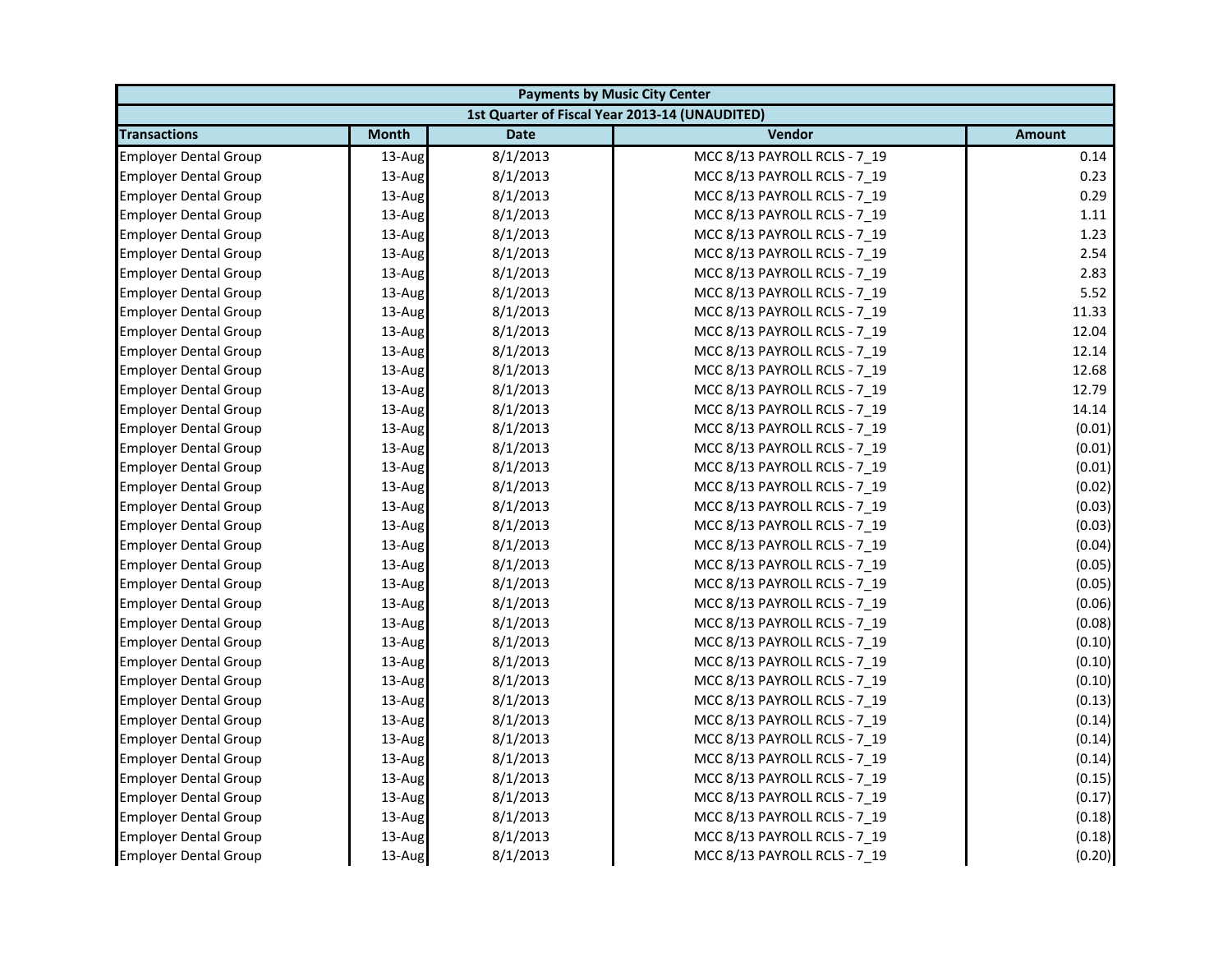| Payments by Music City Center | | | | |
|---|---|---|---|---|
| 1st Quarter of Fiscal Year 2013-14 (UNAUDITED) | | | | |
| **Transactions** | **Month** | **Date** | **Vendor** | **Amount** |
| Employer Dental Group | 13-Aug | 8/1/2013 | MCC 8/13 PAYROLL RCLS - 7_19 | 0.14 |
| Employer Dental Group | 13-Aug | 8/1/2013 | MCC 8/13 PAYROLL RCLS - 7_19 | 0.23 |
| Employer Dental Group | 13-Aug | 8/1/2013 | MCC 8/13 PAYROLL RCLS - 7_19 | 0.29 |
| Employer Dental Group | 13-Aug | 8/1/2013 | MCC 8/13 PAYROLL RCLS - 7_19 | 1.11 |
| Employer Dental Group | 13-Aug | 8/1/2013 | MCC 8/13 PAYROLL RCLS - 7_19 | 1.23 |
| Employer Dental Group | 13-Aug | 8/1/2013 | MCC 8/13 PAYROLL RCLS - 7_19 | 2.54 |
| Employer Dental Group | 13-Aug | 8/1/2013 | MCC 8/13 PAYROLL RCLS - 7_19 | 2.83 |
| Employer Dental Group | 13-Aug | 8/1/2013 | MCC 8/13 PAYROLL RCLS - 7_19 | 5.52 |
| Employer Dental Group | 13-Aug | 8/1/2013 | MCC 8/13 PAYROLL RCLS - 7_19 | 11.33 |
| Employer Dental Group | 13-Aug | 8/1/2013 | MCC 8/13 PAYROLL RCLS - 7_19 | 12.04 |
| Employer Dental Group | 13-Aug | 8/1/2013 | MCC 8/13 PAYROLL RCLS - 7_19 | 12.14 |
| Employer Dental Group | 13-Aug | 8/1/2013 | MCC 8/13 PAYROLL RCLS - 7_19 | 12.68 |
| Employer Dental Group | 13-Aug | 8/1/2013 | MCC 8/13 PAYROLL RCLS - 7_19 | 12.79 |
| Employer Dental Group | 13-Aug | 8/1/2013 | MCC 8/13 PAYROLL RCLS - 7_19 | 14.14 |
| Employer Dental Group | 13-Aug | 8/1/2013 | MCC 8/13 PAYROLL RCLS - 7_19 | (0.01) |
| Employer Dental Group | 13-Aug | 8/1/2013 | MCC 8/13 PAYROLL RCLS - 7_19 | (0.01) |
| Employer Dental Group | 13-Aug | 8/1/2013 | MCC 8/13 PAYROLL RCLS - 7_19 | (0.01) |
| Employer Dental Group | 13-Aug | 8/1/2013 | MCC 8/13 PAYROLL RCLS - 7_19 | (0.02) |
| Employer Dental Group | 13-Aug | 8/1/2013 | MCC 8/13 PAYROLL RCLS - 7_19 | (0.03) |
| Employer Dental Group | 13-Aug | 8/1/2013 | MCC 8/13 PAYROLL RCLS - 7_19 | (0.03) |
| Employer Dental Group | 13-Aug | 8/1/2013 | MCC 8/13 PAYROLL RCLS - 7_19 | (0.04) |
| Employer Dental Group | 13-Aug | 8/1/2013 | MCC 8/13 PAYROLL RCLS - 7_19 | (0.05) |
| Employer Dental Group | 13-Aug | 8/1/2013 | MCC 8/13 PAYROLL RCLS - 7_19 | (0.05) |
| Employer Dental Group | 13-Aug | 8/1/2013 | MCC 8/13 PAYROLL RCLS - 7_19 | (0.06) |
| Employer Dental Group | 13-Aug | 8/1/2013 | MCC 8/13 PAYROLL RCLS - 7_19 | (0.08) |
| Employer Dental Group | 13-Aug | 8/1/2013 | MCC 8/13 PAYROLL RCLS - 7_19 | (0.10) |
| Employer Dental Group | 13-Aug | 8/1/2013 | MCC 8/13 PAYROLL RCLS - 7_19 | (0.10) |
| Employer Dental Group | 13-Aug | 8/1/2013 | MCC 8/13 PAYROLL RCLS - 7_19 | (0.10) |
| Employer Dental Group | 13-Aug | 8/1/2013 | MCC 8/13 PAYROLL RCLS - 7_19 | (0.13) |
| Employer Dental Group | 13-Aug | 8/1/2013 | MCC 8/13 PAYROLL RCLS - 7_19 | (0.14) |
| Employer Dental Group | 13-Aug | 8/1/2013 | MCC 8/13 PAYROLL RCLS - 7_19 | (0.14) |
| Employer Dental Group | 13-Aug | 8/1/2013 | MCC 8/13 PAYROLL RCLS - 7_19 | (0.14) |
| Employer Dental Group | 13-Aug | 8/1/2013 | MCC 8/13 PAYROLL RCLS - 7_19 | (0.15) |
| Employer Dental Group | 13-Aug | 8/1/2013 | MCC 8/13 PAYROLL RCLS - 7_19 | (0.17) |
| Employer Dental Group | 13-Aug | 8/1/2013 | MCC 8/13 PAYROLL RCLS - 7_19 | (0.18) |
| Employer Dental Group | 13-Aug | 8/1/2013 | MCC 8/13 PAYROLL RCLS - 7_19 | (0.18) |
| Employer Dental Group | 13-Aug | 8/1/2013 | MCC 8/13 PAYROLL RCLS - 7_19 | (0.20) |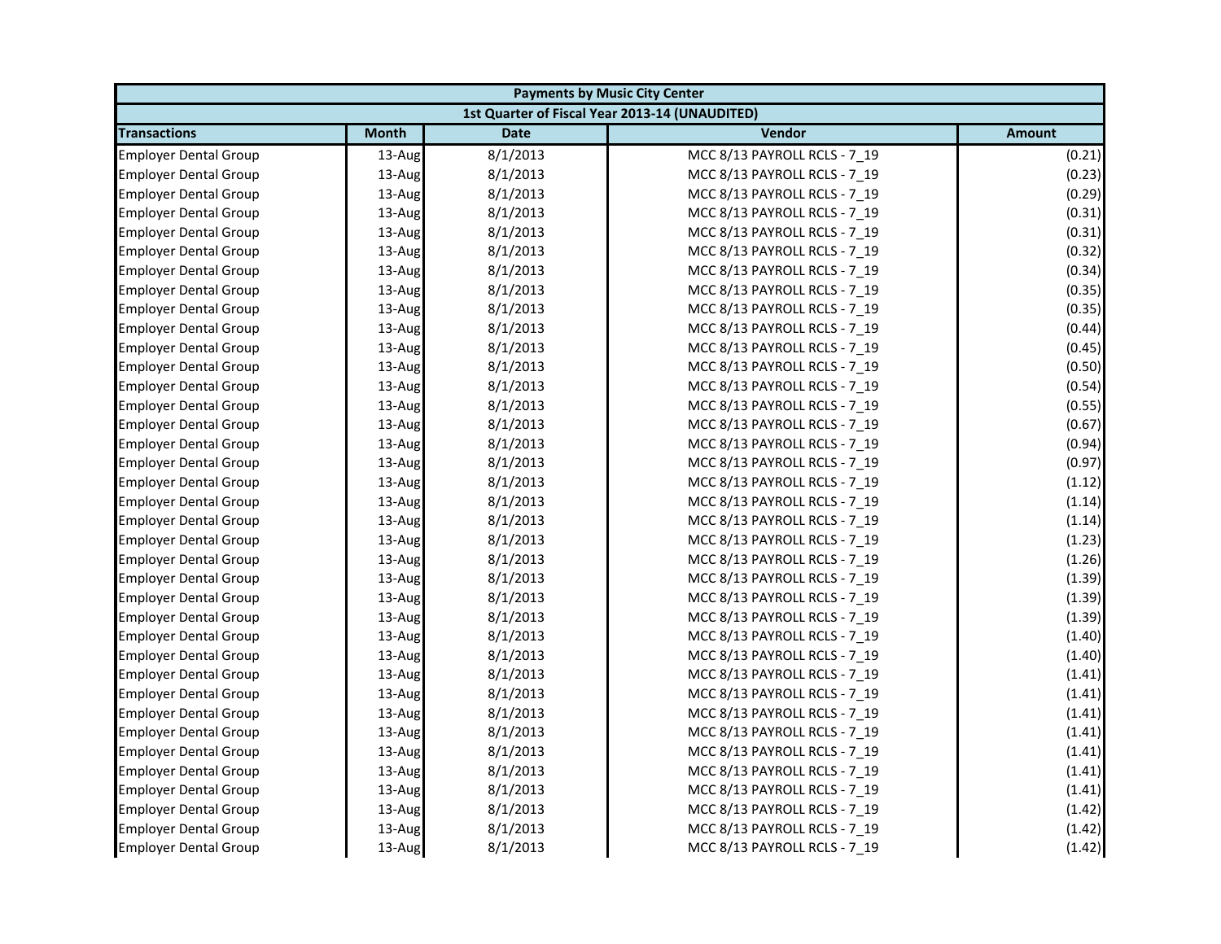| Payments by Music City Center | | | | |
|---|---|---|---|---|
| 1st Quarter of Fiscal Year 2013-14 (UNAUDITED) | | | | |
| **Transactions** | **Month** | **Date** | **Vendor** | **Amount** |
| Employer Dental Group | 13-Aug | 8/1/2013 | MCC 8/13 PAYROLL RCLS - 7_19 | (0.21) |
| Employer Dental Group | 13-Aug | 8/1/2013 | MCC 8/13 PAYROLL RCLS - 7_19 | (0.23) |
| Employer Dental Group | 13-Aug | 8/1/2013 | MCC 8/13 PAYROLL RCLS - 7_19 | (0.29) |
| Employer Dental Group | 13-Aug | 8/1/2013 | MCC 8/13 PAYROLL RCLS - 7_19 | (0.31) |
| Employer Dental Group | 13-Aug | 8/1/2013 | MCC 8/13 PAYROLL RCLS - 7_19 | (0.31) |
| Employer Dental Group | 13-Aug | 8/1/2013 | MCC 8/13 PAYROLL RCLS - 7_19 | (0.32) |
| Employer Dental Group | 13-Aug | 8/1/2013 | MCC 8/13 PAYROLL RCLS - 7_19 | (0.34) |
| Employer Dental Group | 13-Aug | 8/1/2013 | MCC 8/13 PAYROLL RCLS - 7_19 | (0.35) |
| Employer Dental Group | 13-Aug | 8/1/2013 | MCC 8/13 PAYROLL RCLS - 7_19 | (0.35) |
| Employer Dental Group | 13-Aug | 8/1/2013 | MCC 8/13 PAYROLL RCLS - 7_19 | (0.44) |
| Employer Dental Group | 13-Aug | 8/1/2013 | MCC 8/13 PAYROLL RCLS - 7_19 | (0.45) |
| Employer Dental Group | 13-Aug | 8/1/2013 | MCC 8/13 PAYROLL RCLS - 7_19 | (0.50) |
| Employer Dental Group | 13-Aug | 8/1/2013 | MCC 8/13 PAYROLL RCLS - 7_19 | (0.54) |
| Employer Dental Group | 13-Aug | 8/1/2013 | MCC 8/13 PAYROLL RCLS - 7_19 | (0.55) |
| Employer Dental Group | 13-Aug | 8/1/2013 | MCC 8/13 PAYROLL RCLS - 7_19 | (0.67) |
| Employer Dental Group | 13-Aug | 8/1/2013 | MCC 8/13 PAYROLL RCLS - 7_19 | (0.94) |
| Employer Dental Group | 13-Aug | 8/1/2013 | MCC 8/13 PAYROLL RCLS - 7_19 | (0.97) |
| Employer Dental Group | 13-Aug | 8/1/2013 | MCC 8/13 PAYROLL RCLS - 7_19 | (1.12) |
| Employer Dental Group | 13-Aug | 8/1/2013 | MCC 8/13 PAYROLL RCLS - 7_19 | (1.14) |
| Employer Dental Group | 13-Aug | 8/1/2013 | MCC 8/13 PAYROLL RCLS - 7_19 | (1.14) |
| Employer Dental Group | 13-Aug | 8/1/2013 | MCC 8/13 PAYROLL RCLS - 7_19 | (1.23) |
| Employer Dental Group | 13-Aug | 8/1/2013 | MCC 8/13 PAYROLL RCLS - 7_19 | (1.26) |
| Employer Dental Group | 13-Aug | 8/1/2013 | MCC 8/13 PAYROLL RCLS - 7_19 | (1.39) |
| Employer Dental Group | 13-Aug | 8/1/2013 | MCC 8/13 PAYROLL RCLS - 7_19 | (1.39) |
| Employer Dental Group | 13-Aug | 8/1/2013 | MCC 8/13 PAYROLL RCLS - 7_19 | (1.39) |
| Employer Dental Group | 13-Aug | 8/1/2013 | MCC 8/13 PAYROLL RCLS - 7_19 | (1.40) |
| Employer Dental Group | 13-Aug | 8/1/2013 | MCC 8/13 PAYROLL RCLS - 7_19 | (1.40) |
| Employer Dental Group | 13-Aug | 8/1/2013 | MCC 8/13 PAYROLL RCLS - 7_19 | (1.41) |
| Employer Dental Group | 13-Aug | 8/1/2013 | MCC 8/13 PAYROLL RCLS - 7_19 | (1.41) |
| Employer Dental Group | 13-Aug | 8/1/2013 | MCC 8/13 PAYROLL RCLS - 7_19 | (1.41) |
| Employer Dental Group | 13-Aug | 8/1/2013 | MCC 8/13 PAYROLL RCLS - 7_19 | (1.41) |
| Employer Dental Group | 13-Aug | 8/1/2013 | MCC 8/13 PAYROLL RCLS - 7_19 | (1.41) |
| Employer Dental Group | 13-Aug | 8/1/2013 | MCC 8/13 PAYROLL RCLS - 7_19 | (1.41) |
| Employer Dental Group | 13-Aug | 8/1/2013 | MCC 8/13 PAYROLL RCLS - 7_19 | (1.41) |
| Employer Dental Group | 13-Aug | 8/1/2013 | MCC 8/13 PAYROLL RCLS - 7_19 | (1.42) |
| Employer Dental Group | 13-Aug | 8/1/2013 | MCC 8/13 PAYROLL RCLS - 7_19 | (1.42) |
| Employer Dental Group | 13-Aug | 8/1/2013 | MCC 8/13 PAYROLL RCLS - 7_19 | (1.42) |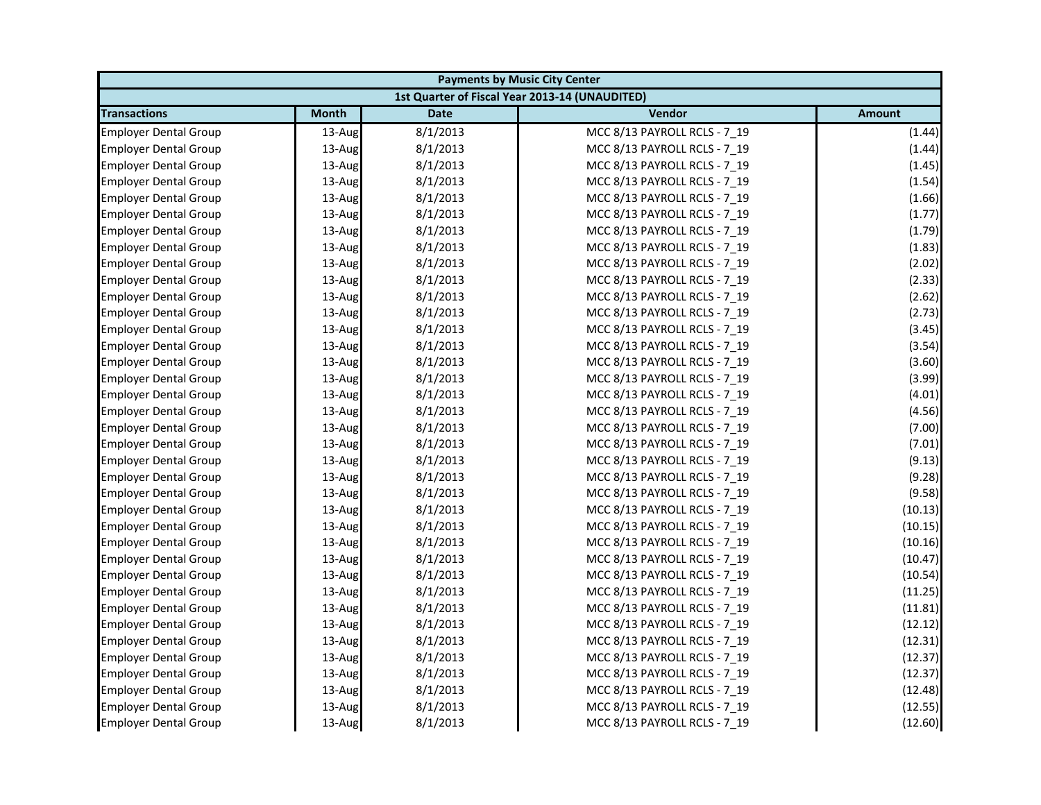| Payments by Music City Center | | | | |
|---|---|---|---|---|
| 1st Quarter of Fiscal Year 2013-14 (UNAUDITED) | | | | |
| **Transactions** | **Month** | **Date** | **Vendor** | **Amount** |
| Employer Dental Group | 13-Aug | 8/1/2013 | MCC 8/13 PAYROLL RCLS - 7_19 | (1.44) |
| Employer Dental Group | 13-Aug | 8/1/2013 | MCC 8/13 PAYROLL RCLS - 7_19 | (1.44) |
| Employer Dental Group | 13-Aug | 8/1/2013 | MCC 8/13 PAYROLL RCLS - 7_19 | (1.45) |
| Employer Dental Group | 13-Aug | 8/1/2013 | MCC 8/13 PAYROLL RCLS - 7_19 | (1.54) |
| Employer Dental Group | 13-Aug | 8/1/2013 | MCC 8/13 PAYROLL RCLS - 7_19 | (1.66) |
| Employer Dental Group | 13-Aug | 8/1/2013 | MCC 8/13 PAYROLL RCLS - 7_19 | (1.77) |
| Employer Dental Group | 13-Aug | 8/1/2013 | MCC 8/13 PAYROLL RCLS - 7_19 | (1.79) |
| Employer Dental Group | 13-Aug | 8/1/2013 | MCC 8/13 PAYROLL RCLS - 7_19 | (1.83) |
| Employer Dental Group | 13-Aug | 8/1/2013 | MCC 8/13 PAYROLL RCLS - 7_19 | (2.02) |
| Employer Dental Group | 13-Aug | 8/1/2013 | MCC 8/13 PAYROLL RCLS - 7_19 | (2.33) |
| Employer Dental Group | 13-Aug | 8/1/2013 | MCC 8/13 PAYROLL RCLS - 7_19 | (2.62) |
| Employer Dental Group | 13-Aug | 8/1/2013 | MCC 8/13 PAYROLL RCLS - 7_19 | (2.73) |
| Employer Dental Group | 13-Aug | 8/1/2013 | MCC 8/13 PAYROLL RCLS - 7_19 | (3.45) |
| Employer Dental Group | 13-Aug | 8/1/2013 | MCC 8/13 PAYROLL RCLS - 7_19 | (3.54) |
| Employer Dental Group | 13-Aug | 8/1/2013 | MCC 8/13 PAYROLL RCLS - 7_19 | (3.60) |
| Employer Dental Group | 13-Aug | 8/1/2013 | MCC 8/13 PAYROLL RCLS - 7_19 | (3.99) |
| Employer Dental Group | 13-Aug | 8/1/2013 | MCC 8/13 PAYROLL RCLS - 7_19 | (4.01) |
| Employer Dental Group | 13-Aug | 8/1/2013 | MCC 8/13 PAYROLL RCLS - 7_19 | (4.56) |
| Employer Dental Group | 13-Aug | 8/1/2013 | MCC 8/13 PAYROLL RCLS - 7_19 | (7.00) |
| Employer Dental Group | 13-Aug | 8/1/2013 | MCC 8/13 PAYROLL RCLS - 7_19 | (7.01) |
| Employer Dental Group | 13-Aug | 8/1/2013 | MCC 8/13 PAYROLL RCLS - 7_19 | (9.13) |
| Employer Dental Group | 13-Aug | 8/1/2013 | MCC 8/13 PAYROLL RCLS - 7_19 | (9.28) |
| Employer Dental Group | 13-Aug | 8/1/2013 | MCC 8/13 PAYROLL RCLS - 7_19 | (9.58) |
| Employer Dental Group | 13-Aug | 8/1/2013 | MCC 8/13 PAYROLL RCLS - 7_19 | (10.13) |
| Employer Dental Group | 13-Aug | 8/1/2013 | MCC 8/13 PAYROLL RCLS - 7_19 | (10.15) |
| Employer Dental Group | 13-Aug | 8/1/2013 | MCC 8/13 PAYROLL RCLS - 7_19 | (10.16) |
| Employer Dental Group | 13-Aug | 8/1/2013 | MCC 8/13 PAYROLL RCLS - 7_19 | (10.47) |
| Employer Dental Group | 13-Aug | 8/1/2013 | MCC 8/13 PAYROLL RCLS - 7_19 | (10.54) |
| Employer Dental Group | 13-Aug | 8/1/2013 | MCC 8/13 PAYROLL RCLS - 7_19 | (11.25) |
| Employer Dental Group | 13-Aug | 8/1/2013 | MCC 8/13 PAYROLL RCLS - 7_19 | (11.81) |
| Employer Dental Group | 13-Aug | 8/1/2013 | MCC 8/13 PAYROLL RCLS - 7_19 | (12.12) |
| Employer Dental Group | 13-Aug | 8/1/2013 | MCC 8/13 PAYROLL RCLS - 7_19 | (12.31) |
| Employer Dental Group | 13-Aug | 8/1/2013 | MCC 8/13 PAYROLL RCLS - 7_19 | (12.37) |
| Employer Dental Group | 13-Aug | 8/1/2013 | MCC 8/13 PAYROLL RCLS - 7_19 | (12.37) |
| Employer Dental Group | 13-Aug | 8/1/2013 | MCC 8/13 PAYROLL RCLS - 7_19 | (12.48) |
| Employer Dental Group | 13-Aug | 8/1/2013 | MCC 8/13 PAYROLL RCLS - 7_19 | (12.55) |
| Employer Dental Group | 13-Aug | 8/1/2013 | MCC 8/13 PAYROLL RCLS - 7_19 | (12.60) |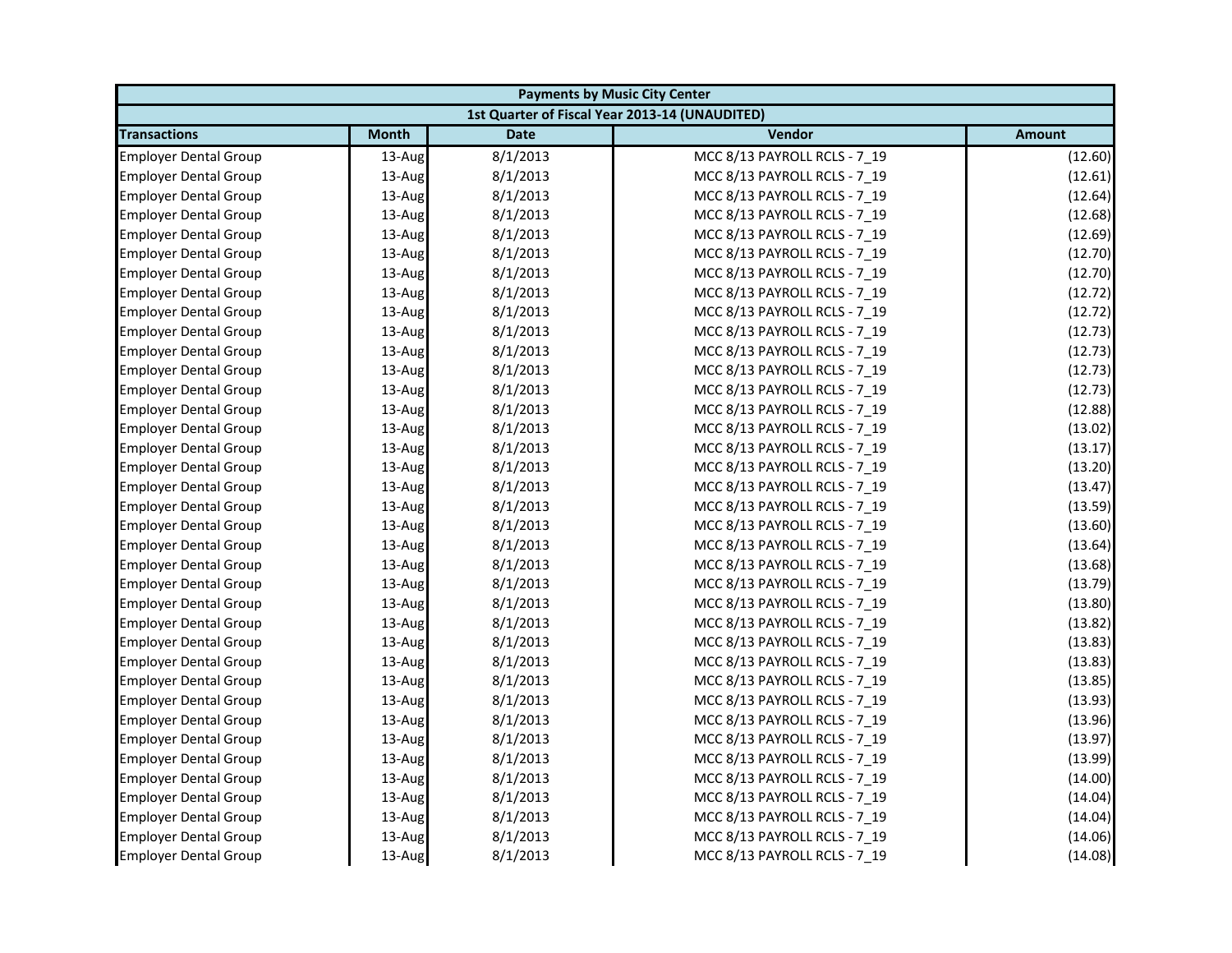| Payments by Music City Center | | | | |
|---|---|---|---|---|
| 1st Quarter of Fiscal Year 2013-14 (UNAUDITED) | | | | |
| **Transactions** | **Month** | **Date** | **Vendor** | **Amount** |
| Employer Dental Group | 13-Aug | 8/1/2013 | MCC 8/13 PAYROLL RCLS - 7_19 | (12.60) |
| Employer Dental Group | 13-Aug | 8/1/2013 | MCC 8/13 PAYROLL RCLS - 7_19 | (12.61) |
| Employer Dental Group | 13-Aug | 8/1/2013 | MCC 8/13 PAYROLL RCLS - 7_19 | (12.64) |
| Employer Dental Group | 13-Aug | 8/1/2013 | MCC 8/13 PAYROLL RCLS - 7_19 | (12.68) |
| Employer Dental Group | 13-Aug | 8/1/2013 | MCC 8/13 PAYROLL RCLS - 7_19 | (12.69) |
| Employer Dental Group | 13-Aug | 8/1/2013 | MCC 8/13 PAYROLL RCLS - 7_19 | (12.70) |
| Employer Dental Group | 13-Aug | 8/1/2013 | MCC 8/13 PAYROLL RCLS - 7_19 | (12.70) |
| Employer Dental Group | 13-Aug | 8/1/2013 | MCC 8/13 PAYROLL RCLS - 7_19 | (12.72) |
| Employer Dental Group | 13-Aug | 8/1/2013 | MCC 8/13 PAYROLL RCLS - 7_19 | (12.72) |
| Employer Dental Group | 13-Aug | 8/1/2013 | MCC 8/13 PAYROLL RCLS - 7_19 | (12.73) |
| Employer Dental Group | 13-Aug | 8/1/2013 | MCC 8/13 PAYROLL RCLS - 7_19 | (12.73) |
| Employer Dental Group | 13-Aug | 8/1/2013 | MCC 8/13 PAYROLL RCLS - 7_19 | (12.73) |
| Employer Dental Group | 13-Aug | 8/1/2013 | MCC 8/13 PAYROLL RCLS - 7_19 | (12.73) |
| Employer Dental Group | 13-Aug | 8/1/2013 | MCC 8/13 PAYROLL RCLS - 7_19 | (12.88) |
| Employer Dental Group | 13-Aug | 8/1/2013 | MCC 8/13 PAYROLL RCLS - 7_19 | (13.02) |
| Employer Dental Group | 13-Aug | 8/1/2013 | MCC 8/13 PAYROLL RCLS - 7_19 | (13.17) |
| Employer Dental Group | 13-Aug | 8/1/2013 | MCC 8/13 PAYROLL RCLS - 7_19 | (13.20) |
| Employer Dental Group | 13-Aug | 8/1/2013 | MCC 8/13 PAYROLL RCLS - 7_19 | (13.47) |
| Employer Dental Group | 13-Aug | 8/1/2013 | MCC 8/13 PAYROLL RCLS - 7_19 | (13.59) |
| Employer Dental Group | 13-Aug | 8/1/2013 | MCC 8/13 PAYROLL RCLS - 7_19 | (13.60) |
| Employer Dental Group | 13-Aug | 8/1/2013 | MCC 8/13 PAYROLL RCLS - 7_19 | (13.64) |
| Employer Dental Group | 13-Aug | 8/1/2013 | MCC 8/13 PAYROLL RCLS - 7_19 | (13.68) |
| Employer Dental Group | 13-Aug | 8/1/2013 | MCC 8/13 PAYROLL RCLS - 7_19 | (13.79) |
| Employer Dental Group | 13-Aug | 8/1/2013 | MCC 8/13 PAYROLL RCLS - 7_19 | (13.80) |
| Employer Dental Group | 13-Aug | 8/1/2013 | MCC 8/13 PAYROLL RCLS - 7_19 | (13.82) |
| Employer Dental Group | 13-Aug | 8/1/2013 | MCC 8/13 PAYROLL RCLS - 7_19 | (13.83) |
| Employer Dental Group | 13-Aug | 8/1/2013 | MCC 8/13 PAYROLL RCLS - 7_19 | (13.83) |
| Employer Dental Group | 13-Aug | 8/1/2013 | MCC 8/13 PAYROLL RCLS - 7_19 | (13.85) |
| Employer Dental Group | 13-Aug | 8/1/2013 | MCC 8/13 PAYROLL RCLS - 7_19 | (13.93) |
| Employer Dental Group | 13-Aug | 8/1/2013 | MCC 8/13 PAYROLL RCLS - 7_19 | (13.96) |
| Employer Dental Group | 13-Aug | 8/1/2013 | MCC 8/13 PAYROLL RCLS - 7_19 | (13.97) |
| Employer Dental Group | 13-Aug | 8/1/2013 | MCC 8/13 PAYROLL RCLS - 7_19 | (13.99) |
| Employer Dental Group | 13-Aug | 8/1/2013 | MCC 8/13 PAYROLL RCLS - 7_19 | (14.00) |
| Employer Dental Group | 13-Aug | 8/1/2013 | MCC 8/13 PAYROLL RCLS - 7_19 | (14.04) |
| Employer Dental Group | 13-Aug | 8/1/2013 | MCC 8/13 PAYROLL RCLS - 7_19 | (14.04) |
| Employer Dental Group | 13-Aug | 8/1/2013 | MCC 8/13 PAYROLL RCLS - 7_19 | (14.06) |
| Employer Dental Group | 13-Aug | 8/1/2013 | MCC 8/13 PAYROLL RCLS - 7_19 | (14.08) |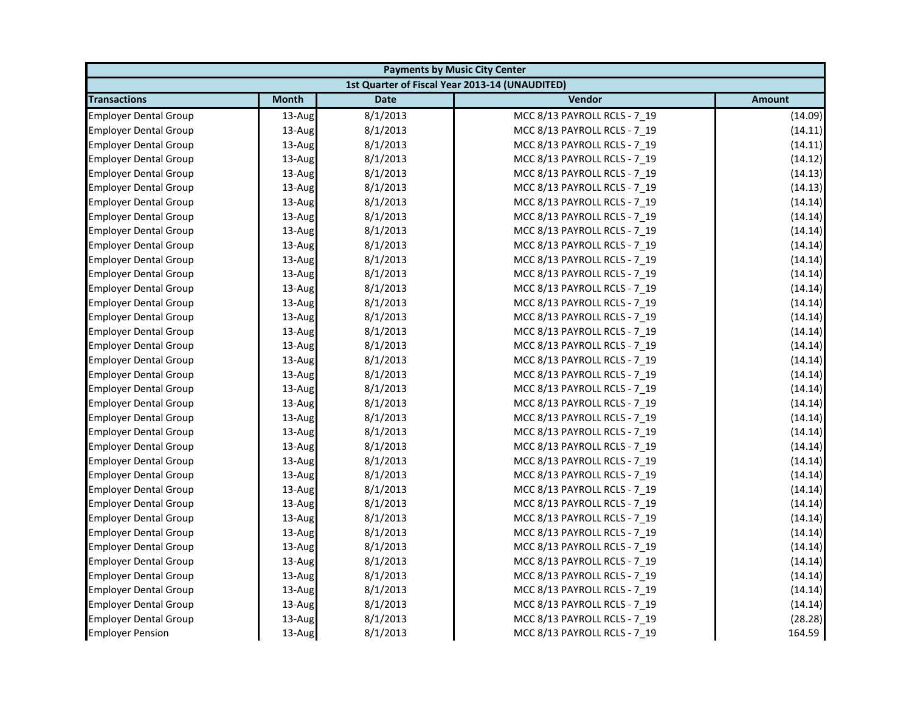| Payments by Music City Center | | | | |
|---|---|---|---|---|
| 1st Quarter of Fiscal Year 2013-14 (UNAUDITED) | | | | |
| **Transactions** | **Month** | **Date** | **Vendor** | **Amount** |
| Employer Dental Group | 13-Aug | 8/1/2013 | MCC 8/13 PAYROLL RCLS - 7_19 | (14.09) |
| Employer Dental Group | 13-Aug | 8/1/2013 | MCC 8/13 PAYROLL RCLS - 7_19 | (14.11) |
| Employer Dental Group | 13-Aug | 8/1/2013 | MCC 8/13 PAYROLL RCLS - 7_19 | (14.11) |
| Employer Dental Group | 13-Aug | 8/1/2013 | MCC 8/13 PAYROLL RCLS - 7_19 | (14.12) |
| Employer Dental Group | 13-Aug | 8/1/2013 | MCC 8/13 PAYROLL RCLS - 7_19 | (14.13) |
| Employer Dental Group | 13-Aug | 8/1/2013 | MCC 8/13 PAYROLL RCLS - 7_19 | (14.13) |
| Employer Dental Group | 13-Aug | 8/1/2013 | MCC 8/13 PAYROLL RCLS - 7_19 | (14.14) |
| Employer Dental Group | 13-Aug | 8/1/2013 | MCC 8/13 PAYROLL RCLS - 7_19 | (14.14) |
| Employer Dental Group | 13-Aug | 8/1/2013 | MCC 8/13 PAYROLL RCLS - 7_19 | (14.14) |
| Employer Dental Group | 13-Aug | 8/1/2013 | MCC 8/13 PAYROLL RCLS - 7_19 | (14.14) |
| Employer Dental Group | 13-Aug | 8/1/2013 | MCC 8/13 PAYROLL RCLS - 7_19 | (14.14) |
| Employer Dental Group | 13-Aug | 8/1/2013 | MCC 8/13 PAYROLL RCLS - 7_19 | (14.14) |
| Employer Dental Group | 13-Aug | 8/1/2013 | MCC 8/13 PAYROLL RCLS - 7_19 | (14.14) |
| Employer Dental Group | 13-Aug | 8/1/2013 | MCC 8/13 PAYROLL RCLS - 7_19 | (14.14) |
| Employer Dental Group | 13-Aug | 8/1/2013 | MCC 8/13 PAYROLL RCLS - 7_19 | (14.14) |
| Employer Dental Group | 13-Aug | 8/1/2013 | MCC 8/13 PAYROLL RCLS - 7_19 | (14.14) |
| Employer Dental Group | 13-Aug | 8/1/2013 | MCC 8/13 PAYROLL RCLS - 7_19 | (14.14) |
| Employer Dental Group | 13-Aug | 8/1/2013 | MCC 8/13 PAYROLL RCLS - 7_19 | (14.14) |
| Employer Dental Group | 13-Aug | 8/1/2013 | MCC 8/13 PAYROLL RCLS - 7_19 | (14.14) |
| Employer Dental Group | 13-Aug | 8/1/2013 | MCC 8/13 PAYROLL RCLS - 7_19 | (14.14) |
| Employer Dental Group | 13-Aug | 8/1/2013 | MCC 8/13 PAYROLL RCLS - 7_19 | (14.14) |
| Employer Dental Group | 13-Aug | 8/1/2013 | MCC 8/13 PAYROLL RCLS - 7_19 | (14.14) |
| Employer Dental Group | 13-Aug | 8/1/2013 | MCC 8/13 PAYROLL RCLS - 7_19 | (14.14) |
| Employer Dental Group | 13-Aug | 8/1/2013 | MCC 8/13 PAYROLL RCLS - 7_19 | (14.14) |
| Employer Dental Group | 13-Aug | 8/1/2013 | MCC 8/13 PAYROLL RCLS - 7_19 | (14.14) |
| Employer Dental Group | 13-Aug | 8/1/2013 | MCC 8/13 PAYROLL RCLS - 7_19 | (14.14) |
| Employer Dental Group | 13-Aug | 8/1/2013 | MCC 8/13 PAYROLL RCLS - 7_19 | (14.14) |
| Employer Dental Group | 13-Aug | 8/1/2013 | MCC 8/13 PAYROLL RCLS - 7_19 | (14.14) |
| Employer Dental Group | 13-Aug | 8/1/2013 | MCC 8/13 PAYROLL RCLS - 7_19 | (14.14) |
| Employer Dental Group | 13-Aug | 8/1/2013 | MCC 8/13 PAYROLL RCLS - 7_19 | (14.14) |
| Employer Dental Group | 13-Aug | 8/1/2013 | MCC 8/13 PAYROLL RCLS - 7_19 | (14.14) |
| Employer Dental Group | 13-Aug | 8/1/2013 | MCC 8/13 PAYROLL RCLS - 7_19 | (14.14) |
| Employer Dental Group | 13-Aug | 8/1/2013 | MCC 8/13 PAYROLL RCLS - 7_19 | (14.14) |
| Employer Dental Group | 13-Aug | 8/1/2013 | MCC 8/13 PAYROLL RCLS - 7_19 | (14.14) |
| Employer Dental Group | 13-Aug | 8/1/2013 | MCC 8/13 PAYROLL RCLS - 7_19 | (14.14) |
| Employer Dental Group | 13-Aug | 8/1/2013 | MCC 8/13 PAYROLL RCLS - 7_19 | (28.28) |
| Employer Pension | 13-Aug | 8/1/2013 | MCC 8/13 PAYROLL RCLS - 7_19 | 164.59 |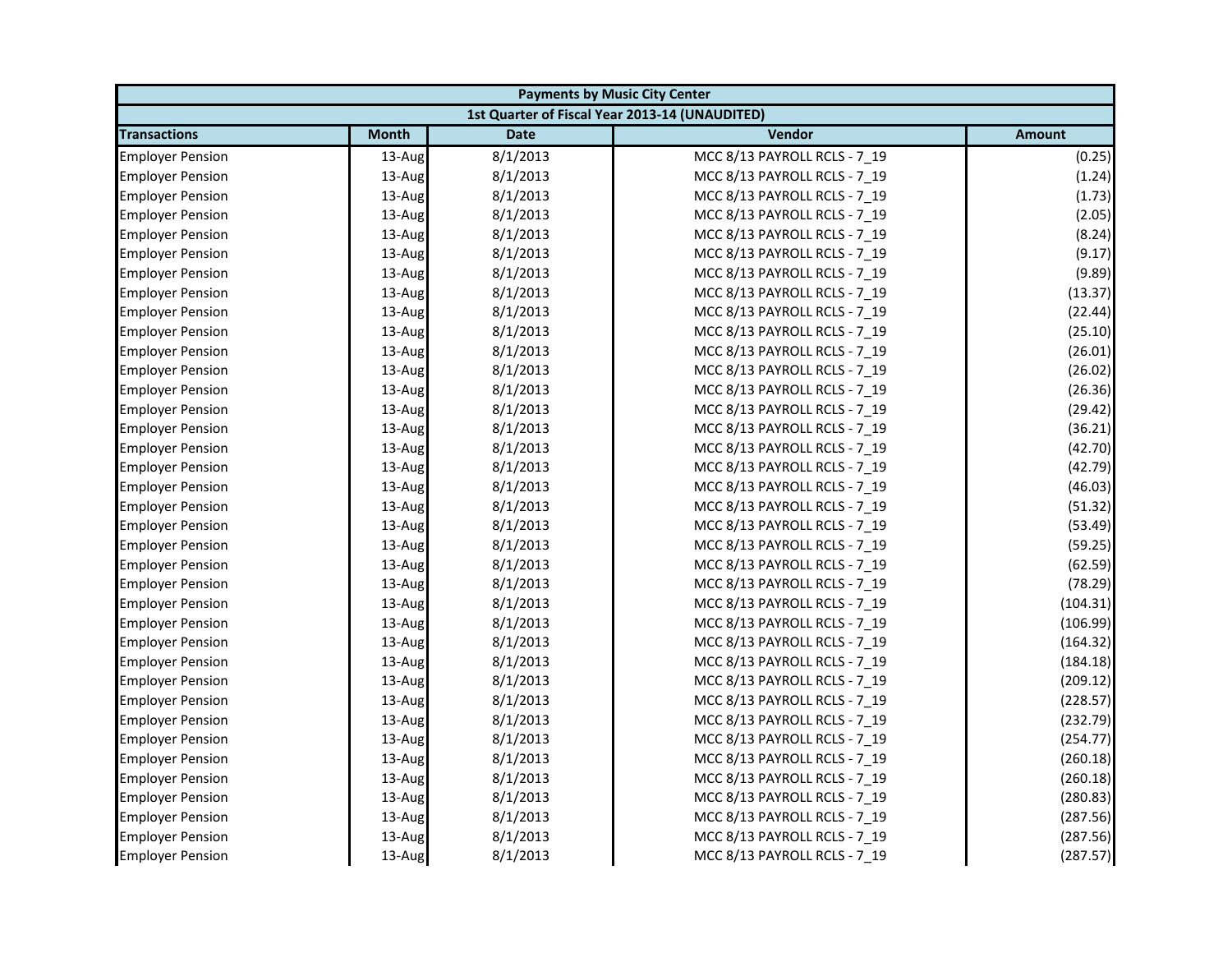| Payments by Music City Center | | | | |
|---|---|---|---|---|
| 1st Quarter of Fiscal Year 2013-14 (UNAUDITED) | | | | |
| **Transactions** | **Month** | **Date** | **Vendor** | **Amount** |
| Employer Pension | 13-Aug | 8/1/2013 | MCC 8/13 PAYROLL RCLS - 7_19 | (0.25) |
| Employer Pension | 13-Aug | 8/1/2013 | MCC 8/13 PAYROLL RCLS - 7_19 | (1.24) |
| Employer Pension | 13-Aug | 8/1/2013 | MCC 8/13 PAYROLL RCLS - 7_19 | (1.73) |
| Employer Pension | 13-Aug | 8/1/2013 | MCC 8/13 PAYROLL RCLS - 7_19 | (2.05) |
| Employer Pension | 13-Aug | 8/1/2013 | MCC 8/13 PAYROLL RCLS - 7_19 | (8.24) |
| Employer Pension | 13-Aug | 8/1/2013 | MCC 8/13 PAYROLL RCLS - 7_19 | (9.17) |
| Employer Pension | 13-Aug | 8/1/2013 | MCC 8/13 PAYROLL RCLS - 7_19 | (9.89) |
| Employer Pension | 13-Aug | 8/1/2013 | MCC 8/13 PAYROLL RCLS - 7_19 | (13.37) |
| Employer Pension | 13-Aug | 8/1/2013 | MCC 8/13 PAYROLL RCLS - 7_19 | (22.44) |
| Employer Pension | 13-Aug | 8/1/2013 | MCC 8/13 PAYROLL RCLS - 7_19 | (25.10) |
| Employer Pension | 13-Aug | 8/1/2013 | MCC 8/13 PAYROLL RCLS - 7_19 | (26.01) |
| Employer Pension | 13-Aug | 8/1/2013 | MCC 8/13 PAYROLL RCLS - 7_19 | (26.02) |
| Employer Pension | 13-Aug | 8/1/2013 | MCC 8/13 PAYROLL RCLS - 7_19 | (26.36) |
| Employer Pension | 13-Aug | 8/1/2013 | MCC 8/13 PAYROLL RCLS - 7_19 | (29.42) |
| Employer Pension | 13-Aug | 8/1/2013 | MCC 8/13 PAYROLL RCLS - 7_19 | (36.21) |
| Employer Pension | 13-Aug | 8/1/2013 | MCC 8/13 PAYROLL RCLS - 7_19 | (42.70) |
| Employer Pension | 13-Aug | 8/1/2013 | MCC 8/13 PAYROLL RCLS - 7_19 | (42.79) |
| Employer Pension | 13-Aug | 8/1/2013 | MCC 8/13 PAYROLL RCLS - 7_19 | (46.03) |
| Employer Pension | 13-Aug | 8/1/2013 | MCC 8/13 PAYROLL RCLS - 7_19 | (51.32) |
| Employer Pension | 13-Aug | 8/1/2013 | MCC 8/13 PAYROLL RCLS - 7_19 | (53.49) |
| Employer Pension | 13-Aug | 8/1/2013 | MCC 8/13 PAYROLL RCLS - 7_19 | (59.25) |
| Employer Pension | 13-Aug | 8/1/2013 | MCC 8/13 PAYROLL RCLS - 7_19 | (62.59) |
| Employer Pension | 13-Aug | 8/1/2013 | MCC 8/13 PAYROLL RCLS - 7_19 | (78.29) |
| Employer Pension | 13-Aug | 8/1/2013 | MCC 8/13 PAYROLL RCLS - 7_19 | (104.31) |
| Employer Pension | 13-Aug | 8/1/2013 | MCC 8/13 PAYROLL RCLS - 7_19 | (106.99) |
| Employer Pension | 13-Aug | 8/1/2013 | MCC 8/13 PAYROLL RCLS - 7_19 | (164.32) |
| Employer Pension | 13-Aug | 8/1/2013 | MCC 8/13 PAYROLL RCLS - 7_19 | (184.18) |
| Employer Pension | 13-Aug | 8/1/2013 | MCC 8/13 PAYROLL RCLS - 7_19 | (209.12) |
| Employer Pension | 13-Aug | 8/1/2013 | MCC 8/13 PAYROLL RCLS - 7_19 | (228.57) |
| Employer Pension | 13-Aug | 8/1/2013 | MCC 8/13 PAYROLL RCLS - 7_19 | (232.79) |
| Employer Pension | 13-Aug | 8/1/2013 | MCC 8/13 PAYROLL RCLS - 7_19 | (254.77) |
| Employer Pension | 13-Aug | 8/1/2013 | MCC 8/13 PAYROLL RCLS - 7_19 | (260.18) |
| Employer Pension | 13-Aug | 8/1/2013 | MCC 8/13 PAYROLL RCLS - 7_19 | (260.18) |
| Employer Pension | 13-Aug | 8/1/2013 | MCC 8/13 PAYROLL RCLS - 7_19 | (280.83) |
| Employer Pension | 13-Aug | 8/1/2013 | MCC 8/13 PAYROLL RCLS - 7_19 | (287.56) |
| Employer Pension | 13-Aug | 8/1/2013 | MCC 8/13 PAYROLL RCLS - 7_19 | (287.56) |
| Employer Pension | 13-Aug | 8/1/2013 | MCC 8/13 PAYROLL RCLS - 7_19 | (287.57) |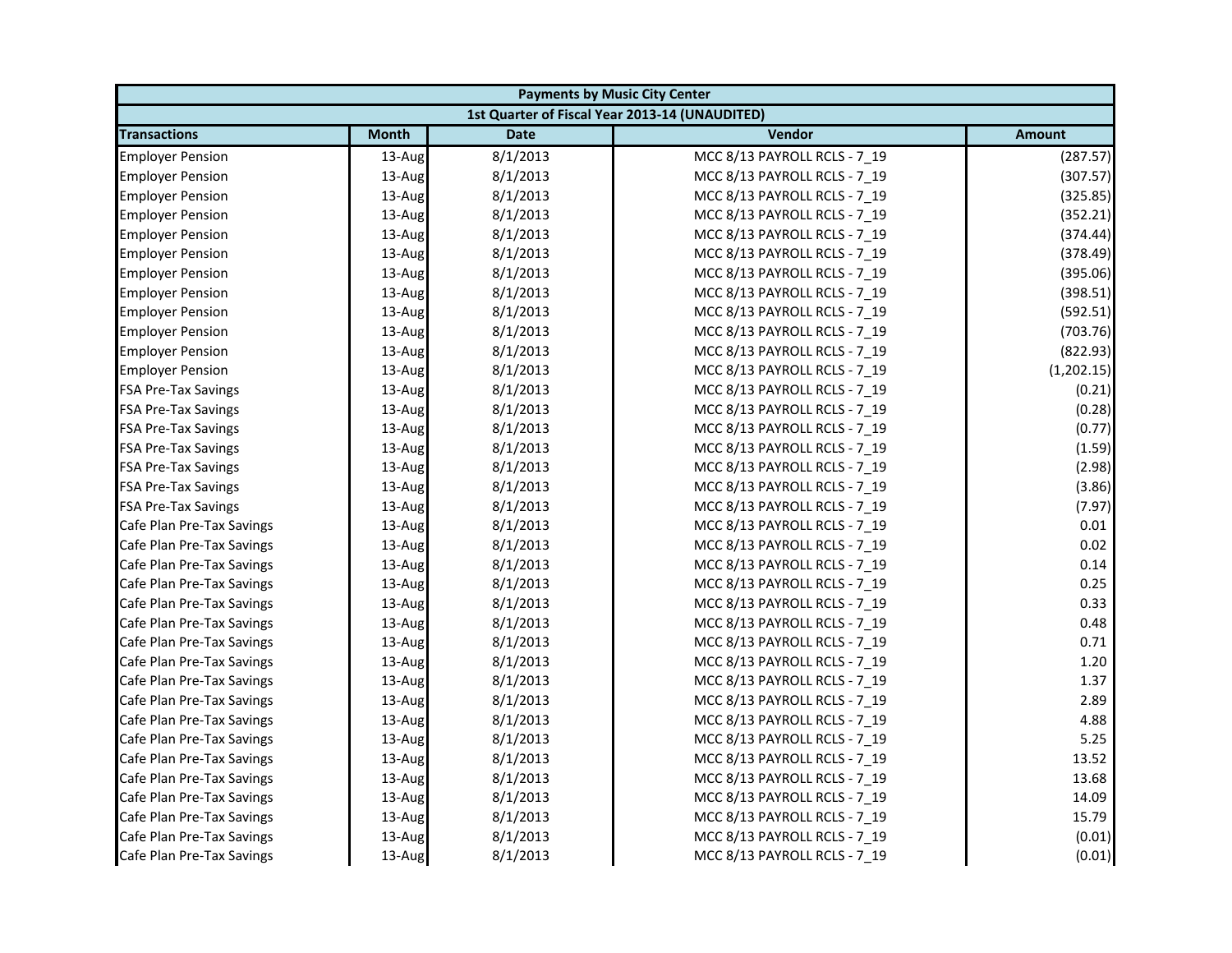| Payments by Music City Center | | | | |
|---|---|---|---|---|
| 1st Quarter of Fiscal Year 2013-14 (UNAUDITED) | | | | |
| **Transactions** | **Month** | **Date** | **Vendor** | **Amount** |
| Employer Pension | 13-Aug | 8/1/2013 | MCC 8/13 PAYROLL RCLS - 7_19 | (287.57) |
| Employer Pension | 13-Aug | 8/1/2013 | MCC 8/13 PAYROLL RCLS - 7_19 | (307.57) |
| Employer Pension | 13-Aug | 8/1/2013 | MCC 8/13 PAYROLL RCLS - 7_19 | (325.85) |
| Employer Pension | 13-Aug | 8/1/2013 | MCC 8/13 PAYROLL RCLS - 7_19 | (352.21) |
| Employer Pension | 13-Aug | 8/1/2013 | MCC 8/13 PAYROLL RCLS - 7_19 | (374.44) |
| Employer Pension | 13-Aug | 8/1/2013 | MCC 8/13 PAYROLL RCLS - 7_19 | (378.49) |
| Employer Pension | 13-Aug | 8/1/2013 | MCC 8/13 PAYROLL RCLS - 7_19 | (395.06) |
| Employer Pension | 13-Aug | 8/1/2013 | MCC 8/13 PAYROLL RCLS - 7_19 | (398.51) |
| Employer Pension | 13-Aug | 8/1/2013 | MCC 8/13 PAYROLL RCLS - 7_19 | (592.51) |
| Employer Pension | 13-Aug | 8/1/2013 | MCC 8/13 PAYROLL RCLS - 7_19 | (703.76) |
| Employer Pension | 13-Aug | 8/1/2013 | MCC 8/13 PAYROLL RCLS - 7_19 | (822.93) |
| Employer Pension | 13-Aug | 8/1/2013 | MCC 8/13 PAYROLL RCLS - 7_19 | (1,202.15) |
| FSA Pre-Tax Savings | 13-Aug | 8/1/2013 | MCC 8/13 PAYROLL RCLS - 7_19 | (0.21) |
| FSA Pre-Tax Savings | 13-Aug | 8/1/2013 | MCC 8/13 PAYROLL RCLS - 7_19 | (0.28) |
| FSA Pre-Tax Savings | 13-Aug | 8/1/2013 | MCC 8/13 PAYROLL RCLS - 7_19 | (0.77) |
| FSA Pre-Tax Savings | 13-Aug | 8/1/2013 | MCC 8/13 PAYROLL RCLS - 7_19 | (1.59) |
| FSA Pre-Tax Savings | 13-Aug | 8/1/2013 | MCC 8/13 PAYROLL RCLS - 7_19 | (2.98) |
| FSA Pre-Tax Savings | 13-Aug | 8/1/2013 | MCC 8/13 PAYROLL RCLS - 7_19 | (3.86) |
| FSA Pre-Tax Savings | 13-Aug | 8/1/2013 | MCC 8/13 PAYROLL RCLS - 7_19 | (7.97) |
| Cafe Plan Pre-Tax Savings | 13-Aug | 8/1/2013 | MCC 8/13 PAYROLL RCLS - 7_19 | 0.01 |
| Cafe Plan Pre-Tax Savings | 13-Aug | 8/1/2013 | MCC 8/13 PAYROLL RCLS - 7_19 | 0.02 |
| Cafe Plan Pre-Tax Savings | 13-Aug | 8/1/2013 | MCC 8/13 PAYROLL RCLS - 7_19 | 0.14 |
| Cafe Plan Pre-Tax Savings | 13-Aug | 8/1/2013 | MCC 8/13 PAYROLL RCLS - 7_19 | 0.25 |
| Cafe Plan Pre-Tax Savings | 13-Aug | 8/1/2013 | MCC 8/13 PAYROLL RCLS - 7_19 | 0.33 |
| Cafe Plan Pre-Tax Savings | 13-Aug | 8/1/2013 | MCC 8/13 PAYROLL RCLS - 7_19 | 0.48 |
| Cafe Plan Pre-Tax Savings | 13-Aug | 8/1/2013 | MCC 8/13 PAYROLL RCLS - 7_19 | 0.71 |
| Cafe Plan Pre-Tax Savings | 13-Aug | 8/1/2013 | MCC 8/13 PAYROLL RCLS - 7_19 | 1.20 |
| Cafe Plan Pre-Tax Savings | 13-Aug | 8/1/2013 | MCC 8/13 PAYROLL RCLS - 7_19 | 1.37 |
| Cafe Plan Pre-Tax Savings | 13-Aug | 8/1/2013 | MCC 8/13 PAYROLL RCLS - 7_19 | 2.89 |
| Cafe Plan Pre-Tax Savings | 13-Aug | 8/1/2013 | MCC 8/13 PAYROLL RCLS - 7_19 | 4.88 |
| Cafe Plan Pre-Tax Savings | 13-Aug | 8/1/2013 | MCC 8/13 PAYROLL RCLS - 7_19 | 5.25 |
| Cafe Plan Pre-Tax Savings | 13-Aug | 8/1/2013 | MCC 8/13 PAYROLL RCLS - 7_19 | 13.52 |
| Cafe Plan Pre-Tax Savings | 13-Aug | 8/1/2013 | MCC 8/13 PAYROLL RCLS - 7_19 | 13.68 |
| Cafe Plan Pre-Tax Savings | 13-Aug | 8/1/2013 | MCC 8/13 PAYROLL RCLS - 7_19 | 14.09 |
| Cafe Plan Pre-Tax Savings | 13-Aug | 8/1/2013 | MCC 8/13 PAYROLL RCLS - 7_19 | 15.79 |
| Cafe Plan Pre-Tax Savings | 13-Aug | 8/1/2013 | MCC 8/13 PAYROLL RCLS - 7_19 | (0.01) |
| Cafe Plan Pre-Tax Savings | 13-Aug | 8/1/2013 | MCC 8/13 PAYROLL RCLS - 7_19 | (0.01) |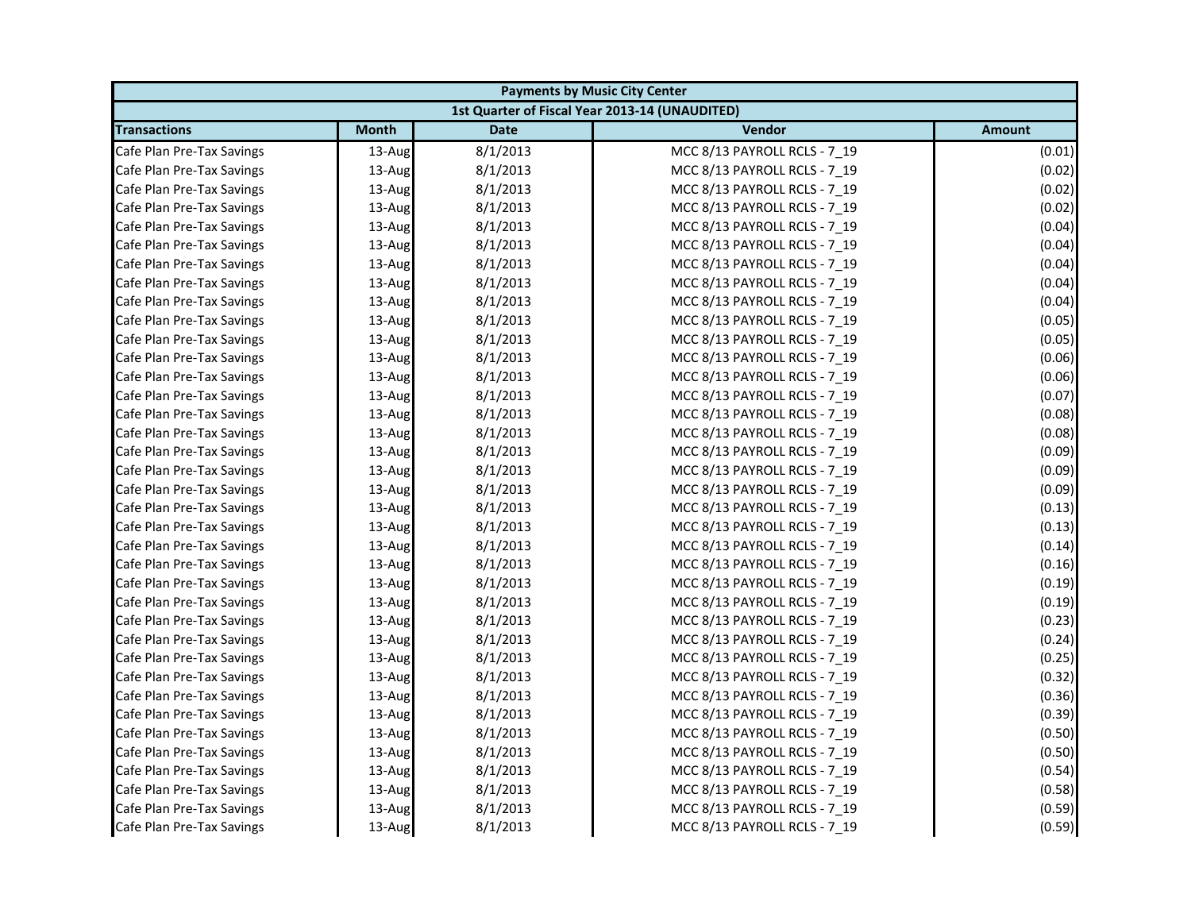| Payments by Music City Center | | | | |
|---|---|---|---|---|
| 1st Quarter of Fiscal Year 2013-14 (UNAUDITED) | | | | |
| Transactions | Month | Date | Vendor | Amount |
| Cafe Plan Pre-Tax Savings | 13-Aug | 8/1/2013 | MCC 8/13 PAYROLL RCLS - 7_19 | (0.01) |
| Cafe Plan Pre-Tax Savings | 13-Aug | 8/1/2013 | MCC 8/13 PAYROLL RCLS - 7_19 | (0.02) |
| Cafe Plan Pre-Tax Savings | 13-Aug | 8/1/2013 | MCC 8/13 PAYROLL RCLS - 7_19 | (0.02) |
| Cafe Plan Pre-Tax Savings | 13-Aug | 8/1/2013 | MCC 8/13 PAYROLL RCLS - 7_19 | (0.02) |
| Cafe Plan Pre-Tax Savings | 13-Aug | 8/1/2013 | MCC 8/13 PAYROLL RCLS - 7_19 | (0.04) |
| Cafe Plan Pre-Tax Savings | 13-Aug | 8/1/2013 | MCC 8/13 PAYROLL RCLS - 7_19 | (0.04) |
| Cafe Plan Pre-Tax Savings | 13-Aug | 8/1/2013 | MCC 8/13 PAYROLL RCLS - 7_19 | (0.04) |
| Cafe Plan Pre-Tax Savings | 13-Aug | 8/1/2013 | MCC 8/13 PAYROLL RCLS - 7_19 | (0.04) |
| Cafe Plan Pre-Tax Savings | 13-Aug | 8/1/2013 | MCC 8/13 PAYROLL RCLS - 7_19 | (0.04) |
| Cafe Plan Pre-Tax Savings | 13-Aug | 8/1/2013 | MCC 8/13 PAYROLL RCLS - 7_19 | (0.05) |
| Cafe Plan Pre-Tax Savings | 13-Aug | 8/1/2013 | MCC 8/13 PAYROLL RCLS - 7_19 | (0.05) |
| Cafe Plan Pre-Tax Savings | 13-Aug | 8/1/2013 | MCC 8/13 PAYROLL RCLS - 7_19 | (0.06) |
| Cafe Plan Pre-Tax Savings | 13-Aug | 8/1/2013 | MCC 8/13 PAYROLL RCLS - 7_19 | (0.06) |
| Cafe Plan Pre-Tax Savings | 13-Aug | 8/1/2013 | MCC 8/13 PAYROLL RCLS - 7_19 | (0.07) |
| Cafe Plan Pre-Tax Savings | 13-Aug | 8/1/2013 | MCC 8/13 PAYROLL RCLS - 7_19 | (0.08) |
| Cafe Plan Pre-Tax Savings | 13-Aug | 8/1/2013 | MCC 8/13 PAYROLL RCLS - 7_19 | (0.08) |
| Cafe Plan Pre-Tax Savings | 13-Aug | 8/1/2013 | MCC 8/13 PAYROLL RCLS - 7_19 | (0.09) |
| Cafe Plan Pre-Tax Savings | 13-Aug | 8/1/2013 | MCC 8/13 PAYROLL RCLS - 7_19 | (0.09) |
| Cafe Plan Pre-Tax Savings | 13-Aug | 8/1/2013 | MCC 8/13 PAYROLL RCLS - 7_19 | (0.09) |
| Cafe Plan Pre-Tax Savings | 13-Aug | 8/1/2013 | MCC 8/13 PAYROLL RCLS - 7_19 | (0.13) |
| Cafe Plan Pre-Tax Savings | 13-Aug | 8/1/2013 | MCC 8/13 PAYROLL RCLS - 7_19 | (0.13) |
| Cafe Plan Pre-Tax Savings | 13-Aug | 8/1/2013 | MCC 8/13 PAYROLL RCLS - 7_19 | (0.14) |
| Cafe Plan Pre-Tax Savings | 13-Aug | 8/1/2013 | MCC 8/13 PAYROLL RCLS - 7_19 | (0.16) |
| Cafe Plan Pre-Tax Savings | 13-Aug | 8/1/2013 | MCC 8/13 PAYROLL RCLS - 7_19 | (0.19) |
| Cafe Plan Pre-Tax Savings | 13-Aug | 8/1/2013 | MCC 8/13 PAYROLL RCLS - 7_19 | (0.19) |
| Cafe Plan Pre-Tax Savings | 13-Aug | 8/1/2013 | MCC 8/13 PAYROLL RCLS - 7_19 | (0.23) |
| Cafe Plan Pre-Tax Savings | 13-Aug | 8/1/2013 | MCC 8/13 PAYROLL RCLS - 7_19 | (0.24) |
| Cafe Plan Pre-Tax Savings | 13-Aug | 8/1/2013 | MCC 8/13 PAYROLL RCLS - 7_19 | (0.25) |
| Cafe Plan Pre-Tax Savings | 13-Aug | 8/1/2013 | MCC 8/13 PAYROLL RCLS - 7_19 | (0.32) |
| Cafe Plan Pre-Tax Savings | 13-Aug | 8/1/2013 | MCC 8/13 PAYROLL RCLS - 7_19 | (0.36) |
| Cafe Plan Pre-Tax Savings | 13-Aug | 8/1/2013 | MCC 8/13 PAYROLL RCLS - 7_19 | (0.39) |
| Cafe Plan Pre-Tax Savings | 13-Aug | 8/1/2013 | MCC 8/13 PAYROLL RCLS - 7_19 | (0.50) |
| Cafe Plan Pre-Tax Savings | 13-Aug | 8/1/2013 | MCC 8/13 PAYROLL RCLS - 7_19 | (0.50) |
| Cafe Plan Pre-Tax Savings | 13-Aug | 8/1/2013 | MCC 8/13 PAYROLL RCLS - 7_19 | (0.54) |
| Cafe Plan Pre-Tax Savings | 13-Aug | 8/1/2013 | MCC 8/13 PAYROLL RCLS - 7_19 | (0.58) |
| Cafe Plan Pre-Tax Savings | 13-Aug | 8/1/2013 | MCC 8/13 PAYROLL RCLS - 7_19 | (0.59) |
| Cafe Plan Pre-Tax Savings | 13-Aug | 8/1/2013 | MCC 8/13 PAYROLL RCLS - 7_19 | (0.59) |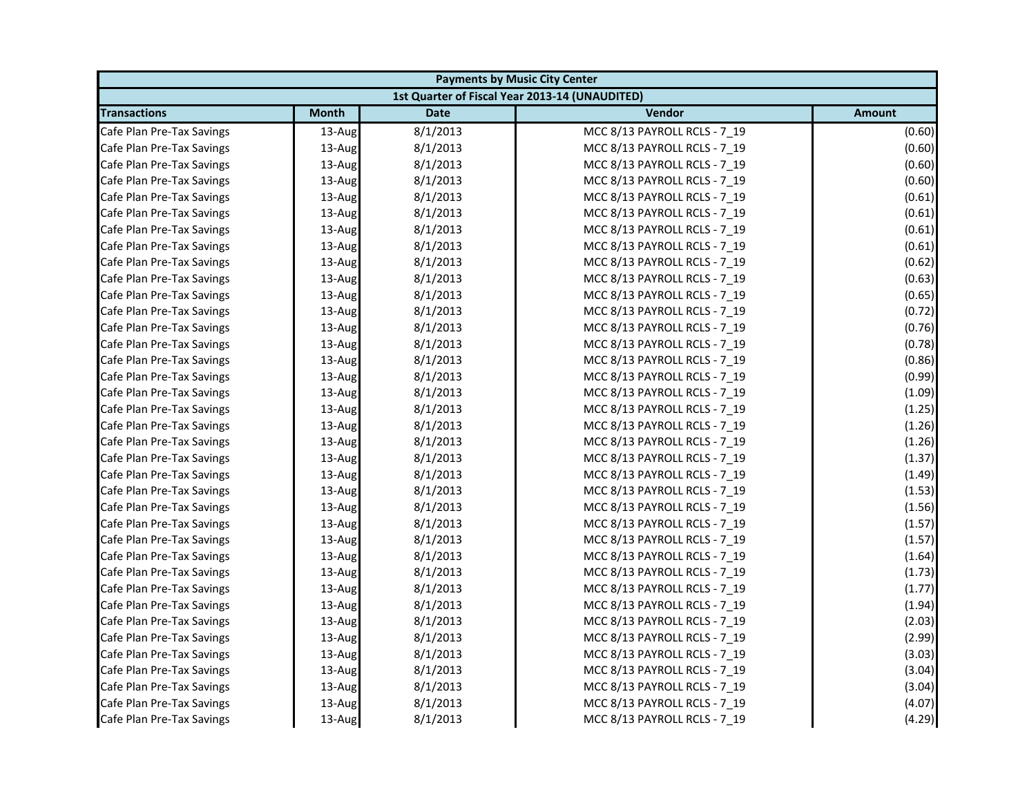| Payments by Music City Center | | | | |
|---|---|---|---|---|
| 1st Quarter of Fiscal Year 2013-14 (UNAUDITED) | | | | |
| **Transactions** | **Month** | **Date** | **Vendor** | **Amount** |
| Cafe Plan Pre-Tax Savings | 13-Aug | 8/1/2013 | MCC 8/13 PAYROLL RCLS - 7_19 | (0.60) |
| Cafe Plan Pre-Tax Savings | 13-Aug | 8/1/2013 | MCC 8/13 PAYROLL RCLS - 7_19 | (0.60) |
| Cafe Plan Pre-Tax Savings | 13-Aug | 8/1/2013 | MCC 8/13 PAYROLL RCLS - 7_19 | (0.60) |
| Cafe Plan Pre-Tax Savings | 13-Aug | 8/1/2013 | MCC 8/13 PAYROLL RCLS - 7_19 | (0.60) |
| Cafe Plan Pre-Tax Savings | 13-Aug | 8/1/2013 | MCC 8/13 PAYROLL RCLS - 7_19 | (0.61) |
| Cafe Plan Pre-Tax Savings | 13-Aug | 8/1/2013 | MCC 8/13 PAYROLL RCLS - 7_19 | (0.61) |
| Cafe Plan Pre-Tax Savings | 13-Aug | 8/1/2013 | MCC 8/13 PAYROLL RCLS - 7_19 | (0.61) |
| Cafe Plan Pre-Tax Savings | 13-Aug | 8/1/2013 | MCC 8/13 PAYROLL RCLS - 7_19 | (0.61) |
| Cafe Plan Pre-Tax Savings | 13-Aug | 8/1/2013 | MCC 8/13 PAYROLL RCLS - 7_19 | (0.62) |
| Cafe Plan Pre-Tax Savings | 13-Aug | 8/1/2013 | MCC 8/13 PAYROLL RCLS - 7_19 | (0.63) |
| Cafe Plan Pre-Tax Savings | 13-Aug | 8/1/2013 | MCC 8/13 PAYROLL RCLS - 7_19 | (0.65) |
| Cafe Plan Pre-Tax Savings | 13-Aug | 8/1/2013 | MCC 8/13 PAYROLL RCLS - 7_19 | (0.72) |
| Cafe Plan Pre-Tax Savings | 13-Aug | 8/1/2013 | MCC 8/13 PAYROLL RCLS - 7_19 | (0.76) |
| Cafe Plan Pre-Tax Savings | 13-Aug | 8/1/2013 | MCC 8/13 PAYROLL RCLS - 7_19 | (0.78) |
| Cafe Plan Pre-Tax Savings | 13-Aug | 8/1/2013 | MCC 8/13 PAYROLL RCLS - 7_19 | (0.86) |
| Cafe Plan Pre-Tax Savings | 13-Aug | 8/1/2013 | MCC 8/13 PAYROLL RCLS - 7_19 | (0.99) |
| Cafe Plan Pre-Tax Savings | 13-Aug | 8/1/2013 | MCC 8/13 PAYROLL RCLS - 7_19 | (1.09) |
| Cafe Plan Pre-Tax Savings | 13-Aug | 8/1/2013 | MCC 8/13 PAYROLL RCLS - 7_19 | (1.25) |
| Cafe Plan Pre-Tax Savings | 13-Aug | 8/1/2013 | MCC 8/13 PAYROLL RCLS - 7_19 | (1.26) |
| Cafe Plan Pre-Tax Savings | 13-Aug | 8/1/2013 | MCC 8/13 PAYROLL RCLS - 7_19 | (1.26) |
| Cafe Plan Pre-Tax Savings | 13-Aug | 8/1/2013 | MCC 8/13 PAYROLL RCLS - 7_19 | (1.37) |
| Cafe Plan Pre-Tax Savings | 13-Aug | 8/1/2013 | MCC 8/13 PAYROLL RCLS - 7_19 | (1.49) |
| Cafe Plan Pre-Tax Savings | 13-Aug | 8/1/2013 | MCC 8/13 PAYROLL RCLS - 7_19 | (1.53) |
| Cafe Plan Pre-Tax Savings | 13-Aug | 8/1/2013 | MCC 8/13 PAYROLL RCLS - 7_19 | (1.56) |
| Cafe Plan Pre-Tax Savings | 13-Aug | 8/1/2013 | MCC 8/13 PAYROLL RCLS - 7_19 | (1.57) |
| Cafe Plan Pre-Tax Savings | 13-Aug | 8/1/2013 | MCC 8/13 PAYROLL RCLS - 7_19 | (1.57) |
| Cafe Plan Pre-Tax Savings | 13-Aug | 8/1/2013 | MCC 8/13 PAYROLL RCLS - 7_19 | (1.64) |
| Cafe Plan Pre-Tax Savings | 13-Aug | 8/1/2013 | MCC 8/13 PAYROLL RCLS - 7_19 | (1.73) |
| Cafe Plan Pre-Tax Savings | 13-Aug | 8/1/2013 | MCC 8/13 PAYROLL RCLS - 7_19 | (1.77) |
| Cafe Plan Pre-Tax Savings | 13-Aug | 8/1/2013 | MCC 8/13 PAYROLL RCLS - 7_19 | (1.94) |
| Cafe Plan Pre-Tax Savings | 13-Aug | 8/1/2013 | MCC 8/13 PAYROLL RCLS - 7_19 | (2.03) |
| Cafe Plan Pre-Tax Savings | 13-Aug | 8/1/2013 | MCC 8/13 PAYROLL RCLS - 7_19 | (2.99) |
| Cafe Plan Pre-Tax Savings | 13-Aug | 8/1/2013 | MCC 8/13 PAYROLL RCLS - 7_19 | (3.03) |
| Cafe Plan Pre-Tax Savings | 13-Aug | 8/1/2013 | MCC 8/13 PAYROLL RCLS - 7_19 | (3.04) |
| Cafe Plan Pre-Tax Savings | 13-Aug | 8/1/2013 | MCC 8/13 PAYROLL RCLS - 7_19 | (3.04) |
| Cafe Plan Pre-Tax Savings | 13-Aug | 8/1/2013 | MCC 8/13 PAYROLL RCLS - 7_19 | (4.07) |
| Cafe Plan Pre-Tax Savings | 13-Aug | 8/1/2013 | MCC 8/13 PAYROLL RCLS - 7_19 | (4.29) |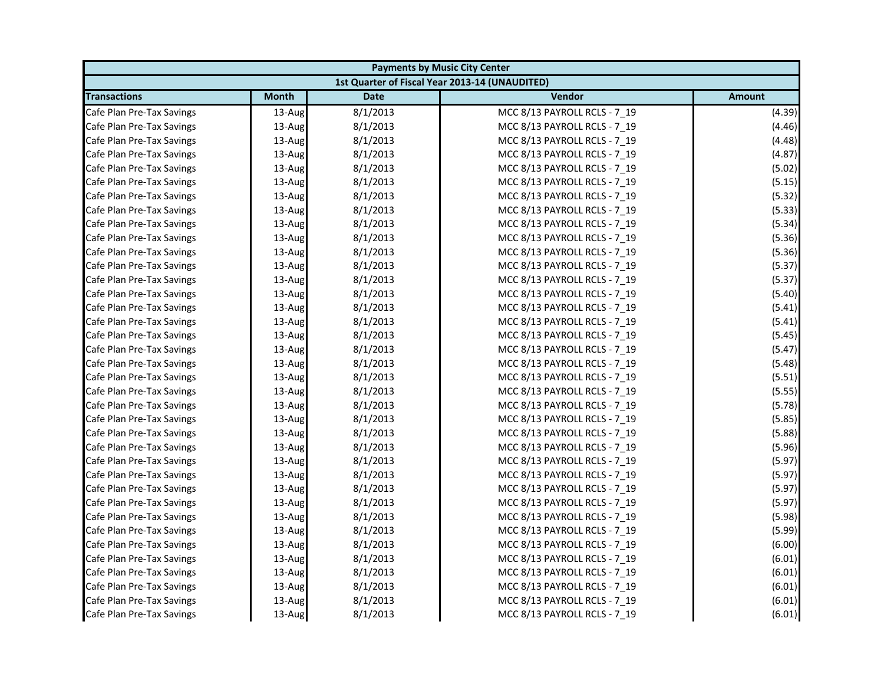| Payments by Music City Center | | | | |
|---|---|---|---|---|
| 1st Quarter of Fiscal Year 2013-14 (UNAUDITED) | | | | |
| **Transactions** | **Month** | **Date** | **Vendor** | **Amount** |
| Cafe Plan Pre-Tax Savings | 13-Aug | 8/1/2013 | MCC 8/13 PAYROLL RCLS - 7_19 | (4.39) |
| Cafe Plan Pre-Tax Savings | 13-Aug | 8/1/2013 | MCC 8/13 PAYROLL RCLS - 7_19 | (4.46) |
| Cafe Plan Pre-Tax Savings | 13-Aug | 8/1/2013 | MCC 8/13 PAYROLL RCLS - 7_19 | (4.48) |
| Cafe Plan Pre-Tax Savings | 13-Aug | 8/1/2013 | MCC 8/13 PAYROLL RCLS - 7_19 | (4.87) |
| Cafe Plan Pre-Tax Savings | 13-Aug | 8/1/2013 | MCC 8/13 PAYROLL RCLS - 7_19 | (5.02) |
| Cafe Plan Pre-Tax Savings | 13-Aug | 8/1/2013 | MCC 8/13 PAYROLL RCLS - 7_19 | (5.15) |
| Cafe Plan Pre-Tax Savings | 13-Aug | 8/1/2013 | MCC 8/13 PAYROLL RCLS - 7_19 | (5.32) |
| Cafe Plan Pre-Tax Savings | 13-Aug | 8/1/2013 | MCC 8/13 PAYROLL RCLS - 7_19 | (5.33) |
| Cafe Plan Pre-Tax Savings | 13-Aug | 8/1/2013 | MCC 8/13 PAYROLL RCLS - 7_19 | (5.34) |
| Cafe Plan Pre-Tax Savings | 13-Aug | 8/1/2013 | MCC 8/13 PAYROLL RCLS - 7_19 | (5.36) |
| Cafe Plan Pre-Tax Savings | 13-Aug | 8/1/2013 | MCC 8/13 PAYROLL RCLS - 7_19 | (5.36) |
| Cafe Plan Pre-Tax Savings | 13-Aug | 8/1/2013 | MCC 8/13 PAYROLL RCLS - 7_19 | (5.37) |
| Cafe Plan Pre-Tax Savings | 13-Aug | 8/1/2013 | MCC 8/13 PAYROLL RCLS - 7_19 | (5.37) |
| Cafe Plan Pre-Tax Savings | 13-Aug | 8/1/2013 | MCC 8/13 PAYROLL RCLS - 7_19 | (5.40) |
| Cafe Plan Pre-Tax Savings | 13-Aug | 8/1/2013 | MCC 8/13 PAYROLL RCLS - 7_19 | (5.41) |
| Cafe Plan Pre-Tax Savings | 13-Aug | 8/1/2013 | MCC 8/13 PAYROLL RCLS - 7_19 | (5.41) |
| Cafe Plan Pre-Tax Savings | 13-Aug | 8/1/2013 | MCC 8/13 PAYROLL RCLS - 7_19 | (5.45) |
| Cafe Plan Pre-Tax Savings | 13-Aug | 8/1/2013 | MCC 8/13 PAYROLL RCLS - 7_19 | (5.47) |
| Cafe Plan Pre-Tax Savings | 13-Aug | 8/1/2013 | MCC 8/13 PAYROLL RCLS - 7_19 | (5.48) |
| Cafe Plan Pre-Tax Savings | 13-Aug | 8/1/2013 | MCC 8/13 PAYROLL RCLS - 7_19 | (5.51) |
| Cafe Plan Pre-Tax Savings | 13-Aug | 8/1/2013 | MCC 8/13 PAYROLL RCLS - 7_19 | (5.55) |
| Cafe Plan Pre-Tax Savings | 13-Aug | 8/1/2013 | MCC 8/13 PAYROLL RCLS - 7_19 | (5.78) |
| Cafe Plan Pre-Tax Savings | 13-Aug | 8/1/2013 | MCC 8/13 PAYROLL RCLS - 7_19 | (5.85) |
| Cafe Plan Pre-Tax Savings | 13-Aug | 8/1/2013 | MCC 8/13 PAYROLL RCLS - 7_19 | (5.88) |
| Cafe Plan Pre-Tax Savings | 13-Aug | 8/1/2013 | MCC 8/13 PAYROLL RCLS - 7_19 | (5.96) |
| Cafe Plan Pre-Tax Savings | 13-Aug | 8/1/2013 | MCC 8/13 PAYROLL RCLS - 7_19 | (5.97) |
| Cafe Plan Pre-Tax Savings | 13-Aug | 8/1/2013 | MCC 8/13 PAYROLL RCLS - 7_19 | (5.97) |
| Cafe Plan Pre-Tax Savings | 13-Aug | 8/1/2013 | MCC 8/13 PAYROLL RCLS - 7_19 | (5.97) |
| Cafe Plan Pre-Tax Savings | 13-Aug | 8/1/2013 | MCC 8/13 PAYROLL RCLS - 7_19 | (5.97) |
| Cafe Plan Pre-Tax Savings | 13-Aug | 8/1/2013 | MCC 8/13 PAYROLL RCLS - 7_19 | (5.98) |
| Cafe Plan Pre-Tax Savings | 13-Aug | 8/1/2013 | MCC 8/13 PAYROLL RCLS - 7_19 | (5.99) |
| Cafe Plan Pre-Tax Savings | 13-Aug | 8/1/2013 | MCC 8/13 PAYROLL RCLS - 7_19 | (6.00) |
| Cafe Plan Pre-Tax Savings | 13-Aug | 8/1/2013 | MCC 8/13 PAYROLL RCLS - 7_19 | (6.01) |
| Cafe Plan Pre-Tax Savings | 13-Aug | 8/1/2013 | MCC 8/13 PAYROLL RCLS - 7_19 | (6.01) |
| Cafe Plan Pre-Tax Savings | 13-Aug | 8/1/2013 | MCC 8/13 PAYROLL RCLS - 7_19 | (6.01) |
| Cafe Plan Pre-Tax Savings | 13-Aug | 8/1/2013 | MCC 8/13 PAYROLL RCLS - 7_19 | (6.01) |
| Cafe Plan Pre-Tax Savings | 13-Aug | 8/1/2013 | MCC 8/13 PAYROLL RCLS - 7_19 | (6.01) |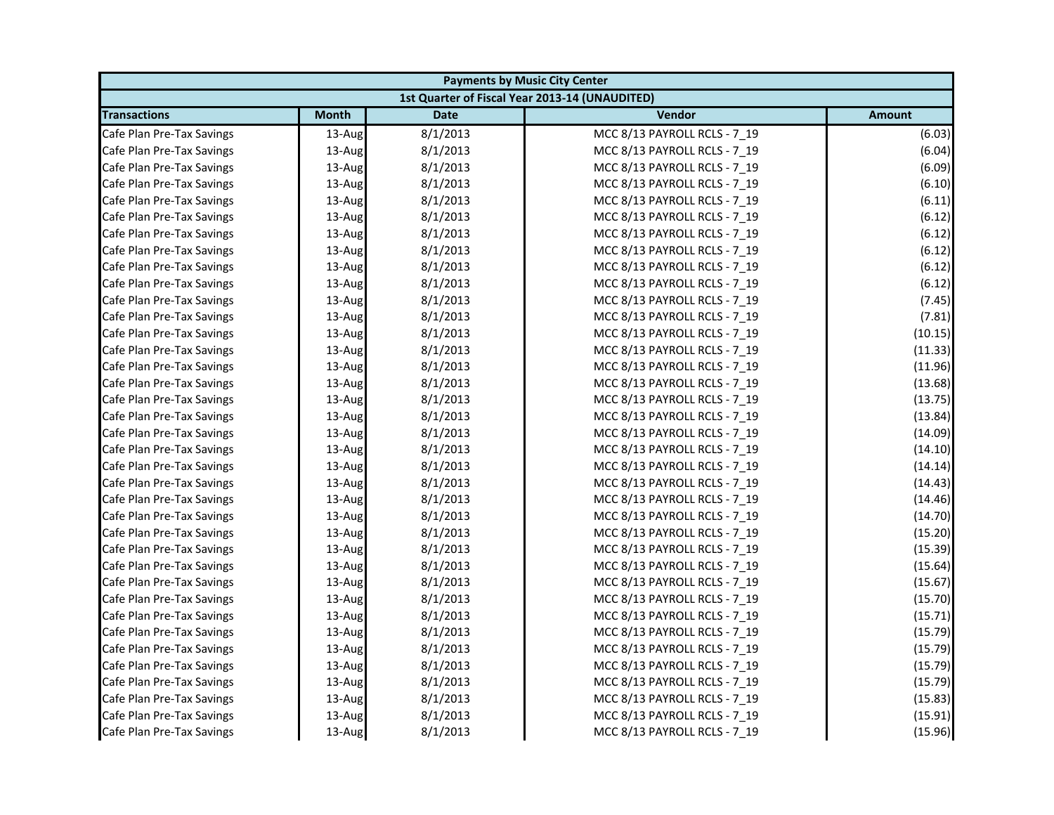| Payments by Music City Center | | | | |
|---|---|---|---|---|
| 1st Quarter of Fiscal Year 2013-14 (UNAUDITED) | | | | |
| **Transactions** | **Month** | **Date** | **Vendor** | **Amount** |
| Cafe Plan Pre-Tax Savings | 13-Aug | 8/1/2013 | MCC 8/13 PAYROLL RCLS - 7_19 | (6.03) |
| Cafe Plan Pre-Tax Savings | 13-Aug | 8/1/2013 | MCC 8/13 PAYROLL RCLS - 7_19 | (6.04) |
| Cafe Plan Pre-Tax Savings | 13-Aug | 8/1/2013 | MCC 8/13 PAYROLL RCLS - 7_19 | (6.09) |
| Cafe Plan Pre-Tax Savings | 13-Aug | 8/1/2013 | MCC 8/13 PAYROLL RCLS - 7_19 | (6.10) |
| Cafe Plan Pre-Tax Savings | 13-Aug | 8/1/2013 | MCC 8/13 PAYROLL RCLS - 7_19 | (6.11) |
| Cafe Plan Pre-Tax Savings | 13-Aug | 8/1/2013 | MCC 8/13 PAYROLL RCLS - 7_19 | (6.12) |
| Cafe Plan Pre-Tax Savings | 13-Aug | 8/1/2013 | MCC 8/13 PAYROLL RCLS - 7_19 | (6.12) |
| Cafe Plan Pre-Tax Savings | 13-Aug | 8/1/2013 | MCC 8/13 PAYROLL RCLS - 7_19 | (6.12) |
| Cafe Plan Pre-Tax Savings | 13-Aug | 8/1/2013 | MCC 8/13 PAYROLL RCLS - 7_19 | (6.12) |
| Cafe Plan Pre-Tax Savings | 13-Aug | 8/1/2013 | MCC 8/13 PAYROLL RCLS - 7_19 | (6.12) |
| Cafe Plan Pre-Tax Savings | 13-Aug | 8/1/2013 | MCC 8/13 PAYROLL RCLS - 7_19 | (7.45) |
| Cafe Plan Pre-Tax Savings | 13-Aug | 8/1/2013 | MCC 8/13 PAYROLL RCLS - 7_19 | (7.81) |
| Cafe Plan Pre-Tax Savings | 13-Aug | 8/1/2013 | MCC 8/13 PAYROLL RCLS - 7_19 | (10.15) |
| Cafe Plan Pre-Tax Savings | 13-Aug | 8/1/2013 | MCC 8/13 PAYROLL RCLS - 7_19 | (11.33) |
| Cafe Plan Pre-Tax Savings | 13-Aug | 8/1/2013 | MCC 8/13 PAYROLL RCLS - 7_19 | (11.96) |
| Cafe Plan Pre-Tax Savings | 13-Aug | 8/1/2013 | MCC 8/13 PAYROLL RCLS - 7_19 | (13.68) |
| Cafe Plan Pre-Tax Savings | 13-Aug | 8/1/2013 | MCC 8/13 PAYROLL RCLS - 7_19 | (13.75) |
| Cafe Plan Pre-Tax Savings | 13-Aug | 8/1/2013 | MCC 8/13 PAYROLL RCLS - 7_19 | (13.84) |
| Cafe Plan Pre-Tax Savings | 13-Aug | 8/1/2013 | MCC 8/13 PAYROLL RCLS - 7_19 | (14.09) |
| Cafe Plan Pre-Tax Savings | 13-Aug | 8/1/2013 | MCC 8/13 PAYROLL RCLS - 7_19 | (14.10) |
| Cafe Plan Pre-Tax Savings | 13-Aug | 8/1/2013 | MCC 8/13 PAYROLL RCLS - 7_19 | (14.14) |
| Cafe Plan Pre-Tax Savings | 13-Aug | 8/1/2013 | MCC 8/13 PAYROLL RCLS - 7_19 | (14.43) |
| Cafe Plan Pre-Tax Savings | 13-Aug | 8/1/2013 | MCC 8/13 PAYROLL RCLS - 7_19 | (14.46) |
| Cafe Plan Pre-Tax Savings | 13-Aug | 8/1/2013 | MCC 8/13 PAYROLL RCLS - 7_19 | (14.70) |
| Cafe Plan Pre-Tax Savings | 13-Aug | 8/1/2013 | MCC 8/13 PAYROLL RCLS - 7_19 | (15.20) |
| Cafe Plan Pre-Tax Savings | 13-Aug | 8/1/2013 | MCC 8/13 PAYROLL RCLS - 7_19 | (15.39) |
| Cafe Plan Pre-Tax Savings | 13-Aug | 8/1/2013 | MCC 8/13 PAYROLL RCLS - 7_19 | (15.64) |
| Cafe Plan Pre-Tax Savings | 13-Aug | 8/1/2013 | MCC 8/13 PAYROLL RCLS - 7_19 | (15.67) |
| Cafe Plan Pre-Tax Savings | 13-Aug | 8/1/2013 | MCC 8/13 PAYROLL RCLS - 7_19 | (15.70) |
| Cafe Plan Pre-Tax Savings | 13-Aug | 8/1/2013 | MCC 8/13 PAYROLL RCLS - 7_19 | (15.71) |
| Cafe Plan Pre-Tax Savings | 13-Aug | 8/1/2013 | MCC 8/13 PAYROLL RCLS - 7_19 | (15.79) |
| Cafe Plan Pre-Tax Savings | 13-Aug | 8/1/2013 | MCC 8/13 PAYROLL RCLS - 7_19 | (15.79) |
| Cafe Plan Pre-Tax Savings | 13-Aug | 8/1/2013 | MCC 8/13 PAYROLL RCLS - 7_19 | (15.79) |
| Cafe Plan Pre-Tax Savings | 13-Aug | 8/1/2013 | MCC 8/13 PAYROLL RCLS - 7_19 | (15.79) |
| Cafe Plan Pre-Tax Savings | 13-Aug | 8/1/2013 | MCC 8/13 PAYROLL RCLS - 7_19 | (15.83) |
| Cafe Plan Pre-Tax Savings | 13-Aug | 8/1/2013 | MCC 8/13 PAYROLL RCLS - 7_19 | (15.91) |
| Cafe Plan Pre-Tax Savings | 13-Aug | 8/1/2013 | MCC 8/13 PAYROLL RCLS - 7_19 | (15.96) |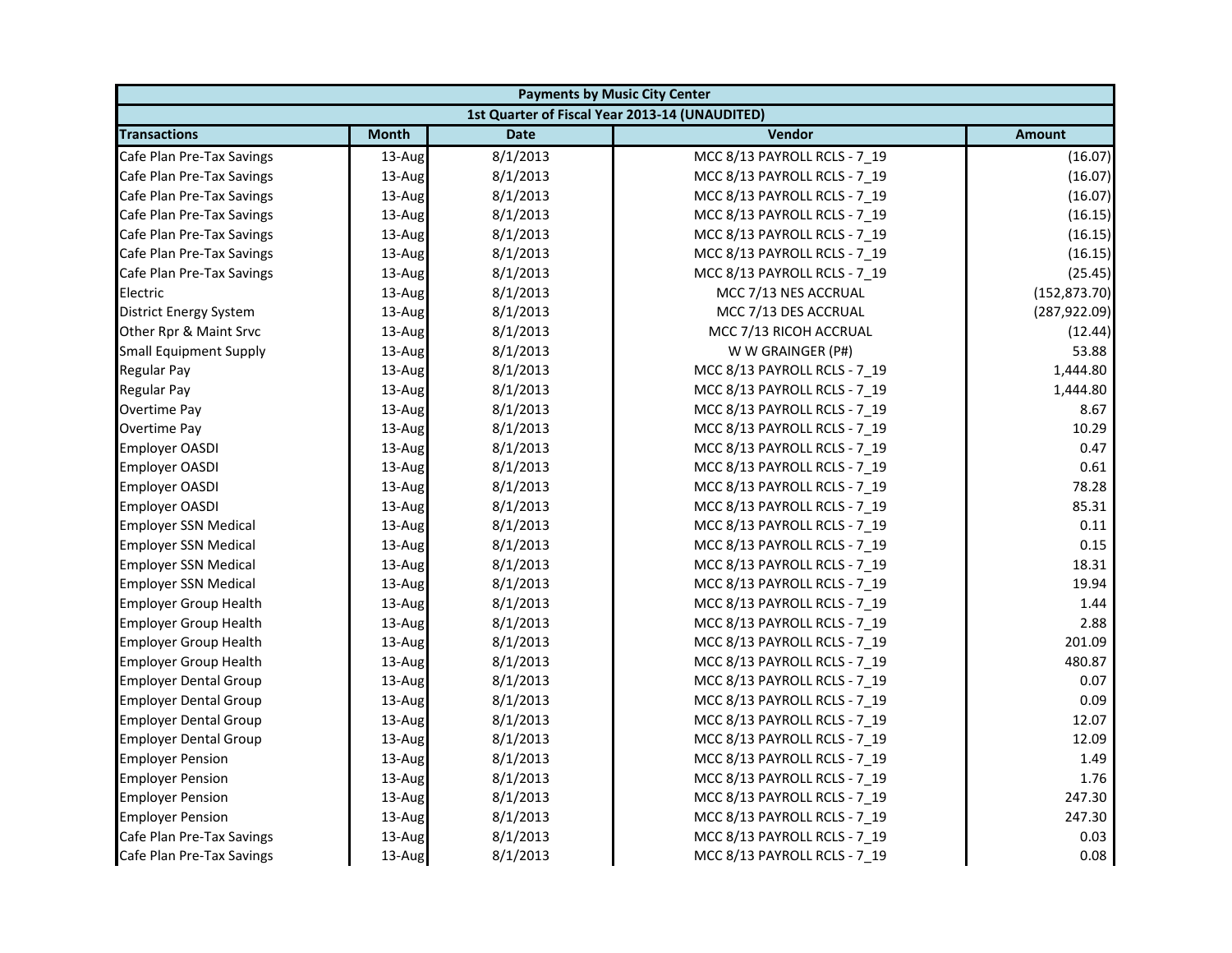| Payments by Music City Center | | | | |
|---|---|---|---|---|
| 1st Quarter of Fiscal Year 2013-14 (UNAUDITED) | | | | |
| **Transactions** | **Month** | **Date** | **Vendor** | **Amount** |
| Cafe Plan Pre-Tax Savings | 13-Aug | 8/1/2013 | MCC 8/13 PAYROLL RCLS - 7_19 | (16.07) |
| Cafe Plan Pre-Tax Savings | 13-Aug | 8/1/2013 | MCC 8/13 PAYROLL RCLS - 7_19 | (16.07) |
| Cafe Plan Pre-Tax Savings | 13-Aug | 8/1/2013 | MCC 8/13 PAYROLL RCLS - 7_19 | (16.07) |
| Cafe Plan Pre-Tax Savings | 13-Aug | 8/1/2013 | MCC 8/13 PAYROLL RCLS - 7_19 | (16.15) |
| Cafe Plan Pre-Tax Savings | 13-Aug | 8/1/2013 | MCC 8/13 PAYROLL RCLS - 7_19 | (16.15) |
| Cafe Plan Pre-Tax Savings | 13-Aug | 8/1/2013 | MCC 8/13 PAYROLL RCLS - 7_19 | (16.15) |
| Cafe Plan Pre-Tax Savings | 13-Aug | 8/1/2013 | MCC 8/13 PAYROLL RCLS - 7_19 | (25.45) |
| Electric | 13-Aug | 8/1/2013 | MCC 7/13 NES ACCRUAL | (152,873.70) |
| District Energy System | 13-Aug | 8/1/2013 | MCC 7/13 DES ACCRUAL | (287,922.09) |
| Other Rpr & Maint Srvc | 13-Aug | 8/1/2013 | MCC 7/13 RICOH ACCRUAL | (12.44) |
| Small Equipment Supply | 13-Aug | 8/1/2013 | W W GRAINGER (P#) | 53.88 |
| Regular Pay | 13-Aug | 8/1/2013 | MCC 8/13 PAYROLL RCLS - 7_19 | 1,444.80 |
| Regular Pay | 13-Aug | 8/1/2013 | MCC 8/13 PAYROLL RCLS - 7_19 | 1,444.80 |
| Overtime Pay | 13-Aug | 8/1/2013 | MCC 8/13 PAYROLL RCLS - 7_19 | 8.67 |
| Overtime Pay | 13-Aug | 8/1/2013 | MCC 8/13 PAYROLL RCLS - 7_19 | 10.29 |
| Employer OASDI | 13-Aug | 8/1/2013 | MCC 8/13 PAYROLL RCLS - 7_19 | 0.47 |
| Employer OASDI | 13-Aug | 8/1/2013 | MCC 8/13 PAYROLL RCLS - 7_19 | 0.61 |
| Employer OASDI | 13-Aug | 8/1/2013 | MCC 8/13 PAYROLL RCLS - 7_19 | 78.28 |
| Employer OASDI | 13-Aug | 8/1/2013 | MCC 8/13 PAYROLL RCLS - 7_19 | 85.31 |
| Employer SSN Medical | 13-Aug | 8/1/2013 | MCC 8/13 PAYROLL RCLS - 7_19 | 0.11 |
| Employer SSN Medical | 13-Aug | 8/1/2013 | MCC 8/13 PAYROLL RCLS - 7_19 | 0.15 |
| Employer SSN Medical | 13-Aug | 8/1/2013 | MCC 8/13 PAYROLL RCLS - 7_19 | 18.31 |
| Employer SSN Medical | 13-Aug | 8/1/2013 | MCC 8/13 PAYROLL RCLS - 7_19 | 19.94 |
| Employer Group Health | 13-Aug | 8/1/2013 | MCC 8/13 PAYROLL RCLS - 7_19 | 1.44 |
| Employer Group Health | 13-Aug | 8/1/2013 | MCC 8/13 PAYROLL RCLS - 7_19 | 2.88 |
| Employer Group Health | 13-Aug | 8/1/2013 | MCC 8/13 PAYROLL RCLS - 7_19 | 201.09 |
| Employer Group Health | 13-Aug | 8/1/2013 | MCC 8/13 PAYROLL RCLS - 7_19 | 480.87 |
| Employer Dental Group | 13-Aug | 8/1/2013 | MCC 8/13 PAYROLL RCLS - 7_19 | 0.07 |
| Employer Dental Group | 13-Aug | 8/1/2013 | MCC 8/13 PAYROLL RCLS - 7_19 | 0.09 |
| Employer Dental Group | 13-Aug | 8/1/2013 | MCC 8/13 PAYROLL RCLS - 7_19 | 12.07 |
| Employer Dental Group | 13-Aug | 8/1/2013 | MCC 8/13 PAYROLL RCLS - 7_19 | 12.09 |
| Employer Pension | 13-Aug | 8/1/2013 | MCC 8/13 PAYROLL RCLS - 7_19 | 1.49 |
| Employer Pension | 13-Aug | 8/1/2013 | MCC 8/13 PAYROLL RCLS - 7_19 | 1.76 |
| Employer Pension | 13-Aug | 8/1/2013 | MCC 8/13 PAYROLL RCLS - 7_19 | 247.30 |
| Employer Pension | 13-Aug | 8/1/2013 | MCC 8/13 PAYROLL RCLS - 7_19 | 247.30 |
| Cafe Plan Pre-Tax Savings | 13-Aug | 8/1/2013 | MCC 8/13 PAYROLL RCLS - 7_19 | 0.03 |
| Cafe Plan Pre-Tax Savings | 13-Aug | 8/1/2013 | MCC 8/13 PAYROLL RCLS - 7_19 | 0.08 |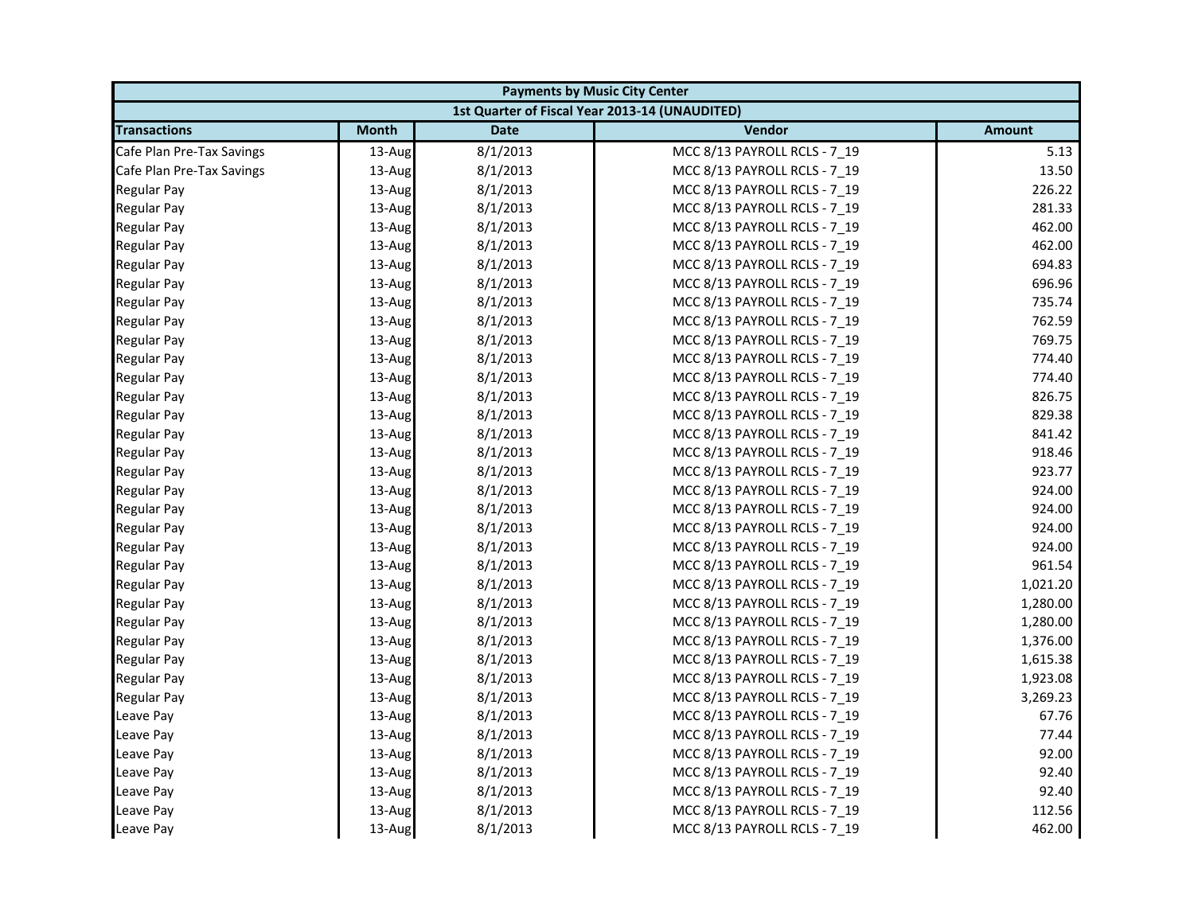| Payments by Music City Center | | | | |
|---|---|---|---|---|
| 1st Quarter of Fiscal Year 2013-14 (UNAUDITED) | | | | |
| **Transactions** | **Month** | **Date** | **Vendor** | **Amount** |
| Cafe Plan Pre-Tax Savings | 13-Aug | 8/1/2013 | MCC 8/13 PAYROLL RCLS - 7_19 | 5.13 |
| Cafe Plan Pre-Tax Savings | 13-Aug | 8/1/2013 | MCC 8/13 PAYROLL RCLS - 7_19 | 13.50 |
| Regular Pay | 13-Aug | 8/1/2013 | MCC 8/13 PAYROLL RCLS - 7_19 | 226.22 |
| Regular Pay | 13-Aug | 8/1/2013 | MCC 8/13 PAYROLL RCLS - 7_19 | 281.33 |
| Regular Pay | 13-Aug | 8/1/2013 | MCC 8/13 PAYROLL RCLS - 7_19 | 462.00 |
| Regular Pay | 13-Aug | 8/1/2013 | MCC 8/13 PAYROLL RCLS - 7_19 | 462.00 |
| Regular Pay | 13-Aug | 8/1/2013 | MCC 8/13 PAYROLL RCLS - 7_19 | 694.83 |
| Regular Pay | 13-Aug | 8/1/2013 | MCC 8/13 PAYROLL RCLS - 7_19 | 696.96 |
| Regular Pay | 13-Aug | 8/1/2013 | MCC 8/13 PAYROLL RCLS - 7_19 | 735.74 |
| Regular Pay | 13-Aug | 8/1/2013 | MCC 8/13 PAYROLL RCLS - 7_19 | 762.59 |
| Regular Pay | 13-Aug | 8/1/2013 | MCC 8/13 PAYROLL RCLS - 7_19 | 769.75 |
| Regular Pay | 13-Aug | 8/1/2013 | MCC 8/13 PAYROLL RCLS - 7_19 | 774.40 |
| Regular Pay | 13-Aug | 8/1/2013 | MCC 8/13 PAYROLL RCLS - 7_19 | 774.40 |
| Regular Pay | 13-Aug | 8/1/2013 | MCC 8/13 PAYROLL RCLS - 7_19 | 826.75 |
| Regular Pay | 13-Aug | 8/1/2013 | MCC 8/13 PAYROLL RCLS - 7_19 | 829.38 |
| Regular Pay | 13-Aug | 8/1/2013 | MCC 8/13 PAYROLL RCLS - 7_19 | 841.42 |
| Regular Pay | 13-Aug | 8/1/2013 | MCC 8/13 PAYROLL RCLS - 7_19 | 918.46 |
| Regular Pay | 13-Aug | 8/1/2013 | MCC 8/13 PAYROLL RCLS - 7_19 | 923.77 |
| Regular Pay | 13-Aug | 8/1/2013 | MCC 8/13 PAYROLL RCLS - 7_19 | 924.00 |
| Regular Pay | 13-Aug | 8/1/2013 | MCC 8/13 PAYROLL RCLS - 7_19 | 924.00 |
| Regular Pay | 13-Aug | 8/1/2013 | MCC 8/13 PAYROLL RCLS - 7_19 | 924.00 |
| Regular Pay | 13-Aug | 8/1/2013 | MCC 8/13 PAYROLL RCLS - 7_19 | 924.00 |
| Regular Pay | 13-Aug | 8/1/2013 | MCC 8/13 PAYROLL RCLS - 7_19 | 961.54 |
| Regular Pay | 13-Aug | 8/1/2013 | MCC 8/13 PAYROLL RCLS - 7_19 | 1,021.20 |
| Regular Pay | 13-Aug | 8/1/2013 | MCC 8/13 PAYROLL RCLS - 7_19 | 1,280.00 |
| Regular Pay | 13-Aug | 8/1/2013 | MCC 8/13 PAYROLL RCLS - 7_19 | 1,280.00 |
| Regular Pay | 13-Aug | 8/1/2013 | MCC 8/13 PAYROLL RCLS - 7_19 | 1,376.00 |
| Regular Pay | 13-Aug | 8/1/2013 | MCC 8/13 PAYROLL RCLS - 7_19 | 1,615.38 |
| Regular Pay | 13-Aug | 8/1/2013 | MCC 8/13 PAYROLL RCLS - 7_19 | 1,923.08 |
| Regular Pay | 13-Aug | 8/1/2013 | MCC 8/13 PAYROLL RCLS - 7_19 | 3,269.23 |
| Leave Pay | 13-Aug | 8/1/2013 | MCC 8/13 PAYROLL RCLS - 7_19 | 67.76 |
| Leave Pay | 13-Aug | 8/1/2013 | MCC 8/13 PAYROLL RCLS - 7_19 | 77.44 |
| Leave Pay | 13-Aug | 8/1/2013 | MCC 8/13 PAYROLL RCLS - 7_19 | 92.00 |
| Leave Pay | 13-Aug | 8/1/2013 | MCC 8/13 PAYROLL RCLS - 7_19 | 92.40 |
| Leave Pay | 13-Aug | 8/1/2013 | MCC 8/13 PAYROLL RCLS - 7_19 | 92.40 |
| Leave Pay | 13-Aug | 8/1/2013 | MCC 8/13 PAYROLL RCLS - 7_19 | 112.56 |
| Leave Pay | 13-Aug | 8/1/2013 | MCC 8/13 PAYROLL RCLS - 7_19 | 462.00 |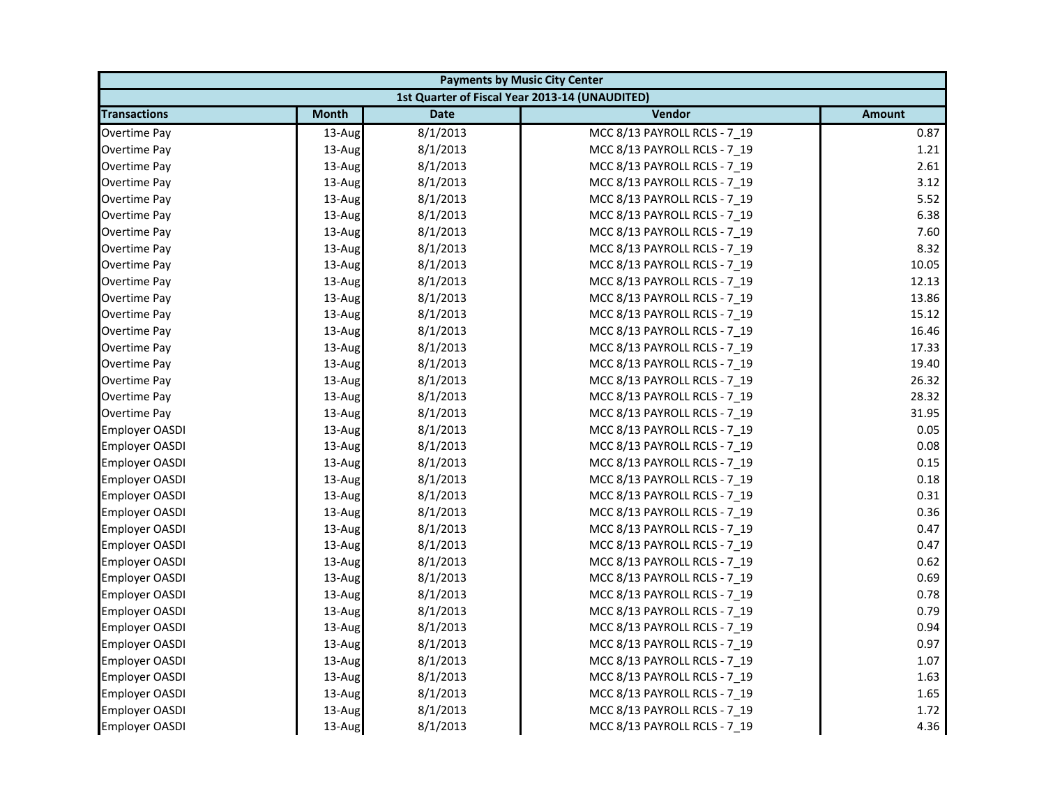| Payments by Music City Center | | | | |
|---|---|---|---|---|
| 1st Quarter of Fiscal Year 2013-14 (UNAUDITED) | | | | |
| Transactions | Month | Date | Vendor | Amount |
| Overtime Pay | 13-Aug | 8/1/2013 | MCC 8/13 PAYROLL RCLS - 7_19 | 0.87 |
| Overtime Pay | 13-Aug | 8/1/2013 | MCC 8/13 PAYROLL RCLS - 7_19 | 1.21 |
| Overtime Pay | 13-Aug | 8/1/2013 | MCC 8/13 PAYROLL RCLS - 7_19 | 2.61 |
| Overtime Pay | 13-Aug | 8/1/2013 | MCC 8/13 PAYROLL RCLS - 7_19 | 3.12 |
| Overtime Pay | 13-Aug | 8/1/2013 | MCC 8/13 PAYROLL RCLS - 7_19 | 5.52 |
| Overtime Pay | 13-Aug | 8/1/2013 | MCC 8/13 PAYROLL RCLS - 7_19 | 6.38 |
| Overtime Pay | 13-Aug | 8/1/2013 | MCC 8/13 PAYROLL RCLS - 7_19 | 7.60 |
| Overtime Pay | 13-Aug | 8/1/2013 | MCC 8/13 PAYROLL RCLS - 7_19 | 8.32 |
| Overtime Pay | 13-Aug | 8/1/2013 | MCC 8/13 PAYROLL RCLS - 7_19 | 10.05 |
| Overtime Pay | 13-Aug | 8/1/2013 | MCC 8/13 PAYROLL RCLS - 7_19 | 12.13 |
| Overtime Pay | 13-Aug | 8/1/2013 | MCC 8/13 PAYROLL RCLS - 7_19 | 13.86 |
| Overtime Pay | 13-Aug | 8/1/2013 | MCC 8/13 PAYROLL RCLS - 7_19 | 15.12 |
| Overtime Pay | 13-Aug | 8/1/2013 | MCC 8/13 PAYROLL RCLS - 7_19 | 16.46 |
| Overtime Pay | 13-Aug | 8/1/2013 | MCC 8/13 PAYROLL RCLS - 7_19 | 17.33 |
| Overtime Pay | 13-Aug | 8/1/2013 | MCC 8/13 PAYROLL RCLS - 7_19 | 19.40 |
| Overtime Pay | 13-Aug | 8/1/2013 | MCC 8/13 PAYROLL RCLS - 7_19 | 26.32 |
| Overtime Pay | 13-Aug | 8/1/2013 | MCC 8/13 PAYROLL RCLS - 7_19 | 28.32 |
| Overtime Pay | 13-Aug | 8/1/2013 | MCC 8/13 PAYROLL RCLS - 7_19 | 31.95 |
| Employer OASDI | 13-Aug | 8/1/2013 | MCC 8/13 PAYROLL RCLS - 7_19 | 0.05 |
| Employer OASDI | 13-Aug | 8/1/2013 | MCC 8/13 PAYROLL RCLS - 7_19 | 0.08 |
| Employer OASDI | 13-Aug | 8/1/2013 | MCC 8/13 PAYROLL RCLS - 7_19 | 0.15 |
| Employer OASDI | 13-Aug | 8/1/2013 | MCC 8/13 PAYROLL RCLS - 7_19 | 0.18 |
| Employer OASDI | 13-Aug | 8/1/2013 | MCC 8/13 PAYROLL RCLS - 7_19 | 0.31 |
| Employer OASDI | 13-Aug | 8/1/2013 | MCC 8/13 PAYROLL RCLS - 7_19 | 0.36 |
| Employer OASDI | 13-Aug | 8/1/2013 | MCC 8/13 PAYROLL RCLS - 7_19 | 0.47 |
| Employer OASDI | 13-Aug | 8/1/2013 | MCC 8/13 PAYROLL RCLS - 7_19 | 0.47 |
| Employer OASDI | 13-Aug | 8/1/2013 | MCC 8/13 PAYROLL RCLS - 7_19 | 0.62 |
| Employer OASDI | 13-Aug | 8/1/2013 | MCC 8/13 PAYROLL RCLS - 7_19 | 0.69 |
| Employer OASDI | 13-Aug | 8/1/2013 | MCC 8/13 PAYROLL RCLS - 7_19 | 0.78 |
| Employer OASDI | 13-Aug | 8/1/2013 | MCC 8/13 PAYROLL RCLS - 7_19 | 0.79 |
| Employer OASDI | 13-Aug | 8/1/2013 | MCC 8/13 PAYROLL RCLS - 7_19 | 0.94 |
| Employer OASDI | 13-Aug | 8/1/2013 | MCC 8/13 PAYROLL RCLS - 7_19 | 0.97 |
| Employer OASDI | 13-Aug | 8/1/2013 | MCC 8/13 PAYROLL RCLS - 7_19 | 1.07 |
| Employer OASDI | 13-Aug | 8/1/2013 | MCC 8/13 PAYROLL RCLS - 7_19 | 1.63 |
| Employer OASDI | 13-Aug | 8/1/2013 | MCC 8/13 PAYROLL RCLS - 7_19 | 1.65 |
| Employer OASDI | 13-Aug | 8/1/2013 | MCC 8/13 PAYROLL RCLS - 7_19 | 1.72 |
| Employer OASDI | 13-Aug | 8/1/2013 | MCC 8/13 PAYROLL RCLS - 7_19 | 4.36 |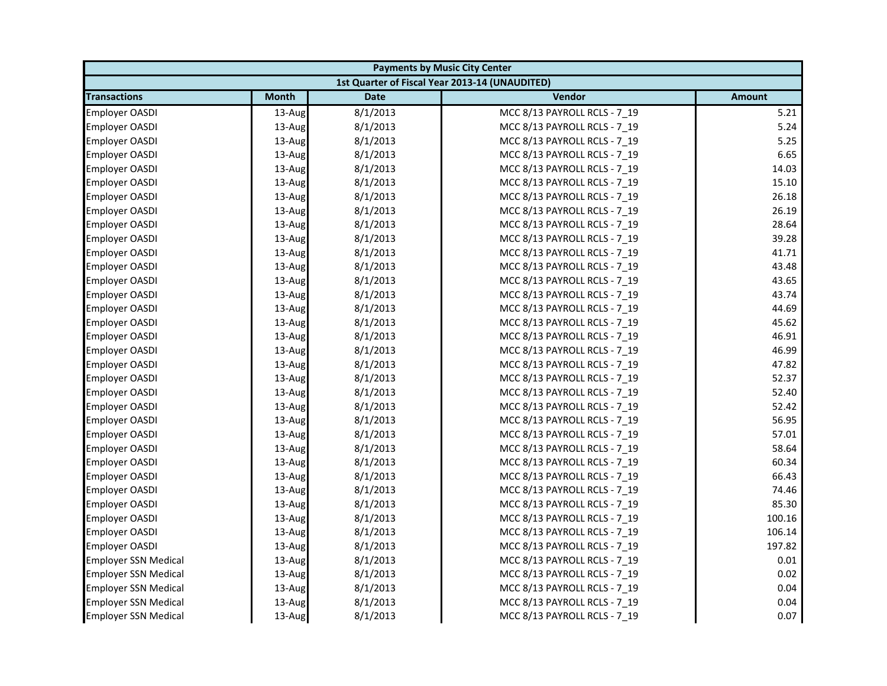| Payments by Music City Center | | | | |
|---|---|---|---|---|
| 1st Quarter of Fiscal Year 2013-14 (UNAUDITED) | | | | |
| Transactions | Month | Date | Vendor | Amount |
| Employer OASDI | 13-Aug | 8/1/2013 | MCC 8/13 PAYROLL RCLS - 7_19 | 5.21 |
| Employer OASDI | 13-Aug | 8/1/2013 | MCC 8/13 PAYROLL RCLS - 7_19 | 5.24 |
| Employer OASDI | 13-Aug | 8/1/2013 | MCC 8/13 PAYROLL RCLS - 7_19 | 5.25 |
| Employer OASDI | 13-Aug | 8/1/2013 | MCC 8/13 PAYROLL RCLS - 7_19 | 6.65 |
| Employer OASDI | 13-Aug | 8/1/2013 | MCC 8/13 PAYROLL RCLS - 7_19 | 14.03 |
| Employer OASDI | 13-Aug | 8/1/2013 | MCC 8/13 PAYROLL RCLS - 7_19 | 15.10 |
| Employer OASDI | 13-Aug | 8/1/2013 | MCC 8/13 PAYROLL RCLS - 7_19 | 26.18 |
| Employer OASDI | 13-Aug | 8/1/2013 | MCC 8/13 PAYROLL RCLS - 7_19 | 26.19 |
| Employer OASDI | 13-Aug | 8/1/2013 | MCC 8/13 PAYROLL RCLS - 7_19 | 28.64 |
| Employer OASDI | 13-Aug | 8/1/2013 | MCC 8/13 PAYROLL RCLS - 7_19 | 39.28 |
| Employer OASDI | 13-Aug | 8/1/2013 | MCC 8/13 PAYROLL RCLS - 7_19 | 41.71 |
| Employer OASDI | 13-Aug | 8/1/2013 | MCC 8/13 PAYROLL RCLS - 7_19 | 43.48 |
| Employer OASDI | 13-Aug | 8/1/2013 | MCC 8/13 PAYROLL RCLS - 7_19 | 43.65 |
| Employer OASDI | 13-Aug | 8/1/2013 | MCC 8/13 PAYROLL RCLS - 7_19 | 43.74 |
| Employer OASDI | 13-Aug | 8/1/2013 | MCC 8/13 PAYROLL RCLS - 7_19 | 44.69 |
| Employer OASDI | 13-Aug | 8/1/2013 | MCC 8/13 PAYROLL RCLS - 7_19 | 45.62 |
| Employer OASDI | 13-Aug | 8/1/2013 | MCC 8/13 PAYROLL RCLS - 7_19 | 46.91 |
| Employer OASDI | 13-Aug | 8/1/2013 | MCC 8/13 PAYROLL RCLS - 7_19 | 46.99 |
| Employer OASDI | 13-Aug | 8/1/2013 | MCC 8/13 PAYROLL RCLS - 7_19 | 47.82 |
| Employer OASDI | 13-Aug | 8/1/2013 | MCC 8/13 PAYROLL RCLS - 7_19 | 52.37 |
| Employer OASDI | 13-Aug | 8/1/2013 | MCC 8/13 PAYROLL RCLS - 7_19 | 52.40 |
| Employer OASDI | 13-Aug | 8/1/2013 | MCC 8/13 PAYROLL RCLS - 7_19 | 52.42 |
| Employer OASDI | 13-Aug | 8/1/2013 | MCC 8/13 PAYROLL RCLS - 7_19 | 56.95 |
| Employer OASDI | 13-Aug | 8/1/2013 | MCC 8/13 PAYROLL RCLS - 7_19 | 57.01 |
| Employer OASDI | 13-Aug | 8/1/2013 | MCC 8/13 PAYROLL RCLS - 7_19 | 58.64 |
| Employer OASDI | 13-Aug | 8/1/2013 | MCC 8/13 PAYROLL RCLS - 7_19 | 60.34 |
| Employer OASDI | 13-Aug | 8/1/2013 | MCC 8/13 PAYROLL RCLS - 7_19 | 66.43 |
| Employer OASDI | 13-Aug | 8/1/2013 | MCC 8/13 PAYROLL RCLS - 7_19 | 74.46 |
| Employer OASDI | 13-Aug | 8/1/2013 | MCC 8/13 PAYROLL RCLS - 7_19 | 85.30 |
| Employer OASDI | 13-Aug | 8/1/2013 | MCC 8/13 PAYROLL RCLS - 7_19 | 100.16 |
| Employer OASDI | 13-Aug | 8/1/2013 | MCC 8/13 PAYROLL RCLS - 7_19 | 106.14 |
| Employer OASDI | 13-Aug | 8/1/2013 | MCC 8/13 PAYROLL RCLS - 7_19 | 197.82 |
| Employer SSN Medical | 13-Aug | 8/1/2013 | MCC 8/13 PAYROLL RCLS - 7_19 | 0.01 |
| Employer SSN Medical | 13-Aug | 8/1/2013 | MCC 8/13 PAYROLL RCLS - 7_19 | 0.02 |
| Employer SSN Medical | 13-Aug | 8/1/2013 | MCC 8/13 PAYROLL RCLS - 7_19 | 0.04 |
| Employer SSN Medical | 13-Aug | 8/1/2013 | MCC 8/13 PAYROLL RCLS - 7_19 | 0.04 |
| Employer SSN Medical | 13-Aug | 8/1/2013 | MCC 8/13 PAYROLL RCLS - 7_19 | 0.07 |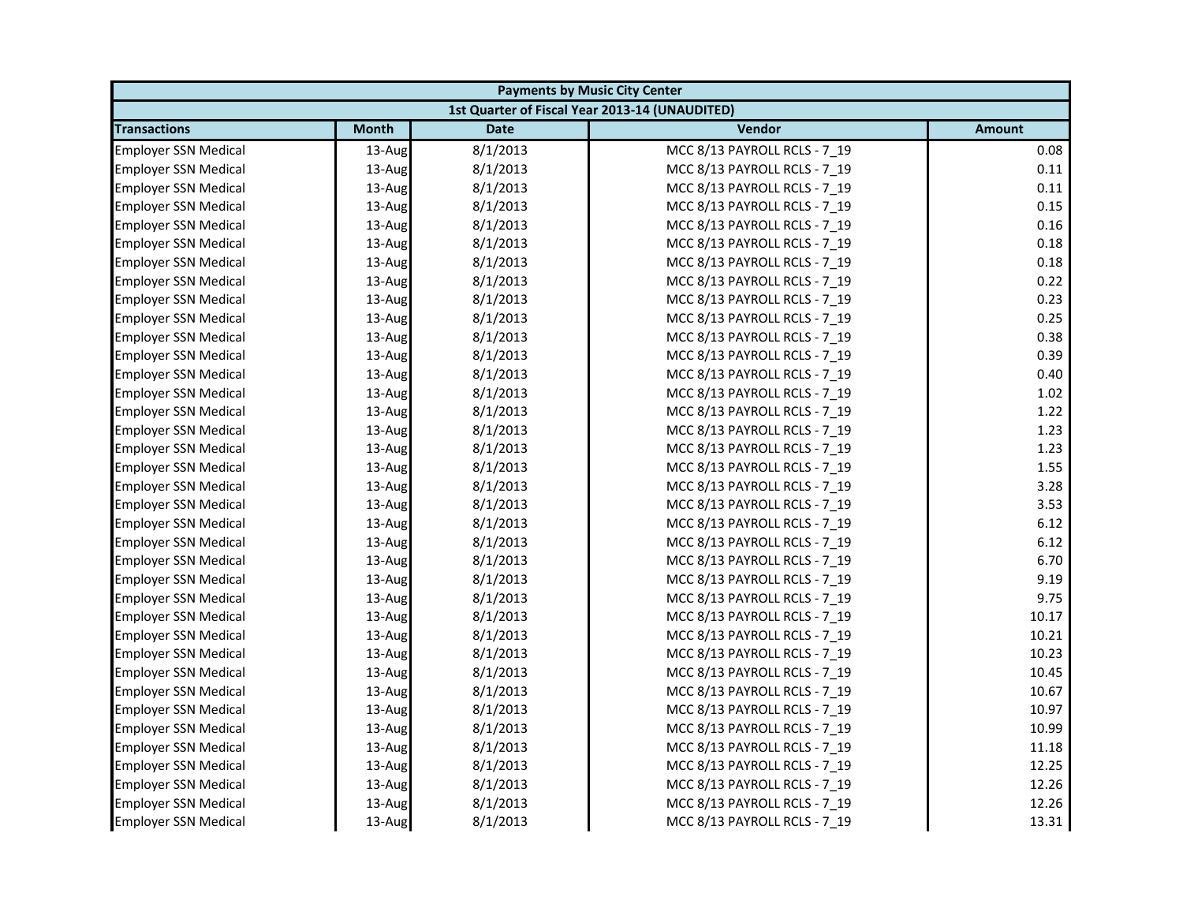| Payments by Music City Center | | | | |
|---|---|---|---|---|
| 1st Quarter of Fiscal Year 2013-14 (UNAUDITED) | | | | |
| **Transactions** | **Month** | **Date** | **Vendor** | **Amount** |
| Employer SSN Medical | 13-Aug | 8/1/2013 | MCC 8/13 PAYROLL RCLS - 7_19 | 0.08 |
| Employer SSN Medical | 13-Aug | 8/1/2013 | MCC 8/13 PAYROLL RCLS - 7_19 | 0.11 |
| Employer SSN Medical | 13-Aug | 8/1/2013 | MCC 8/13 PAYROLL RCLS - 7_19 | 0.11 |
| Employer SSN Medical | 13-Aug | 8/1/2013 | MCC 8/13 PAYROLL RCLS - 7_19 | 0.15 |
| Employer SSN Medical | 13-Aug | 8/1/2013 | MCC 8/13 PAYROLL RCLS - 7_19 | 0.16 |
| Employer SSN Medical | 13-Aug | 8/1/2013 | MCC 8/13 PAYROLL RCLS - 7_19 | 0.18 |
| Employer SSN Medical | 13-Aug | 8/1/2013 | MCC 8/13 PAYROLL RCLS - 7_19 | 0.18 |
| Employer SSN Medical | 13-Aug | 8/1/2013 | MCC 8/13 PAYROLL RCLS - 7_19 | 0.22 |
| Employer SSN Medical | 13-Aug | 8/1/2013 | MCC 8/13 PAYROLL RCLS - 7_19 | 0.23 |
| Employer SSN Medical | 13-Aug | 8/1/2013 | MCC 8/13 PAYROLL RCLS - 7_19 | 0.25 |
| Employer SSN Medical | 13-Aug | 8/1/2013 | MCC 8/13 PAYROLL RCLS - 7_19 | 0.38 |
| Employer SSN Medical | 13-Aug | 8/1/2013 | MCC 8/13 PAYROLL RCLS - 7_19 | 0.39 |
| Employer SSN Medical | 13-Aug | 8/1/2013 | MCC 8/13 PAYROLL RCLS - 7_19 | 0.40 |
| Employer SSN Medical | 13-Aug | 8/1/2013 | MCC 8/13 PAYROLL RCLS - 7_19 | 1.02 |
| Employer SSN Medical | 13-Aug | 8/1/2013 | MCC 8/13 PAYROLL RCLS - 7_19 | 1.22 |
| Employer SSN Medical | 13-Aug | 8/1/2013 | MCC 8/13 PAYROLL RCLS - 7_19 | 1.23 |
| Employer SSN Medical | 13-Aug | 8/1/2013 | MCC 8/13 PAYROLL RCLS - 7_19 | 1.23 |
| Employer SSN Medical | 13-Aug | 8/1/2013 | MCC 8/13 PAYROLL RCLS - 7_19 | 1.55 |
| Employer SSN Medical | 13-Aug | 8/1/2013 | MCC 8/13 PAYROLL RCLS - 7_19 | 3.28 |
| Employer SSN Medical | 13-Aug | 8/1/2013 | MCC 8/13 PAYROLL RCLS - 7_19 | 3.53 |
| Employer SSN Medical | 13-Aug | 8/1/2013 | MCC 8/13 PAYROLL RCLS - 7_19 | 6.12 |
| Employer SSN Medical | 13-Aug | 8/1/2013 | MCC 8/13 PAYROLL RCLS - 7_19 | 6.12 |
| Employer SSN Medical | 13-Aug | 8/1/2013 | MCC 8/13 PAYROLL RCLS - 7_19 | 6.70 |
| Employer SSN Medical | 13-Aug | 8/1/2013 | MCC 8/13 PAYROLL RCLS - 7_19 | 9.19 |
| Employer SSN Medical | 13-Aug | 8/1/2013 | MCC 8/13 PAYROLL RCLS - 7_19 | 9.75 |
| Employer SSN Medical | 13-Aug | 8/1/2013 | MCC 8/13 PAYROLL RCLS - 7_19 | 10.17 |
| Employer SSN Medical | 13-Aug | 8/1/2013 | MCC 8/13 PAYROLL RCLS - 7_19 | 10.21 |
| Employer SSN Medical | 13-Aug | 8/1/2013 | MCC 8/13 PAYROLL RCLS - 7_19 | 10.23 |
| Employer SSN Medical | 13-Aug | 8/1/2013 | MCC 8/13 PAYROLL RCLS - 7_19 | 10.45 |
| Employer SSN Medical | 13-Aug | 8/1/2013 | MCC 8/13 PAYROLL RCLS - 7_19 | 10.67 |
| Employer SSN Medical | 13-Aug | 8/1/2013 | MCC 8/13 PAYROLL RCLS - 7_19 | 10.97 |
| Employer SSN Medical | 13-Aug | 8/1/2013 | MCC 8/13 PAYROLL RCLS - 7_19 | 10.99 |
| Employer SSN Medical | 13-Aug | 8/1/2013 | MCC 8/13 PAYROLL RCLS - 7_19 | 11.18 |
| Employer SSN Medical | 13-Aug | 8/1/2013 | MCC 8/13 PAYROLL RCLS - 7_19 | 12.25 |
| Employer SSN Medical | 13-Aug | 8/1/2013 | MCC 8/13 PAYROLL RCLS - 7_19 | 12.26 |
| Employer SSN Medical | 13-Aug | 8/1/2013 | MCC 8/13 PAYROLL RCLS - 7_19 | 12.26 |
| Employer SSN Medical | 13-Aug | 8/1/2013 | MCC 8/13 PAYROLL RCLS - 7_19 | 13.31 |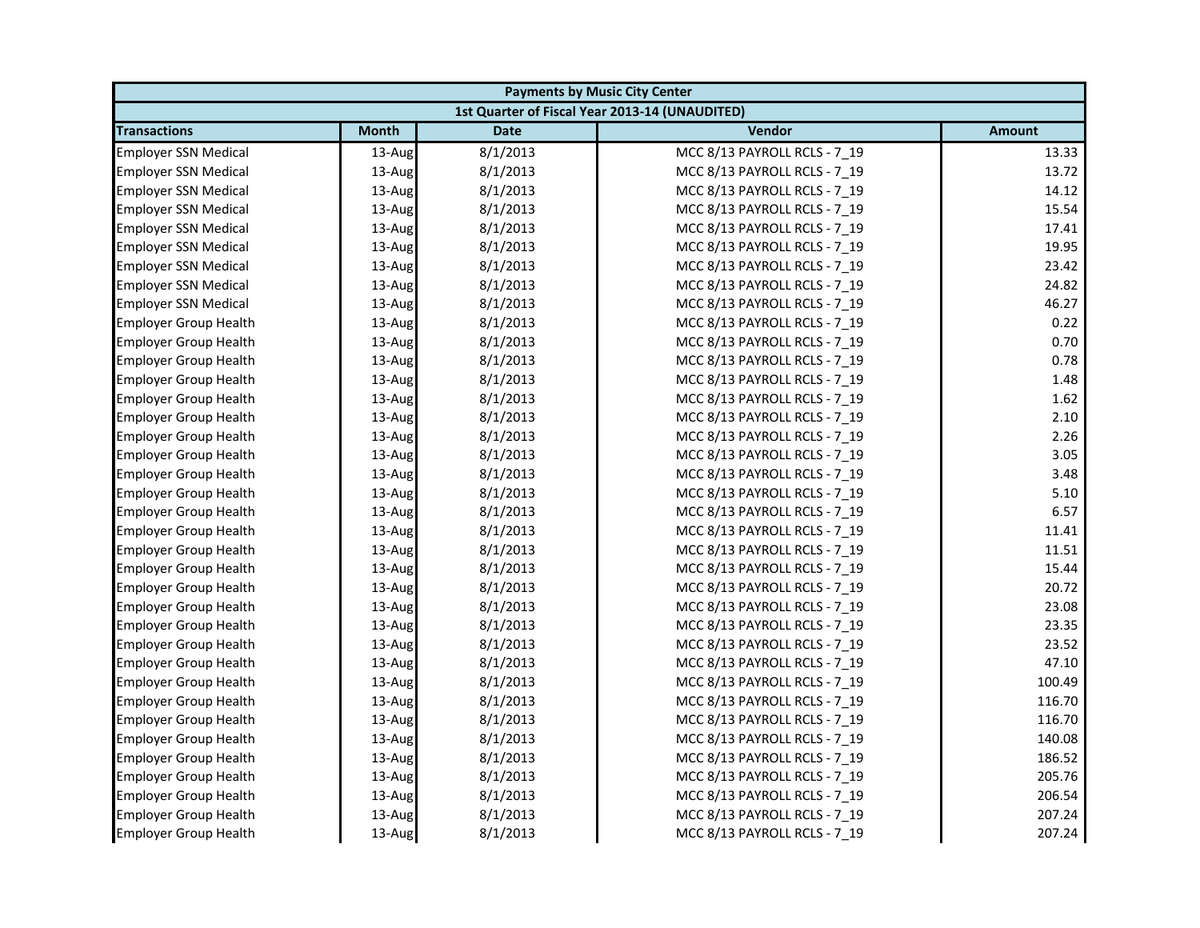| Payments by Music City Center | | | | |
|---|---|---|---|---|
| 1st Quarter of Fiscal Year 2013-14 (UNAUDITED) | | | | |
| **Transactions** | **Month** | **Date** | **Vendor** | **Amount** |
| Employer SSN Medical | 13-Aug | 8/1/2013 | MCC 8/13 PAYROLL RCLS - 7_19 | 13.33 |
| Employer SSN Medical | 13-Aug | 8/1/2013 | MCC 8/13 PAYROLL RCLS - 7_19 | 13.72 |
| Employer SSN Medical | 13-Aug | 8/1/2013 | MCC 8/13 PAYROLL RCLS - 7_19 | 14.12 |
| Employer SSN Medical | 13-Aug | 8/1/2013 | MCC 8/13 PAYROLL RCLS - 7_19 | 15.54 |
| Employer SSN Medical | 13-Aug | 8/1/2013 | MCC 8/13 PAYROLL RCLS - 7_19 | 17.41 |
| Employer SSN Medical | 13-Aug | 8/1/2013 | MCC 8/13 PAYROLL RCLS - 7_19 | 19.95 |
| Employer SSN Medical | 13-Aug | 8/1/2013 | MCC 8/13 PAYROLL RCLS - 7_19 | 23.42 |
| Employer SSN Medical | 13-Aug | 8/1/2013 | MCC 8/13 PAYROLL RCLS - 7_19 | 24.82 |
| Employer SSN Medical | 13-Aug | 8/1/2013 | MCC 8/13 PAYROLL RCLS - 7_19 | 46.27 |
| Employer Group Health | 13-Aug | 8/1/2013 | MCC 8/13 PAYROLL RCLS - 7_19 | 0.22 |
| Employer Group Health | 13-Aug | 8/1/2013 | MCC 8/13 PAYROLL RCLS - 7_19 | 0.70 |
| Employer Group Health | 13-Aug | 8/1/2013 | MCC 8/13 PAYROLL RCLS - 7_19 | 0.78 |
| Employer Group Health | 13-Aug | 8/1/2013 | MCC 8/13 PAYROLL RCLS - 7_19 | 1.48 |
| Employer Group Health | 13-Aug | 8/1/2013 | MCC 8/13 PAYROLL RCLS - 7_19 | 1.62 |
| Employer Group Health | 13-Aug | 8/1/2013 | MCC 8/13 PAYROLL RCLS - 7_19 | 2.10 |
| Employer Group Health | 13-Aug | 8/1/2013 | MCC 8/13 PAYROLL RCLS - 7_19 | 2.26 |
| Employer Group Health | 13-Aug | 8/1/2013 | MCC 8/13 PAYROLL RCLS - 7_19 | 3.05 |
| Employer Group Health | 13-Aug | 8/1/2013 | MCC 8/13 PAYROLL RCLS - 7_19 | 3.48 |
| Employer Group Health | 13-Aug | 8/1/2013 | MCC 8/13 PAYROLL RCLS - 7_19 | 5.10 |
| Employer Group Health | 13-Aug | 8/1/2013 | MCC 8/13 PAYROLL RCLS - 7_19 | 6.57 |
| Employer Group Health | 13-Aug | 8/1/2013 | MCC 8/13 PAYROLL RCLS - 7_19 | 11.41 |
| Employer Group Health | 13-Aug | 8/1/2013 | MCC 8/13 PAYROLL RCLS - 7_19 | 11.51 |
| Employer Group Health | 13-Aug | 8/1/2013 | MCC 8/13 PAYROLL RCLS - 7_19 | 15.44 |
| Employer Group Health | 13-Aug | 8/1/2013 | MCC 8/13 PAYROLL RCLS - 7_19 | 20.72 |
| Employer Group Health | 13-Aug | 8/1/2013 | MCC 8/13 PAYROLL RCLS - 7_19 | 23.08 |
| Employer Group Health | 13-Aug | 8/1/2013 | MCC 8/13 PAYROLL RCLS - 7_19 | 23.35 |
| Employer Group Health | 13-Aug | 8/1/2013 | MCC 8/13 PAYROLL RCLS - 7_19 | 23.52 |
| Employer Group Health | 13-Aug | 8/1/2013 | MCC 8/13 PAYROLL RCLS - 7_19 | 47.10 |
| Employer Group Health | 13-Aug | 8/1/2013 | MCC 8/13 PAYROLL RCLS - 7_19 | 100.49 |
| Employer Group Health | 13-Aug | 8/1/2013 | MCC 8/13 PAYROLL RCLS - 7_19 | 116.70 |
| Employer Group Health | 13-Aug | 8/1/2013 | MCC 8/13 PAYROLL RCLS - 7_19 | 116.70 |
| Employer Group Health | 13-Aug | 8/1/2013 | MCC 8/13 PAYROLL RCLS - 7_19 | 140.08 |
| Employer Group Health | 13-Aug | 8/1/2013 | MCC 8/13 PAYROLL RCLS - 7_19 | 186.52 |
| Employer Group Health | 13-Aug | 8/1/2013 | MCC 8/13 PAYROLL RCLS - 7_19 | 205.76 |
| Employer Group Health | 13-Aug | 8/1/2013 | MCC 8/13 PAYROLL RCLS - 7_19 | 206.54 |
| Employer Group Health | 13-Aug | 8/1/2013 | MCC 8/13 PAYROLL RCLS - 7_19 | 207.24 |
| Employer Group Health | 13-Aug | 8/1/2013 | MCC 8/13 PAYROLL RCLS - 7_19 | 207.24 |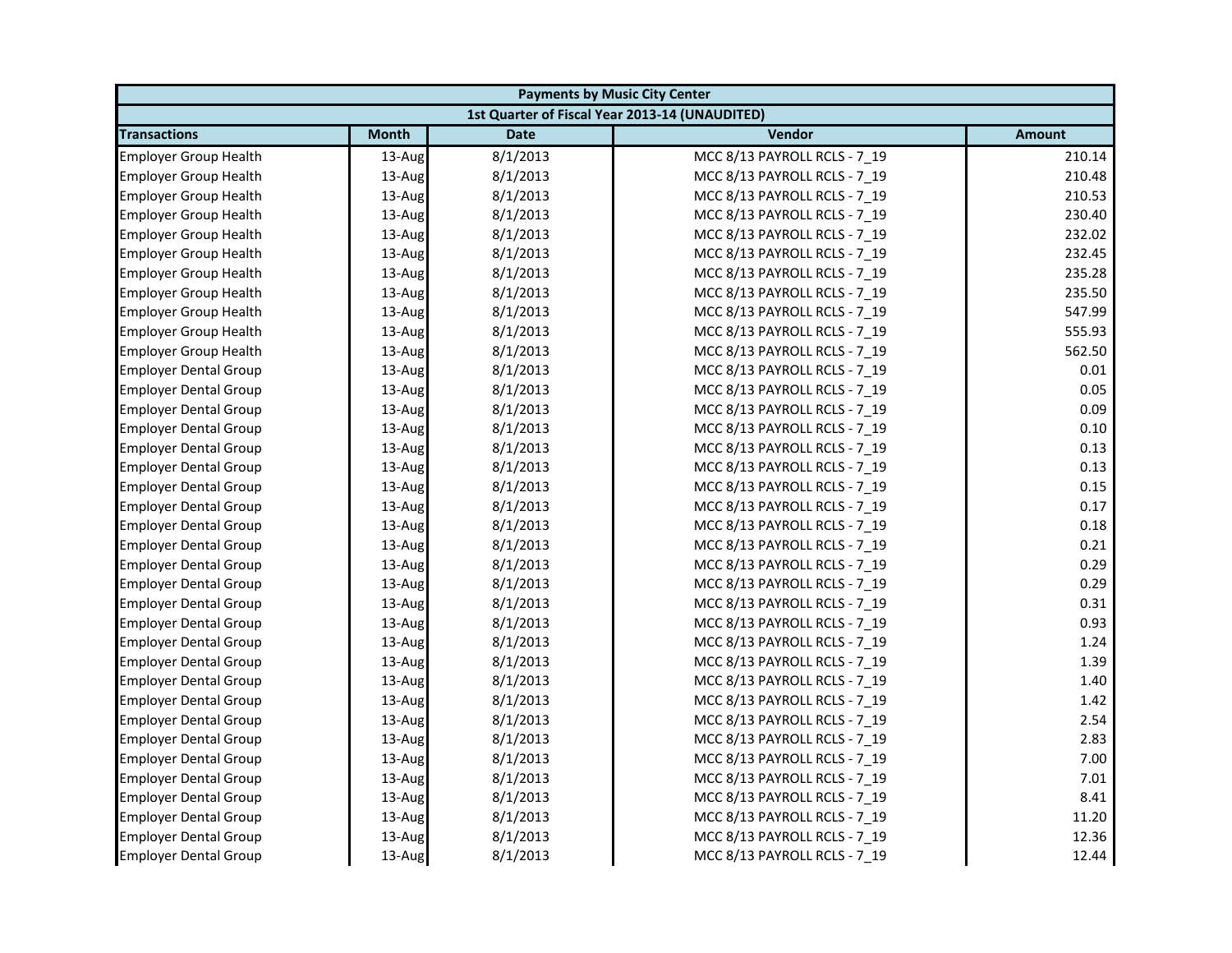| Payments by Music City Center | | | | |
|---|---|---|---|---|
| 1st Quarter of Fiscal Year 2013-14 (UNAUDITED) | | | | |
| Transactions | Month | Date | Vendor | Amount |
| Employer Group Health | 13-Aug | 8/1/2013 | MCC 8/13 PAYROLL RCLS - 7_19 | 210.14 |
| Employer Group Health | 13-Aug | 8/1/2013 | MCC 8/13 PAYROLL RCLS - 7_19 | 210.48 |
| Employer Group Health | 13-Aug | 8/1/2013 | MCC 8/13 PAYROLL RCLS - 7_19 | 210.53 |
| Employer Group Health | 13-Aug | 8/1/2013 | MCC 8/13 PAYROLL RCLS - 7_19 | 230.40 |
| Employer Group Health | 13-Aug | 8/1/2013 | MCC 8/13 PAYROLL RCLS - 7_19 | 232.02 |
| Employer Group Health | 13-Aug | 8/1/2013 | MCC 8/13 PAYROLL RCLS - 7_19 | 232.45 |
| Employer Group Health | 13-Aug | 8/1/2013 | MCC 8/13 PAYROLL RCLS - 7_19 | 235.28 |
| Employer Group Health | 13-Aug | 8/1/2013 | MCC 8/13 PAYROLL RCLS - 7_19 | 235.50 |
| Employer Group Health | 13-Aug | 8/1/2013 | MCC 8/13 PAYROLL RCLS - 7_19 | 547.99 |
| Employer Group Health | 13-Aug | 8/1/2013 | MCC 8/13 PAYROLL RCLS - 7_19 | 555.93 |
| Employer Group Health | 13-Aug | 8/1/2013 | MCC 8/13 PAYROLL RCLS - 7_19 | 562.50 |
| Employer Dental Group | 13-Aug | 8/1/2013 | MCC 8/13 PAYROLL RCLS - 7_19 | 0.01 |
| Employer Dental Group | 13-Aug | 8/1/2013 | MCC 8/13 PAYROLL RCLS - 7_19 | 0.05 |
| Employer Dental Group | 13-Aug | 8/1/2013 | MCC 8/13 PAYROLL RCLS - 7_19 | 0.09 |
| Employer Dental Group | 13-Aug | 8/1/2013 | MCC 8/13 PAYROLL RCLS - 7_19 | 0.10 |
| Employer Dental Group | 13-Aug | 8/1/2013 | MCC 8/13 PAYROLL RCLS - 7_19 | 0.13 |
| Employer Dental Group | 13-Aug | 8/1/2013 | MCC 8/13 PAYROLL RCLS - 7_19 | 0.13 |
| Employer Dental Group | 13-Aug | 8/1/2013 | MCC 8/13 PAYROLL RCLS - 7_19 | 0.15 |
| Employer Dental Group | 13-Aug | 8/1/2013 | MCC 8/13 PAYROLL RCLS - 7_19 | 0.17 |
| Employer Dental Group | 13-Aug | 8/1/2013 | MCC 8/13 PAYROLL RCLS - 7_19 | 0.18 |
| Employer Dental Group | 13-Aug | 8/1/2013 | MCC 8/13 PAYROLL RCLS - 7_19 | 0.21 |
| Employer Dental Group | 13-Aug | 8/1/2013 | MCC 8/13 PAYROLL RCLS - 7_19 | 0.29 |
| Employer Dental Group | 13-Aug | 8/1/2013 | MCC 8/13 PAYROLL RCLS - 7_19 | 0.29 |
| Employer Dental Group | 13-Aug | 8/1/2013 | MCC 8/13 PAYROLL RCLS - 7_19 | 0.31 |
| Employer Dental Group | 13-Aug | 8/1/2013 | MCC 8/13 PAYROLL RCLS - 7_19 | 0.93 |
| Employer Dental Group | 13-Aug | 8/1/2013 | MCC 8/13 PAYROLL RCLS - 7_19 | 1.24 |
| Employer Dental Group | 13-Aug | 8/1/2013 | MCC 8/13 PAYROLL RCLS - 7_19 | 1.39 |
| Employer Dental Group | 13-Aug | 8/1/2013 | MCC 8/13 PAYROLL RCLS - 7_19 | 1.40 |
| Employer Dental Group | 13-Aug | 8/1/2013 | MCC 8/13 PAYROLL RCLS - 7_19 | 1.42 |
| Employer Dental Group | 13-Aug | 8/1/2013 | MCC 8/13 PAYROLL RCLS - 7_19 | 2.54 |
| Employer Dental Group | 13-Aug | 8/1/2013 | MCC 8/13 PAYROLL RCLS - 7_19 | 2.83 |
| Employer Dental Group | 13-Aug | 8/1/2013 | MCC 8/13 PAYROLL RCLS - 7_19 | 7.00 |
| Employer Dental Group | 13-Aug | 8/1/2013 | MCC 8/13 PAYROLL RCLS - 7_19 | 7.01 |
| Employer Dental Group | 13-Aug | 8/1/2013 | MCC 8/13 PAYROLL RCLS - 7_19 | 8.41 |
| Employer Dental Group | 13-Aug | 8/1/2013 | MCC 8/13 PAYROLL RCLS - 7_19 | 11.20 |
| Employer Dental Group | 13-Aug | 8/1/2013 | MCC 8/13 PAYROLL RCLS - 7_19 | 12.36 |
| Employer Dental Group | 13-Aug | 8/1/2013 | MCC 8/13 PAYROLL RCLS - 7_19 | 12.44 |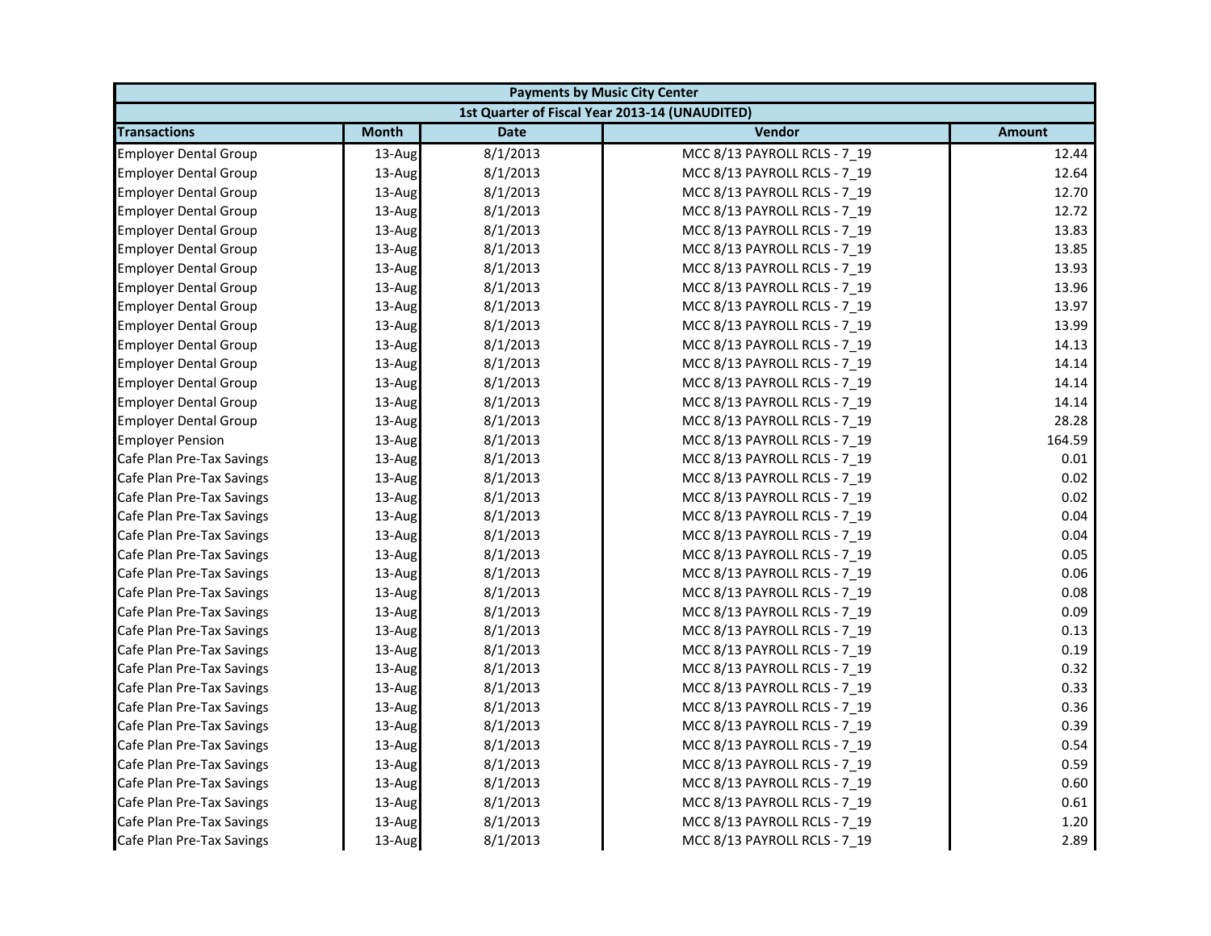| Payments by Music City Center | | | | |
|---|---|---|---|---|
| 1st Quarter of Fiscal Year 2013-14 (UNAUDITED) | | | | |
| **Transactions** | **Month** | **Date** | **Vendor** | **Amount** |
| Employer Dental Group | 13-Aug | 8/1/2013 | MCC 8/13 PAYROLL RCLS - 7_19 | 12.44 |
| Employer Dental Group | 13-Aug | 8/1/2013 | MCC 8/13 PAYROLL RCLS - 7_19 | 12.64 |
| Employer Dental Group | 13-Aug | 8/1/2013 | MCC 8/13 PAYROLL RCLS - 7_19 | 12.70 |
| Employer Dental Group | 13-Aug | 8/1/2013 | MCC 8/13 PAYROLL RCLS - 7_19 | 12.72 |
| Employer Dental Group | 13-Aug | 8/1/2013 | MCC 8/13 PAYROLL RCLS - 7_19 | 13.83 |
| Employer Dental Group | 13-Aug | 8/1/2013 | MCC 8/13 PAYROLL RCLS - 7_19 | 13.85 |
| Employer Dental Group | 13-Aug | 8/1/2013 | MCC 8/13 PAYROLL RCLS - 7_19 | 13.93 |
| Employer Dental Group | 13-Aug | 8/1/2013 | MCC 8/13 PAYROLL RCLS - 7_19 | 13.96 |
| Employer Dental Group | 13-Aug | 8/1/2013 | MCC 8/13 PAYROLL RCLS - 7_19 | 13.97 |
| Employer Dental Group | 13-Aug | 8/1/2013 | MCC 8/13 PAYROLL RCLS - 7_19 | 13.99 |
| Employer Dental Group | 13-Aug | 8/1/2013 | MCC 8/13 PAYROLL RCLS - 7_19 | 14.13 |
| Employer Dental Group | 13-Aug | 8/1/2013 | MCC 8/13 PAYROLL RCLS - 7_19 | 14.14 |
| Employer Dental Group | 13-Aug | 8/1/2013 | MCC 8/13 PAYROLL RCLS - 7_19 | 14.14 |
| Employer Dental Group | 13-Aug | 8/1/2013 | MCC 8/13 PAYROLL RCLS - 7_19 | 14.14 |
| Employer Dental Group | 13-Aug | 8/1/2013 | MCC 8/13 PAYROLL RCLS - 7_19 | 28.28 |
| Employer Pension | 13-Aug | 8/1/2013 | MCC 8/13 PAYROLL RCLS - 7_19 | 164.59 |
| Cafe Plan Pre-Tax Savings | 13-Aug | 8/1/2013 | MCC 8/13 PAYROLL RCLS - 7_19 | 0.01 |
| Cafe Plan Pre-Tax Savings | 13-Aug | 8/1/2013 | MCC 8/13 PAYROLL RCLS - 7_19 | 0.02 |
| Cafe Plan Pre-Tax Savings | 13-Aug | 8/1/2013 | MCC 8/13 PAYROLL RCLS - 7_19 | 0.02 |
| Cafe Plan Pre-Tax Savings | 13-Aug | 8/1/2013 | MCC 8/13 PAYROLL RCLS - 7_19 | 0.04 |
| Cafe Plan Pre-Tax Savings | 13-Aug | 8/1/2013 | MCC 8/13 PAYROLL RCLS - 7_19 | 0.04 |
| Cafe Plan Pre-Tax Savings | 13-Aug | 8/1/2013 | MCC 8/13 PAYROLL RCLS - 7_19 | 0.05 |
| Cafe Plan Pre-Tax Savings | 13-Aug | 8/1/2013 | MCC 8/13 PAYROLL RCLS - 7_19 | 0.06 |
| Cafe Plan Pre-Tax Savings | 13-Aug | 8/1/2013 | MCC 8/13 PAYROLL RCLS - 7_19 | 0.08 |
| Cafe Plan Pre-Tax Savings | 13-Aug | 8/1/2013 | MCC 8/13 PAYROLL RCLS - 7_19 | 0.09 |
| Cafe Plan Pre-Tax Savings | 13-Aug | 8/1/2013 | MCC 8/13 PAYROLL RCLS - 7_19 | 0.13 |
| Cafe Plan Pre-Tax Savings | 13-Aug | 8/1/2013 | MCC 8/13 PAYROLL RCLS - 7_19 | 0.19 |
| Cafe Plan Pre-Tax Savings | 13-Aug | 8/1/2013 | MCC 8/13 PAYROLL RCLS - 7_19 | 0.32 |
| Cafe Plan Pre-Tax Savings | 13-Aug | 8/1/2013 | MCC 8/13 PAYROLL RCLS - 7_19 | 0.33 |
| Cafe Plan Pre-Tax Savings | 13-Aug | 8/1/2013 | MCC 8/13 PAYROLL RCLS - 7_19 | 0.36 |
| Cafe Plan Pre-Tax Savings | 13-Aug | 8/1/2013 | MCC 8/13 PAYROLL RCLS - 7_19 | 0.39 |
| Cafe Plan Pre-Tax Savings | 13-Aug | 8/1/2013 | MCC 8/13 PAYROLL RCLS - 7_19 | 0.54 |
| Cafe Plan Pre-Tax Savings | 13-Aug | 8/1/2013 | MCC 8/13 PAYROLL RCLS - 7_19 | 0.59 |
| Cafe Plan Pre-Tax Savings | 13-Aug | 8/1/2013 | MCC 8/13 PAYROLL RCLS - 7_19 | 0.60 |
| Cafe Plan Pre-Tax Savings | 13-Aug | 8/1/2013 | MCC 8/13 PAYROLL RCLS - 7_19 | 0.61 |
| Cafe Plan Pre-Tax Savings | 13-Aug | 8/1/2013 | MCC 8/13 PAYROLL RCLS - 7_19 | 1.20 |
| Cafe Plan Pre-Tax Savings | 13-Aug | 8/1/2013 | MCC 8/13 PAYROLL RCLS - 7_19 | 2.89 |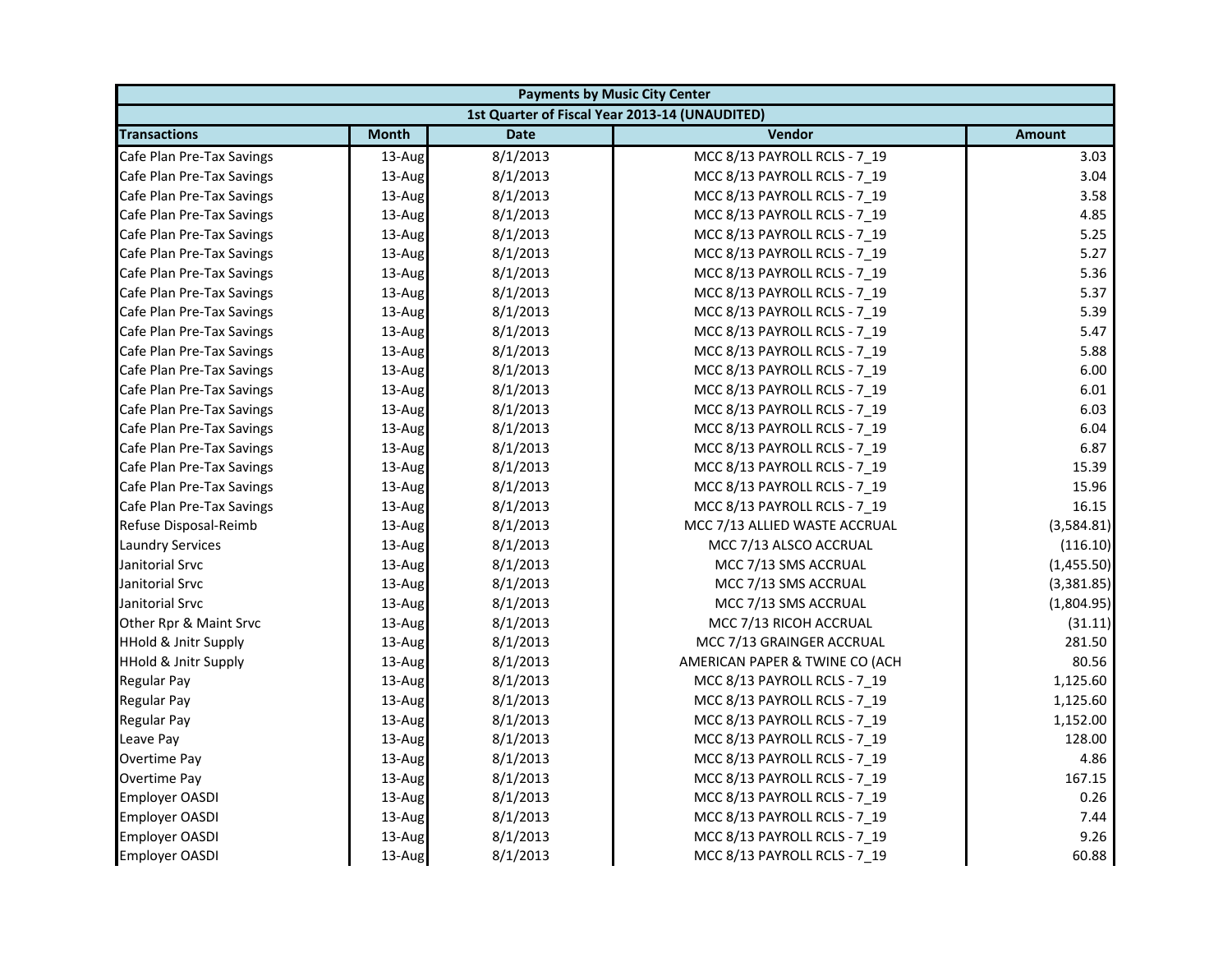| Payments by Music City Center | | | | |
|---|---|---|---|---|
| 1st Quarter of Fiscal Year 2013-14 (UNAUDITED) | | | | |
| **Transactions** | **Month** | **Date** | **Vendor** | **Amount** |
| Cafe Plan Pre-Tax Savings | 13-Aug | 8/1/2013 | MCC 8/13 PAYROLL RCLS - 7_19 | 3.03 |
| Cafe Plan Pre-Tax Savings | 13-Aug | 8/1/2013 | MCC 8/13 PAYROLL RCLS - 7_19 | 3.04 |
| Cafe Plan Pre-Tax Savings | 13-Aug | 8/1/2013 | MCC 8/13 PAYROLL RCLS - 7_19 | 3.58 |
| Cafe Plan Pre-Tax Savings | 13-Aug | 8/1/2013 | MCC 8/13 PAYROLL RCLS - 7_19 | 4.85 |
| Cafe Plan Pre-Tax Savings | 13-Aug | 8/1/2013 | MCC 8/13 PAYROLL RCLS - 7_19 | 5.25 |
| Cafe Plan Pre-Tax Savings | 13-Aug | 8/1/2013 | MCC 8/13 PAYROLL RCLS - 7_19 | 5.27 |
| Cafe Plan Pre-Tax Savings | 13-Aug | 8/1/2013 | MCC 8/13 PAYROLL RCLS - 7_19 | 5.36 |
| Cafe Plan Pre-Tax Savings | 13-Aug | 8/1/2013 | MCC 8/13 PAYROLL RCLS - 7_19 | 5.37 |
| Cafe Plan Pre-Tax Savings | 13-Aug | 8/1/2013 | MCC 8/13 PAYROLL RCLS - 7_19 | 5.39 |
| Cafe Plan Pre-Tax Savings | 13-Aug | 8/1/2013 | MCC 8/13 PAYROLL RCLS - 7_19 | 5.47 |
| Cafe Plan Pre-Tax Savings | 13-Aug | 8/1/2013 | MCC 8/13 PAYROLL RCLS - 7_19 | 5.88 |
| Cafe Plan Pre-Tax Savings | 13-Aug | 8/1/2013 | MCC 8/13 PAYROLL RCLS - 7_19 | 6.00 |
| Cafe Plan Pre-Tax Savings | 13-Aug | 8/1/2013 | MCC 8/13 PAYROLL RCLS - 7_19 | 6.01 |
| Cafe Plan Pre-Tax Savings | 13-Aug | 8/1/2013 | MCC 8/13 PAYROLL RCLS - 7_19 | 6.03 |
| Cafe Plan Pre-Tax Savings | 13-Aug | 8/1/2013 | MCC 8/13 PAYROLL RCLS - 7_19 | 6.04 |
| Cafe Plan Pre-Tax Savings | 13-Aug | 8/1/2013 | MCC 8/13 PAYROLL RCLS - 7_19 | 6.87 |
| Cafe Plan Pre-Tax Savings | 13-Aug | 8/1/2013 | MCC 8/13 PAYROLL RCLS - 7_19 | 15.39 |
| Cafe Plan Pre-Tax Savings | 13-Aug | 8/1/2013 | MCC 8/13 PAYROLL RCLS - 7_19 | 15.96 |
| Cafe Plan Pre-Tax Savings | 13-Aug | 8/1/2013 | MCC 8/13 PAYROLL RCLS - 7_19 | 16.15 |
| Refuse Disposal-Reimb | 13-Aug | 8/1/2013 | MCC 7/13 ALLIED WASTE ACCRUAL | (3,584.81) |
| Laundry Services | 13-Aug | 8/1/2013 | MCC 7/13 ALSCO ACCRUAL | (116.10) |
| Janitorial Srvc | 13-Aug | 8/1/2013 | MCC 7/13 SMS ACCRUAL | (1,455.50) |
| Janitorial Srvc | 13-Aug | 8/1/2013 | MCC 7/13 SMS ACCRUAL | (3,381.85) |
| Janitorial Srvc | 13-Aug | 8/1/2013 | MCC 7/13 SMS ACCRUAL | (1,804.95) |
| Other Rpr & Maint Srvc | 13-Aug | 8/1/2013 | MCC 7/13 RICOH ACCRUAL | (31.11) |
| HHold & Jnitr Supply | 13-Aug | 8/1/2013 | MCC 7/13 GRAINGER ACCRUAL | 281.50 |
| HHold & Jnitr Supply | 13-Aug | 8/1/2013 | AMERICAN PAPER & TWINE CO (ACH | 80.56 |
| Regular Pay | 13-Aug | 8/1/2013 | MCC 8/13 PAYROLL RCLS - 7_19 | 1,125.60 |
| Regular Pay | 13-Aug | 8/1/2013 | MCC 8/13 PAYROLL RCLS - 7_19 | 1,125.60 |
| Regular Pay | 13-Aug | 8/1/2013 | MCC 8/13 PAYROLL RCLS - 7_19 | 1,152.00 |
| Leave Pay | 13-Aug | 8/1/2013 | MCC 8/13 PAYROLL RCLS - 7_19 | 128.00 |
| Overtime Pay | 13-Aug | 8/1/2013 | MCC 8/13 PAYROLL RCLS - 7_19 | 4.86 |
| Overtime Pay | 13-Aug | 8/1/2013 | MCC 8/13 PAYROLL RCLS - 7_19 | 167.15 |
| Employer OASDI | 13-Aug | 8/1/2013 | MCC 8/13 PAYROLL RCLS - 7_19 | 0.26 |
| Employer OASDI | 13-Aug | 8/1/2013 | MCC 8/13 PAYROLL RCLS - 7_19 | 7.44 |
| Employer OASDI | 13-Aug | 8/1/2013 | MCC 8/13 PAYROLL RCLS - 7_19 | 9.26 |
| Employer OASDI | 13-Aug | 8/1/2013 | MCC 8/13 PAYROLL RCLS - 7_19 | 60.88 |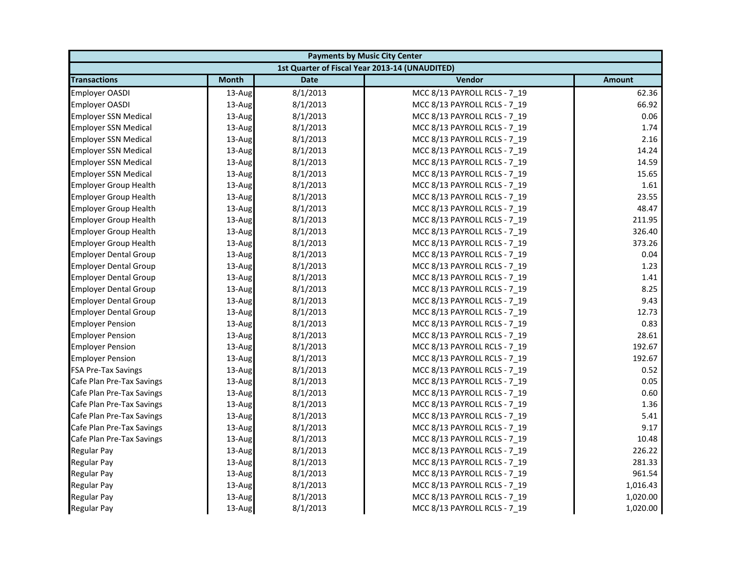| Payments by Music City Center | | | | |
|---|---|---|---|---|
| 1st Quarter of Fiscal Year 2013-14 (UNAUDITED) | | | | |
| **Transactions** | **Month** | **Date** | **Vendor** | **Amount** |
| Employer OASDI | 13-Aug | 8/1/2013 | MCC 8/13 PAYROLL RCLS - 7_19 | 62.36 |
| Employer OASDI | 13-Aug | 8/1/2013 | MCC 8/13 PAYROLL RCLS - 7_19 | 66.92 |
| Employer SSN Medical | 13-Aug | 8/1/2013 | MCC 8/13 PAYROLL RCLS - 7_19 | 0.06 |
| Employer SSN Medical | 13-Aug | 8/1/2013 | MCC 8/13 PAYROLL RCLS - 7_19 | 1.74 |
| Employer SSN Medical | 13-Aug | 8/1/2013 | MCC 8/13 PAYROLL RCLS - 7_19 | 2.16 |
| Employer SSN Medical | 13-Aug | 8/1/2013 | MCC 8/13 PAYROLL RCLS - 7_19 | 14.24 |
| Employer SSN Medical | 13-Aug | 8/1/2013 | MCC 8/13 PAYROLL RCLS - 7_19 | 14.59 |
| Employer SSN Medical | 13-Aug | 8/1/2013 | MCC 8/13 PAYROLL RCLS - 7_19 | 15.65 |
| Employer Group Health | 13-Aug | 8/1/2013 | MCC 8/13 PAYROLL RCLS - 7_19 | 1.61 |
| Employer Group Health | 13-Aug | 8/1/2013 | MCC 8/13 PAYROLL RCLS - 7_19 | 23.55 |
| Employer Group Health | 13-Aug | 8/1/2013 | MCC 8/13 PAYROLL RCLS - 7_19 | 48.47 |
| Employer Group Health | 13-Aug | 8/1/2013 | MCC 8/13 PAYROLL RCLS - 7_19 | 211.95 |
| Employer Group Health | 13-Aug | 8/1/2013 | MCC 8/13 PAYROLL RCLS - 7_19 | 326.40 |
| Employer Group Health | 13-Aug | 8/1/2013 | MCC 8/13 PAYROLL RCLS - 7_19 | 373.26 |
| Employer Dental Group | 13-Aug | 8/1/2013 | MCC 8/13 PAYROLL RCLS - 7_19 | 0.04 |
| Employer Dental Group | 13-Aug | 8/1/2013 | MCC 8/13 PAYROLL RCLS - 7_19 | 1.23 |
| Employer Dental Group | 13-Aug | 8/1/2013 | MCC 8/13 PAYROLL RCLS - 7_19 | 1.41 |
| Employer Dental Group | 13-Aug | 8/1/2013 | MCC 8/13 PAYROLL RCLS - 7_19 | 8.25 |
| Employer Dental Group | 13-Aug | 8/1/2013 | MCC 8/13 PAYROLL RCLS - 7_19 | 9.43 |
| Employer Dental Group | 13-Aug | 8/1/2013 | MCC 8/13 PAYROLL RCLS - 7_19 | 12.73 |
| Employer Pension | 13-Aug | 8/1/2013 | MCC 8/13 PAYROLL RCLS - 7_19 | 0.83 |
| Employer Pension | 13-Aug | 8/1/2013 | MCC 8/13 PAYROLL RCLS - 7_19 | 28.61 |
| Employer Pension | 13-Aug | 8/1/2013 | MCC 8/13 PAYROLL RCLS - 7_19 | 192.67 |
| Employer Pension | 13-Aug | 8/1/2013 | MCC 8/13 PAYROLL RCLS - 7_19 | 192.67 |
| FSA Pre-Tax Savings | 13-Aug | 8/1/2013 | MCC 8/13 PAYROLL RCLS - 7_19 | 0.52 |
| Cafe Plan Pre-Tax Savings | 13-Aug | 8/1/2013 | MCC 8/13 PAYROLL RCLS - 7_19 | 0.05 |
| Cafe Plan Pre-Tax Savings | 13-Aug | 8/1/2013 | MCC 8/13 PAYROLL RCLS - 7_19 | 0.60 |
| Cafe Plan Pre-Tax Savings | 13-Aug | 8/1/2013 | MCC 8/13 PAYROLL RCLS - 7_19 | 1.36 |
| Cafe Plan Pre-Tax Savings | 13-Aug | 8/1/2013 | MCC 8/13 PAYROLL RCLS - 7_19 | 5.41 |
| Cafe Plan Pre-Tax Savings | 13-Aug | 8/1/2013 | MCC 8/13 PAYROLL RCLS - 7_19 | 9.17 |
| Cafe Plan Pre-Tax Savings | 13-Aug | 8/1/2013 | MCC 8/13 PAYROLL RCLS - 7_19 | 10.48 |
| Regular Pay | 13-Aug | 8/1/2013 | MCC 8/13 PAYROLL RCLS - 7_19 | 226.22 |
| Regular Pay | 13-Aug | 8/1/2013 | MCC 8/13 PAYROLL RCLS - 7_19 | 281.33 |
| Regular Pay | 13-Aug | 8/1/2013 | MCC 8/13 PAYROLL RCLS - 7_19 | 961.54 |
| Regular Pay | 13-Aug | 8/1/2013 | MCC 8/13 PAYROLL RCLS - 7_19 | 1,016.43 |
| Regular Pay | 13-Aug | 8/1/2013 | MCC 8/13 PAYROLL RCLS - 7_19 | 1,020.00 |
| Regular Pay | 13-Aug | 8/1/2013 | MCC 8/13 PAYROLL RCLS - 7_19 | 1,020.00 |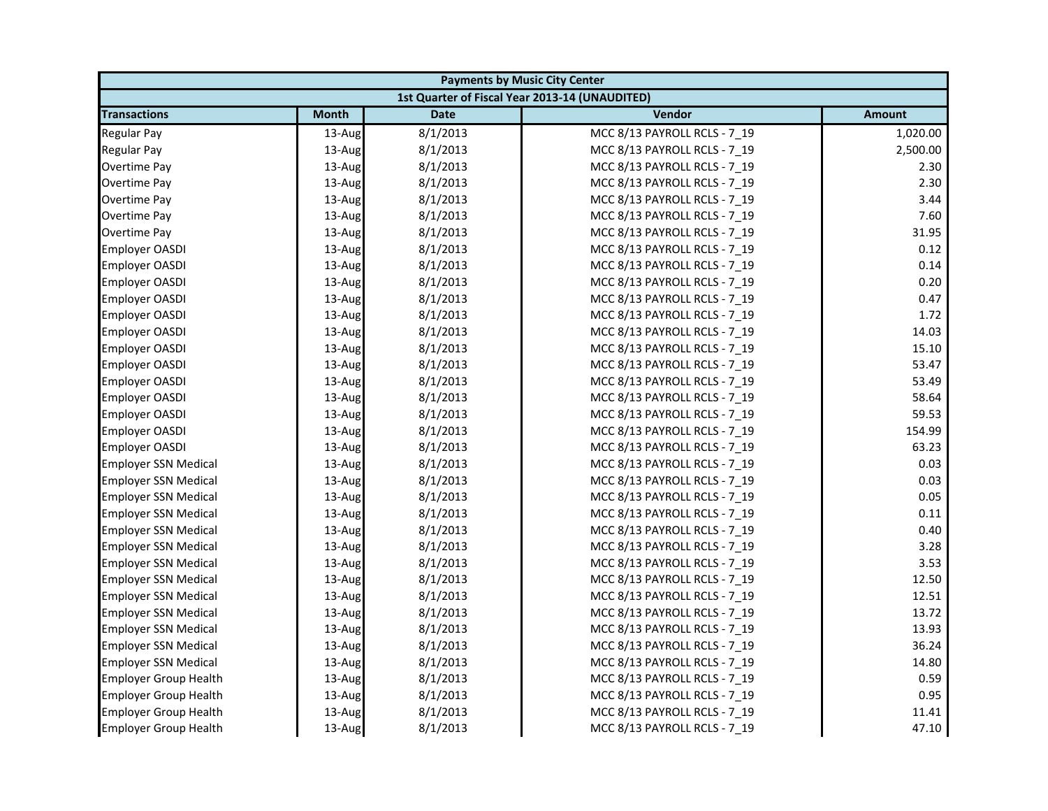| Payments by Music City Center | | | | |
|---|---|---|---|---|
| 1st Quarter of Fiscal Year 2013-14 (UNAUDITED) | | | | |
| **Transactions** | **Month** | **Date** | **Vendor** | **Amount** |
| Regular Pay | 13-Aug | 8/1/2013 | MCC 8/13 PAYROLL RCLS - 7_19 | 1,020.00 |
| Regular Pay | 13-Aug | 8/1/2013 | MCC 8/13 PAYROLL RCLS - 7_19 | 2,500.00 |
| Overtime Pay | 13-Aug | 8/1/2013 | MCC 8/13 PAYROLL RCLS - 7_19 | 2.30 |
| Overtime Pay | 13-Aug | 8/1/2013 | MCC 8/13 PAYROLL RCLS - 7_19 | 2.30 |
| Overtime Pay | 13-Aug | 8/1/2013 | MCC 8/13 PAYROLL RCLS - 7_19 | 3.44 |
| Overtime Pay | 13-Aug | 8/1/2013 | MCC 8/13 PAYROLL RCLS - 7_19 | 7.60 |
| Overtime Pay | 13-Aug | 8/1/2013 | MCC 8/13 PAYROLL RCLS - 7_19 | 31.95 |
| Employer OASDI | 13-Aug | 8/1/2013 | MCC 8/13 PAYROLL RCLS - 7_19 | 0.12 |
| Employer OASDI | 13-Aug | 8/1/2013 | MCC 8/13 PAYROLL RCLS - 7_19 | 0.14 |
| Employer OASDI | 13-Aug | 8/1/2013 | MCC 8/13 PAYROLL RCLS - 7_19 | 0.20 |
| Employer OASDI | 13-Aug | 8/1/2013 | MCC 8/13 PAYROLL RCLS - 7_19 | 0.47 |
| Employer OASDI | 13-Aug | 8/1/2013 | MCC 8/13 PAYROLL RCLS - 7_19 | 1.72 |
| Employer OASDI | 13-Aug | 8/1/2013 | MCC 8/13 PAYROLL RCLS - 7_19 | 14.03 |
| Employer OASDI | 13-Aug | 8/1/2013 | MCC 8/13 PAYROLL RCLS - 7_19 | 15.10 |
| Employer OASDI | 13-Aug | 8/1/2013 | MCC 8/13 PAYROLL RCLS - 7_19 | 53.47 |
| Employer OASDI | 13-Aug | 8/1/2013 | MCC 8/13 PAYROLL RCLS - 7_19 | 53.49 |
| Employer OASDI | 13-Aug | 8/1/2013 | MCC 8/13 PAYROLL RCLS - 7_19 | 58.64 |
| Employer OASDI | 13-Aug | 8/1/2013 | MCC 8/13 PAYROLL RCLS - 7_19 | 59.53 |
| Employer OASDI | 13-Aug | 8/1/2013 | MCC 8/13 PAYROLL RCLS - 7_19 | 154.99 |
| Employer OASDI | 13-Aug | 8/1/2013 | MCC 8/13 PAYROLL RCLS - 7_19 | 63.23 |
| Employer SSN Medical | 13-Aug | 8/1/2013 | MCC 8/13 PAYROLL RCLS - 7_19 | 0.03 |
| Employer SSN Medical | 13-Aug | 8/1/2013 | MCC 8/13 PAYROLL RCLS - 7_19 | 0.03 |
| Employer SSN Medical | 13-Aug | 8/1/2013 | MCC 8/13 PAYROLL RCLS - 7_19 | 0.05 |
| Employer SSN Medical | 13-Aug | 8/1/2013 | MCC 8/13 PAYROLL RCLS - 7_19 | 0.11 |
| Employer SSN Medical | 13-Aug | 8/1/2013 | MCC 8/13 PAYROLL RCLS - 7_19 | 0.40 |
| Employer SSN Medical | 13-Aug | 8/1/2013 | MCC 8/13 PAYROLL RCLS - 7_19 | 3.28 |
| Employer SSN Medical | 13-Aug | 8/1/2013 | MCC 8/13 PAYROLL RCLS - 7_19 | 3.53 |
| Employer SSN Medical | 13-Aug | 8/1/2013 | MCC 8/13 PAYROLL RCLS - 7_19 | 12.50 |
| Employer SSN Medical | 13-Aug | 8/1/2013 | MCC 8/13 PAYROLL RCLS - 7_19 | 12.51 |
| Employer SSN Medical | 13-Aug | 8/1/2013 | MCC 8/13 PAYROLL RCLS - 7_19 | 13.72 |
| Employer SSN Medical | 13-Aug | 8/1/2013 | MCC 8/13 PAYROLL RCLS - 7_19 | 13.93 |
| Employer SSN Medical | 13-Aug | 8/1/2013 | MCC 8/13 PAYROLL RCLS - 7_19 | 36.24 |
| Employer SSN Medical | 13-Aug | 8/1/2013 | MCC 8/13 PAYROLL RCLS - 7_19 | 14.80 |
| Employer Group Health | 13-Aug | 8/1/2013 | MCC 8/13 PAYROLL RCLS - 7_19 | 0.59 |
| Employer Group Health | 13-Aug | 8/1/2013 | MCC 8/13 PAYROLL RCLS - 7_19 | 0.95 |
| Employer Group Health | 13-Aug | 8/1/2013 | MCC 8/13 PAYROLL RCLS - 7_19 | 11.41 |
| Employer Group Health | 13-Aug | 8/1/2013 | MCC 8/13 PAYROLL RCLS - 7_19 | 47.10 |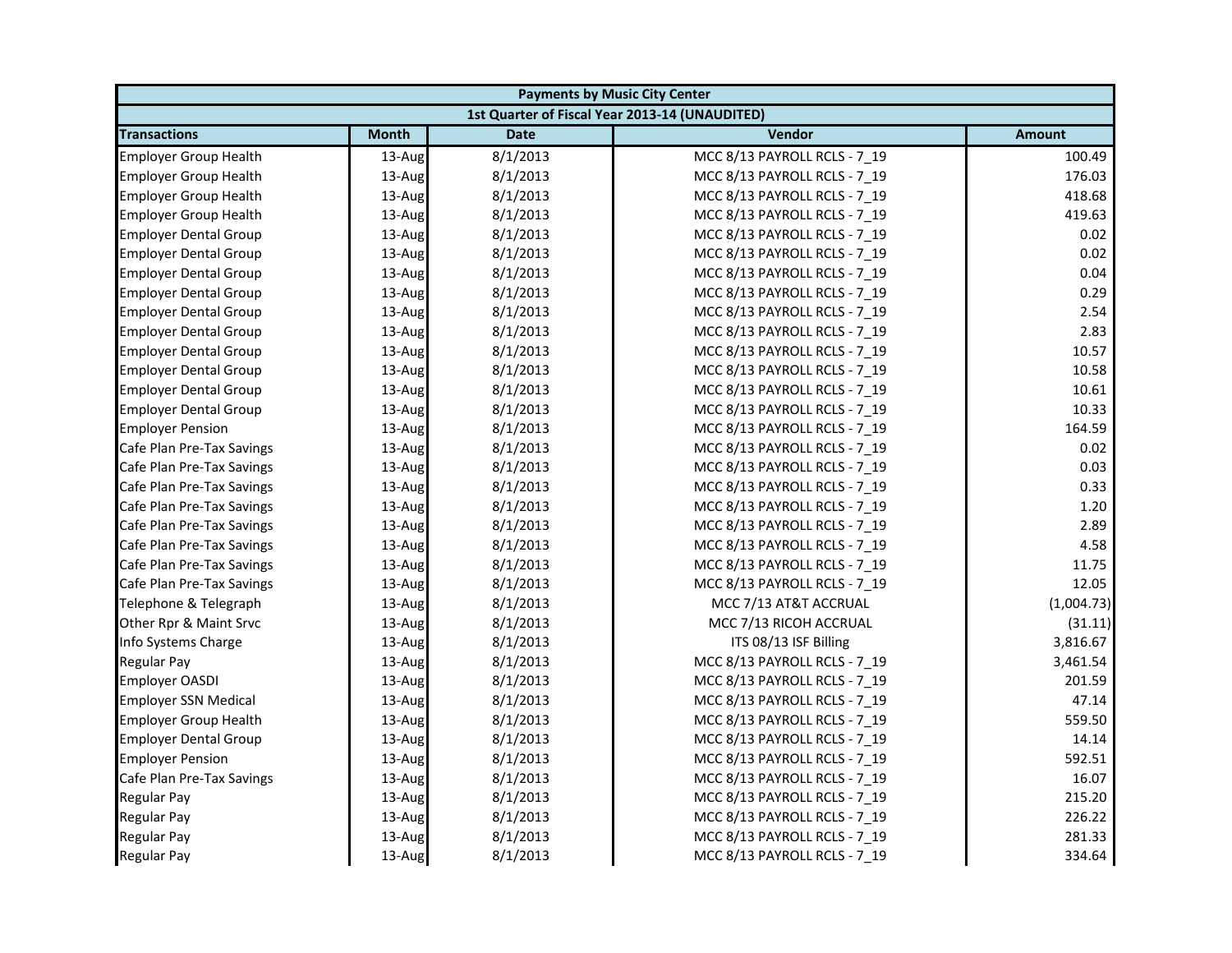| Payments by Music City Center | | | | |
|---|---|---|---|---|
| 1st Quarter of Fiscal Year 2013-14 (UNAUDITED) | | | | |
| **Transactions** | **Month** | **Date** | **Vendor** | **Amount** |
| Employer Group Health | 13-Aug | 8/1/2013 | MCC 8/13 PAYROLL RCLS - 7_19 | 100.49 |
| Employer Group Health | 13-Aug | 8/1/2013 | MCC 8/13 PAYROLL RCLS - 7_19 | 176.03 |
| Employer Group Health | 13-Aug | 8/1/2013 | MCC 8/13 PAYROLL RCLS - 7_19 | 418.68 |
| Employer Group Health | 13-Aug | 8/1/2013 | MCC 8/13 PAYROLL RCLS - 7_19 | 419.63 |
| Employer Dental Group | 13-Aug | 8/1/2013 | MCC 8/13 PAYROLL RCLS - 7_19 | 0.02 |
| Employer Dental Group | 13-Aug | 8/1/2013 | MCC 8/13 PAYROLL RCLS - 7_19 | 0.02 |
| Employer Dental Group | 13-Aug | 8/1/2013 | MCC 8/13 PAYROLL RCLS - 7_19 | 0.04 |
| Employer Dental Group | 13-Aug | 8/1/2013 | MCC 8/13 PAYROLL RCLS - 7_19 | 0.29 |
| Employer Dental Group | 13-Aug | 8/1/2013 | MCC 8/13 PAYROLL RCLS - 7_19 | 2.54 |
| Employer Dental Group | 13-Aug | 8/1/2013 | MCC 8/13 PAYROLL RCLS - 7_19 | 2.83 |
| Employer Dental Group | 13-Aug | 8/1/2013 | MCC 8/13 PAYROLL RCLS - 7_19 | 10.57 |
| Employer Dental Group | 13-Aug | 8/1/2013 | MCC 8/13 PAYROLL RCLS - 7_19 | 10.58 |
| Employer Dental Group | 13-Aug | 8/1/2013 | MCC 8/13 PAYROLL RCLS - 7_19 | 10.61 |
| Employer Dental Group | 13-Aug | 8/1/2013 | MCC 8/13 PAYROLL RCLS - 7_19 | 10.33 |
| Employer Pension | 13-Aug | 8/1/2013 | MCC 8/13 PAYROLL RCLS - 7_19 | 164.59 |
| Cafe Plan Pre-Tax Savings | 13-Aug | 8/1/2013 | MCC 8/13 PAYROLL RCLS - 7_19 | 0.02 |
| Cafe Plan Pre-Tax Savings | 13-Aug | 8/1/2013 | MCC 8/13 PAYROLL RCLS - 7_19 | 0.03 |
| Cafe Plan Pre-Tax Savings | 13-Aug | 8/1/2013 | MCC 8/13 PAYROLL RCLS - 7_19 | 0.33 |
| Cafe Plan Pre-Tax Savings | 13-Aug | 8/1/2013 | MCC 8/13 PAYROLL RCLS - 7_19 | 1.20 |
| Cafe Plan Pre-Tax Savings | 13-Aug | 8/1/2013 | MCC 8/13 PAYROLL RCLS - 7_19 | 2.89 |
| Cafe Plan Pre-Tax Savings | 13-Aug | 8/1/2013 | MCC 8/13 PAYROLL RCLS - 7_19 | 4.58 |
| Cafe Plan Pre-Tax Savings | 13-Aug | 8/1/2013 | MCC 8/13 PAYROLL RCLS - 7_19 | 11.75 |
| Cafe Plan Pre-Tax Savings | 13-Aug | 8/1/2013 | MCC 8/13 PAYROLL RCLS - 7_19 | 12.05 |
| Telephone & Telegraph | 13-Aug | 8/1/2013 | MCC 7/13 AT&T ACCRUAL | (1,004.73) |
| Other Rpr & Maint Srvc | 13-Aug | 8/1/2013 | MCC 7/13 RICOH ACCRUAL | (31.11) |
| Info Systems Charge | 13-Aug | 8/1/2013 | ITS 08/13 ISF Billing | 3,816.67 |
| Regular Pay | 13-Aug | 8/1/2013 | MCC 8/13 PAYROLL RCLS - 7_19 | 3,461.54 |
| Employer OASDI | 13-Aug | 8/1/2013 | MCC 8/13 PAYROLL RCLS - 7_19 | 201.59 |
| Employer SSN Medical | 13-Aug | 8/1/2013 | MCC 8/13 PAYROLL RCLS - 7_19 | 47.14 |
| Employer Group Health | 13-Aug | 8/1/2013 | MCC 8/13 PAYROLL RCLS - 7_19 | 559.50 |
| Employer Dental Group | 13-Aug | 8/1/2013 | MCC 8/13 PAYROLL RCLS - 7_19 | 14.14 |
| Employer Pension | 13-Aug | 8/1/2013 | MCC 8/13 PAYROLL RCLS - 7_19 | 592.51 |
| Cafe Plan Pre-Tax Savings | 13-Aug | 8/1/2013 | MCC 8/13 PAYROLL RCLS - 7_19 | 16.07 |
| Regular Pay | 13-Aug | 8/1/2013 | MCC 8/13 PAYROLL RCLS - 7_19 | 215.20 |
| Regular Pay | 13-Aug | 8/1/2013 | MCC 8/13 PAYROLL RCLS - 7_19 | 226.22 |
| Regular Pay | 13-Aug | 8/1/2013 | MCC 8/13 PAYROLL RCLS - 7_19 | 281.33 |
| Regular Pay | 13-Aug | 8/1/2013 | MCC 8/13 PAYROLL RCLS - 7_19 | 334.64 |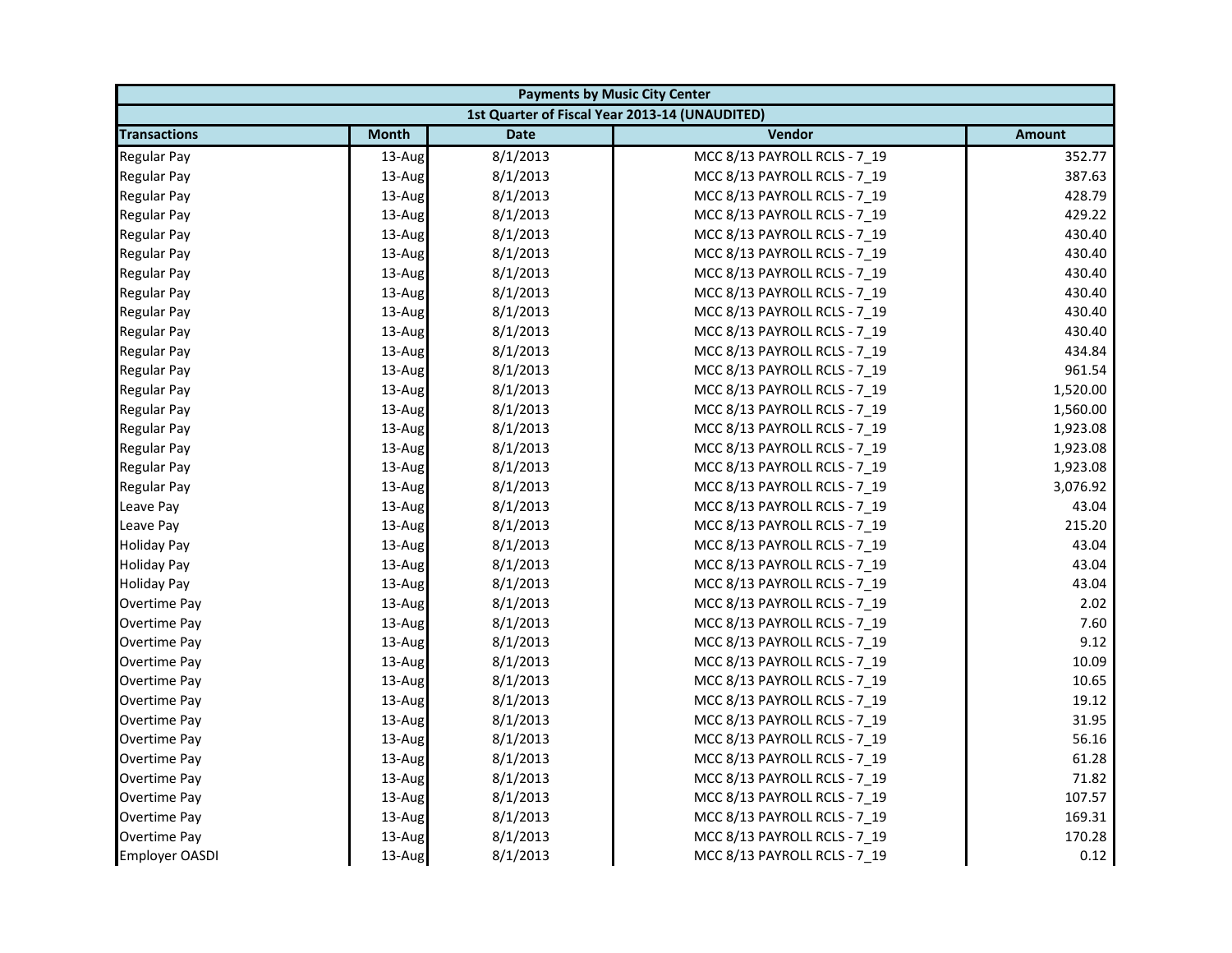| Payments by Music City Center | | | | |
|---|---|---|---|---|
| 1st Quarter of Fiscal Year 2013-14 (UNAUDITED) | | | | |
| **Transactions** | **Month** | **Date** | **Vendor** | **Amount** |
| Regular Pay | 13-Aug | 8/1/2013 | MCC 8/13 PAYROLL RCLS - 7_19 | 352.77 |
| Regular Pay | 13-Aug | 8/1/2013 | MCC 8/13 PAYROLL RCLS - 7_19 | 387.63 |
| Regular Pay | 13-Aug | 8/1/2013 | MCC 8/13 PAYROLL RCLS - 7_19 | 428.79 |
| Regular Pay | 13-Aug | 8/1/2013 | MCC 8/13 PAYROLL RCLS - 7_19 | 429.22 |
| Regular Pay | 13-Aug | 8/1/2013 | MCC 8/13 PAYROLL RCLS - 7_19 | 430.40 |
| Regular Pay | 13-Aug | 8/1/2013 | MCC 8/13 PAYROLL RCLS - 7_19 | 430.40 |
| Regular Pay | 13-Aug | 8/1/2013 | MCC 8/13 PAYROLL RCLS - 7_19 | 430.40 |
| Regular Pay | 13-Aug | 8/1/2013 | MCC 8/13 PAYROLL RCLS - 7_19 | 430.40 |
| Regular Pay | 13-Aug | 8/1/2013 | MCC 8/13 PAYROLL RCLS - 7_19 | 430.40 |
| Regular Pay | 13-Aug | 8/1/2013 | MCC 8/13 PAYROLL RCLS - 7_19 | 430.40 |
| Regular Pay | 13-Aug | 8/1/2013 | MCC 8/13 PAYROLL RCLS - 7_19 | 434.84 |
| Regular Pay | 13-Aug | 8/1/2013 | MCC 8/13 PAYROLL RCLS - 7_19 | 961.54 |
| Regular Pay | 13-Aug | 8/1/2013 | MCC 8/13 PAYROLL RCLS - 7_19 | 1,520.00 |
| Regular Pay | 13-Aug | 8/1/2013 | MCC 8/13 PAYROLL RCLS - 7_19 | 1,560.00 |
| Regular Pay | 13-Aug | 8/1/2013 | MCC 8/13 PAYROLL RCLS - 7_19 | 1,923.08 |
| Regular Pay | 13-Aug | 8/1/2013 | MCC 8/13 PAYROLL RCLS - 7_19 | 1,923.08 |
| Regular Pay | 13-Aug | 8/1/2013 | MCC 8/13 PAYROLL RCLS - 7_19 | 1,923.08 |
| Regular Pay | 13-Aug | 8/1/2013 | MCC 8/13 PAYROLL RCLS - 7_19 | 3,076.92 |
| Leave Pay | 13-Aug | 8/1/2013 | MCC 8/13 PAYROLL RCLS - 7_19 | 43.04 |
| Leave Pay | 13-Aug | 8/1/2013 | MCC 8/13 PAYROLL RCLS - 7_19 | 215.20 |
| Holiday Pay | 13-Aug | 8/1/2013 | MCC 8/13 PAYROLL RCLS - 7_19 | 43.04 |
| Holiday Pay | 13-Aug | 8/1/2013 | MCC 8/13 PAYROLL RCLS - 7_19 | 43.04 |
| Holiday Pay | 13-Aug | 8/1/2013 | MCC 8/13 PAYROLL RCLS - 7_19 | 43.04 |
| Overtime Pay | 13-Aug | 8/1/2013 | MCC 8/13 PAYROLL RCLS - 7_19 | 2.02 |
| Overtime Pay | 13-Aug | 8/1/2013 | MCC 8/13 PAYROLL RCLS - 7_19 | 7.60 |
| Overtime Pay | 13-Aug | 8/1/2013 | MCC 8/13 PAYROLL RCLS - 7_19 | 9.12 |
| Overtime Pay | 13-Aug | 8/1/2013 | MCC 8/13 PAYROLL RCLS - 7_19 | 10.09 |
| Overtime Pay | 13-Aug | 8/1/2013 | MCC 8/13 PAYROLL RCLS - 7_19 | 10.65 |
| Overtime Pay | 13-Aug | 8/1/2013 | MCC 8/13 PAYROLL RCLS - 7_19 | 19.12 |
| Overtime Pay | 13-Aug | 8/1/2013 | MCC 8/13 PAYROLL RCLS - 7_19 | 31.95 |
| Overtime Pay | 13-Aug | 8/1/2013 | MCC 8/13 PAYROLL RCLS - 7_19 | 56.16 |
| Overtime Pay | 13-Aug | 8/1/2013 | MCC 8/13 PAYROLL RCLS - 7_19 | 61.28 |
| Overtime Pay | 13-Aug | 8/1/2013 | MCC 8/13 PAYROLL RCLS - 7_19 | 71.82 |
| Overtime Pay | 13-Aug | 8/1/2013 | MCC 8/13 PAYROLL RCLS - 7_19 | 107.57 |
| Overtime Pay | 13-Aug | 8/1/2013 | MCC 8/13 PAYROLL RCLS - 7_19 | 169.31 |
| Overtime Pay | 13-Aug | 8/1/2013 | MCC 8/13 PAYROLL RCLS - 7_19 | 170.28 |
| Employer OASDI | 13-Aug | 8/1/2013 | MCC 8/13 PAYROLL RCLS - 7_19 | 0.12 |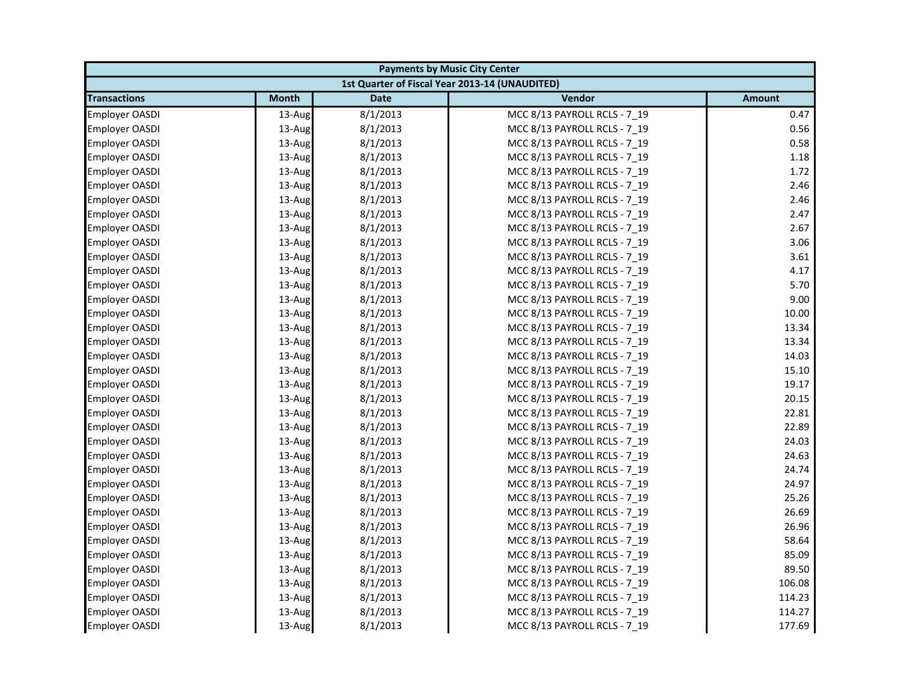| Payments by Music City Center | | | | |
|---|---|---|---|---|
| 1st Quarter of Fiscal Year 2013-14 (UNAUDITED) | | | | |
| **Transactions** | **Month** | **Date** | **Vendor** | **Amount** |
| Employer OASDI | 13-Aug | 8/1/2013 | MCC 8/13 PAYROLL RCLS - 7_19 | 0.47 |
| Employer OASDI | 13-Aug | 8/1/2013 | MCC 8/13 PAYROLL RCLS - 7_19 | 0.56 |
| Employer OASDI | 13-Aug | 8/1/2013 | MCC 8/13 PAYROLL RCLS - 7_19 | 0.58 |
| Employer OASDI | 13-Aug | 8/1/2013 | MCC 8/13 PAYROLL RCLS - 7_19 | 1.18 |
| Employer OASDI | 13-Aug | 8/1/2013 | MCC 8/13 PAYROLL RCLS - 7_19 | 1.72 |
| Employer OASDI | 13-Aug | 8/1/2013 | MCC 8/13 PAYROLL RCLS - 7_19 | 2.46 |
| Employer OASDI | 13-Aug | 8/1/2013 | MCC 8/13 PAYROLL RCLS - 7_19 | 2.46 |
| Employer OASDI | 13-Aug | 8/1/2013 | MCC 8/13 PAYROLL RCLS - 7_19 | 2.47 |
| Employer OASDI | 13-Aug | 8/1/2013 | MCC 8/13 PAYROLL RCLS - 7_19 | 2.67 |
| Employer OASDI | 13-Aug | 8/1/2013 | MCC 8/13 PAYROLL RCLS - 7_19 | 3.06 |
| Employer OASDI | 13-Aug | 8/1/2013 | MCC 8/13 PAYROLL RCLS - 7_19 | 3.61 |
| Employer OASDI | 13-Aug | 8/1/2013 | MCC 8/13 PAYROLL RCLS - 7_19 | 4.17 |
| Employer OASDI | 13-Aug | 8/1/2013 | MCC 8/13 PAYROLL RCLS - 7_19 | 5.70 |
| Employer OASDI | 13-Aug | 8/1/2013 | MCC 8/13 PAYROLL RCLS - 7_19 | 9.00 |
| Employer OASDI | 13-Aug | 8/1/2013 | MCC 8/13 PAYROLL RCLS - 7_19 | 10.00 |
| Employer OASDI | 13-Aug | 8/1/2013 | MCC 8/13 PAYROLL RCLS - 7_19 | 13.34 |
| Employer OASDI | 13-Aug | 8/1/2013 | MCC 8/13 PAYROLL RCLS - 7_19 | 13.34 |
| Employer OASDI | 13-Aug | 8/1/2013 | MCC 8/13 PAYROLL RCLS - 7_19 | 14.03 |
| Employer OASDI | 13-Aug | 8/1/2013 | MCC 8/13 PAYROLL RCLS - 7_19 | 15.10 |
| Employer OASDI | 13-Aug | 8/1/2013 | MCC 8/13 PAYROLL RCLS - 7_19 | 19.17 |
| Employer OASDI | 13-Aug | 8/1/2013 | MCC 8/13 PAYROLL RCLS - 7_19 | 20.15 |
| Employer OASDI | 13-Aug | 8/1/2013 | MCC 8/13 PAYROLL RCLS - 7_19 | 22.81 |
| Employer OASDI | 13-Aug | 8/1/2013 | MCC 8/13 PAYROLL RCLS - 7_19 | 22.89 |
| Employer OASDI | 13-Aug | 8/1/2013 | MCC 8/13 PAYROLL RCLS - 7_19 | 24.03 |
| Employer OASDI | 13-Aug | 8/1/2013 | MCC 8/13 PAYROLL RCLS - 7_19 | 24.63 |
| Employer OASDI | 13-Aug | 8/1/2013 | MCC 8/13 PAYROLL RCLS - 7_19 | 24.74 |
| Employer OASDI | 13-Aug | 8/1/2013 | MCC 8/13 PAYROLL RCLS - 7_19 | 24.97 |
| Employer OASDI | 13-Aug | 8/1/2013 | MCC 8/13 PAYROLL RCLS - 7_19 | 25.26 |
| Employer OASDI | 13-Aug | 8/1/2013 | MCC 8/13 PAYROLL RCLS - 7_19 | 26.69 |
| Employer OASDI | 13-Aug | 8/1/2013 | MCC 8/13 PAYROLL RCLS - 7_19 | 26.96 |
| Employer OASDI | 13-Aug | 8/1/2013 | MCC 8/13 PAYROLL RCLS - 7_19 | 58.64 |
| Employer OASDI | 13-Aug | 8/1/2013 | MCC 8/13 PAYROLL RCLS - 7_19 | 85.09 |
| Employer OASDI | 13-Aug | 8/1/2013 | MCC 8/13 PAYROLL RCLS - 7_19 | 89.50 |
| Employer OASDI | 13-Aug | 8/1/2013 | MCC 8/13 PAYROLL RCLS - 7_19 | 106.08 |
| Employer OASDI | 13-Aug | 8/1/2013 | MCC 8/13 PAYROLL RCLS - 7_19 | 114.23 |
| Employer OASDI | 13-Aug | 8/1/2013 | MCC 8/13 PAYROLL RCLS - 7_19 | 114.27 |
| Employer OASDI | 13-Aug | 8/1/2013 | MCC 8/13 PAYROLL RCLS - 7_19 | 177.69 |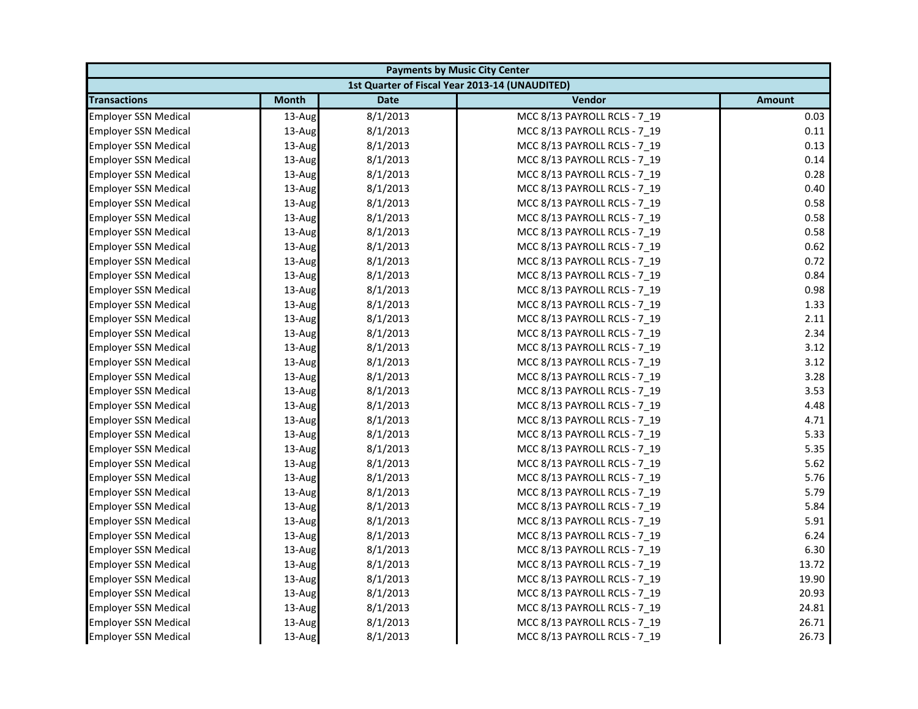| Payments by Music City Center | | | | |
|---|---|---|---|---|
| 1st Quarter of Fiscal Year 2013-14 (UNAUDITED) | | | | |
| **Transactions** | **Month** | **Date** | **Vendor** | **Amount** |
| Employer SSN Medical | 13-Aug | 8/1/2013 | MCC 8/13 PAYROLL RCLS - 7_19 | 0.03 |
| Employer SSN Medical | 13-Aug | 8/1/2013 | MCC 8/13 PAYROLL RCLS - 7_19 | 0.11 |
| Employer SSN Medical | 13-Aug | 8/1/2013 | MCC 8/13 PAYROLL RCLS - 7_19 | 0.13 |
| Employer SSN Medical | 13-Aug | 8/1/2013 | MCC 8/13 PAYROLL RCLS - 7_19 | 0.14 |
| Employer SSN Medical | 13-Aug | 8/1/2013 | MCC 8/13 PAYROLL RCLS - 7_19 | 0.28 |
| Employer SSN Medical | 13-Aug | 8/1/2013 | MCC 8/13 PAYROLL RCLS - 7_19 | 0.40 |
| Employer SSN Medical | 13-Aug | 8/1/2013 | MCC 8/13 PAYROLL RCLS - 7_19 | 0.58 |
| Employer SSN Medical | 13-Aug | 8/1/2013 | MCC 8/13 PAYROLL RCLS - 7_19 | 0.58 |
| Employer SSN Medical | 13-Aug | 8/1/2013 | MCC 8/13 PAYROLL RCLS - 7_19 | 0.58 |
| Employer SSN Medical | 13-Aug | 8/1/2013 | MCC 8/13 PAYROLL RCLS - 7_19 | 0.62 |
| Employer SSN Medical | 13-Aug | 8/1/2013 | MCC 8/13 PAYROLL RCLS - 7_19 | 0.72 |
| Employer SSN Medical | 13-Aug | 8/1/2013 | MCC 8/13 PAYROLL RCLS - 7_19 | 0.84 |
| Employer SSN Medical | 13-Aug | 8/1/2013 | MCC 8/13 PAYROLL RCLS - 7_19 | 0.98 |
| Employer SSN Medical | 13-Aug | 8/1/2013 | MCC 8/13 PAYROLL RCLS - 7_19 | 1.33 |
| Employer SSN Medical | 13-Aug | 8/1/2013 | MCC 8/13 PAYROLL RCLS - 7_19 | 2.11 |
| Employer SSN Medical | 13-Aug | 8/1/2013 | MCC 8/13 PAYROLL RCLS - 7_19 | 2.34 |
| Employer SSN Medical | 13-Aug | 8/1/2013 | MCC 8/13 PAYROLL RCLS - 7_19 | 3.12 |
| Employer SSN Medical | 13-Aug | 8/1/2013 | MCC 8/13 PAYROLL RCLS - 7_19 | 3.12 |
| Employer SSN Medical | 13-Aug | 8/1/2013 | MCC 8/13 PAYROLL RCLS - 7_19 | 3.28 |
| Employer SSN Medical | 13-Aug | 8/1/2013 | MCC 8/13 PAYROLL RCLS - 7_19 | 3.53 |
| Employer SSN Medical | 13-Aug | 8/1/2013 | MCC 8/13 PAYROLL RCLS - 7_19 | 4.48 |
| Employer SSN Medical | 13-Aug | 8/1/2013 | MCC 8/13 PAYROLL RCLS - 7_19 | 4.71 |
| Employer SSN Medical | 13-Aug | 8/1/2013 | MCC 8/13 PAYROLL RCLS - 7_19 | 5.33 |
| Employer SSN Medical | 13-Aug | 8/1/2013 | MCC 8/13 PAYROLL RCLS - 7_19 | 5.35 |
| Employer SSN Medical | 13-Aug | 8/1/2013 | MCC 8/13 PAYROLL RCLS - 7_19 | 5.62 |
| Employer SSN Medical | 13-Aug | 8/1/2013 | MCC 8/13 PAYROLL RCLS - 7_19 | 5.76 |
| Employer SSN Medical | 13-Aug | 8/1/2013 | MCC 8/13 PAYROLL RCLS - 7_19 | 5.79 |
| Employer SSN Medical | 13-Aug | 8/1/2013 | MCC 8/13 PAYROLL RCLS - 7_19 | 5.84 |
| Employer SSN Medical | 13-Aug | 8/1/2013 | MCC 8/13 PAYROLL RCLS - 7_19 | 5.91 |
| Employer SSN Medical | 13-Aug | 8/1/2013 | MCC 8/13 PAYROLL RCLS - 7_19 | 6.24 |
| Employer SSN Medical | 13-Aug | 8/1/2013 | MCC 8/13 PAYROLL RCLS - 7_19 | 6.30 |
| Employer SSN Medical | 13-Aug | 8/1/2013 | MCC 8/13 PAYROLL RCLS - 7_19 | 13.72 |
| Employer SSN Medical | 13-Aug | 8/1/2013 | MCC 8/13 PAYROLL RCLS - 7_19 | 19.90 |
| Employer SSN Medical | 13-Aug | 8/1/2013 | MCC 8/13 PAYROLL RCLS - 7_19 | 20.93 |
| Employer SSN Medical | 13-Aug | 8/1/2013 | MCC 8/13 PAYROLL RCLS - 7_19 | 24.81 |
| Employer SSN Medical | 13-Aug | 8/1/2013 | MCC 8/13 PAYROLL RCLS - 7_19 | 26.71 |
| Employer SSN Medical | 13-Aug | 8/1/2013 | MCC 8/13 PAYROLL RCLS - 7_19 | 26.73 |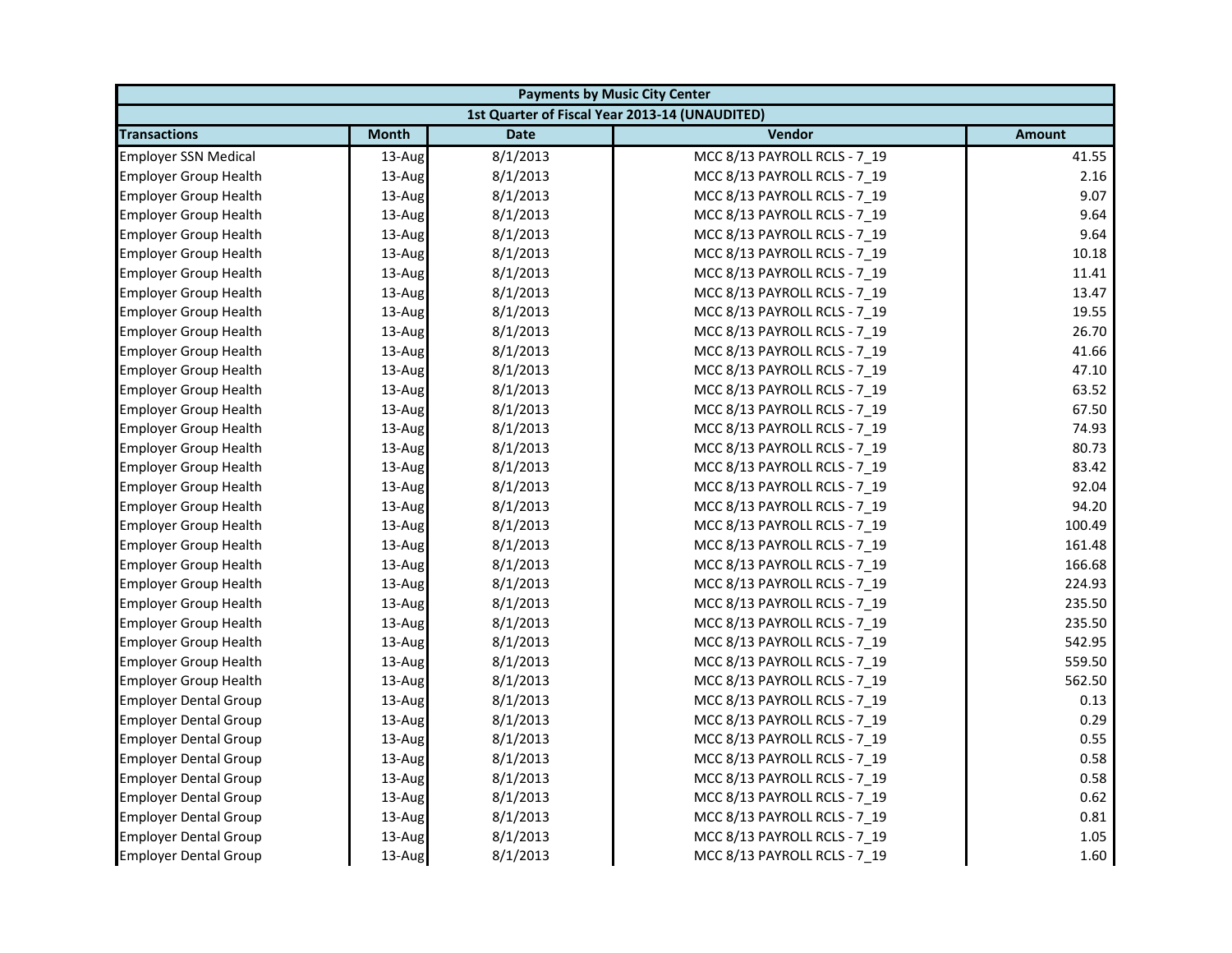| Payments by Music City Center | | | | |
|---|---|---|---|---|
| 1st Quarter of Fiscal Year 2013-14 (UNAUDITED) | | | | |
| **Transactions** | **Month** | **Date** | **Vendor** | **Amount** |
| Employer SSN Medical | 13-Aug | 8/1/2013 | MCC 8/13 PAYROLL RCLS - 7_19 | 41.55 |
| Employer Group Health | 13-Aug | 8/1/2013 | MCC 8/13 PAYROLL RCLS - 7_19 | 2.16 |
| Employer Group Health | 13-Aug | 8/1/2013 | MCC 8/13 PAYROLL RCLS - 7_19 | 9.07 |
| Employer Group Health | 13-Aug | 8/1/2013 | MCC 8/13 PAYROLL RCLS - 7_19 | 9.64 |
| Employer Group Health | 13-Aug | 8/1/2013 | MCC 8/13 PAYROLL RCLS - 7_19 | 9.64 |
| Employer Group Health | 13-Aug | 8/1/2013 | MCC 8/13 PAYROLL RCLS - 7_19 | 10.18 |
| Employer Group Health | 13-Aug | 8/1/2013 | MCC 8/13 PAYROLL RCLS - 7_19 | 11.41 |
| Employer Group Health | 13-Aug | 8/1/2013 | MCC 8/13 PAYROLL RCLS - 7_19 | 13.47 |
| Employer Group Health | 13-Aug | 8/1/2013 | MCC 8/13 PAYROLL RCLS - 7_19 | 19.55 |
| Employer Group Health | 13-Aug | 8/1/2013 | MCC 8/13 PAYROLL RCLS - 7_19 | 26.70 |
| Employer Group Health | 13-Aug | 8/1/2013 | MCC 8/13 PAYROLL RCLS - 7_19 | 41.66 |
| Employer Group Health | 13-Aug | 8/1/2013 | MCC 8/13 PAYROLL RCLS - 7_19 | 47.10 |
| Employer Group Health | 13-Aug | 8/1/2013 | MCC 8/13 PAYROLL RCLS - 7_19 | 63.52 |
| Employer Group Health | 13-Aug | 8/1/2013 | MCC 8/13 PAYROLL RCLS - 7_19 | 67.50 |
| Employer Group Health | 13-Aug | 8/1/2013 | MCC 8/13 PAYROLL RCLS - 7_19 | 74.93 |
| Employer Group Health | 13-Aug | 8/1/2013 | MCC 8/13 PAYROLL RCLS - 7_19 | 80.73 |
| Employer Group Health | 13-Aug | 8/1/2013 | MCC 8/13 PAYROLL RCLS - 7_19 | 83.42 |
| Employer Group Health | 13-Aug | 8/1/2013 | MCC 8/13 PAYROLL RCLS - 7_19 | 92.04 |
| Employer Group Health | 13-Aug | 8/1/2013 | MCC 8/13 PAYROLL RCLS - 7_19 | 94.20 |
| Employer Group Health | 13-Aug | 8/1/2013 | MCC 8/13 PAYROLL RCLS - 7_19 | 100.49 |
| Employer Group Health | 13-Aug | 8/1/2013 | MCC 8/13 PAYROLL RCLS - 7_19 | 161.48 |
| Employer Group Health | 13-Aug | 8/1/2013 | MCC 8/13 PAYROLL RCLS - 7_19 | 166.68 |
| Employer Group Health | 13-Aug | 8/1/2013 | MCC 8/13 PAYROLL RCLS - 7_19 | 224.93 |
| Employer Group Health | 13-Aug | 8/1/2013 | MCC 8/13 PAYROLL RCLS - 7_19 | 235.50 |
| Employer Group Health | 13-Aug | 8/1/2013 | MCC 8/13 PAYROLL RCLS - 7_19 | 235.50 |
| Employer Group Health | 13-Aug | 8/1/2013 | MCC 8/13 PAYROLL RCLS - 7_19 | 542.95 |
| Employer Group Health | 13-Aug | 8/1/2013 | MCC 8/13 PAYROLL RCLS - 7_19 | 559.50 |
| Employer Group Health | 13-Aug | 8/1/2013 | MCC 8/13 PAYROLL RCLS - 7_19 | 562.50 |
| Employer Dental Group | 13-Aug | 8/1/2013 | MCC 8/13 PAYROLL RCLS - 7_19 | 0.13 |
| Employer Dental Group | 13-Aug | 8/1/2013 | MCC 8/13 PAYROLL RCLS - 7_19 | 0.29 |
| Employer Dental Group | 13-Aug | 8/1/2013 | MCC 8/13 PAYROLL RCLS - 7_19 | 0.55 |
| Employer Dental Group | 13-Aug | 8/1/2013 | MCC 8/13 PAYROLL RCLS - 7_19 | 0.58 |
| Employer Dental Group | 13-Aug | 8/1/2013 | MCC 8/13 PAYROLL RCLS - 7_19 | 0.58 |
| Employer Dental Group | 13-Aug | 8/1/2013 | MCC 8/13 PAYROLL RCLS - 7_19 | 0.62 |
| Employer Dental Group | 13-Aug | 8/1/2013 | MCC 8/13 PAYROLL RCLS - 7_19 | 0.81 |
| Employer Dental Group | 13-Aug | 8/1/2013 | MCC 8/13 PAYROLL RCLS - 7_19 | 1.05 |
| Employer Dental Group | 13-Aug | 8/1/2013 | MCC 8/13 PAYROLL RCLS - 7_19 | 1.60 |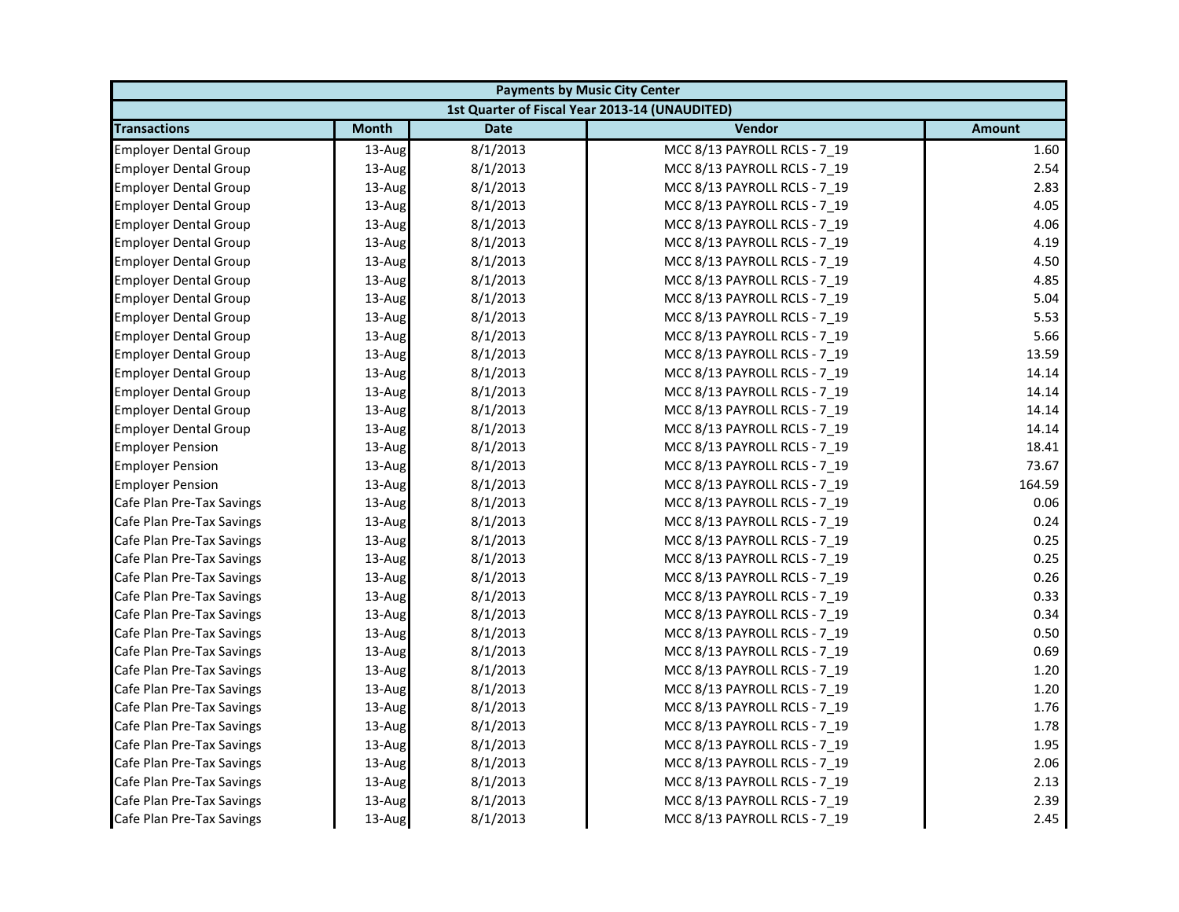| Payments by Music City Center | | | | |
|---|---|---|---|---|
| 1st Quarter of Fiscal Year 2013-14 (UNAUDITED) | | | | |
| **Transactions** | **Month** | **Date** | **Vendor** | **Amount** |
| Employer Dental Group | 13-Aug | 8/1/2013 | MCC 8/13 PAYROLL RCLS - 7_19 | 1.60 |
| Employer Dental Group | 13-Aug | 8/1/2013 | MCC 8/13 PAYROLL RCLS - 7_19 | 2.54 |
| Employer Dental Group | 13-Aug | 8/1/2013 | MCC 8/13 PAYROLL RCLS - 7_19 | 2.83 |
| Employer Dental Group | 13-Aug | 8/1/2013 | MCC 8/13 PAYROLL RCLS - 7_19 | 4.05 |
| Employer Dental Group | 13-Aug | 8/1/2013 | MCC 8/13 PAYROLL RCLS - 7_19 | 4.06 |
| Employer Dental Group | 13-Aug | 8/1/2013 | MCC 8/13 PAYROLL RCLS - 7_19 | 4.19 |
| Employer Dental Group | 13-Aug | 8/1/2013 | MCC 8/13 PAYROLL RCLS - 7_19 | 4.50 |
| Employer Dental Group | 13-Aug | 8/1/2013 | MCC 8/13 PAYROLL RCLS - 7_19 | 4.85 |
| Employer Dental Group | 13-Aug | 8/1/2013 | MCC 8/13 PAYROLL RCLS - 7_19 | 5.04 |
| Employer Dental Group | 13-Aug | 8/1/2013 | MCC 8/13 PAYROLL RCLS - 7_19 | 5.53 |
| Employer Dental Group | 13-Aug | 8/1/2013 | MCC 8/13 PAYROLL RCLS - 7_19 | 5.66 |
| Employer Dental Group | 13-Aug | 8/1/2013 | MCC 8/13 PAYROLL RCLS - 7_19 | 13.59 |
| Employer Dental Group | 13-Aug | 8/1/2013 | MCC 8/13 PAYROLL RCLS - 7_19 | 14.14 |
| Employer Dental Group | 13-Aug | 8/1/2013 | MCC 8/13 PAYROLL RCLS - 7_19 | 14.14 |
| Employer Dental Group | 13-Aug | 8/1/2013 | MCC 8/13 PAYROLL RCLS - 7_19 | 14.14 |
| Employer Dental Group | 13-Aug | 8/1/2013 | MCC 8/13 PAYROLL RCLS - 7_19 | 14.14 |
| Employer Pension | 13-Aug | 8/1/2013 | MCC 8/13 PAYROLL RCLS - 7_19 | 18.41 |
| Employer Pension | 13-Aug | 8/1/2013 | MCC 8/13 PAYROLL RCLS - 7_19 | 73.67 |
| Employer Pension | 13-Aug | 8/1/2013 | MCC 8/13 PAYROLL RCLS - 7_19 | 164.59 |
| Cafe Plan Pre-Tax Savings | 13-Aug | 8/1/2013 | MCC 8/13 PAYROLL RCLS - 7_19 | 0.06 |
| Cafe Plan Pre-Tax Savings | 13-Aug | 8/1/2013 | MCC 8/13 PAYROLL RCLS - 7_19 | 0.24 |
| Cafe Plan Pre-Tax Savings | 13-Aug | 8/1/2013 | MCC 8/13 PAYROLL RCLS - 7_19 | 0.25 |
| Cafe Plan Pre-Tax Savings | 13-Aug | 8/1/2013 | MCC 8/13 PAYROLL RCLS - 7_19 | 0.25 |
| Cafe Plan Pre-Tax Savings | 13-Aug | 8/1/2013 | MCC 8/13 PAYROLL RCLS - 7_19 | 0.26 |
| Cafe Plan Pre-Tax Savings | 13-Aug | 8/1/2013 | MCC 8/13 PAYROLL RCLS - 7_19 | 0.33 |
| Cafe Plan Pre-Tax Savings | 13-Aug | 8/1/2013 | MCC 8/13 PAYROLL RCLS - 7_19 | 0.34 |
| Cafe Plan Pre-Tax Savings | 13-Aug | 8/1/2013 | MCC 8/13 PAYROLL RCLS - 7_19 | 0.50 |
| Cafe Plan Pre-Tax Savings | 13-Aug | 8/1/2013 | MCC 8/13 PAYROLL RCLS - 7_19 | 0.69 |
| Cafe Plan Pre-Tax Savings | 13-Aug | 8/1/2013 | MCC 8/13 PAYROLL RCLS - 7_19 | 1.20 |
| Cafe Plan Pre-Tax Savings | 13-Aug | 8/1/2013 | MCC 8/13 PAYROLL RCLS - 7_19 | 1.20 |
| Cafe Plan Pre-Tax Savings | 13-Aug | 8/1/2013 | MCC 8/13 PAYROLL RCLS - 7_19 | 1.76 |
| Cafe Plan Pre-Tax Savings | 13-Aug | 8/1/2013 | MCC 8/13 PAYROLL RCLS - 7_19 | 1.78 |
| Cafe Plan Pre-Tax Savings | 13-Aug | 8/1/2013 | MCC 8/13 PAYROLL RCLS - 7_19 | 1.95 |
| Cafe Plan Pre-Tax Savings | 13-Aug | 8/1/2013 | MCC 8/13 PAYROLL RCLS - 7_19 | 2.06 |
| Cafe Plan Pre-Tax Savings | 13-Aug | 8/1/2013 | MCC 8/13 PAYROLL RCLS - 7_19 | 2.13 |
| Cafe Plan Pre-Tax Savings | 13-Aug | 8/1/2013 | MCC 8/13 PAYROLL RCLS - 7_19 | 2.39 |
| Cafe Plan Pre-Tax Savings | 13-Aug | 8/1/2013 | MCC 8/13 PAYROLL RCLS - 7_19 | 2.45 |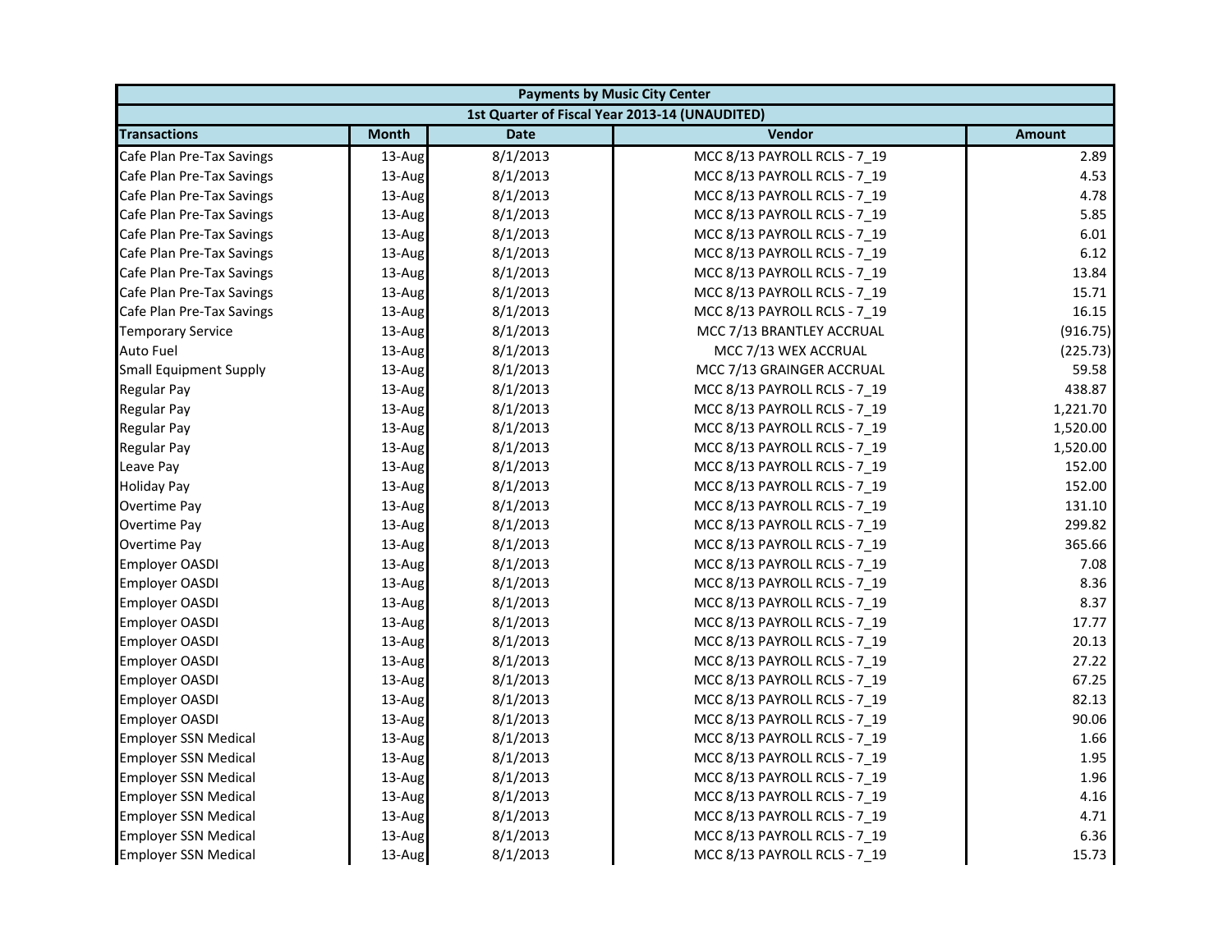| Payments by Music City Center | | | | |
|---|---|---|---|---|
| 1st Quarter of Fiscal Year 2013-14 (UNAUDITED) | | | | |
| **Transactions** | **Month** | **Date** | **Vendor** | **Amount** |
| Cafe Plan Pre-Tax Savings | 13-Aug | 8/1/2013 | MCC 8/13 PAYROLL RCLS - 7_19 | 2.89 |
| Cafe Plan Pre-Tax Savings | 13-Aug | 8/1/2013 | MCC 8/13 PAYROLL RCLS - 7_19 | 4.53 |
| Cafe Plan Pre-Tax Savings | 13-Aug | 8/1/2013 | MCC 8/13 PAYROLL RCLS - 7_19 | 4.78 |
| Cafe Plan Pre-Tax Savings | 13-Aug | 8/1/2013 | MCC 8/13 PAYROLL RCLS - 7_19 | 5.85 |
| Cafe Plan Pre-Tax Savings | 13-Aug | 8/1/2013 | MCC 8/13 PAYROLL RCLS - 7_19 | 6.01 |
| Cafe Plan Pre-Tax Savings | 13-Aug | 8/1/2013 | MCC 8/13 PAYROLL RCLS - 7_19 | 6.12 |
| Cafe Plan Pre-Tax Savings | 13-Aug | 8/1/2013 | MCC 8/13 PAYROLL RCLS - 7_19 | 13.84 |
| Cafe Plan Pre-Tax Savings | 13-Aug | 8/1/2013 | MCC 8/13 PAYROLL RCLS - 7_19 | 15.71 |
| Cafe Plan Pre-Tax Savings | 13-Aug | 8/1/2013 | MCC 8/13 PAYROLL RCLS - 7_19 | 16.15 |
| Temporary Service | 13-Aug | 8/1/2013 | MCC 7/13 BRANTLEY ACCRUAL | (916.75) |
| Auto Fuel | 13-Aug | 8/1/2013 | MCC 7/13 WEX ACCRUAL | (225.73) |
| Small Equipment Supply | 13-Aug | 8/1/2013 | MCC 7/13 GRAINGER ACCRUAL | 59.58 |
| Regular Pay | 13-Aug | 8/1/2013 | MCC 8/13 PAYROLL RCLS - 7_19 | 438.87 |
| Regular Pay | 13-Aug | 8/1/2013 | MCC 8/13 PAYROLL RCLS - 7_19 | 1,221.70 |
| Regular Pay | 13-Aug | 8/1/2013 | MCC 8/13 PAYROLL RCLS - 7_19 | 1,520.00 |
| Regular Pay | 13-Aug | 8/1/2013 | MCC 8/13 PAYROLL RCLS - 7_19 | 1,520.00 |
| Leave Pay | 13-Aug | 8/1/2013 | MCC 8/13 PAYROLL RCLS - 7_19 | 152.00 |
| Holiday Pay | 13-Aug | 8/1/2013 | MCC 8/13 PAYROLL RCLS - 7_19 | 152.00 |
| Overtime Pay | 13-Aug | 8/1/2013 | MCC 8/13 PAYROLL RCLS - 7_19 | 131.10 |
| Overtime Pay | 13-Aug | 8/1/2013 | MCC 8/13 PAYROLL RCLS - 7_19 | 299.82 |
| Overtime Pay | 13-Aug | 8/1/2013 | MCC 8/13 PAYROLL RCLS - 7_19 | 365.66 |
| Employer OASDI | 13-Aug | 8/1/2013 | MCC 8/13 PAYROLL RCLS - 7_19 | 7.08 |
| Employer OASDI | 13-Aug | 8/1/2013 | MCC 8/13 PAYROLL RCLS - 7_19 | 8.36 |
| Employer OASDI | 13-Aug | 8/1/2013 | MCC 8/13 PAYROLL RCLS - 7_19 | 8.37 |
| Employer OASDI | 13-Aug | 8/1/2013 | MCC 8/13 PAYROLL RCLS - 7_19 | 17.77 |
| Employer OASDI | 13-Aug | 8/1/2013 | MCC 8/13 PAYROLL RCLS - 7_19 | 20.13 |
| Employer OASDI | 13-Aug | 8/1/2013 | MCC 8/13 PAYROLL RCLS - 7_19 | 27.22 |
| Employer OASDI | 13-Aug | 8/1/2013 | MCC 8/13 PAYROLL RCLS - 7_19 | 67.25 |
| Employer OASDI | 13-Aug | 8/1/2013 | MCC 8/13 PAYROLL RCLS - 7_19 | 82.13 |
| Employer OASDI | 13-Aug | 8/1/2013 | MCC 8/13 PAYROLL RCLS - 7_19 | 90.06 |
| Employer SSN Medical | 13-Aug | 8/1/2013 | MCC 8/13 PAYROLL RCLS - 7_19 | 1.66 |
| Employer SSN Medical | 13-Aug | 8/1/2013 | MCC 8/13 PAYROLL RCLS - 7_19 | 1.95 |
| Employer SSN Medical | 13-Aug | 8/1/2013 | MCC 8/13 PAYROLL RCLS - 7_19 | 1.96 |
| Employer SSN Medical | 13-Aug | 8/1/2013 | MCC 8/13 PAYROLL RCLS - 7_19 | 4.16 |
| Employer SSN Medical | 13-Aug | 8/1/2013 | MCC 8/13 PAYROLL RCLS - 7_19 | 4.71 |
| Employer SSN Medical | 13-Aug | 8/1/2013 | MCC 8/13 PAYROLL RCLS - 7_19 | 6.36 |
| Employer SSN Medical | 13-Aug | 8/1/2013 | MCC 8/13 PAYROLL RCLS - 7_19 | 15.73 |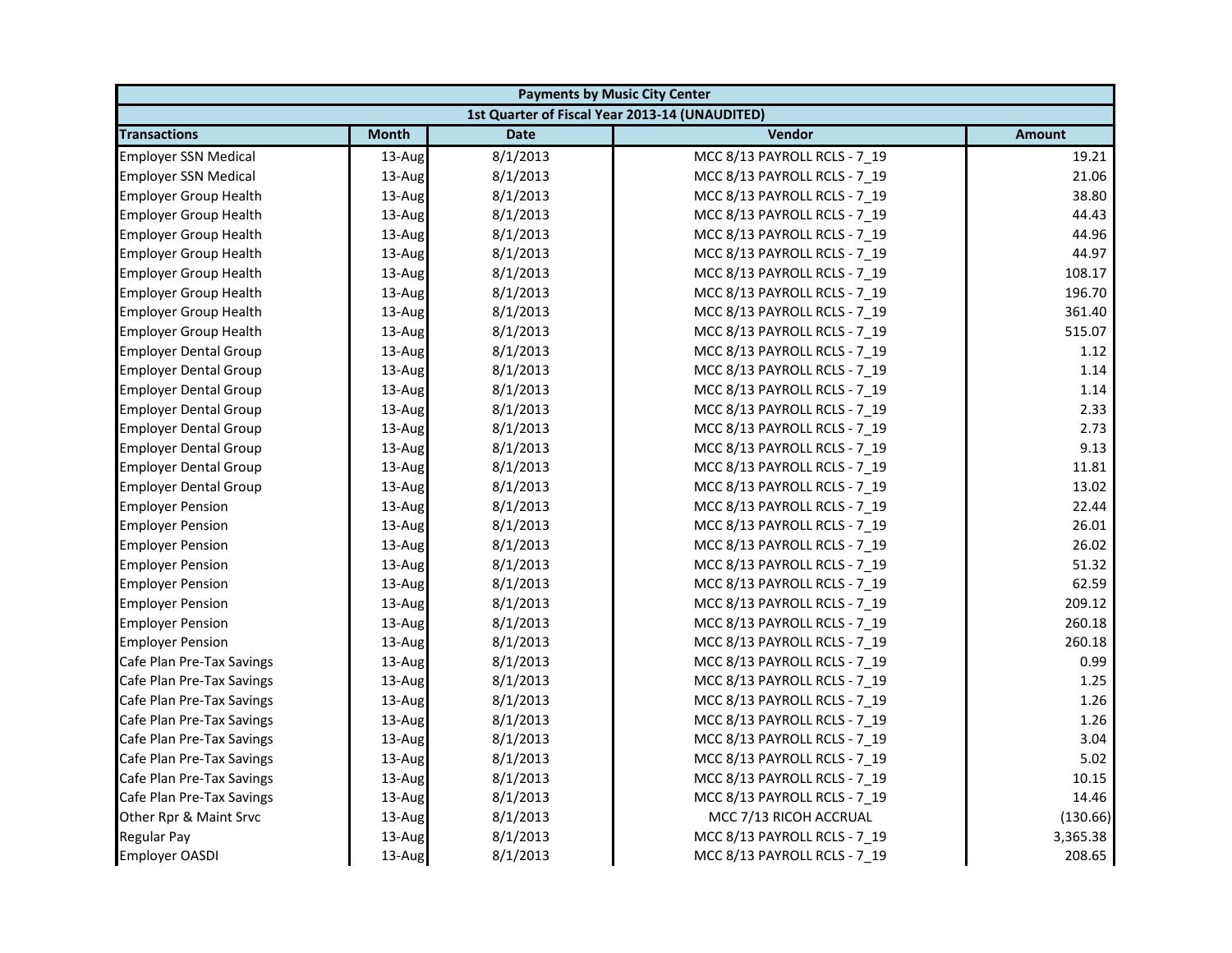| Payments by Music City Center | | | | |
|---|---|---|---|---|
| 1st Quarter of Fiscal Year 2013-14 (UNAUDITED) | | | | |
| **Transactions** | **Month** | **Date** | **Vendor** | **Amount** |
| Employer SSN Medical | 13-Aug | 8/1/2013 | MCC 8/13 PAYROLL RCLS - 7_19 | 19.21 |
| Employer SSN Medical | 13-Aug | 8/1/2013 | MCC 8/13 PAYROLL RCLS - 7_19 | 21.06 |
| Employer Group Health | 13-Aug | 8/1/2013 | MCC 8/13 PAYROLL RCLS - 7_19 | 38.80 |
| Employer Group Health | 13-Aug | 8/1/2013 | MCC 8/13 PAYROLL RCLS - 7_19 | 44.43 |
| Employer Group Health | 13-Aug | 8/1/2013 | MCC 8/13 PAYROLL RCLS - 7_19 | 44.96 |
| Employer Group Health | 13-Aug | 8/1/2013 | MCC 8/13 PAYROLL RCLS - 7_19 | 44.97 |
| Employer Group Health | 13-Aug | 8/1/2013 | MCC 8/13 PAYROLL RCLS - 7_19 | 108.17 |
| Employer Group Health | 13-Aug | 8/1/2013 | MCC 8/13 PAYROLL RCLS - 7_19 | 196.70 |
| Employer Group Health | 13-Aug | 8/1/2013 | MCC 8/13 PAYROLL RCLS - 7_19 | 361.40 |
| Employer Group Health | 13-Aug | 8/1/2013 | MCC 8/13 PAYROLL RCLS - 7_19 | 515.07 |
| Employer Dental Group | 13-Aug | 8/1/2013 | MCC 8/13 PAYROLL RCLS - 7_19 | 1.12 |
| Employer Dental Group | 13-Aug | 8/1/2013 | MCC 8/13 PAYROLL RCLS - 7_19 | 1.14 |
| Employer Dental Group | 13-Aug | 8/1/2013 | MCC 8/13 PAYROLL RCLS - 7_19 | 1.14 |
| Employer Dental Group | 13-Aug | 8/1/2013 | MCC 8/13 PAYROLL RCLS - 7_19 | 2.33 |
| Employer Dental Group | 13-Aug | 8/1/2013 | MCC 8/13 PAYROLL RCLS - 7_19 | 2.73 |
| Employer Dental Group | 13-Aug | 8/1/2013 | MCC 8/13 PAYROLL RCLS - 7_19 | 9.13 |
| Employer Dental Group | 13-Aug | 8/1/2013 | MCC 8/13 PAYROLL RCLS - 7_19 | 11.81 |
| Employer Dental Group | 13-Aug | 8/1/2013 | MCC 8/13 PAYROLL RCLS - 7_19 | 13.02 |
| Employer Pension | 13-Aug | 8/1/2013 | MCC 8/13 PAYROLL RCLS - 7_19 | 22.44 |
| Employer Pension | 13-Aug | 8/1/2013 | MCC 8/13 PAYROLL RCLS - 7_19 | 26.01 |
| Employer Pension | 13-Aug | 8/1/2013 | MCC 8/13 PAYROLL RCLS - 7_19 | 26.02 |
| Employer Pension | 13-Aug | 8/1/2013 | MCC 8/13 PAYROLL RCLS - 7_19 | 51.32 |
| Employer Pension | 13-Aug | 8/1/2013 | MCC 8/13 PAYROLL RCLS - 7_19 | 62.59 |
| Employer Pension | 13-Aug | 8/1/2013 | MCC 8/13 PAYROLL RCLS - 7_19 | 209.12 |
| Employer Pension | 13-Aug | 8/1/2013 | MCC 8/13 PAYROLL RCLS - 7_19 | 260.18 |
| Employer Pension | 13-Aug | 8/1/2013 | MCC 8/13 PAYROLL RCLS - 7_19 | 260.18 |
| Cafe Plan Pre-Tax Savings | 13-Aug | 8/1/2013 | MCC 8/13 PAYROLL RCLS - 7_19 | 0.99 |
| Cafe Plan Pre-Tax Savings | 13-Aug | 8/1/2013 | MCC 8/13 PAYROLL RCLS - 7_19 | 1.25 |
| Cafe Plan Pre-Tax Savings | 13-Aug | 8/1/2013 | MCC 8/13 PAYROLL RCLS - 7_19 | 1.26 |
| Cafe Plan Pre-Tax Savings | 13-Aug | 8/1/2013 | MCC 8/13 PAYROLL RCLS - 7_19 | 1.26 |
| Cafe Plan Pre-Tax Savings | 13-Aug | 8/1/2013 | MCC 8/13 PAYROLL RCLS - 7_19 | 3.04 |
| Cafe Plan Pre-Tax Savings | 13-Aug | 8/1/2013 | MCC 8/13 PAYROLL RCLS - 7_19 | 5.02 |
| Cafe Plan Pre-Tax Savings | 13-Aug | 8/1/2013 | MCC 8/13 PAYROLL RCLS - 7_19 | 10.15 |
| Cafe Plan Pre-Tax Savings | 13-Aug | 8/1/2013 | MCC 8/13 PAYROLL RCLS - 7_19 | 14.46 |
| Other Rpr & Maint Srvc | 13-Aug | 8/1/2013 | MCC 7/13 RICOH ACCRUAL | (130.66) |
| Regular Pay | 13-Aug | 8/1/2013 | MCC 8/13 PAYROLL RCLS - 7_19 | 3,365.38 |
| Employer OASDI | 13-Aug | 8/1/2013 | MCC 8/13 PAYROLL RCLS - 7_19 | 208.65 |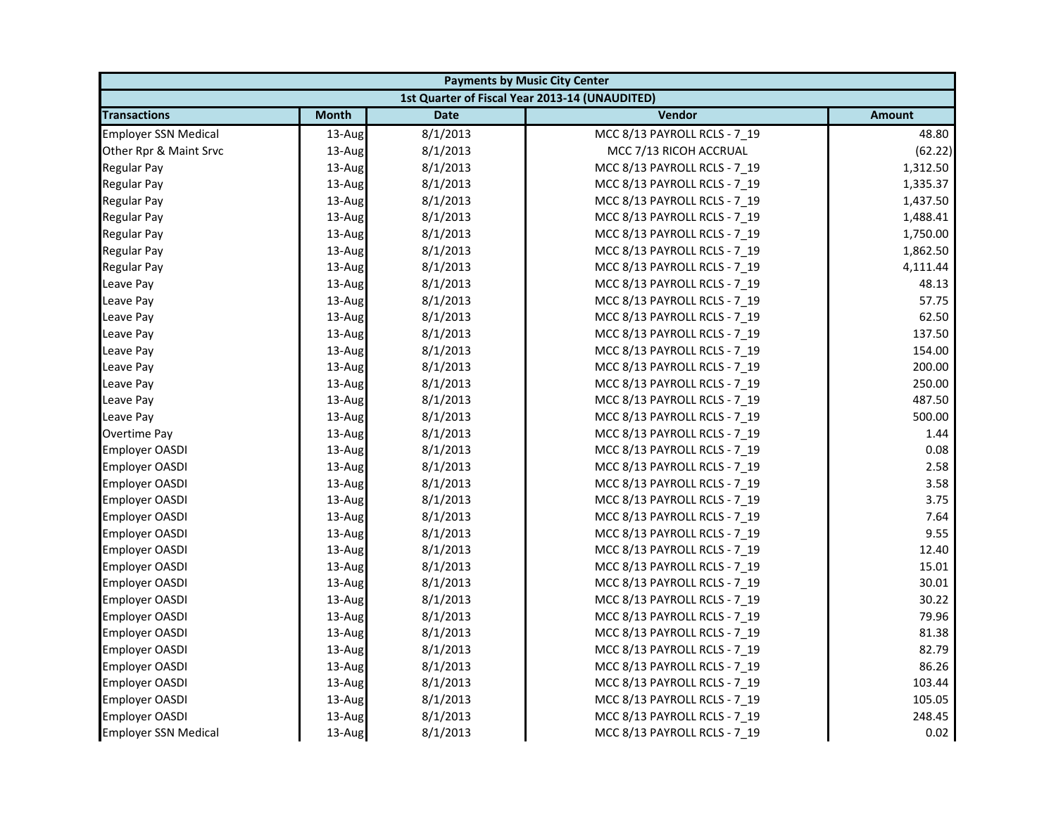| Payments by Music City Center | | | | |
|---|---|---|---|---|
| 1st Quarter of Fiscal Year 2013-14 (UNAUDITED) | | | | |
| **Transactions** | **Month** | **Date** | **Vendor** | **Amount** |
| Employer SSN Medical | 13-Aug | 8/1/2013 | MCC 8/13 PAYROLL RCLS - 7_19 | 48.80 |
| Other Rpr & Maint Srvc | 13-Aug | 8/1/2013 | MCC 7/13 RICOH ACCRUAL | (62.22) |
| Regular Pay | 13-Aug | 8/1/2013 | MCC 8/13 PAYROLL RCLS - 7_19 | 1,312.50 |
| Regular Pay | 13-Aug | 8/1/2013 | MCC 8/13 PAYROLL RCLS - 7_19 | 1,335.37 |
| Regular Pay | 13-Aug | 8/1/2013 | MCC 8/13 PAYROLL RCLS - 7_19 | 1,437.50 |
| Regular Pay | 13-Aug | 8/1/2013 | MCC 8/13 PAYROLL RCLS - 7_19 | 1,488.41 |
| Regular Pay | 13-Aug | 8/1/2013 | MCC 8/13 PAYROLL RCLS - 7_19 | 1,750.00 |
| Regular Pay | 13-Aug | 8/1/2013 | MCC 8/13 PAYROLL RCLS - 7_19 | 1,862.50 |
| Regular Pay | 13-Aug | 8/1/2013 | MCC 8/13 PAYROLL RCLS - 7_19 | 4,111.44 |
| Leave Pay | 13-Aug | 8/1/2013 | MCC 8/13 PAYROLL RCLS - 7_19 | 48.13 |
| Leave Pay | 13-Aug | 8/1/2013 | MCC 8/13 PAYROLL RCLS - 7_19 | 57.75 |
| Leave Pay | 13-Aug | 8/1/2013 | MCC 8/13 PAYROLL RCLS - 7_19 | 62.50 |
| Leave Pay | 13-Aug | 8/1/2013 | MCC 8/13 PAYROLL RCLS - 7_19 | 137.50 |
| Leave Pay | 13-Aug | 8/1/2013 | MCC 8/13 PAYROLL RCLS - 7_19 | 154.00 |
| Leave Pay | 13-Aug | 8/1/2013 | MCC 8/13 PAYROLL RCLS - 7_19 | 200.00 |
| Leave Pay | 13-Aug | 8/1/2013 | MCC 8/13 PAYROLL RCLS - 7_19 | 250.00 |
| Leave Pay | 13-Aug | 8/1/2013 | MCC 8/13 PAYROLL RCLS - 7_19 | 487.50 |
| Leave Pay | 13-Aug | 8/1/2013 | MCC 8/13 PAYROLL RCLS - 7_19 | 500.00 |
| Overtime Pay | 13-Aug | 8/1/2013 | MCC 8/13 PAYROLL RCLS - 7_19 | 1.44 |
| Employer OASDI | 13-Aug | 8/1/2013 | MCC 8/13 PAYROLL RCLS - 7_19 | 0.08 |
| Employer OASDI | 13-Aug | 8/1/2013 | MCC 8/13 PAYROLL RCLS - 7_19 | 2.58 |
| Employer OASDI | 13-Aug | 8/1/2013 | MCC 8/13 PAYROLL RCLS - 7_19 | 3.58 |
| Employer OASDI | 13-Aug | 8/1/2013 | MCC 8/13 PAYROLL RCLS - 7_19 | 3.75 |
| Employer OASDI | 13-Aug | 8/1/2013 | MCC 8/13 PAYROLL RCLS - 7_19 | 7.64 |
| Employer OASDI | 13-Aug | 8/1/2013 | MCC 8/13 PAYROLL RCLS - 7_19 | 9.55 |
| Employer OASDI | 13-Aug | 8/1/2013 | MCC 8/13 PAYROLL RCLS - 7_19 | 12.40 |
| Employer OASDI | 13-Aug | 8/1/2013 | MCC 8/13 PAYROLL RCLS - 7_19 | 15.01 |
| Employer OASDI | 13-Aug | 8/1/2013 | MCC 8/13 PAYROLL RCLS - 7_19 | 30.01 |
| Employer OASDI | 13-Aug | 8/1/2013 | MCC 8/13 PAYROLL RCLS - 7_19 | 30.22 |
| Employer OASDI | 13-Aug | 8/1/2013 | MCC 8/13 PAYROLL RCLS - 7_19 | 79.96 |
| Employer OASDI | 13-Aug | 8/1/2013 | MCC 8/13 PAYROLL RCLS - 7_19 | 81.38 |
| Employer OASDI | 13-Aug | 8/1/2013 | MCC 8/13 PAYROLL RCLS - 7_19 | 82.79 |
| Employer OASDI | 13-Aug | 8/1/2013 | MCC 8/13 PAYROLL RCLS - 7_19 | 86.26 |
| Employer OASDI | 13-Aug | 8/1/2013 | MCC 8/13 PAYROLL RCLS - 7_19 | 103.44 |
| Employer OASDI | 13-Aug | 8/1/2013 | MCC 8/13 PAYROLL RCLS - 7_19 | 105.05 |
| Employer OASDI | 13-Aug | 8/1/2013 | MCC 8/13 PAYROLL RCLS - 7_19 | 248.45 |
| Employer SSN Medical | 13-Aug | 8/1/2013 | MCC 8/13 PAYROLL RCLS - 7_19 | 0.02 |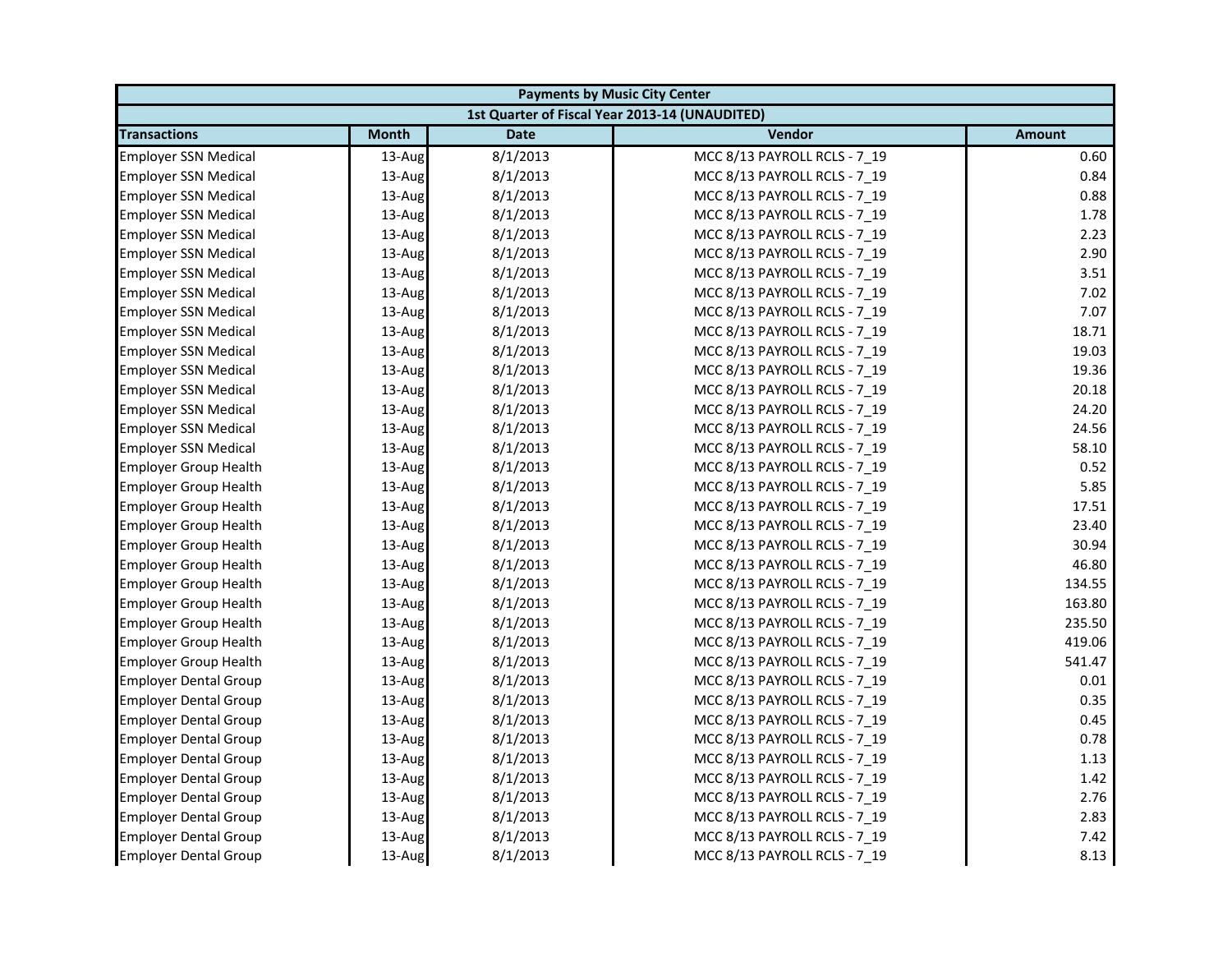| Payments by Music City Center | | | | |
|---|---|---|---|---|
| 1st Quarter of Fiscal Year 2013-14 (UNAUDITED) | | | | |
| Transactions | Month | Date | Vendor | Amount |
| Employer SSN Medical | 13-Aug | 8/1/2013 | MCC 8/13 PAYROLL RCLS - 7_19 | 0.60 |
| Employer SSN Medical | 13-Aug | 8/1/2013 | MCC 8/13 PAYROLL RCLS - 7_19 | 0.84 |
| Employer SSN Medical | 13-Aug | 8/1/2013 | MCC 8/13 PAYROLL RCLS - 7_19 | 0.88 |
| Employer SSN Medical | 13-Aug | 8/1/2013 | MCC 8/13 PAYROLL RCLS - 7_19 | 1.78 |
| Employer SSN Medical | 13-Aug | 8/1/2013 | MCC 8/13 PAYROLL RCLS - 7_19 | 2.23 |
| Employer SSN Medical | 13-Aug | 8/1/2013 | MCC 8/13 PAYROLL RCLS - 7_19 | 2.90 |
| Employer SSN Medical | 13-Aug | 8/1/2013 | MCC 8/13 PAYROLL RCLS - 7_19 | 3.51 |
| Employer SSN Medical | 13-Aug | 8/1/2013 | MCC 8/13 PAYROLL RCLS - 7_19 | 7.02 |
| Employer SSN Medical | 13-Aug | 8/1/2013 | MCC 8/13 PAYROLL RCLS - 7_19 | 7.07 |
| Employer SSN Medical | 13-Aug | 8/1/2013 | MCC 8/13 PAYROLL RCLS - 7_19 | 18.71 |
| Employer SSN Medical | 13-Aug | 8/1/2013 | MCC 8/13 PAYROLL RCLS - 7_19 | 19.03 |
| Employer SSN Medical | 13-Aug | 8/1/2013 | MCC 8/13 PAYROLL RCLS - 7_19 | 19.36 |
| Employer SSN Medical | 13-Aug | 8/1/2013 | MCC 8/13 PAYROLL RCLS - 7_19 | 20.18 |
| Employer SSN Medical | 13-Aug | 8/1/2013 | MCC 8/13 PAYROLL RCLS - 7_19 | 24.20 |
| Employer SSN Medical | 13-Aug | 8/1/2013 | MCC 8/13 PAYROLL RCLS - 7_19 | 24.56 |
| Employer SSN Medical | 13-Aug | 8/1/2013 | MCC 8/13 PAYROLL RCLS - 7_19 | 58.10 |
| Employer Group Health | 13-Aug | 8/1/2013 | MCC 8/13 PAYROLL RCLS - 7_19 | 0.52 |
| Employer Group Health | 13-Aug | 8/1/2013 | MCC 8/13 PAYROLL RCLS - 7_19 | 5.85 |
| Employer Group Health | 13-Aug | 8/1/2013 | MCC 8/13 PAYROLL RCLS - 7_19 | 17.51 |
| Employer Group Health | 13-Aug | 8/1/2013 | MCC 8/13 PAYROLL RCLS - 7_19 | 23.40 |
| Employer Group Health | 13-Aug | 8/1/2013 | MCC 8/13 PAYROLL RCLS - 7_19 | 30.94 |
| Employer Group Health | 13-Aug | 8/1/2013 | MCC 8/13 PAYROLL RCLS - 7_19 | 46.80 |
| Employer Group Health | 13-Aug | 8/1/2013 | MCC 8/13 PAYROLL RCLS - 7_19 | 134.55 |
| Employer Group Health | 13-Aug | 8/1/2013 | MCC 8/13 PAYROLL RCLS - 7_19 | 163.80 |
| Employer Group Health | 13-Aug | 8/1/2013 | MCC 8/13 PAYROLL RCLS - 7_19 | 235.50 |
| Employer Group Health | 13-Aug | 8/1/2013 | MCC 8/13 PAYROLL RCLS - 7_19 | 419.06 |
| Employer Group Health | 13-Aug | 8/1/2013 | MCC 8/13 PAYROLL RCLS - 7_19 | 541.47 |
| Employer Dental Group | 13-Aug | 8/1/2013 | MCC 8/13 PAYROLL RCLS - 7_19 | 0.01 |
| Employer Dental Group | 13-Aug | 8/1/2013 | MCC 8/13 PAYROLL RCLS - 7_19 | 0.35 |
| Employer Dental Group | 13-Aug | 8/1/2013 | MCC 8/13 PAYROLL RCLS - 7_19 | 0.45 |
| Employer Dental Group | 13-Aug | 8/1/2013 | MCC 8/13 PAYROLL RCLS - 7_19 | 0.78 |
| Employer Dental Group | 13-Aug | 8/1/2013 | MCC 8/13 PAYROLL RCLS - 7_19 | 1.13 |
| Employer Dental Group | 13-Aug | 8/1/2013 | MCC 8/13 PAYROLL RCLS - 7_19 | 1.42 |
| Employer Dental Group | 13-Aug | 8/1/2013 | MCC 8/13 PAYROLL RCLS - 7_19 | 2.76 |
| Employer Dental Group | 13-Aug | 8/1/2013 | MCC 8/13 PAYROLL RCLS - 7_19 | 2.83 |
| Employer Dental Group | 13-Aug | 8/1/2013 | MCC 8/13 PAYROLL RCLS - 7_19 | 7.42 |
| Employer Dental Group | 13-Aug | 8/1/2013 | MCC 8/13 PAYROLL RCLS - 7_19 | 8.13 |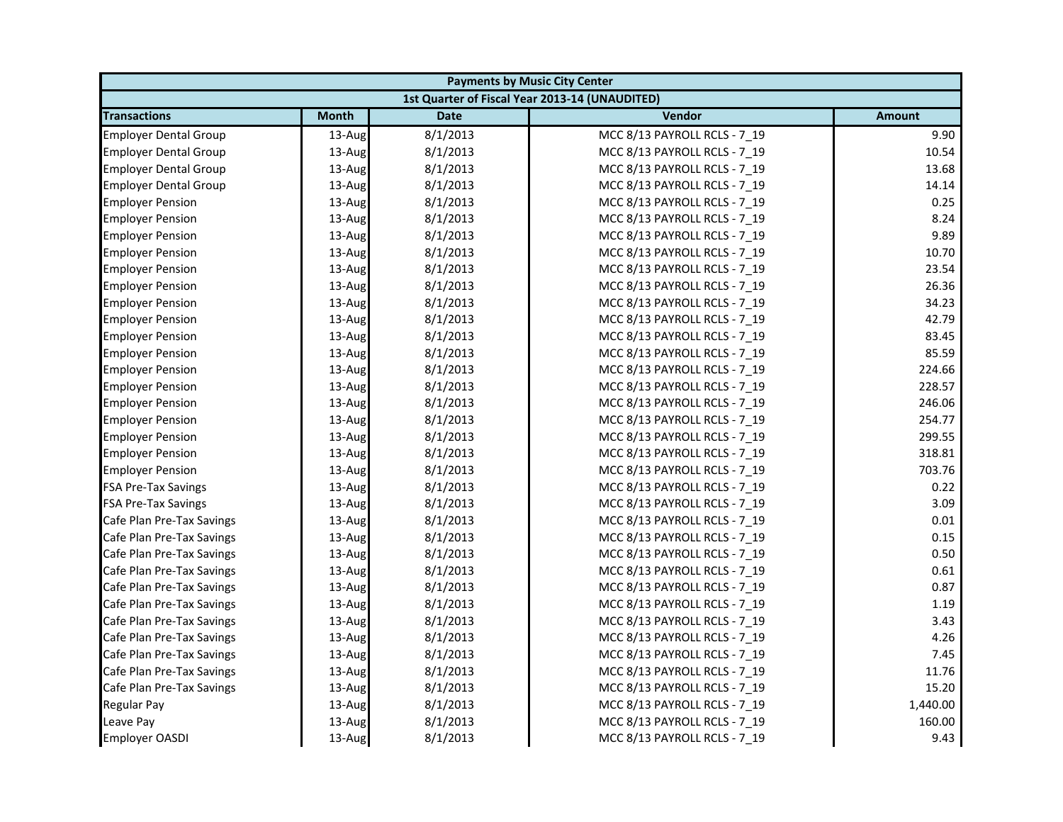| Payments by Music City Center | | | | |
|---|---|---|---|---|
| 1st Quarter of Fiscal Year 2013-14 (UNAUDITED) | | | | |
| **Transactions** | **Month** | **Date** | **Vendor** | **Amount** |
| Employer Dental Group | 13-Aug | 8/1/2013 | MCC 8/13 PAYROLL RCLS - 7_19 | 9.90 |
| Employer Dental Group | 13-Aug | 8/1/2013 | MCC 8/13 PAYROLL RCLS - 7_19 | 10.54 |
| Employer Dental Group | 13-Aug | 8/1/2013 | MCC 8/13 PAYROLL RCLS - 7_19 | 13.68 |
| Employer Dental Group | 13-Aug | 8/1/2013 | MCC 8/13 PAYROLL RCLS - 7_19 | 14.14 |
| Employer Pension | 13-Aug | 8/1/2013 | MCC 8/13 PAYROLL RCLS - 7_19 | 0.25 |
| Employer Pension | 13-Aug | 8/1/2013 | MCC 8/13 PAYROLL RCLS - 7_19 | 8.24 |
| Employer Pension | 13-Aug | 8/1/2013 | MCC 8/13 PAYROLL RCLS - 7_19 | 9.89 |
| Employer Pension | 13-Aug | 8/1/2013 | MCC 8/13 PAYROLL RCLS - 7_19 | 10.70 |
| Employer Pension | 13-Aug | 8/1/2013 | MCC 8/13 PAYROLL RCLS - 7_19 | 23.54 |
| Employer Pension | 13-Aug | 8/1/2013 | MCC 8/13 PAYROLL RCLS - 7_19 | 26.36 |
| Employer Pension | 13-Aug | 8/1/2013 | MCC 8/13 PAYROLL RCLS - 7_19 | 34.23 |
| Employer Pension | 13-Aug | 8/1/2013 | MCC 8/13 PAYROLL RCLS - 7_19 | 42.79 |
| Employer Pension | 13-Aug | 8/1/2013 | MCC 8/13 PAYROLL RCLS - 7_19 | 83.45 |
| Employer Pension | 13-Aug | 8/1/2013 | MCC 8/13 PAYROLL RCLS - 7_19 | 85.59 |
| Employer Pension | 13-Aug | 8/1/2013 | MCC 8/13 PAYROLL RCLS - 7_19 | 224.66 |
| Employer Pension | 13-Aug | 8/1/2013 | MCC 8/13 PAYROLL RCLS - 7_19 | 228.57 |
| Employer Pension | 13-Aug | 8/1/2013 | MCC 8/13 PAYROLL RCLS - 7_19 | 246.06 |
| Employer Pension | 13-Aug | 8/1/2013 | MCC 8/13 PAYROLL RCLS - 7_19 | 254.77 |
| Employer Pension | 13-Aug | 8/1/2013 | MCC 8/13 PAYROLL RCLS - 7_19 | 299.55 |
| Employer Pension | 13-Aug | 8/1/2013 | MCC 8/13 PAYROLL RCLS - 7_19 | 318.81 |
| Employer Pension | 13-Aug | 8/1/2013 | MCC 8/13 PAYROLL RCLS - 7_19 | 703.76 |
| FSA Pre-Tax Savings | 13-Aug | 8/1/2013 | MCC 8/13 PAYROLL RCLS - 7_19 | 0.22 |
| FSA Pre-Tax Savings | 13-Aug | 8/1/2013 | MCC 8/13 PAYROLL RCLS - 7_19 | 3.09 |
| Cafe Plan Pre-Tax Savings | 13-Aug | 8/1/2013 | MCC 8/13 PAYROLL RCLS - 7_19 | 0.01 |
| Cafe Plan Pre-Tax Savings | 13-Aug | 8/1/2013 | MCC 8/13 PAYROLL RCLS - 7_19 | 0.15 |
| Cafe Plan Pre-Tax Savings | 13-Aug | 8/1/2013 | MCC 8/13 PAYROLL RCLS - 7_19 | 0.50 |
| Cafe Plan Pre-Tax Savings | 13-Aug | 8/1/2013 | MCC 8/13 PAYROLL RCLS - 7_19 | 0.61 |
| Cafe Plan Pre-Tax Savings | 13-Aug | 8/1/2013 | MCC 8/13 PAYROLL RCLS - 7_19 | 0.87 |
| Cafe Plan Pre-Tax Savings | 13-Aug | 8/1/2013 | MCC 8/13 PAYROLL RCLS - 7_19 | 1.19 |
| Cafe Plan Pre-Tax Savings | 13-Aug | 8/1/2013 | MCC 8/13 PAYROLL RCLS - 7_19 | 3.43 |
| Cafe Plan Pre-Tax Savings | 13-Aug | 8/1/2013 | MCC 8/13 PAYROLL RCLS - 7_19 | 4.26 |
| Cafe Plan Pre-Tax Savings | 13-Aug | 8/1/2013 | MCC 8/13 PAYROLL RCLS - 7_19 | 7.45 |
| Cafe Plan Pre-Tax Savings | 13-Aug | 8/1/2013 | MCC 8/13 PAYROLL RCLS - 7_19 | 11.76 |
| Cafe Plan Pre-Tax Savings | 13-Aug | 8/1/2013 | MCC 8/13 PAYROLL RCLS - 7_19 | 15.20 |
| Regular Pay | 13-Aug | 8/1/2013 | MCC 8/13 PAYROLL RCLS - 7_19 | 1,440.00 |
| Leave Pay | 13-Aug | 8/1/2013 | MCC 8/13 PAYROLL RCLS - 7_19 | 160.00 |
| Employer OASDI | 13-Aug | 8/1/2013 | MCC 8/13 PAYROLL RCLS - 7_19 | 9.43 |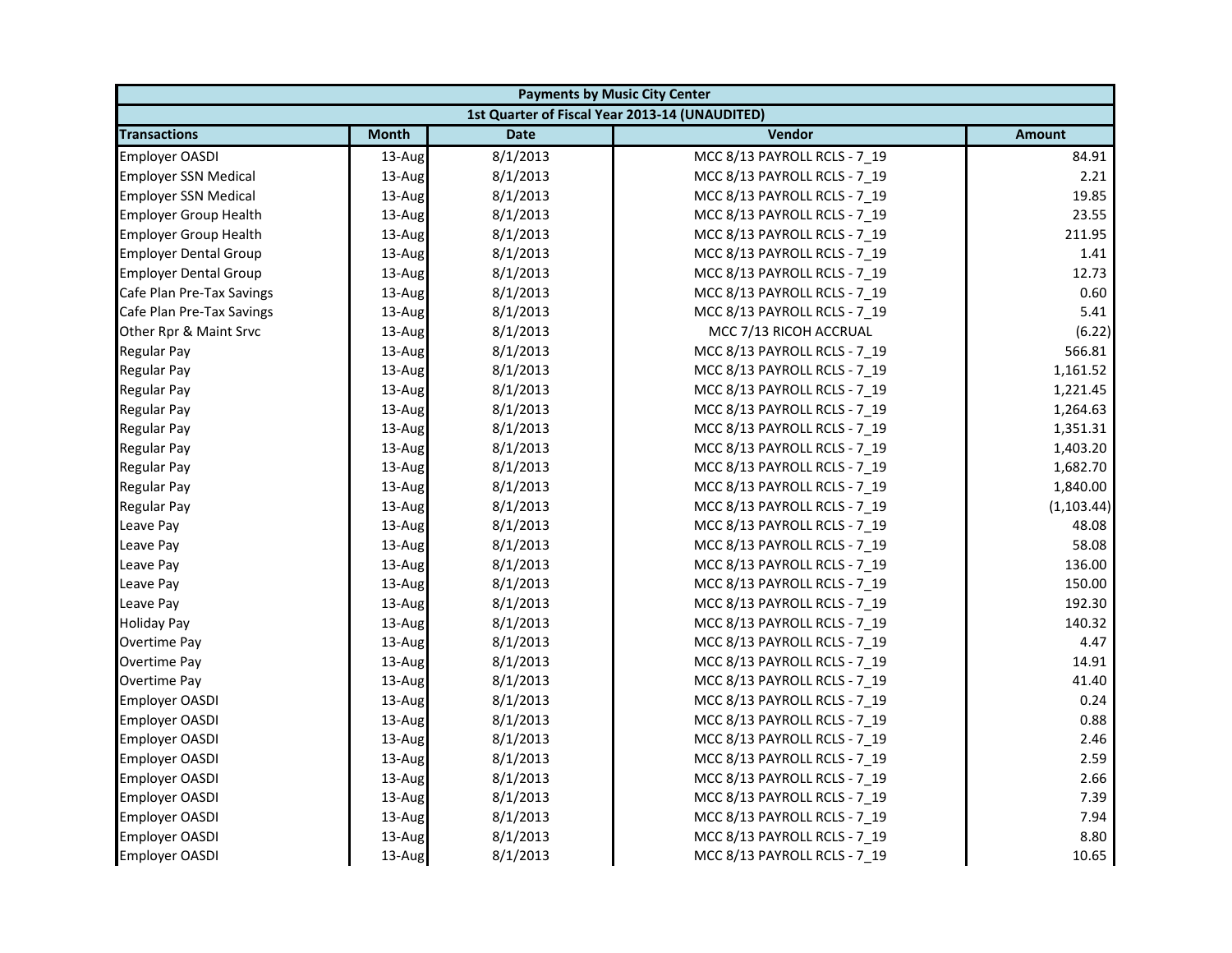| Payments by Music City Center | | | | |
|---|---|---|---|---|
| 1st Quarter of Fiscal Year 2013-14 (UNAUDITED) | | | | |
| **Transactions** | **Month** | **Date** | **Vendor** | **Amount** |
| Employer OASDI | 13-Aug | 8/1/2013 | MCC 8/13 PAYROLL RCLS - 7_19 | 84.91 |
| Employer SSN Medical | 13-Aug | 8/1/2013 | MCC 8/13 PAYROLL RCLS - 7_19 | 2.21 |
| Employer SSN Medical | 13-Aug | 8/1/2013 | MCC 8/13 PAYROLL RCLS - 7_19 | 19.85 |
| Employer Group Health | 13-Aug | 8/1/2013 | MCC 8/13 PAYROLL RCLS - 7_19 | 23.55 |
| Employer Group Health | 13-Aug | 8/1/2013 | MCC 8/13 PAYROLL RCLS - 7_19 | 211.95 |
| Employer Dental Group | 13-Aug | 8/1/2013 | MCC 8/13 PAYROLL RCLS - 7_19 | 1.41 |
| Employer Dental Group | 13-Aug | 8/1/2013 | MCC 8/13 PAYROLL RCLS - 7_19 | 12.73 |
| Cafe Plan Pre-Tax Savings | 13-Aug | 8/1/2013 | MCC 8/13 PAYROLL RCLS - 7_19 | 0.60 |
| Cafe Plan Pre-Tax Savings | 13-Aug | 8/1/2013 | MCC 8/13 PAYROLL RCLS - 7_19 | 5.41 |
| Other Rpr & Maint Srvc | 13-Aug | 8/1/2013 | MCC 7/13 RICOH ACCRUAL | (6.22) |
| Regular Pay | 13-Aug | 8/1/2013 | MCC 8/13 PAYROLL RCLS - 7_19 | 566.81 |
| Regular Pay | 13-Aug | 8/1/2013 | MCC 8/13 PAYROLL RCLS - 7_19 | 1,161.52 |
| Regular Pay | 13-Aug | 8/1/2013 | MCC 8/13 PAYROLL RCLS - 7_19 | 1,221.45 |
| Regular Pay | 13-Aug | 8/1/2013 | MCC 8/13 PAYROLL RCLS - 7_19 | 1,264.63 |
| Regular Pay | 13-Aug | 8/1/2013 | MCC 8/13 PAYROLL RCLS - 7_19 | 1,351.31 |
| Regular Pay | 13-Aug | 8/1/2013 | MCC 8/13 PAYROLL RCLS - 7_19 | 1,403.20 |
| Regular Pay | 13-Aug | 8/1/2013 | MCC 8/13 PAYROLL RCLS - 7_19 | 1,682.70 |
| Regular Pay | 13-Aug | 8/1/2013 | MCC 8/13 PAYROLL RCLS - 7_19 | 1,840.00 |
| Regular Pay | 13-Aug | 8/1/2013 | MCC 8/13 PAYROLL RCLS - 7_19 | (1,103.44) |
| Leave Pay | 13-Aug | 8/1/2013 | MCC 8/13 PAYROLL RCLS - 7_19 | 48.08 |
| Leave Pay | 13-Aug | 8/1/2013 | MCC 8/13 PAYROLL RCLS - 7_19 | 58.08 |
| Leave Pay | 13-Aug | 8/1/2013 | MCC 8/13 PAYROLL RCLS - 7_19 | 136.00 |
| Leave Pay | 13-Aug | 8/1/2013 | MCC 8/13 PAYROLL RCLS - 7_19 | 150.00 |
| Leave Pay | 13-Aug | 8/1/2013 | MCC 8/13 PAYROLL RCLS - 7_19 | 192.30 |
| Holiday Pay | 13-Aug | 8/1/2013 | MCC 8/13 PAYROLL RCLS - 7_19 | 140.32 |
| Overtime Pay | 13-Aug | 8/1/2013 | MCC 8/13 PAYROLL RCLS - 7_19 | 4.47 |
| Overtime Pay | 13-Aug | 8/1/2013 | MCC 8/13 PAYROLL RCLS - 7_19 | 14.91 |
| Overtime Pay | 13-Aug | 8/1/2013 | MCC 8/13 PAYROLL RCLS - 7_19 | 41.40 |
| Employer OASDI | 13-Aug | 8/1/2013 | MCC 8/13 PAYROLL RCLS - 7_19 | 0.24 |
| Employer OASDI | 13-Aug | 8/1/2013 | MCC 8/13 PAYROLL RCLS - 7_19 | 0.88 |
| Employer OASDI | 13-Aug | 8/1/2013 | MCC 8/13 PAYROLL RCLS - 7_19 | 2.46 |
| Employer OASDI | 13-Aug | 8/1/2013 | MCC 8/13 PAYROLL RCLS - 7_19 | 2.59 |
| Employer OASDI | 13-Aug | 8/1/2013 | MCC 8/13 PAYROLL RCLS - 7_19 | 2.66 |
| Employer OASDI | 13-Aug | 8/1/2013 | MCC 8/13 PAYROLL RCLS - 7_19 | 7.39 |
| Employer OASDI | 13-Aug | 8/1/2013 | MCC 8/13 PAYROLL RCLS - 7_19 | 7.94 |
| Employer OASDI | 13-Aug | 8/1/2013 | MCC 8/13 PAYROLL RCLS - 7_19 | 8.80 |
| Employer OASDI | 13-Aug | 8/1/2013 | MCC 8/13 PAYROLL RCLS - 7_19 | 10.65 |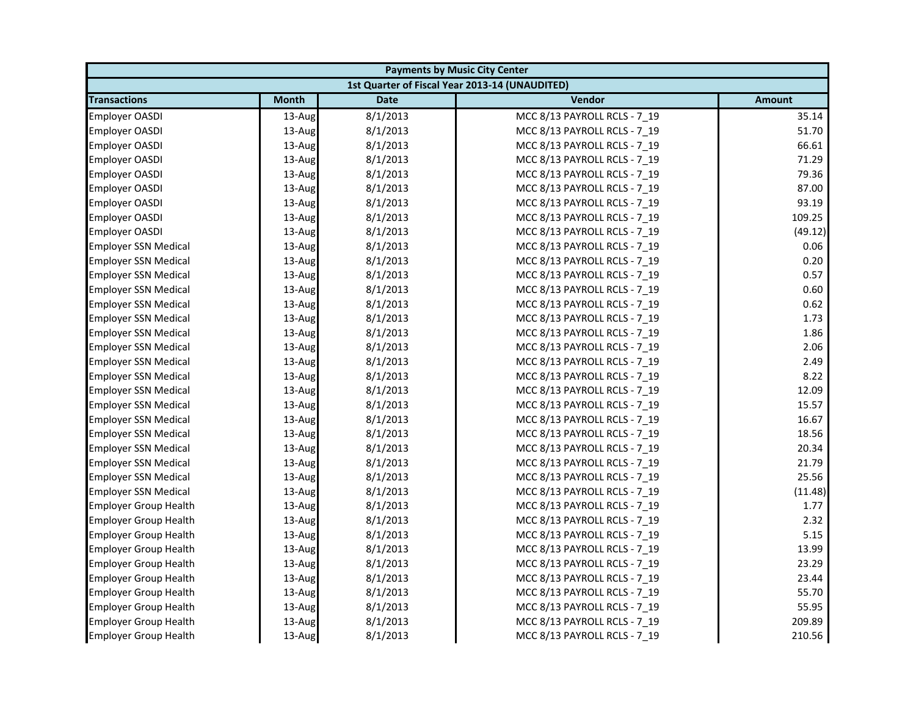| Payments by Music City Center | | | | |
|---|---|---|---|---|
| 1st Quarter of Fiscal Year 2013-14 (UNAUDITED) | | | | |
| **Transactions** | **Month** | **Date** | **Vendor** | **Amount** |
| Employer OASDI | 13-Aug | 8/1/2013 | MCC 8/13 PAYROLL RCLS - 7_19 | 35.14 |
| Employer OASDI | 13-Aug | 8/1/2013 | MCC 8/13 PAYROLL RCLS - 7_19 | 51.70 |
| Employer OASDI | 13-Aug | 8/1/2013 | MCC 8/13 PAYROLL RCLS - 7_19 | 66.61 |
| Employer OASDI | 13-Aug | 8/1/2013 | MCC 8/13 PAYROLL RCLS - 7_19 | 71.29 |
| Employer OASDI | 13-Aug | 8/1/2013 | MCC 8/13 PAYROLL RCLS - 7_19 | 79.36 |
| Employer OASDI | 13-Aug | 8/1/2013 | MCC 8/13 PAYROLL RCLS - 7_19 | 87.00 |
| Employer OASDI | 13-Aug | 8/1/2013 | MCC 8/13 PAYROLL RCLS - 7_19 | 93.19 |
| Employer OASDI | 13-Aug | 8/1/2013 | MCC 8/13 PAYROLL RCLS - 7_19 | 109.25 |
| Employer OASDI | 13-Aug | 8/1/2013 | MCC 8/13 PAYROLL RCLS - 7_19 | (49.12) |
| Employer SSN Medical | 13-Aug | 8/1/2013 | MCC 8/13 PAYROLL RCLS - 7_19 | 0.06 |
| Employer SSN Medical | 13-Aug | 8/1/2013 | MCC 8/13 PAYROLL RCLS - 7_19 | 0.20 |
| Employer SSN Medical | 13-Aug | 8/1/2013 | MCC 8/13 PAYROLL RCLS - 7_19 | 0.57 |
| Employer SSN Medical | 13-Aug | 8/1/2013 | MCC 8/13 PAYROLL RCLS - 7_19 | 0.60 |
| Employer SSN Medical | 13-Aug | 8/1/2013 | MCC 8/13 PAYROLL RCLS - 7_19 | 0.62 |
| Employer SSN Medical | 13-Aug | 8/1/2013 | MCC 8/13 PAYROLL RCLS - 7_19 | 1.73 |
| Employer SSN Medical | 13-Aug | 8/1/2013 | MCC 8/13 PAYROLL RCLS - 7_19 | 1.86 |
| Employer SSN Medical | 13-Aug | 8/1/2013 | MCC 8/13 PAYROLL RCLS - 7_19 | 2.06 |
| Employer SSN Medical | 13-Aug | 8/1/2013 | MCC 8/13 PAYROLL RCLS - 7_19 | 2.49 |
| Employer SSN Medical | 13-Aug | 8/1/2013 | MCC 8/13 PAYROLL RCLS - 7_19 | 8.22 |
| Employer SSN Medical | 13-Aug | 8/1/2013 | MCC 8/13 PAYROLL RCLS - 7_19 | 12.09 |
| Employer SSN Medical | 13-Aug | 8/1/2013 | MCC 8/13 PAYROLL RCLS - 7_19 | 15.57 |
| Employer SSN Medical | 13-Aug | 8/1/2013 | MCC 8/13 PAYROLL RCLS - 7_19 | 16.67 |
| Employer SSN Medical | 13-Aug | 8/1/2013 | MCC 8/13 PAYROLL RCLS - 7_19 | 18.56 |
| Employer SSN Medical | 13-Aug | 8/1/2013 | MCC 8/13 PAYROLL RCLS - 7_19 | 20.34 |
| Employer SSN Medical | 13-Aug | 8/1/2013 | MCC 8/13 PAYROLL RCLS - 7_19 | 21.79 |
| Employer SSN Medical | 13-Aug | 8/1/2013 | MCC 8/13 PAYROLL RCLS - 7_19 | 25.56 |
| Employer SSN Medical | 13-Aug | 8/1/2013 | MCC 8/13 PAYROLL RCLS - 7_19 | (11.48) |
| Employer Group Health | 13-Aug | 8/1/2013 | MCC 8/13 PAYROLL RCLS - 7_19 | 1.77 |
| Employer Group Health | 13-Aug | 8/1/2013 | MCC 8/13 PAYROLL RCLS - 7_19 | 2.32 |
| Employer Group Health | 13-Aug | 8/1/2013 | MCC 8/13 PAYROLL RCLS - 7_19 | 5.15 |
| Employer Group Health | 13-Aug | 8/1/2013 | MCC 8/13 PAYROLL RCLS - 7_19 | 13.99 |
| Employer Group Health | 13-Aug | 8/1/2013 | MCC 8/13 PAYROLL RCLS - 7_19 | 23.29 |
| Employer Group Health | 13-Aug | 8/1/2013 | MCC 8/13 PAYROLL RCLS - 7_19 | 23.44 |
| Employer Group Health | 13-Aug | 8/1/2013 | MCC 8/13 PAYROLL RCLS - 7_19 | 55.70 |
| Employer Group Health | 13-Aug | 8/1/2013 | MCC 8/13 PAYROLL RCLS - 7_19 | 55.95 |
| Employer Group Health | 13-Aug | 8/1/2013 | MCC 8/13 PAYROLL RCLS - 7_19 | 209.89 |
| Employer Group Health | 13-Aug | 8/1/2013 | MCC 8/13 PAYROLL RCLS - 7_19 | 210.56 |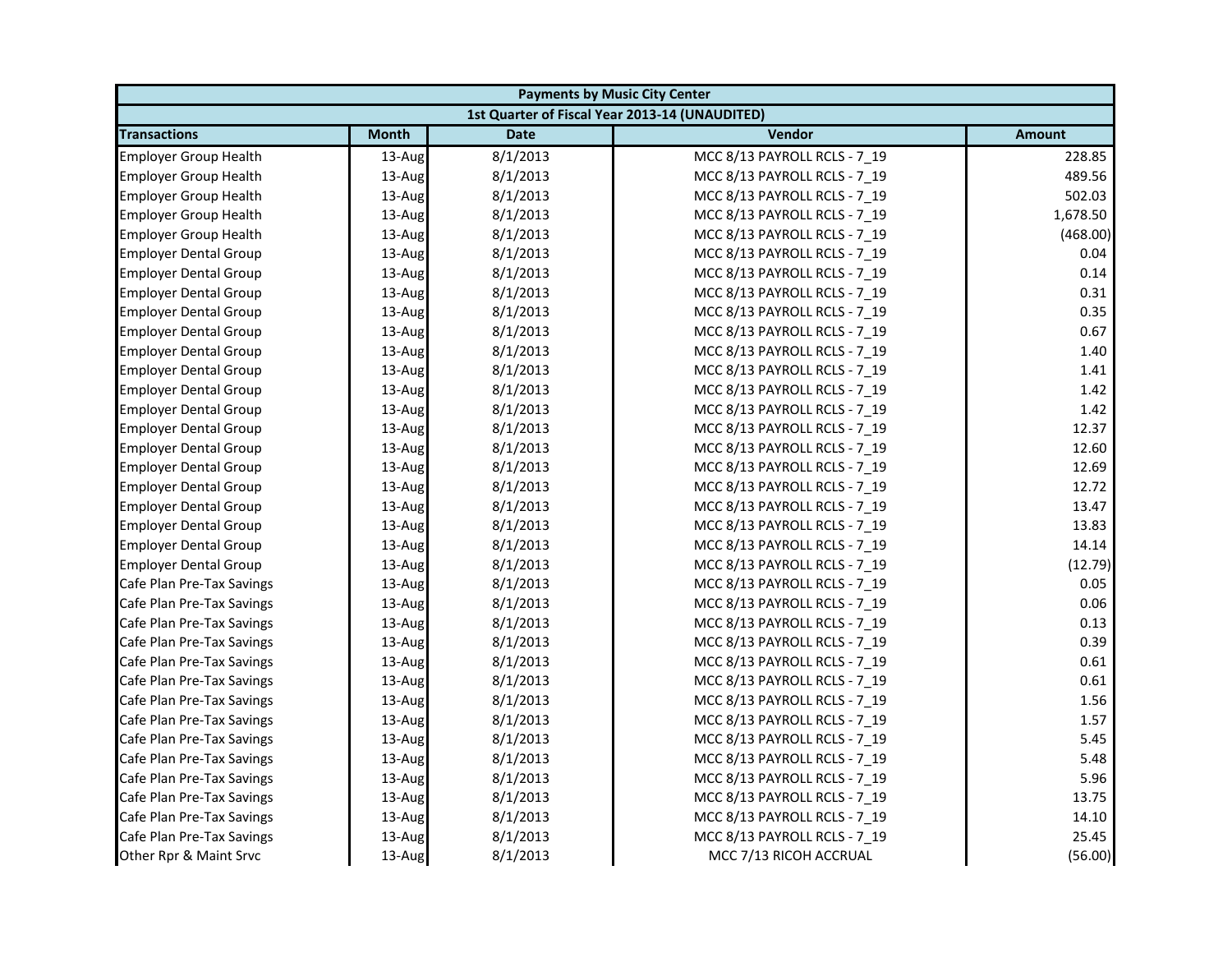| Payments by Music City Center | | | | |
|---|---|---|---|---|
| 1st Quarter of Fiscal Year 2013-14 (UNAUDITED) | | | | |
| Transactions | Month | Date | Vendor | Amount |
| Employer Group Health | 13-Aug | 8/1/2013 | MCC 8/13 PAYROLL RCLS - 7_19 | 228.85 |
| Employer Group Health | 13-Aug | 8/1/2013 | MCC 8/13 PAYROLL RCLS - 7_19 | 489.56 |
| Employer Group Health | 13-Aug | 8/1/2013 | MCC 8/13 PAYROLL RCLS - 7_19 | 502.03 |
| Employer Group Health | 13-Aug | 8/1/2013 | MCC 8/13 PAYROLL RCLS - 7_19 | 1,678.50 |
| Employer Group Health | 13-Aug | 8/1/2013 | MCC 8/13 PAYROLL RCLS - 7_19 | (468.00) |
| Employer Dental Group | 13-Aug | 8/1/2013 | MCC 8/13 PAYROLL RCLS - 7_19 | 0.04 |
| Employer Dental Group | 13-Aug | 8/1/2013 | MCC 8/13 PAYROLL RCLS - 7_19 | 0.14 |
| Employer Dental Group | 13-Aug | 8/1/2013 | MCC 8/13 PAYROLL RCLS - 7_19 | 0.31 |
| Employer Dental Group | 13-Aug | 8/1/2013 | MCC 8/13 PAYROLL RCLS - 7_19 | 0.35 |
| Employer Dental Group | 13-Aug | 8/1/2013 | MCC 8/13 PAYROLL RCLS - 7_19 | 0.67 |
| Employer Dental Group | 13-Aug | 8/1/2013 | MCC 8/13 PAYROLL RCLS - 7_19 | 1.40 |
| Employer Dental Group | 13-Aug | 8/1/2013 | MCC 8/13 PAYROLL RCLS - 7_19 | 1.41 |
| Employer Dental Group | 13-Aug | 8/1/2013 | MCC 8/13 PAYROLL RCLS - 7_19 | 1.42 |
| Employer Dental Group | 13-Aug | 8/1/2013 | MCC 8/13 PAYROLL RCLS - 7_19 | 1.42 |
| Employer Dental Group | 13-Aug | 8/1/2013 | MCC 8/13 PAYROLL RCLS - 7_19 | 12.37 |
| Employer Dental Group | 13-Aug | 8/1/2013 | MCC 8/13 PAYROLL RCLS - 7_19 | 12.60 |
| Employer Dental Group | 13-Aug | 8/1/2013 | MCC 8/13 PAYROLL RCLS - 7_19 | 12.69 |
| Employer Dental Group | 13-Aug | 8/1/2013 | MCC 8/13 PAYROLL RCLS - 7_19 | 12.72 |
| Employer Dental Group | 13-Aug | 8/1/2013 | MCC 8/13 PAYROLL RCLS - 7_19 | 13.47 |
| Employer Dental Group | 13-Aug | 8/1/2013 | MCC 8/13 PAYROLL RCLS - 7_19 | 13.83 |
| Employer Dental Group | 13-Aug | 8/1/2013 | MCC 8/13 PAYROLL RCLS - 7_19 | 14.14 |
| Employer Dental Group | 13-Aug | 8/1/2013 | MCC 8/13 PAYROLL RCLS - 7_19 | (12.79) |
| Cafe Plan Pre-Tax Savings | 13-Aug | 8/1/2013 | MCC 8/13 PAYROLL RCLS - 7_19 | 0.05 |
| Cafe Plan Pre-Tax Savings | 13-Aug | 8/1/2013 | MCC 8/13 PAYROLL RCLS - 7_19 | 0.06 |
| Cafe Plan Pre-Tax Savings | 13-Aug | 8/1/2013 | MCC 8/13 PAYROLL RCLS - 7_19 | 0.13 |
| Cafe Plan Pre-Tax Savings | 13-Aug | 8/1/2013 | MCC 8/13 PAYROLL RCLS - 7_19 | 0.39 |
| Cafe Plan Pre-Tax Savings | 13-Aug | 8/1/2013 | MCC 8/13 PAYROLL RCLS - 7_19 | 0.61 |
| Cafe Plan Pre-Tax Savings | 13-Aug | 8/1/2013 | MCC 8/13 PAYROLL RCLS - 7_19 | 0.61 |
| Cafe Plan Pre-Tax Savings | 13-Aug | 8/1/2013 | MCC 8/13 PAYROLL RCLS - 7_19 | 1.56 |
| Cafe Plan Pre-Tax Savings | 13-Aug | 8/1/2013 | MCC 8/13 PAYROLL RCLS - 7_19 | 1.57 |
| Cafe Plan Pre-Tax Savings | 13-Aug | 8/1/2013 | MCC 8/13 PAYROLL RCLS - 7_19 | 5.45 |
| Cafe Plan Pre-Tax Savings | 13-Aug | 8/1/2013 | MCC 8/13 PAYROLL RCLS - 7_19 | 5.48 |
| Cafe Plan Pre-Tax Savings | 13-Aug | 8/1/2013 | MCC 8/13 PAYROLL RCLS - 7_19 | 5.96 |
| Cafe Plan Pre-Tax Savings | 13-Aug | 8/1/2013 | MCC 8/13 PAYROLL RCLS - 7_19 | 13.75 |
| Cafe Plan Pre-Tax Savings | 13-Aug | 8/1/2013 | MCC 8/13 PAYROLL RCLS - 7_19 | 14.10 |
| Cafe Plan Pre-Tax Savings | 13-Aug | 8/1/2013 | MCC 8/13 PAYROLL RCLS - 7_19 | 25.45 |
| Other Rpr & Maint Srvc | 13-Aug | 8/1/2013 | MCC 7/13 RICOH ACCRUAL | (56.00) |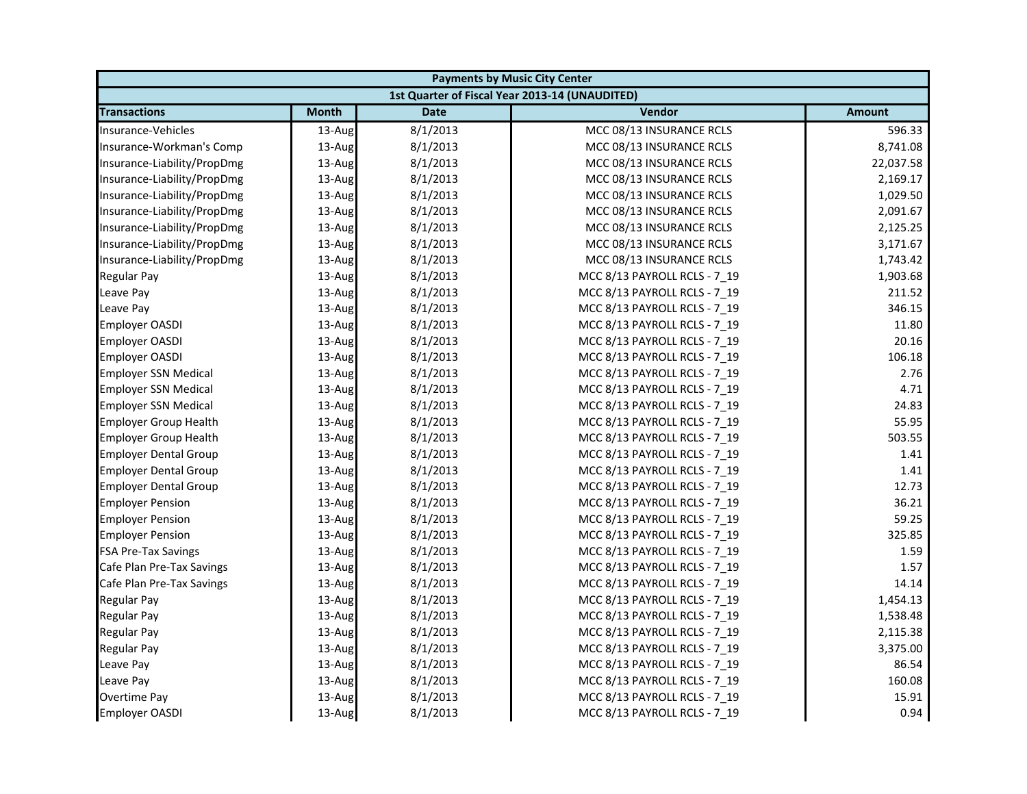| Payments by Music City Center | | | | |
|---|---|---|---|---|
| 1st Quarter of Fiscal Year 2013-14 (UNAUDITED) | | | | |
| **Transactions** | **Month** | **Date** | **Vendor** | **Amount** |
| Insurance-Vehicles | 13-Aug | 8/1/2013 | MCC 08/13 INSURANCE RCLS | 596.33 |
| Insurance-Workman's Comp | 13-Aug | 8/1/2013 | MCC 08/13 INSURANCE RCLS | 8,741.08 |
| Insurance-Liability/PropDmg | 13-Aug | 8/1/2013 | MCC 08/13 INSURANCE RCLS | 22,037.58 |
| Insurance-Liability/PropDmg | 13-Aug | 8/1/2013 | MCC 08/13 INSURANCE RCLS | 2,169.17 |
| Insurance-Liability/PropDmg | 13-Aug | 8/1/2013 | MCC 08/13 INSURANCE RCLS | 1,029.50 |
| Insurance-Liability/PropDmg | 13-Aug | 8/1/2013 | MCC 08/13 INSURANCE RCLS | 2,091.67 |
| Insurance-Liability/PropDmg | 13-Aug | 8/1/2013 | MCC 08/13 INSURANCE RCLS | 2,125.25 |
| Insurance-Liability/PropDmg | 13-Aug | 8/1/2013 | MCC 08/13 INSURANCE RCLS | 3,171.67 |
| Insurance-Liability/PropDmg | 13-Aug | 8/1/2013 | MCC 08/13 INSURANCE RCLS | 1,743.42 |
| Regular Pay | 13-Aug | 8/1/2013 | MCC 8/13 PAYROLL RCLS - 7_19 | 1,903.68 |
| Leave Pay | 13-Aug | 8/1/2013 | MCC 8/13 PAYROLL RCLS - 7_19 | 211.52 |
| Leave Pay | 13-Aug | 8/1/2013 | MCC 8/13 PAYROLL RCLS - 7_19 | 346.15 |
| Employer OASDI | 13-Aug | 8/1/2013 | MCC 8/13 PAYROLL RCLS - 7_19 | 11.80 |
| Employer OASDI | 13-Aug | 8/1/2013 | MCC 8/13 PAYROLL RCLS - 7_19 | 20.16 |
| Employer OASDI | 13-Aug | 8/1/2013 | MCC 8/13 PAYROLL RCLS - 7_19 | 106.18 |
| Employer SSN Medical | 13-Aug | 8/1/2013 | MCC 8/13 PAYROLL RCLS - 7_19 | 2.76 |
| Employer SSN Medical | 13-Aug | 8/1/2013 | MCC 8/13 PAYROLL RCLS - 7_19 | 4.71 |
| Employer SSN Medical | 13-Aug | 8/1/2013 | MCC 8/13 PAYROLL RCLS - 7_19 | 24.83 |
| Employer Group Health | 13-Aug | 8/1/2013 | MCC 8/13 PAYROLL RCLS - 7_19 | 55.95 |
| Employer Group Health | 13-Aug | 8/1/2013 | MCC 8/13 PAYROLL RCLS - 7_19 | 503.55 |
| Employer Dental Group | 13-Aug | 8/1/2013 | MCC 8/13 PAYROLL RCLS - 7_19 | 1.41 |
| Employer Dental Group | 13-Aug | 8/1/2013 | MCC 8/13 PAYROLL RCLS - 7_19 | 1.41 |
| Employer Dental Group | 13-Aug | 8/1/2013 | MCC 8/13 PAYROLL RCLS - 7_19 | 12.73 |
| Employer Pension | 13-Aug | 8/1/2013 | MCC 8/13 PAYROLL RCLS - 7_19 | 36.21 |
| Employer Pension | 13-Aug | 8/1/2013 | MCC 8/13 PAYROLL RCLS - 7_19 | 59.25 |
| Employer Pension | 13-Aug | 8/1/2013 | MCC 8/13 PAYROLL RCLS - 7_19 | 325.85 |
| FSA Pre-Tax Savings | 13-Aug | 8/1/2013 | MCC 8/13 PAYROLL RCLS - 7_19 | 1.59 |
| Cafe Plan Pre-Tax Savings | 13-Aug | 8/1/2013 | MCC 8/13 PAYROLL RCLS - 7_19 | 1.57 |
| Cafe Plan Pre-Tax Savings | 13-Aug | 8/1/2013 | MCC 8/13 PAYROLL RCLS - 7_19 | 14.14 |
| Regular Pay | 13-Aug | 8/1/2013 | MCC 8/13 PAYROLL RCLS - 7_19 | 1,454.13 |
| Regular Pay | 13-Aug | 8/1/2013 | MCC 8/13 PAYROLL RCLS - 7_19 | 1,538.48 |
| Regular Pay | 13-Aug | 8/1/2013 | MCC 8/13 PAYROLL RCLS - 7_19 | 2,115.38 |
| Regular Pay | 13-Aug | 8/1/2013 | MCC 8/13 PAYROLL RCLS - 7_19 | 3,375.00 |
| Leave Pay | 13-Aug | 8/1/2013 | MCC 8/13 PAYROLL RCLS - 7_19 | 86.54 |
| Leave Pay | 13-Aug | 8/1/2013 | MCC 8/13 PAYROLL RCLS - 7_19 | 160.08 |
| Overtime Pay | 13-Aug | 8/1/2013 | MCC 8/13 PAYROLL RCLS - 7_19 | 15.91 |
| Employer OASDI | 13-Aug | 8/1/2013 | MCC 8/13 PAYROLL RCLS - 7_19 | 0.94 |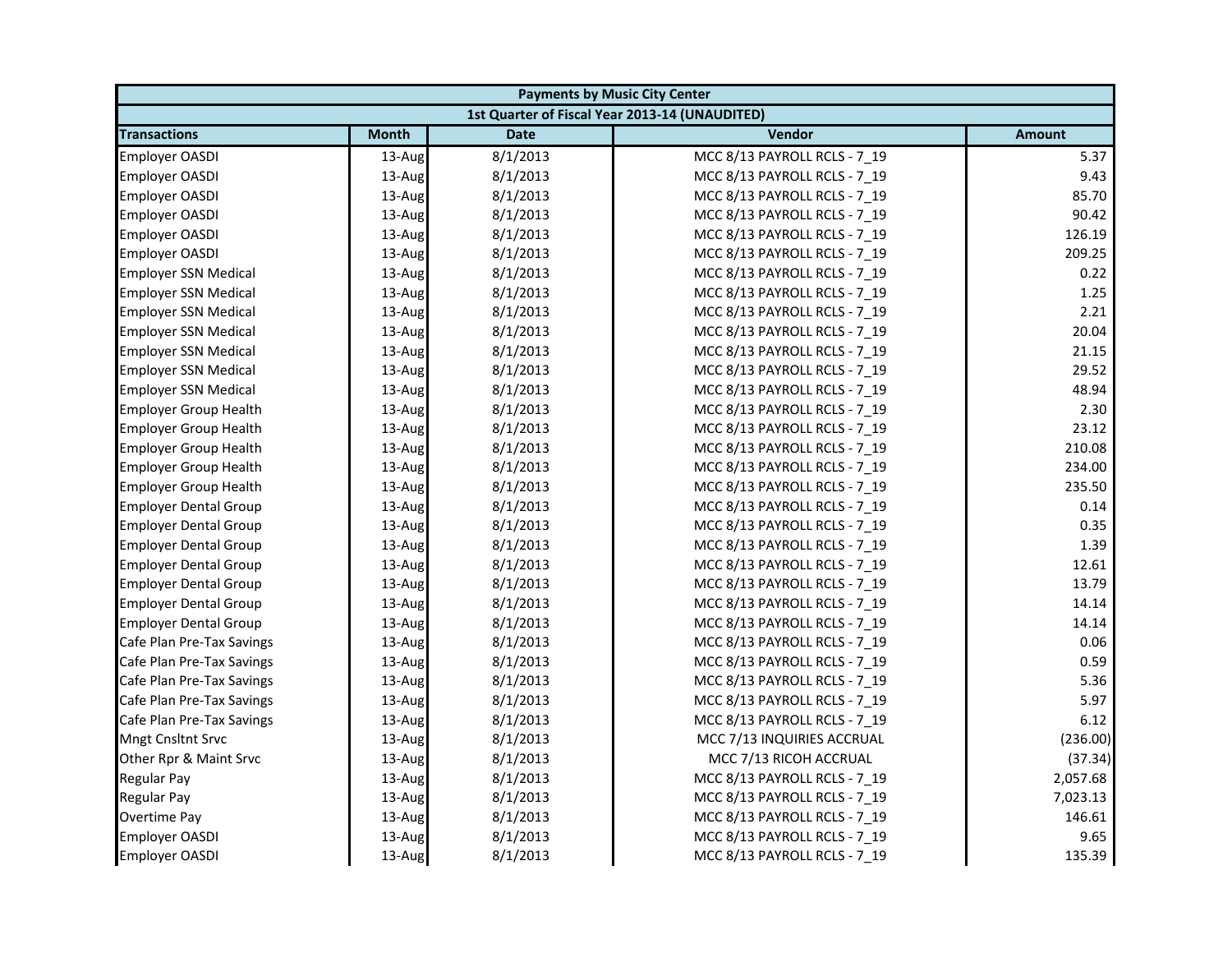| Payments by Music City Center | | | | |
|---|---|---|---|---|
| 1st Quarter of Fiscal Year 2013-14 (UNAUDITED) | | | | |
| **Transactions** | **Month** | **Date** | **Vendor** | **Amount** |
| Employer OASDI | 13-Aug | 8/1/2013 | MCC 8/13 PAYROLL RCLS - 7_19 | 5.37 |
| Employer OASDI | 13-Aug | 8/1/2013 | MCC 8/13 PAYROLL RCLS - 7_19 | 9.43 |
| Employer OASDI | 13-Aug | 8/1/2013 | MCC 8/13 PAYROLL RCLS - 7_19 | 85.70 |
| Employer OASDI | 13-Aug | 8/1/2013 | MCC 8/13 PAYROLL RCLS - 7_19 | 90.42 |
| Employer OASDI | 13-Aug | 8/1/2013 | MCC 8/13 PAYROLL RCLS - 7_19 | 126.19 |
| Employer OASDI | 13-Aug | 8/1/2013 | MCC 8/13 PAYROLL RCLS - 7_19 | 209.25 |
| Employer SSN Medical | 13-Aug | 8/1/2013 | MCC 8/13 PAYROLL RCLS - 7_19 | 0.22 |
| Employer SSN Medical | 13-Aug | 8/1/2013 | MCC 8/13 PAYROLL RCLS - 7_19 | 1.25 |
| Employer SSN Medical | 13-Aug | 8/1/2013 | MCC 8/13 PAYROLL RCLS - 7_19 | 2.21 |
| Employer SSN Medical | 13-Aug | 8/1/2013 | MCC 8/13 PAYROLL RCLS - 7_19 | 20.04 |
| Employer SSN Medical | 13-Aug | 8/1/2013 | MCC 8/13 PAYROLL RCLS - 7_19 | 21.15 |
| Employer SSN Medical | 13-Aug | 8/1/2013 | MCC 8/13 PAYROLL RCLS - 7_19 | 29.52 |
| Employer SSN Medical | 13-Aug | 8/1/2013 | MCC 8/13 PAYROLL RCLS - 7_19 | 48.94 |
| Employer Group Health | 13-Aug | 8/1/2013 | MCC 8/13 PAYROLL RCLS - 7_19 | 2.30 |
| Employer Group Health | 13-Aug | 8/1/2013 | MCC 8/13 PAYROLL RCLS - 7_19 | 23.12 |
| Employer Group Health | 13-Aug | 8/1/2013 | MCC 8/13 PAYROLL RCLS - 7_19 | 210.08 |
| Employer Group Health | 13-Aug | 8/1/2013 | MCC 8/13 PAYROLL RCLS - 7_19 | 234.00 |
| Employer Group Health | 13-Aug | 8/1/2013 | MCC 8/13 PAYROLL RCLS - 7_19 | 235.50 |
| Employer Dental Group | 13-Aug | 8/1/2013 | MCC 8/13 PAYROLL RCLS - 7_19 | 0.14 |
| Employer Dental Group | 13-Aug | 8/1/2013 | MCC 8/13 PAYROLL RCLS - 7_19 | 0.35 |
| Employer Dental Group | 13-Aug | 8/1/2013 | MCC 8/13 PAYROLL RCLS - 7_19 | 1.39 |
| Employer Dental Group | 13-Aug | 8/1/2013 | MCC 8/13 PAYROLL RCLS - 7_19 | 12.61 |
| Employer Dental Group | 13-Aug | 8/1/2013 | MCC 8/13 PAYROLL RCLS - 7_19 | 13.79 |
| Employer Dental Group | 13-Aug | 8/1/2013 | MCC 8/13 PAYROLL RCLS - 7_19 | 14.14 |
| Employer Dental Group | 13-Aug | 8/1/2013 | MCC 8/13 PAYROLL RCLS - 7_19 | 14.14 |
| Cafe Plan Pre-Tax Savings | 13-Aug | 8/1/2013 | MCC 8/13 PAYROLL RCLS - 7_19 | 0.06 |
| Cafe Plan Pre-Tax Savings | 13-Aug | 8/1/2013 | MCC 8/13 PAYROLL RCLS - 7_19 | 0.59 |
| Cafe Plan Pre-Tax Savings | 13-Aug | 8/1/2013 | MCC 8/13 PAYROLL RCLS - 7_19 | 5.36 |
| Cafe Plan Pre-Tax Savings | 13-Aug | 8/1/2013 | MCC 8/13 PAYROLL RCLS - 7_19 | 5.97 |
| Cafe Plan Pre-Tax Savings | 13-Aug | 8/1/2013 | MCC 8/13 PAYROLL RCLS - 7_19 | 6.12 |
| Mngt Cnsltnt Srvc | 13-Aug | 8/1/2013 | MCC 7/13 INQUIRIES ACCRUAL | (236.00) |
| Other Rpr & Maint Srvc | 13-Aug | 8/1/2013 | MCC 7/13 RICOH ACCRUAL | (37.34) |
| Regular Pay | 13-Aug | 8/1/2013 | MCC 8/13 PAYROLL RCLS - 7_19 | 2,057.68 |
| Regular Pay | 13-Aug | 8/1/2013 | MCC 8/13 PAYROLL RCLS - 7_19 | 7,023.13 |
| Overtime Pay | 13-Aug | 8/1/2013 | MCC 8/13 PAYROLL RCLS - 7_19 | 146.61 |
| Employer OASDI | 13-Aug | 8/1/2013 | MCC 8/13 PAYROLL RCLS - 7_19 | 9.65 |
| Employer OASDI | 13-Aug | 8/1/2013 | MCC 8/13 PAYROLL RCLS - 7_19 | 135.39 |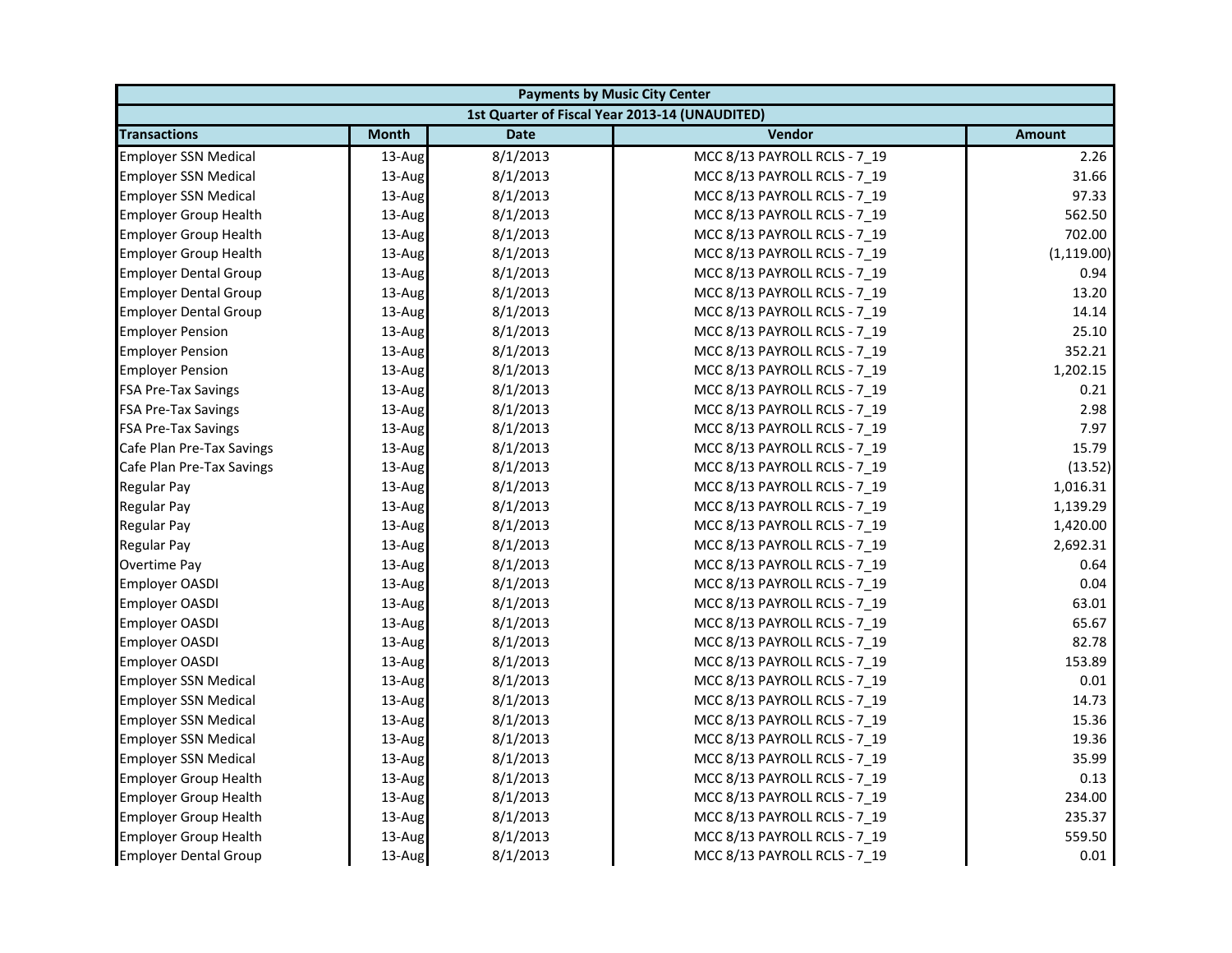| Payments by Music City Center | | | | |
|---|---|---|---|---|
| 1st Quarter of Fiscal Year 2013-14 (UNAUDITED) | | | | |
| **Transactions** | **Month** | **Date** | **Vendor** | **Amount** |
| Employer SSN Medical | 13-Aug | 8/1/2013 | MCC 8/13 PAYROLL RCLS - 7_19 | 2.26 |
| Employer SSN Medical | 13-Aug | 8/1/2013 | MCC 8/13 PAYROLL RCLS - 7_19 | 31.66 |
| Employer SSN Medical | 13-Aug | 8/1/2013 | MCC 8/13 PAYROLL RCLS - 7_19 | 97.33 |
| Employer Group Health | 13-Aug | 8/1/2013 | MCC 8/13 PAYROLL RCLS - 7_19 | 562.50 |
| Employer Group Health | 13-Aug | 8/1/2013 | MCC 8/13 PAYROLL RCLS - 7_19 | 702.00 |
| Employer Group Health | 13-Aug | 8/1/2013 | MCC 8/13 PAYROLL RCLS - 7_19 | (1,119.00) |
| Employer Dental Group | 13-Aug | 8/1/2013 | MCC 8/13 PAYROLL RCLS - 7_19 | 0.94 |
| Employer Dental Group | 13-Aug | 8/1/2013 | MCC 8/13 PAYROLL RCLS - 7_19 | 13.20 |
| Employer Dental Group | 13-Aug | 8/1/2013 | MCC 8/13 PAYROLL RCLS - 7_19 | 14.14 |
| Employer Pension | 13-Aug | 8/1/2013 | MCC 8/13 PAYROLL RCLS - 7_19 | 25.10 |
| Employer Pension | 13-Aug | 8/1/2013 | MCC 8/13 PAYROLL RCLS - 7_19 | 352.21 |
| Employer Pension | 13-Aug | 8/1/2013 | MCC 8/13 PAYROLL RCLS - 7_19 | 1,202.15 |
| FSA Pre-Tax Savings | 13-Aug | 8/1/2013 | MCC 8/13 PAYROLL RCLS - 7_19 | 0.21 |
| FSA Pre-Tax Savings | 13-Aug | 8/1/2013 | MCC 8/13 PAYROLL RCLS - 7_19 | 2.98 |
| FSA Pre-Tax Savings | 13-Aug | 8/1/2013 | MCC 8/13 PAYROLL RCLS - 7_19 | 7.97 |
| Cafe Plan Pre-Tax Savings | 13-Aug | 8/1/2013 | MCC 8/13 PAYROLL RCLS - 7_19 | 15.79 |
| Cafe Plan Pre-Tax Savings | 13-Aug | 8/1/2013 | MCC 8/13 PAYROLL RCLS - 7_19 | (13.52) |
| Regular Pay | 13-Aug | 8/1/2013 | MCC 8/13 PAYROLL RCLS - 7_19 | 1,016.31 |
| Regular Pay | 13-Aug | 8/1/2013 | MCC 8/13 PAYROLL RCLS - 7_19 | 1,139.29 |
| Regular Pay | 13-Aug | 8/1/2013 | MCC 8/13 PAYROLL RCLS - 7_19 | 1,420.00 |
| Regular Pay | 13-Aug | 8/1/2013 | MCC 8/13 PAYROLL RCLS - 7_19 | 2,692.31 |
| Overtime Pay | 13-Aug | 8/1/2013 | MCC 8/13 PAYROLL RCLS - 7_19 | 0.64 |
| Employer OASDI | 13-Aug | 8/1/2013 | MCC 8/13 PAYROLL RCLS - 7_19 | 0.04 |
| Employer OASDI | 13-Aug | 8/1/2013 | MCC 8/13 PAYROLL RCLS - 7_19 | 63.01 |
| Employer OASDI | 13-Aug | 8/1/2013 | MCC 8/13 PAYROLL RCLS - 7_19 | 65.67 |
| Employer OASDI | 13-Aug | 8/1/2013 | MCC 8/13 PAYROLL RCLS - 7_19 | 82.78 |
| Employer OASDI | 13-Aug | 8/1/2013 | MCC 8/13 PAYROLL RCLS - 7_19 | 153.89 |
| Employer SSN Medical | 13-Aug | 8/1/2013 | MCC 8/13 PAYROLL RCLS - 7_19 | 0.01 |
| Employer SSN Medical | 13-Aug | 8/1/2013 | MCC 8/13 PAYROLL RCLS - 7_19 | 14.73 |
| Employer SSN Medical | 13-Aug | 8/1/2013 | MCC 8/13 PAYROLL RCLS - 7_19 | 15.36 |
| Employer SSN Medical | 13-Aug | 8/1/2013 | MCC 8/13 PAYROLL RCLS - 7_19 | 19.36 |
| Employer SSN Medical | 13-Aug | 8/1/2013 | MCC 8/13 PAYROLL RCLS - 7_19 | 35.99 |
| Employer Group Health | 13-Aug | 8/1/2013 | MCC 8/13 PAYROLL RCLS - 7_19 | 0.13 |
| Employer Group Health | 13-Aug | 8/1/2013 | MCC 8/13 PAYROLL RCLS - 7_19 | 234.00 |
| Employer Group Health | 13-Aug | 8/1/2013 | MCC 8/13 PAYROLL RCLS - 7_19 | 235.37 |
| Employer Group Health | 13-Aug | 8/1/2013 | MCC 8/13 PAYROLL RCLS - 7_19 | 559.50 |
| Employer Dental Group | 13-Aug | 8/1/2013 | MCC 8/13 PAYROLL RCLS - 7_19 | 0.01 |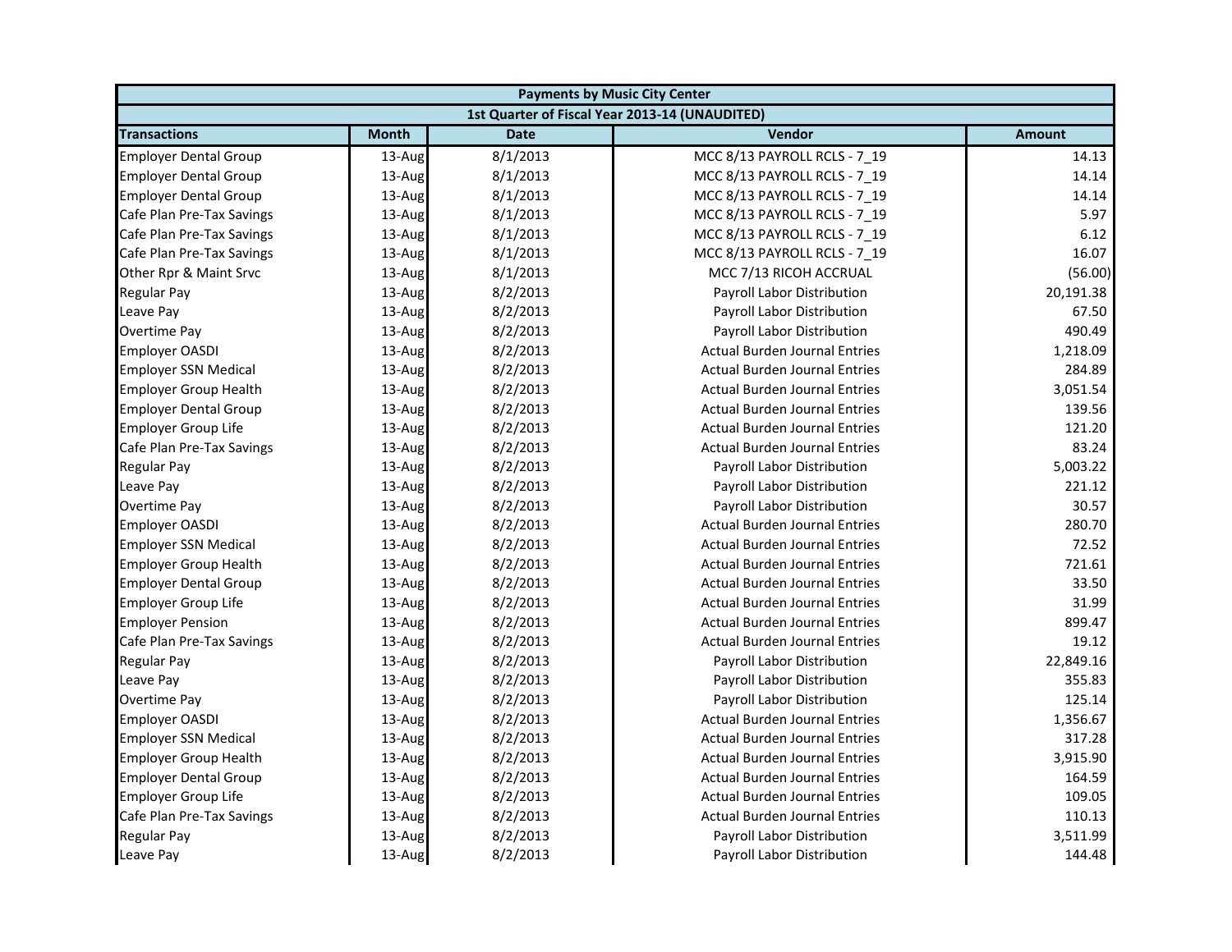| Payments by Music City Center | | | | |
|---|---|---|---|---|
| 1st Quarter of Fiscal Year 2013-14 (UNAUDITED) | | | | |
| **Transactions** | **Month** | **Date** | **Vendor** | **Amount** |
| Employer Dental Group | 13-Aug | 8/1/2013 | MCC 8/13 PAYROLL RCLS - 7_19 | 14.13 |
| Employer Dental Group | 13-Aug | 8/1/2013 | MCC 8/13 PAYROLL RCLS - 7_19 | 14.14 |
| Employer Dental Group | 13-Aug | 8/1/2013 | MCC 8/13 PAYROLL RCLS - 7_19 | 14.14 |
| Cafe Plan Pre-Tax Savings | 13-Aug | 8/1/2013 | MCC 8/13 PAYROLL RCLS - 7_19 | 5.97 |
| Cafe Plan Pre-Tax Savings | 13-Aug | 8/1/2013 | MCC 8/13 PAYROLL RCLS - 7_19 | 6.12 |
| Cafe Plan Pre-Tax Savings | 13-Aug | 8/1/2013 | MCC 8/13 PAYROLL RCLS - 7_19 | 16.07 |
| Other Rpr & Maint Srvc | 13-Aug | 8/1/2013 | MCC 7/13 RICOH ACCRUAL | (56.00) |
| Regular Pay | 13-Aug | 8/2/2013 | Payroll Labor Distribution | 20,191.38 |
| Leave Pay | 13-Aug | 8/2/2013 | Payroll Labor Distribution | 67.50 |
| Overtime Pay | 13-Aug | 8/2/2013 | Payroll Labor Distribution | 490.49 |
| Employer OASDI | 13-Aug | 8/2/2013 | Actual Burden Journal Entries | 1,218.09 |
| Employer SSN Medical | 13-Aug | 8/2/2013 | Actual Burden Journal Entries | 284.89 |
| Employer Group Health | 13-Aug | 8/2/2013 | Actual Burden Journal Entries | 3,051.54 |
| Employer Dental Group | 13-Aug | 8/2/2013 | Actual Burden Journal Entries | 139.56 |
| Employer Group Life | 13-Aug | 8/2/2013 | Actual Burden Journal Entries | 121.20 |
| Cafe Plan Pre-Tax Savings | 13-Aug | 8/2/2013 | Actual Burden Journal Entries | 83.24 |
| Regular Pay | 13-Aug | 8/2/2013 | Payroll Labor Distribution | 5,003.22 |
| Leave Pay | 13-Aug | 8/2/2013 | Payroll Labor Distribution | 221.12 |
| Overtime Pay | 13-Aug | 8/2/2013 | Payroll Labor Distribution | 30.57 |
| Employer OASDI | 13-Aug | 8/2/2013 | Actual Burden Journal Entries | 280.70 |
| Employer SSN Medical | 13-Aug | 8/2/2013 | Actual Burden Journal Entries | 72.52 |
| Employer Group Health | 13-Aug | 8/2/2013 | Actual Burden Journal Entries | 721.61 |
| Employer Dental Group | 13-Aug | 8/2/2013 | Actual Burden Journal Entries | 33.50 |
| Employer Group Life | 13-Aug | 8/2/2013 | Actual Burden Journal Entries | 31.99 |
| Employer Pension | 13-Aug | 8/2/2013 | Actual Burden Journal Entries | 899.47 |
| Cafe Plan Pre-Tax Savings | 13-Aug | 8/2/2013 | Actual Burden Journal Entries | 19.12 |
| Regular Pay | 13-Aug | 8/2/2013 | Payroll Labor Distribution | 22,849.16 |
| Leave Pay | 13-Aug | 8/2/2013 | Payroll Labor Distribution | 355.83 |
| Overtime Pay | 13-Aug | 8/2/2013 | Payroll Labor Distribution | 125.14 |
| Employer OASDI | 13-Aug | 8/2/2013 | Actual Burden Journal Entries | 1,356.67 |
| Employer SSN Medical | 13-Aug | 8/2/2013 | Actual Burden Journal Entries | 317.28 |
| Employer Group Health | 13-Aug | 8/2/2013 | Actual Burden Journal Entries | 3,915.90 |
| Employer Dental Group | 13-Aug | 8/2/2013 | Actual Burden Journal Entries | 164.59 |
| Employer Group Life | 13-Aug | 8/2/2013 | Actual Burden Journal Entries | 109.05 |
| Cafe Plan Pre-Tax Savings | 13-Aug | 8/2/2013 | Actual Burden Journal Entries | 110.13 |
| Regular Pay | 13-Aug | 8/2/2013 | Payroll Labor Distribution | 3,511.99 |
| Leave Pay | 13-Aug | 8/2/2013 | Payroll Labor Distribution | 144.48 |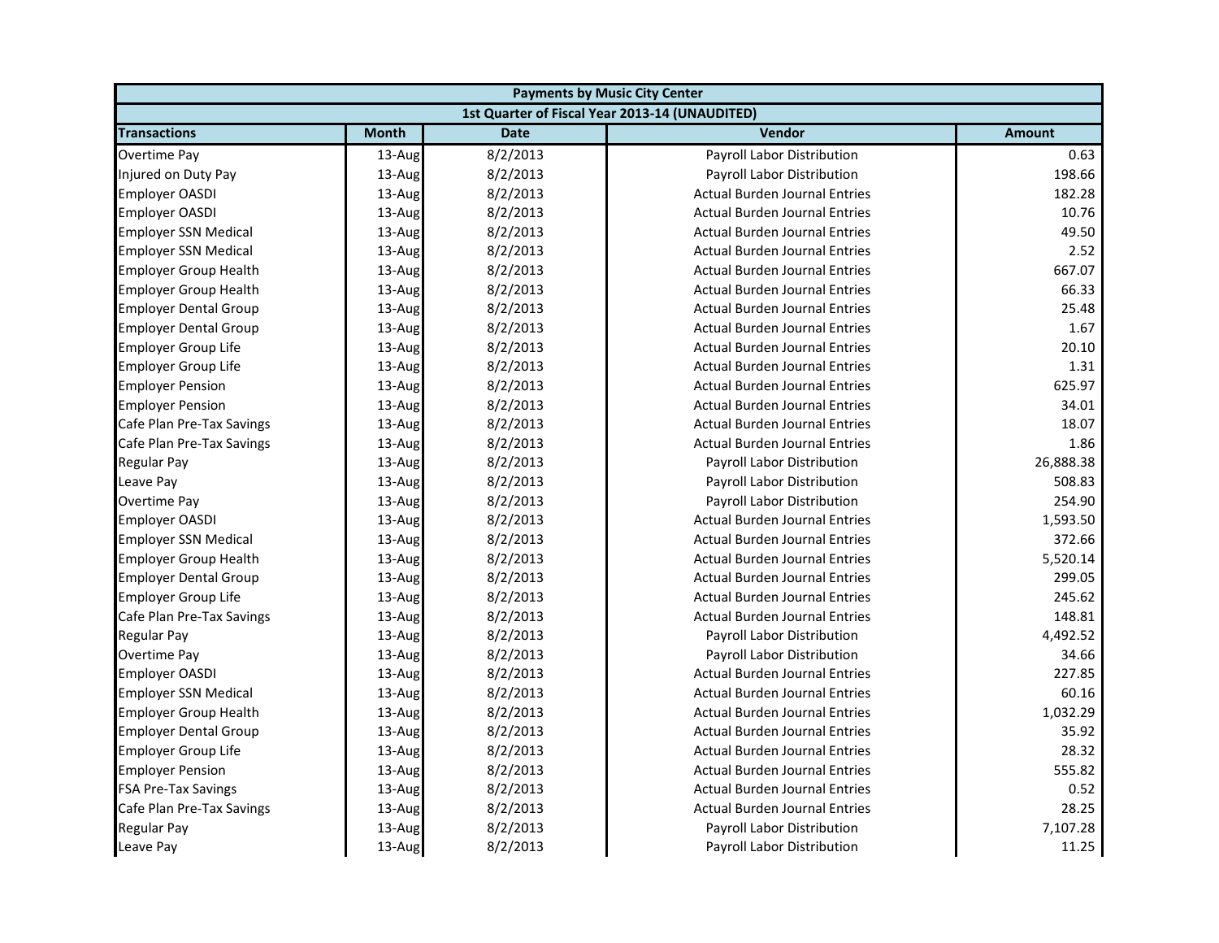| Payments by Music City Center | | | | |
|---|---|---|---|---|
| 1st Quarter of Fiscal Year 2013-14 (UNAUDITED) | | | | |
| **Transactions** | **Month** | **Date** | **Vendor** | **Amount** |
| Overtime Pay | 13-Aug | 8/2/2013 | Payroll Labor Distribution | 0.63 |
| Injured on Duty Pay | 13-Aug | 8/2/2013 | Payroll Labor Distribution | 198.66 |
| Employer OASDI | 13-Aug | 8/2/2013 | Actual Burden Journal Entries | 182.28 |
| Employer OASDI | 13-Aug | 8/2/2013 | Actual Burden Journal Entries | 10.76 |
| Employer SSN Medical | 13-Aug | 8/2/2013 | Actual Burden Journal Entries | 49.50 |
| Employer SSN Medical | 13-Aug | 8/2/2013 | Actual Burden Journal Entries | 2.52 |
| Employer Group Health | 13-Aug | 8/2/2013 | Actual Burden Journal Entries | 667.07 |
| Employer Group Health | 13-Aug | 8/2/2013 | Actual Burden Journal Entries | 66.33 |
| Employer Dental Group | 13-Aug | 8/2/2013 | Actual Burden Journal Entries | 25.48 |
| Employer Dental Group | 13-Aug | 8/2/2013 | Actual Burden Journal Entries | 1.67 |
| Employer Group Life | 13-Aug | 8/2/2013 | Actual Burden Journal Entries | 20.10 |
| Employer Group Life | 13-Aug | 8/2/2013 | Actual Burden Journal Entries | 1.31 |
| Employer Pension | 13-Aug | 8/2/2013 | Actual Burden Journal Entries | 625.97 |
| Employer Pension | 13-Aug | 8/2/2013 | Actual Burden Journal Entries | 34.01 |
| Cafe Plan Pre-Tax Savings | 13-Aug | 8/2/2013 | Actual Burden Journal Entries | 18.07 |
| Cafe Plan Pre-Tax Savings | 13-Aug | 8/2/2013 | Actual Burden Journal Entries | 1.86 |
| Regular Pay | 13-Aug | 8/2/2013 | Payroll Labor Distribution | 26,888.38 |
| Leave Pay | 13-Aug | 8/2/2013 | Payroll Labor Distribution | 508.83 |
| Overtime Pay | 13-Aug | 8/2/2013 | Payroll Labor Distribution | 254.90 |
| Employer OASDI | 13-Aug | 8/2/2013 | Actual Burden Journal Entries | 1,593.50 |
| Employer SSN Medical | 13-Aug | 8/2/2013 | Actual Burden Journal Entries | 372.66 |
| Employer Group Health | 13-Aug | 8/2/2013 | Actual Burden Journal Entries | 5,520.14 |
| Employer Dental Group | 13-Aug | 8/2/2013 | Actual Burden Journal Entries | 299.05 |
| Employer Group Life | 13-Aug | 8/2/2013 | Actual Burden Journal Entries | 245.62 |
| Cafe Plan Pre-Tax Savings | 13-Aug | 8/2/2013 | Actual Burden Journal Entries | 148.81 |
| Regular Pay | 13-Aug | 8/2/2013 | Payroll Labor Distribution | 4,492.52 |
| Overtime Pay | 13-Aug | 8/2/2013 | Payroll Labor Distribution | 34.66 |
| Employer OASDI | 13-Aug | 8/2/2013 | Actual Burden Journal Entries | 227.85 |
| Employer SSN Medical | 13-Aug | 8/2/2013 | Actual Burden Journal Entries | 60.16 |
| Employer Group Health | 13-Aug | 8/2/2013 | Actual Burden Journal Entries | 1,032.29 |
| Employer Dental Group | 13-Aug | 8/2/2013 | Actual Burden Journal Entries | 35.92 |
| Employer Group Life | 13-Aug | 8/2/2013 | Actual Burden Journal Entries | 28.32 |
| Employer Pension | 13-Aug | 8/2/2013 | Actual Burden Journal Entries | 555.82 |
| FSA Pre-Tax Savings | 13-Aug | 8/2/2013 | Actual Burden Journal Entries | 0.52 |
| Cafe Plan Pre-Tax Savings | 13-Aug | 8/2/2013 | Actual Burden Journal Entries | 28.25 |
| Regular Pay | 13-Aug | 8/2/2013 | Payroll Labor Distribution | 7,107.28 |
| Leave Pay | 13-Aug | 8/2/2013 | Payroll Labor Distribution | 11.25 |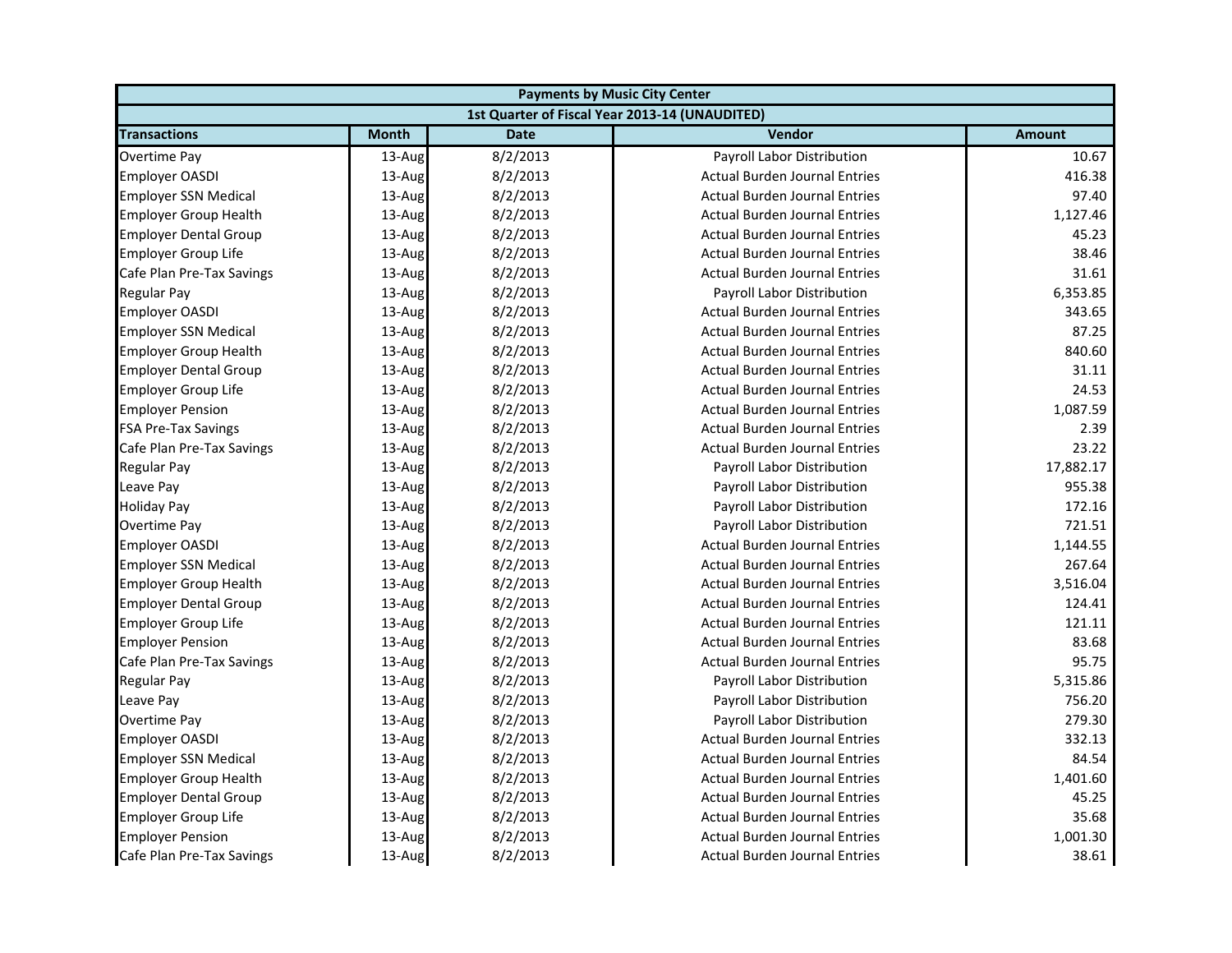| Payments by Music City Center | | | | |
|---|---|---|---|---|
| 1st Quarter of Fiscal Year 2013-14 (UNAUDITED) | | | | |
| **Transactions** | **Month** | **Date** | **Vendor** | **Amount** |
| Overtime Pay | 13-Aug | 8/2/2013 | Payroll Labor Distribution | 10.67 |
| Employer OASDI | 13-Aug | 8/2/2013 | Actual Burden Journal Entries | 416.38 |
| Employer SSN Medical | 13-Aug | 8/2/2013 | Actual Burden Journal Entries | 97.40 |
| Employer Group Health | 13-Aug | 8/2/2013 | Actual Burden Journal Entries | 1,127.46 |
| Employer Dental Group | 13-Aug | 8/2/2013 | Actual Burden Journal Entries | 45.23 |
| Employer Group Life | 13-Aug | 8/2/2013 | Actual Burden Journal Entries | 38.46 |
| Cafe Plan Pre-Tax Savings | 13-Aug | 8/2/2013 | Actual Burden Journal Entries | 31.61 |
| Regular Pay | 13-Aug | 8/2/2013 | Payroll Labor Distribution | 6,353.85 |
| Employer OASDI | 13-Aug | 8/2/2013 | Actual Burden Journal Entries | 343.65 |
| Employer SSN Medical | 13-Aug | 8/2/2013 | Actual Burden Journal Entries | 87.25 |
| Employer Group Health | 13-Aug | 8/2/2013 | Actual Burden Journal Entries | 840.60 |
| Employer Dental Group | 13-Aug | 8/2/2013 | Actual Burden Journal Entries | 31.11 |
| Employer Group Life | 13-Aug | 8/2/2013 | Actual Burden Journal Entries | 24.53 |
| Employer Pension | 13-Aug | 8/2/2013 | Actual Burden Journal Entries | 1,087.59 |
| FSA Pre-Tax Savings | 13-Aug | 8/2/2013 | Actual Burden Journal Entries | 2.39 |
| Cafe Plan Pre-Tax Savings | 13-Aug | 8/2/2013 | Actual Burden Journal Entries | 23.22 |
| Regular Pay | 13-Aug | 8/2/2013 | Payroll Labor Distribution | 17,882.17 |
| Leave Pay | 13-Aug | 8/2/2013 | Payroll Labor Distribution | 955.38 |
| Holiday Pay | 13-Aug | 8/2/2013 | Payroll Labor Distribution | 172.16 |
| Overtime Pay | 13-Aug | 8/2/2013 | Payroll Labor Distribution | 721.51 |
| Employer OASDI | 13-Aug | 8/2/2013 | Actual Burden Journal Entries | 1,144.55 |
| Employer SSN Medical | 13-Aug | 8/2/2013 | Actual Burden Journal Entries | 267.64 |
| Employer Group Health | 13-Aug | 8/2/2013 | Actual Burden Journal Entries | 3,516.04 |
| Employer Dental Group | 13-Aug | 8/2/2013 | Actual Burden Journal Entries | 124.41 |
| Employer Group Life | 13-Aug | 8/2/2013 | Actual Burden Journal Entries | 121.11 |
| Employer Pension | 13-Aug | 8/2/2013 | Actual Burden Journal Entries | 83.68 |
| Cafe Plan Pre-Tax Savings | 13-Aug | 8/2/2013 | Actual Burden Journal Entries | 95.75 |
| Regular Pay | 13-Aug | 8/2/2013 | Payroll Labor Distribution | 5,315.86 |
| Leave Pay | 13-Aug | 8/2/2013 | Payroll Labor Distribution | 756.20 |
| Overtime Pay | 13-Aug | 8/2/2013 | Payroll Labor Distribution | 279.30 |
| Employer OASDI | 13-Aug | 8/2/2013 | Actual Burden Journal Entries | 332.13 |
| Employer SSN Medical | 13-Aug | 8/2/2013 | Actual Burden Journal Entries | 84.54 |
| Employer Group Health | 13-Aug | 8/2/2013 | Actual Burden Journal Entries | 1,401.60 |
| Employer Dental Group | 13-Aug | 8/2/2013 | Actual Burden Journal Entries | 45.25 |
| Employer Group Life | 13-Aug | 8/2/2013 | Actual Burden Journal Entries | 35.68 |
| Employer Pension | 13-Aug | 8/2/2013 | Actual Burden Journal Entries | 1,001.30 |
| Cafe Plan Pre-Tax Savings | 13-Aug | 8/2/2013 | Actual Burden Journal Entries | 38.61 |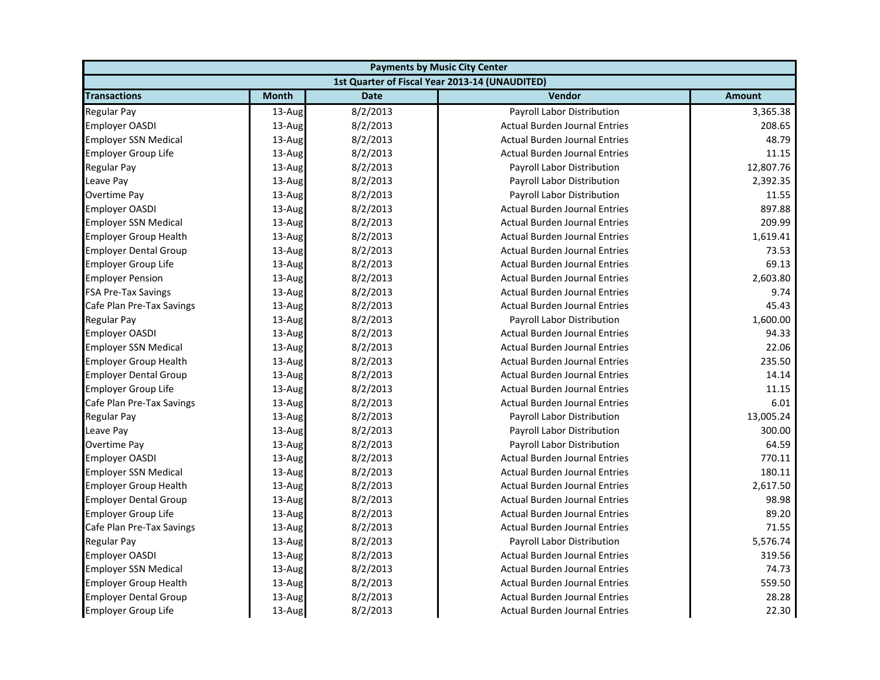| Payments by Music City Center | | | | |
|---|---|---|---|---|
| 1st Quarter of Fiscal Year 2013-14 (UNAUDITED) | | | | |
| **Transactions** | **Month** | **Date** | **Vendor** | **Amount** |
| Regular Pay | 13-Aug | 8/2/2013 | Payroll Labor Distribution | 3,365.38 |
| Employer OASDI | 13-Aug | 8/2/2013 | Actual Burden Journal Entries | 208.65 |
| Employer SSN Medical | 13-Aug | 8/2/2013 | Actual Burden Journal Entries | 48.79 |
| Employer Group Life | 13-Aug | 8/2/2013 | Actual Burden Journal Entries | 11.15 |
| Regular Pay | 13-Aug | 8/2/2013 | Payroll Labor Distribution | 12,807.76 |
| Leave Pay | 13-Aug | 8/2/2013 | Payroll Labor Distribution | 2,392.35 |
| Overtime Pay | 13-Aug | 8/2/2013 | Payroll Labor Distribution | 11.55 |
| Employer OASDI | 13-Aug | 8/2/2013 | Actual Burden Journal Entries | 897.88 |
| Employer SSN Medical | 13-Aug | 8/2/2013 | Actual Burden Journal Entries | 209.99 |
| Employer Group Health | 13-Aug | 8/2/2013 | Actual Burden Journal Entries | 1,619.41 |
| Employer Dental Group | 13-Aug | 8/2/2013 | Actual Burden Journal Entries | 73.53 |
| Employer Group Life | 13-Aug | 8/2/2013 | Actual Burden Journal Entries | 69.13 |
| Employer Pension | 13-Aug | 8/2/2013 | Actual Burden Journal Entries | 2,603.80 |
| FSA Pre-Tax Savings | 13-Aug | 8/2/2013 | Actual Burden Journal Entries | 9.74 |
| Cafe Plan Pre-Tax Savings | 13-Aug | 8/2/2013 | Actual Burden Journal Entries | 45.43 |
| Regular Pay | 13-Aug | 8/2/2013 | Payroll Labor Distribution | 1,600.00 |
| Employer OASDI | 13-Aug | 8/2/2013 | Actual Burden Journal Entries | 94.33 |
| Employer SSN Medical | 13-Aug | 8/2/2013 | Actual Burden Journal Entries | 22.06 |
| Employer Group Health | 13-Aug | 8/2/2013 | Actual Burden Journal Entries | 235.50 |
| Employer Dental Group | 13-Aug | 8/2/2013 | Actual Burden Journal Entries | 14.14 |
| Employer Group Life | 13-Aug | 8/2/2013 | Actual Burden Journal Entries | 11.15 |
| Cafe Plan Pre-Tax Savings | 13-Aug | 8/2/2013 | Actual Burden Journal Entries | 6.01 |
| Regular Pay | 13-Aug | 8/2/2013 | Payroll Labor Distribution | 13,005.24 |
| Leave Pay | 13-Aug | 8/2/2013 | Payroll Labor Distribution | 300.00 |
| Overtime Pay | 13-Aug | 8/2/2013 | Payroll Labor Distribution | 64.59 |
| Employer OASDI | 13-Aug | 8/2/2013 | Actual Burden Journal Entries | 770.11 |
| Employer SSN Medical | 13-Aug | 8/2/2013 | Actual Burden Journal Entries | 180.11 |
| Employer Group Health | 13-Aug | 8/2/2013 | Actual Burden Journal Entries | 2,617.50 |
| Employer Dental Group | 13-Aug | 8/2/2013 | Actual Burden Journal Entries | 98.98 |
| Employer Group Life | 13-Aug | 8/2/2013 | Actual Burden Journal Entries | 89.20 |
| Cafe Plan Pre-Tax Savings | 13-Aug | 8/2/2013 | Actual Burden Journal Entries | 71.55 |
| Regular Pay | 13-Aug | 8/2/2013 | Payroll Labor Distribution | 5,576.74 |
| Employer OASDI | 13-Aug | 8/2/2013 | Actual Burden Journal Entries | 319.56 |
| Employer SSN Medical | 13-Aug | 8/2/2013 | Actual Burden Journal Entries | 74.73 |
| Employer Group Health | 13-Aug | 8/2/2013 | Actual Burden Journal Entries | 559.50 |
| Employer Dental Group | 13-Aug | 8/2/2013 | Actual Burden Journal Entries | 28.28 |
| Employer Group Life | 13-Aug | 8/2/2013 | Actual Burden Journal Entries | 22.30 |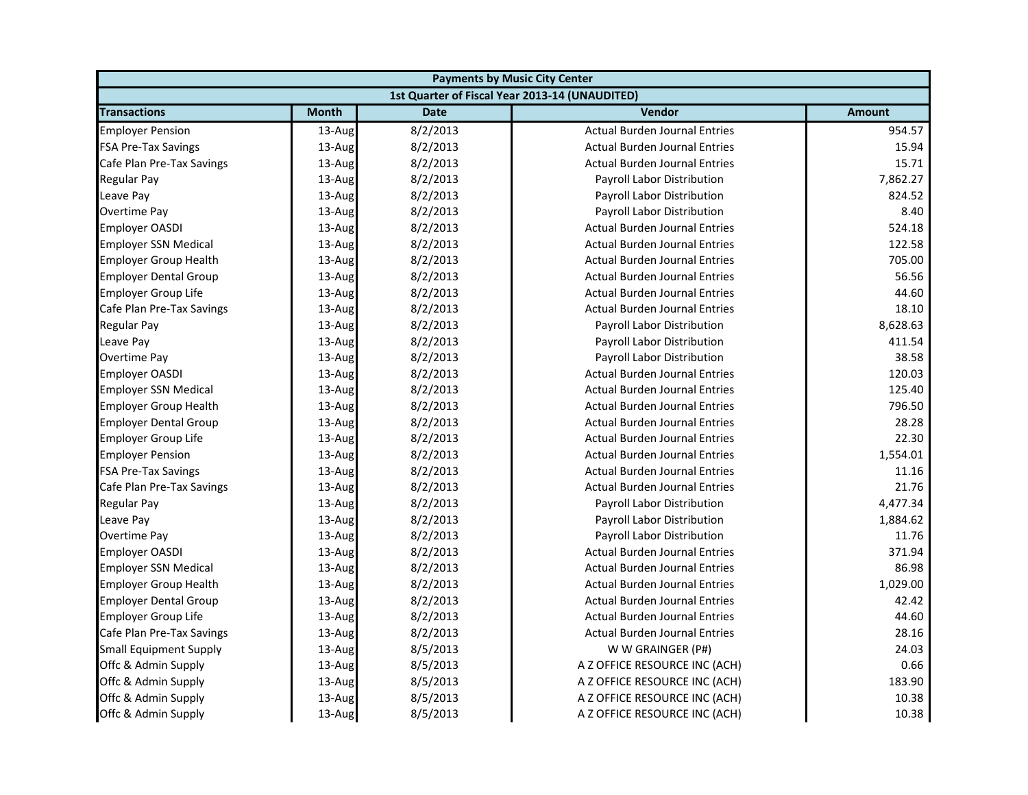| Payments by Music City Center | | | | |
|---|---|---|---|---|
| 1st Quarter of Fiscal Year 2013-14 (UNAUDITED) | | | | |
| **Transactions** | **Month** | **Date** | **Vendor** | **Amount** |
| Employer Pension | 13-Aug | 8/2/2013 | Actual Burden Journal Entries | 954.57 |
| FSA Pre-Tax Savings | 13-Aug | 8/2/2013 | Actual Burden Journal Entries | 15.94 |
| Cafe Plan Pre-Tax Savings | 13-Aug | 8/2/2013 | Actual Burden Journal Entries | 15.71 |
| Regular Pay | 13-Aug | 8/2/2013 | Payroll Labor Distribution | 7,862.27 |
| Leave Pay | 13-Aug | 8/2/2013 | Payroll Labor Distribution | 824.52 |
| Overtime Pay | 13-Aug | 8/2/2013 | Payroll Labor Distribution | 8.40 |
| Employer OASDI | 13-Aug | 8/2/2013 | Actual Burden Journal Entries | 524.18 |
| Employer SSN Medical | 13-Aug | 8/2/2013 | Actual Burden Journal Entries | 122.58 |
| Employer Group Health | 13-Aug | 8/2/2013 | Actual Burden Journal Entries | 705.00 |
| Employer Dental Group | 13-Aug | 8/2/2013 | Actual Burden Journal Entries | 56.56 |
| Employer Group Life | 13-Aug | 8/2/2013 | Actual Burden Journal Entries | 44.60 |
| Cafe Plan Pre-Tax Savings | 13-Aug | 8/2/2013 | Actual Burden Journal Entries | 18.10 |
| Regular Pay | 13-Aug | 8/2/2013 | Payroll Labor Distribution | 8,628.63 |
| Leave Pay | 13-Aug | 8/2/2013 | Payroll Labor Distribution | 411.54 |
| Overtime Pay | 13-Aug | 8/2/2013 | Payroll Labor Distribution | 38.58 |
| Employer OASDI | 13-Aug | 8/2/2013 | Actual Burden Journal Entries | 120.03 |
| Employer SSN Medical | 13-Aug | 8/2/2013 | Actual Burden Journal Entries | 125.40 |
| Employer Group Health | 13-Aug | 8/2/2013 | Actual Burden Journal Entries | 796.50 |
| Employer Dental Group | 13-Aug | 8/2/2013 | Actual Burden Journal Entries | 28.28 |
| Employer Group Life | 13-Aug | 8/2/2013 | Actual Burden Journal Entries | 22.30 |
| Employer Pension | 13-Aug | 8/2/2013 | Actual Burden Journal Entries | 1,554.01 |
| FSA Pre-Tax Savings | 13-Aug | 8/2/2013 | Actual Burden Journal Entries | 11.16 |
| Cafe Plan Pre-Tax Savings | 13-Aug | 8/2/2013 | Actual Burden Journal Entries | 21.76 |
| Regular Pay | 13-Aug | 8/2/2013 | Payroll Labor Distribution | 4,477.34 |
| Leave Pay | 13-Aug | 8/2/2013 | Payroll Labor Distribution | 1,884.62 |
| Overtime Pay | 13-Aug | 8/2/2013 | Payroll Labor Distribution | 11.76 |
| Employer OASDI | 13-Aug | 8/2/2013 | Actual Burden Journal Entries | 371.94 |
| Employer SSN Medical | 13-Aug | 8/2/2013 | Actual Burden Journal Entries | 86.98 |
| Employer Group Health | 13-Aug | 8/2/2013 | Actual Burden Journal Entries | 1,029.00 |
| Employer Dental Group | 13-Aug | 8/2/2013 | Actual Burden Journal Entries | 42.42 |
| Employer Group Life | 13-Aug | 8/2/2013 | Actual Burden Journal Entries | 44.60 |
| Cafe Plan Pre-Tax Savings | 13-Aug | 8/2/2013 | Actual Burden Journal Entries | 28.16 |
| Small Equipment Supply | 13-Aug | 8/5/2013 | W W GRAINGER (P#) | 24.03 |
| Offc & Admin Supply | 13-Aug | 8/5/2013 | A Z OFFICE RESOURCE INC (ACH) | 0.66 |
| Offc & Admin Supply | 13-Aug | 8/5/2013 | A Z OFFICE RESOURCE INC (ACH) | 183.90 |
| Offc & Admin Supply | 13-Aug | 8/5/2013 | A Z OFFICE RESOURCE INC (ACH) | 10.38 |
| Offc & Admin Supply | 13-Aug | 8/5/2013 | A Z OFFICE RESOURCE INC (ACH) | 10.38 |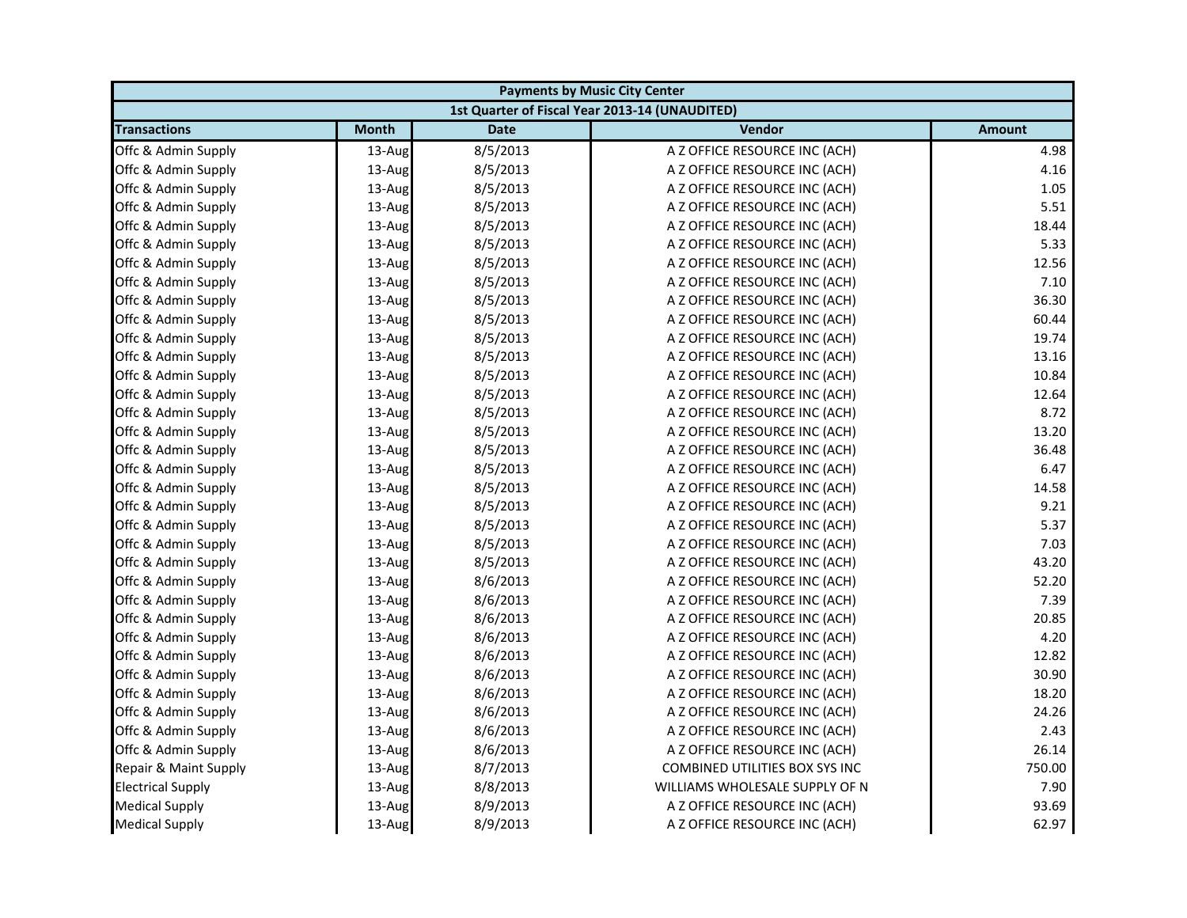| Payments by Music City Center | | | | |
|---|---|---|---|---|
| 1st Quarter of Fiscal Year 2013-14 (UNAUDITED) | | | | |
| **Transactions** | **Month** | **Date** | **Vendor** | **Amount** |
| Offc & Admin Supply | 13-Aug | 8/5/2013 | A Z OFFICE RESOURCE INC (ACH) | 4.98 |
| Offc & Admin Supply | 13-Aug | 8/5/2013 | A Z OFFICE RESOURCE INC (ACH) | 4.16 |
| Offc & Admin Supply | 13-Aug | 8/5/2013 | A Z OFFICE RESOURCE INC (ACH) | 1.05 |
| Offc & Admin Supply | 13-Aug | 8/5/2013 | A Z OFFICE RESOURCE INC (ACH) | 5.51 |
| Offc & Admin Supply | 13-Aug | 8/5/2013 | A Z OFFICE RESOURCE INC (ACH) | 18.44 |
| Offc & Admin Supply | 13-Aug | 8/5/2013 | A Z OFFICE RESOURCE INC (ACH) | 5.33 |
| Offc & Admin Supply | 13-Aug | 8/5/2013 | A Z OFFICE RESOURCE INC (ACH) | 12.56 |
| Offc & Admin Supply | 13-Aug | 8/5/2013 | A Z OFFICE RESOURCE INC (ACH) | 7.10 |
| Offc & Admin Supply | 13-Aug | 8/5/2013 | A Z OFFICE RESOURCE INC (ACH) | 36.30 |
| Offc & Admin Supply | 13-Aug | 8/5/2013 | A Z OFFICE RESOURCE INC (ACH) | 60.44 |
| Offc & Admin Supply | 13-Aug | 8/5/2013 | A Z OFFICE RESOURCE INC (ACH) | 19.74 |
| Offc & Admin Supply | 13-Aug | 8/5/2013 | A Z OFFICE RESOURCE INC (ACH) | 13.16 |
| Offc & Admin Supply | 13-Aug | 8/5/2013 | A Z OFFICE RESOURCE INC (ACH) | 10.84 |
| Offc & Admin Supply | 13-Aug | 8/5/2013 | A Z OFFICE RESOURCE INC (ACH) | 12.64 |
| Offc & Admin Supply | 13-Aug | 8/5/2013 | A Z OFFICE RESOURCE INC (ACH) | 8.72 |
| Offc & Admin Supply | 13-Aug | 8/5/2013 | A Z OFFICE RESOURCE INC (ACH) | 13.20 |
| Offc & Admin Supply | 13-Aug | 8/5/2013 | A Z OFFICE RESOURCE INC (ACH) | 36.48 |
| Offc & Admin Supply | 13-Aug | 8/5/2013 | A Z OFFICE RESOURCE INC (ACH) | 6.47 |
| Offc & Admin Supply | 13-Aug | 8/5/2013 | A Z OFFICE RESOURCE INC (ACH) | 14.58 |
| Offc & Admin Supply | 13-Aug | 8/5/2013 | A Z OFFICE RESOURCE INC (ACH) | 9.21 |
| Offc & Admin Supply | 13-Aug | 8/5/2013 | A Z OFFICE RESOURCE INC (ACH) | 5.37 |
| Offc & Admin Supply | 13-Aug | 8/5/2013 | A Z OFFICE RESOURCE INC (ACH) | 7.03 |
| Offc & Admin Supply | 13-Aug | 8/5/2013 | A Z OFFICE RESOURCE INC (ACH) | 43.20 |
| Offc & Admin Supply | 13-Aug | 8/6/2013 | A Z OFFICE RESOURCE INC (ACH) | 52.20 |
| Offc & Admin Supply | 13-Aug | 8/6/2013 | A Z OFFICE RESOURCE INC (ACH) | 7.39 |
| Offc & Admin Supply | 13-Aug | 8/6/2013 | A Z OFFICE RESOURCE INC (ACH) | 20.85 |
| Offc & Admin Supply | 13-Aug | 8/6/2013 | A Z OFFICE RESOURCE INC (ACH) | 4.20 |
| Offc & Admin Supply | 13-Aug | 8/6/2013 | A Z OFFICE RESOURCE INC (ACH) | 12.82 |
| Offc & Admin Supply | 13-Aug | 8/6/2013 | A Z OFFICE RESOURCE INC (ACH) | 30.90 |
| Offc & Admin Supply | 13-Aug | 8/6/2013 | A Z OFFICE RESOURCE INC (ACH) | 18.20 |
| Offc & Admin Supply | 13-Aug | 8/6/2013 | A Z OFFICE RESOURCE INC (ACH) | 24.26 |
| Offc & Admin Supply | 13-Aug | 8/6/2013 | A Z OFFICE RESOURCE INC (ACH) | 2.43 |
| Offc & Admin Supply | 13-Aug | 8/6/2013 | A Z OFFICE RESOURCE INC (ACH) | 26.14 |
| Repair & Maint Supply | 13-Aug | 8/7/2013 | COMBINED UTILITIES BOX SYS INC | 750.00 |
| Electrical Supply | 13-Aug | 8/8/2013 | WILLIAMS WHOLESALE SUPPLY OF N | 7.90 |
| Medical Supply | 13-Aug | 8/9/2013 | A Z OFFICE RESOURCE INC (ACH) | 93.69 |
| Medical Supply | 13-Aug | 8/9/2013 | A Z OFFICE RESOURCE INC (ACH) | 62.97 |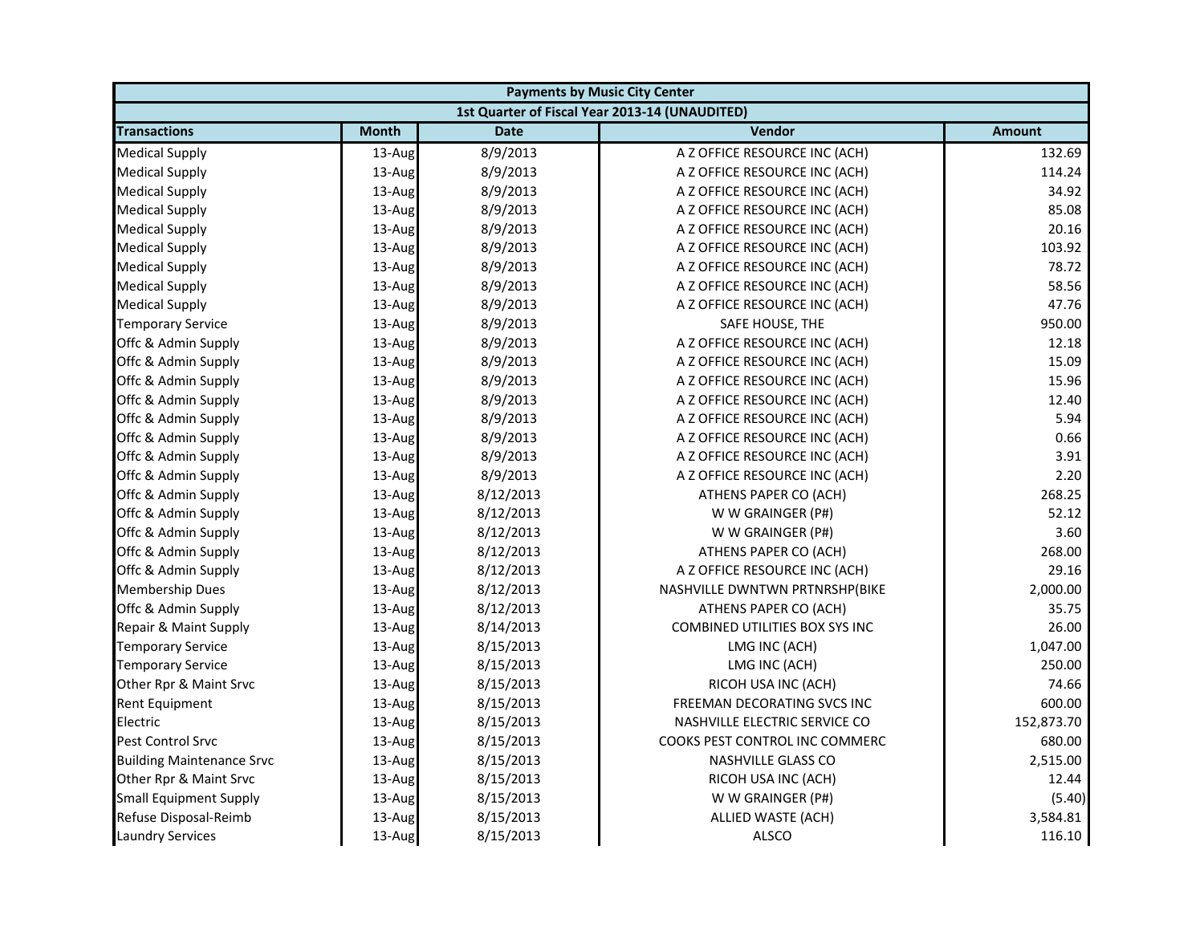| Payments by Music City Center | | | | |
|---|---|---|---|---|
| 1st Quarter of Fiscal Year 2013-14 (UNAUDITED) | | | | |
| **Transactions** | **Month** | **Date** | **Vendor** | **Amount** |
| Medical Supply | 13-Aug | 8/9/2013 | A Z OFFICE RESOURCE INC (ACH) | 132.69 |
| Medical Supply | 13-Aug | 8/9/2013 | A Z OFFICE RESOURCE INC (ACH) | 114.24 |
| Medical Supply | 13-Aug | 8/9/2013 | A Z OFFICE RESOURCE INC (ACH) | 34.92 |
| Medical Supply | 13-Aug | 8/9/2013 | A Z OFFICE RESOURCE INC (ACH) | 85.08 |
| Medical Supply | 13-Aug | 8/9/2013 | A Z OFFICE RESOURCE INC (ACH) | 20.16 |
| Medical Supply | 13-Aug | 8/9/2013 | A Z OFFICE RESOURCE INC (ACH) | 103.92 |
| Medical Supply | 13-Aug | 8/9/2013 | A Z OFFICE RESOURCE INC (ACH) | 78.72 |
| Medical Supply | 13-Aug | 8/9/2013 | A Z OFFICE RESOURCE INC (ACH) | 58.56 |
| Medical Supply | 13-Aug | 8/9/2013 | A Z OFFICE RESOURCE INC (ACH) | 47.76 |
| Temporary Service | 13-Aug | 8/9/2013 | SAFE HOUSE, THE | 950.00 |
| Offc & Admin Supply | 13-Aug | 8/9/2013 | A Z OFFICE RESOURCE INC (ACH) | 12.18 |
| Offc & Admin Supply | 13-Aug | 8/9/2013 | A Z OFFICE RESOURCE INC (ACH) | 15.09 |
| Offc & Admin Supply | 13-Aug | 8/9/2013 | A Z OFFICE RESOURCE INC (ACH) | 15.96 |
| Offc & Admin Supply | 13-Aug | 8/9/2013 | A Z OFFICE RESOURCE INC (ACH) | 12.40 |
| Offc & Admin Supply | 13-Aug | 8/9/2013 | A Z OFFICE RESOURCE INC (ACH) | 5.94 |
| Offc & Admin Supply | 13-Aug | 8/9/2013 | A Z OFFICE RESOURCE INC (ACH) | 0.66 |
| Offc & Admin Supply | 13-Aug | 8/9/2013 | A Z OFFICE RESOURCE INC (ACH) | 3.91 |
| Offc & Admin Supply | 13-Aug | 8/9/2013 | A Z OFFICE RESOURCE INC (ACH) | 2.20 |
| Offc & Admin Supply | 13-Aug | 8/12/2013 | ATHENS PAPER CO (ACH) | 268.25 |
| Offc & Admin Supply | 13-Aug | 8/12/2013 | W W GRAINGER (P#) | 52.12 |
| Offc & Admin Supply | 13-Aug | 8/12/2013 | W W GRAINGER (P#) | 3.60 |
| Offc & Admin Supply | 13-Aug | 8/12/2013 | ATHENS PAPER CO (ACH) | 268.00 |
| Offc & Admin Supply | 13-Aug | 8/12/2013 | A Z OFFICE RESOURCE INC (ACH) | 29.16 |
| Membership Dues | 13-Aug | 8/12/2013 | NASHVILLE DWNTWN PRTNRSHP(BIKE | 2,000.00 |
| Offc & Admin Supply | 13-Aug | 8/12/2013 | ATHENS PAPER CO (ACH) | 35.75 |
| Repair & Maint Supply | 13-Aug | 8/14/2013 | COMBINED UTILITIES BOX SYS INC | 26.00 |
| Temporary Service | 13-Aug | 8/15/2013 | LMG INC (ACH) | 1,047.00 |
| Temporary Service | 13-Aug | 8/15/2013 | LMG INC (ACH) | 250.00 |
| Other Rpr & Maint Srvc | 13-Aug | 8/15/2013 | RICOH USA INC (ACH) | 74.66 |
| Rent Equipment | 13-Aug | 8/15/2013 | FREEMAN DECORATING SVCS INC | 600.00 |
| Electric | 13-Aug | 8/15/2013 | NASHVILLE ELECTRIC SERVICE CO | 152,873.70 |
| Pest Control Srvc | 13-Aug | 8/15/2013 | COOKS PEST CONTROL INC COMMERC | 680.00 |
| Building Maintenance Srvc | 13-Aug | 8/15/2013 | NASHVILLE GLASS CO | 2,515.00 |
| Other Rpr & Maint Srvc | 13-Aug | 8/15/2013 | RICOH USA INC (ACH) | 12.44 |
| Small Equipment Supply | 13-Aug | 8/15/2013 | W W GRAINGER (P#) | (5.40) |
| Refuse Disposal-Reimb | 13-Aug | 8/15/2013 | ALLIED WASTE (ACH) | 3,584.81 |
| Laundry Services | 13-Aug | 8/15/2013 | ALSCO | 116.10 |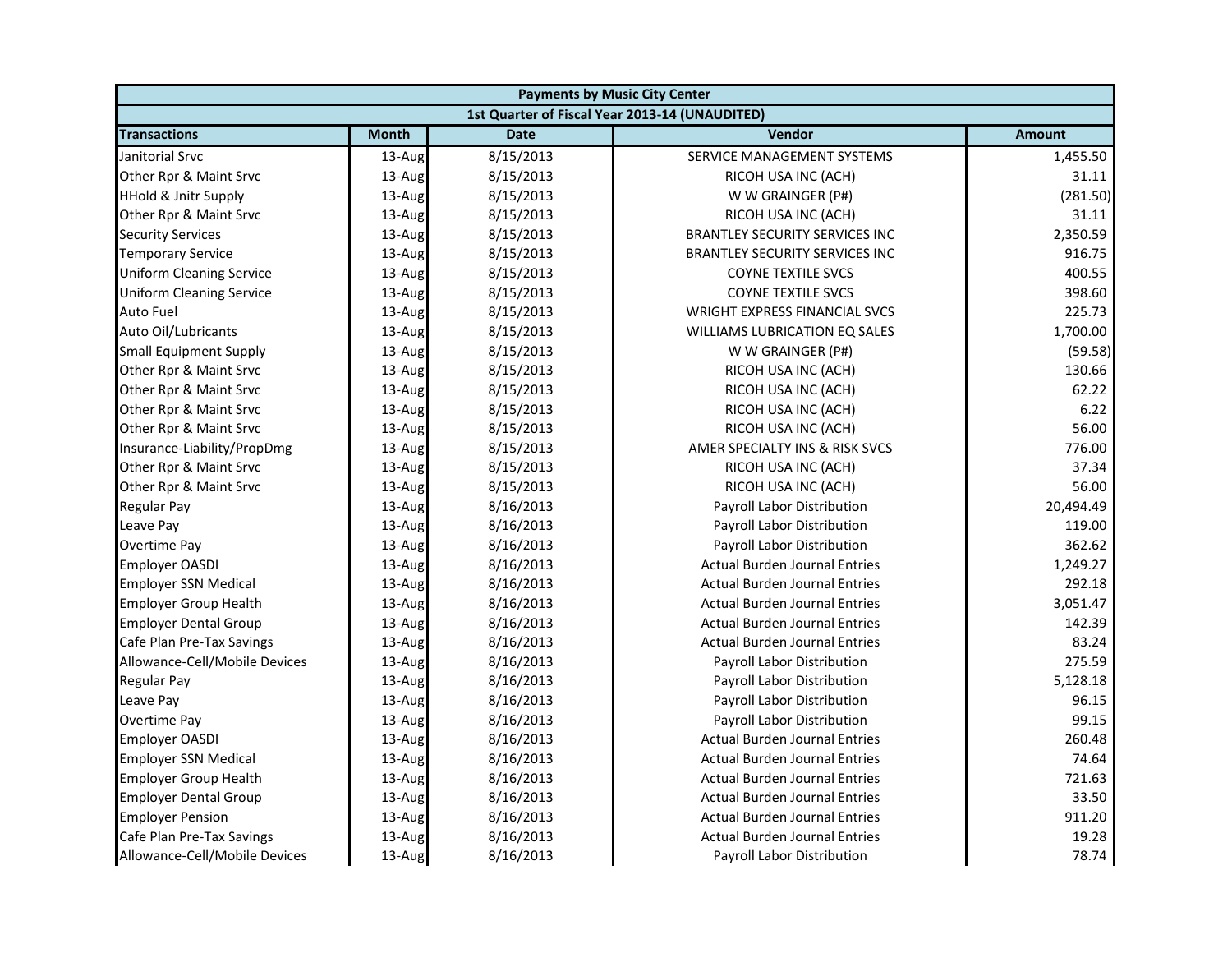| Payments by Music City Center | | | | |
|---|---|---|---|---|
| 1st Quarter of Fiscal Year 2013-14 (UNAUDITED) | | | | |
| **Transactions** | **Month** | **Date** | **Vendor** | **Amount** |
| Janitorial Srvc | 13-Aug | 8/15/2013 | SERVICE MANAGEMENT SYSTEMS | 1,455.50 |
| Other Rpr & Maint Srvc | 13-Aug | 8/15/2013 | RICOH USA INC (ACH) | 31.11 |
| HHold & Jnitr Supply | 13-Aug | 8/15/2013 | W W GRAINGER (P#) | (281.50) |
| Other Rpr & Maint Srvc | 13-Aug | 8/15/2013 | RICOH USA INC (ACH) | 31.11 |
| Security Services | 13-Aug | 8/15/2013 | BRANTLEY SECURITY SERVICES INC | 2,350.59 |
| Temporary Service | 13-Aug | 8/15/2013 | BRANTLEY SECURITY SERVICES INC | 916.75 |
| Uniform Cleaning Service | 13-Aug | 8/15/2013 | COYNE TEXTILE SVCS | 400.55 |
| Uniform Cleaning Service | 13-Aug | 8/15/2013 | COYNE TEXTILE SVCS | 398.60 |
| Auto Fuel | 13-Aug | 8/15/2013 | WRIGHT EXPRESS FINANCIAL SVCS | 225.73 |
| Auto Oil/Lubricants | 13-Aug | 8/15/2013 | WILLIAMS LUBRICATION EQ SALES | 1,700.00 |
| Small Equipment Supply | 13-Aug | 8/15/2013 | W W GRAINGER (P#) | (59.58) |
| Other Rpr & Maint Srvc | 13-Aug | 8/15/2013 | RICOH USA INC (ACH) | 130.66 |
| Other Rpr & Maint Srvc | 13-Aug | 8/15/2013 | RICOH USA INC (ACH) | 62.22 |
| Other Rpr & Maint Srvc | 13-Aug | 8/15/2013 | RICOH USA INC (ACH) | 6.22 |
| Other Rpr & Maint Srvc | 13-Aug | 8/15/2013 | RICOH USA INC (ACH) | 56.00 |
| Insurance-Liability/PropDmg | 13-Aug | 8/15/2013 | AMER SPECIALTY INS & RISK SVCS | 776.00 |
| Other Rpr & Maint Srvc | 13-Aug | 8/15/2013 | RICOH USA INC (ACH) | 37.34 |
| Other Rpr & Maint Srvc | 13-Aug | 8/15/2013 | RICOH USA INC (ACH) | 56.00 |
| Regular Pay | 13-Aug | 8/16/2013 | Payroll Labor Distribution | 20,494.49 |
| Leave Pay | 13-Aug | 8/16/2013 | Payroll Labor Distribution | 119.00 |
| Overtime Pay | 13-Aug | 8/16/2013 | Payroll Labor Distribution | 362.62 |
| Employer OASDI | 13-Aug | 8/16/2013 | Actual Burden Journal Entries | 1,249.27 |
| Employer SSN Medical | 13-Aug | 8/16/2013 | Actual Burden Journal Entries | 292.18 |
| Employer Group Health | 13-Aug | 8/16/2013 | Actual Burden Journal Entries | 3,051.47 |
| Employer Dental Group | 13-Aug | 8/16/2013 | Actual Burden Journal Entries | 142.39 |
| Cafe Plan Pre-Tax Savings | 13-Aug | 8/16/2013 | Actual Burden Journal Entries | 83.24 |
| Allowance-Cell/Mobile Devices | 13-Aug | 8/16/2013 | Payroll Labor Distribution | 275.59 |
| Regular Pay | 13-Aug | 8/16/2013 | Payroll Labor Distribution | 5,128.18 |
| Leave Pay | 13-Aug | 8/16/2013 | Payroll Labor Distribution | 96.15 |
| Overtime Pay | 13-Aug | 8/16/2013 | Payroll Labor Distribution | 99.15 |
| Employer OASDI | 13-Aug | 8/16/2013 | Actual Burden Journal Entries | 260.48 |
| Employer SSN Medical | 13-Aug | 8/16/2013 | Actual Burden Journal Entries | 74.64 |
| Employer Group Health | 13-Aug | 8/16/2013 | Actual Burden Journal Entries | 721.63 |
| Employer Dental Group | 13-Aug | 8/16/2013 | Actual Burden Journal Entries | 33.50 |
| Employer Pension | 13-Aug | 8/16/2013 | Actual Burden Journal Entries | 911.20 |
| Cafe Plan Pre-Tax Savings | 13-Aug | 8/16/2013 | Actual Burden Journal Entries | 19.28 |
| Allowance-Cell/Mobile Devices | 13-Aug | 8/16/2013 | Payroll Labor Distribution | 78.74 |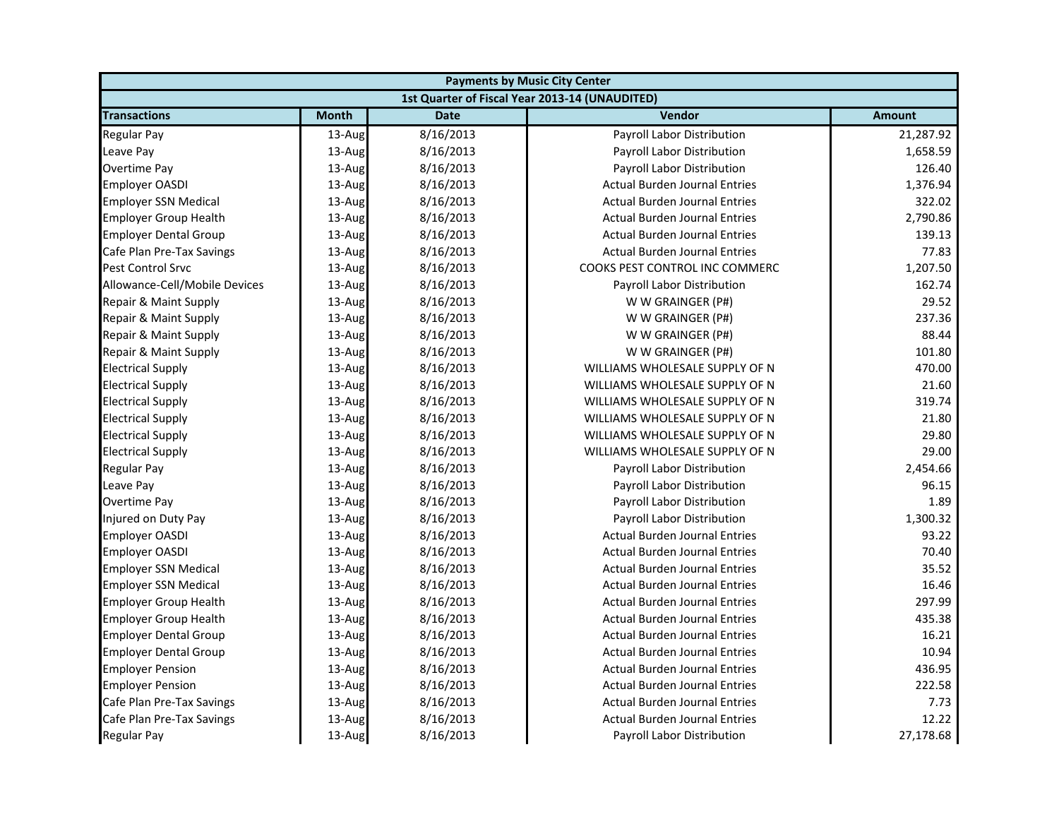| Payments by Music City Center | | | | |
|---|---|---|---|---|
| 1st Quarter of Fiscal Year 2013-14 (UNAUDITED) | | | | |
| **Transactions** | **Month** | **Date** | **Vendor** | **Amount** |
| Regular Pay | 13-Aug | 8/16/2013 | Payroll Labor Distribution | 21,287.92 |
| Leave Pay | 13-Aug | 8/16/2013 | Payroll Labor Distribution | 1,658.59 |
| Overtime Pay | 13-Aug | 8/16/2013 | Payroll Labor Distribution | 126.40 |
| Employer OASDI | 13-Aug | 8/16/2013 | Actual Burden Journal Entries | 1,376.94 |
| Employer SSN Medical | 13-Aug | 8/16/2013 | Actual Burden Journal Entries | 322.02 |
| Employer Group Health | 13-Aug | 8/16/2013 | Actual Burden Journal Entries | 2,790.86 |
| Employer Dental Group | 13-Aug | 8/16/2013 | Actual Burden Journal Entries | 139.13 |
| Cafe Plan Pre-Tax Savings | 13-Aug | 8/16/2013 | Actual Burden Journal Entries | 77.83 |
| Pest Control Srvc | 13-Aug | 8/16/2013 | COOKS PEST CONTROL INC COMMERC | 1,207.50 |
| Allowance-Cell/Mobile Devices | 13-Aug | 8/16/2013 | Payroll Labor Distribution | 162.74 |
| Repair & Maint Supply | 13-Aug | 8/16/2013 | W W GRAINGER (P#) | 29.52 |
| Repair & Maint Supply | 13-Aug | 8/16/2013 | W W GRAINGER (P#) | 237.36 |
| Repair & Maint Supply | 13-Aug | 8/16/2013 | W W GRAINGER (P#) | 88.44 |
| Repair & Maint Supply | 13-Aug | 8/16/2013 | W W GRAINGER (P#) | 101.80 |
| Electrical Supply | 13-Aug | 8/16/2013 | WILLIAMS WHOLESALE SUPPLY OF N | 470.00 |
| Electrical Supply | 13-Aug | 8/16/2013 | WILLIAMS WHOLESALE SUPPLY OF N | 21.60 |
| Electrical Supply | 13-Aug | 8/16/2013 | WILLIAMS WHOLESALE SUPPLY OF N | 319.74 |
| Electrical Supply | 13-Aug | 8/16/2013 | WILLIAMS WHOLESALE SUPPLY OF N | 21.80 |
| Electrical Supply | 13-Aug | 8/16/2013 | WILLIAMS WHOLESALE SUPPLY OF N | 29.80 |
| Electrical Supply | 13-Aug | 8/16/2013 | WILLIAMS WHOLESALE SUPPLY OF N | 29.00 |
| Regular Pay | 13-Aug | 8/16/2013 | Payroll Labor Distribution | 2,454.66 |
| Leave Pay | 13-Aug | 8/16/2013 | Payroll Labor Distribution | 96.15 |
| Overtime Pay | 13-Aug | 8/16/2013 | Payroll Labor Distribution | 1.89 |
| Injured on Duty Pay | 13-Aug | 8/16/2013 | Payroll Labor Distribution | 1,300.32 |
| Employer OASDI | 13-Aug | 8/16/2013 | Actual Burden Journal Entries | 93.22 |
| Employer OASDI | 13-Aug | 8/16/2013 | Actual Burden Journal Entries | 70.40 |
| Employer SSN Medical | 13-Aug | 8/16/2013 | Actual Burden Journal Entries | 35.52 |
| Employer SSN Medical | 13-Aug | 8/16/2013 | Actual Burden Journal Entries | 16.46 |
| Employer Group Health | 13-Aug | 8/16/2013 | Actual Burden Journal Entries | 297.99 |
| Employer Group Health | 13-Aug | 8/16/2013 | Actual Burden Journal Entries | 435.38 |
| Employer Dental Group | 13-Aug | 8/16/2013 | Actual Burden Journal Entries | 16.21 |
| Employer Dental Group | 13-Aug | 8/16/2013 | Actual Burden Journal Entries | 10.94 |
| Employer Pension | 13-Aug | 8/16/2013 | Actual Burden Journal Entries | 436.95 |
| Employer Pension | 13-Aug | 8/16/2013 | Actual Burden Journal Entries | 222.58 |
| Cafe Plan Pre-Tax Savings | 13-Aug | 8/16/2013 | Actual Burden Journal Entries | 7.73 |
| Cafe Plan Pre-Tax Savings | 13-Aug | 8/16/2013 | Actual Burden Journal Entries | 12.22 |
| Regular Pay | 13-Aug | 8/16/2013 | Payroll Labor Distribution | 27,178.68 |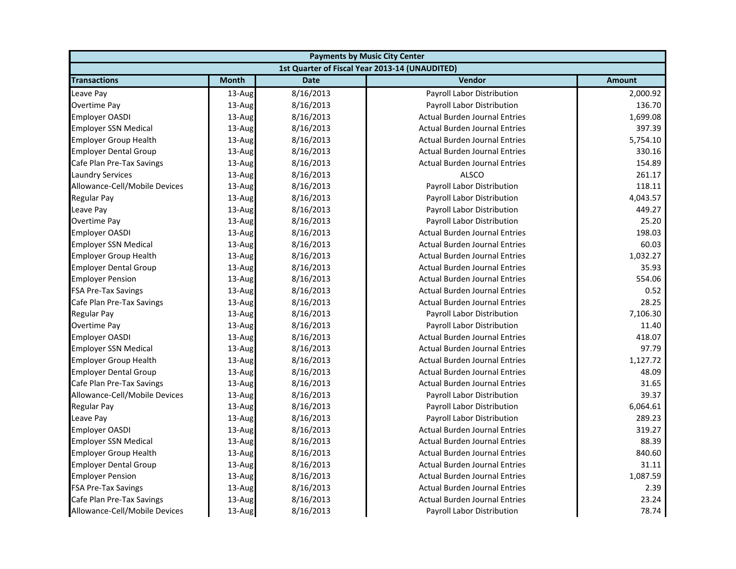| Payments by Music City Center | | | | |
|---|---|---|---|---|
| 1st Quarter of Fiscal Year 2013-14 (UNAUDITED) | | | | |
| **Transactions** | **Month** | **Date** | **Vendor** | **Amount** |
| Leave Pay | 13-Aug | 8/16/2013 | Payroll Labor Distribution | 2,000.92 |
| Overtime Pay | 13-Aug | 8/16/2013 | Payroll Labor Distribution | 136.70 |
| Employer OASDI | 13-Aug | 8/16/2013 | Actual Burden Journal Entries | 1,699.08 |
| Employer SSN Medical | 13-Aug | 8/16/2013 | Actual Burden Journal Entries | 397.39 |
| Employer Group Health | 13-Aug | 8/16/2013 | Actual Burden Journal Entries | 5,754.10 |
| Employer Dental Group | 13-Aug | 8/16/2013 | Actual Burden Journal Entries | 330.16 |
| Cafe Plan Pre-Tax Savings | 13-Aug | 8/16/2013 | Actual Burden Journal Entries | 154.89 |
| Laundry Services | 13-Aug | 8/16/2013 | ALSCO | 261.17 |
| Allowance-Cell/Mobile Devices | 13-Aug | 8/16/2013 | Payroll Labor Distribution | 118.11 |
| Regular Pay | 13-Aug | 8/16/2013 | Payroll Labor Distribution | 4,043.57 |
| Leave Pay | 13-Aug | 8/16/2013 | Payroll Labor Distribution | 449.27 |
| Overtime Pay | 13-Aug | 8/16/2013 | Payroll Labor Distribution | 25.20 |
| Employer OASDI | 13-Aug | 8/16/2013 | Actual Burden Journal Entries | 198.03 |
| Employer SSN Medical | 13-Aug | 8/16/2013 | Actual Burden Journal Entries | 60.03 |
| Employer Group Health | 13-Aug | 8/16/2013 | Actual Burden Journal Entries | 1,032.27 |
| Employer Dental Group | 13-Aug | 8/16/2013 | Actual Burden Journal Entries | 35.93 |
| Employer Pension | 13-Aug | 8/16/2013 | Actual Burden Journal Entries | 554.06 |
| FSA Pre-Tax Savings | 13-Aug | 8/16/2013 | Actual Burden Journal Entries | 0.52 |
| Cafe Plan Pre-Tax Savings | 13-Aug | 8/16/2013 | Actual Burden Journal Entries | 28.25 |
| Regular Pay | 13-Aug | 8/16/2013 | Payroll Labor Distribution | 7,106.30 |
| Overtime Pay | 13-Aug | 8/16/2013 | Payroll Labor Distribution | 11.40 |
| Employer OASDI | 13-Aug | 8/16/2013 | Actual Burden Journal Entries | 418.07 |
| Employer SSN Medical | 13-Aug | 8/16/2013 | Actual Burden Journal Entries | 97.79 |
| Employer Group Health | 13-Aug | 8/16/2013 | Actual Burden Journal Entries | 1,127.72 |
| Employer Dental Group | 13-Aug | 8/16/2013 | Actual Burden Journal Entries | 48.09 |
| Cafe Plan Pre-Tax Savings | 13-Aug | 8/16/2013 | Actual Burden Journal Entries | 31.65 |
| Allowance-Cell/Mobile Devices | 13-Aug | 8/16/2013 | Payroll Labor Distribution | 39.37 |
| Regular Pay | 13-Aug | 8/16/2013 | Payroll Labor Distribution | 6,064.61 |
| Leave Pay | 13-Aug | 8/16/2013 | Payroll Labor Distribution | 289.23 |
| Employer OASDI | 13-Aug | 8/16/2013 | Actual Burden Journal Entries | 319.27 |
| Employer SSN Medical | 13-Aug | 8/16/2013 | Actual Burden Journal Entries | 88.39 |
| Employer Group Health | 13-Aug | 8/16/2013 | Actual Burden Journal Entries | 840.60 |
| Employer Dental Group | 13-Aug | 8/16/2013 | Actual Burden Journal Entries | 31.11 |
| Employer Pension | 13-Aug | 8/16/2013 | Actual Burden Journal Entries | 1,087.59 |
| FSA Pre-Tax Savings | 13-Aug | 8/16/2013 | Actual Burden Journal Entries | 2.39 |
| Cafe Plan Pre-Tax Savings | 13-Aug | 8/16/2013 | Actual Burden Journal Entries | 23.24 |
| Allowance-Cell/Mobile Devices | 13-Aug | 8/16/2013 | Payroll Labor Distribution | 78.74 |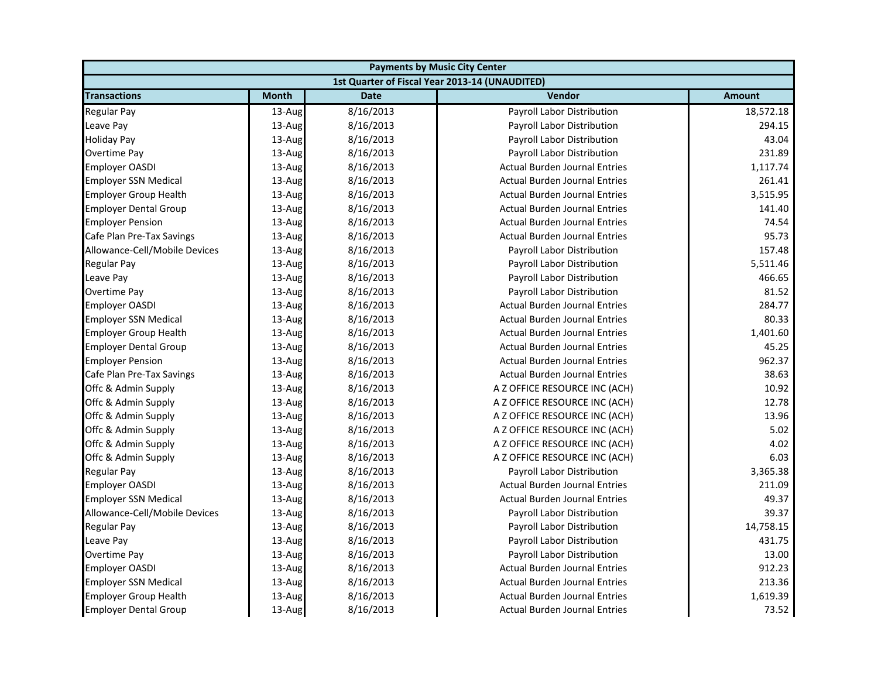| Payments by Music City Center | | | | |
|---|---|---|---|---|
| 1st Quarter of Fiscal Year 2013-14 (UNAUDITED) | | | | |
| **Transactions** | **Month** | **Date** | **Vendor** | **Amount** |
| Regular Pay | 13-Aug | 8/16/2013 | Payroll Labor Distribution | 18,572.18 |
| Leave Pay | 13-Aug | 8/16/2013 | Payroll Labor Distribution | 294.15 |
| Holiday Pay | 13-Aug | 8/16/2013 | Payroll Labor Distribution | 43.04 |
| Overtime Pay | 13-Aug | 8/16/2013 | Payroll Labor Distribution | 231.89 |
| Employer OASDI | 13-Aug | 8/16/2013 | Actual Burden Journal Entries | 1,117.74 |
| Employer SSN Medical | 13-Aug | 8/16/2013 | Actual Burden Journal Entries | 261.41 |
| Employer Group Health | 13-Aug | 8/16/2013 | Actual Burden Journal Entries | 3,515.95 |
| Employer Dental Group | 13-Aug | 8/16/2013 | Actual Burden Journal Entries | 141.40 |
| Employer Pension | 13-Aug | 8/16/2013 | Actual Burden Journal Entries | 74.54 |
| Cafe Plan Pre-Tax Savings | 13-Aug | 8/16/2013 | Actual Burden Journal Entries | 95.73 |
| Allowance-Cell/Mobile Devices | 13-Aug | 8/16/2013 | Payroll Labor Distribution | 157.48 |
| Regular Pay | 13-Aug | 8/16/2013 | Payroll Labor Distribution | 5,511.46 |
| Leave Pay | 13-Aug | 8/16/2013 | Payroll Labor Distribution | 466.65 |
| Overtime Pay | 13-Aug | 8/16/2013 | Payroll Labor Distribution | 81.52 |
| Employer OASDI | 13-Aug | 8/16/2013 | Actual Burden Journal Entries | 284.77 |
| Employer SSN Medical | 13-Aug | 8/16/2013 | Actual Burden Journal Entries | 80.33 |
| Employer Group Health | 13-Aug | 8/16/2013 | Actual Burden Journal Entries | 1,401.60 |
| Employer Dental Group | 13-Aug | 8/16/2013 | Actual Burden Journal Entries | 45.25 |
| Employer Pension | 13-Aug | 8/16/2013 | Actual Burden Journal Entries | 962.37 |
| Cafe Plan Pre-Tax Savings | 13-Aug | 8/16/2013 | Actual Burden Journal Entries | 38.63 |
| Offc & Admin Supply | 13-Aug | 8/16/2013 | A Z OFFICE RESOURCE INC (ACH) | 10.92 |
| Offc & Admin Supply | 13-Aug | 8/16/2013 | A Z OFFICE RESOURCE INC (ACH) | 12.78 |
| Offc & Admin Supply | 13-Aug | 8/16/2013 | A Z OFFICE RESOURCE INC (ACH) | 13.96 |
| Offc & Admin Supply | 13-Aug | 8/16/2013 | A Z OFFICE RESOURCE INC (ACH) | 5.02 |
| Offc & Admin Supply | 13-Aug | 8/16/2013 | A Z OFFICE RESOURCE INC (ACH) | 4.02 |
| Offc & Admin Supply | 13-Aug | 8/16/2013 | A Z OFFICE RESOURCE INC (ACH) | 6.03 |
| Regular Pay | 13-Aug | 8/16/2013 | Payroll Labor Distribution | 3,365.38 |
| Employer OASDI | 13-Aug | 8/16/2013 | Actual Burden Journal Entries | 211.09 |
| Employer SSN Medical | 13-Aug | 8/16/2013 | Actual Burden Journal Entries | 49.37 |
| Allowance-Cell/Mobile Devices | 13-Aug | 8/16/2013 | Payroll Labor Distribution | 39.37 |
| Regular Pay | 13-Aug | 8/16/2013 | Payroll Labor Distribution | 14,758.15 |
| Leave Pay | 13-Aug | 8/16/2013 | Payroll Labor Distribution | 431.75 |
| Overtime Pay | 13-Aug | 8/16/2013 | Payroll Labor Distribution | 13.00 |
| Employer OASDI | 13-Aug | 8/16/2013 | Actual Burden Journal Entries | 912.23 |
| Employer SSN Medical | 13-Aug | 8/16/2013 | Actual Burden Journal Entries | 213.36 |
| Employer Group Health | 13-Aug | 8/16/2013 | Actual Burden Journal Entries | 1,619.39 |
| Employer Dental Group | 13-Aug | 8/16/2013 | Actual Burden Journal Entries | 73.52 |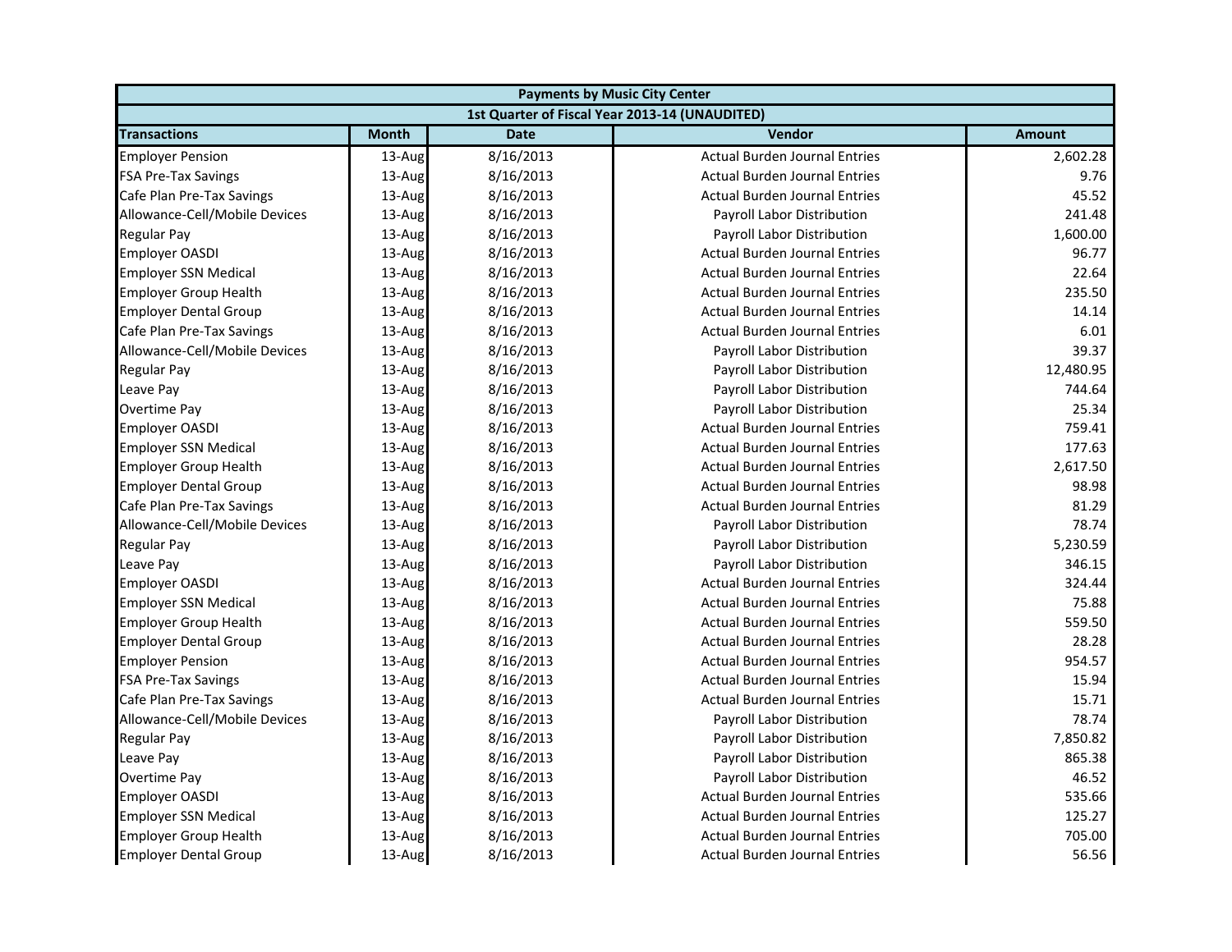| Payments by Music City Center | | | | |
|---|---|---|---|---|
| 1st Quarter of Fiscal Year 2013-14 (UNAUDITED) | | | | |
| **Transactions** | **Month** | **Date** | **Vendor** | **Amount** |
| Employer Pension | 13-Aug | 8/16/2013 | Actual Burden Journal Entries | 2,602.28 |
| FSA Pre-Tax Savings | 13-Aug | 8/16/2013 | Actual Burden Journal Entries | 9.76 |
| Cafe Plan Pre-Tax Savings | 13-Aug | 8/16/2013 | Actual Burden Journal Entries | 45.52 |
| Allowance-Cell/Mobile Devices | 13-Aug | 8/16/2013 | Payroll Labor Distribution | 241.48 |
| Regular Pay | 13-Aug | 8/16/2013 | Payroll Labor Distribution | 1,600.00 |
| Employer OASDI | 13-Aug | 8/16/2013 | Actual Burden Journal Entries | 96.77 |
| Employer SSN Medical | 13-Aug | 8/16/2013 | Actual Burden Journal Entries | 22.64 |
| Employer Group Health | 13-Aug | 8/16/2013 | Actual Burden Journal Entries | 235.50 |
| Employer Dental Group | 13-Aug | 8/16/2013 | Actual Burden Journal Entries | 14.14 |
| Cafe Plan Pre-Tax Savings | 13-Aug | 8/16/2013 | Actual Burden Journal Entries | 6.01 |
| Allowance-Cell/Mobile Devices | 13-Aug | 8/16/2013 | Payroll Labor Distribution | 39.37 |
| Regular Pay | 13-Aug | 8/16/2013 | Payroll Labor Distribution | 12,480.95 |
| Leave Pay | 13-Aug | 8/16/2013 | Payroll Labor Distribution | 744.64 |
| Overtime Pay | 13-Aug | 8/16/2013 | Payroll Labor Distribution | 25.34 |
| Employer OASDI | 13-Aug | 8/16/2013 | Actual Burden Journal Entries | 759.41 |
| Employer SSN Medical | 13-Aug | 8/16/2013 | Actual Burden Journal Entries | 177.63 |
| Employer Group Health | 13-Aug | 8/16/2013 | Actual Burden Journal Entries | 2,617.50 |
| Employer Dental Group | 13-Aug | 8/16/2013 | Actual Burden Journal Entries | 98.98 |
| Cafe Plan Pre-Tax Savings | 13-Aug | 8/16/2013 | Actual Burden Journal Entries | 81.29 |
| Allowance-Cell/Mobile Devices | 13-Aug | 8/16/2013 | Payroll Labor Distribution | 78.74 |
| Regular Pay | 13-Aug | 8/16/2013 | Payroll Labor Distribution | 5,230.59 |
| Leave Pay | 13-Aug | 8/16/2013 | Payroll Labor Distribution | 346.15 |
| Employer OASDI | 13-Aug | 8/16/2013 | Actual Burden Journal Entries | 324.44 |
| Employer SSN Medical | 13-Aug | 8/16/2013 | Actual Burden Journal Entries | 75.88 |
| Employer Group Health | 13-Aug | 8/16/2013 | Actual Burden Journal Entries | 559.50 |
| Employer Dental Group | 13-Aug | 8/16/2013 | Actual Burden Journal Entries | 28.28 |
| Employer Pension | 13-Aug | 8/16/2013 | Actual Burden Journal Entries | 954.57 |
| FSA Pre-Tax Savings | 13-Aug | 8/16/2013 | Actual Burden Journal Entries | 15.94 |
| Cafe Plan Pre-Tax Savings | 13-Aug | 8/16/2013 | Actual Burden Journal Entries | 15.71 |
| Allowance-Cell/Mobile Devices | 13-Aug | 8/16/2013 | Payroll Labor Distribution | 78.74 |
| Regular Pay | 13-Aug | 8/16/2013 | Payroll Labor Distribution | 7,850.82 |
| Leave Pay | 13-Aug | 8/16/2013 | Payroll Labor Distribution | 865.38 |
| Overtime Pay | 13-Aug | 8/16/2013 | Payroll Labor Distribution | 46.52 |
| Employer OASDI | 13-Aug | 8/16/2013 | Actual Burden Journal Entries | 535.66 |
| Employer SSN Medical | 13-Aug | 8/16/2013 | Actual Burden Journal Entries | 125.27 |
| Employer Group Health | 13-Aug | 8/16/2013 | Actual Burden Journal Entries | 705.00 |
| Employer Dental Group | 13-Aug | 8/16/2013 | Actual Burden Journal Entries | 56.56 |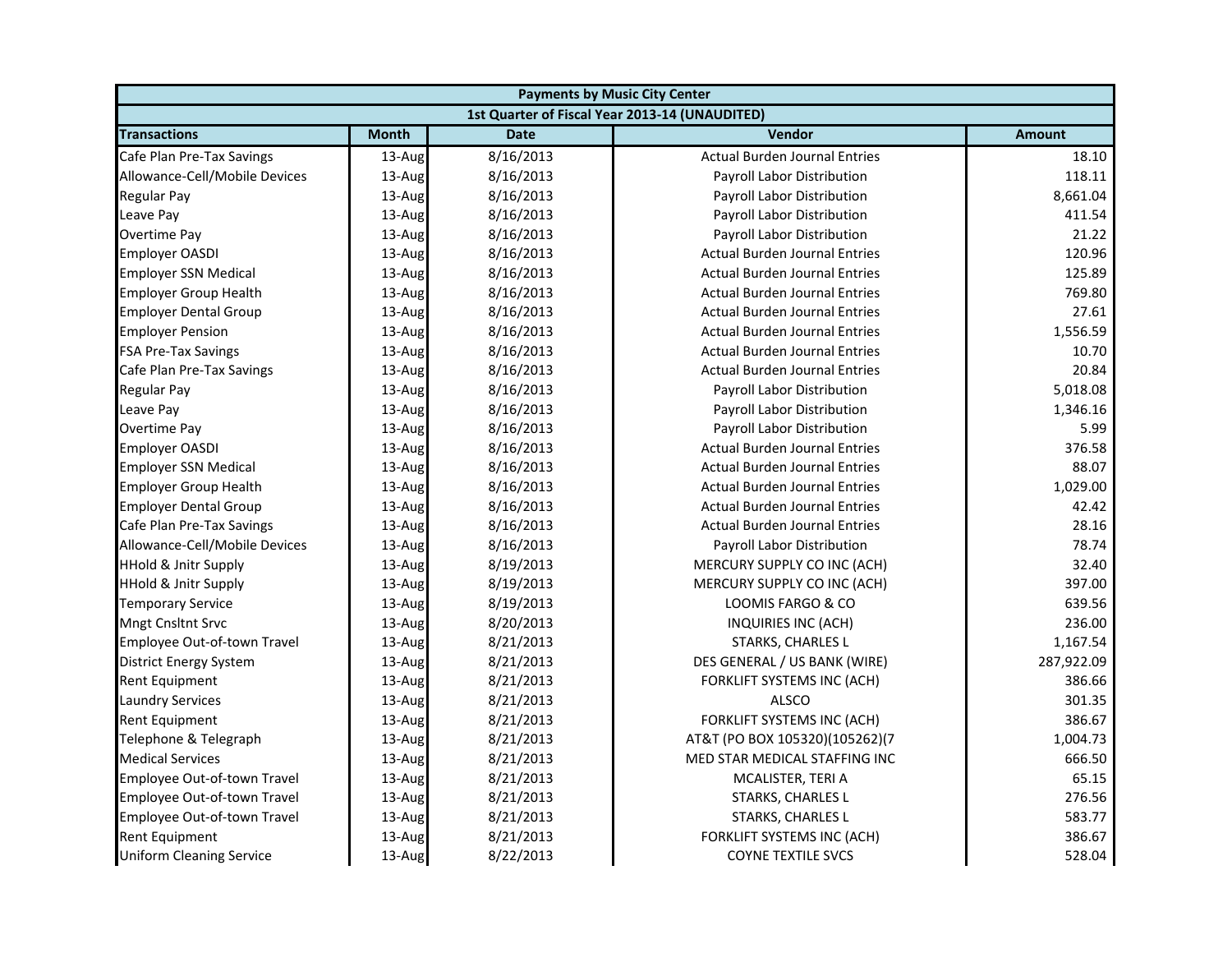| Payments by Music City Center | | | | |
|---|---|---|---|---|
| 1st Quarter of Fiscal Year 2013-14 (UNAUDITED) | | | | |
| **Transactions** | **Month** | **Date** | **Vendor** | **Amount** |
| Cafe Plan Pre-Tax Savings | 13-Aug | 8/16/2013 | Actual Burden Journal Entries | 18.10 |
| Allowance-Cell/Mobile Devices | 13-Aug | 8/16/2013 | Payroll Labor Distribution | 118.11 |
| Regular Pay | 13-Aug | 8/16/2013 | Payroll Labor Distribution | 8,661.04 |
| Leave Pay | 13-Aug | 8/16/2013 | Payroll Labor Distribution | 411.54 |
| Overtime Pay | 13-Aug | 8/16/2013 | Payroll Labor Distribution | 21.22 |
| Employer OASDI | 13-Aug | 8/16/2013 | Actual Burden Journal Entries | 120.96 |
| Employer SSN Medical | 13-Aug | 8/16/2013 | Actual Burden Journal Entries | 125.89 |
| Employer Group Health | 13-Aug | 8/16/2013 | Actual Burden Journal Entries | 769.80 |
| Employer Dental Group | 13-Aug | 8/16/2013 | Actual Burden Journal Entries | 27.61 |
| Employer Pension | 13-Aug | 8/16/2013 | Actual Burden Journal Entries | 1,556.59 |
| FSA Pre-Tax Savings | 13-Aug | 8/16/2013 | Actual Burden Journal Entries | 10.70 |
| Cafe Plan Pre-Tax Savings | 13-Aug | 8/16/2013 | Actual Burden Journal Entries | 20.84 |
| Regular Pay | 13-Aug | 8/16/2013 | Payroll Labor Distribution | 5,018.08 |
| Leave Pay | 13-Aug | 8/16/2013 | Payroll Labor Distribution | 1,346.16 |
| Overtime Pay | 13-Aug | 8/16/2013 | Payroll Labor Distribution | 5.99 |
| Employer OASDI | 13-Aug | 8/16/2013 | Actual Burden Journal Entries | 376.58 |
| Employer SSN Medical | 13-Aug | 8/16/2013 | Actual Burden Journal Entries | 88.07 |
| Employer Group Health | 13-Aug | 8/16/2013 | Actual Burden Journal Entries | 1,029.00 |
| Employer Dental Group | 13-Aug | 8/16/2013 | Actual Burden Journal Entries | 42.42 |
| Cafe Plan Pre-Tax Savings | 13-Aug | 8/16/2013 | Actual Burden Journal Entries | 28.16 |
| Allowance-Cell/Mobile Devices | 13-Aug | 8/16/2013 | Payroll Labor Distribution | 78.74 |
| HHold & Jnitr Supply | 13-Aug | 8/19/2013 | MERCURY SUPPLY CO INC (ACH) | 32.40 |
| HHold & Jnitr Supply | 13-Aug | 8/19/2013 | MERCURY SUPPLY CO INC (ACH) | 397.00 |
| Temporary Service | 13-Aug | 8/19/2013 | LOOMIS FARGO & CO | 639.56 |
| Mngt Cnsltnt Srvc | 13-Aug | 8/20/2013 | INQUIRIES INC (ACH) | 236.00 |
| Employee Out-of-town Travel | 13-Aug | 8/21/2013 | STARKS, CHARLES L | 1,167.54 |
| District Energy System | 13-Aug | 8/21/2013 | DES GENERAL / US BANK (WIRE) | 287,922.09 |
| Rent Equipment | 13-Aug | 8/21/2013 | FORKLIFT SYSTEMS INC (ACH) | 386.66 |
| Laundry Services | 13-Aug | 8/21/2013 | ALSCO | 301.35 |
| Rent Equipment | 13-Aug | 8/21/2013 | FORKLIFT SYSTEMS INC (ACH) | 386.67 |
| Telephone & Telegraph | 13-Aug | 8/21/2013 | AT&T (PO BOX 105320)(105262)(7 | 1,004.73 |
| Medical Services | 13-Aug | 8/21/2013 | MED STAR MEDICAL STAFFING INC | 666.50 |
| Employee Out-of-town Travel | 13-Aug | 8/21/2013 | MCALISTER, TERI A | 65.15 |
| Employee Out-of-town Travel | 13-Aug | 8/21/2013 | STARKS, CHARLES L | 276.56 |
| Employee Out-of-town Travel | 13-Aug | 8/21/2013 | STARKS, CHARLES L | 583.77 |
| Rent Equipment | 13-Aug | 8/21/2013 | FORKLIFT SYSTEMS INC (ACH) | 386.67 |
| Uniform Cleaning Service | 13-Aug | 8/22/2013 | COYNE TEXTILE SVCS | 528.04 |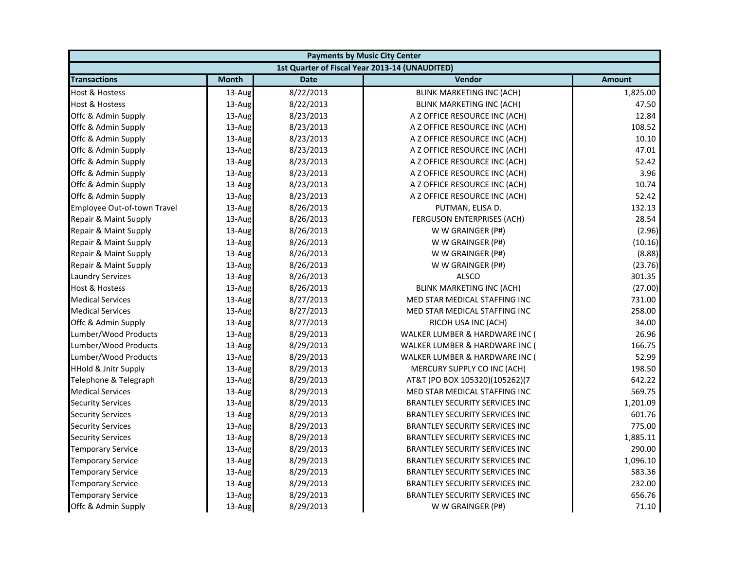| Payments by Music City Center | | | | |
|---|---|---|---|---|
| 1st Quarter of Fiscal Year 2013-14 (UNAUDITED) | | | | |
| **Transactions** | **Month** | **Date** | **Vendor** | **Amount** |
| Host & Hostess | 13-Aug | 8/22/2013 | BLINK MARKETING INC (ACH) | 1,825.00 |
| Host & Hostess | 13-Aug | 8/22/2013 | BLINK MARKETING INC (ACH) | 47.50 |
| Offc & Admin Supply | 13-Aug | 8/23/2013 | A Z OFFICE RESOURCE INC (ACH) | 12.84 |
| Offc & Admin Supply | 13-Aug | 8/23/2013 | A Z OFFICE RESOURCE INC (ACH) | 108.52 |
| Offc & Admin Supply | 13-Aug | 8/23/2013 | A Z OFFICE RESOURCE INC (ACH) | 10.10 |
| Offc & Admin Supply | 13-Aug | 8/23/2013 | A Z OFFICE RESOURCE INC (ACH) | 47.01 |
| Offc & Admin Supply | 13-Aug | 8/23/2013 | A Z OFFICE RESOURCE INC (ACH) | 52.42 |
| Offc & Admin Supply | 13-Aug | 8/23/2013 | A Z OFFICE RESOURCE INC (ACH) | 3.96 |
| Offc & Admin Supply | 13-Aug | 8/23/2013 | A Z OFFICE RESOURCE INC (ACH) | 10.74 |
| Offc & Admin Supply | 13-Aug | 8/23/2013 | A Z OFFICE RESOURCE INC (ACH) | 52.42 |
| Employee Out-of-town Travel | 13-Aug | 8/26/2013 | PUTMAN, ELISA D. | 132.13 |
| Repair & Maint Supply | 13-Aug | 8/26/2013 | FERGUSON ENTERPRISES (ACH) | 28.54 |
| Repair & Maint Supply | 13-Aug | 8/26/2013 | W W GRAINGER (P#) | (2.96) |
| Repair & Maint Supply | 13-Aug | 8/26/2013 | W W GRAINGER (P#) | (10.16) |
| Repair & Maint Supply | 13-Aug | 8/26/2013 | W W GRAINGER (P#) | (8.88) |
| Repair & Maint Supply | 13-Aug | 8/26/2013 | W W GRAINGER (P#) | (23.76) |
| Laundry Services | 13-Aug | 8/26/2013 | ALSCO | 301.35 |
| Host & Hostess | 13-Aug | 8/26/2013 | BLINK MARKETING INC (ACH) | (27.00) |
| Medical Services | 13-Aug | 8/27/2013 | MED STAR MEDICAL STAFFING INC | 731.00 |
| Medical Services | 13-Aug | 8/27/2013 | MED STAR MEDICAL STAFFING INC | 258.00 |
| Offc & Admin Supply | 13-Aug | 8/27/2013 | RICOH USA INC (ACH) | 34.00 |
| Lumber/Wood Products | 13-Aug | 8/29/2013 | WALKER LUMBER & HARDWARE INC ( | 26.96 |
| Lumber/Wood Products | 13-Aug | 8/29/2013 | WALKER LUMBER & HARDWARE INC ( | 166.75 |
| Lumber/Wood Products | 13-Aug | 8/29/2013 | WALKER LUMBER & HARDWARE INC ( | 52.99 |
| HHold & Jnitr Supply | 13-Aug | 8/29/2013 | MERCURY SUPPLY CO INC (ACH) | 198.50 |
| Telephone & Telegraph | 13-Aug | 8/29/2013 | AT&T (PO BOX 105320)(105262)(7 | 642.22 |
| Medical Services | 13-Aug | 8/29/2013 | MED STAR MEDICAL STAFFING INC | 569.75 |
| Security Services | 13-Aug | 8/29/2013 | BRANTLEY SECURITY SERVICES INC | 1,201.09 |
| Security Services | 13-Aug | 8/29/2013 | BRANTLEY SECURITY SERVICES INC | 601.76 |
| Security Services | 13-Aug | 8/29/2013 | BRANTLEY SECURITY SERVICES INC | 775.00 |
| Security Services | 13-Aug | 8/29/2013 | BRANTLEY SECURITY SERVICES INC | 1,885.11 |
| Temporary Service | 13-Aug | 8/29/2013 | BRANTLEY SECURITY SERVICES INC | 290.00 |
| Temporary Service | 13-Aug | 8/29/2013 | BRANTLEY SECURITY SERVICES INC | 1,096.10 |
| Temporary Service | 13-Aug | 8/29/2013 | BRANTLEY SECURITY SERVICES INC | 583.36 |
| Temporary Service | 13-Aug | 8/29/2013 | BRANTLEY SECURITY SERVICES INC | 232.00 |
| Temporary Service | 13-Aug | 8/29/2013 | BRANTLEY SECURITY SERVICES INC | 656.76 |
| Offc & Admin Supply | 13-Aug | 8/29/2013 | W W GRAINGER (P#) | 71.10 |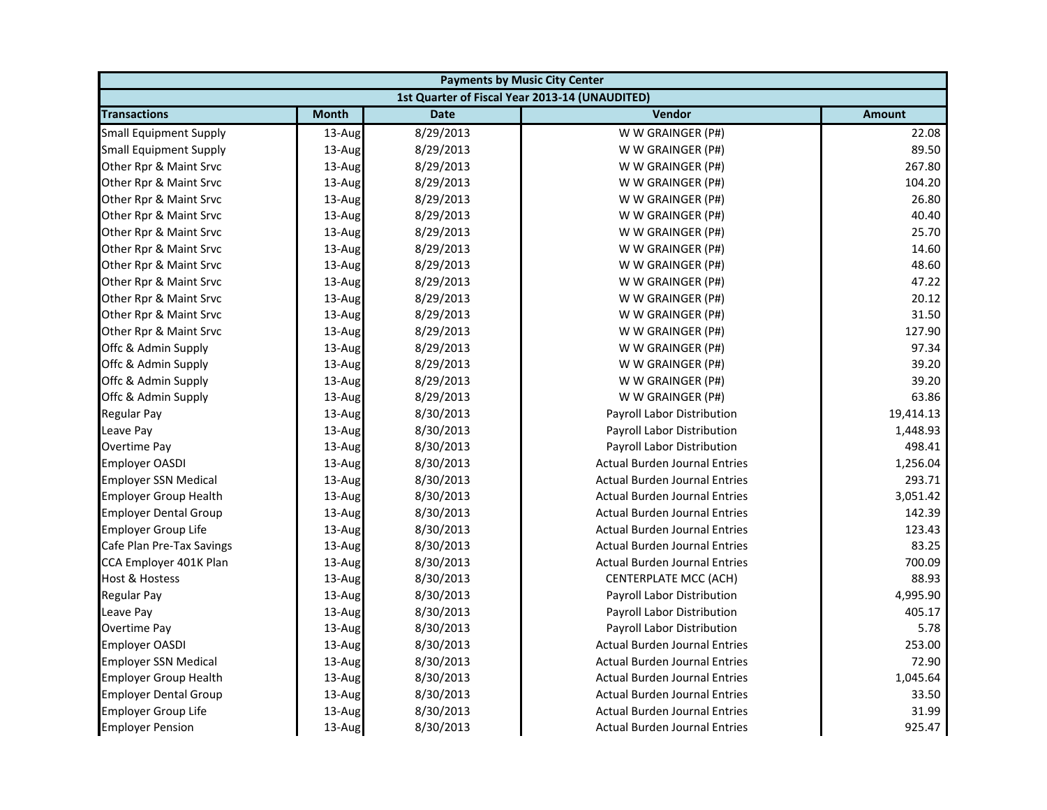| Payments by Music City Center | | | | |
|---|---|---|---|---|
| 1st Quarter of Fiscal Year 2013-14 (UNAUDITED) | | | | |
| **Transactions** | **Month** | **Date** | **Vendor** | **Amount** |
| Small Equipment Supply | 13-Aug | 8/29/2013 | W W GRAINGER (P#) | 22.08 |
| Small Equipment Supply | 13-Aug | 8/29/2013 | W W GRAINGER (P#) | 89.50 |
| Other Rpr & Maint Srvc | 13-Aug | 8/29/2013 | W W GRAINGER (P#) | 267.80 |
| Other Rpr & Maint Srvc | 13-Aug | 8/29/2013 | W W GRAINGER (P#) | 104.20 |
| Other Rpr & Maint Srvc | 13-Aug | 8/29/2013 | W W GRAINGER (P#) | 26.80 |
| Other Rpr & Maint Srvc | 13-Aug | 8/29/2013 | W W GRAINGER (P#) | 40.40 |
| Other Rpr & Maint Srvc | 13-Aug | 8/29/2013 | W W GRAINGER (P#) | 25.70 |
| Other Rpr & Maint Srvc | 13-Aug | 8/29/2013 | W W GRAINGER (P#) | 14.60 |
| Other Rpr & Maint Srvc | 13-Aug | 8/29/2013 | W W GRAINGER (P#) | 48.60 |
| Other Rpr & Maint Srvc | 13-Aug | 8/29/2013 | W W GRAINGER (P#) | 47.22 |
| Other Rpr & Maint Srvc | 13-Aug | 8/29/2013 | W W GRAINGER (P#) | 20.12 |
| Other Rpr & Maint Srvc | 13-Aug | 8/29/2013 | W W GRAINGER (P#) | 31.50 |
| Other Rpr & Maint Srvc | 13-Aug | 8/29/2013 | W W GRAINGER (P#) | 127.90 |
| Offc & Admin Supply | 13-Aug | 8/29/2013 | W W GRAINGER (P#) | 97.34 |
| Offc & Admin Supply | 13-Aug | 8/29/2013 | W W GRAINGER (P#) | 39.20 |
| Offc & Admin Supply | 13-Aug | 8/29/2013 | W W GRAINGER (P#) | 39.20 |
| Offc & Admin Supply | 13-Aug | 8/29/2013 | W W GRAINGER (P#) | 63.86 |
| Regular Pay | 13-Aug | 8/30/2013 | Payroll Labor Distribution | 19,414.13 |
| Leave Pay | 13-Aug | 8/30/2013 | Payroll Labor Distribution | 1,448.93 |
| Overtime Pay | 13-Aug | 8/30/2013 | Payroll Labor Distribution | 498.41 |
| Employer OASDI | 13-Aug | 8/30/2013 | Actual Burden Journal Entries | 1,256.04 |
| Employer SSN Medical | 13-Aug | 8/30/2013 | Actual Burden Journal Entries | 293.71 |
| Employer Group Health | 13-Aug | 8/30/2013 | Actual Burden Journal Entries | 3,051.42 |
| Employer Dental Group | 13-Aug | 8/30/2013 | Actual Burden Journal Entries | 142.39 |
| Employer Group Life | 13-Aug | 8/30/2013 | Actual Burden Journal Entries | 123.43 |
| Cafe Plan Pre-Tax Savings | 13-Aug | 8/30/2013 | Actual Burden Journal Entries | 83.25 |
| CCA Employer 401K Plan | 13-Aug | 8/30/2013 | Actual Burden Journal Entries | 700.09 |
| Host & Hostess | 13-Aug | 8/30/2013 | CENTERPLATE MCC (ACH) | 88.93 |
| Regular Pay | 13-Aug | 8/30/2013 | Payroll Labor Distribution | 4,995.90 |
| Leave Pay | 13-Aug | 8/30/2013 | Payroll Labor Distribution | 405.17 |
| Overtime Pay | 13-Aug | 8/30/2013 | Payroll Labor Distribution | 5.78 |
| Employer OASDI | 13-Aug | 8/30/2013 | Actual Burden Journal Entries | 253.00 |
| Employer SSN Medical | 13-Aug | 8/30/2013 | Actual Burden Journal Entries | 72.90 |
| Employer Group Health | 13-Aug | 8/30/2013 | Actual Burden Journal Entries | 1,045.64 |
| Employer Dental Group | 13-Aug | 8/30/2013 | Actual Burden Journal Entries | 33.50 |
| Employer Group Life | 13-Aug | 8/30/2013 | Actual Burden Journal Entries | 31.99 |
| Employer Pension | 13-Aug | 8/30/2013 | Actual Burden Journal Entries | 925.47 |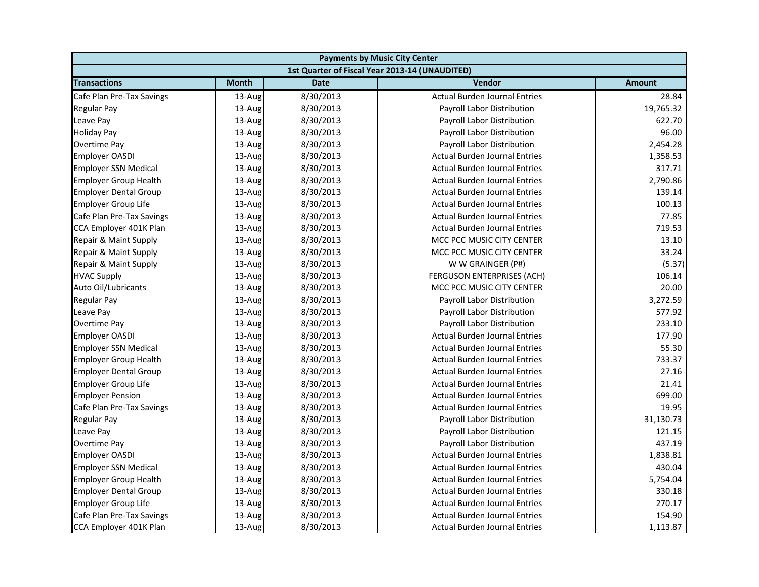| Payments by Music City Center | | | | |
|---|---|---|---|---|
| 1st Quarter of Fiscal Year 2013-14 (UNAUDITED) | | | | |
| **Transactions** | **Month** | **Date** | **Vendor** | **Amount** |
| Cafe Plan Pre-Tax Savings | 13-Aug | 8/30/2013 | Actual Burden Journal Entries | 28.84 |
| Regular Pay | 13-Aug | 8/30/2013 | Payroll Labor Distribution | 19,765.32 |
| Leave Pay | 13-Aug | 8/30/2013 | Payroll Labor Distribution | 622.70 |
| Holiday Pay | 13-Aug | 8/30/2013 | Payroll Labor Distribution | 96.00 |
| Overtime Pay | 13-Aug | 8/30/2013 | Payroll Labor Distribution | 2,454.28 |
| Employer OASDI | 13-Aug | 8/30/2013 | Actual Burden Journal Entries | 1,358.53 |
| Employer SSN Medical | 13-Aug | 8/30/2013 | Actual Burden Journal Entries | 317.71 |
| Employer Group Health | 13-Aug | 8/30/2013 | Actual Burden Journal Entries | 2,790.86 |
| Employer Dental Group | 13-Aug | 8/30/2013 | Actual Burden Journal Entries | 139.14 |
| Employer Group Life | 13-Aug | 8/30/2013 | Actual Burden Journal Entries | 100.13 |
| Cafe Plan Pre-Tax Savings | 13-Aug | 8/30/2013 | Actual Burden Journal Entries | 77.85 |
| CCA Employer 401K Plan | 13-Aug | 8/30/2013 | Actual Burden Journal Entries | 719.53 |
| Repair & Maint Supply | 13-Aug | 8/30/2013 | MCC PCC MUSIC CITY CENTER | 13.10 |
| Repair & Maint Supply | 13-Aug | 8/30/2013 | MCC PCC MUSIC CITY CENTER | 33.24 |
| Repair & Maint Supply | 13-Aug | 8/30/2013 | W W GRAINGER (P#) | (5.37) |
| HVAC Supply | 13-Aug | 8/30/2013 | FERGUSON ENTERPRISES (ACH) | 106.14 |
| Auto Oil/Lubricants | 13-Aug | 8/30/2013 | MCC PCC MUSIC CITY CENTER | 20.00 |
| Regular Pay | 13-Aug | 8/30/2013 | Payroll Labor Distribution | 3,272.59 |
| Leave Pay | 13-Aug | 8/30/2013 | Payroll Labor Distribution | 577.92 |
| Overtime Pay | 13-Aug | 8/30/2013 | Payroll Labor Distribution | 233.10 |
| Employer OASDI | 13-Aug | 8/30/2013 | Actual Burden Journal Entries | 177.90 |
| Employer SSN Medical | 13-Aug | 8/30/2013 | Actual Burden Journal Entries | 55.30 |
| Employer Group Health | 13-Aug | 8/30/2013 | Actual Burden Journal Entries | 733.37 |
| Employer Dental Group | 13-Aug | 8/30/2013 | Actual Burden Journal Entries | 27.16 |
| Employer Group Life | 13-Aug | 8/30/2013 | Actual Burden Journal Entries | 21.41 |
| Employer Pension | 13-Aug | 8/30/2013 | Actual Burden Journal Entries | 699.00 |
| Cafe Plan Pre-Tax Savings | 13-Aug | 8/30/2013 | Actual Burden Journal Entries | 19.95 |
| Regular Pay | 13-Aug | 8/30/2013 | Payroll Labor Distribution | 31,130.73 |
| Leave Pay | 13-Aug | 8/30/2013 | Payroll Labor Distribution | 121.15 |
| Overtime Pay | 13-Aug | 8/30/2013 | Payroll Labor Distribution | 437.19 |
| Employer OASDI | 13-Aug | 8/30/2013 | Actual Burden Journal Entries | 1,838.81 |
| Employer SSN Medical | 13-Aug | 8/30/2013 | Actual Burden Journal Entries | 430.04 |
| Employer Group Health | 13-Aug | 8/30/2013 | Actual Burden Journal Entries | 5,754.04 |
| Employer Dental Group | 13-Aug | 8/30/2013 | Actual Burden Journal Entries | 330.18 |
| Employer Group Life | 13-Aug | 8/30/2013 | Actual Burden Journal Entries | 270.17 |
| Cafe Plan Pre-Tax Savings | 13-Aug | 8/30/2013 | Actual Burden Journal Entries | 154.90 |
| CCA Employer 401K Plan | 13-Aug | 8/30/2013 | Actual Burden Journal Entries | 1,113.87 |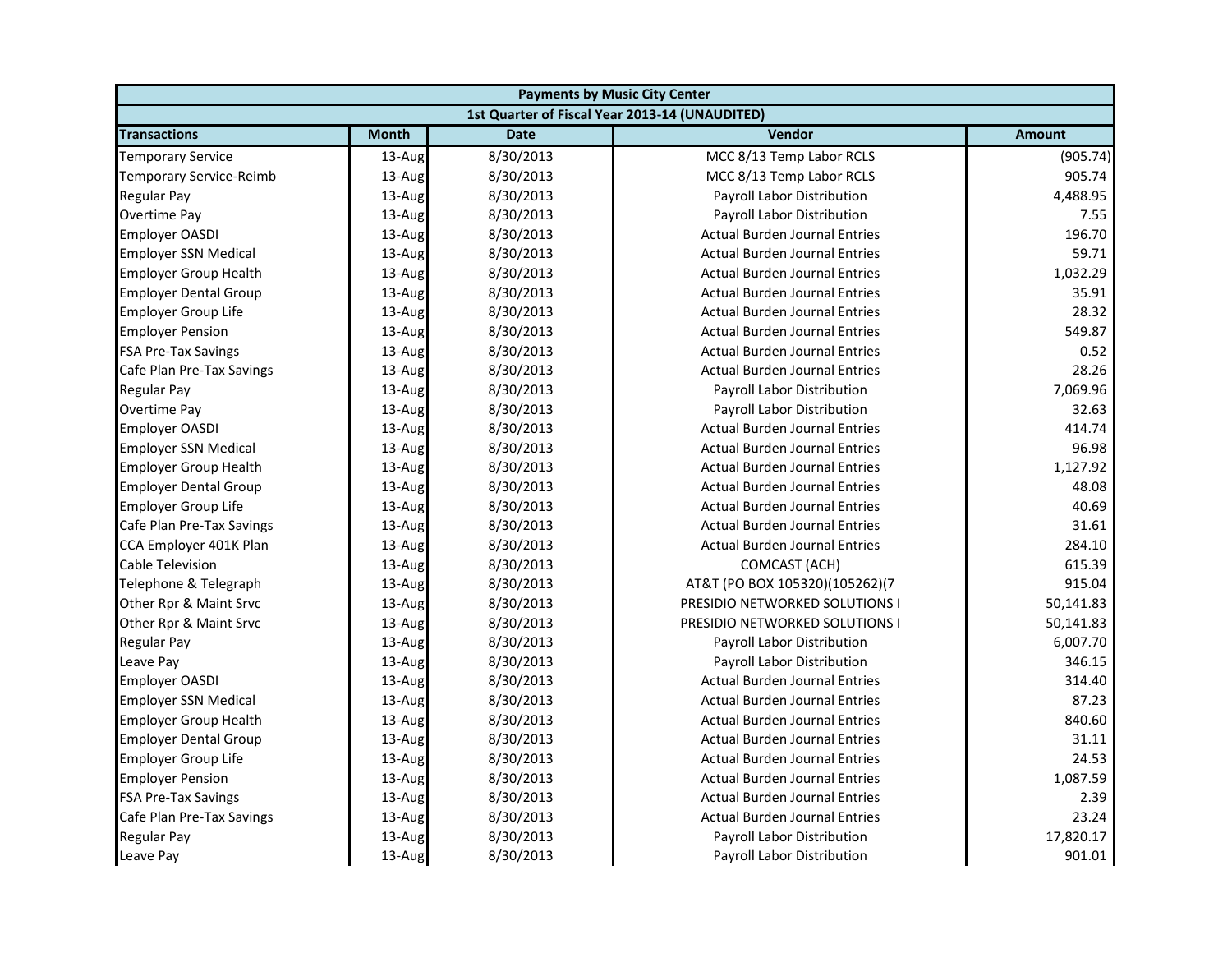| Payments by Music City Center | | | | |
|---|---|---|---|---|
| 1st Quarter of Fiscal Year 2013-14 (UNAUDITED) | | | | |
| **Transactions** | **Month** | **Date** | **Vendor** | **Amount** |
| Temporary Service | 13-Aug | 8/30/2013 | MCC 8/13 Temp Labor RCLS | (905.74) |
| Temporary Service-Reimb | 13-Aug | 8/30/2013 | MCC 8/13 Temp Labor RCLS | 905.74 |
| Regular Pay | 13-Aug | 8/30/2013 | Payroll Labor Distribution | 4,488.95 |
| Overtime Pay | 13-Aug | 8/30/2013 | Payroll Labor Distribution | 7.55 |
| Employer OASDI | 13-Aug | 8/30/2013 | Actual Burden Journal Entries | 196.70 |
| Employer SSN Medical | 13-Aug | 8/30/2013 | Actual Burden Journal Entries | 59.71 |
| Employer Group Health | 13-Aug | 8/30/2013 | Actual Burden Journal Entries | 1,032.29 |
| Employer Dental Group | 13-Aug | 8/30/2013 | Actual Burden Journal Entries | 35.91 |
| Employer Group Life | 13-Aug | 8/30/2013 | Actual Burden Journal Entries | 28.32 |
| Employer Pension | 13-Aug | 8/30/2013 | Actual Burden Journal Entries | 549.87 |
| FSA Pre-Tax Savings | 13-Aug | 8/30/2013 | Actual Burden Journal Entries | 0.52 |
| Cafe Plan Pre-Tax Savings | 13-Aug | 8/30/2013 | Actual Burden Journal Entries | 28.26 |
| Regular Pay | 13-Aug | 8/30/2013 | Payroll Labor Distribution | 7,069.96 |
| Overtime Pay | 13-Aug | 8/30/2013 | Payroll Labor Distribution | 32.63 |
| Employer OASDI | 13-Aug | 8/30/2013 | Actual Burden Journal Entries | 414.74 |
| Employer SSN Medical | 13-Aug | 8/30/2013 | Actual Burden Journal Entries | 96.98 |
| Employer Group Health | 13-Aug | 8/30/2013 | Actual Burden Journal Entries | 1,127.92 |
| Employer Dental Group | 13-Aug | 8/30/2013 | Actual Burden Journal Entries | 48.08 |
| Employer Group Life | 13-Aug | 8/30/2013 | Actual Burden Journal Entries | 40.69 |
| Cafe Plan Pre-Tax Savings | 13-Aug | 8/30/2013 | Actual Burden Journal Entries | 31.61 |
| CCA Employer 401K Plan | 13-Aug | 8/30/2013 | Actual Burden Journal Entries | 284.10 |
| Cable Television | 13-Aug | 8/30/2013 | COMCAST (ACH) | 615.39 |
| Telephone & Telegraph | 13-Aug | 8/30/2013 | AT&T (PO BOX 105320)(105262)(7 | 915.04 |
| Other Rpr & Maint Srvc | 13-Aug | 8/30/2013 | PRESIDIO NETWORKED SOLUTIONS I | 50,141.83 |
| Other Rpr & Maint Srvc | 13-Aug | 8/30/2013 | PRESIDIO NETWORKED SOLUTIONS I | 50,141.83 |
| Regular Pay | 13-Aug | 8/30/2013 | Payroll Labor Distribution | 6,007.70 |
| Leave Pay | 13-Aug | 8/30/2013 | Payroll Labor Distribution | 346.15 |
| Employer OASDI | 13-Aug | 8/30/2013 | Actual Burden Journal Entries | 314.40 |
| Employer SSN Medical | 13-Aug | 8/30/2013 | Actual Burden Journal Entries | 87.23 |
| Employer Group Health | 13-Aug | 8/30/2013 | Actual Burden Journal Entries | 840.60 |
| Employer Dental Group | 13-Aug | 8/30/2013 | Actual Burden Journal Entries | 31.11 |
| Employer Group Life | 13-Aug | 8/30/2013 | Actual Burden Journal Entries | 24.53 |
| Employer Pension | 13-Aug | 8/30/2013 | Actual Burden Journal Entries | 1,087.59 |
| FSA Pre-Tax Savings | 13-Aug | 8/30/2013 | Actual Burden Journal Entries | 2.39 |
| Cafe Plan Pre-Tax Savings | 13-Aug | 8/30/2013 | Actual Burden Journal Entries | 23.24 |
| Regular Pay | 13-Aug | 8/30/2013 | Payroll Labor Distribution | 17,820.17 |
| Leave Pay | 13-Aug | 8/30/2013 | Payroll Labor Distribution | 901.01 |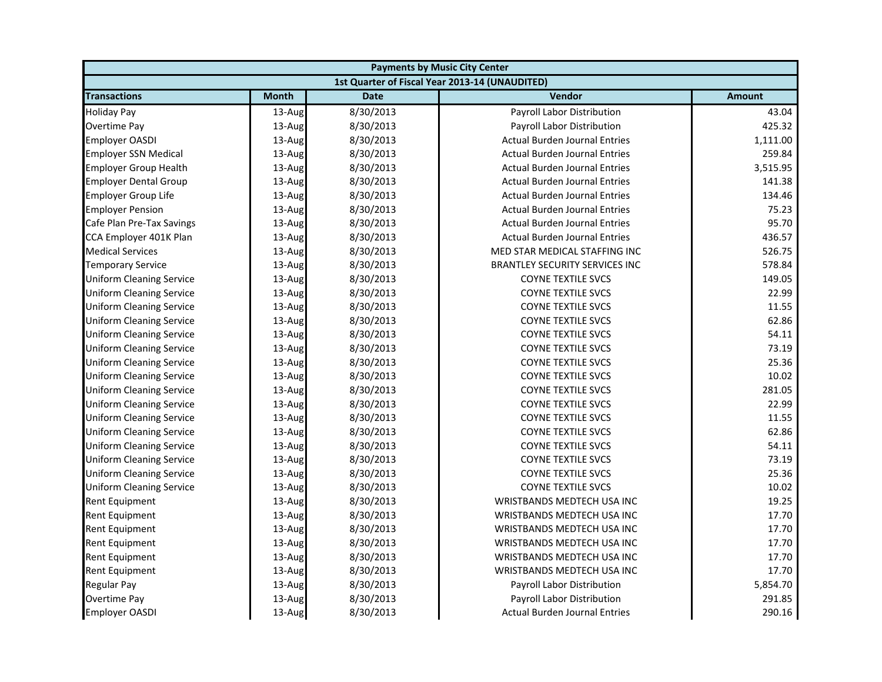| Payments by Music City Center | | | | |
|---|---|---|---|---|
| 1st Quarter of Fiscal Year 2013-14 (UNAUDITED) | | | | |
| **Transactions** | **Month** | **Date** | **Vendor** | **Amount** |
| Holiday Pay | 13-Aug | 8/30/2013 | Payroll Labor Distribution | 43.04 |
| Overtime Pay | 13-Aug | 8/30/2013 | Payroll Labor Distribution | 425.32 |
| Employer OASDI | 13-Aug | 8/30/2013 | Actual Burden Journal Entries | 1,111.00 |
| Employer SSN Medical | 13-Aug | 8/30/2013 | Actual Burden Journal Entries | 259.84 |
| Employer Group Health | 13-Aug | 8/30/2013 | Actual Burden Journal Entries | 3,515.95 |
| Employer Dental Group | 13-Aug | 8/30/2013 | Actual Burden Journal Entries | 141.38 |
| Employer Group Life | 13-Aug | 8/30/2013 | Actual Burden Journal Entries | 134.46 |
| Employer Pension | 13-Aug | 8/30/2013 | Actual Burden Journal Entries | 75.23 |
| Cafe Plan Pre-Tax Savings | 13-Aug | 8/30/2013 | Actual Burden Journal Entries | 95.70 |
| CCA Employer 401K Plan | 13-Aug | 8/30/2013 | Actual Burden Journal Entries | 436.57 |
| Medical Services | 13-Aug | 8/30/2013 | MED STAR MEDICAL STAFFING INC | 526.75 |
| Temporary Service | 13-Aug | 8/30/2013 | BRANTLEY SECURITY SERVICES INC | 578.84 |
| Uniform Cleaning Service | 13-Aug | 8/30/2013 | COYNE TEXTILE SVCS | 149.05 |
| Uniform Cleaning Service | 13-Aug | 8/30/2013 | COYNE TEXTILE SVCS | 22.99 |
| Uniform Cleaning Service | 13-Aug | 8/30/2013 | COYNE TEXTILE SVCS | 11.55 |
| Uniform Cleaning Service | 13-Aug | 8/30/2013 | COYNE TEXTILE SVCS | 62.86 |
| Uniform Cleaning Service | 13-Aug | 8/30/2013 | COYNE TEXTILE SVCS | 54.11 |
| Uniform Cleaning Service | 13-Aug | 8/30/2013 | COYNE TEXTILE SVCS | 73.19 |
| Uniform Cleaning Service | 13-Aug | 8/30/2013 | COYNE TEXTILE SVCS | 25.36 |
| Uniform Cleaning Service | 13-Aug | 8/30/2013 | COYNE TEXTILE SVCS | 10.02 |
| Uniform Cleaning Service | 13-Aug | 8/30/2013 | COYNE TEXTILE SVCS | 281.05 |
| Uniform Cleaning Service | 13-Aug | 8/30/2013 | COYNE TEXTILE SVCS | 22.99 |
| Uniform Cleaning Service | 13-Aug | 8/30/2013 | COYNE TEXTILE SVCS | 11.55 |
| Uniform Cleaning Service | 13-Aug | 8/30/2013 | COYNE TEXTILE SVCS | 62.86 |
| Uniform Cleaning Service | 13-Aug | 8/30/2013 | COYNE TEXTILE SVCS | 54.11 |
| Uniform Cleaning Service | 13-Aug | 8/30/2013 | COYNE TEXTILE SVCS | 73.19 |
| Uniform Cleaning Service | 13-Aug | 8/30/2013 | COYNE TEXTILE SVCS | 25.36 |
| Uniform Cleaning Service | 13-Aug | 8/30/2013 | COYNE TEXTILE SVCS | 10.02 |
| Rent Equipment | 13-Aug | 8/30/2013 | WRISTBANDS MEDTECH USA INC | 19.25 |
| Rent Equipment | 13-Aug | 8/30/2013 | WRISTBANDS MEDTECH USA INC | 17.70 |
| Rent Equipment | 13-Aug | 8/30/2013 | WRISTBANDS MEDTECH USA INC | 17.70 |
| Rent Equipment | 13-Aug | 8/30/2013 | WRISTBANDS MEDTECH USA INC | 17.70 |
| Rent Equipment | 13-Aug | 8/30/2013 | WRISTBANDS MEDTECH USA INC | 17.70 |
| Rent Equipment | 13-Aug | 8/30/2013 | WRISTBANDS MEDTECH USA INC | 17.70 |
| Regular Pay | 13-Aug | 8/30/2013 | Payroll Labor Distribution | 5,854.70 |
| Overtime Pay | 13-Aug | 8/30/2013 | Payroll Labor Distribution | 291.85 |
| Employer OASDI | 13-Aug | 8/30/2013 | Actual Burden Journal Entries | 290.16 |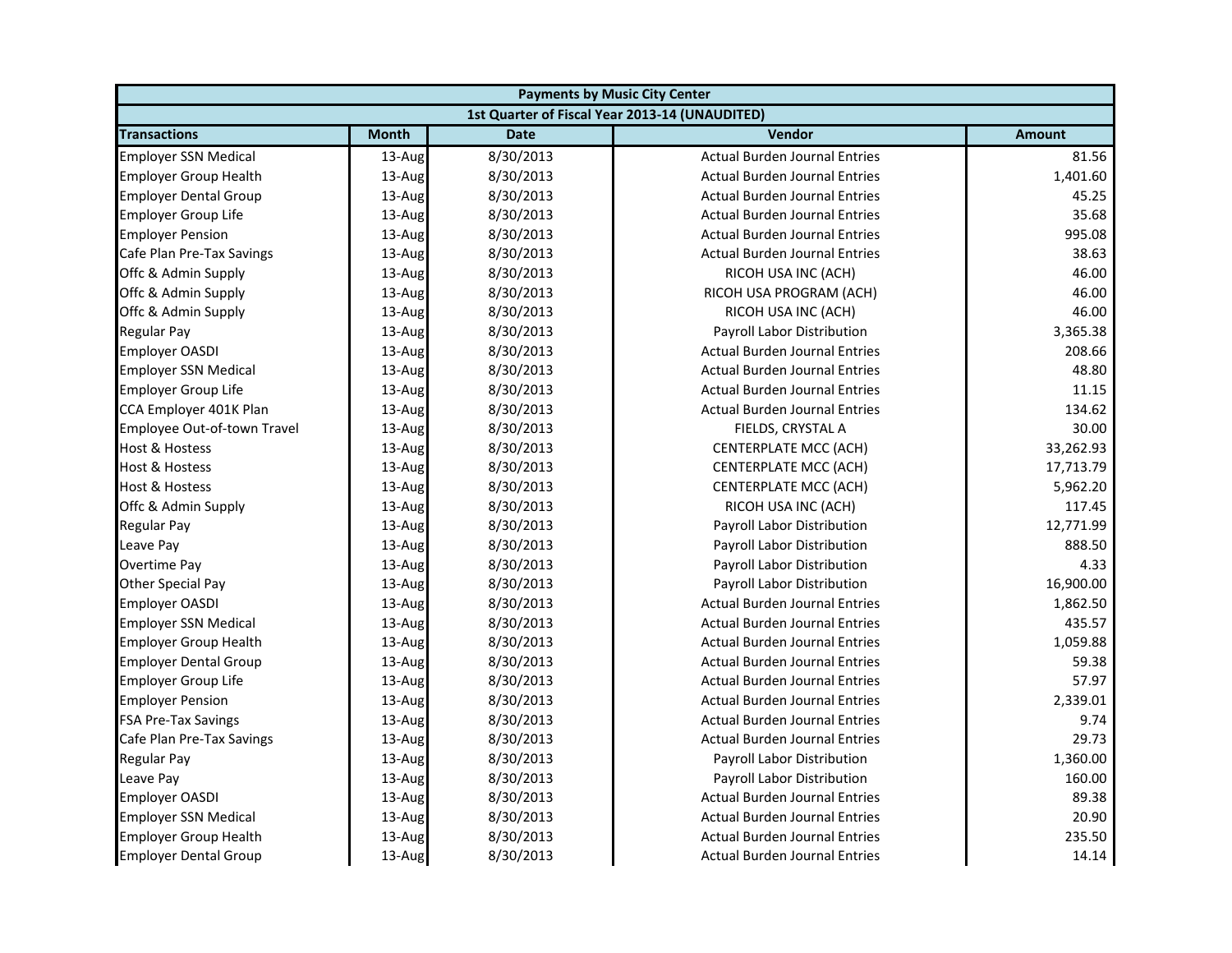| Payments by Music City Center | | | | |
|---|---|---|---|---|
| 1st Quarter of Fiscal Year 2013-14 (UNAUDITED) | | | | |
| **Transactions** | **Month** | **Date** | **Vendor** | **Amount** |
| Employer SSN Medical | 13-Aug | 8/30/2013 | Actual Burden Journal Entries | 81.56 |
| Employer Group Health | 13-Aug | 8/30/2013 | Actual Burden Journal Entries | 1,401.60 |
| Employer Dental Group | 13-Aug | 8/30/2013 | Actual Burden Journal Entries | 45.25 |
| Employer Group Life | 13-Aug | 8/30/2013 | Actual Burden Journal Entries | 35.68 |
| Employer Pension | 13-Aug | 8/30/2013 | Actual Burden Journal Entries | 995.08 |
| Cafe Plan Pre-Tax Savings | 13-Aug | 8/30/2013 | Actual Burden Journal Entries | 38.63 |
| Offc & Admin Supply | 13-Aug | 8/30/2013 | RICOH USA INC (ACH) | 46.00 |
| Offc & Admin Supply | 13-Aug | 8/30/2013 | RICOH USA PROGRAM (ACH) | 46.00 |
| Offc & Admin Supply | 13-Aug | 8/30/2013 | RICOH USA INC (ACH) | 46.00 |
| Regular Pay | 13-Aug | 8/30/2013 | Payroll Labor Distribution | 3,365.38 |
| Employer OASDI | 13-Aug | 8/30/2013 | Actual Burden Journal Entries | 208.66 |
| Employer SSN Medical | 13-Aug | 8/30/2013 | Actual Burden Journal Entries | 48.80 |
| Employer Group Life | 13-Aug | 8/30/2013 | Actual Burden Journal Entries | 11.15 |
| CCA Employer 401K Plan | 13-Aug | 8/30/2013 | Actual Burden Journal Entries | 134.62 |
| Employee Out-of-town Travel | 13-Aug | 8/30/2013 | FIELDS, CRYSTAL A | 30.00 |
| Host & Hostess | 13-Aug | 8/30/2013 | CENTERPLATE MCC (ACH) | 33,262.93 |
| Host & Hostess | 13-Aug | 8/30/2013 | CENTERPLATE MCC (ACH) | 17,713.79 |
| Host & Hostess | 13-Aug | 8/30/2013 | CENTERPLATE MCC (ACH) | 5,962.20 |
| Offc & Admin Supply | 13-Aug | 8/30/2013 | RICOH USA INC (ACH) | 117.45 |
| Regular Pay | 13-Aug | 8/30/2013 | Payroll Labor Distribution | 12,771.99 |
| Leave Pay | 13-Aug | 8/30/2013 | Payroll Labor Distribution | 888.50 |
| Overtime Pay | 13-Aug | 8/30/2013 | Payroll Labor Distribution | 4.33 |
| Other Special Pay | 13-Aug | 8/30/2013 | Payroll Labor Distribution | 16,900.00 |
| Employer OASDI | 13-Aug | 8/30/2013 | Actual Burden Journal Entries | 1,862.50 |
| Employer SSN Medical | 13-Aug | 8/30/2013 | Actual Burden Journal Entries | 435.57 |
| Employer Group Health | 13-Aug | 8/30/2013 | Actual Burden Journal Entries | 1,059.88 |
| Employer Dental Group | 13-Aug | 8/30/2013 | Actual Burden Journal Entries | 59.38 |
| Employer Group Life | 13-Aug | 8/30/2013 | Actual Burden Journal Entries | 57.97 |
| Employer Pension | 13-Aug | 8/30/2013 | Actual Burden Journal Entries | 2,339.01 |
| FSA Pre-Tax Savings | 13-Aug | 8/30/2013 | Actual Burden Journal Entries | 9.74 |
| Cafe Plan Pre-Tax Savings | 13-Aug | 8/30/2013 | Actual Burden Journal Entries | 29.73 |
| Regular Pay | 13-Aug | 8/30/2013 | Payroll Labor Distribution | 1,360.00 |
| Leave Pay | 13-Aug | 8/30/2013 | Payroll Labor Distribution | 160.00 |
| Employer OASDI | 13-Aug | 8/30/2013 | Actual Burden Journal Entries | 89.38 |
| Employer SSN Medical | 13-Aug | 8/30/2013 | Actual Burden Journal Entries | 20.90 |
| Employer Group Health | 13-Aug | 8/30/2013 | Actual Burden Journal Entries | 235.50 |
| Employer Dental Group | 13-Aug | 8/30/2013 | Actual Burden Journal Entries | 14.14 |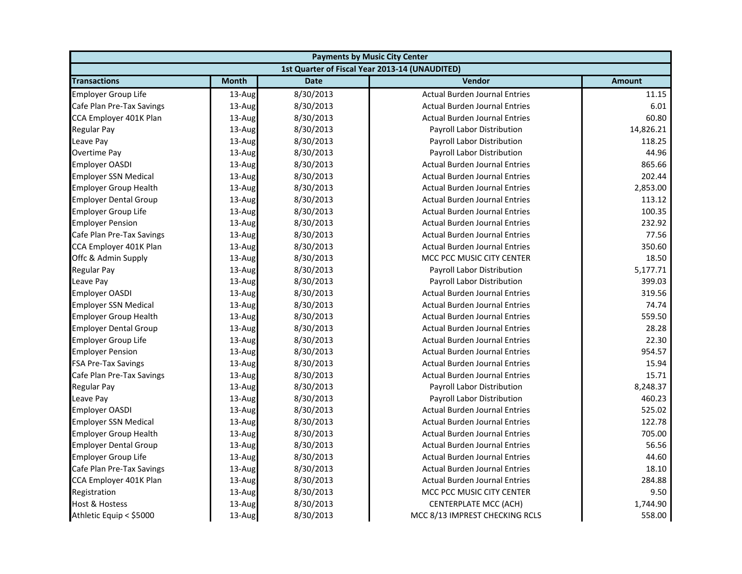| Payments by Music City Center | | | | |
|---|---|---|---|---|
| 1st Quarter of Fiscal Year 2013-14 (UNAUDITED) | | | | |
| **Transactions** | **Month** | **Date** | **Vendor** | **Amount** |
| Employer Group Life | 13-Aug | 8/30/2013 | Actual Burden Journal Entries | 11.15 |
| Cafe Plan Pre-Tax Savings | 13-Aug | 8/30/2013 | Actual Burden Journal Entries | 6.01 |
| CCA Employer 401K Plan | 13-Aug | 8/30/2013 | Actual Burden Journal Entries | 60.80 |
| Regular Pay | 13-Aug | 8/30/2013 | Payroll Labor Distribution | 14,826.21 |
| Leave Pay | 13-Aug | 8/30/2013 | Payroll Labor Distribution | 118.25 |
| Overtime Pay | 13-Aug | 8/30/2013 | Payroll Labor Distribution | 44.96 |
| Employer OASDI | 13-Aug | 8/30/2013 | Actual Burden Journal Entries | 865.66 |
| Employer SSN Medical | 13-Aug | 8/30/2013 | Actual Burden Journal Entries | 202.44 |
| Employer Group Health | 13-Aug | 8/30/2013 | Actual Burden Journal Entries | 2,853.00 |
| Employer Dental Group | 13-Aug | 8/30/2013 | Actual Burden Journal Entries | 113.12 |
| Employer Group Life | 13-Aug | 8/30/2013 | Actual Burden Journal Entries | 100.35 |
| Employer Pension | 13-Aug | 8/30/2013 | Actual Burden Journal Entries | 232.92 |
| Cafe Plan Pre-Tax Savings | 13-Aug | 8/30/2013 | Actual Burden Journal Entries | 77.56 |
| CCA Employer 401K Plan | 13-Aug | 8/30/2013 | Actual Burden Journal Entries | 350.60 |
| Offc & Admin Supply | 13-Aug | 8/30/2013 | MCC PCC MUSIC CITY CENTER | 18.50 |
| Regular Pay | 13-Aug | 8/30/2013 | Payroll Labor Distribution | 5,177.71 |
| Leave Pay | 13-Aug | 8/30/2013 | Payroll Labor Distribution | 399.03 |
| Employer OASDI | 13-Aug | 8/30/2013 | Actual Burden Journal Entries | 319.56 |
| Employer SSN Medical | 13-Aug | 8/30/2013 | Actual Burden Journal Entries | 74.74 |
| Employer Group Health | 13-Aug | 8/30/2013 | Actual Burden Journal Entries | 559.50 |
| Employer Dental Group | 13-Aug | 8/30/2013 | Actual Burden Journal Entries | 28.28 |
| Employer Group Life | 13-Aug | 8/30/2013 | Actual Burden Journal Entries | 22.30 |
| Employer Pension | 13-Aug | 8/30/2013 | Actual Burden Journal Entries | 954.57 |
| FSA Pre-Tax Savings | 13-Aug | 8/30/2013 | Actual Burden Journal Entries | 15.94 |
| Cafe Plan Pre-Tax Savings | 13-Aug | 8/30/2013 | Actual Burden Journal Entries | 15.71 |
| Regular Pay | 13-Aug | 8/30/2013 | Payroll Labor Distribution | 8,248.37 |
| Leave Pay | 13-Aug | 8/30/2013 | Payroll Labor Distribution | 460.23 |
| Employer OASDI | 13-Aug | 8/30/2013 | Actual Burden Journal Entries | 525.02 |
| Employer SSN Medical | 13-Aug | 8/30/2013 | Actual Burden Journal Entries | 122.78 |
| Employer Group Health | 13-Aug | 8/30/2013 | Actual Burden Journal Entries | 705.00 |
| Employer Dental Group | 13-Aug | 8/30/2013 | Actual Burden Journal Entries | 56.56 |
| Employer Group Life | 13-Aug | 8/30/2013 | Actual Burden Journal Entries | 44.60 |
| Cafe Plan Pre-Tax Savings | 13-Aug | 8/30/2013 | Actual Burden Journal Entries | 18.10 |
| CCA Employer 401K Plan | 13-Aug | 8/30/2013 | Actual Burden Journal Entries | 284.88 |
| Registration | 13-Aug | 8/30/2013 | MCC PCC MUSIC CITY CENTER | 9.50 |
| Host & Hostess | 13-Aug | 8/30/2013 | CENTERPLATE MCC (ACH) | 1,744.90 |
| Athletic Equip < $5000 | 13-Aug | 8/30/2013 | MCC 8/13 IMPREST CHECKING RCLS | 558.00 |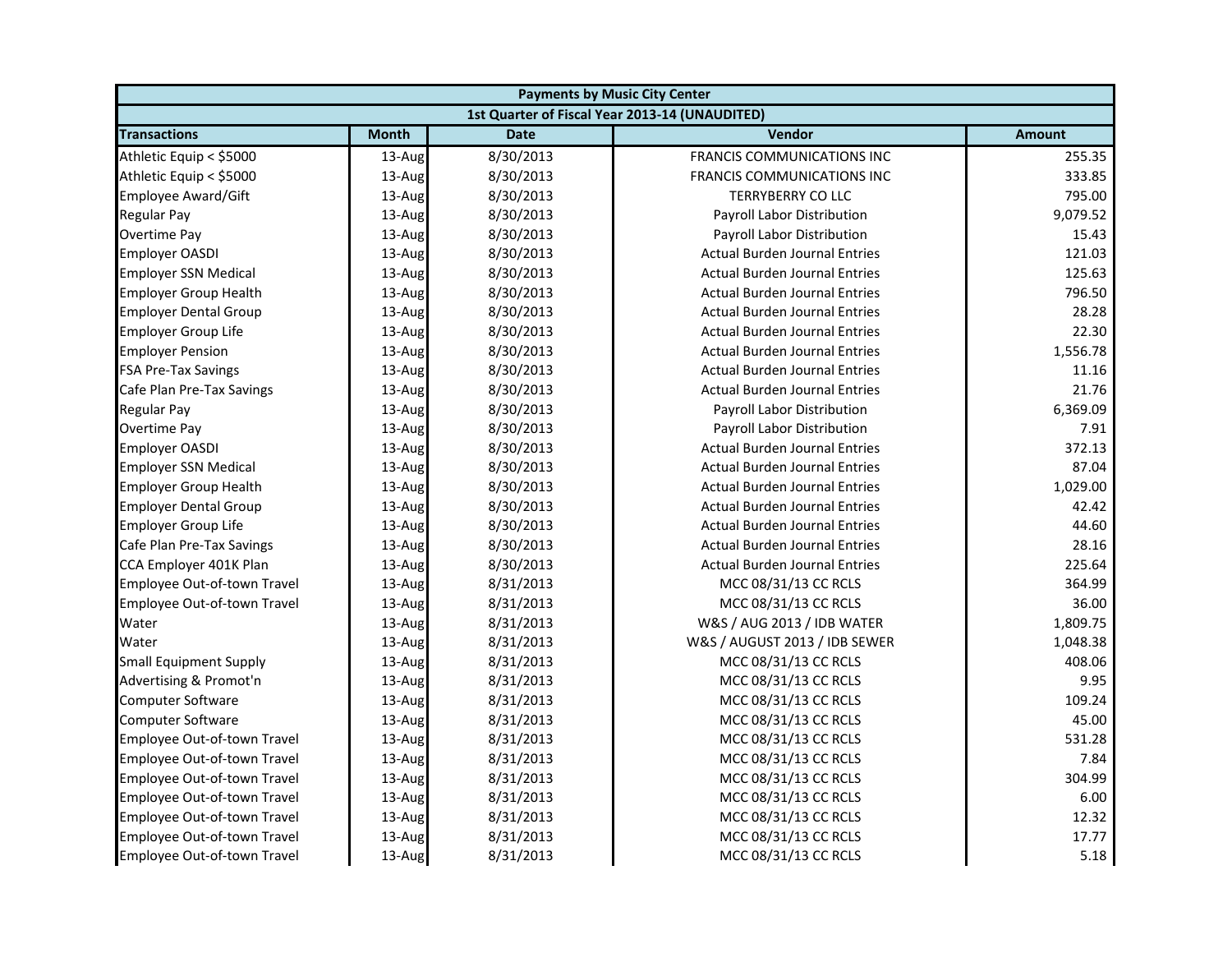| Payments by Music City Center | | | | |
|---|---|---|---|---|
| 1st Quarter of Fiscal Year 2013-14 (UNAUDITED) | | | | |
| **Transactions** | **Month** | **Date** | **Vendor** | **Amount** |
| Athletic Equip < $5000 | 13-Aug | 8/30/2013 | FRANCIS COMMUNICATIONS INC | 255.35 |
| Athletic Equip < $5000 | 13-Aug | 8/30/2013 | FRANCIS COMMUNICATIONS INC | 333.85 |
| Employee Award/Gift | 13-Aug | 8/30/2013 | TERRYBERRY CO LLC | 795.00 |
| Regular Pay | 13-Aug | 8/30/2013 | Payroll Labor Distribution | 9,079.52 |
| Overtime Pay | 13-Aug | 8/30/2013 | Payroll Labor Distribution | 15.43 |
| Employer OASDI | 13-Aug | 8/30/2013 | Actual Burden Journal Entries | 121.03 |
| Employer SSN Medical | 13-Aug | 8/30/2013 | Actual Burden Journal Entries | 125.63 |
| Employer Group Health | 13-Aug | 8/30/2013 | Actual Burden Journal Entries | 796.50 |
| Employer Dental Group | 13-Aug | 8/30/2013 | Actual Burden Journal Entries | 28.28 |
| Employer Group Life | 13-Aug | 8/30/2013 | Actual Burden Journal Entries | 22.30 |
| Employer Pension | 13-Aug | 8/30/2013 | Actual Burden Journal Entries | 1,556.78 |
| FSA Pre-Tax Savings | 13-Aug | 8/30/2013 | Actual Burden Journal Entries | 11.16 |
| Cafe Plan Pre-Tax Savings | 13-Aug | 8/30/2013 | Actual Burden Journal Entries | 21.76 |
| Regular Pay | 13-Aug | 8/30/2013 | Payroll Labor Distribution | 6,369.09 |
| Overtime Pay | 13-Aug | 8/30/2013 | Payroll Labor Distribution | 7.91 |
| Employer OASDI | 13-Aug | 8/30/2013 | Actual Burden Journal Entries | 372.13 |
| Employer SSN Medical | 13-Aug | 8/30/2013 | Actual Burden Journal Entries | 87.04 |
| Employer Group Health | 13-Aug | 8/30/2013 | Actual Burden Journal Entries | 1,029.00 |
| Employer Dental Group | 13-Aug | 8/30/2013 | Actual Burden Journal Entries | 42.42 |
| Employer Group Life | 13-Aug | 8/30/2013 | Actual Burden Journal Entries | 44.60 |
| Cafe Plan Pre-Tax Savings | 13-Aug | 8/30/2013 | Actual Burden Journal Entries | 28.16 |
| CCA Employer 401K Plan | 13-Aug | 8/30/2013 | Actual Burden Journal Entries | 225.64 |
| Employee Out-of-town Travel | 13-Aug | 8/31/2013 | MCC 08/31/13 CC RCLS | 364.99 |
| Employee Out-of-town Travel | 13-Aug | 8/31/2013 | MCC 08/31/13 CC RCLS | 36.00 |
| Water | 13-Aug | 8/31/2013 | W&S / AUG 2013 / IDB WATER | 1,809.75 |
| Water | 13-Aug | 8/31/2013 | W&S / AUGUST 2013 / IDB SEWER | 1,048.38 |
| Small Equipment Supply | 13-Aug | 8/31/2013 | MCC 08/31/13 CC RCLS | 408.06 |
| Advertising & Promot'n | 13-Aug | 8/31/2013 | MCC 08/31/13 CC RCLS | 9.95 |
| Computer Software | 13-Aug | 8/31/2013 | MCC 08/31/13 CC RCLS | 109.24 |
| Computer Software | 13-Aug | 8/31/2013 | MCC 08/31/13 CC RCLS | 45.00 |
| Employee Out-of-town Travel | 13-Aug | 8/31/2013 | MCC 08/31/13 CC RCLS | 531.28 |
| Employee Out-of-town Travel | 13-Aug | 8/31/2013 | MCC 08/31/13 CC RCLS | 7.84 |
| Employee Out-of-town Travel | 13-Aug | 8/31/2013 | MCC 08/31/13 CC RCLS | 304.99 |
| Employee Out-of-town Travel | 13-Aug | 8/31/2013 | MCC 08/31/13 CC RCLS | 6.00 |
| Employee Out-of-town Travel | 13-Aug | 8/31/2013 | MCC 08/31/13 CC RCLS | 12.32 |
| Employee Out-of-town Travel | 13-Aug | 8/31/2013 | MCC 08/31/13 CC RCLS | 17.77 |
| Employee Out-of-town Travel | 13-Aug | 8/31/2013 | MCC 08/31/13 CC RCLS | 5.18 |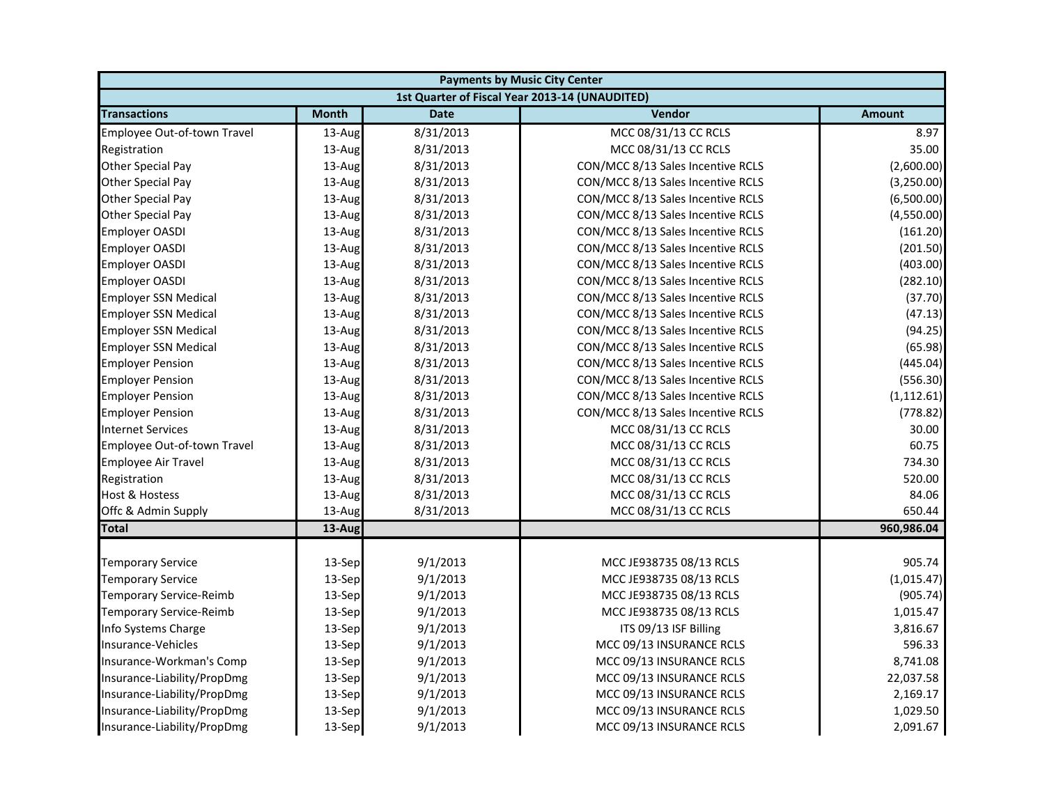| Payments by Music City Center | | | | |
|---|---|---|---|---|
| 1st Quarter of Fiscal Year 2013-14 (UNAUDITED) | | | | |
| **Transactions** | **Month** | **Date** | **Vendor** | **Amount** |
| Employee Out-of-town Travel | 13-Aug | 8/31/2013 | MCC 08/31/13 CC RCLS | 8.97 |
| Registration | 13-Aug | 8/31/2013 | MCC 08/31/13 CC RCLS | 35.00 |
| Other Special Pay | 13-Aug | 8/31/2013 | CON/MCC 8/13 Sales Incentive RCLS | (2,600.00) |
| Other Special Pay | 13-Aug | 8/31/2013 | CON/MCC 8/13 Sales Incentive RCLS | (3,250.00) |
| Other Special Pay | 13-Aug | 8/31/2013 | CON/MCC 8/13 Sales Incentive RCLS | (6,500.00) |
| Other Special Pay | 13-Aug | 8/31/2013 | CON/MCC 8/13 Sales Incentive RCLS | (4,550.00) |
| Employer OASDI | 13-Aug | 8/31/2013 | CON/MCC 8/13 Sales Incentive RCLS | (161.20) |
| Employer OASDI | 13-Aug | 8/31/2013 | CON/MCC 8/13 Sales Incentive RCLS | (201.50) |
| Employer OASDI | 13-Aug | 8/31/2013 | CON/MCC 8/13 Sales Incentive RCLS | (403.00) |
| Employer OASDI | 13-Aug | 8/31/2013 | CON/MCC 8/13 Sales Incentive RCLS | (282.10) |
| Employer SSN Medical | 13-Aug | 8/31/2013 | CON/MCC 8/13 Sales Incentive RCLS | (37.70) |
| Employer SSN Medical | 13-Aug | 8/31/2013 | CON/MCC 8/13 Sales Incentive RCLS | (47.13) |
| Employer SSN Medical | 13-Aug | 8/31/2013 | CON/MCC 8/13 Sales Incentive RCLS | (94.25) |
| Employer SSN Medical | 13-Aug | 8/31/2013 | CON/MCC 8/13 Sales Incentive RCLS | (65.98) |
| Employer Pension | 13-Aug | 8/31/2013 | CON/MCC 8/13 Sales Incentive RCLS | (445.04) |
| Employer Pension | 13-Aug | 8/31/2013 | CON/MCC 8/13 Sales Incentive RCLS | (556.30) |
| Employer Pension | 13-Aug | 8/31/2013 | CON/MCC 8/13 Sales Incentive RCLS | (1,112.61) |
| Employer Pension | 13-Aug | 8/31/2013 | CON/MCC 8/13 Sales Incentive RCLS | (778.82) |
| Internet Services | 13-Aug | 8/31/2013 | MCC 08/31/13 CC RCLS | 30.00 |
| Employee Out-of-town Travel | 13-Aug | 8/31/2013 | MCC 08/31/13 CC RCLS | 60.75 |
| Employee Air Travel | 13-Aug | 8/31/2013 | MCC 08/31/13 CC RCLS | 734.30 |
| Registration | 13-Aug | 8/31/2013 | MCC 08/31/13 CC RCLS | 520.00 |
| Host & Hostess | 13-Aug | 8/31/2013 | MCC 08/31/13 CC RCLS | 84.06 |
| Offc & Admin Supply | 13-Aug | 8/31/2013 | MCC 08/31/13 CC RCLS | 650.44 |
| **Total** | **13-Aug** | | | **960,986.04** |
| | | | | |
| Temporary Service | 13-Sep | 9/1/2013 | MCC JE938735 08/13 RCLS | 905.74 |
| Temporary Service | 13-Sep | 9/1/2013 | MCC JE938735 08/13 RCLS | (1,015.47) |
| Temporary Service-Reimb | 13-Sep | 9/1/2013 | MCC JE938735 08/13 RCLS | (905.74) |
| Temporary Service-Reimb | 13-Sep | 9/1/2013 | MCC JE938735 08/13 RCLS | 1,015.47 |
| Info Systems Charge | 13-Sep | 9/1/2013 | ITS 09/13 ISF Billing | 3,816.67 |
| Insurance-Vehicles | 13-Sep | 9/1/2013 | MCC 09/13 INSURANCE RCLS | 596.33 |
| Insurance-Workman's Comp | 13-Sep | 9/1/2013 | MCC 09/13 INSURANCE RCLS | 8,741.08 |
| Insurance-Liability/PropDmg | 13-Sep | 9/1/2013 | MCC 09/13 INSURANCE RCLS | 22,037.58 |
| Insurance-Liability/PropDmg | 13-Sep | 9/1/2013 | MCC 09/13 INSURANCE RCLS | 2,169.17 |
| Insurance-Liability/PropDmg | 13-Sep | 9/1/2013 | MCC 09/13 INSURANCE RCLS | 1,029.50 |
| Insurance-Liability/PropDmg | 13-Sep | 9/1/2013 | MCC 09/13 INSURANCE RCLS | 2,091.67 |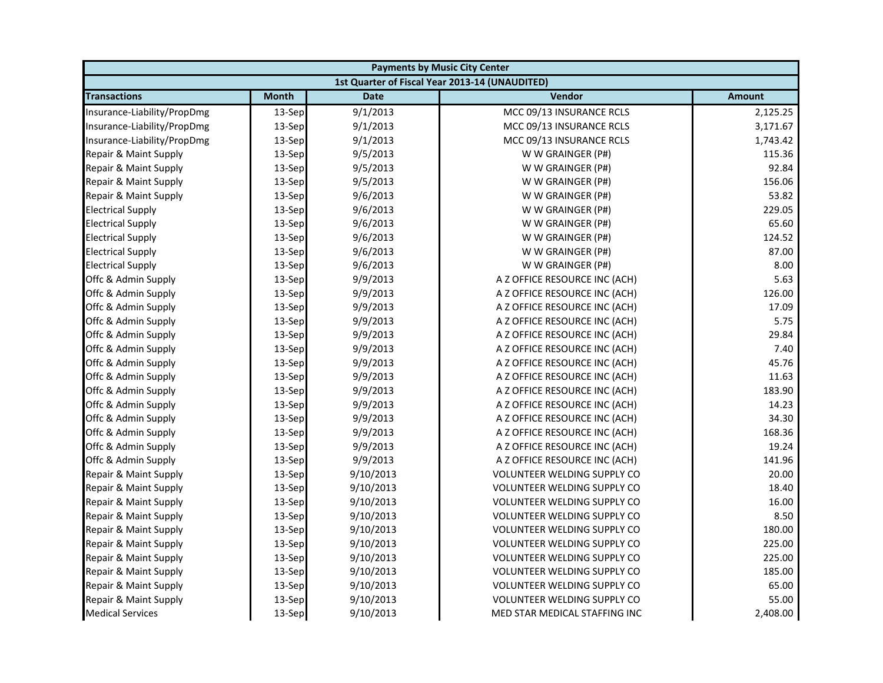| Payments by Music City Center | | | | |
|---|---|---|---|---|
| 1st Quarter of Fiscal Year 2013-14 (UNAUDITED) | | | | |
| **Transactions** | **Month** | **Date** | **Vendor** | **Amount** |
| Insurance-Liability/PropDmg | 13-Sep | 9/1/2013 | MCC 09/13 INSURANCE RCLS | 2,125.25 |
| Insurance-Liability/PropDmg | 13-Sep | 9/1/2013 | MCC 09/13 INSURANCE RCLS | 3,171.67 |
| Insurance-Liability/PropDmg | 13-Sep | 9/1/2013 | MCC 09/13 INSURANCE RCLS | 1,743.42 |
| Repair & Maint Supply | 13-Sep | 9/5/2013 | W W GRAINGER (P#) | 115.36 |
| Repair & Maint Supply | 13-Sep | 9/5/2013 | W W GRAINGER (P#) | 92.84 |
| Repair & Maint Supply | 13-Sep | 9/5/2013 | W W GRAINGER (P#) | 156.06 |
| Repair & Maint Supply | 13-Sep | 9/6/2013 | W W GRAINGER (P#) | 53.82 |
| Electrical Supply | 13-Sep | 9/6/2013 | W W GRAINGER (P#) | 229.05 |
| Electrical Supply | 13-Sep | 9/6/2013 | W W GRAINGER (P#) | 65.60 |
| Electrical Supply | 13-Sep | 9/6/2013 | W W GRAINGER (P#) | 124.52 |
| Electrical Supply | 13-Sep | 9/6/2013 | W W GRAINGER (P#) | 87.00 |
| Electrical Supply | 13-Sep | 9/6/2013 | W W GRAINGER (P#) | 8.00 |
| Offc & Admin Supply | 13-Sep | 9/9/2013 | A Z OFFICE RESOURCE INC (ACH) | 5.63 |
| Offc & Admin Supply | 13-Sep | 9/9/2013 | A Z OFFICE RESOURCE INC (ACH) | 126.00 |
| Offc & Admin Supply | 13-Sep | 9/9/2013 | A Z OFFICE RESOURCE INC (ACH) | 17.09 |
| Offc & Admin Supply | 13-Sep | 9/9/2013 | A Z OFFICE RESOURCE INC (ACH) | 5.75 |
| Offc & Admin Supply | 13-Sep | 9/9/2013 | A Z OFFICE RESOURCE INC (ACH) | 29.84 |
| Offc & Admin Supply | 13-Sep | 9/9/2013 | A Z OFFICE RESOURCE INC (ACH) | 7.40 |
| Offc & Admin Supply | 13-Sep | 9/9/2013 | A Z OFFICE RESOURCE INC (ACH) | 45.76 |
| Offc & Admin Supply | 13-Sep | 9/9/2013 | A Z OFFICE RESOURCE INC (ACH) | 11.63 |
| Offc & Admin Supply | 13-Sep | 9/9/2013 | A Z OFFICE RESOURCE INC (ACH) | 183.90 |
| Offc & Admin Supply | 13-Sep | 9/9/2013 | A Z OFFICE RESOURCE INC (ACH) | 14.23 |
| Offc & Admin Supply | 13-Sep | 9/9/2013 | A Z OFFICE RESOURCE INC (ACH) | 34.30 |
| Offc & Admin Supply | 13-Sep | 9/9/2013 | A Z OFFICE RESOURCE INC (ACH) | 168.36 |
| Offc & Admin Supply | 13-Sep | 9/9/2013 | A Z OFFICE RESOURCE INC (ACH) | 19.24 |
| Offc & Admin Supply | 13-Sep | 9/9/2013 | A Z OFFICE RESOURCE INC (ACH) | 141.96 |
| Repair & Maint Supply | 13-Sep | 9/10/2013 | VOLUNTEER WELDING SUPPLY CO | 20.00 |
| Repair & Maint Supply | 13-Sep | 9/10/2013 | VOLUNTEER WELDING SUPPLY CO | 18.40 |
| Repair & Maint Supply | 13-Sep | 9/10/2013 | VOLUNTEER WELDING SUPPLY CO | 16.00 |
| Repair & Maint Supply | 13-Sep | 9/10/2013 | VOLUNTEER WELDING SUPPLY CO | 8.50 |
| Repair & Maint Supply | 13-Sep | 9/10/2013 | VOLUNTEER WELDING SUPPLY CO | 180.00 |
| Repair & Maint Supply | 13-Sep | 9/10/2013 | VOLUNTEER WELDING SUPPLY CO | 225.00 |
| Repair & Maint Supply | 13-Sep | 9/10/2013 | VOLUNTEER WELDING SUPPLY CO | 225.00 |
| Repair & Maint Supply | 13-Sep | 9/10/2013 | VOLUNTEER WELDING SUPPLY CO | 185.00 |
| Repair & Maint Supply | 13-Sep | 9/10/2013 | VOLUNTEER WELDING SUPPLY CO | 65.00 |
| Repair & Maint Supply | 13-Sep | 9/10/2013 | VOLUNTEER WELDING SUPPLY CO | 55.00 |
| Medical Services | 13-Sep | 9/10/2013 | MED STAR MEDICAL STAFFING INC | 2,408.00 |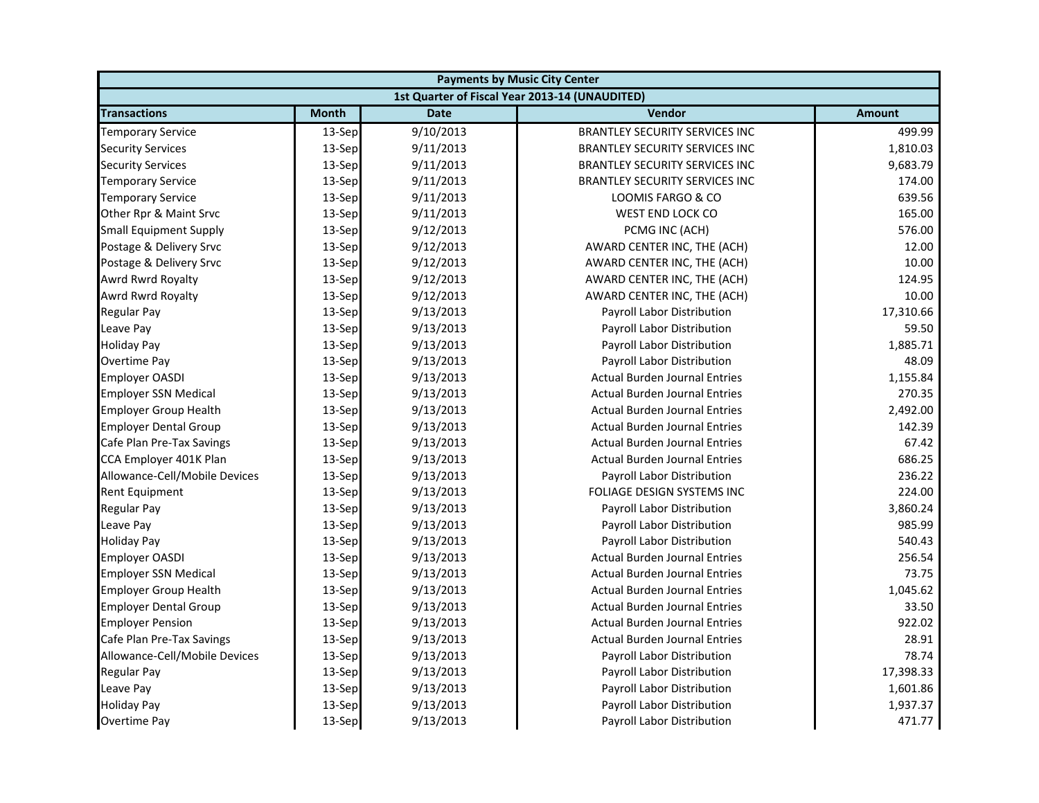| Payments by Music City Center | | | | |
|---|---|---|---|---|
| 1st Quarter of Fiscal Year 2013-14 (UNAUDITED) | | | | |
| **Transactions** | **Month** | **Date** | **Vendor** | **Amount** |
| Temporary Service | 13-Sep | 9/10/2013 | BRANTLEY SECURITY SERVICES INC | 499.99 |
| Security Services | 13-Sep | 9/11/2013 | BRANTLEY SECURITY SERVICES INC | 1,810.03 |
| Security Services | 13-Sep | 9/11/2013 | BRANTLEY SECURITY SERVICES INC | 9,683.79 |
| Temporary Service | 13-Sep | 9/11/2013 | BRANTLEY SECURITY SERVICES INC | 174.00 |
| Temporary Service | 13-Sep | 9/11/2013 | LOOMIS FARGO & CO | 639.56 |
| Other Rpr & Maint Srvc | 13-Sep | 9/11/2013 | WEST END LOCK CO | 165.00 |
| Small Equipment Supply | 13-Sep | 9/12/2013 | PCMG INC (ACH) | 576.00 |
| Postage & Delivery Srvc | 13-Sep | 9/12/2013 | AWARD CENTER INC, THE (ACH) | 12.00 |
| Postage & Delivery Srvc | 13-Sep | 9/12/2013 | AWARD CENTER INC, THE (ACH) | 10.00 |
| Awrd Rwrd Royalty | 13-Sep | 9/12/2013 | AWARD CENTER INC, THE (ACH) | 124.95 |
| Awrd Rwrd Royalty | 13-Sep | 9/12/2013 | AWARD CENTER INC, THE (ACH) | 10.00 |
| Regular Pay | 13-Sep | 9/13/2013 | Payroll Labor Distribution | 17,310.66 |
| Leave Pay | 13-Sep | 9/13/2013 | Payroll Labor Distribution | 59.50 |
| Holiday Pay | 13-Sep | 9/13/2013 | Payroll Labor Distribution | 1,885.71 |
| Overtime Pay | 13-Sep | 9/13/2013 | Payroll Labor Distribution | 48.09 |
| Employer OASDI | 13-Sep | 9/13/2013 | Actual Burden Journal Entries | 1,155.84 |
| Employer SSN Medical | 13-Sep | 9/13/2013 | Actual Burden Journal Entries | 270.35 |
| Employer Group Health | 13-Sep | 9/13/2013 | Actual Burden Journal Entries | 2,492.00 |
| Employer Dental Group | 13-Sep | 9/13/2013 | Actual Burden Journal Entries | 142.39 |
| Cafe Plan Pre-Tax Savings | 13-Sep | 9/13/2013 | Actual Burden Journal Entries | 67.42 |
| CCA Employer 401K Plan | 13-Sep | 9/13/2013 | Actual Burden Journal Entries | 686.25 |
| Allowance-Cell/Mobile Devices | 13-Sep | 9/13/2013 | Payroll Labor Distribution | 236.22 |
| Rent Equipment | 13-Sep | 9/13/2013 | FOLIAGE DESIGN SYSTEMS INC | 224.00 |
| Regular Pay | 13-Sep | 9/13/2013 | Payroll Labor Distribution | 3,860.24 |
| Leave Pay | 13-Sep | 9/13/2013 | Payroll Labor Distribution | 985.99 |
| Holiday Pay | 13-Sep | 9/13/2013 | Payroll Labor Distribution | 540.43 |
| Employer OASDI | 13-Sep | 9/13/2013 | Actual Burden Journal Entries | 256.54 |
| Employer SSN Medical | 13-Sep | 9/13/2013 | Actual Burden Journal Entries | 73.75 |
| Employer Group Health | 13-Sep | 9/13/2013 | Actual Burden Journal Entries | 1,045.62 |
| Employer Dental Group | 13-Sep | 9/13/2013 | Actual Burden Journal Entries | 33.50 |
| Employer Pension | 13-Sep | 9/13/2013 | Actual Burden Journal Entries | 922.02 |
| Cafe Plan Pre-Tax Savings | 13-Sep | 9/13/2013 | Actual Burden Journal Entries | 28.91 |
| Allowance-Cell/Mobile Devices | 13-Sep | 9/13/2013 | Payroll Labor Distribution | 78.74 |
| Regular Pay | 13-Sep | 9/13/2013 | Payroll Labor Distribution | 17,398.33 |
| Leave Pay | 13-Sep | 9/13/2013 | Payroll Labor Distribution | 1,601.86 |
| Holiday Pay | 13-Sep | 9/13/2013 | Payroll Labor Distribution | 1,937.37 |
| Overtime Pay | 13-Sep | 9/13/2013 | Payroll Labor Distribution | 471.77 |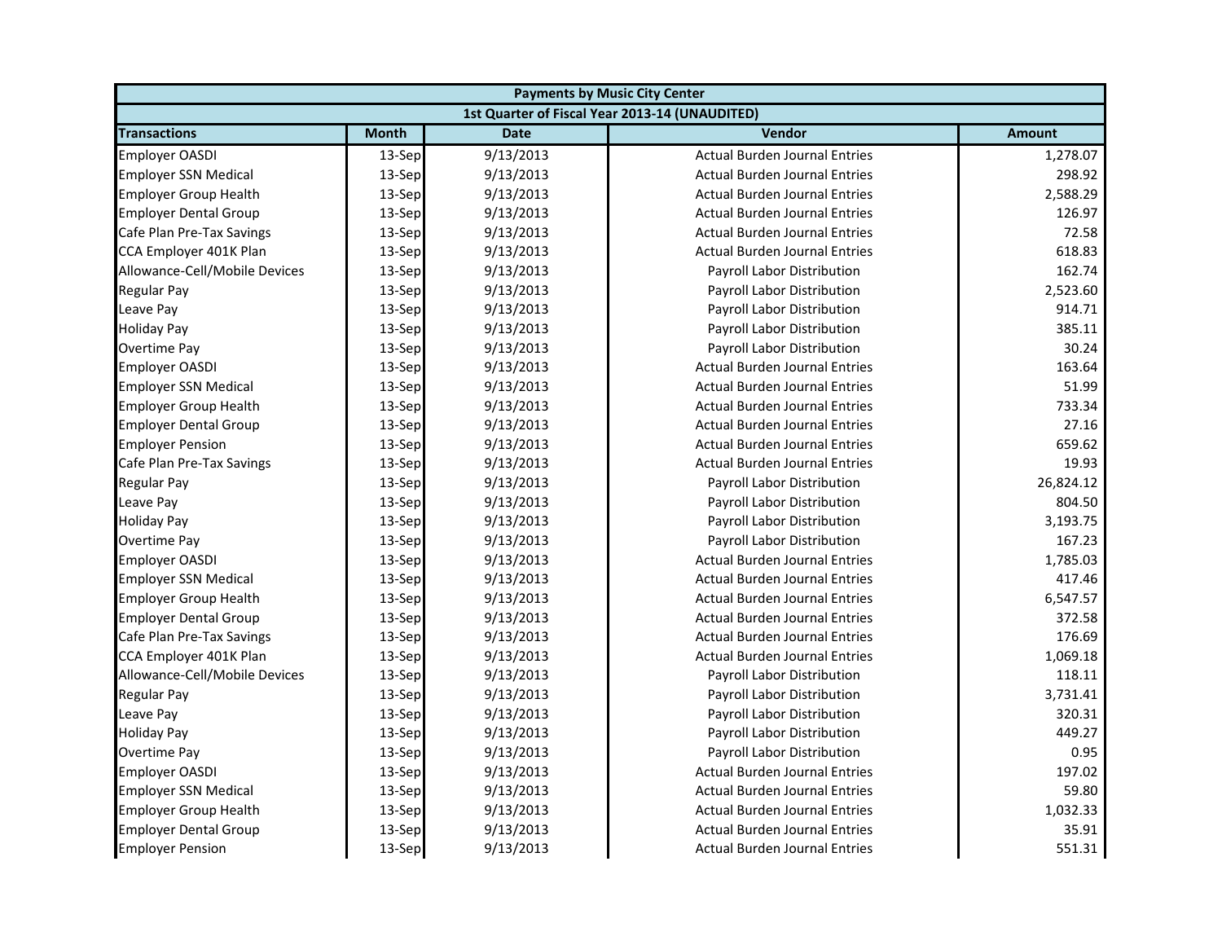| Payments by Music City Center | | | | |
|---|---|---|---|---|
| 1st Quarter of Fiscal Year 2013-14 (UNAUDITED) | | | | |
| **Transactions** | **Month** | **Date** | **Vendor** | **Amount** |
| Employer OASDI | 13-Sep | 9/13/2013 | Actual Burden Journal Entries | 1,278.07 |
| Employer SSN Medical | 13-Sep | 9/13/2013 | Actual Burden Journal Entries | 298.92 |
| Employer Group Health | 13-Sep | 9/13/2013 | Actual Burden Journal Entries | 2,588.29 |
| Employer Dental Group | 13-Sep | 9/13/2013 | Actual Burden Journal Entries | 126.97 |
| Cafe Plan Pre-Tax Savings | 13-Sep | 9/13/2013 | Actual Burden Journal Entries | 72.58 |
| CCA Employer 401K Plan | 13-Sep | 9/13/2013 | Actual Burden Journal Entries | 618.83 |
| Allowance-Cell/Mobile Devices | 13-Sep | 9/13/2013 | Payroll Labor Distribution | 162.74 |
| Regular Pay | 13-Sep | 9/13/2013 | Payroll Labor Distribution | 2,523.60 |
| Leave Pay | 13-Sep | 9/13/2013 | Payroll Labor Distribution | 914.71 |
| Holiday Pay | 13-Sep | 9/13/2013 | Payroll Labor Distribution | 385.11 |
| Overtime Pay | 13-Sep | 9/13/2013 | Payroll Labor Distribution | 30.24 |
| Employer OASDI | 13-Sep | 9/13/2013 | Actual Burden Journal Entries | 163.64 |
| Employer SSN Medical | 13-Sep | 9/13/2013 | Actual Burden Journal Entries | 51.99 |
| Employer Group Health | 13-Sep | 9/13/2013 | Actual Burden Journal Entries | 733.34 |
| Employer Dental Group | 13-Sep | 9/13/2013 | Actual Burden Journal Entries | 27.16 |
| Employer Pension | 13-Sep | 9/13/2013 | Actual Burden Journal Entries | 659.62 |
| Cafe Plan Pre-Tax Savings | 13-Sep | 9/13/2013 | Actual Burden Journal Entries | 19.93 |
| Regular Pay | 13-Sep | 9/13/2013 | Payroll Labor Distribution | 26,824.12 |
| Leave Pay | 13-Sep | 9/13/2013 | Payroll Labor Distribution | 804.50 |
| Holiday Pay | 13-Sep | 9/13/2013 | Payroll Labor Distribution | 3,193.75 |
| Overtime Pay | 13-Sep | 9/13/2013 | Payroll Labor Distribution | 167.23 |
| Employer OASDI | 13-Sep | 9/13/2013 | Actual Burden Journal Entries | 1,785.03 |
| Employer SSN Medical | 13-Sep | 9/13/2013 | Actual Burden Journal Entries | 417.46 |
| Employer Group Health | 13-Sep | 9/13/2013 | Actual Burden Journal Entries | 6,547.57 |
| Employer Dental Group | 13-Sep | 9/13/2013 | Actual Burden Journal Entries | 372.58 |
| Cafe Plan Pre-Tax Savings | 13-Sep | 9/13/2013 | Actual Burden Journal Entries | 176.69 |
| CCA Employer 401K Plan | 13-Sep | 9/13/2013 | Actual Burden Journal Entries | 1,069.18 |
| Allowance-Cell/Mobile Devices | 13-Sep | 9/13/2013 | Payroll Labor Distribution | 118.11 |
| Regular Pay | 13-Sep | 9/13/2013 | Payroll Labor Distribution | 3,731.41 |
| Leave Pay | 13-Sep | 9/13/2013 | Payroll Labor Distribution | 320.31 |
| Holiday Pay | 13-Sep | 9/13/2013 | Payroll Labor Distribution | 449.27 |
| Overtime Pay | 13-Sep | 9/13/2013 | Payroll Labor Distribution | 0.95 |
| Employer OASDI | 13-Sep | 9/13/2013 | Actual Burden Journal Entries | 197.02 |
| Employer SSN Medical | 13-Sep | 9/13/2013 | Actual Burden Journal Entries | 59.80 |
| Employer Group Health | 13-Sep | 9/13/2013 | Actual Burden Journal Entries | 1,032.33 |
| Employer Dental Group | 13-Sep | 9/13/2013 | Actual Burden Journal Entries | 35.91 |
| Employer Pension | 13-Sep | 9/13/2013 | Actual Burden Journal Entries | 551.31 |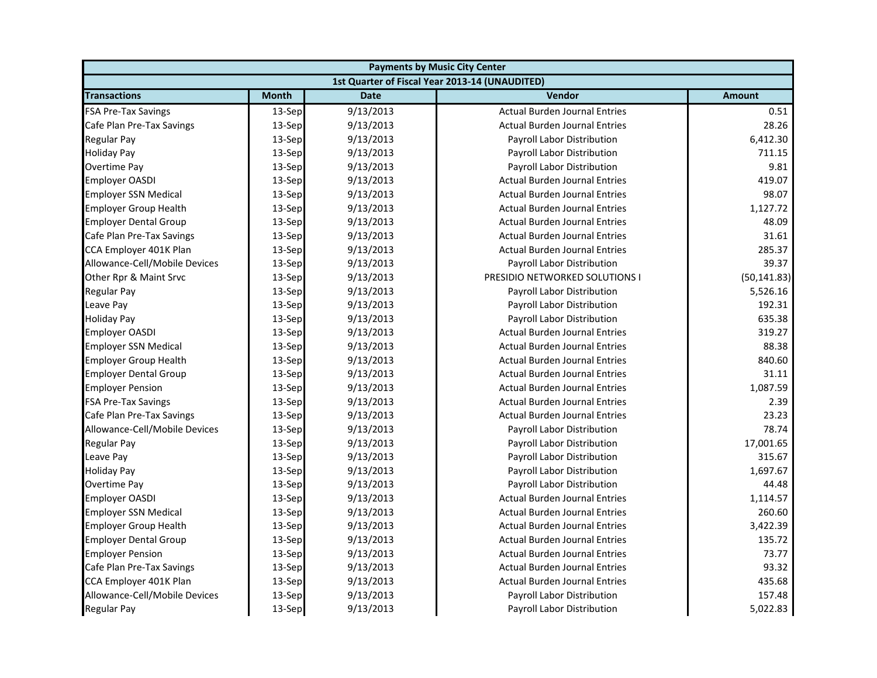| Payments by Music City Center | | | | |
|---|---|---|---|---|
| 1st Quarter of Fiscal Year 2013-14 (UNAUDITED) | | | | |
| **Transactions** | **Month** | **Date** | **Vendor** | **Amount** |
| FSA Pre-Tax Savings | 13-Sep | 9/13/2013 | Actual Burden Journal Entries | 0.51 |
| Cafe Plan Pre-Tax Savings | 13-Sep | 9/13/2013 | Actual Burden Journal Entries | 28.26 |
| Regular Pay | 13-Sep | 9/13/2013 | Payroll Labor Distribution | 6,412.30 |
| Holiday Pay | 13-Sep | 9/13/2013 | Payroll Labor Distribution | 711.15 |
| Overtime Pay | 13-Sep | 9/13/2013 | Payroll Labor Distribution | 9.81 |
| Employer OASDI | 13-Sep | 9/13/2013 | Actual Burden Journal Entries | 419.07 |
| Employer SSN Medical | 13-Sep | 9/13/2013 | Actual Burden Journal Entries | 98.07 |
| Employer Group Health | 13-Sep | 9/13/2013 | Actual Burden Journal Entries | 1,127.72 |
| Employer Dental Group | 13-Sep | 9/13/2013 | Actual Burden Journal Entries | 48.09 |
| Cafe Plan Pre-Tax Savings | 13-Sep | 9/13/2013 | Actual Burden Journal Entries | 31.61 |
| CCA Employer 401K Plan | 13-Sep | 9/13/2013 | Actual Burden Journal Entries | 285.37 |
| Allowance-Cell/Mobile Devices | 13-Sep | 9/13/2013 | Payroll Labor Distribution | 39.37 |
| Other Rpr & Maint Srvc | 13-Sep | 9/13/2013 | PRESIDIO NETWORKED SOLUTIONS I | (50,141.83) |
| Regular Pay | 13-Sep | 9/13/2013 | Payroll Labor Distribution | 5,526.16 |
| Leave Pay | 13-Sep | 9/13/2013 | Payroll Labor Distribution | 192.31 |
| Holiday Pay | 13-Sep | 9/13/2013 | Payroll Labor Distribution | 635.38 |
| Employer OASDI | 13-Sep | 9/13/2013 | Actual Burden Journal Entries | 319.27 |
| Employer SSN Medical | 13-Sep | 9/13/2013 | Actual Burden Journal Entries | 88.38 |
| Employer Group Health | 13-Sep | 9/13/2013 | Actual Burden Journal Entries | 840.60 |
| Employer Dental Group | 13-Sep | 9/13/2013 | Actual Burden Journal Entries | 31.11 |
| Employer Pension | 13-Sep | 9/13/2013 | Actual Burden Journal Entries | 1,087.59 |
| FSA Pre-Tax Savings | 13-Sep | 9/13/2013 | Actual Burden Journal Entries | 2.39 |
| Cafe Plan Pre-Tax Savings | 13-Sep | 9/13/2013 | Actual Burden Journal Entries | 23.23 |
| Allowance-Cell/Mobile Devices | 13-Sep | 9/13/2013 | Payroll Labor Distribution | 78.74 |
| Regular Pay | 13-Sep | 9/13/2013 | Payroll Labor Distribution | 17,001.65 |
| Leave Pay | 13-Sep | 9/13/2013 | Payroll Labor Distribution | 315.67 |
| Holiday Pay | 13-Sep | 9/13/2013 | Payroll Labor Distribution | 1,697.67 |
| Overtime Pay | 13-Sep | 9/13/2013 | Payroll Labor Distribution | 44.48 |
| Employer OASDI | 13-Sep | 9/13/2013 | Actual Burden Journal Entries | 1,114.57 |
| Employer SSN Medical | 13-Sep | 9/13/2013 | Actual Burden Journal Entries | 260.60 |
| Employer Group Health | 13-Sep | 9/13/2013 | Actual Burden Journal Entries | 3,422.39 |
| Employer Dental Group | 13-Sep | 9/13/2013 | Actual Burden Journal Entries | 135.72 |
| Employer Pension | 13-Sep | 9/13/2013 | Actual Burden Journal Entries | 73.77 |
| Cafe Plan Pre-Tax Savings | 13-Sep | 9/13/2013 | Actual Burden Journal Entries | 93.32 |
| CCA Employer 401K Plan | 13-Sep | 9/13/2013 | Actual Burden Journal Entries | 435.68 |
| Allowance-Cell/Mobile Devices | 13-Sep | 9/13/2013 | Payroll Labor Distribution | 157.48 |
| Regular Pay | 13-Sep | 9/13/2013 | Payroll Labor Distribution | 5,022.83 |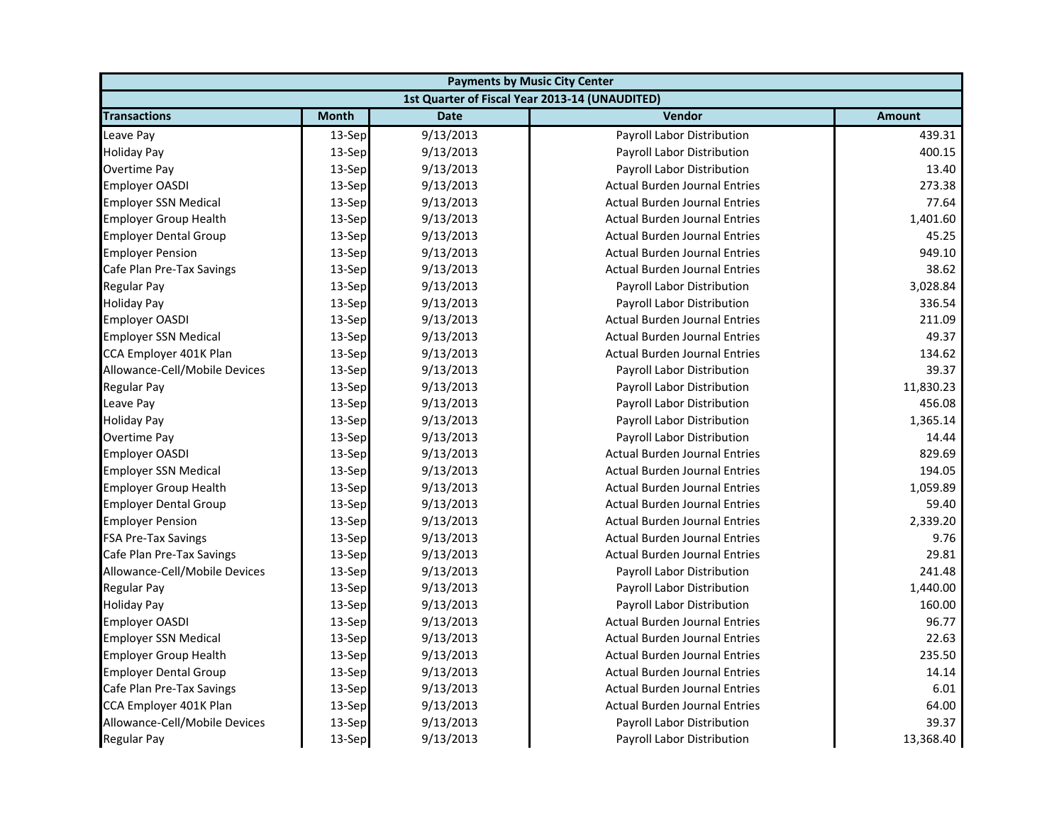| Payments by Music City Center | | | | |
|---|---|---|---|---|
| 1st Quarter of Fiscal Year 2013-14 (UNAUDITED) | | | | |
| **Transactions** | **Month** | **Date** | **Vendor** | **Amount** |
| Leave Pay | 13-Sep | 9/13/2013 | Payroll Labor Distribution | 439.31 |
| Holiday Pay | 13-Sep | 9/13/2013 | Payroll Labor Distribution | 400.15 |
| Overtime Pay | 13-Sep | 9/13/2013 | Payroll Labor Distribution | 13.40 |
| Employer OASDI | 13-Sep | 9/13/2013 | Actual Burden Journal Entries | 273.38 |
| Employer SSN Medical | 13-Sep | 9/13/2013 | Actual Burden Journal Entries | 77.64 |
| Employer Group Health | 13-Sep | 9/13/2013 | Actual Burden Journal Entries | 1,401.60 |
| Employer Dental Group | 13-Sep | 9/13/2013 | Actual Burden Journal Entries | 45.25 |
| Employer Pension | 13-Sep | 9/13/2013 | Actual Burden Journal Entries | 949.10 |
| Cafe Plan Pre-Tax Savings | 13-Sep | 9/13/2013 | Actual Burden Journal Entries | 38.62 |
| Regular Pay | 13-Sep | 9/13/2013 | Payroll Labor Distribution | 3,028.84 |
| Holiday Pay | 13-Sep | 9/13/2013 | Payroll Labor Distribution | 336.54 |
| Employer OASDI | 13-Sep | 9/13/2013 | Actual Burden Journal Entries | 211.09 |
| Employer SSN Medical | 13-Sep | 9/13/2013 | Actual Burden Journal Entries | 49.37 |
| CCA Employer 401K Plan | 13-Sep | 9/13/2013 | Actual Burden Journal Entries | 134.62 |
| Allowance-Cell/Mobile Devices | 13-Sep | 9/13/2013 | Payroll Labor Distribution | 39.37 |
| Regular Pay | 13-Sep | 9/13/2013 | Payroll Labor Distribution | 11,830.23 |
| Leave Pay | 13-Sep | 9/13/2013 | Payroll Labor Distribution | 456.08 |
| Holiday Pay | 13-Sep | 9/13/2013 | Payroll Labor Distribution | 1,365.14 |
| Overtime Pay | 13-Sep | 9/13/2013 | Payroll Labor Distribution | 14.44 |
| Employer OASDI | 13-Sep | 9/13/2013 | Actual Burden Journal Entries | 829.69 |
| Employer SSN Medical | 13-Sep | 9/13/2013 | Actual Burden Journal Entries | 194.05 |
| Employer Group Health | 13-Sep | 9/13/2013 | Actual Burden Journal Entries | 1,059.89 |
| Employer Dental Group | 13-Sep | 9/13/2013 | Actual Burden Journal Entries | 59.40 |
| Employer Pension | 13-Sep | 9/13/2013 | Actual Burden Journal Entries | 2,339.20 |
| FSA Pre-Tax Savings | 13-Sep | 9/13/2013 | Actual Burden Journal Entries | 9.76 |
| Cafe Plan Pre-Tax Savings | 13-Sep | 9/13/2013 | Actual Burden Journal Entries | 29.81 |
| Allowance-Cell/Mobile Devices | 13-Sep | 9/13/2013 | Payroll Labor Distribution | 241.48 |
| Regular Pay | 13-Sep | 9/13/2013 | Payroll Labor Distribution | 1,440.00 |
| Holiday Pay | 13-Sep | 9/13/2013 | Payroll Labor Distribution | 160.00 |
| Employer OASDI | 13-Sep | 9/13/2013 | Actual Burden Journal Entries | 96.77 |
| Employer SSN Medical | 13-Sep | 9/13/2013 | Actual Burden Journal Entries | 22.63 |
| Employer Group Health | 13-Sep | 9/13/2013 | Actual Burden Journal Entries | 235.50 |
| Employer Dental Group | 13-Sep | 9/13/2013 | Actual Burden Journal Entries | 14.14 |
| Cafe Plan Pre-Tax Savings | 13-Sep | 9/13/2013 | Actual Burden Journal Entries | 6.01 |
| CCA Employer 401K Plan | 13-Sep | 9/13/2013 | Actual Burden Journal Entries | 64.00 |
| Allowance-Cell/Mobile Devices | 13-Sep | 9/13/2013 | Payroll Labor Distribution | 39.37 |
| Regular Pay | 13-Sep | 9/13/2013 | Payroll Labor Distribution | 13,368.40 |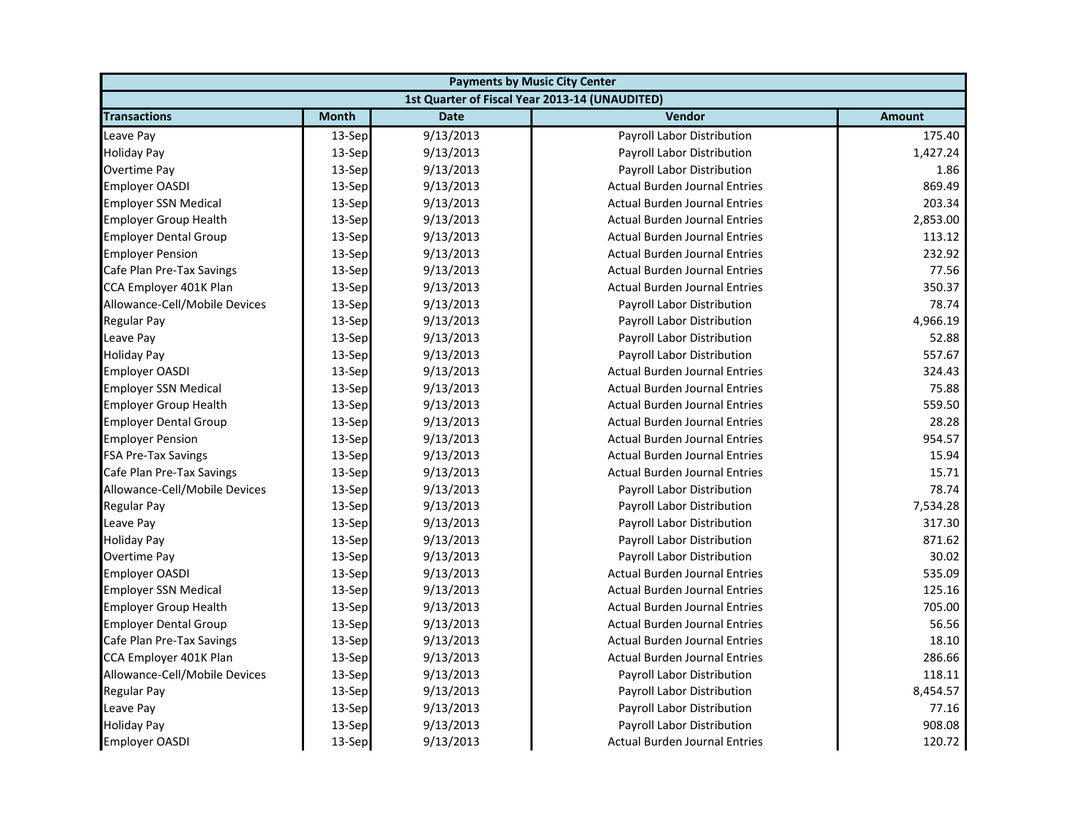| Payments by Music City Center | | | | |
|---|---|---|---|---|
| 1st Quarter of Fiscal Year 2013-14 (UNAUDITED) | | | | |
| **Transactions** | **Month** | **Date** | **Vendor** | **Amount** |
| Leave Pay | 13-Sep | 9/13/2013 | Payroll Labor Distribution | 175.40 |
| Holiday Pay | 13-Sep | 9/13/2013 | Payroll Labor Distribution | 1,427.24 |
| Overtime Pay | 13-Sep | 9/13/2013 | Payroll Labor Distribution | 1.86 |
| Employer OASDI | 13-Sep | 9/13/2013 | Actual Burden Journal Entries | 869.49 |
| Employer SSN Medical | 13-Sep | 9/13/2013 | Actual Burden Journal Entries | 203.34 |
| Employer Group Health | 13-Sep | 9/13/2013 | Actual Burden Journal Entries | 2,853.00 |
| Employer Dental Group | 13-Sep | 9/13/2013 | Actual Burden Journal Entries | 113.12 |
| Employer Pension | 13-Sep | 9/13/2013 | Actual Burden Journal Entries | 232.92 |
| Cafe Plan Pre-Tax Savings | 13-Sep | 9/13/2013 | Actual Burden Journal Entries | 77.56 |
| CCA Employer 401K Plan | 13-Sep | 9/13/2013 | Actual Burden Journal Entries | 350.37 |
| Allowance-Cell/Mobile Devices | 13-Sep | 9/13/2013 | Payroll Labor Distribution | 78.74 |
| Regular Pay | 13-Sep | 9/13/2013 | Payroll Labor Distribution | 4,966.19 |
| Leave Pay | 13-Sep | 9/13/2013 | Payroll Labor Distribution | 52.88 |
| Holiday Pay | 13-Sep | 9/13/2013 | Payroll Labor Distribution | 557.67 |
| Employer OASDI | 13-Sep | 9/13/2013 | Actual Burden Journal Entries | 324.43 |
| Employer SSN Medical | 13-Sep | 9/13/2013 | Actual Burden Journal Entries | 75.88 |
| Employer Group Health | 13-Sep | 9/13/2013 | Actual Burden Journal Entries | 559.50 |
| Employer Dental Group | 13-Sep | 9/13/2013 | Actual Burden Journal Entries | 28.28 |
| Employer Pension | 13-Sep | 9/13/2013 | Actual Burden Journal Entries | 954.57 |
| FSA Pre-Tax Savings | 13-Sep | 9/13/2013 | Actual Burden Journal Entries | 15.94 |
| Cafe Plan Pre-Tax Savings | 13-Sep | 9/13/2013 | Actual Burden Journal Entries | 15.71 |
| Allowance-Cell/Mobile Devices | 13-Sep | 9/13/2013 | Payroll Labor Distribution | 78.74 |
| Regular Pay | 13-Sep | 9/13/2013 | Payroll Labor Distribution | 7,534.28 |
| Leave Pay | 13-Sep | 9/13/2013 | Payroll Labor Distribution | 317.30 |
| Holiday Pay | 13-Sep | 9/13/2013 | Payroll Labor Distribution | 871.62 |
| Overtime Pay | 13-Sep | 9/13/2013 | Payroll Labor Distribution | 30.02 |
| Employer OASDI | 13-Sep | 9/13/2013 | Actual Burden Journal Entries | 535.09 |
| Employer SSN Medical | 13-Sep | 9/13/2013 | Actual Burden Journal Entries | 125.16 |
| Employer Group Health | 13-Sep | 9/13/2013 | Actual Burden Journal Entries | 705.00 |
| Employer Dental Group | 13-Sep | 9/13/2013 | Actual Burden Journal Entries | 56.56 |
| Cafe Plan Pre-Tax Savings | 13-Sep | 9/13/2013 | Actual Burden Journal Entries | 18.10 |
| CCA Employer 401K Plan | 13-Sep | 9/13/2013 | Actual Burden Journal Entries | 286.66 |
| Allowance-Cell/Mobile Devices | 13-Sep | 9/13/2013 | Payroll Labor Distribution | 118.11 |
| Regular Pay | 13-Sep | 9/13/2013 | Payroll Labor Distribution | 8,454.57 |
| Leave Pay | 13-Sep | 9/13/2013 | Payroll Labor Distribution | 77.16 |
| Holiday Pay | 13-Sep | 9/13/2013 | Payroll Labor Distribution | 908.08 |
| Employer OASDI | 13-Sep | 9/13/2013 | Actual Burden Journal Entries | 120.72 |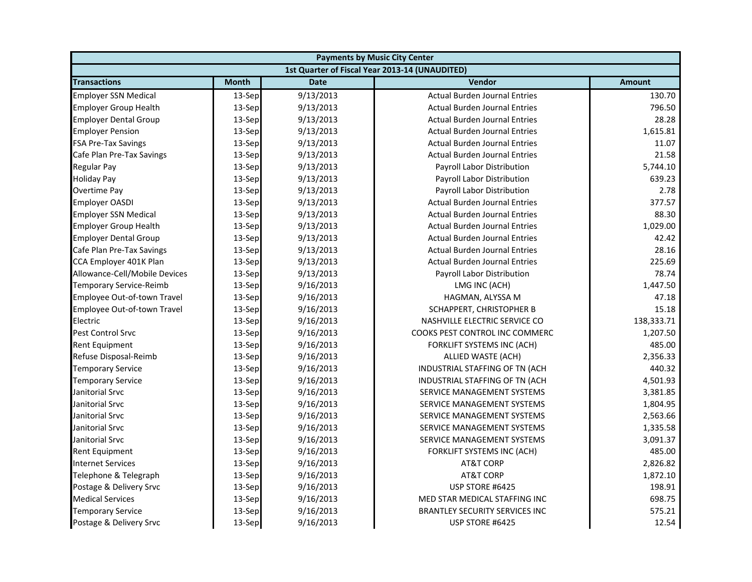| Payments by Music City Center | | | | |
|---|---|---|---|---|
| 1st Quarter of Fiscal Year 2013-14 (UNAUDITED) | | | | |
| **Transactions** | **Month** | **Date** | **Vendor** | **Amount** |
| Employer SSN Medical | 13-Sep | 9/13/2013 | Actual Burden Journal Entries | 130.70 |
| Employer Group Health | 13-Sep | 9/13/2013 | Actual Burden Journal Entries | 796.50 |
| Employer Dental Group | 13-Sep | 9/13/2013 | Actual Burden Journal Entries | 28.28 |
| Employer Pension | 13-Sep | 9/13/2013 | Actual Burden Journal Entries | 1,615.81 |
| FSA Pre-Tax Savings | 13-Sep | 9/13/2013 | Actual Burden Journal Entries | 11.07 |
| Cafe Plan Pre-Tax Savings | 13-Sep | 9/13/2013 | Actual Burden Journal Entries | 21.58 |
| Regular Pay | 13-Sep | 9/13/2013 | Payroll Labor Distribution | 5,744.10 |
| Holiday Pay | 13-Sep | 9/13/2013 | Payroll Labor Distribution | 639.23 |
| Overtime Pay | 13-Sep | 9/13/2013 | Payroll Labor Distribution | 2.78 |
| Employer OASDI | 13-Sep | 9/13/2013 | Actual Burden Journal Entries | 377.57 |
| Employer SSN Medical | 13-Sep | 9/13/2013 | Actual Burden Journal Entries | 88.30 |
| Employer Group Health | 13-Sep | 9/13/2013 | Actual Burden Journal Entries | 1,029.00 |
| Employer Dental Group | 13-Sep | 9/13/2013 | Actual Burden Journal Entries | 42.42 |
| Cafe Plan Pre-Tax Savings | 13-Sep | 9/13/2013 | Actual Burden Journal Entries | 28.16 |
| CCA Employer 401K Plan | 13-Sep | 9/13/2013 | Actual Burden Journal Entries | 225.69 |
| Allowance-Cell/Mobile Devices | 13-Sep | 9/13/2013 | Payroll Labor Distribution | 78.74 |
| Temporary Service-Reimb | 13-Sep | 9/16/2013 | LMG INC (ACH) | 1,447.50 |
| Employee Out-of-town Travel | 13-Sep | 9/16/2013 | HAGMAN, ALYSSA M | 47.18 |
| Employee Out-of-town Travel | 13-Sep | 9/16/2013 | SCHAPPERT, CHRISTOPHER B | 15.18 |
| Electric | 13-Sep | 9/16/2013 | NASHVILLE ELECTRIC SERVICE CO | 138,333.71 |
| Pest Control Srvc | 13-Sep | 9/16/2013 | COOKS PEST CONTROL INC COMMERC | 1,207.50 |
| Rent Equipment | 13-Sep | 9/16/2013 | FORKLIFT SYSTEMS INC (ACH) | 485.00 |
| Refuse Disposal-Reimb | 13-Sep | 9/16/2013 | ALLIED WASTE (ACH) | 2,356.33 |
| Temporary Service | 13-Sep | 9/16/2013 | INDUSTRIAL STAFFING OF TN (ACH | 440.32 |
| Temporary Service | 13-Sep | 9/16/2013 | INDUSTRIAL STAFFING OF TN (ACH | 4,501.93 |
| Janitorial Srvc | 13-Sep | 9/16/2013 | SERVICE MANAGEMENT SYSTEMS | 3,381.85 |
| Janitorial Srvc | 13-Sep | 9/16/2013 | SERVICE MANAGEMENT SYSTEMS | 1,804.95 |
| Janitorial Srvc | 13-Sep | 9/16/2013 | SERVICE MANAGEMENT SYSTEMS | 2,563.66 |
| Janitorial Srvc | 13-Sep | 9/16/2013 | SERVICE MANAGEMENT SYSTEMS | 1,335.58 |
| Janitorial Srvc | 13-Sep | 9/16/2013 | SERVICE MANAGEMENT SYSTEMS | 3,091.37 |
| Rent Equipment | 13-Sep | 9/16/2013 | FORKLIFT SYSTEMS INC (ACH) | 485.00 |
| Internet Services | 13-Sep | 9/16/2013 | AT&T CORP | 2,826.82 |
| Telephone & Telegraph | 13-Sep | 9/16/2013 | AT&T CORP | 1,872.10 |
| Postage & Delivery Srvc | 13-Sep | 9/16/2013 | USP STORE #6425 | 198.91 |
| Medical Services | 13-Sep | 9/16/2013 | MED STAR MEDICAL STAFFING INC | 698.75 |
| Temporary Service | 13-Sep | 9/16/2013 | BRANTLEY SECURITY SERVICES INC | 575.21 |
| Postage & Delivery Srvc | 13-Sep | 9/16/2013 | USP STORE #6425 | 12.54 |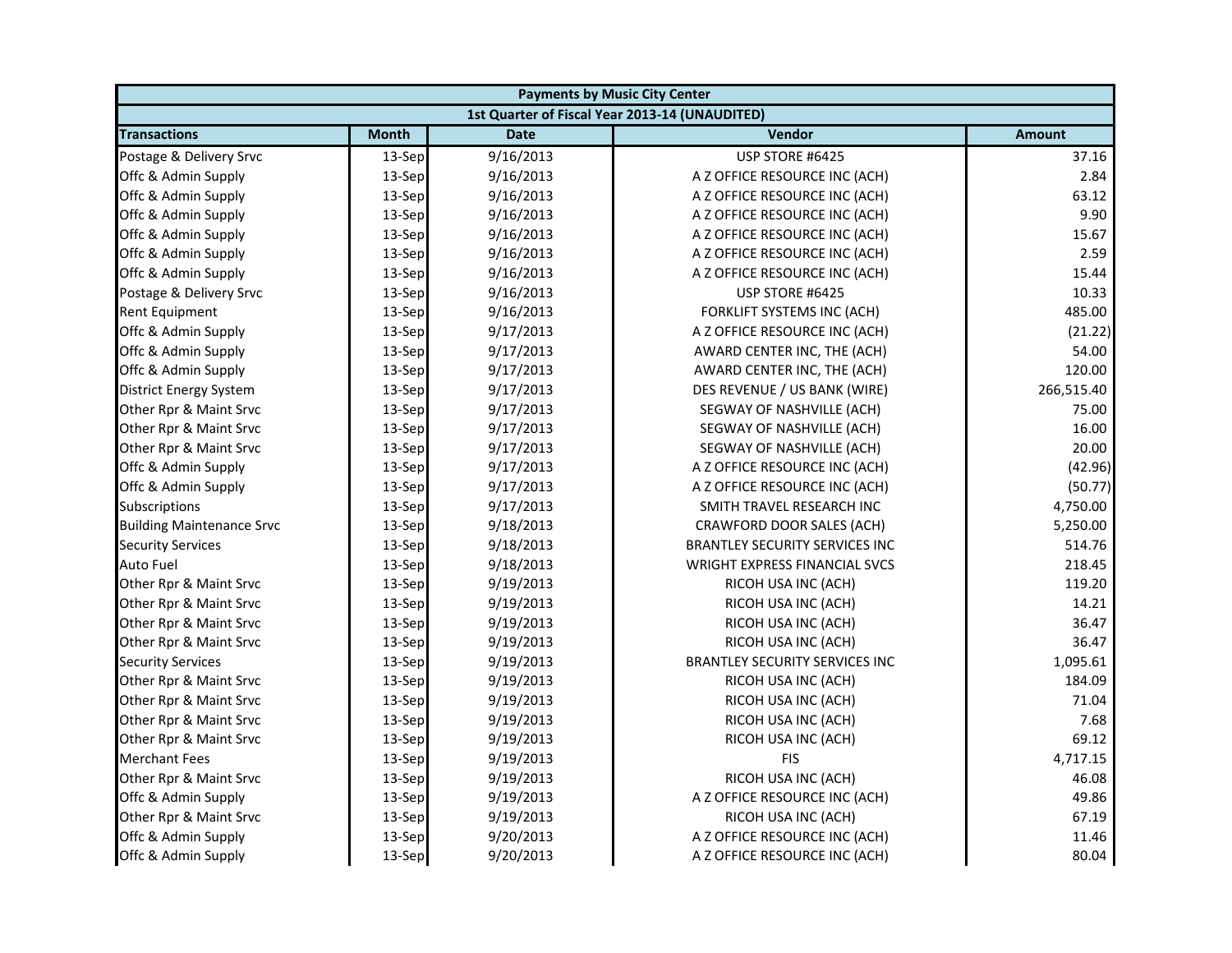| Payments by Music City Center | | | | |
|---|---|---|---|---|
| 1st Quarter of Fiscal Year 2013-14 (UNAUDITED) | | | | |
| **Transactions** | **Month** | **Date** | **Vendor** | **Amount** |
| Postage & Delivery Srvc | 13-Sep | 9/16/2013 | USP STORE #6425 | 37.16 |
| Offc & Admin Supply | 13-Sep | 9/16/2013 | A Z OFFICE RESOURCE INC (ACH) | 2.84 |
| Offc & Admin Supply | 13-Sep | 9/16/2013 | A Z OFFICE RESOURCE INC (ACH) | 63.12 |
| Offc & Admin Supply | 13-Sep | 9/16/2013 | A Z OFFICE RESOURCE INC (ACH) | 9.90 |
| Offc & Admin Supply | 13-Sep | 9/16/2013 | A Z OFFICE RESOURCE INC (ACH) | 15.67 |
| Offc & Admin Supply | 13-Sep | 9/16/2013 | A Z OFFICE RESOURCE INC (ACH) | 2.59 |
| Offc & Admin Supply | 13-Sep | 9/16/2013 | A Z OFFICE RESOURCE INC (ACH) | 15.44 |
| Postage & Delivery Srvc | 13-Sep | 9/16/2013 | USP STORE #6425 | 10.33 |
| Rent Equipment | 13-Sep | 9/16/2013 | FORKLIFT SYSTEMS INC (ACH) | 485.00 |
| Offc & Admin Supply | 13-Sep | 9/17/2013 | A Z OFFICE RESOURCE INC (ACH) | (21.22) |
| Offc & Admin Supply | 13-Sep | 9/17/2013 | AWARD CENTER INC, THE (ACH) | 54.00 |
| Offc & Admin Supply | 13-Sep | 9/17/2013 | AWARD CENTER INC, THE (ACH) | 120.00 |
| District Energy System | 13-Sep | 9/17/2013 | DES REVENUE / US BANK (WIRE) | 266,515.40 |
| Other Rpr & Maint Srvc | 13-Sep | 9/17/2013 | SEGWAY OF NASHVILLE (ACH) | 75.00 |
| Other Rpr & Maint Srvc | 13-Sep | 9/17/2013 | SEGWAY OF NASHVILLE (ACH) | 16.00 |
| Other Rpr & Maint Srvc | 13-Sep | 9/17/2013 | SEGWAY OF NASHVILLE (ACH) | 20.00 |
| Offc & Admin Supply | 13-Sep | 9/17/2013 | A Z OFFICE RESOURCE INC (ACH) | (42.96) |
| Offc & Admin Supply | 13-Sep | 9/17/2013 | A Z OFFICE RESOURCE INC (ACH) | (50.77) |
| Subscriptions | 13-Sep | 9/17/2013 | SMITH TRAVEL RESEARCH INC | 4,750.00 |
| Building Maintenance Srvc | 13-Sep | 9/18/2013 | CRAWFORD DOOR SALES (ACH) | 5,250.00 |
| Security Services | 13-Sep | 9/18/2013 | BRANTLEY SECURITY SERVICES INC | 514.76 |
| Auto Fuel | 13-Sep | 9/18/2013 | WRIGHT EXPRESS FINANCIAL SVCS | 218.45 |
| Other Rpr & Maint Srvc | 13-Sep | 9/19/2013 | RICOH USA INC (ACH) | 119.20 |
| Other Rpr & Maint Srvc | 13-Sep | 9/19/2013 | RICOH USA INC (ACH) | 14.21 |
| Other Rpr & Maint Srvc | 13-Sep | 9/19/2013 | RICOH USA INC (ACH) | 36.47 |
| Other Rpr & Maint Srvc | 13-Sep | 9/19/2013 | RICOH USA INC (ACH) | 36.47 |
| Security Services | 13-Sep | 9/19/2013 | BRANTLEY SECURITY SERVICES INC | 1,095.61 |
| Other Rpr & Maint Srvc | 13-Sep | 9/19/2013 | RICOH USA INC (ACH) | 184.09 |
| Other Rpr & Maint Srvc | 13-Sep | 9/19/2013 | RICOH USA INC (ACH) | 71.04 |
| Other Rpr & Maint Srvc | 13-Sep | 9/19/2013 | RICOH USA INC (ACH) | 7.68 |
| Other Rpr & Maint Srvc | 13-Sep | 9/19/2013 | RICOH USA INC (ACH) | 69.12 |
| Merchant Fees | 13-Sep | 9/19/2013 | FIS | 4,717.15 |
| Other Rpr & Maint Srvc | 13-Sep | 9/19/2013 | RICOH USA INC (ACH) | 46.08 |
| Offc & Admin Supply | 13-Sep | 9/19/2013 | A Z OFFICE RESOURCE INC (ACH) | 49.86 |
| Other Rpr & Maint Srvc | 13-Sep | 9/19/2013 | RICOH USA INC (ACH) | 67.19 |
| Offc & Admin Supply | 13-Sep | 9/20/2013 | A Z OFFICE RESOURCE INC (ACH) | 11.46 |
| Offc & Admin Supply | 13-Sep | 9/20/2013 | A Z OFFICE RESOURCE INC (ACH) | 80.04 |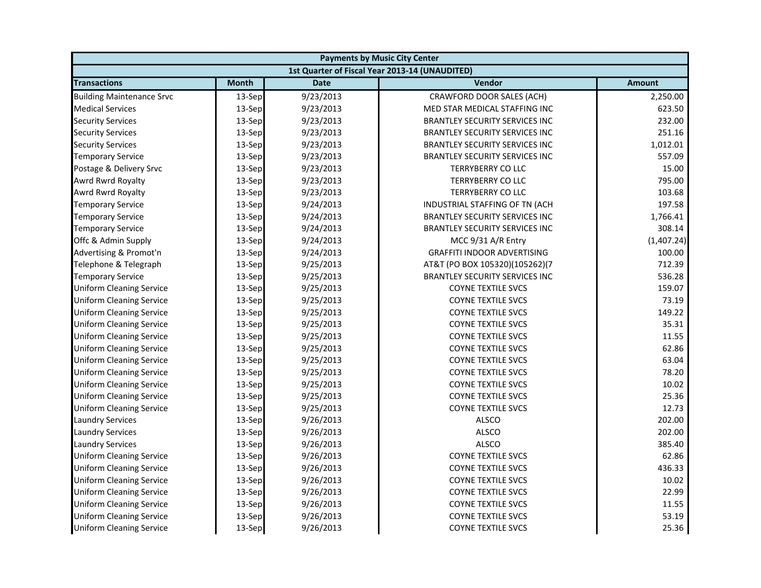| Payments by Music City Center | | | | |
|---|---|---|---|---|
| 1st Quarter of Fiscal Year 2013-14 (UNAUDITED) | | | | |
| **Transactions** | **Month** | **Date** | **Vendor** | **Amount** |
| Building Maintenance Srvc | 13-Sep | 9/23/2013 | CRAWFORD DOOR SALES (ACH) | 2,250.00 |
| Medical Services | 13-Sep | 9/23/2013 | MED STAR MEDICAL STAFFING INC | 623.50 |
| Security Services | 13-Sep | 9/23/2013 | BRANTLEY SECURITY SERVICES INC | 232.00 |
| Security Services | 13-Sep | 9/23/2013 | BRANTLEY SECURITY SERVICES INC | 251.16 |
| Security Services | 13-Sep | 9/23/2013 | BRANTLEY SECURITY SERVICES INC | 1,012.01 |
| Temporary Service | 13-Sep | 9/23/2013 | BRANTLEY SECURITY SERVICES INC | 557.09 |
| Postage & Delivery Srvc | 13-Sep | 9/23/2013 | TERRYBERRY CO LLC | 15.00 |
| Awrd Rwrd Royalty | 13-Sep | 9/23/2013 | TERRYBERRY CO LLC | 795.00 |
| Awrd Rwrd Royalty | 13-Sep | 9/23/2013 | TERRYBERRY CO LLC | 103.68 |
| Temporary Service | 13-Sep | 9/24/2013 | INDUSTRIAL STAFFING OF TN (ACH | 197.58 |
| Temporary Service | 13-Sep | 9/24/2013 | BRANTLEY SECURITY SERVICES INC | 1,766.41 |
| Temporary Service | 13-Sep | 9/24/2013 | BRANTLEY SECURITY SERVICES INC | 308.14 |
| Offc & Admin Supply | 13-Sep | 9/24/2013 | MCC 9/31 A/R Entry | (1,407.24) |
| Advertising & Promot'n | 13-Sep | 9/24/2013 | GRAFFITI INDOOR ADVERTISING | 100.00 |
| Telephone & Telegraph | 13-Sep | 9/25/2013 | AT&T (PO BOX 105320)(105262)(7 | 712.39 |
| Temporary Service | 13-Sep | 9/25/2013 | BRANTLEY SECURITY SERVICES INC | 536.28 |
| Uniform Cleaning Service | 13-Sep | 9/25/2013 | COYNE TEXTILE SVCS | 159.07 |
| Uniform Cleaning Service | 13-Sep | 9/25/2013 | COYNE TEXTILE SVCS | 73.19 |
| Uniform Cleaning Service | 13-Sep | 9/25/2013 | COYNE TEXTILE SVCS | 149.22 |
| Uniform Cleaning Service | 13-Sep | 9/25/2013 | COYNE TEXTILE SVCS | 35.31 |
| Uniform Cleaning Service | 13-Sep | 9/25/2013 | COYNE TEXTILE SVCS | 11.55 |
| Uniform Cleaning Service | 13-Sep | 9/25/2013 | COYNE TEXTILE SVCS | 62.86 |
| Uniform Cleaning Service | 13-Sep | 9/25/2013 | COYNE TEXTILE SVCS | 63.04 |
| Uniform Cleaning Service | 13-Sep | 9/25/2013 | COYNE TEXTILE SVCS | 78.20 |
| Uniform Cleaning Service | 13-Sep | 9/25/2013 | COYNE TEXTILE SVCS | 10.02 |
| Uniform Cleaning Service | 13-Sep | 9/25/2013 | COYNE TEXTILE SVCS | 25.36 |
| Uniform Cleaning Service | 13-Sep | 9/25/2013 | COYNE TEXTILE SVCS | 12.73 |
| Laundry Services | 13-Sep | 9/26/2013 | ALSCO | 202.00 |
| Laundry Services | 13-Sep | 9/26/2013 | ALSCO | 202.00 |
| Laundry Services | 13-Sep | 9/26/2013 | ALSCO | 385.40 |
| Uniform Cleaning Service | 13-Sep | 9/26/2013 | COYNE TEXTILE SVCS | 62.86 |
| Uniform Cleaning Service | 13-Sep | 9/26/2013 | COYNE TEXTILE SVCS | 436.33 |
| Uniform Cleaning Service | 13-Sep | 9/26/2013 | COYNE TEXTILE SVCS | 10.02 |
| Uniform Cleaning Service | 13-Sep | 9/26/2013 | COYNE TEXTILE SVCS | 22.99 |
| Uniform Cleaning Service | 13-Sep | 9/26/2013 | COYNE TEXTILE SVCS | 11.55 |
| Uniform Cleaning Service | 13-Sep | 9/26/2013 | COYNE TEXTILE SVCS | 53.19 |
| Uniform Cleaning Service | 13-Sep | 9/26/2013 | COYNE TEXTILE SVCS | 25.36 |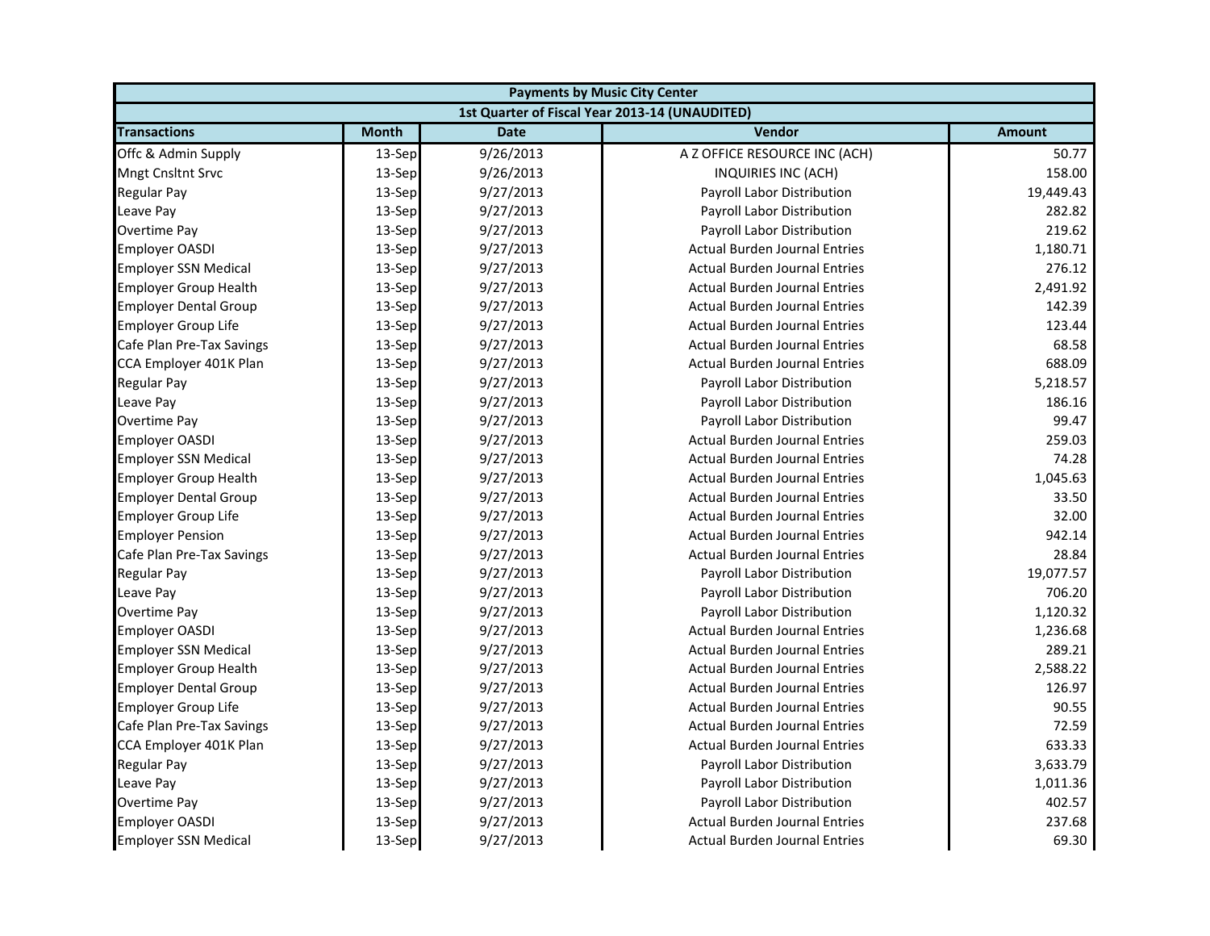| Payments by Music City Center | | | | |
|---|---|---|---|---|
| 1st Quarter of Fiscal Year 2013-14 (UNAUDITED) | | | | |
| **Transactions** | **Month** | **Date** | **Vendor** | **Amount** |
| Offc & Admin Supply | 13-Sep | 9/26/2013 | A Z OFFICE RESOURCE INC (ACH) | 50.77 |
| Mngt Cnsltnt Srvc | 13-Sep | 9/26/2013 | INQUIRIES INC (ACH) | 158.00 |
| Regular Pay | 13-Sep | 9/27/2013 | Payroll Labor Distribution | 19,449.43 |
| Leave Pay | 13-Sep | 9/27/2013 | Payroll Labor Distribution | 282.82 |
| Overtime Pay | 13-Sep | 9/27/2013 | Payroll Labor Distribution | 219.62 |
| Employer OASDI | 13-Sep | 9/27/2013 | Actual Burden Journal Entries | 1,180.71 |
| Employer SSN Medical | 13-Sep | 9/27/2013 | Actual Burden Journal Entries | 276.12 |
| Employer Group Health | 13-Sep | 9/27/2013 | Actual Burden Journal Entries | 2,491.92 |
| Employer Dental Group | 13-Sep | 9/27/2013 | Actual Burden Journal Entries | 142.39 |
| Employer Group Life | 13-Sep | 9/27/2013 | Actual Burden Journal Entries | 123.44 |
| Cafe Plan Pre-Tax Savings | 13-Sep | 9/27/2013 | Actual Burden Journal Entries | 68.58 |
| CCA Employer 401K Plan | 13-Sep | 9/27/2013 | Actual Burden Journal Entries | 688.09 |
| Regular Pay | 13-Sep | 9/27/2013 | Payroll Labor Distribution | 5,218.57 |
| Leave Pay | 13-Sep | 9/27/2013 | Payroll Labor Distribution | 186.16 |
| Overtime Pay | 13-Sep | 9/27/2013 | Payroll Labor Distribution | 99.47 |
| Employer OASDI | 13-Sep | 9/27/2013 | Actual Burden Journal Entries | 259.03 |
| Employer SSN Medical | 13-Sep | 9/27/2013 | Actual Burden Journal Entries | 74.28 |
| Employer Group Health | 13-Sep | 9/27/2013 | Actual Burden Journal Entries | 1,045.63 |
| Employer Dental Group | 13-Sep | 9/27/2013 | Actual Burden Journal Entries | 33.50 |
| Employer Group Life | 13-Sep | 9/27/2013 | Actual Burden Journal Entries | 32.00 |
| Employer Pension | 13-Sep | 9/27/2013 | Actual Burden Journal Entries | 942.14 |
| Cafe Plan Pre-Tax Savings | 13-Sep | 9/27/2013 | Actual Burden Journal Entries | 28.84 |
| Regular Pay | 13-Sep | 9/27/2013 | Payroll Labor Distribution | 19,077.57 |
| Leave Pay | 13-Sep | 9/27/2013 | Payroll Labor Distribution | 706.20 |
| Overtime Pay | 13-Sep | 9/27/2013 | Payroll Labor Distribution | 1,120.32 |
| Employer OASDI | 13-Sep | 9/27/2013 | Actual Burden Journal Entries | 1,236.68 |
| Employer SSN Medical | 13-Sep | 9/27/2013 | Actual Burden Journal Entries | 289.21 |
| Employer Group Health | 13-Sep | 9/27/2013 | Actual Burden Journal Entries | 2,588.22 |
| Employer Dental Group | 13-Sep | 9/27/2013 | Actual Burden Journal Entries | 126.97 |
| Employer Group Life | 13-Sep | 9/27/2013 | Actual Burden Journal Entries | 90.55 |
| Cafe Plan Pre-Tax Savings | 13-Sep | 9/27/2013 | Actual Burden Journal Entries | 72.59 |
| CCA Employer 401K Plan | 13-Sep | 9/27/2013 | Actual Burden Journal Entries | 633.33 |
| Regular Pay | 13-Sep | 9/27/2013 | Payroll Labor Distribution | 3,633.79 |
| Leave Pay | 13-Sep | 9/27/2013 | Payroll Labor Distribution | 1,011.36 |
| Overtime Pay | 13-Sep | 9/27/2013 | Payroll Labor Distribution | 402.57 |
| Employer OASDI | 13-Sep | 9/27/2013 | Actual Burden Journal Entries | 237.68 |
| Employer SSN Medical | 13-Sep | 9/27/2013 | Actual Burden Journal Entries | 69.30 |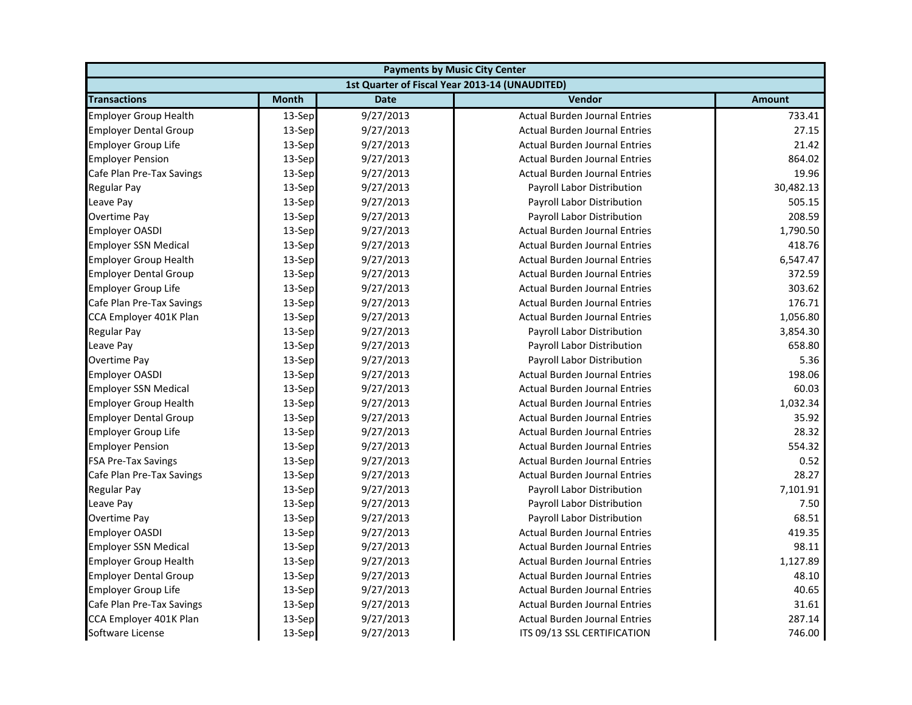| Payments by Music City Center | | | | |
|---|---|---|---|---|
| 1st Quarter of Fiscal Year 2013-14 (UNAUDITED) | | | | |
| **Transactions** | **Month** | **Date** | **Vendor** | **Amount** |
| Employer Group Health | 13-Sep | 9/27/2013 | Actual Burden Journal Entries | 733.41 |
| Employer Dental Group | 13-Sep | 9/27/2013 | Actual Burden Journal Entries | 27.15 |
| Employer Group Life | 13-Sep | 9/27/2013 | Actual Burden Journal Entries | 21.42 |
| Employer Pension | 13-Sep | 9/27/2013 | Actual Burden Journal Entries | 864.02 |
| Cafe Plan Pre-Tax Savings | 13-Sep | 9/27/2013 | Actual Burden Journal Entries | 19.96 |
| Regular Pay | 13-Sep | 9/27/2013 | Payroll Labor Distribution | 30,482.13 |
| Leave Pay | 13-Sep | 9/27/2013 | Payroll Labor Distribution | 505.15 |
| Overtime Pay | 13-Sep | 9/27/2013 | Payroll Labor Distribution | 208.59 |
| Employer OASDI | 13-Sep | 9/27/2013 | Actual Burden Journal Entries | 1,790.50 |
| Employer SSN Medical | 13-Sep | 9/27/2013 | Actual Burden Journal Entries | 418.76 |
| Employer Group Health | 13-Sep | 9/27/2013 | Actual Burden Journal Entries | 6,547.47 |
| Employer Dental Group | 13-Sep | 9/27/2013 | Actual Burden Journal Entries | 372.59 |
| Employer Group Life | 13-Sep | 9/27/2013 | Actual Burden Journal Entries | 303.62 |
| Cafe Plan Pre-Tax Savings | 13-Sep | 9/27/2013 | Actual Burden Journal Entries | 176.71 |
| CCA Employer 401K Plan | 13-Sep | 9/27/2013 | Actual Burden Journal Entries | 1,056.80 |
| Regular Pay | 13-Sep | 9/27/2013 | Payroll Labor Distribution | 3,854.30 |
| Leave Pay | 13-Sep | 9/27/2013 | Payroll Labor Distribution | 658.80 |
| Overtime Pay | 13-Sep | 9/27/2013 | Payroll Labor Distribution | 5.36 |
| Employer OASDI | 13-Sep | 9/27/2013 | Actual Burden Journal Entries | 198.06 |
| Employer SSN Medical | 13-Sep | 9/27/2013 | Actual Burden Journal Entries | 60.03 |
| Employer Group Health | 13-Sep | 9/27/2013 | Actual Burden Journal Entries | 1,032.34 |
| Employer Dental Group | 13-Sep | 9/27/2013 | Actual Burden Journal Entries | 35.92 |
| Employer Group Life | 13-Sep | 9/27/2013 | Actual Burden Journal Entries | 28.32 |
| Employer Pension | 13-Sep | 9/27/2013 | Actual Burden Journal Entries | 554.32 |
| FSA Pre-Tax Savings | 13-Sep | 9/27/2013 | Actual Burden Journal Entries | 0.52 |
| Cafe Plan Pre-Tax Savings | 13-Sep | 9/27/2013 | Actual Burden Journal Entries | 28.27 |
| Regular Pay | 13-Sep | 9/27/2013 | Payroll Labor Distribution | 7,101.91 |
| Leave Pay | 13-Sep | 9/27/2013 | Payroll Labor Distribution | 7.50 |
| Overtime Pay | 13-Sep | 9/27/2013 | Payroll Labor Distribution | 68.51 |
| Employer OASDI | 13-Sep | 9/27/2013 | Actual Burden Journal Entries | 419.35 |
| Employer SSN Medical | 13-Sep | 9/27/2013 | Actual Burden Journal Entries | 98.11 |
| Employer Group Health | 13-Sep | 9/27/2013 | Actual Burden Journal Entries | 1,127.89 |
| Employer Dental Group | 13-Sep | 9/27/2013 | Actual Burden Journal Entries | 48.10 |
| Employer Group Life | 13-Sep | 9/27/2013 | Actual Burden Journal Entries | 40.65 |
| Cafe Plan Pre-Tax Savings | 13-Sep | 9/27/2013 | Actual Burden Journal Entries | 31.61 |
| CCA Employer 401K Plan | 13-Sep | 9/27/2013 | Actual Burden Journal Entries | 287.14 |
| Software License | 13-Sep | 9/27/2013 | ITS 09/13 SSL CERTIFICATION | 746.00 |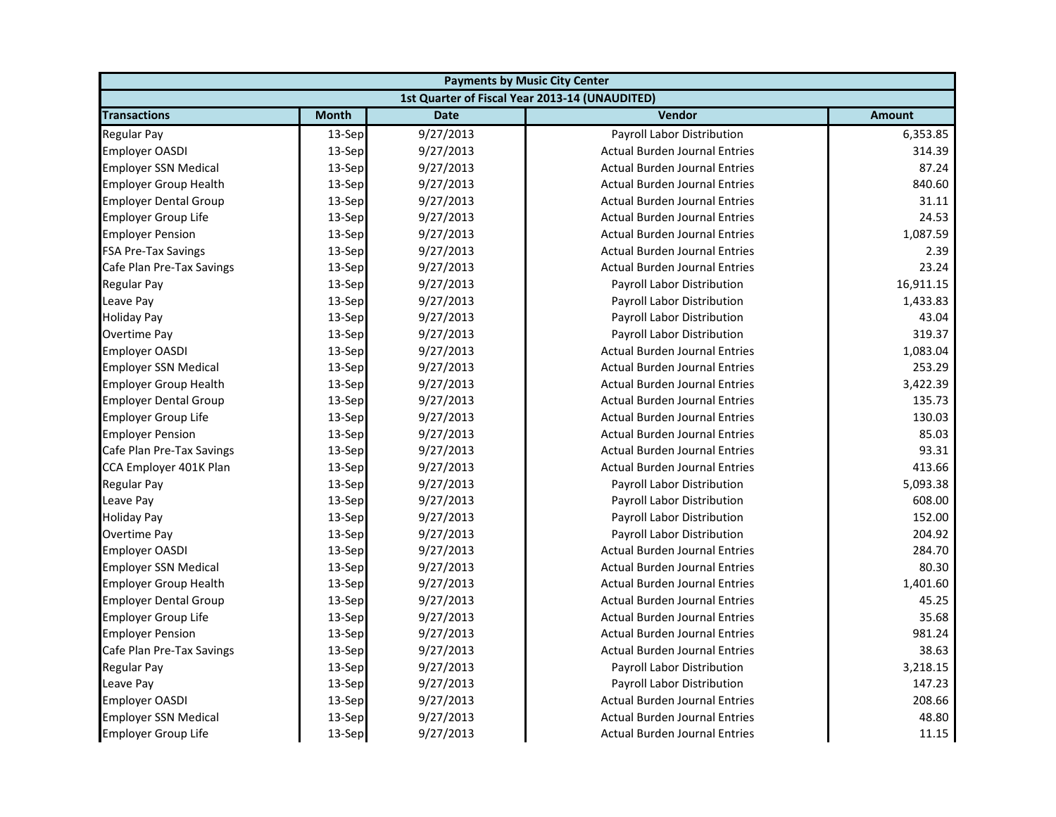| Payments by Music City Center | | | | |
|---|---|---|---|---|
| 1st Quarter of Fiscal Year 2013-14 (UNAUDITED) | | | | |
| **Transactions** | **Month** | **Date** | **Vendor** | **Amount** |
| Regular Pay | 13-Sep | 9/27/2013 | Payroll Labor Distribution | 6,353.85 |
| Employer OASDI | 13-Sep | 9/27/2013 | Actual Burden Journal Entries | 314.39 |
| Employer SSN Medical | 13-Sep | 9/27/2013 | Actual Burden Journal Entries | 87.24 |
| Employer Group Health | 13-Sep | 9/27/2013 | Actual Burden Journal Entries | 840.60 |
| Employer Dental Group | 13-Sep | 9/27/2013 | Actual Burden Journal Entries | 31.11 |
| Employer Group Life | 13-Sep | 9/27/2013 | Actual Burden Journal Entries | 24.53 |
| Employer Pension | 13-Sep | 9/27/2013 | Actual Burden Journal Entries | 1,087.59 |
| FSA Pre-Tax Savings | 13-Sep | 9/27/2013 | Actual Burden Journal Entries | 2.39 |
| Cafe Plan Pre-Tax Savings | 13-Sep | 9/27/2013 | Actual Burden Journal Entries | 23.24 |
| Regular Pay | 13-Sep | 9/27/2013 | Payroll Labor Distribution | 16,911.15 |
| Leave Pay | 13-Sep | 9/27/2013 | Payroll Labor Distribution | 1,433.83 |
| Holiday Pay | 13-Sep | 9/27/2013 | Payroll Labor Distribution | 43.04 |
| Overtime Pay | 13-Sep | 9/27/2013 | Payroll Labor Distribution | 319.37 |
| Employer OASDI | 13-Sep | 9/27/2013 | Actual Burden Journal Entries | 1,083.04 |
| Employer SSN Medical | 13-Sep | 9/27/2013 | Actual Burden Journal Entries | 253.29 |
| Employer Group Health | 13-Sep | 9/27/2013 | Actual Burden Journal Entries | 3,422.39 |
| Employer Dental Group | 13-Sep | 9/27/2013 | Actual Burden Journal Entries | 135.73 |
| Employer Group Life | 13-Sep | 9/27/2013 | Actual Burden Journal Entries | 130.03 |
| Employer Pension | 13-Sep | 9/27/2013 | Actual Burden Journal Entries | 85.03 |
| Cafe Plan Pre-Tax Savings | 13-Sep | 9/27/2013 | Actual Burden Journal Entries | 93.31 |
| CCA Employer 401K Plan | 13-Sep | 9/27/2013 | Actual Burden Journal Entries | 413.66 |
| Regular Pay | 13-Sep | 9/27/2013 | Payroll Labor Distribution | 5,093.38 |
| Leave Pay | 13-Sep | 9/27/2013 | Payroll Labor Distribution | 608.00 |
| Holiday Pay | 13-Sep | 9/27/2013 | Payroll Labor Distribution | 152.00 |
| Overtime Pay | 13-Sep | 9/27/2013 | Payroll Labor Distribution | 204.92 |
| Employer OASDI | 13-Sep | 9/27/2013 | Actual Burden Journal Entries | 284.70 |
| Employer SSN Medical | 13-Sep | 9/27/2013 | Actual Burden Journal Entries | 80.30 |
| Employer Group Health | 13-Sep | 9/27/2013 | Actual Burden Journal Entries | 1,401.60 |
| Employer Dental Group | 13-Sep | 9/27/2013 | Actual Burden Journal Entries | 45.25 |
| Employer Group Life | 13-Sep | 9/27/2013 | Actual Burden Journal Entries | 35.68 |
| Employer Pension | 13-Sep | 9/27/2013 | Actual Burden Journal Entries | 981.24 |
| Cafe Plan Pre-Tax Savings | 13-Sep | 9/27/2013 | Actual Burden Journal Entries | 38.63 |
| Regular Pay | 13-Sep | 9/27/2013 | Payroll Labor Distribution | 3,218.15 |
| Leave Pay | 13-Sep | 9/27/2013 | Payroll Labor Distribution | 147.23 |
| Employer OASDI | 13-Sep | 9/27/2013 | Actual Burden Journal Entries | 208.66 |
| Employer SSN Medical | 13-Sep | 9/27/2013 | Actual Burden Journal Entries | 48.80 |
| Employer Group Life | 13-Sep | 9/27/2013 | Actual Burden Journal Entries | 11.15 |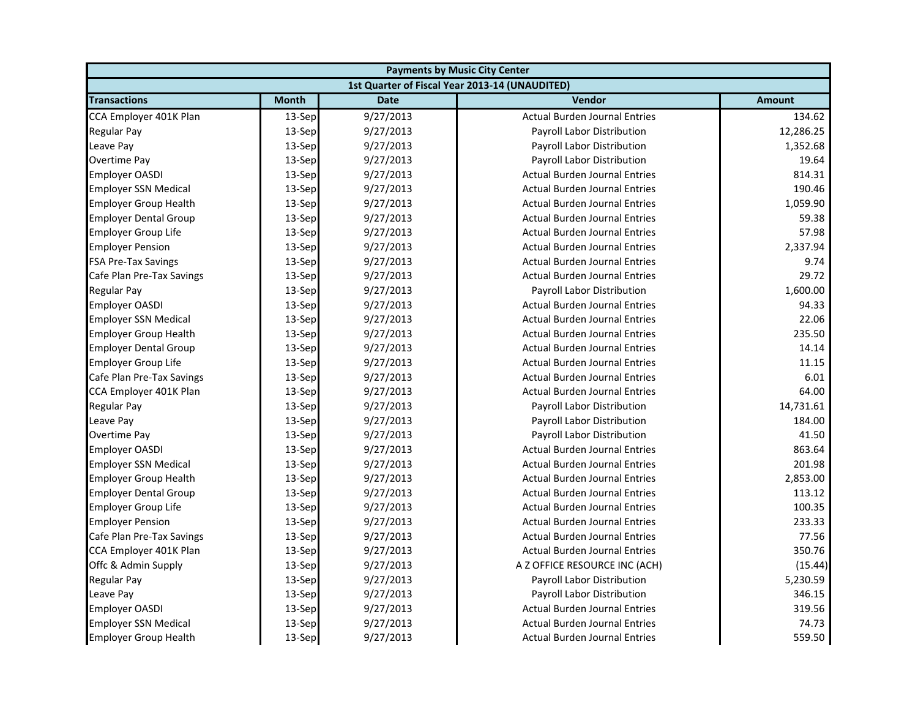| Payments by Music City Center | | | | |
|---|---|---|---|---|
| 1st Quarter of Fiscal Year 2013-14 (UNAUDITED) | | | | |
| **Transactions** | **Month** | **Date** | **Vendor** | **Amount** |
| CCA Employer 401K Plan | 13-Sep | 9/27/2013 | Actual Burden Journal Entries | 134.62 |
| Regular Pay | 13-Sep | 9/27/2013 | Payroll Labor Distribution | 12,286.25 |
| Leave Pay | 13-Sep | 9/27/2013 | Payroll Labor Distribution | 1,352.68 |
| Overtime Pay | 13-Sep | 9/27/2013 | Payroll Labor Distribution | 19.64 |
| Employer OASDI | 13-Sep | 9/27/2013 | Actual Burden Journal Entries | 814.31 |
| Employer SSN Medical | 13-Sep | 9/27/2013 | Actual Burden Journal Entries | 190.46 |
| Employer Group Health | 13-Sep | 9/27/2013 | Actual Burden Journal Entries | 1,059.90 |
| Employer Dental Group | 13-Sep | 9/27/2013 | Actual Burden Journal Entries | 59.38 |
| Employer Group Life | 13-Sep | 9/27/2013 | Actual Burden Journal Entries | 57.98 |
| Employer Pension | 13-Sep | 9/27/2013 | Actual Burden Journal Entries | 2,337.94 |
| FSA Pre-Tax Savings | 13-Sep | 9/27/2013 | Actual Burden Journal Entries | 9.74 |
| Cafe Plan Pre-Tax Savings | 13-Sep | 9/27/2013 | Actual Burden Journal Entries | 29.72 |
| Regular Pay | 13-Sep | 9/27/2013 | Payroll Labor Distribution | 1,600.00 |
| Employer OASDI | 13-Sep | 9/27/2013 | Actual Burden Journal Entries | 94.33 |
| Employer SSN Medical | 13-Sep | 9/27/2013 | Actual Burden Journal Entries | 22.06 |
| Employer Group Health | 13-Sep | 9/27/2013 | Actual Burden Journal Entries | 235.50 |
| Employer Dental Group | 13-Sep | 9/27/2013 | Actual Burden Journal Entries | 14.14 |
| Employer Group Life | 13-Sep | 9/27/2013 | Actual Burden Journal Entries | 11.15 |
| Cafe Plan Pre-Tax Savings | 13-Sep | 9/27/2013 | Actual Burden Journal Entries | 6.01 |
| CCA Employer 401K Plan | 13-Sep | 9/27/2013 | Actual Burden Journal Entries | 64.00 |
| Regular Pay | 13-Sep | 9/27/2013 | Payroll Labor Distribution | 14,731.61 |
| Leave Pay | 13-Sep | 9/27/2013 | Payroll Labor Distribution | 184.00 |
| Overtime Pay | 13-Sep | 9/27/2013 | Payroll Labor Distribution | 41.50 |
| Employer OASDI | 13-Sep | 9/27/2013 | Actual Burden Journal Entries | 863.64 |
| Employer SSN Medical | 13-Sep | 9/27/2013 | Actual Burden Journal Entries | 201.98 |
| Employer Group Health | 13-Sep | 9/27/2013 | Actual Burden Journal Entries | 2,853.00 |
| Employer Dental Group | 13-Sep | 9/27/2013 | Actual Burden Journal Entries | 113.12 |
| Employer Group Life | 13-Sep | 9/27/2013 | Actual Burden Journal Entries | 100.35 |
| Employer Pension | 13-Sep | 9/27/2013 | Actual Burden Journal Entries | 233.33 |
| Cafe Plan Pre-Tax Savings | 13-Sep | 9/27/2013 | Actual Burden Journal Entries | 77.56 |
| CCA Employer 401K Plan | 13-Sep | 9/27/2013 | Actual Burden Journal Entries | 350.76 |
| Offc & Admin Supply | 13-Sep | 9/27/2013 | A Z OFFICE RESOURCE INC (ACH) | (15.44) |
| Regular Pay | 13-Sep | 9/27/2013 | Payroll Labor Distribution | 5,230.59 |
| Leave Pay | 13-Sep | 9/27/2013 | Payroll Labor Distribution | 346.15 |
| Employer OASDI | 13-Sep | 9/27/2013 | Actual Burden Journal Entries | 319.56 |
| Employer SSN Medical | 13-Sep | 9/27/2013 | Actual Burden Journal Entries | 74.73 |
| Employer Group Health | 13-Sep | 9/27/2013 | Actual Burden Journal Entries | 559.50 |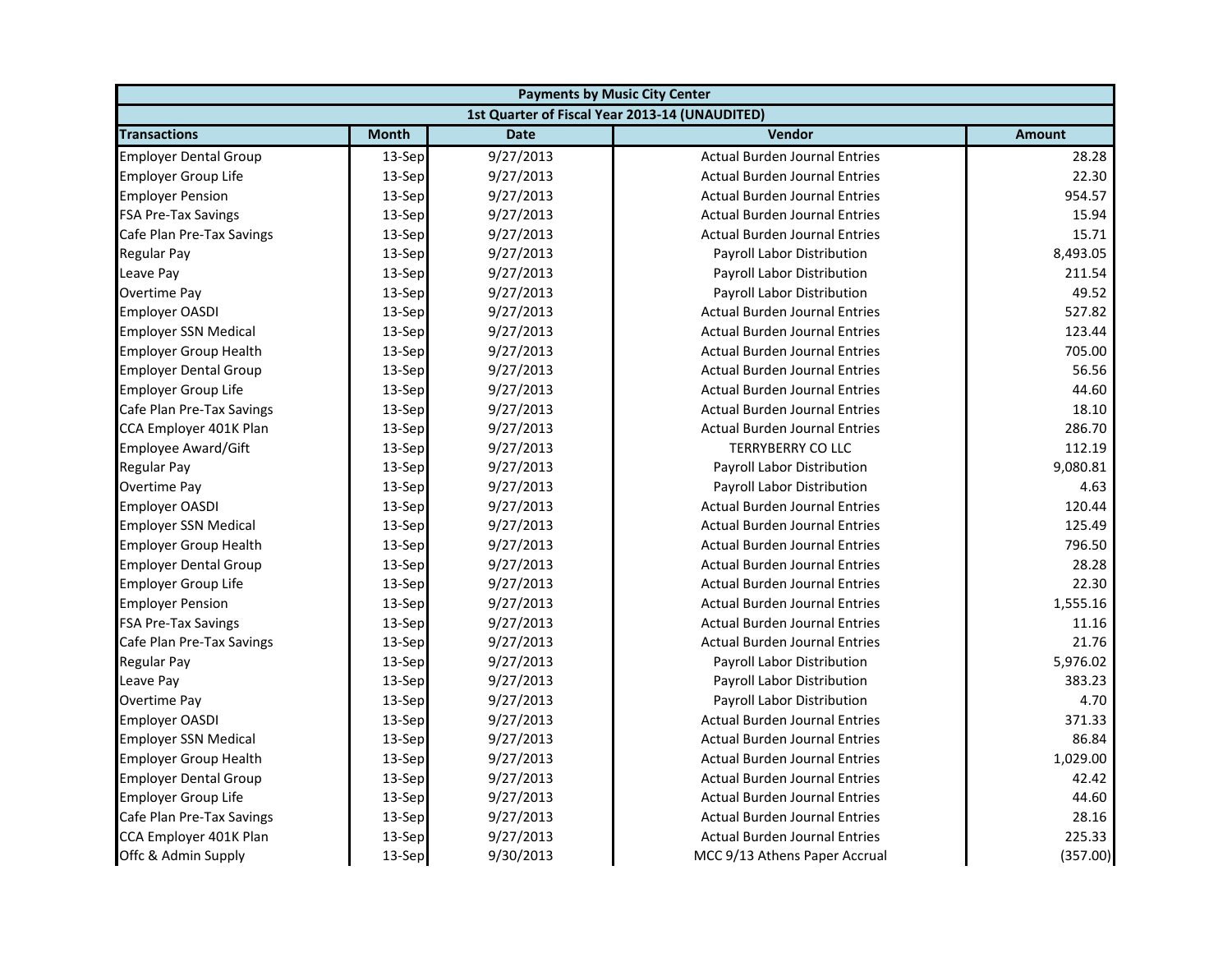| Payments by Music City Center | | | | |
|---|---|---|---|---|
| 1st Quarter of Fiscal Year 2013-14 (UNAUDITED) | | | | |
| **Transactions** | **Month** | **Date** | **Vendor** | **Amount** |
| Employer Dental Group | 13-Sep | 9/27/2013 | Actual Burden Journal Entries | 28.28 |
| Employer Group Life | 13-Sep | 9/27/2013 | Actual Burden Journal Entries | 22.30 |
| Employer Pension | 13-Sep | 9/27/2013 | Actual Burden Journal Entries | 954.57 |
| FSA Pre-Tax Savings | 13-Sep | 9/27/2013 | Actual Burden Journal Entries | 15.94 |
| Cafe Plan Pre-Tax Savings | 13-Sep | 9/27/2013 | Actual Burden Journal Entries | 15.71 |
| Regular Pay | 13-Sep | 9/27/2013 | Payroll Labor Distribution | 8,493.05 |
| Leave Pay | 13-Sep | 9/27/2013 | Payroll Labor Distribution | 211.54 |
| Overtime Pay | 13-Sep | 9/27/2013 | Payroll Labor Distribution | 49.52 |
| Employer OASDI | 13-Sep | 9/27/2013 | Actual Burden Journal Entries | 527.82 |
| Employer SSN Medical | 13-Sep | 9/27/2013 | Actual Burden Journal Entries | 123.44 |
| Employer Group Health | 13-Sep | 9/27/2013 | Actual Burden Journal Entries | 705.00 |
| Employer Dental Group | 13-Sep | 9/27/2013 | Actual Burden Journal Entries | 56.56 |
| Employer Group Life | 13-Sep | 9/27/2013 | Actual Burden Journal Entries | 44.60 |
| Cafe Plan Pre-Tax Savings | 13-Sep | 9/27/2013 | Actual Burden Journal Entries | 18.10 |
| CCA Employer 401K Plan | 13-Sep | 9/27/2013 | Actual Burden Journal Entries | 286.70 |
| Employee Award/Gift | 13-Sep | 9/27/2013 | TERRYBERRY CO LLC | 112.19 |
| Regular Pay | 13-Sep | 9/27/2013 | Payroll Labor Distribution | 9,080.81 |
| Overtime Pay | 13-Sep | 9/27/2013 | Payroll Labor Distribution | 4.63 |
| Employer OASDI | 13-Sep | 9/27/2013 | Actual Burden Journal Entries | 120.44 |
| Employer SSN Medical | 13-Sep | 9/27/2013 | Actual Burden Journal Entries | 125.49 |
| Employer Group Health | 13-Sep | 9/27/2013 | Actual Burden Journal Entries | 796.50 |
| Employer Dental Group | 13-Sep | 9/27/2013 | Actual Burden Journal Entries | 28.28 |
| Employer Group Life | 13-Sep | 9/27/2013 | Actual Burden Journal Entries | 22.30 |
| Employer Pension | 13-Sep | 9/27/2013 | Actual Burden Journal Entries | 1,555.16 |
| FSA Pre-Tax Savings | 13-Sep | 9/27/2013 | Actual Burden Journal Entries | 11.16 |
| Cafe Plan Pre-Tax Savings | 13-Sep | 9/27/2013 | Actual Burden Journal Entries | 21.76 |
| Regular Pay | 13-Sep | 9/27/2013 | Payroll Labor Distribution | 5,976.02 |
| Leave Pay | 13-Sep | 9/27/2013 | Payroll Labor Distribution | 383.23 |
| Overtime Pay | 13-Sep | 9/27/2013 | Payroll Labor Distribution | 4.70 |
| Employer OASDI | 13-Sep | 9/27/2013 | Actual Burden Journal Entries | 371.33 |
| Employer SSN Medical | 13-Sep | 9/27/2013 | Actual Burden Journal Entries | 86.84 |
| Employer Group Health | 13-Sep | 9/27/2013 | Actual Burden Journal Entries | 1,029.00 |
| Employer Dental Group | 13-Sep | 9/27/2013 | Actual Burden Journal Entries | 42.42 |
| Employer Group Life | 13-Sep | 9/27/2013 | Actual Burden Journal Entries | 44.60 |
| Cafe Plan Pre-Tax Savings | 13-Sep | 9/27/2013 | Actual Burden Journal Entries | 28.16 |
| CCA Employer 401K Plan | 13-Sep | 9/27/2013 | Actual Burden Journal Entries | 225.33 |
| Offc & Admin Supply | 13-Sep | 9/30/2013 | MCC 9/13 Athens Paper Accrual | (357.00) |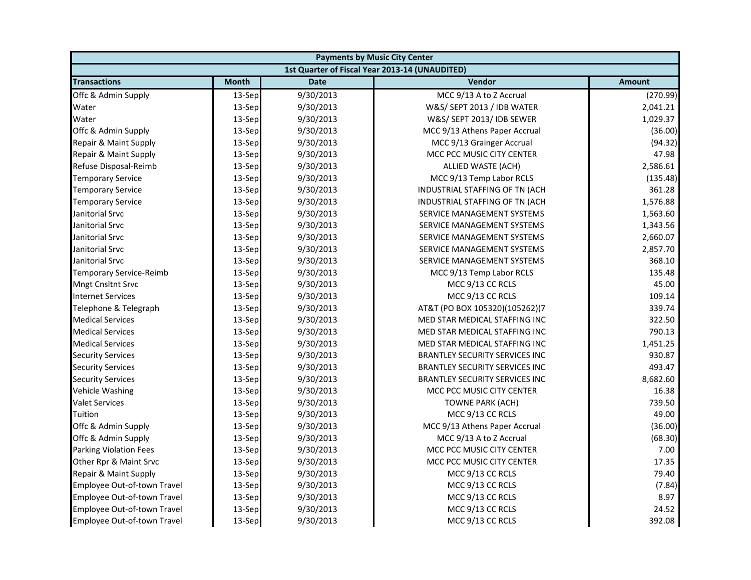| Payments by Music City Center | | | | |
|---|---|---|---|---|
| 1st Quarter of Fiscal Year 2013-14 (UNAUDITED) | | | | |
| **Transactions** | **Month** | **Date** | **Vendor** | **Amount** |
| Offc & Admin Supply | 13-Sep | 9/30/2013 | MCC 9/13 A to Z Accrual | (270.99) |
| Water | 13-Sep | 9/30/2013 | W&S/ SEPT 2013 / IDB WATER | 2,041.21 |
| Water | 13-Sep | 9/30/2013 | W&S/ SEPT 2013/ IDB SEWER | 1,029.37 |
| Offc & Admin Supply | 13-Sep | 9/30/2013 | MCC 9/13 Athens Paper Accrual | (36.00) |
| Repair & Maint Supply | 13-Sep | 9/30/2013 | MCC 9/13 Grainger Accrual | (94.32) |
| Repair & Maint Supply | 13-Sep | 9/30/2013 | MCC PCC MUSIC CITY CENTER | 47.98 |
| Refuse Disposal-Reimb | 13-Sep | 9/30/2013 | ALLIED WASTE (ACH) | 2,586.61 |
| Temporary Service | 13-Sep | 9/30/2013 | MCC 9/13 Temp Labor RCLS | (135.48) |
| Temporary Service | 13-Sep | 9/30/2013 | INDUSTRIAL STAFFING OF TN (ACH | 361.28 |
| Temporary Service | 13-Sep | 9/30/2013 | INDUSTRIAL STAFFING OF TN (ACH | 1,576.88 |
| Janitorial Srvc | 13-Sep | 9/30/2013 | SERVICE MANAGEMENT SYSTEMS | 1,563.60 |
| Janitorial Srvc | 13-Sep | 9/30/2013 | SERVICE MANAGEMENT SYSTEMS | 1,343.56 |
| Janitorial Srvc | 13-Sep | 9/30/2013 | SERVICE MANAGEMENT SYSTEMS | 2,660.07 |
| Janitorial Srvc | 13-Sep | 9/30/2013 | SERVICE MANAGEMENT SYSTEMS | 2,857.70 |
| Janitorial Srvc | 13-Sep | 9/30/2013 | SERVICE MANAGEMENT SYSTEMS | 368.10 |
| Temporary Service-Reimb | 13-Sep | 9/30/2013 | MCC 9/13 Temp Labor RCLS | 135.48 |
| Mngt Cnsltnt Srvc | 13-Sep | 9/30/2013 | MCC 9/13 CC RCLS | 45.00 |
| Internet Services | 13-Sep | 9/30/2013 | MCC 9/13 CC RCLS | 109.14 |
| Telephone & Telegraph | 13-Sep | 9/30/2013 | AT&T (PO BOX 105320)(105262)(7 | 339.74 |
| Medical Services | 13-Sep | 9/30/2013 | MED STAR MEDICAL STAFFING INC | 322.50 |
| Medical Services | 13-Sep | 9/30/2013 | MED STAR MEDICAL STAFFING INC | 790.13 |
| Medical Services | 13-Sep | 9/30/2013 | MED STAR MEDICAL STAFFING INC | 1,451.25 |
| Security Services | 13-Sep | 9/30/2013 | BRANTLEY SECURITY SERVICES INC | 930.87 |
| Security Services | 13-Sep | 9/30/2013 | BRANTLEY SECURITY SERVICES INC | 493.47 |
| Security Services | 13-Sep | 9/30/2013 | BRANTLEY SECURITY SERVICES INC | 8,682.60 |
| Vehicle Washing | 13-Sep | 9/30/2013 | MCC PCC MUSIC CITY CENTER | 16.38 |
| Valet Services | 13-Sep | 9/30/2013 | TOWNE PARK (ACH) | 739.50 |
| Tuition | 13-Sep | 9/30/2013 | MCC 9/13 CC RCLS | 49.00 |
| Offc & Admin Supply | 13-Sep | 9/30/2013 | MCC 9/13 Athens Paper Accrual | (36.00) |
| Offc & Admin Supply | 13-Sep | 9/30/2013 | MCC 9/13 A to Z Accrual | (68.30) |
| Parking Violation Fees | 13-Sep | 9/30/2013 | MCC PCC MUSIC CITY CENTER | 7.00 |
| Other Rpr & Maint Srvc | 13-Sep | 9/30/2013 | MCC PCC MUSIC CITY CENTER | 17.35 |
| Repair & Maint Supply | 13-Sep | 9/30/2013 | MCC 9/13 CC RCLS | 79.40 |
| Employee Out-of-town Travel | 13-Sep | 9/30/2013 | MCC 9/13 CC RCLS | (7.84) |
| Employee Out-of-town Travel | 13-Sep | 9/30/2013 | MCC 9/13 CC RCLS | 8.97 |
| Employee Out-of-town Travel | 13-Sep | 9/30/2013 | MCC 9/13 CC RCLS | 24.52 |
| Employee Out-of-town Travel | 13-Sep | 9/30/2013 | MCC 9/13 CC RCLS | 392.08 |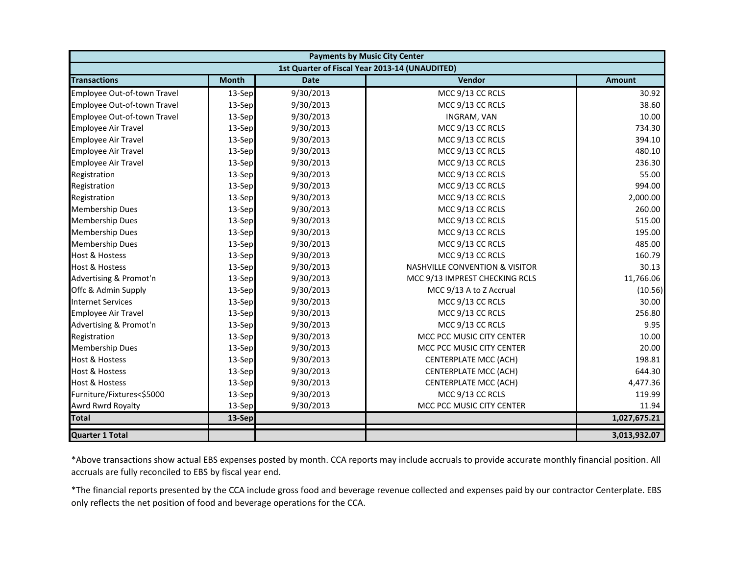| Payments by Music City Center | | | | |
|---|---|---|---|---|
| 1st Quarter of Fiscal Year 2013-14 (UNAUDITED) | | | | |
| **Transactions** | **Month** | **Date** | **Vendor** | **Amount** |
| Employee Out-of-town Travel | 13-Sep | 9/30/2013 | MCC 9/13 CC RCLS | 30.92 |
| Employee Out-of-town Travel | 13-Sep | 9/30/2013 | MCC 9/13 CC RCLS | 38.60 |
| Employee Out-of-town Travel | 13-Sep | 9/30/2013 | INGRAM, VAN | 10.00 |
| Employee Air Travel | 13-Sep | 9/30/2013 | MCC 9/13 CC RCLS | 734.30 |
| Employee Air Travel | 13-Sep | 9/30/2013 | MCC 9/13 CC RCLS | 394.10 |
| Employee Air Travel | 13-Sep | 9/30/2013 | MCC 9/13 CC RCLS | 480.10 |
| Employee Air Travel | 13-Sep | 9/30/2013 | MCC 9/13 CC RCLS | 236.30 |
| Registration | 13-Sep | 9/30/2013 | MCC 9/13 CC RCLS | 55.00 |
| Registration | 13-Sep | 9/30/2013 | MCC 9/13 CC RCLS | 994.00 |
| Registration | 13-Sep | 9/30/2013 | MCC 9/13 CC RCLS | 2,000.00 |
| Membership Dues | 13-Sep | 9/30/2013 | MCC 9/13 CC RCLS | 260.00 |
| Membership Dues | 13-Sep | 9/30/2013 | MCC 9/13 CC RCLS | 515.00 |
| Membership Dues | 13-Sep | 9/30/2013 | MCC 9/13 CC RCLS | 195.00 |
| Membership Dues | 13-Sep | 9/30/2013 | MCC 9/13 CC RCLS | 485.00 |
| Host & Hostess | 13-Sep | 9/30/2013 | MCC 9/13 CC RCLS | 160.79 |
| Host & Hostess | 13-Sep | 9/30/2013 | NASHVILLE CONVENTION & VISITOR | 30.13 |
| Advertising & Promot'n | 13-Sep | 9/30/2013 | MCC 9/13 IMPREST CHECKING RCLS | 11,766.06 |
| Offc & Admin Supply | 13-Sep | 9/30/2013 | MCC 9/13 A to Z Accrual | (10.56) |
| Internet Services | 13-Sep | 9/30/2013 | MCC 9/13 CC RCLS | 30.00 |
| Employee Air Travel | 13-Sep | 9/30/2013 | MCC 9/13 CC RCLS | 256.80 |
| Advertising & Promot'n | 13-Sep | 9/30/2013 | MCC 9/13 CC RCLS | 9.95 |
| Registration | 13-Sep | 9/30/2013 | MCC PCC MUSIC CITY CENTER | 10.00 |
| Membership Dues | 13-Sep | 9/30/2013 | MCC PCC MUSIC CITY CENTER | 20.00 |
| Host & Hostess | 13-Sep | 9/30/2013 | CENTERPLATE MCC (ACH) | 198.81 |
| Host & Hostess | 13-Sep | 9/30/2013 | CENTERPLATE MCC (ACH) | 644.30 |
| Host & Hostess | 13-Sep | 9/30/2013 | CENTERPLATE MCC (ACH) | 4,477.36 |
| Furniture/Fixtures<$5000 | 13-Sep | 9/30/2013 | MCC 9/13 CC RCLS | 119.99 |
| Awrd Rwrd Royalty | 13-Sep | 9/30/2013 | MCC PCC MUSIC CITY CENTER | 11.94 |
| **Total** | **13-Sep** | | | **1,027,675.21** |
| **Quarter 1 Total** | | | | **3,013,932.07** |

*Above transactions show actual EBS expenses posted by month. CCA reports may include accruals to provide accurate monthly financial position. All accruals are fully reconciled to EBS by fiscal year end.

*The financial reports presented by the CCA include gross food and beverage revenue collected and expenses paid by our contractor Centerplate. EBS only reflects the net position of food and beverage operations for the CCA.